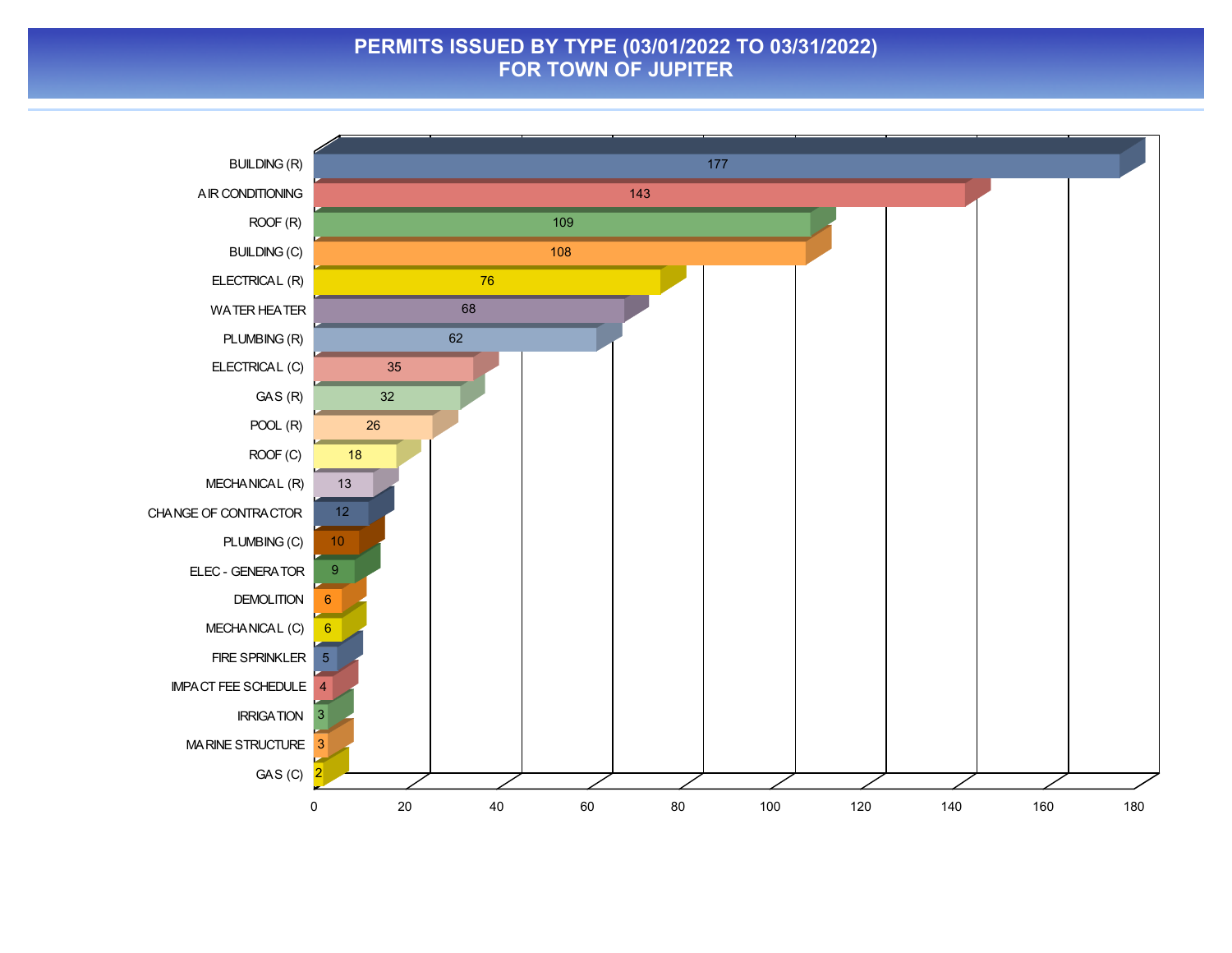# PERMITS ISSUED BY TYPE (03/01/2022 TO 03/31/2022)
# FOR TOWN OF JUPITER

| Permit Type | Count |
|---|---|
| BUILDING (R) | 177 |
| AIR CONDITIONING | 143 |
| ROOF (R) | 109 |
| BUILDING (C) | 108 |
| ELECTRICAL (R) | 76 |
| WATER HEATER | 68 |
| PLUMBING (R) | 62 |
| ELECTRICAL (C) | 35 |
| GAS (R) | 32 |
| POOL (R) | 26 |
| ROOF (C) | 18 |
| MECHANICAL (R) | 13 |
| CHANGE OF CONTRACTOR | 12 |
| PLUMBING (C) | 10 |
| ELEC - GENERATOR | 9 |
| DEMOLITION | 6 |
| MECHANICAL (C) | 6 |
| FIRE SPRINKLER | 5 |
| IMPACT FEE SCHEDULE | 4 |
| IRRIGATION | 3 |
| MARINE STRUCTURE | 3 |
| GAS (C) | 2 |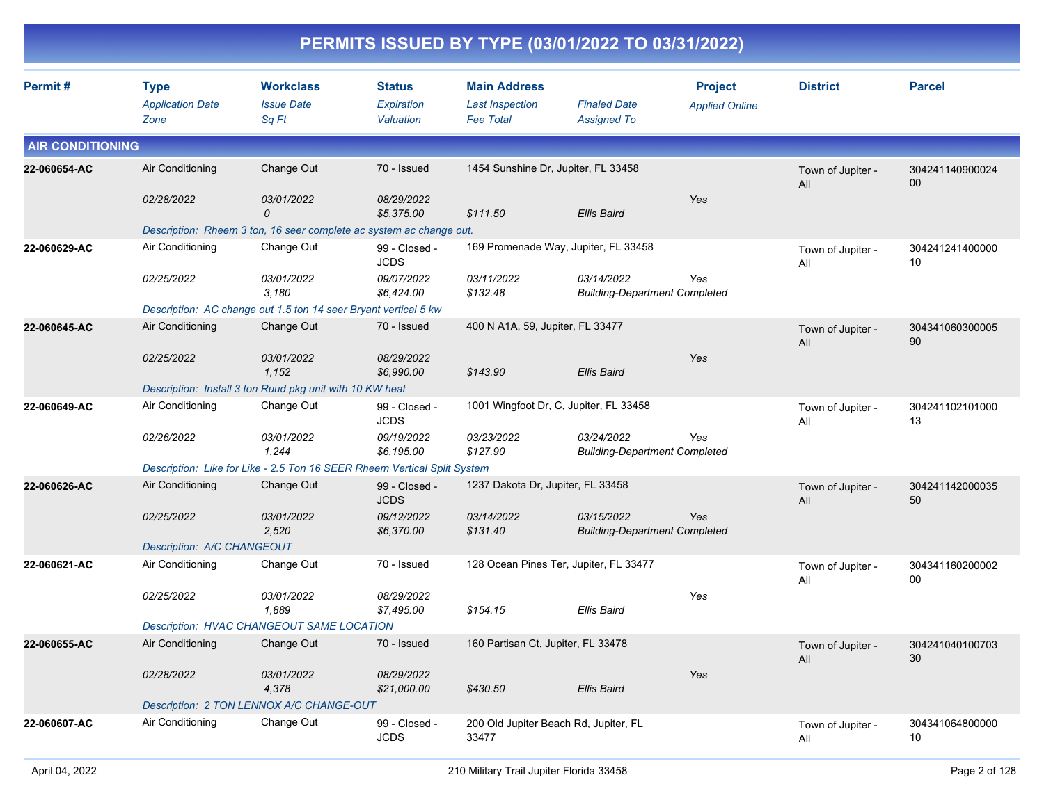# PERMITS ISSUED BY TYPE (03/01/2022 TO 03/31/2022)

| Permit # | Type / *Application Date* / *Zone* | Workclass / *Issue Date* / *Sq Ft* | Status / *Expiration* / *Valuation* | Main Address / *Last Inspection* / *Fee Total* | *Finaled Date* / *Assigned To* | Project / *Applied Online* | District | Parcel |
|---|---|---|---|---|---|---|---|---|

## AIR CONDITIONING

| Permit # | Type | Workclass | Status | Main Address | | Project | District | Parcel |
|---|---|---|---|---|---|---|---|---|
| 22-060654-AC | Air Conditioning | Change Out | 70 - Issued | 1454 Sunshine Dr, Jupiter, FL 33458 | | | Town of Jupiter - All | 30424114090002400 |
| | *02/28/2022* | *03/01/2022* | *08/29/2022* | | | *Yes* | | |
| | | *0* | *$5,375.00* | *$111.50* | *Ellis Baird* | | | |
| | *Description: Rheem 3 ton, 16 seer complete ac system ac change out.* | | | | | | | |
| 22-060629-AC | Air Conditioning | Change Out | 99 - Closed - JCDS | 169 Promenade Way, Jupiter, FL 33458 | | | Town of Jupiter - All | 30424124140000010 |
| | *02/25/2022* | *03/01/2022* | *09/07/2022* | *03/11/2022* | *03/14/2022* | *Yes* | | |
| | | *3,180* | *$6,424.00* | *$132.48* | *Building-Department Completed* | | | |
| | *Description: AC change out 1.5 ton 14 seer Bryant vertical 5 kw* | | | | | | | |
| 22-060645-AC | Air Conditioning | Change Out | 70 - Issued | 400 N A1A, 59, Jupiter, FL 33477 | | | Town of Jupiter - All | 30434106030000590 |
| | *02/25/2022* | *03/01/2022* | *08/29/2022* | | | *Yes* | | |
| | | *1,152* | *$6,990.00* | *$143.90* | *Ellis Baird* | | | |
| | *Description: Install 3 ton Ruud pkg unit with 10 KW heat* | | | | | | | |
| 22-060649-AC | Air Conditioning | Change Out | 99 - Closed - JCDS | 1001 Wingfoot Dr, C, Jupiter, FL 33458 | | | Town of Jupiter - All | 30424110210100013 |
| | *02/26/2022* | *03/01/2022* | *09/19/2022* | *03/23/2022* | *03/24/2022* | *Yes* | | |
| | | *1,244* | *$6,195.00* | *$127.90* | *Building-Department Completed* | | | |
| | *Description: Like for Like - 2.5 Ton 16 SEER Rheem Vertical Split System* | | | | | | | |
| 22-060626-AC | Air Conditioning | Change Out | 99 - Closed - JCDS | 1237 Dakota Dr, Jupiter, FL 33458 | | | Town of Jupiter - All | 30424114200003550 |
| | *02/25/2022* | *03/01/2022* | *09/12/2022* | *03/14/2022* | *03/15/2022* | *Yes* | | |
| | | *2,520* | *$6,370.00* | *$131.40* | *Building-Department Completed* | | | |
| | *Description: A/C CHANGEOUT* | | | | | | | |
| 22-060621-AC | Air Conditioning | Change Out | 70 - Issued | 128 Ocean Pines Ter, Jupiter, FL 33477 | | | Town of Jupiter - All | 30434116020000200 |
| | *02/25/2022* | *03/01/2022* | *08/29/2022* | | | *Yes* | | |
| | | *1,889* | *$7,495.00* | *$154.15* | *Ellis Baird* | | | |
| | *Description: HVAC CHANGEOUT SAME LOCATION* | | | | | | | |
| 22-060655-AC | Air Conditioning | Change Out | 70 - Issued | 160 Partisan Ct, Jupiter, FL 33478 | | | Town of Jupiter - All | 30424104010070330 |
| | *02/28/2022* | *03/01/2022* | *08/29/2022* | | | *Yes* | | |
| | | *4,378* | *$21,000.00* | *$430.50* | *Ellis Baird* | | | |
| | *Description: 2 TON LENNOX A/C CHANGE-OUT* | | | | | | | |
| 22-060607-AC | Air Conditioning | Change Out | 99 - Closed - JCDS | 200 Old Jupiter Beach Rd, Jupiter, FL 33477 | | | Town of Jupiter - All | 30434106480000010 |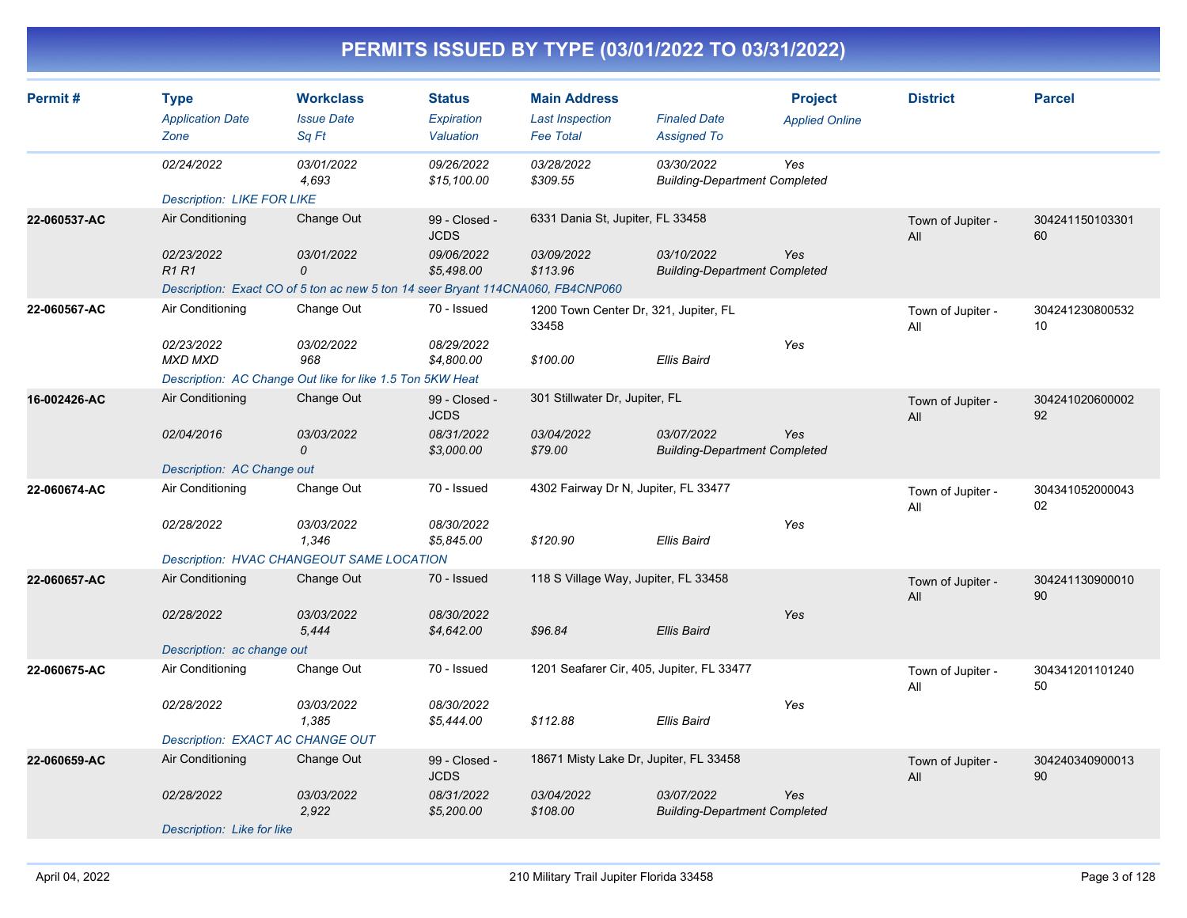# PERMITS ISSUED BY TYPE (03/01/2022 TO 03/31/2022)

| Permit # | Type / Application Date / Zone | Workclass / Issue Date / Sq Ft | Status / Expiration / Valuation | Main Address / Last Inspection / Fee Total | Finaled Date / Assigned To | Project / Applied Online | District | Parcel |
|---|---|---|---|---|---|---|---|---|
| | 02/24/2022 | 03/01/2022<br>4,693 | 09/26/2022<br>$15,100.00 | 03/28/2022<br>$309.55 | 03/30/2022<br>Building-Department Completed | Yes | | |
| | Description: LIKE FOR LIKE | | | | | | | |
| 22-060537-AC | Air Conditioning<br>02/23/2022<br>R1 R1 | Change Out<br>03/01/2022<br>0 | 99 - Closed - JCDS<br>09/06/2022<br>$5,498.00 | 6331 Dania St, Jupiter, FL 33458<br>03/09/2022<br>$113.96 | 03/10/2022<br>Building-Department Completed | Yes | Town of Jupiter - All | 30424115010330160 |
| | Description: Exact CO of 5 ton ac new 5 ton 14 seer Bryant 114CNA060, FB4CNP060 | | | | | | | |
| 22-060567-AC | Air Conditioning<br>02/23/2022<br>MXD MXD | Change Out<br>03/02/2022<br>968 | 70 - Issued<br>08/29/2022<br>$4,800.00 | 1200 Town Center Dr, 321, Jupiter, FL 33458<br><br>$100.00 | Ellis Baird | Yes | Town of Jupiter - All | 30424123080053210 |
| | Description: AC Change Out like for like 1.5 Ton 5KW Heat | | | | | | | |
| 16-002426-AC | Air Conditioning<br>02/04/2016 | Change Out<br>03/03/2022<br>0 | 99 - Closed - JCDS<br>08/31/2022<br>$3,000.00 | 301 Stillwater Dr, Jupiter, FL<br>03/04/2022<br>$79.00 | 03/07/2022<br>Building-Department Completed | Yes | Town of Jupiter - All | 30424102060000292 |
| | Description: AC Change out | | | | | | | |
| 22-060674-AC | Air Conditioning<br>02/28/2022 | Change Out<br>03/03/2022<br>1,346 | 70 - Issued<br>08/30/2022<br>$5,845.00 | 4302 Fairway Dr N, Jupiter, FL 33477<br><br>$120.90 | Ellis Baird | Yes | Town of Jupiter - All | 30434105200004302 |
| | Description: HVAC CHANGEOUT SAME LOCATION | | | | | | | |
| 22-060657-AC | Air Conditioning<br>02/28/2022 | Change Out<br>03/03/2022<br>5,444 | 70 - Issued<br>08/30/2022<br>$4,642.00 | 118 S Village Way, Jupiter, FL 33458<br><br>$96.84 | Ellis Baird | Yes | Town of Jupiter - All | 30424113090001090 |
| | Description: ac change out | | | | | | | |
| 22-060675-AC | Air Conditioning<br>02/28/2022 | Change Out<br>03/03/2022<br>1,385 | 70 - Issued<br>08/30/2022<br>$5,444.00 | 1201 Seafarer Cir, 405, Jupiter, FL 33477<br><br>$112.88 | Ellis Baird | Yes | Town of Jupiter - All | 30434120110124050 |
| | Description: EXACT AC CHANGE OUT | | | | | | | |
| 22-060659-AC | Air Conditioning<br>02/28/2022 | Change Out<br>03/03/2022<br>2,922 | 99 - Closed - JCDS<br>08/31/2022<br>$5,200.00 | 18671 Misty Lake Dr, Jupiter, FL 33458<br>03/04/2022<br>$108.00 | 03/07/2022<br>Building-Department Completed | Yes | Town of Jupiter - All | 30424034090001390 |
| | Description: Like for like | | | | | | | |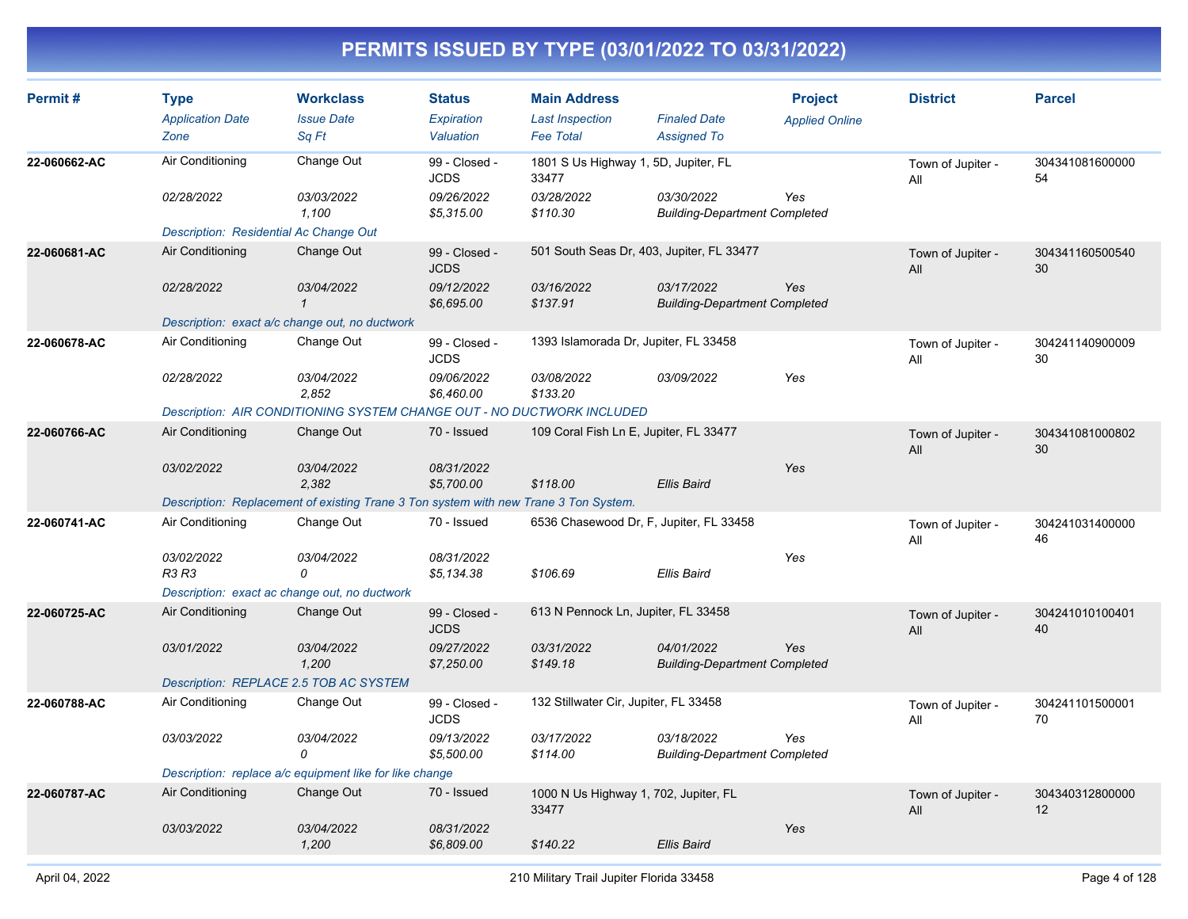# PERMITS ISSUED BY TYPE (03/01/2022 TO 03/31/2022)

| Permit # | Type / Application Date / Zone | Workclass / Issue Date / Sq Ft | Status / Expiration / Valuation | Main Address / Last Inspection / Fee Total | Finaled Date / Assigned To | Project / Applied Online | District | Parcel |
|---|---|---|---|---|---|---|---|---|
| 22-060662-AC | Air Conditioning | Change Out | 99 - Closed - JCDS | 1801 S Us Highway 1, 5D, Jupiter, FL 33477 | | | Town of Jupiter - All | 30434108160000054 |
| | 02/28/2022 | 03/03/2022 | 09/26/2022 | 03/28/2022 | 03/30/2022 | Yes | | |
| | | 1,100 | $5,315.00 | $110.30 | Building-Department Completed | | | |
| | Description: Residential Ac Change Out | | | | | | | |
| 22-060681-AC | Air Conditioning | Change Out | 99 - Closed - JCDS | 501 South Seas Dr, 403, Jupiter, FL 33477 | | | Town of Jupiter - All | 30434116050054030 |
| | 02/28/2022 | 03/04/2022 | 09/12/2022 | 03/16/2022 | 03/17/2022 | Yes | | |
| | | 1 | $6,695.00 | $137.91 | Building-Department Completed | | | |
| | Description: exact a/c change out, no ductwork | | | | | | | |
| 22-060678-AC | Air Conditioning | Change Out | 99 - Closed - JCDS | 1393 Islamorada Dr, Jupiter, FL 33458 | | | Town of Jupiter - All | 30424114090000930 |
| | 02/28/2022 | 03/04/2022 | 09/06/2022 | 03/08/2022 | 03/09/2022 | Yes | | |
| | | 2,852 | $6,460.00 | $133.20 | | | | |
| | Description: AIR CONDITIONING SYSTEM CHANGE OUT - NO DUCTWORK INCLUDED | | | | | | | |
| 22-060766-AC | Air Conditioning | Change Out | 70 - Issued | 109 Coral Fish Ln E, Jupiter, FL 33477 | | | Town of Jupiter - All | 30434108100080230 |
| | 03/02/2022 | 03/04/2022 | 08/31/2022 | | | Yes | | |
| | | 2,382 | $5,700.00 | $118.00 | Ellis Baird | | | |
| | Description: Replacement of existing Trane 3 Ton system with new Trane 3 Ton System. | | | | | | | |
| 22-060741-AC | Air Conditioning | Change Out | 70 - Issued | 6536 Chasewood Dr, F, Jupiter, FL 33458 | | | Town of Jupiter - All | 30424103140000046 |
| | 03/02/2022 | 03/04/2022 | 08/31/2022 | | | Yes | | |
| | R3 R3 | 0 | $5,134.38 | $106.69 | Ellis Baird | | | |
| | Description: exact ac change out, no ductwork | | | | | | | |
| 22-060725-AC | Air Conditioning | Change Out | 99 - Closed - JCDS | 613 N Pennock Ln, Jupiter, FL 33458 | | | Town of Jupiter - All | 30424101010040140 |
| | 03/01/2022 | 03/04/2022 | 09/27/2022 | 03/31/2022 | 04/01/2022 | Yes | | |
| | | 1,200 | $7,250.00 | $149.18 | Building-Department Completed | | | |
| | Description: REPLACE 2.5 TOB AC SYSTEM | | | | | | | |
| 22-060788-AC | Air Conditioning | Change Out | 99 - Closed - JCDS | 132 Stillwater Cir, Jupiter, FL 33458 | | | Town of Jupiter - All | 30424110150000170 |
| | 03/03/2022 | 03/04/2022 | 09/13/2022 | 03/17/2022 | 03/18/2022 | Yes | | |
| | | 0 | $5,500.00 | $114.00 | Building-Department Completed | | | |
| | Description: replace a/c equipment like for like change | | | | | | | |
| 22-060787-AC | Air Conditioning | Change Out | 70 - Issued | 1000 N Us Highway 1, 702, Jupiter, FL 33477 | | | Town of Jupiter - All | 30434031280000012 |
| | 03/03/2022 | 03/04/2022 | 08/31/2022 | | | Yes | | |
| | | 1,200 | $6,809.00 | $140.22 | Ellis Baird | | | |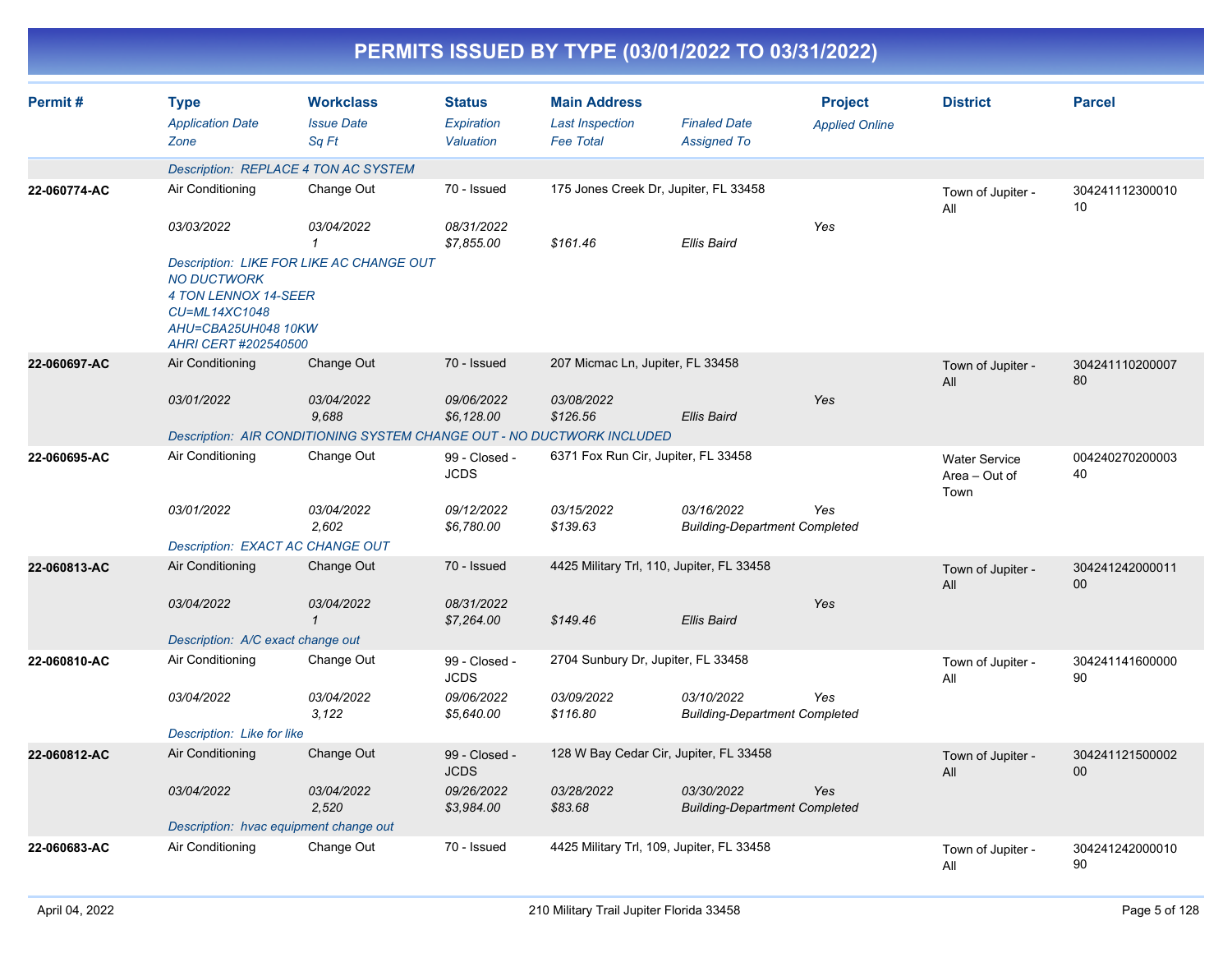# PERMITS ISSUED BY TYPE (03/01/2022 TO 03/31/2022)

| Permit # | Type / *Application Date* / *Zone* | Workclass / *Issue Date* / *Sq Ft* | Status / *Expiration* / *Valuation* | Main Address / *Last Inspection* / *Fee Total* | *Finaled Date* / *Assigned To* | Project / *Applied Online* | District | Parcel |
|---|---|---|---|---|---|---|---|---|
| | *Description: REPLACE 4 TON AC SYSTEM* | | | | | | | |
| 22-060774-AC | Air Conditioning | Change Out | 70 - Issued | 175 Jones Creek Dr, Jupiter, FL 33458 | | | Town of Jupiter - All | 30424111230001010 |
| | *03/03/2022* | *03/04/2022* / *1* | *08/31/2022* / *$7,855.00* | *$161.46* | *Ellis Baird* | *Yes* | | |
| | *Description: LIKE FOR LIKE AC CHANGE OUT NO DUCTWORK 4 TON LENNOX 14-SEER CU=ML14XC1048 AHU=CBA25UH048 10KW AHRI CERT #202540500* | | | | | | | |
| 22-060697-AC | Air Conditioning | Change Out | 70 - Issued | 207 Micmac Ln, Jupiter, FL 33458 | | | Town of Jupiter - All | 30424111020000780 |
| | *03/01/2022* | *03/04/2022* / *9,688* | *09/06/2022* / *$6,128.00* | *03/08/2022* / *$126.56* | *Ellis Baird* | *Yes* | | |
| | *Description: AIR CONDITIONING SYSTEM CHANGE OUT - NO DUCTWORK INCLUDED* | | | | | | | |
| 22-060695-AC | Air Conditioning | Change Out | 99 - Closed - JCDS | 6371 Fox Run Cir, Jupiter, FL 33458 | | | Water Service Area – Out of Town | 00424027020000340 |
| | *03/01/2022* | *03/04/2022* / *2,602* | *09/12/2022* / *$6,780.00* | *03/15/2022* / *$139.63* | *03/16/2022* / *Building-Department Completed* | *Yes* | | |
| | *Description: EXACT AC CHANGE OUT* | | | | | | | |
| 22-060813-AC | Air Conditioning | Change Out | 70 - Issued | 4425 Military Trl, 110, Jupiter, FL 33458 | | | Town of Jupiter - All | 30424124200001100 |
| | *03/04/2022* | *03/04/2022* / *1* | *08/31/2022* / *$7,264.00* | *$149.46* | *Ellis Baird* | *Yes* | | |
| | *Description: A/C exact change out* | | | | | | | |
| 22-060810-AC | Air Conditioning | Change Out | 99 - Closed - JCDS | 2704 Sunbury Dr, Jupiter, FL 33458 | | | Town of Jupiter - All | 30424114160000090 |
| | *03/04/2022* | *03/04/2022* / *3,122* | *09/06/2022* / *$5,640.00* | *03/09/2022* / *$116.80* | *03/10/2022* / *Building-Department Completed* | *Yes* | | |
| | *Description: Like for like* | | | | | | | |
| 22-060812-AC | Air Conditioning | Change Out | 99 - Closed - JCDS | 128 W Bay Cedar Cir, Jupiter, FL 33458 | | | Town of Jupiter - All | 30424112150000200 |
| | *03/04/2022* | *03/04/2022* / *2,520* | *09/26/2022* / *$3,984.00* | *03/28/2022* / *$83.68* | *03/30/2022* / *Building-Department Completed* | *Yes* | | |
| | *Description: hvac equipment change out* | | | | | | | |
| 22-060683-AC | Air Conditioning | Change Out | 70 - Issued | 4425 Military Trl, 109, Jupiter, FL 33458 | | | Town of Jupiter - All | 30424124200001090 |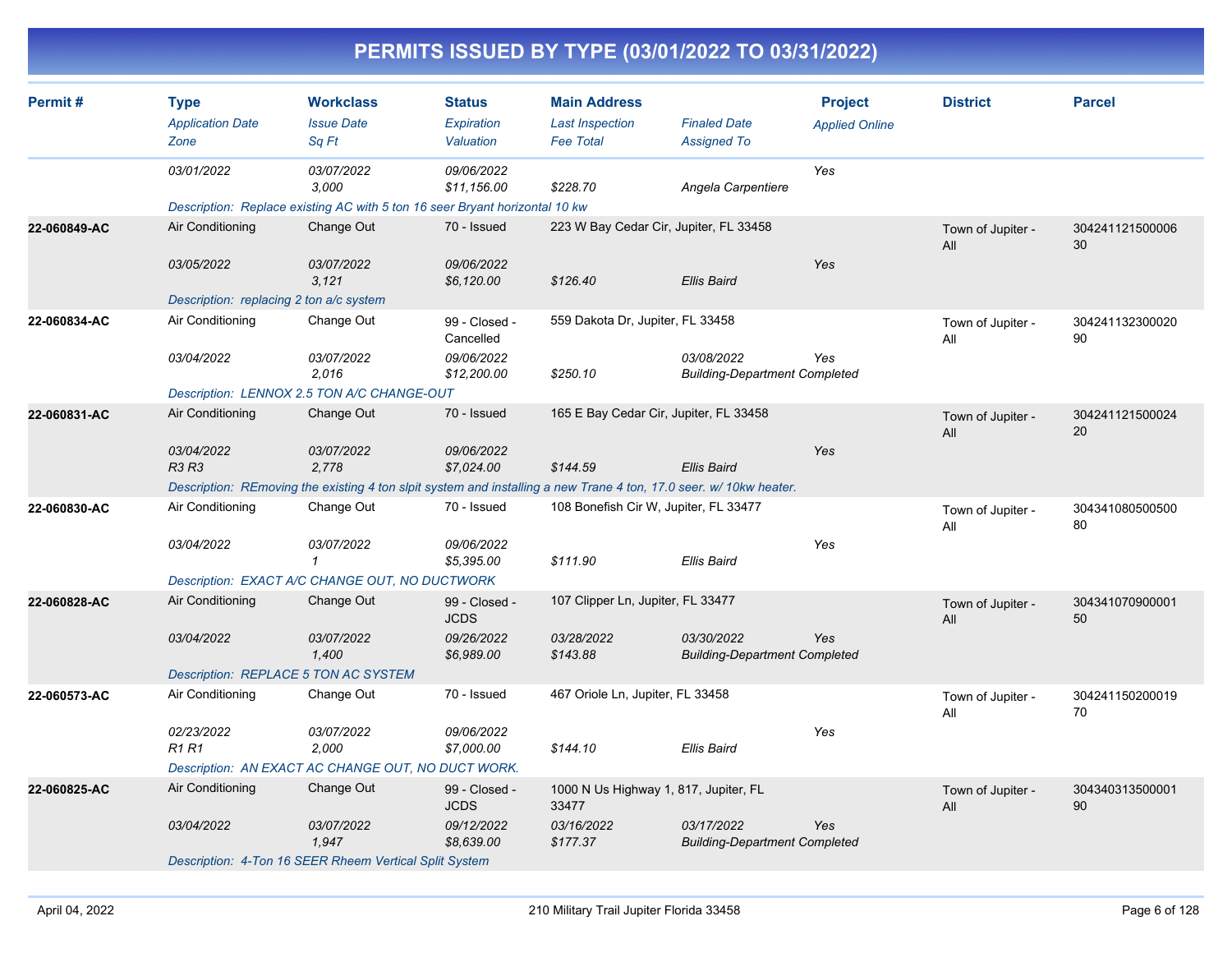# PERMITS ISSUED BY TYPE (03/01/2022 TO 03/31/2022)

| Permit # | Type / *Application Date* / *Zone* | Workclass / *Issue Date* / *Sq Ft* | Status / *Expiration* / *Valuation* | Main Address / *Last Inspection* / *Fee Total* | *Finaled Date* / *Assigned To* | Project / *Applied Online* | District | Parcel |
|---|---|---|---|---|---|---|---|---|
| | *03/01/2022* | *03/07/2022* / *3,000* | *09/06/2022* / *$11,156.00* | *$228.70* | *Angela Carpentiere* | *Yes* | | |
| | *Description: Replace existing AC with 5 ton 16 seer Bryant horizontal 10 kw* | | | | | | | |
| **22-060849-AC** | Air Conditioning / *03/05/2022* | Change Out / *03/07/2022* / *3,121* | 70 - Issued / *09/06/2022* / *$6,120.00* | 223 W Bay Cedar Cir, Jupiter, FL 33458 / *$126.40* | *Ellis Baird* | *Yes* | Town of Jupiter - All | 30424112150000630 |
| | *Description: replacing 2 ton a/c system* | | | | | | | |
| **22-060834-AC** | Air Conditioning / *03/04/2022* | Change Out / *03/07/2022* / *2,016* | 99 - Closed - Cancelled / *09/06/2022* / *$12,200.00* | 559 Dakota Dr, Jupiter, FL 33458 / *$250.10* | *03/08/2022* / *Building-Department Completed* | *Yes* | Town of Jupiter - All | 30424113230002090 |
| | *Description: LENNOX 2.5 TON A/C CHANGE-OUT* | | | | | | | |
| **22-060831-AC** | Air Conditioning / *03/04/2022* / *R3 R3* | Change Out / *03/07/2022* / *2,778* | 70 - Issued / *09/06/2022* / *$7,024.00* | 165 E Bay Cedar Cir, Jupiter, FL 33458 / *$144.59* | *Ellis Baird* | *Yes* | Town of Jupiter - All | 30424112150002420 |
| | *Description: REmoving the existing 4 ton slpit system and installing a new Trane 4 ton, 17.0 seer. w/ 10kw heater.* | | | | | | | |
| **22-060830-AC** | Air Conditioning / *03/04/2022* | Change Out / *03/07/2022* / *1* | 70 - Issued / *09/06/2022* / *$5,395.00* | 108 Bonefish Cir W, Jupiter, FL 33477 / *$111.90* | *Ellis Baird* | *Yes* | Town of Jupiter - All | 30434108050050080 |
| | *Description: EXACT A/C CHANGE OUT, NO DUCTWORK* | | | | | | | |
| **22-060828-AC** | Air Conditioning / *03/04/2022* | Change Out / *03/07/2022* / *1,400* | 99 - Closed - JCDS / *09/26/2022* / *$6,989.00* | 107 Clipper Ln, Jupiter, FL 33477 / *03/28/2022* / *$143.88* | *03/30/2022* / *Building-Department Completed* | *Yes* | Town of Jupiter - All | 30434107090000150 |
| | *Description: REPLACE 5 TON AC SYSTEM* | | | | | | | |
| **22-060573-AC** | Air Conditioning / *02/23/2022* / *R1 R1* | Change Out / *03/07/2022* / *2,000* | 70 - Issued / *09/06/2022* / *$7,000.00* | 467 Oriole Ln, Jupiter, FL 33458 / *$144.10* | *Ellis Baird* | *Yes* | Town of Jupiter - All | 30424115020001970 |
| | *Description: AN EXACT AC CHANGE OUT, NO DUCT WORK.* | | | | | | | |
| **22-060825-AC** | Air Conditioning / *03/04/2022* | Change Out / *03/07/2022* / *1,947* | 99 - Closed - JCDS / *09/12/2022* / *$8,639.00* | 1000 N Us Highway 1, 817, Jupiter, FL 33477 / *03/16/2022* / *$177.37* | *03/17/2022* / *Building-Department Completed* | *Yes* | Town of Jupiter - All | 30434031350000190 |
| | *Description: 4-Ton 16 SEER Rheem Vertical Split System* | | | | | | | |

April 04, 2022 — 210 Military Trail Jupiter Florida 33458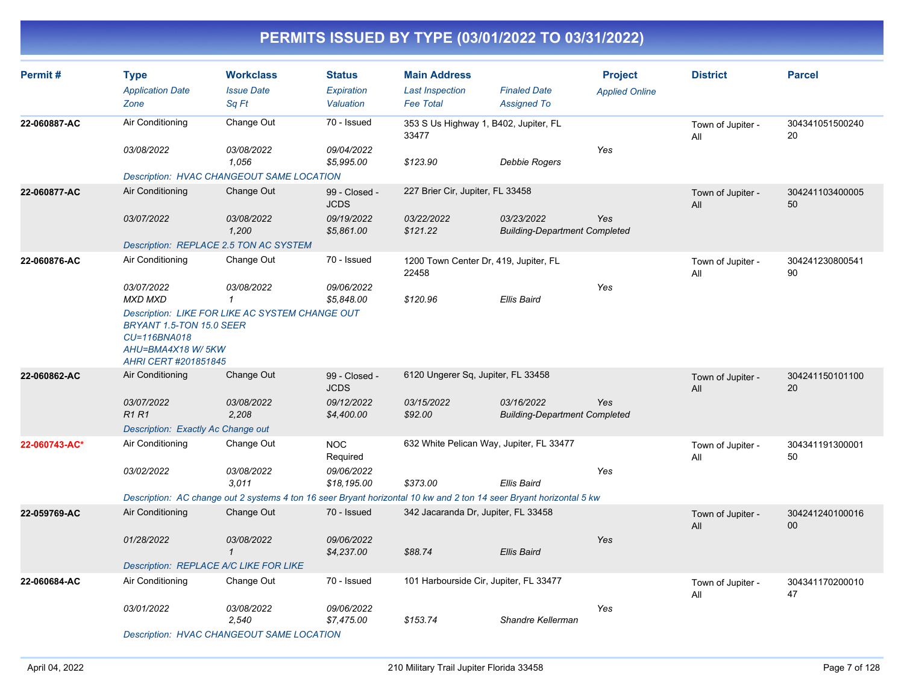# PERMITS ISSUED BY TYPE (03/01/2022 TO 03/31/2022)

| Permit # | Type / Application Date / Zone | Workclass / Issue Date / Sq Ft | Status / Expiration / Valuation | Main Address / Last Inspection / Fee Total | Finaled Date / Assigned To | Project / Applied Online | District | Parcel |
|---|---|---|---|---|---|---|---|---|
| **22-060887-AC** | Air Conditioning | Change Out | 70 - Issued | 353 S Us Highway 1, B402, Jupiter, FL 33477 | | | Town of Jupiter - All | 30434105150024020 |
| | *03/08/2022* | *03/08/2022* | *09/04/2022* | | | *Yes* | | |
| | | *1,056* | *$5,995.00* | *$123.90* | *Debbie Rogers* | | | |
| | *Description: HVAC CHANGEOUT SAME LOCATION* | | | | | | | |
| **22-060877-AC** | Air Conditioning | Change Out | 99 - Closed - JCDS | 227 Brier Cir, Jupiter, FL 33458 | | | Town of Jupiter - All | 30424110340000550 |
| | *03/07/2022* | *03/08/2022* | *09/19/2022* | *03/22/2022* | *03/23/2022* | *Yes* | | |
| | | *1,200* | *$5,861.00* | *$121.22* | *Building-Department Completed* | | | |
| | *Description: REPLACE 2.5 TON AC SYSTEM* | | | | | | | |
| **22-060876-AC** | Air Conditioning | Change Out | 70 - Issued | 1200 Town Center Dr, 419, Jupiter, FL 22458 | | | Town of Jupiter - All | 30424123080054190 |
| | *03/07/2022* | *03/08/2022* | *09/06/2022* | | | *Yes* | | |
| | *MXD MXD* | *1* | *$5,848.00* | *$120.96* | *Ellis Baird* | | | |
| | *Description: LIKE FOR LIKE AC SYSTEM CHANGE OUT BRYANT 1.5-TON 15.0 SEER CU=116BNA018 AHU=BMA4X18 W/ 5KW AHRI CERT #201851845* | | | | | | | |
| **22-060862-AC** | Air Conditioning | Change Out | 99 - Closed - JCDS | 6120 Ungerer Sq, Jupiter, FL 33458 | | | Town of Jupiter - All | 30424115010110020 |
| | *03/07/2022* | *03/08/2022* | *09/12/2022* | *03/15/2022* | *03/16/2022* | *Yes* | | |
| | *R1 R1* | *2,208* | *$4,400.00* | *$92.00* | *Building-Department Completed* | | | |
| | *Description: Exactly Ac Change out* | | | | | | | |
| **22-060743-AC*** | Air Conditioning | Change Out | NOC Required | 632 White Pelican Way, Jupiter, FL 33477 | | | Town of Jupiter - All | 30434119130000150 |
| | *03/02/2022* | *03/08/2022* | *09/06/2022* | | | *Yes* | | |
| | | *3,011* | *$18,195.00* | *$373.00* | *Ellis Baird* | | | |
| | *Description: AC change out 2 systems 4 ton 16 seer Bryant horizontal 10 kw and 2 ton 14 seer Bryant horizontal 5 kw* | | | | | | | |
| **22-059769-AC** | Air Conditioning | Change Out | 70 - Issued | 342 Jacaranda Dr, Jupiter, FL 33458 | | | Town of Jupiter - All | 30424124010001600 |
| | *01/28/2022* | *03/08/2022* | *09/06/2022* | | | *Yes* | | |
| | | *1* | *$4,237.00* | *$88.74* | *Ellis Baird* | | | |
| | *Description: REPLACE A/C LIKE FOR LIKE* | | | | | | | |
| **22-060684-AC** | Air Conditioning | Change Out | 70 - Issued | 101 Harbourside Cir, Jupiter, FL 33477 | | | Town of Jupiter - All | 30434117020001047 |
| | *03/01/2022* | *03/08/2022* | *09/06/2022* | | | *Yes* | | |
| | | *2,540* | *$7,475.00* | *$153.74* | *Shandre Kellerman* | | | |
| | *Description: HVAC CHANGEOUT SAME LOCATION* | | | | | | | |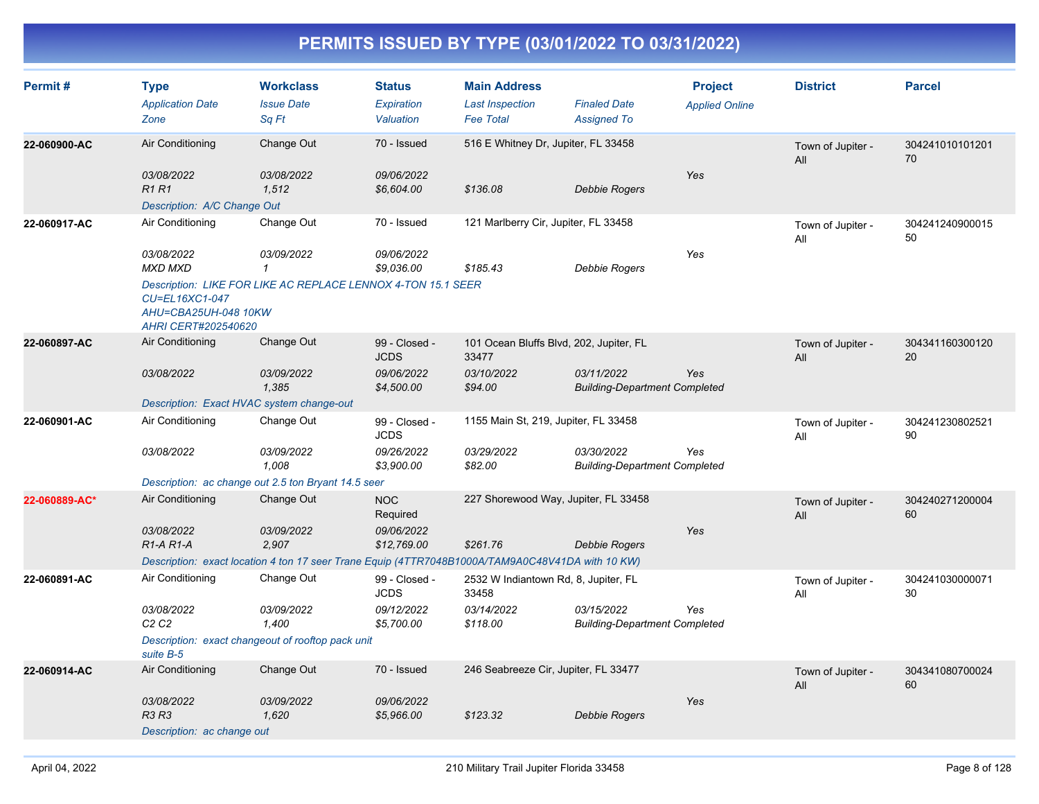# PERMITS ISSUED BY TYPE (03/01/2022 TO 03/31/2022)

| Permit # | Type | Workclass | Status | Main Address | | Project | District | Parcel |
|---|---|---|---|---|---|---|---|---|
| | *Application Date* | *Issue Date* | *Expiration* | *Last Inspection* | *Finaled Date* | *Applied Online* | | |
| | *Zone* | *Sq Ft* | *Valuation* | *Fee Total* | *Assigned To* | | | |
| **22-060900-AC** | Air Conditioning | Change Out | 70 - Issued | 516 E Whitney Dr, Jupiter, FL 33458 | | | Town of Jupiter - All | 30424101010120170 |
| | *03/08/2022* | *03/08/2022* | *09/06/2022* | | | *Yes* | | |
| | *R1 R1* | *1,512* | *$6,604.00* | *$136.08* | *Debbie Rogers* | | | |
| | *Description: A/C Change Out* | | | | | | | |
| **22-060917-AC** | Air Conditioning | Change Out | 70 - Issued | 121 Marlberry Cir, Jupiter, FL 33458 | | | Town of Jupiter - All | 30424124090001550 |
| | *03/08/2022* | *03/09/2022* | *09/06/2022* | | | *Yes* | | |
| | *MXD MXD* | *1* | *$9,036.00* | *$185.43* | *Debbie Rogers* | | | |
| | *Description: LIKE FOR LIKE AC REPLACE LENNOX 4-TON 15.1 SEER CU=EL16XC1-047 AHU=CBA25UH-048 10KW AHRI CERT#202540620* | | | | | | | |
| **22-060897-AC** | Air Conditioning | Change Out | 99 - Closed - JCDS | 101 Ocean Bluffs Blvd, 202, Jupiter, FL 33477 | | | Town of Jupiter - All | 30434116030012020 |
| | *03/08/2022* | *03/09/2022* | *09/06/2022* | *03/10/2022* | *03/11/2022* | *Yes* | | |
| | | *1,385* | *$4,500.00* | *$94.00* | *Building-Department Completed* | | | |
| | *Description: Exact HVAC system change-out* | | | | | | | |
| **22-060901-AC** | Air Conditioning | Change Out | 99 - Closed - JCDS | 1155 Main St, 219, Jupiter, FL 33458 | | | Town of Jupiter - All | 30424123080252190 |
| | *03/08/2022* | *03/09/2022* | *09/26/2022* | *03/29/2022* | *03/30/2022* | *Yes* | | |
| | | *1,008* | *$3,900.00* | *$82.00* | *Building-Department Completed* | | | |
| | *Description: ac change out 2.5 ton Bryant 14.5 seer* | | | | | | | |
| **22-060889-AC*** | Air Conditioning | Change Out | NOC Required | 227 Shorewood Way, Jupiter, FL 33458 | | | Town of Jupiter - All | 30424027120000460 |
| | *03/08/2022* | *03/09/2022* | *09/06/2022* | | | *Yes* | | |
| | *R1-A R1-A* | *2,907* | *$12,769.00* | *$261.76* | *Debbie Rogers* | | | |
| | *Description: exact location 4 ton 17 seer Trane Equip (4TTR7048B1000A/TAM9A0C48V41DA with 10 KW)* | | | | | | | |
| **22-060891-AC** | Air Conditioning | Change Out | 99 - Closed - JCDS | 2532 W Indiantown Rd, 8, Jupiter, FL 33458 | | | Town of Jupiter - All | 30424103000007130 |
| | *03/08/2022* | *03/09/2022* | *09/12/2022* | *03/14/2022* | *03/15/2022* | *Yes* | | |
| | *C2 C2* | *1,400* | *$5,700.00* | *$118.00* | *Building-Department Completed* | | | |
| | *Description: exact changeout of rooftop pack unit suite B-5* | | | | | | | |
| **22-060914-AC** | Air Conditioning | Change Out | 70 - Issued | 246 Seabreeze Cir, Jupiter, FL 33477 | | | Town of Jupiter - All | 30434108070002460 |
| | *03/08/2022* | *03/09/2022* | *09/06/2022* | | | *Yes* | | |
| | *R3 R3* | *1,620* | *$5,966.00* | *$123.32* | *Debbie Rogers* | | | |
| | *Description: ac change out* | | | | | | | |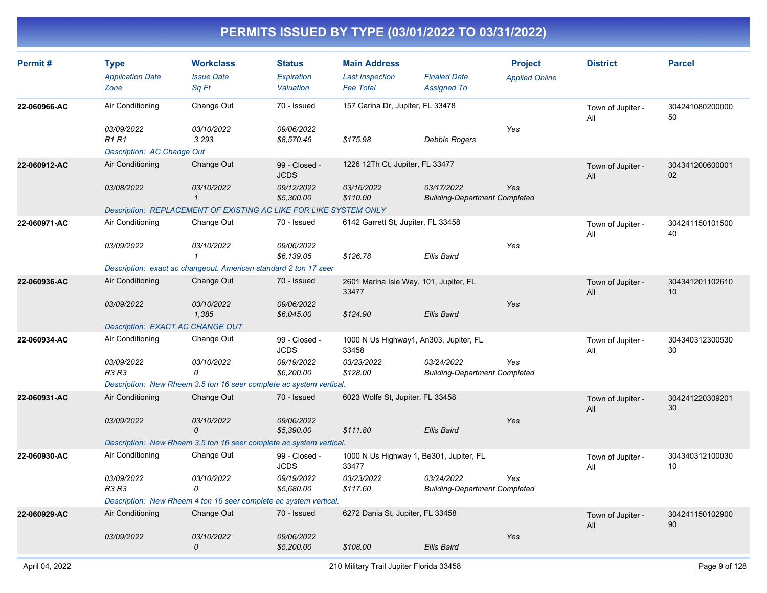# PERMITS ISSUED BY TYPE (03/01/2022 TO 03/31/2022)

| Permit # | Type / Application Date / Zone | Workclass / Issue Date / Sq Ft | Status / Expiration / Valuation | Main Address / Last Inspection / Fee Total | Finaled Date / Assigned To | Project / Applied Online | District | Parcel |
|---|---|---|---|---|---|---|---|---|
| 22-060966-AC | Air Conditioning | Change Out | 70 - Issued | 157 Carina Dr, Jupiter, FL 33478 | | | Town of Jupiter - All | 30424108020000050 |
| | 03/09/2022 | 03/10/2022 | 09/06/2022 | | | Yes | | |
| | R1 R1 | 3,293 | $8,570.46 | $175.98 | Debbie Rogers | | | |
| | Description: AC Change Out | | | | | | | |
| 22-060912-AC | Air Conditioning | Change Out | 99 - Closed - JCDS | 1226 12Th Ct, Jupiter, FL 33477 | | | Town of Jupiter - All | 30434120060000102 |
| | 03/08/2022 | 03/10/2022 | 09/12/2022 | 03/16/2022 | 03/17/2022 | Yes | | |
| | | 1 | $5,300.00 | $110.00 | Building-Department Completed | | | |
| | Description: REPLACEMENT OF EXISTING AC LIKE FOR LIKE SYSTEM ONLY | | | | | | | |
| 22-060971-AC | Air Conditioning | Change Out | 70 - Issued | 6142 Garrett St, Jupiter, FL 33458 | | | Town of Jupiter - All | 30424115010150040 |
| | 03/09/2022 | 03/10/2022 | 09/06/2022 | | | Yes | | |
| | | 1 | $6,139.05 | $126.78 | Ellis Baird | | | |
| | Description: exact ac changeout. American standard 2 ton 17 seer | | | | | | | |
| 22-060936-AC | Air Conditioning | Change Out | 70 - Issued | 2601 Marina Isle Way, 101, Jupiter, FL 33477 | | | Town of Jupiter - All | 30434120110261010 |
| | 03/09/2022 | 03/10/2022 | 09/06/2022 | | | Yes | | |
| | | 1,385 | $6,045.00 | $124.90 | Ellis Baird | | | |
| | Description: EXACT AC CHANGE OUT | | | | | | | |
| 22-060934-AC | Air Conditioning | Change Out | 99 - Closed - JCDS | 1000 N Us Highway1, An303, Jupiter, FL 33458 | | | Town of Jupiter - All | 30434031230053030 |
| | 03/09/2022 | 03/10/2022 | 09/19/2022 | 03/23/2022 | 03/24/2022 | Yes | | |
| | R3 R3 | 0 | $6,200.00 | $128.00 | Building-Department Completed | | | |
| | Description: New Rheem 3.5 ton 16 seer complete ac system vertical. | | | | | | | |
| 22-060931-AC | Air Conditioning | Change Out | 70 - Issued | 6023 Wolfe St, Jupiter, FL 33458 | | | Town of Jupiter - All | 30424122030920130 |
| | 03/09/2022 | 03/10/2022 | 09/06/2022 | | | Yes | | |
| | | 0 | $5,390.00 | $111.80 | Ellis Baird | | | |
| | Description: New Rheem 3.5 ton 16 seer complete ac system vertical. | | | | | | | |
| 22-060930-AC | Air Conditioning | Change Out | 99 - Closed - JCDS | 1000 N Us Highway 1, Be301, Jupiter, FL 33477 | | | Town of Jupiter - All | 30434031210003010 |
| | 03/09/2022 | 03/10/2022 | 09/19/2022 | 03/23/2022 | 03/24/2022 | Yes | | |
| | R3 R3 | 0 | $5,680.00 | $117.60 | Building-Department Completed | | | |
| | Description: New Rheem 4 ton 16 seer complete ac system vertical. | | | | | | | |
| 22-060929-AC | Air Conditioning | Change Out | 70 - Issued | 6272 Dania St, Jupiter, FL 33458 | | | Town of Jupiter - All | 30424115010290090 |
| | 03/09/2022 | 03/10/2022 | 09/06/2022 | | | Yes | | |
| | | 0 | $5,200.00 | $108.00 | Ellis Baird | | | |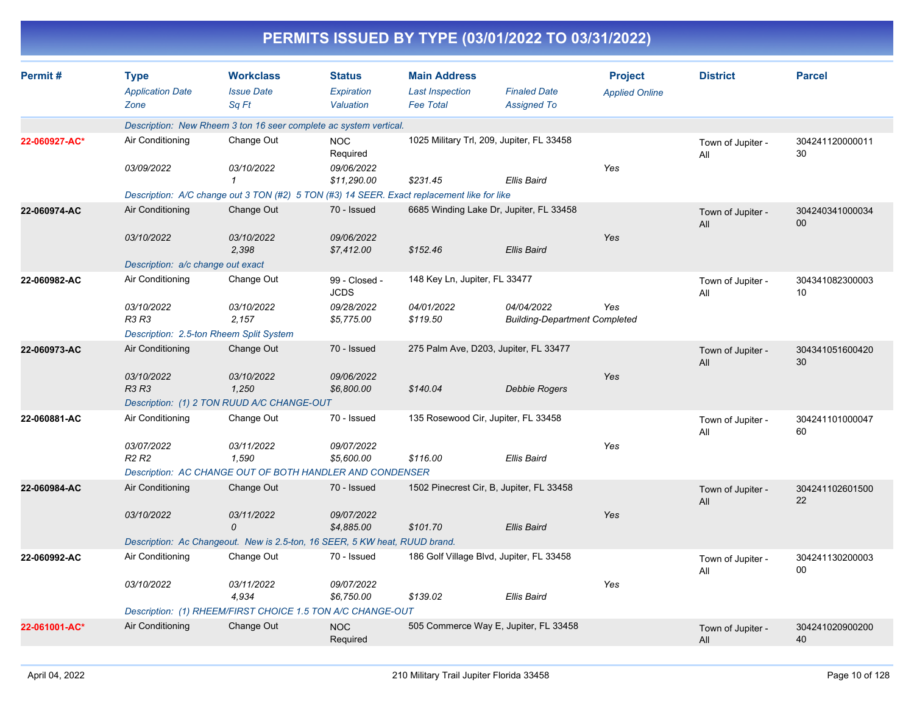# PERMITS ISSUED BY TYPE (03/01/2022 TO 03/31/2022)

| Permit # | Type | Workclass | Status | Main Address | | Project | District | Parcel |
|---|---|---|---|---|---|---|---|---|
| | *Application Date* | *Issue Date* | *Expiration* | *Last Inspection* | *Finaled Date* | *Applied Online* | | |
| | *Zone* | *Sq Ft* | *Valuation* | *Fee Total* | *Assigned To* | | | |
| | *Description: New Rheem 3 ton 16 seer complete ac system vertical.* | | | | | | | |
| **22-060927-AC*** | Air Conditioning | Change Out | NOC Required | 1025 Military Trl, 209, Jupiter, FL 33458 | | | Town of Jupiter - All | 30424112000001130 |
| | *03/09/2022* | *03/10/2022* | *09/06/2022* | | | Yes | | |
| | | *1* | *$11,290.00* | *$231.45* | *Ellis Baird* | | | |
| | *Description: A/C change out 3 TON (#2) 5 TON (#3) 14 SEER. Exact replacement like for like* | | | | | | | |
| **22-060974-AC** | Air Conditioning | Change Out | 70 - Issued | 6685 Winding Lake Dr, Jupiter, FL 33458 | | | Town of Jupiter - All | 30424034100003400 |
| | *03/10/2022* | *03/10/2022* | *09/06/2022* | | | Yes | | |
| | | *2,398* | *$7,412.00* | *$152.46* | *Ellis Baird* | | | |
| | *Description: a/c change out exact* | | | | | | | |
| **22-060982-AC** | Air Conditioning | Change Out | 99 - Closed - JCDS | 148 Key Ln, Jupiter, FL 33477 | | | Town of Jupiter - All | 30434108230000310 |
| | *03/10/2022* | *03/10/2022* | *09/28/2022* | *04/01/2022* | *04/04/2022* | Yes | | |
| | *R3 R3* | *2,157* | *$5,775.00* | *$119.50* | *Building-Department Completed* | | | |
| | *Description: 2.5-ton Rheem Split System* | | | | | | | |
| **22-060973-AC** | Air Conditioning | Change Out | 70 - Issued | 275 Palm Ave, D203, Jupiter, FL 33477 | | | Town of Jupiter - All | 30434105160042030 |
| | *03/10/2022* | *03/10/2022* | *09/06/2022* | | | Yes | | |
| | *R3 R3* | *1,250* | *$6,800.00* | *$140.04* | *Debbie Rogers* | | | |
| | *Description: (1) 2 TON RUUD A/C CHANGE-OUT* | | | | | | | |
| **22-060881-AC** | Air Conditioning | Change Out | 70 - Issued | 135 Rosewood Cir, Jupiter, FL 33458 | | | Town of Jupiter - All | 30424110100004760 |
| | *03/07/2022* | *03/11/2022* | *09/07/2022* | | | Yes | | |
| | *R2 R2* | *1,590* | *$5,600.00* | *$116.00* | *Ellis Baird* | | | |
| | *Description: AC CHANGE OUT OF BOTH HANDLER AND CONDENSER* | | | | | | | |
| **22-060984-AC** | Air Conditioning | Change Out | 70 - Issued | 1502 Pinecrest Cir, B, Jupiter, FL 33458 | | | Town of Jupiter - All | 30424110260150022 |
| | *03/10/2022* | *03/11/2022* | *09/07/2022* | | | Yes | | |
| | | *0* | *$4,885.00* | *$101.70* | *Ellis Baird* | | | |
| | *Description: Ac Changeout. New is 2.5-ton, 16 SEER, 5 KW heat, RUUD brand.* | | | | | | | |
| **22-060992-AC** | Air Conditioning | Change Out | 70 - Issued | 186 Golf Village Blvd, Jupiter, FL 33458 | | | Town of Jupiter - All | 30424113020000300 |
| | *03/10/2022* | *03/11/2022* | *09/07/2022* | | | Yes | | |
| | | *4,934* | *$6,750.00* | *$139.02* | *Ellis Baird* | | | |
| | *Description: (1) RHEEM/FIRST CHOICE 1.5 TON A/C CHANGE-OUT* | | | | | | | |
| **22-061001-AC*** | Air Conditioning | Change Out | NOC Required | 505 Commerce Way E, Jupiter, FL 33458 | | | Town of Jupiter - All | 30424102090020040 |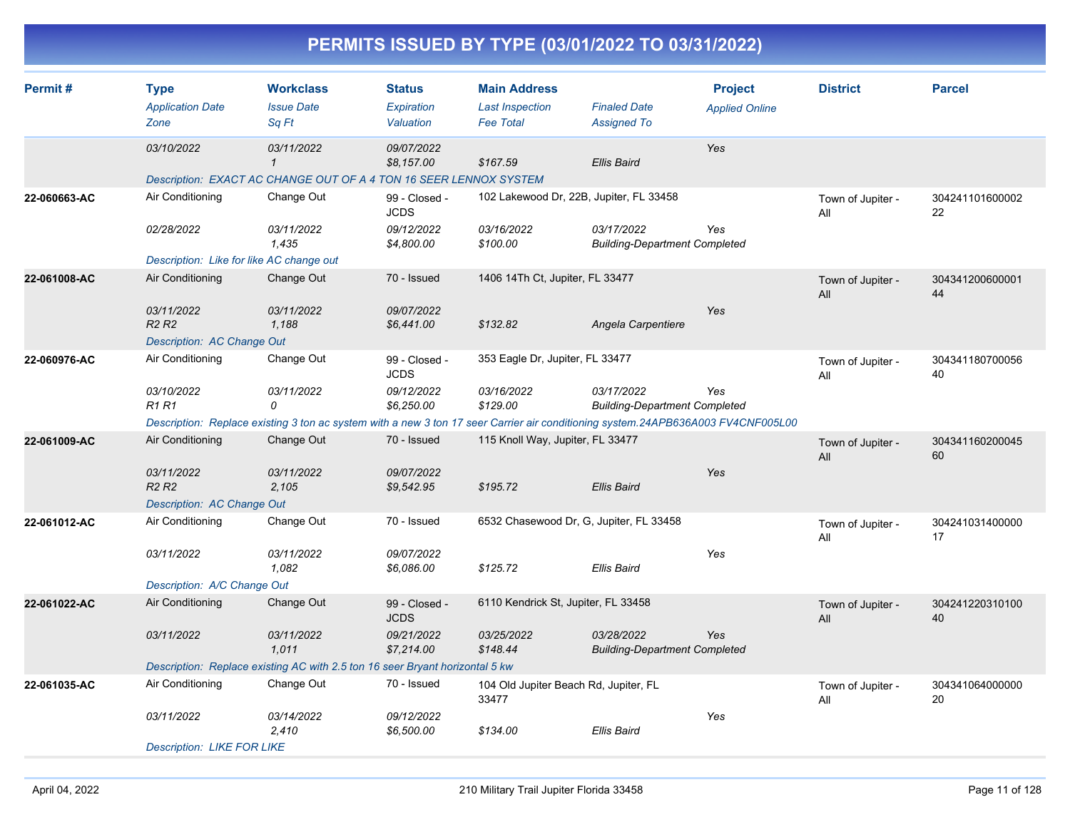# PERMITS ISSUED BY TYPE (03/01/2022 TO 03/31/2022)

| Permit # | Type / Application Date / Zone | Workclass / Issue Date / Sq Ft | Status / Expiration / Valuation | Main Address / Last Inspection / Fee Total | Finaled Date / Assigned To | Project / Applied Online | District | Parcel |
|---|---|---|---|---|---|---|---|---|
| | 03/10/2022 | 03/11/2022<br>1 | 09/07/2022<br>$8,157.00 | $167.59 | Ellis Baird | Yes | | |
| | Description: EXACT AC CHANGE OUT OF A 4 TON 16 SEER LENNOX SYSTEM | | | | | | | |
| 22-060663-AC | Air Conditioning<br>02/28/2022 | Change Out<br>03/11/2022<br>1,435 | 99 - Closed - JCDS<br>09/12/2022<br>$4,800.00 | 102 Lakewood Dr, 22B, Jupiter, FL 33458<br>03/16/2022<br>$100.00 | 03/17/2022<br>Building-Department Completed | Yes | Town of Jupiter - All | 30424110160000222 |
| | Description: Like for like AC change out | | | | | | | |
| 22-061008-AC | Air Conditioning<br>03/11/2022<br>R2 R2 | Change Out<br>03/11/2022<br>1,188 | 70 - Issued<br>09/07/2022<br>$6,441.00 | 1406 14Th Ct, Jupiter, FL 33477<br><br>$132.82 | Angela Carpentiere | Yes | Town of Jupiter - All | 30434120060000144 |
| | Description: AC Change Out | | | | | | | |
| 22-060976-AC | Air Conditioning<br>03/10/2022<br>R1 R1 | Change Out<br>03/11/2022<br>0 | 99 - Closed - JCDS<br>09/12/2022<br>$6,250.00 | 353 Eagle Dr, Jupiter, FL 33477<br>03/16/2022<br>$129.00 | 03/17/2022<br>Building-Department Completed | Yes | Town of Jupiter - All | 30434118070005640 |
| | Description: Replace existing 3 ton ac system with a new 3 ton 17 seer Carrier air conditioning system.24APB636A003 FV4CNF005L00 | | | | | | | |
| 22-061009-AC | Air Conditioning<br>03/11/2022<br>R2 R2 | Change Out<br>03/11/2022<br>2,105 | 70 - Issued<br>09/07/2022<br>$9,542.95 | 115 Knoll Way, Jupiter, FL 33477<br><br>$195.72 | Ellis Baird | Yes | Town of Jupiter - All | 30434116020004560 |
| | Description: AC Change Out | | | | | | | |
| 22-061012-AC | Air Conditioning<br>03/11/2022 | Change Out<br>03/11/2022<br>1,082 | 70 - Issued<br>09/07/2022<br>$6,086.00 | 6532 Chasewood Dr, G, Jupiter, FL 33458<br><br>$125.72 | Ellis Baird | Yes | Town of Jupiter - All | 30424103140000017 |
| | Description: A/C Change Out | | | | | | | |
| 22-061022-AC | Air Conditioning<br>03/11/2022 | Change Out<br>03/11/2022<br>1,011 | 99 - Closed - JCDS<br>09/21/2022<br>$7,214.00 | 6110 Kendrick St, Jupiter, FL 33458<br>03/25/2022<br>$148.44 | 03/28/2022<br>Building-Department Completed | Yes | Town of Jupiter - All | 30424122031010040 |
| | Description: Replace existing AC with 2.5 ton 16 seer Bryant horizontal 5 kw | | | | | | | |
| 22-061035-AC | Air Conditioning<br>03/11/2022 | Change Out<br>03/14/2022<br>2,410 | 70 - Issued<br>09/12/2022<br>$6,500.00 | 104 Old Jupiter Beach Rd, Jupiter, FL 33477<br><br>$134.00 | Ellis Baird | Yes | Town of Jupiter - All | 30434106400000020 |
| | Description: LIKE FOR LIKE | | | | | | | |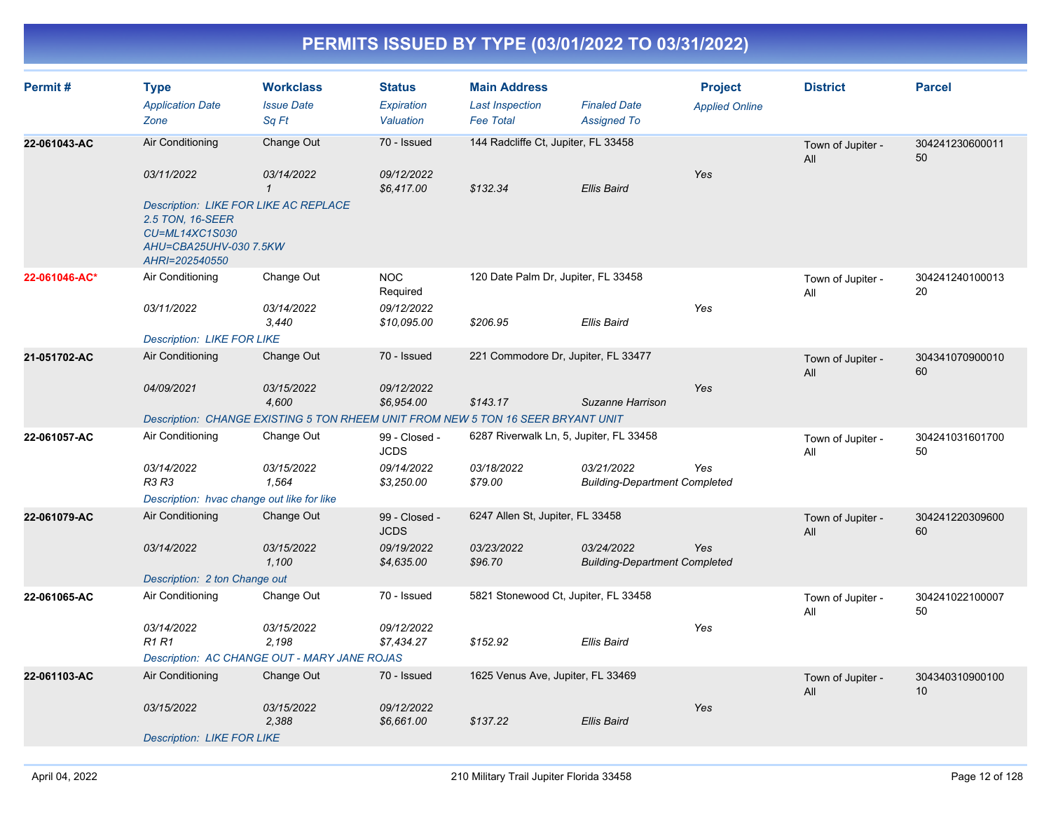# PERMITS ISSUED BY TYPE (03/01/2022 TO 03/31/2022)

| Permit # | Type | Workclass | Status | Main Address | | Project | District | Parcel |
|---|---|---|---|---|---|---|---|---|
| | *Application Date* | *Issue Date* | *Expiration* | *Last Inspection* | *Finaled Date* | *Applied Online* | | |
| | *Zone* | *Sq Ft* | *Valuation* | *Fee Total* | *Assigned To* | | | |
| **22-061043-AC** | Air Conditioning | Change Out | 70 - Issued | 144 Radcliffe Ct, Jupiter, FL 33458 | | | Town of Jupiter - All | 30424123060001150 |
| | *03/11/2022* | *03/14/2022* | *09/12/2022* | | | *Yes* | | |
| | | *1* | *$6,417.00* | *$132.34* | *Ellis Baird* | | | |
| | *Description: LIKE FOR LIKE AC REPLACE 2.5 TON, 16-SEER CU=ML14XC1S030 AHU=CBA25UHV-030 7.5KW AHRI=202540550* | | | | | | | |
| **22-061046-AC*** | Air Conditioning | Change Out | NOC Required | 120 Date Palm Dr, Jupiter, FL 33458 | | | Town of Jupiter - All | 30424124010001320 |
| | *03/11/2022* | *03/14/2022* | *09/12/2022* | | | *Yes* | | |
| | | *3,440* | *$10,095.00* | *$206.95* | *Ellis Baird* | | | |
| | *Description: LIKE FOR LIKE* | | | | | | | |
| **21-051702-AC** | Air Conditioning | Change Out | 70 - Issued | 221 Commodore Dr, Jupiter, FL 33477 | | | Town of Jupiter - All | 30434107090001060 |
| | *04/09/2021* | *03/15/2022* | *09/12/2022* | | | *Yes* | | |
| | | *4,600* | *$6,954.00* | *$143.17* | *Suzanne Harrison* | | | |
| | *Description: CHANGE EXISTING 5 TON RHEEM UNIT FROM NEW 5 TON 16 SEER BRYANT UNIT* | | | | | | | |
| **22-061057-AC** | Air Conditioning | Change Out | 99 - Closed - JCDS | 6287 Riverwalk Ln, 5, Jupiter, FL 33458 | | | Town of Jupiter - All | 30424103160170050 |
| | *03/14/2022* | *03/15/2022* | *09/14/2022* | *03/18/2022* | *03/21/2022* | *Yes* | | |
| | *R3 R3* | *1,564* | *$3,250.00* | *$79.00* | *Building-Department Completed* | | | |
| | *Description: hvac change out like for like* | | | | | | | |
| **22-061079-AC** | Air Conditioning | Change Out | 99 - Closed - JCDS | 6247 Allen St, Jupiter, FL 33458 | | | Town of Jupiter - All | 30424122030960060 |
| | *03/14/2022* | *03/15/2022* | *09/19/2022* | *03/23/2022* | *03/24/2022* | *Yes* | | |
| | | *1,100* | *$4,635.00* | *$96.70* | *Building-Department Completed* | | | |
| | *Description: 2 ton Change out* | | | | | | | |
| **22-061065-AC** | Air Conditioning | Change Out | 70 - Issued | 5821 Stonewood Ct, Jupiter, FL 33458 | | | Town of Jupiter - All | 30424102210000750 |
| | *03/14/2022* | *03/15/2022* | *09/12/2022* | | | *Yes* | | |
| | *R1 R1* | *2,198* | *$7,434.27* | *$152.92* | *Ellis Baird* | | | |
| | *Description: AC CHANGE OUT - MARY JANE ROJAS* | | | | | | | |
| **22-061103-AC** | Air Conditioning | Change Out | 70 - Issued | 1625 Venus Ave, Jupiter, FL 33469 | | | Town of Jupiter - All | 30434031090010010 |
| | *03/15/2022* | *03/15/2022* | *09/12/2022* | | | *Yes* | | |
| | | *2,388* | *$6,661.00* | *$137.22* | *Ellis Baird* | | | |
| | *Description: LIKE FOR LIKE* | | | | | | | |

April 04, 2022 — 210 Military Trail Jupiter Florida 33458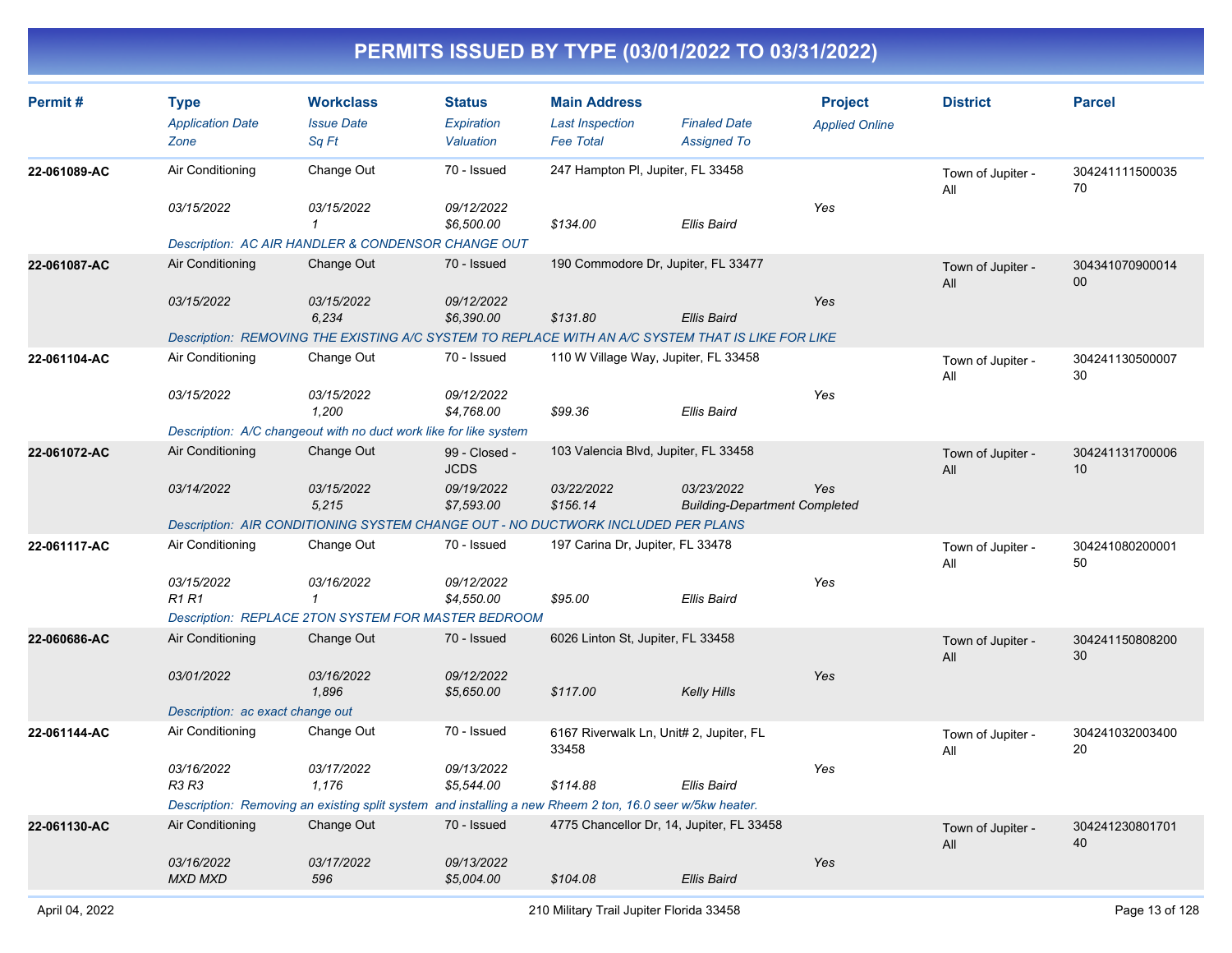# PERMITS ISSUED BY TYPE (03/01/2022 TO 03/31/2022)

| Permit # | Type<br>*Application Date*<br>*Zone* | Workclass<br>*Issue Date*<br>*Sq Ft* | Status<br>*Expiration*<br>*Valuation* | Main Address<br>*Last Inspection*<br>*Fee Total* | *Finaled Date*<br>*Assigned To* | Project<br>*Applied Online* | District | Parcel |
|---|---|---|---|---|---|---|---|---|
| **22-061089-AC** | Air Conditioning<br>*03/15/2022* | Change Out<br>*03/15/2022*<br>*1* | 70 - Issued<br>*09/12/2022*<br>*$6,500.00* | 247 Hampton Pl, Jupiter, FL 33458<br><br>*$134.00* | <br><br>*Ellis Baird* | <br>*Yes* | Town of Jupiter - All | 30424111150003570 |
| | *Description: AC AIR HANDLER & CONDENSOR CHANGE OUT* | | | | | | | |
| **22-061087-AC** | Air Conditioning<br>*03/15/2022* | Change Out<br>*03/15/2022*<br>*6,234* | 70 - Issued<br>*09/12/2022*<br>*$6,390.00* | 190 Commodore Dr, Jupiter, FL 33477<br><br>*$131.80* | <br><br>*Ellis Baird* | <br>*Yes* | Town of Jupiter - All | 30434107090001400 |
| | *Description: REMOVING THE EXISTING A/C SYSTEM TO REPLACE WITH AN A/C SYSTEM THAT IS LIKE FOR LIKE* | | | | | | | |
| **22-061104-AC** | Air Conditioning<br>*03/15/2022* | Change Out<br>*03/15/2022*<br>*1,200* | 70 - Issued<br>*09/12/2022*<br>*$4,768.00* | 110 W Village Way, Jupiter, FL 33458<br><br>*$99.36* | <br><br>*Ellis Baird* | <br>*Yes* | Town of Jupiter - All | 30424113050000730 |
| | *Description: A/C changeout with no duct work like for like system* | | | | | | | |
| **22-061072-AC** | Air Conditioning<br>*03/14/2022* | Change Out<br>*03/15/2022*<br>*5,215* | 99 - Closed - JCDS<br>*09/19/2022*<br>*$7,593.00* | 103 Valencia Blvd, Jupiter, FL 33458<br>*03/22/2022*<br>*$156.14* | <br>*03/23/2022*<br>*Building-Department Completed* | <br>*Yes* | Town of Jupiter - All | 30424113170000610 |
| | *Description: AIR CONDITIONING SYSTEM CHANGE OUT - NO DUCTWORK INCLUDED PER PLANS* | | | | | | | |
| **22-061117-AC** | Air Conditioning<br>*03/15/2022*<br>*R1 R1* | Change Out<br>*03/16/2022*<br>*1* | 70 - Issued<br>*09/12/2022*<br>*$4,550.00* | 197 Carina Dr, Jupiter, FL 33478<br><br>*$95.00* | <br><br>*Ellis Baird* | <br>*Yes* | Town of Jupiter - All | 30424108020000150 |
| | *Description: REPLACE 2TON SYSTEM FOR MASTER BEDROOM* | | | | | | | |
| **22-060686-AC** | Air Conditioning<br>*03/01/2022* | Change Out<br>*03/16/2022*<br>*1,896* | 70 - Issued<br>*09/12/2022*<br>*$5,650.00* | 6026 Linton St, Jupiter, FL 33458<br><br>*$117.00* | <br><br>*Kelly Hills* | <br>*Yes* | Town of Jupiter - All | 30424115080820030 |
| | *Description: ac exact change out* | | | | | | | |
| **22-061144-AC** | Air Conditioning<br>*03/16/2022*<br>*R3 R3* | Change Out<br>*03/17/2022*<br>*1,176* | 70 - Issued<br>*09/13/2022*<br>*$5,544.00* | 6167 Riverwalk Ln, Unit# 2, Jupiter, FL 33458<br><br>*$114.88* | <br><br>*Ellis Baird* | <br>*Yes* | Town of Jupiter - All | 30424103200340020 |
| | *Description: Removing an existing split system and installing a new Rheem 2 ton, 16.0 seer w/5kw heater.* | | | | | | | |
| **22-061130-AC** | Air Conditioning<br>*03/16/2022*<br>*MXD MXD* | Change Out<br>*03/17/2022*<br>*596* | 70 - Issued<br>*09/13/2022*<br>*$5,004.00* | 4775 Chancellor Dr, 14, Jupiter, FL 33458<br><br>*$104.08* | <br><br>*Ellis Baird* | <br>*Yes* | Town of Jupiter - All | 30424123080170140 |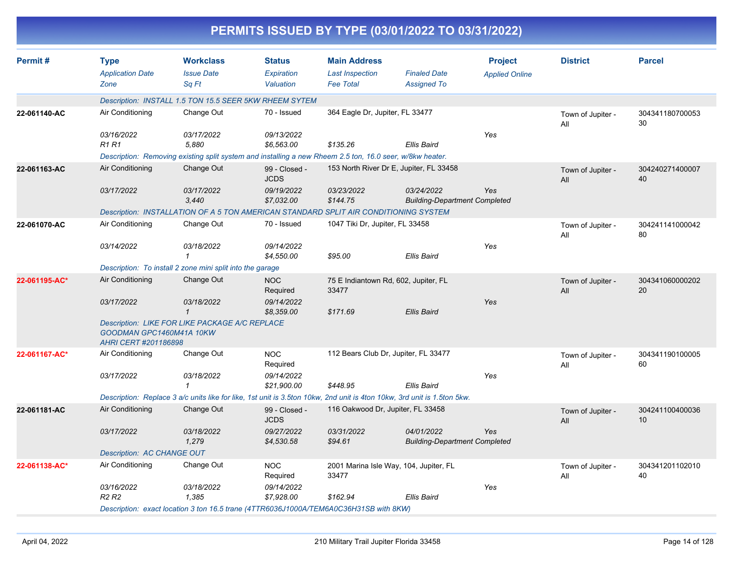# PERMITS ISSUED BY TYPE (03/01/2022 TO 03/31/2022)

| Permit # | Type<br>*Application Date*<br>*Zone* | Workclass<br>*Issue Date*<br>*Sq Ft* | Status<br>*Expiration*<br>*Valuation* | Main Address<br>*Last Inspection*<br>*Fee Total* | *Finaled Date*<br>*Assigned To* | Project<br>*Applied Online* | District | Parcel |
|---|---|---|---|---|---|---|---|---|
| | *Description: INSTALL 1.5 TON 15.5 SEER 5KW RHEEM SYTEM* | | | | | | | |
| **22-061140-AC** | Air Conditioning<br>*03/16/2022*<br>*R1 R1* | Change Out<br>*03/17/2022*<br>*5,880* | 70 - Issued<br>*09/13/2022*<br>*$6,563.00* | 364 Eagle Dr, Jupiter, FL 33477<br><br>*$135.26* | <br><br>*Ellis Baird* | <br>*Yes* | Town of Jupiter - All | 30434118070005330 |
| | *Description: Removing existing split system and installing a new Rheem 2.5 ton, 16.0 seer, w/8kw heater.* | | | | | | | |
| **22-061163-AC** | Air Conditioning<br>*03/17/2022* | Change Out<br>*03/17/2022*<br>*3,440* | 99 - Closed - JCDS<br>*09/19/2022*<br>*$7,032.00* | 153 North River Dr E, Jupiter, FL 33458<br>*03/23/2022*<br>*$144.75* | <br>*03/24/2022*<br>*Building-Department Completed* | <br>*Yes* | Town of Jupiter - All | 30424027140000740 |
| | *Description: INSTALLATION OF A 5 TON AMERICAN STANDARD SPLIT AIR CONDITIONING SYSTEM* | | | | | | | |
| **22-061070-AC** | Air Conditioning<br>*03/14/2022* | Change Out<br>*03/18/2022*<br>*1* | 70 - Issued<br>*09/14/2022*<br>*$4,550.00* | 1047 Tiki Dr, Jupiter, FL 33458<br><br>*$95.00* | <br><br>*Ellis Baird* | <br>*Yes* | Town of Jupiter - All | 30424114100004280 |
| | *Description: To install 2 zone mini split into the garage* | | | | | | | |
| **22-061195-AC*** | Air Conditioning<br>*03/17/2022* | Change Out<br>*03/18/2022*<br>*1* | NOC Required<br>*09/14/2022*<br>*$8,359.00* | 75 E Indiantown Rd, 602, Jupiter, FL 33477<br><br>*$171.69* | <br><br>*Ellis Baird* | <br>*Yes* | Town of Jupiter - All | 30434106000020220 |
| | *Description: LIKE FOR LIKE PACKAGE A/C REPLACE GOODMAN GPC1460M41A 10KW AHRI CERT #201186898* | | | | | | | |
| **22-061167-AC*** | Air Conditioning<br>*03/17/2022* | Change Out<br>*03/18/2022*<br>*1* | NOC Required<br>*09/14/2022*<br>*$21,900.00* | 112 Bears Club Dr, Jupiter, FL 33477<br><br>*$448.95* | <br><br>*Ellis Baird* | <br>*Yes* | Town of Jupiter - All | 30434119010000560 |
| | *Description: Replace 3 a/c units like for like, 1st unit is 3.5ton 10kw, 2nd unit is 4ton 10kw, 3rd unit is 1.5ton 5kw.* | | | | | | | |
| **22-061181-AC** | Air Conditioning<br>*03/17/2022* | Change Out<br>*03/18/2022*<br>*1,279* | 99 - Closed - JCDS<br>*09/27/2022*<br>*$4,530.58* | 116 Oakwood Dr, Jupiter, FL 33458<br>*03/31/2022*<br>*$94.61* | <br>*04/01/2022*<br>*Building-Department Completed* | <br>*Yes* | Town of Jupiter - All | 30424110040003610 |
| | *Description: AC CHANGE OUT* | | | | | | | |
| **22-061138-AC*** | Air Conditioning<br>*03/16/2022*<br>*R2 R2* | Change Out<br>*03/18/2022*<br>*1,385* | NOC Required<br>*09/14/2022*<br>*$7,928.00* | 2001 Marina Isle Way, 104, Jupiter, FL 33477<br><br>*$162.94* | <br><br>*Ellis Baird* | <br>*Yes* | Town of Jupiter - All | 30434120110201040 |
| | *Description: exact location 3 ton 16.5 trane (4TTR6036J1000A/TEM6A0C36H31SB with 8KW)* | | | | | | | |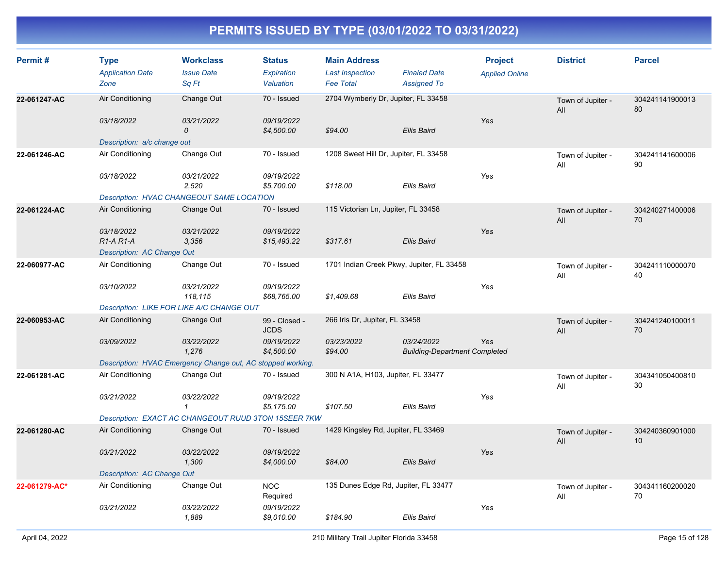# PERMITS ISSUED BY TYPE (03/01/2022 TO 03/31/2022)

| Permit # | Type | Workclass | Status | Main Address | | Project | District | Parcel |
|---|---|---|---|---|---|---|---|---|
| | *Application Date* | *Issue Date* | *Expiration* | *Last Inspection* | *Finaled Date* | *Applied Online* | | |
| | *Zone* | *Sq Ft* | *Valuation* | *Fee Total* | *Assigned To* | | | |
| **22-061247-AC** | Air Conditioning | Change Out | 70 - Issued | 2704 Wymberly Dr, Jupiter, FL 33458 | | | Town of Jupiter - All | 30424114190001380 |
| | *03/18/2022* | *03/21/2022* | *09/19/2022* | | | *Yes* | | |
| | | *0* | *$4,500.00* | *$94.00* | *Ellis Baird* | | | |
| | *Description: a/c change out* | | | | | | | |
| **22-061246-AC** | Air Conditioning | Change Out | 70 - Issued | 1208 Sweet Hill Dr, Jupiter, FL 33458 | | | Town of Jupiter - All | 30424114160000690 |
| | *03/18/2022* | *03/21/2022* | *09/19/2022* | | | *Yes* | | |
| | | *2,520* | *$5,700.00* | *$118.00* | *Ellis Baird* | | | |
| | *Description: HVAC CHANGEOUT SAME LOCATION* | | | | | | | |
| **22-061224-AC** | Air Conditioning | Change Out | 70 - Issued | 115 Victorian Ln, Jupiter, FL 33458 | | | Town of Jupiter - All | 30424027140000670 |
| | *03/18/2022* | *03/21/2022* | *09/19/2022* | | | *Yes* | | |
| | *R1-A R1-A* | *3,356* | *$15,493.22* | *$317.61* | *Ellis Baird* | | | |
| | *Description: AC Change Out* | | | | | | | |
| **22-060977-AC** | Air Conditioning | Change Out | 70 - Issued | 1701 Indian Creek Pkwy, Jupiter, FL 33458 | | | Town of Jupiter - All | 30424111000007040 |
| | *03/10/2022* | *03/21/2022* | *09/19/2022* | | | *Yes* | | |
| | | *118,115* | *$68,765.00* | *$1,409.68* | *Ellis Baird* | | | |
| | *Description: LIKE FOR LIKE A/C CHANGE OUT* | | | | | | | |
| **22-060953-AC** | Air Conditioning | Change Out | 99 - Closed - JCDS | 266 Iris Dr, Jupiter, FL 33458 | | | Town of Jupiter - All | 30424124010001170 |
| | *03/09/2022* | *03/22/2022* | *09/19/2022* | *03/23/2022* | *03/24/2022* | *Yes* | | |
| | | *1,276* | *$4,500.00* | *$94.00* | *Building-Department Completed* | | | |
| | *Description: HVAC Emergency Change out, AC stopped working.* | | | | | | | |
| **22-061281-AC** | Air Conditioning | Change Out | 70 - Issued | 300 N A1A, H103, Jupiter, FL 33477 | | | Town of Jupiter - All | 30434105040081030 |
| | *03/21/2022* | *03/22/2022* | *09/19/2022* | | | *Yes* | | |
| | | *1* | *$5,175.00* | *$107.50* | *Ellis Baird* | | | |
| | *Description: EXACT AC CHANGEOUT RUUD 3TON 15SEER 7KW* | | | | | | | |
| **22-061280-AC** | Air Conditioning | Change Out | 70 - Issued | 1429 Kingsley Rd, Jupiter, FL 33469 | | | Town of Jupiter - All | 30424036090100010 |
| | *03/21/2022* | *03/22/2022* | *09/19/2022* | | | *Yes* | | |
| | | *1,300* | *$4,000.00* | *$84.00* | *Ellis Baird* | | | |
| | *Description: AC Change Out* | | | | | | | |
| **22-061279-AC*** | Air Conditioning | Change Out | NOC Required | 135 Dunes Edge Rd, Jupiter, FL 33477 | | | Town of Jupiter - All | 30434116020002070 |
| | *03/21/2022* | *03/22/2022* | *09/19/2022* | | | *Yes* | | |
| | | *1,889* | *$9,010.00* | *$184.90* | *Ellis Baird* | | | |

April 04, 2022 — 210 Military Trail Jupiter Florida 33458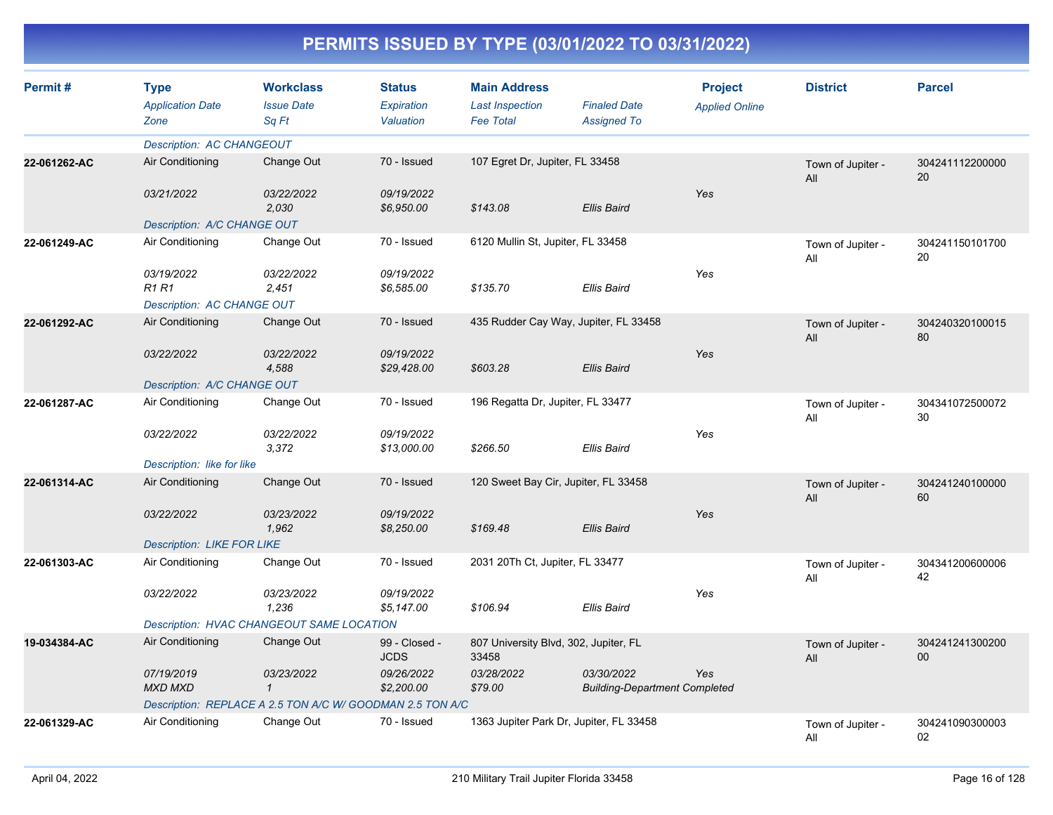# PERMITS ISSUED BY TYPE (03/01/2022 TO 03/31/2022)

| Permit # | Type<br>*Application Date*<br>*Zone* | Workclass<br>*Issue Date*<br>*Sq Ft* | Status<br>*Expiration*<br>*Valuation* | Main Address<br>*Last Inspection*<br>*Fee Total* | *Finaled Date*<br>*Assigned To* | Project<br>*Applied Online* | District | Parcel |
|---|---|---|---|---|---|---|---|---|
| | *Description: AC CHANGEOUT* | | | | | | | |
| **22-061262-AC** | Air Conditioning<br>*03/21/2022* | Change Out<br>*03/22/2022*<br>*2,030* | 70 - Issued<br>*09/19/2022*<br>*$6,950.00* | 107 Egret Dr, Jupiter, FL 33458<br><br>*$143.08* | <br><br>*Ellis Baird* | <br>*Yes* | Town of Jupiter - All | 30424111220000020 |
| | *Description: A/C CHANGE OUT* | | | | | | | |
| **22-061249-AC** | Air Conditioning<br>*03/19/2022*<br>*R1 R1* | Change Out<br>*03/22/2022*<br>*2,451* | 70 - Issued<br>*09/19/2022*<br>*$6,585.00* | 6120 Mullin St, Jupiter, FL 33458<br><br>*$135.70* | <br><br>*Ellis Baird* | <br>*Yes* | Town of Jupiter - All | 30424115010170020 |
| | *Description: AC CHANGE OUT* | | | | | | | |
| **22-061292-AC** | Air Conditioning<br>*03/22/2022* | Change Out<br>*03/22/2022*<br>*4,588* | 70 - Issued<br>*09/19/2022*<br>*$29,428.00* | 435 Rudder Cay Way, Jupiter, FL 33458<br><br>*$603.28* | <br><br>*Ellis Baird* | <br>*Yes* | Town of Jupiter - All | 30424032010001580 |
| | *Description: A/C CHANGE OUT* | | | | | | | |
| **22-061287-AC** | Air Conditioning<br>*03/22/2022* | Change Out<br>*03/22/2022*<br>*3,372* | 70 - Issued<br>*09/19/2022*<br>*$13,000.00* | 196 Regatta Dr, Jupiter, FL 33477<br><br>*$266.50* | <br><br>*Ellis Baird* | <br>*Yes* | Town of Jupiter - All | 30434107250007230 |
| | *Description: like for like* | | | | | | | |
| **22-061314-AC** | Air Conditioning<br>*03/22/2022* | Change Out<br>*03/23/2022*<br>*1,962* | 70 - Issued<br>*09/19/2022*<br>*$8,250.00* | 120 Sweet Bay Cir, Jupiter, FL 33458<br><br>*$169.48* | <br><br>*Ellis Baird* | <br>*Yes* | Town of Jupiter - All | 30424124010000060 |
| | *Description: LIKE FOR LIKE* | | | | | | | |
| **22-061303-AC** | Air Conditioning<br>*03/22/2022* | Change Out<br>*03/23/2022*<br>*1,236* | 70 - Issued<br>*09/19/2022*<br>*$5,147.00* | 2031 20Th Ct, Jupiter, FL 33477<br><br>*$106.94* | <br><br>*Ellis Baird* | <br>*Yes* | Town of Jupiter - All | 30434120060000642 |
| | *Description: HVAC CHANGEOUT SAME LOCATION* | | | | | | | |
| **19-034384-AC** | Air Conditioning<br>*07/19/2019*<br>*MXD MXD* | Change Out<br>*03/23/2022*<br>*1* | 99 - Closed - JCDS<br>*09/26/2022*<br>*$2,200.00* | 807 University Blvd, 302, Jupiter, FL 33458<br>*03/28/2022*<br>*$79.00* | <br>*03/30/2022*<br>*Building-Department Completed* | <br>*Yes* | Town of Jupiter - All | 30424124130020000 |
| | *Description: REPLACE A 2.5 TON A/C W/ GOODMAN 2.5 TON A/C* | | | | | | | |
| **22-061329-AC** | Air Conditioning | Change Out | 70 - Issued | 1363 Jupiter Park Dr, Jupiter, FL 33458 | | | Town of Jupiter - All | 30424109030000302 |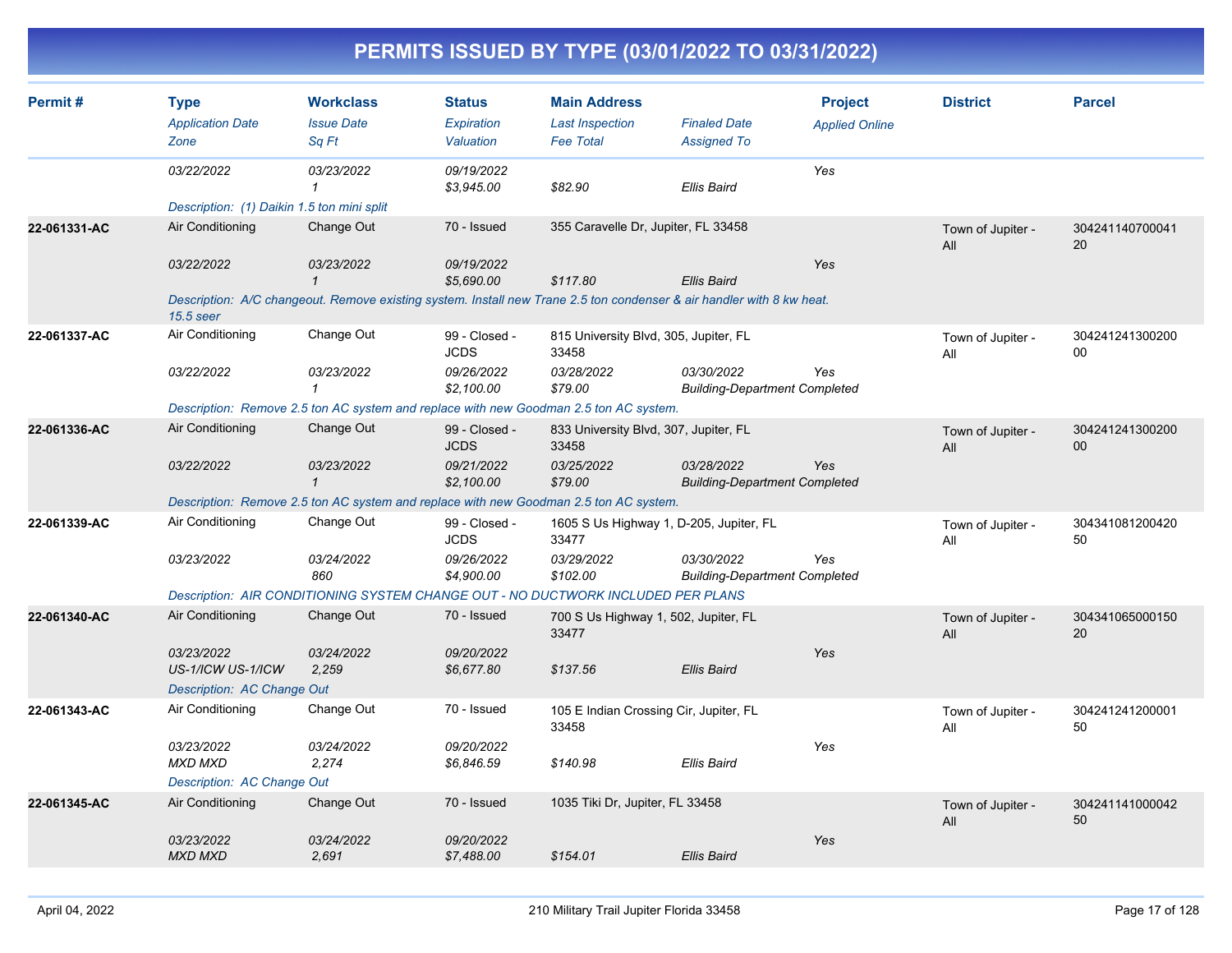# PERMITS ISSUED BY TYPE (03/01/2022 TO 03/31/2022)

| Permit # | Type<br>*Application Date*<br>*Zone* | Workclass<br>*Issue Date*<br>*Sq Ft* | Status<br>*Expiration*<br>*Valuation* | Main Address<br>*Last Inspection*<br>*Fee Total* | *Finaled Date*<br>*Assigned To* | Project<br>*Applied Online* | District | Parcel |
|---|---|---|---|---|---|---|---|---|
| | *03/22/2022* | *03/23/2022*<br>*1* | *09/19/2022*<br>*$3,945.00* | <br>*$82.90* | <br>*Ellis Baird* | *Yes* | | |
| | *Description: (1) Daikin 1.5 ton mini split* | | | | | | | |
| **22-061331-AC** | Air Conditioning | Change Out | 70 - Issued | 355 Caravelle Dr, Jupiter, FL 33458 | | | Town of Jupiter - All | 30424114070004120 |
| | *03/22/2022* | *03/23/2022*<br>*1* | *09/19/2022*<br>*$5,690.00* | <br>*$117.80* | <br>*Ellis Baird* | *Yes* | | |
| | *Description: A/C changeout. Remove existing system. Install new Trane 2.5 ton condenser & air handler with 8 kw heat. 15.5 seer* | | | | | | | |
| **22-061337-AC** | Air Conditioning | Change Out | 99 - Closed - JCDS | 815 University Blvd, 305, Jupiter, FL 33458 | | | Town of Jupiter - All | 30424124130020000 |
| | *03/22/2022* | *03/23/2022*<br>*1* | *09/26/2022*<br>*$2,100.00* | *03/28/2022*<br>*$79.00* | *03/30/2022*<br>*Building-Department Completed* | *Yes* | | |
| | *Description: Remove 2.5 ton AC system and replace with new Goodman 2.5 ton AC system.* | | | | | | | |
| **22-061336-AC** | Air Conditioning | Change Out | 99 - Closed - JCDS | 833 University Blvd, 307, Jupiter, FL 33458 | | | Town of Jupiter - All | 30424124130020000 |
| | *03/22/2022* | *03/23/2022*<br>*1* | *09/21/2022*<br>*$2,100.00* | *03/25/2022*<br>*$79.00* | *03/28/2022*<br>*Building-Department Completed* | *Yes* | | |
| | *Description: Remove 2.5 ton AC system and replace with new Goodman 2.5 ton AC system.* | | | | | | | |
| **22-061339-AC** | Air Conditioning | Change Out | 99 - Closed - JCDS | 1605 S Us Highway 1, D-205, Jupiter, FL 33477 | | | Town of Jupiter - All | 30434108120042050 |
| | *03/23/2022* | *03/24/2022*<br>*860* | *09/26/2022*<br>*$4,900.00* | *03/29/2022*<br>*$102.00* | *03/30/2022*<br>*Building-Department Completed* | *Yes* | | |
| | *Description: AIR CONDITIONING SYSTEM CHANGE OUT - NO DUCTWORK INCLUDED PER PLANS* | | | | | | | |
| **22-061340-AC** | Air Conditioning | Change Out | 70 - Issued | 700 S Us Highway 1, 502, Jupiter, FL 33477 | | | Town of Jupiter - All | 30434106500015020 |
| | *03/23/2022*<br>*US-1/ICW US-1/ICW* | *03/24/2022*<br>*2,259* | *09/20/2022*<br>*$6,677.80* | <br>*$137.56* | <br>*Ellis Baird* | *Yes* | | |
| | *Description: AC Change Out* | | | | | | | |
| **22-061343-AC** | Air Conditioning | Change Out | 70 - Issued | 105 E Indian Crossing Cir, Jupiter, FL 33458 | | | Town of Jupiter - All | 30424124120000150 |
| | *03/23/2022*<br>*MXD MXD* | *03/24/2022*<br>*2,274* | *09/20/2022*<br>*$6,846.59* | <br>*$140.98* | <br>*Ellis Baird* | *Yes* | | |
| | *Description: AC Change Out* | | | | | | | |
| **22-061345-AC** | Air Conditioning | Change Out | 70 - Issued | 1035 Tiki Dr, Jupiter, FL 33458 | | | Town of Jupiter - All | 30424114100004250 |
| | *03/23/2022*<br>*MXD MXD* | *03/24/2022*<br>*2,691* | *09/20/2022*<br>*$7,488.00* | <br>*$154.01* | <br>*Ellis Baird* | *Yes* | | |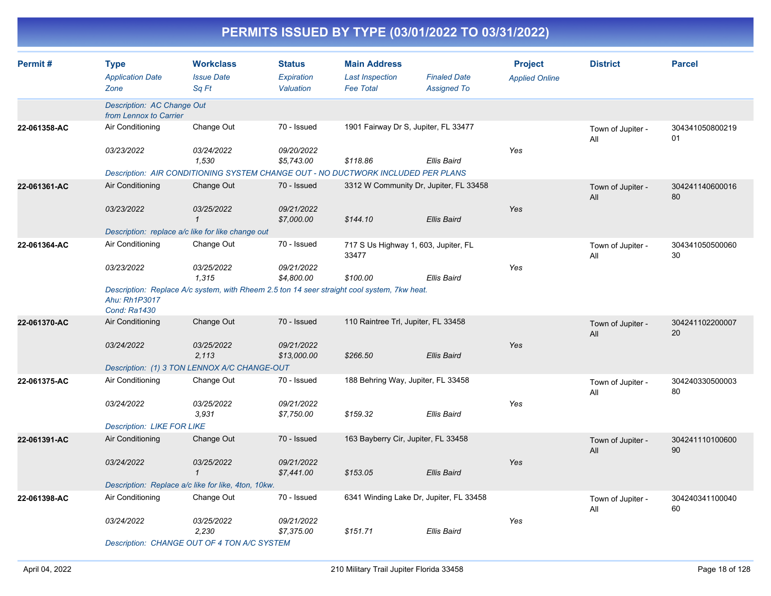# PERMITS ISSUED BY TYPE (03/01/2022 TO 03/31/2022)

| Permit # | Type<br>*Application Date*<br>*Zone* | Workclass<br>*Issue Date*<br>*Sq Ft* | Status<br>*Expiration*<br>*Valuation* | Main Address<br>*Last Inspection*<br>*Fee Total* | *Finaled Date*<br>*Assigned To* | Project<br>*Applied Online* | District | Parcel |
|---|---|---|---|---|---|---|---|---|
| | *Description: AC Change Out from Lennox to Carrier* | | | | | | | |
| **22-061358-AC** | Air Conditioning<br>*03/23/2022* | Change Out<br>*03/24/2022*<br>*1,530* | 70 - Issued<br>*09/20/2022*<br>*$5,743.00* | 1901 Fairway Dr S, Jupiter, FL 33477<br>*$118.86* | *Ellis Baird* | *Yes* | Town of Jupiter - All | 30434105080021901 |
| | *Description: AIR CONDITIONING SYSTEM CHANGE OUT - NO DUCTWORK INCLUDED PER PLANS* | | | | | | | |
| **22-061361-AC** | Air Conditioning<br>*03/23/2022* | Change Out<br>*03/25/2022*<br>*1* | 70 - Issued<br>*09/21/2022*<br>*$7,000.00* | 3312 W Community Dr, Jupiter, FL 33458<br>*$144.10* | *Ellis Baird* | *Yes* | Town of Jupiter - All | 30424114060001680 |
| | *Description: replace a/c like for like change out* | | | | | | | |
| **22-061364-AC** | Air Conditioning<br>*03/23/2022* | Change Out<br>*03/25/2022*<br>*1,315* | 70 - Issued<br>*09/21/2022*<br>*$4,800.00* | 717 S Us Highway 1, 603, Jupiter, FL 33477<br>*$100.00* | *Ellis Baird* | *Yes* | Town of Jupiter - All | 30434105050006030 |
| | *Description: Replace A/c system, with Rheem 2.5 ton 14 seer straight cool system, 7kw heat. Ahu: Rh1P3017 Cond: Ra1430* | | | | | | | |
| **22-061370-AC** | Air Conditioning<br>*03/24/2022* | Change Out<br>*03/25/2022*<br>*2,113* | 70 - Issued<br>*09/21/2022*<br>*$13,000.00* | 110 Raintree Trl, Jupiter, FL 33458<br>*$266.50* | *Ellis Baird* | *Yes* | Town of Jupiter - All | 30424110220000720 |
| | *Description: (1) 3 TON LENNOX A/C CHANGE-OUT* | | | | | | | |
| **22-061375-AC** | Air Conditioning<br>*03/24/2022* | Change Out<br>*03/25/2022*<br>*3,931* | 70 - Issued<br>*09/21/2022*<br>*$7,750.00* | 188 Behring Way, Jupiter, FL 33458<br>*$159.32* | *Ellis Baird* | *Yes* | Town of Jupiter - All | 30424033050000380 |
| | *Description: LIKE FOR LIKE* | | | | | | | |
| **22-061391-AC** | Air Conditioning<br>*03/24/2022* | Change Out<br>*03/25/2022*<br>*1* | 70 - Issued<br>*09/21/2022*<br>*$7,441.00* | 163 Bayberry Cir, Jupiter, FL 33458<br>*$153.05* | *Ellis Baird* | *Yes* | Town of Jupiter - All | 30424111010060090 |
| | *Description: Replace a/c like for like, 4ton, 10kw.* | | | | | | | |
| **22-061398-AC** | Air Conditioning<br>*03/24/2022* | Change Out<br>*03/25/2022*<br>*2,230* | 70 - Issued<br>*09/21/2022*<br>*$7,375.00* | 6341 Winding Lake Dr, Jupiter, FL 33458<br>*$151.71* | *Ellis Baird* | *Yes* | Town of Jupiter - All | 30424034110004060 |
| | *Description: CHANGE OUT OF 4 TON A/C SYSTEM* | | | | | | | |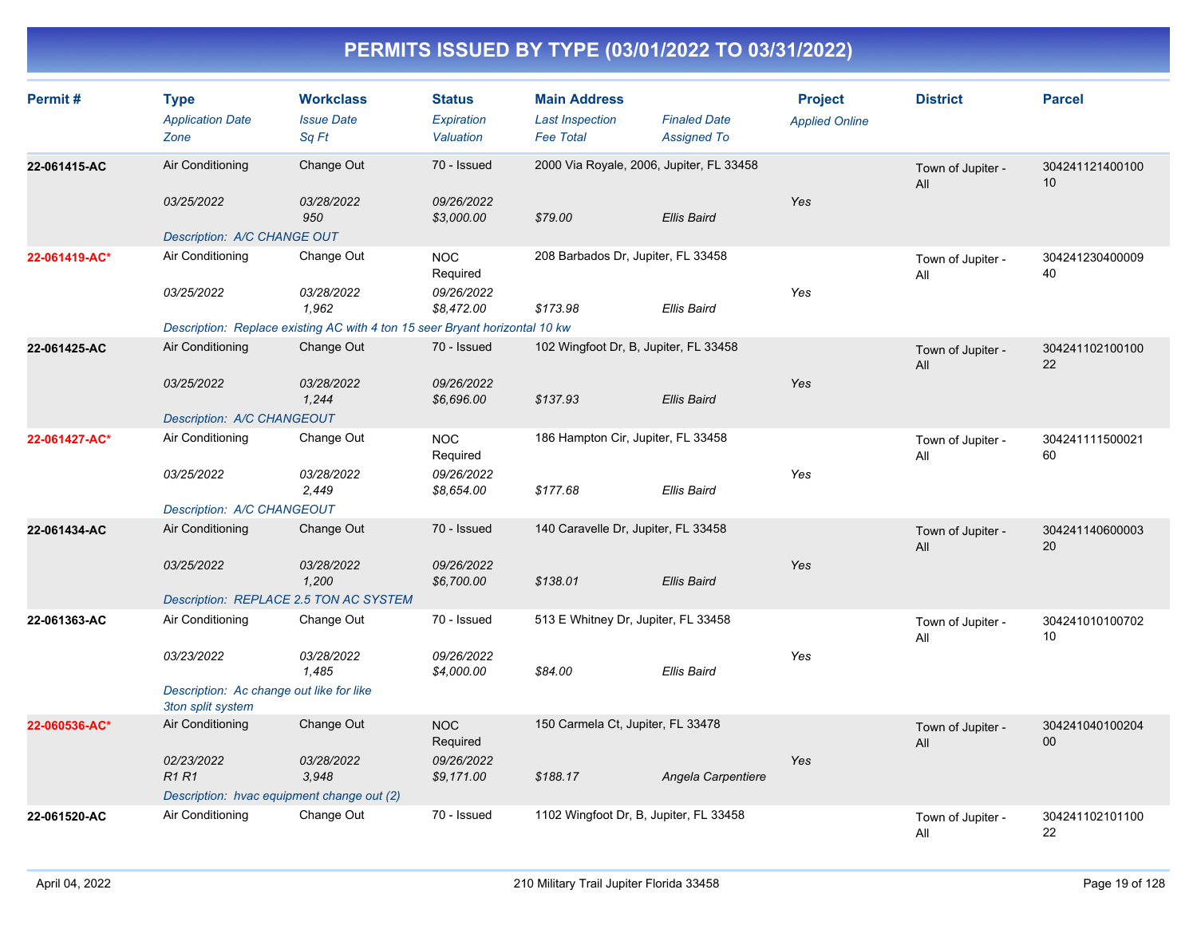# PERMITS ISSUED BY TYPE (03/01/2022 TO 03/31/2022)

| Permit # | Type / Application Date / Zone | Workclass / Issue Date / Sq Ft | Status / Expiration / Valuation | Main Address / Last Inspection / Fee Total | Finaled Date / Assigned To | Project / Applied Online | District | Parcel |
|---|---|---|---|---|---|---|---|---|
| **22-061415-AC** | Air Conditioning | Change Out | 70 - Issued | 2000 Via Royale, 2006, Jupiter, FL 33458 | | | Town of Jupiter - All | 30424112140010010 |
| | *03/25/2022* | *03/28/2022* | *09/26/2022* | | | Yes | | |
| | | *950* | *$3,000.00* | *$79.00* | *Ellis Baird* | | | |
| | *Description: A/C CHANGE OUT* | | | | | | | |
| **22-061419-AC*** | Air Conditioning | Change Out | NOC Required | 208 Barbados Dr, Jupiter, FL 33458 | | | Town of Jupiter - All | 30424123040000940 |
| | *03/25/2022* | *03/28/2022* | *09/26/2022* | | | Yes | | |
| | | *1,962* | *$8,472.00* | *$173.98* | *Ellis Baird* | | | |
| | *Description: Replace existing AC with 4 ton 15 seer Bryant horizontal 10 kw* | | | | | | | |
| **22-061425-AC** | Air Conditioning | Change Out | 70 - Issued | 102 Wingfoot Dr, B, Jupiter, FL 33458 | | | Town of Jupiter - All | 30424110210010022 |
| | *03/25/2022* | *03/28/2022* | *09/26/2022* | | | Yes | | |
| | | *1,244* | *$6,696.00* | *$137.93* | *Ellis Baird* | | | |
| | *Description: A/C CHANGEOUT* | | | | | | | |
| **22-061427-AC*** | Air Conditioning | Change Out | NOC Required | 186 Hampton Cir, Jupiter, FL 33458 | | | Town of Jupiter - All | 30424111150002160 |
| | *03/25/2022* | *03/28/2022* | *09/26/2022* | | | Yes | | |
| | | *2,449* | *$8,654.00* | *$177.68* | *Ellis Baird* | | | |
| | *Description: A/C CHANGEOUT* | | | | | | | |
| **22-061434-AC** | Air Conditioning | Change Out | 70 - Issued | 140 Caravelle Dr, Jupiter, FL 33458 | | | Town of Jupiter - All | 30424114060000320 |
| | *03/25/2022* | *03/28/2022* | *09/26/2022* | | | Yes | | |
| | | *1,200* | *$6,700.00* | *$138.01* | *Ellis Baird* | | | |
| | *Description: REPLACE 2.5 TON AC SYSTEM* | | | | | | | |
| **22-061363-AC** | Air Conditioning | Change Out | 70 - Issued | 513 E Whitney Dr, Jupiter, FL 33458 | | | Town of Jupiter - All | 30424101010070210 |
| | *03/23/2022* | *03/28/2022* | *09/26/2022* | | | Yes | | |
| | | *1,485* | *$4,000.00* | *$84.00* | *Ellis Baird* | | | |
| | *Description: Ac change out like for like 3ton split system* | | | | | | | |
| **22-060536-AC*** | Air Conditioning | Change Out | NOC Required | 150 Carmela Ct, Jupiter, FL 33478 | | | Town of Jupiter - All | 30424104010020400 |
| | *02/23/2022* | *03/28/2022* | *09/26/2022* | | | Yes | | |
| | *R1 R1* | *3,948* | *$9,171.00* | *$188.17* | *Angela Carpentiere* | | | |
| | *Description: hvac equipment change out (2)* | | | | | | | |
| **22-061520-AC** | Air Conditioning | Change Out | 70 - Issued | 1102 Wingfoot Dr, B, Jupiter, FL 33458 | | | Town of Jupiter - All | 30424110210110022 |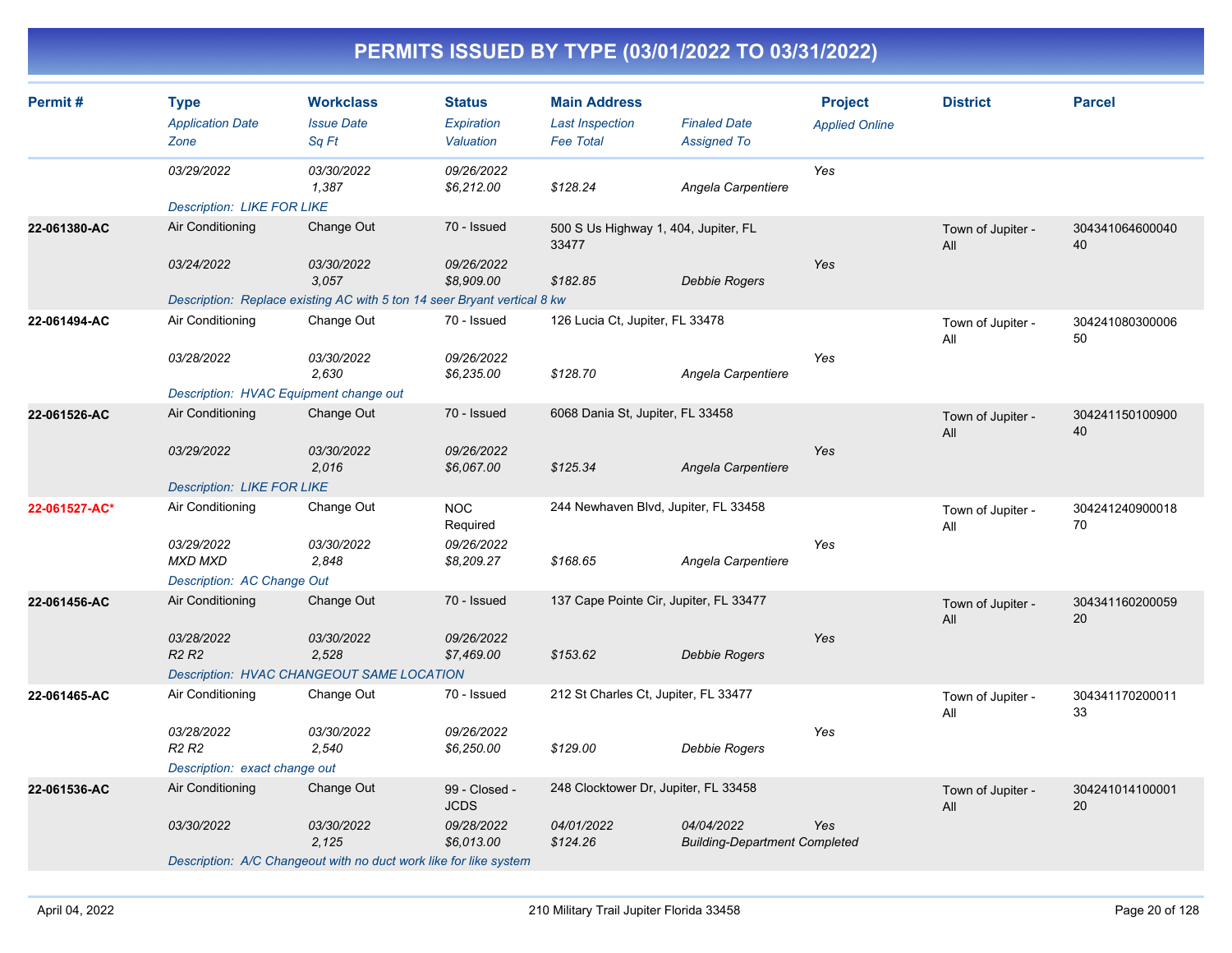# PERMITS ISSUED BY TYPE (03/01/2022 TO 03/31/2022)

| Permit # | Type<br>*Application Date*<br>*Zone* | Workclass<br>*Issue Date*<br>*Sq Ft* | Status<br>*Expiration*<br>*Valuation* | Main Address<br>*Last Inspection*<br>*Fee Total* | *Finaled Date*<br>*Assigned To* | Project<br>*Applied Online* | District | Parcel |
|---|---|---|---|---|---|---|---|---|
| | *03/29/2022* | *03/30/2022*<br>*1,387* | *09/26/2022*<br>*$6,212.00* | *$128.24* | *Angela Carpentiere* | *Yes* | | |
| | *Description: LIKE FOR LIKE* | | | | | | | |
| **22-061380-AC** | Air Conditioning<br>*03/24/2022* | Change Out<br>*03/30/2022*<br>*3,057* | 70 - Issued<br>*09/26/2022*<br>*$8,909.00* | 500 S Us Highway 1, 404, Jupiter, FL 33477<br>*$182.85* | *Debbie Rogers* | *Yes* | Town of Jupiter - All | 30434106460004040 |
| | *Description: Replace existing AC with 5 ton 14 seer Bryant vertical 8 kw* | | | | | | | |
| **22-061494-AC** | Air Conditioning<br>*03/28/2022* | Change Out<br>*03/30/2022*<br>*2,630* | 70 - Issued<br>*09/26/2022*<br>*$6,235.00* | 126 Lucia Ct, Jupiter, FL 33478<br>*$128.70* | *Angela Carpentiere* | *Yes* | Town of Jupiter - All | 30424108030000650 |
| | *Description: HVAC Equipment change out* | | | | | | | |
| **22-061526-AC** | Air Conditioning<br>*03/29/2022* | Change Out<br>*03/30/2022*<br>*2,016* | 70 - Issued<br>*09/26/2022*<br>*$6,067.00* | 6068 Dania St, Jupiter, FL 33458<br>*$125.34* | *Angela Carpentiere* | *Yes* | Town of Jupiter - All | 30424115010090040 |
| | *Description: LIKE FOR LIKE* | | | | | | | |
| **22-061527-AC*** | Air Conditioning<br>*03/29/2022*<br>*MXD MXD* | Change Out<br>*03/30/2022*<br>*2,848* | NOC Required<br>*09/26/2022*<br>*$8,209.27* | 244 Newhaven Blvd, Jupiter, FL 33458<br>*$168.65* | *Angela Carpentiere* | *Yes* | Town of Jupiter - All | 30424124090001870 |
| | *Description: AC Change Out* | | | | | | | |
| **22-061456-AC** | Air Conditioning<br>*03/28/2022*<br>*R2 R2* | Change Out<br>*03/30/2022*<br>*2,528* | 70 - Issued<br>*09/26/2022*<br>*$7,469.00* | 137 Cape Pointe Cir, Jupiter, FL 33477<br>*$153.62* | *Debbie Rogers* | *Yes* | Town of Jupiter - All | 30434116020005920 |
| | *Description: HVAC CHANGEOUT SAME LOCATION* | | | | | | | |
| **22-061465-AC** | Air Conditioning<br>*03/28/2022*<br>*R2 R2* | Change Out<br>*03/30/2022*<br>*2,540* | 70 - Issued<br>*09/26/2022*<br>*$6,250.00* | 212 St Charles Ct, Jupiter, FL 33477<br>*$129.00* | *Debbie Rogers* | *Yes* | Town of Jupiter - All | 30434117020001133 |
| | *Description: exact change out* | | | | | | | |
| **22-061536-AC** | Air Conditioning<br>*03/30/2022* | Change Out<br>*03/30/2022*<br>*2,125* | 99 - Closed - JCDS<br>*09/28/2022*<br>*$6,013.00* | 248 Clocktower Dr, Jupiter, FL 33458<br>*04/01/2022*<br>*$124.26* | *04/04/2022*<br>*Building-Department Completed* | *Yes* | Town of Jupiter - All | 30424101410000120 |
| | *Description: A/C Changeout with no duct work like for like system* | | | | | | | |

April 04, 2022 — 210 Military Trail Jupiter Florida 33458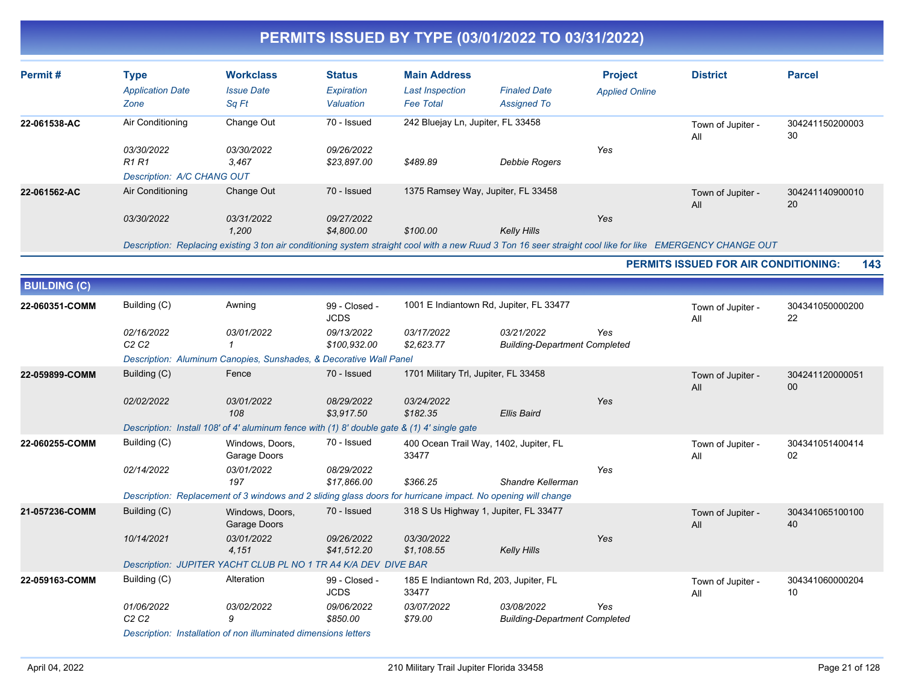# PERMITS ISSUED BY TYPE (03/01/2022 TO 03/31/2022)

| Permit # | Type / Application Date / Zone | Workclass / Issue Date / Sq Ft | Status / Expiration / Valuation | Main Address / Last Inspection / Fee Total | Finaled Date / Assigned To | Project / Applied Online | District | Parcel |
|---|---|---|---|---|---|---|---|---|
| 22-061538-AC | Air Conditioning | Change Out | 70 - Issued | 242 Bluejay Ln, Jupiter, FL 33458 | | | Town of Jupiter - All | 30424115020000330 |
| | 03/30/2022 | 03/30/2022 | 09/26/2022 | | | Yes | | |
| | R1 R1 | 3,467 | $23,897.00 | $489.89 | Debbie Rogers | | | |
| | Description: A/C CHANG OUT | | | | | | | |
| 22-061562-AC | Air Conditioning | Change Out | 70 - Issued | 1375 Ramsey Way, Jupiter, FL 33458 | | | Town of Jupiter - All | 30424114090001020 |
| | 03/30/2022 | 03/31/2022 | 09/27/2022 | | | Yes | | |
| | | 1,200 | $4,800.00 | $100.00 | Kelly Hills | | | |
| | Description: Replacing existing 3 ton air conditioning system straight cool with a new Ruud 3 Ton 16 seer straight cool like for like EMERGENCY CHANGE OUT | | | | | | | |

**PERMITS ISSUED FOR AIR CONDITIONING: 143**

## BUILDING (C)

| Permit # | Type / Application Date / Zone | Workclass / Issue Date / Sq Ft | Status / Expiration / Valuation | Main Address / Last Inspection / Fee Total | Finaled Date / Assigned To | Project / Applied Online | District | Parcel |
|---|---|---|---|---|---|---|---|---|
| 22-060351-COMM | Building (C) | Awning | 99 - Closed - JCDS | 1001 E Indiantown Rd, Jupiter, FL 33477 | | | Town of Jupiter - All | 30434105000020022 |
| | 02/16/2022 | 03/01/2022 | 09/13/2022 | 03/17/2022 | 03/21/2022 | Yes | | |
| | C2 C2 | 1 | $100,932.00 | $2,623.77 | Building-Department Completed | | | |
| | Description: Aluminum Canopies, Sunshades, & Decorative Wall Panel | | | | | | | |
| 22-059899-COMM | Building (C) | Fence | 70 - Issued | 1701 Military Trl, Jupiter, FL 33458 | | | Town of Jupiter - All | 30424112000005100 |
| | 02/02/2022 | 03/01/2022 | 08/29/2022 | 03/24/2022 | | Yes | | |
| | | 108 | $3,917.50 | $182.35 | Ellis Baird | | | |
| | Description: Install 108' of 4' aluminum fence with (1) 8' double gate & (1) 4' single gate | | | | | | | |
| 22-060255-COMM | Building (C) | Windows, Doors, Garage Doors | 70 - Issued | 400 Ocean Trail Way, 1402, Jupiter, FL 33477 | | | Town of Jupiter - All | 30434105140041402 |
| | 02/14/2022 | 03/01/2022 | 08/29/2022 | | | Yes | | |
| | | 197 | $17,866.00 | $366.25 | Shandre Kellerman | | | |
| | Description: Replacement of 3 windows and 2 sliding glass doors for hurricane impact. No opening will change | | | | | | | |
| 21-057236-COMM | Building (C) | Windows, Doors, Garage Doors | 70 - Issued | 318 S Us Highway 1, Jupiter, FL 33477 | | | Town of Jupiter - All | 30434106510010040 |
| | 10/14/2021 | 03/01/2022 | 09/26/2022 | 03/30/2022 | | Yes | | |
| | | 4,151 | $41,512.20 | $1,108.55 | Kelly Hills | | | |
| | Description: JUPITER YACHT CLUB PL NO 1 TR A4 K/A DEV DIVE BAR | | | | | | | |
| 22-059163-COMM | Building (C) | Alteration | 99 - Closed - JCDS | 185 E Indiantown Rd, 203, Jupiter, FL 33477 | | | Town of Jupiter - All | 30434106000020410 |
| | 01/06/2022 | 03/02/2022 | 09/06/2022 | 03/07/2022 | 03/08/2022 | Yes | | |
| | C2 C2 | 9 | $850.00 | $79.00 | Building-Department Completed | | | |
| | Description: Installation of non illuminated dimensions letters | | | | | | | |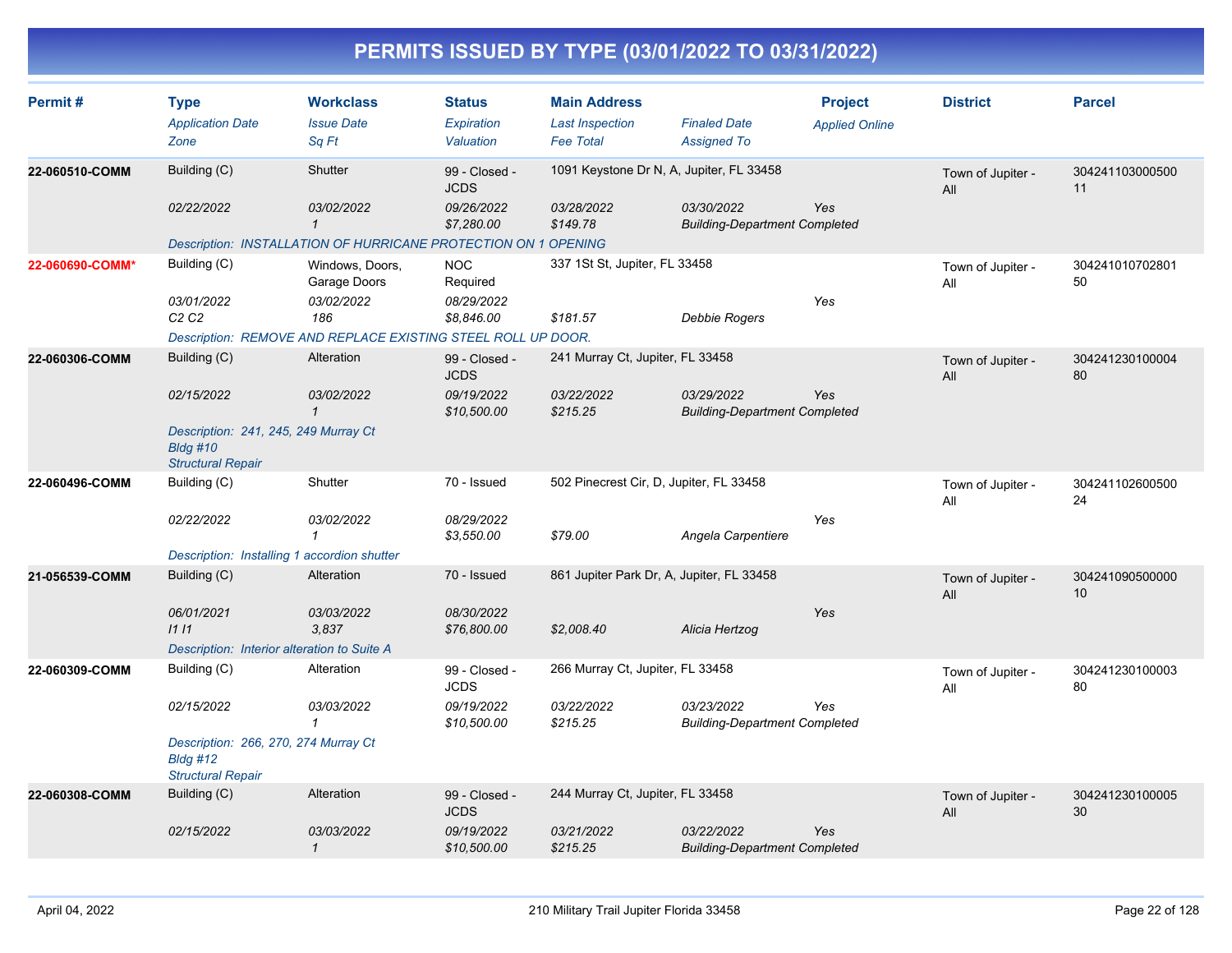# PERMITS ISSUED BY TYPE (03/01/2022 TO 03/31/2022)

| Permit # | Type<br>*Application Date*<br>*Zone* | Workclass<br>*Issue Date*<br>*Sq Ft* | Status<br>*Expiration*<br>*Valuation* | Main Address<br>*Last Inspection*<br>*Fee Total* | *Finaled Date*<br>*Assigned To* | Project<br>*Applied Online* | District | Parcel |
|---|---|---|---|---|---|---|---|---|
| **22-060510-COMM** | Building (C)<br>*02/22/2022* | Shutter<br>*03/02/2022*<br>*1* | 99 - Closed - JCDS<br>*09/26/2022*<br>*$7,280.00* | 1091 Keystone Dr N, A, Jupiter, FL 33458<br>*03/28/2022*<br>*$149.78* | *03/30/2022*<br>*Building-Department Completed* | *Yes* | Town of Jupiter - All | 30424110300050011 |
| | *Description: INSTALLATION OF HURRICANE PROTECTION ON 1 OPENING* | | | | | | | |
| **22-060690-COMM*** | Building (C)<br>*03/01/2022*<br>*C2 C2* | Windows, Doors, Garage Doors<br>*03/02/2022*<br>*186* | NOC Required<br>*08/29/2022*<br>*$8,846.00* | 337 1St St, Jupiter, FL 33458<br><br>*$181.57* | *Debbie Rogers* | *Yes* | Town of Jupiter - All | 30424101070280150 |
| | *Description: REMOVE AND REPLACE EXISTING STEEL ROLL UP DOOR.* | | | | | | | |
| **22-060306-COMM** | Building (C)<br>*02/15/2022* | Alteration<br>*03/02/2022*<br>*1* | 99 - Closed - JCDS<br>*09/19/2022*<br>*$10,500.00* | 241 Murray Ct, Jupiter, FL 33458<br>*03/22/2022*<br>*$215.25* | *03/29/2022*<br>*Building-Department Completed* | *Yes* | Town of Jupiter - All | 30424123010000480 |
| | *Description: 241, 245, 249 Murray Ct*<br>*Bldg #10*<br>*Structural Repair* | | | | | | | |
| **22-060496-COMM** | Building (C)<br>*02/22/2022* | Shutter<br>*03/02/2022*<br>*1* | 70 - Issued<br>*08/29/2022*<br>*$3,550.00* | 502 Pinecrest Cir, D, Jupiter, FL 33458<br><br>*$79.00* | *Angela Carpentiere* | *Yes* | Town of Jupiter - All | 30424110260050024 |
| | *Description: Installing 1 accordion shutter* | | | | | | | |
| **21-056539-COMM** | Building (C)<br>*06/01/2021*<br>*I1 I1* | Alteration<br>*03/03/2022*<br>*3,837* | 70 - Issued<br>*08/30/2022*<br>*$76,800.00* | 861 Jupiter Park Dr, A, Jupiter, FL 33458<br><br>*$2,008.40* | *Alicia Hertzog* | *Yes* | Town of Jupiter - All | 30424109050000010 |
| | *Description: Interior alteration to Suite A* | | | | | | | |
| **22-060309-COMM** | Building (C)<br>*02/15/2022* | Alteration<br>*03/03/2022*<br>*1* | 99 - Closed - JCDS<br>*09/19/2022*<br>*$10,500.00* | 266 Murray Ct, Jupiter, FL 33458<br>*03/22/2022*<br>*$215.25* | *03/23/2022*<br>*Building-Department Completed* | *Yes* | Town of Jupiter - All | 30424123010000380 |
| | *Description: 266, 270, 274 Murray Ct*<br>*Bldg #12*<br>*Structural Repair* | | | | | | | |
| **22-060308-COMM** | Building (C)<br>*02/15/2022* | Alteration<br>*03/03/2022*<br>*1* | 99 - Closed - JCDS<br>*09/19/2022*<br>*$10,500.00* | 244 Murray Ct, Jupiter, FL 33458<br>*03/21/2022*<br>*$215.25* | *03/22/2022*<br>*Building-Department Completed* | *Yes* | Town of Jupiter - All | 30424123010000530 |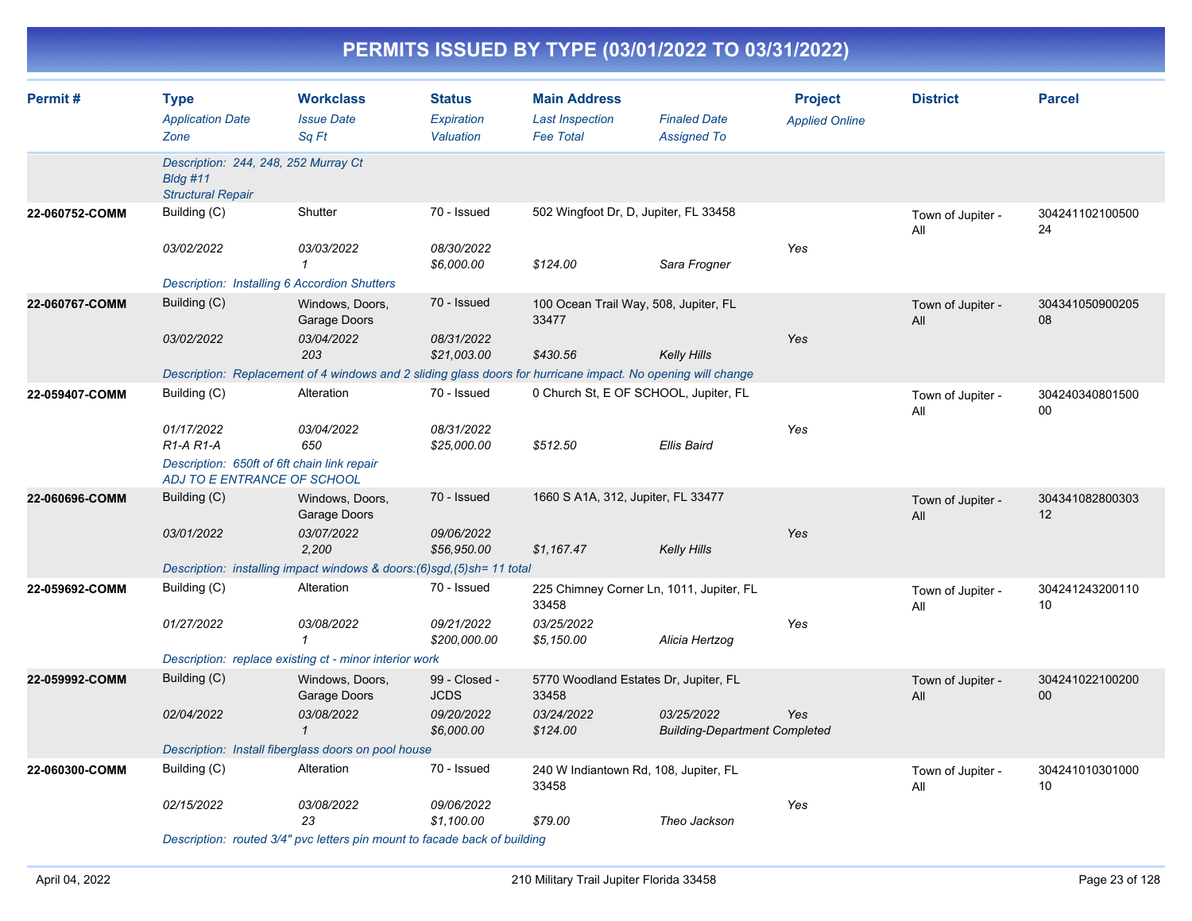# PERMITS ISSUED BY TYPE (03/01/2022 TO 03/31/2022)

| Permit # | Type<br>*Application Date*<br>*Zone* | Workclass<br>*Issue Date*<br>*Sq Ft* | Status<br>*Expiration*<br>*Valuation* | Main Address<br>*Last Inspection*<br>*Fee Total* | *Finaled Date*<br>*Assigned To* | Project<br>*Applied Online* | District | Parcel |
|---|---|---|---|---|---|---|---|---|
| | *Description: 244, 248, 252 Murray Ct Bldg #11 Structural Repair* | | | | | | | |
| **22-060752-COMM** | Building (C)<br>*03/02/2022* | Shutter<br>*03/03/2022*<br>*1* | 70 - Issued<br>*08/30/2022*<br>*$6,000.00* | 502 Wingfoot Dr, D, Jupiter, FL 33458<br><br>*$124.00* | <br><br>*Sara Frogner* | <br>*Yes* | Town of Jupiter - All | 30424110210050024 |
| | *Description: Installing 6 Accordion Shutters* | | | | | | | |
| **22-060767-COMM** | Building (C)<br>*03/02/2022* | Windows, Doors, Garage Doors<br>*03/04/2022*<br>*203* | 70 - Issued<br>*08/31/2022*<br>*$21,003.00* | 100 Ocean Trail Way, 508, Jupiter, FL 33477<br><br>*$430.56* | <br><br>*Kelly Hills* | <br>*Yes* | Town of Jupiter - All | 30434105090020508 |
| | *Description: Replacement of 4 windows and 2 sliding glass doors for hurricane impact. No opening will change* | | | | | | | |
| **22-059407-COMM** | Building (C)<br>*01/17/2022*<br>*R1-A R1-A* | Alteration<br>*03/04/2022*<br>*650* | 70 - Issued<br>*08/31/2022*<br>*$25,000.00* | 0 Church St, E OF SCHOOL, Jupiter, FL<br><br>*$512.50* | <br><br>*Ellis Baird* | <br>*Yes* | Town of Jupiter - All | 30424034080150000 |
| | *Description: 650ft of 6ft chain link repair ADJ TO E ENTRANCE OF SCHOOL* | | | | | | | |
| **22-060696-COMM** | Building (C)<br>*03/01/2022* | Windows, Doors, Garage Doors<br>*03/07/2022*<br>*2,200* | 70 - Issued<br>*09/06/2022*<br>*$56,950.00* | 1660 S A1A, 312, Jupiter, FL 33477<br><br>*$1,167.47* | <br><br>*Kelly Hills* | <br>*Yes* | Town of Jupiter - All | 30434108280030312 |
| | *Description: installing impact windows & doors:(6)sgd,(5)sh= 11 total* | | | | | | | |
| **22-059692-COMM** | Building (C)<br>*01/27/2022* | Alteration<br>*03/08/2022*<br>*1* | 70 - Issued<br>*09/21/2022*<br>*$200,000.00* | 225 Chimney Corner Ln, 1011, Jupiter, FL 33458<br>*03/25/2022*<br>*$5,150.00* | <br><br>*Alicia Hertzog* | <br>*Yes* | Town of Jupiter - All | 30424124320011010 |
| | *Description: replace existing ct - minor interior work* | | | | | | | |
| **22-059992-COMM** | Building (C)<br>*02/04/2022* | Windows, Doors, Garage Doors<br>*03/08/2022*<br>*1* | 99 - Closed - JCDS<br>*09/20/2022*<br>*$6,000.00* | 5770 Woodland Estates Dr, Jupiter, FL 33458<br>*03/24/2022*<br>*$124.00* | <br>*03/25/2022*<br>*Building-Department Completed* | <br>*Yes* | Town of Jupiter - All | 30424102210020000 |
| | *Description: Install fiberglass doors on pool house* | | | | | | | |
| **22-060300-COMM** | Building (C)<br>*02/15/2022* | Alteration<br>*03/08/2022*<br>*23* | 70 - Issued<br>*09/06/2022*<br>*$1,100.00* | 240 W Indiantown Rd, 108, Jupiter, FL 33458<br><br>*$79.00* | <br><br>*Theo Jackson* | <br>*Yes* | Town of Jupiter - All | 30424101030100010 |
| | *Description: routed 3/4" pvc letters pin mount to facade back of building* | | | | | | | |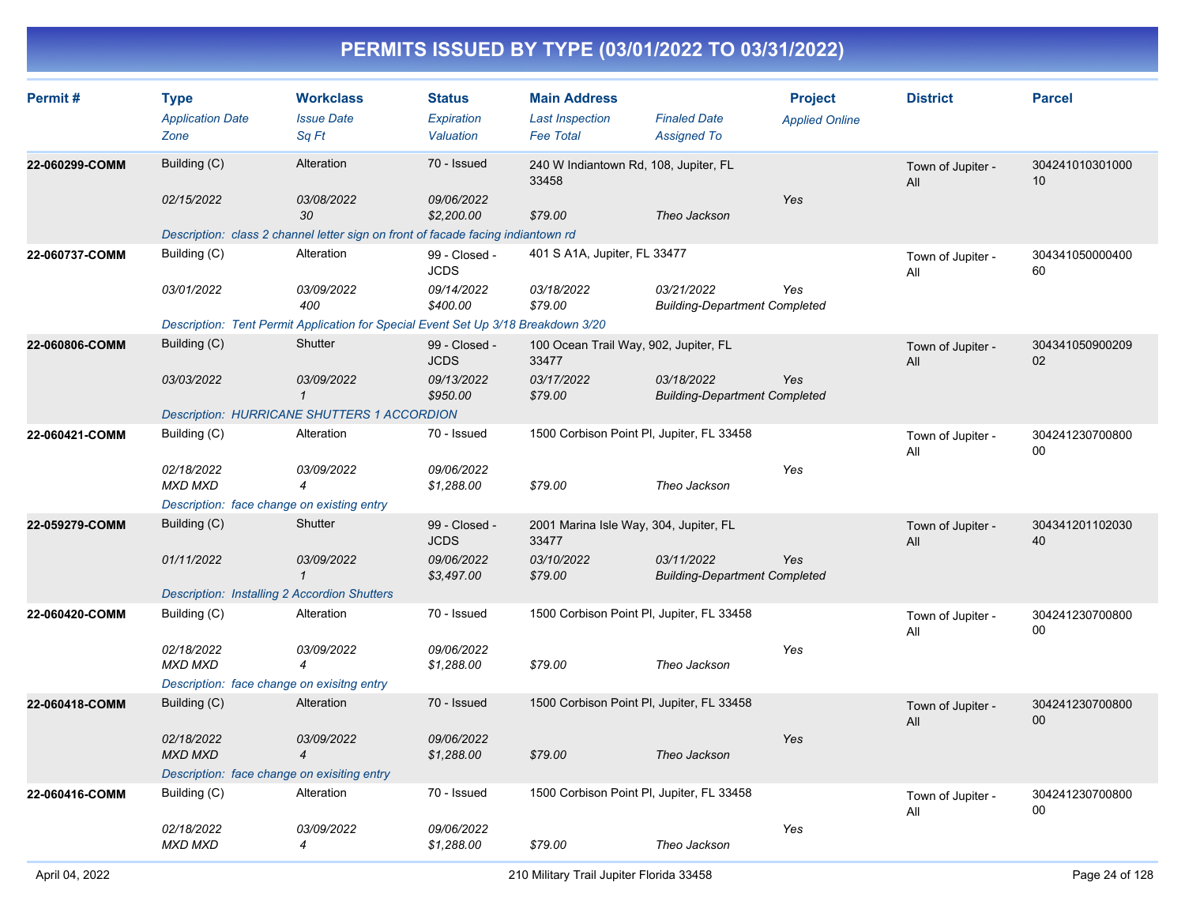# PERMITS ISSUED BY TYPE (03/01/2022 TO 03/31/2022)

| Permit # | Type<br>*Application Date*<br>*Zone* | Workclass<br>*Issue Date*<br>*Sq Ft* | Status<br>*Expiration*<br>*Valuation* | Main Address<br>*Last Inspection*<br>*Fee Total* | *Finaled Date*<br>*Assigned To* | Project<br>*Applied Online* | District | Parcel |
|---|---|---|---|---|---|---|---|---|
| **22-060299-COMM** | Building (C)<br>*02/15/2022* | Alteration<br>*03/08/2022*<br>*30* | 70 - Issued<br>*09/06/2022*<br>*$2,200.00* | 240 W Indiantown Rd, 108, Jupiter, FL 33458<br><br>*$79.00* | <br>*Theo Jackson* | <br>*Yes* | Town of Jupiter - All | 30424101030100010 |
| | *Description: class 2 channel letter sign on front of facade facing indiantown rd* | | | | | | | |
| **22-060737-COMM** | Building (C)<br>*03/01/2022* | Alteration<br>*03/09/2022*<br>*400* | 99 - Closed - JCDS<br>*09/14/2022*<br>*$400.00* | 401 S A1A, Jupiter, FL 33477<br>*03/18/2022*<br>*$79.00* | *03/21/2022*<br>*Building-Department Completed* | <br>*Yes* | Town of Jupiter - All | 30434105000040060 |
| | *Description: Tent Permit Application for Special Event Set Up 3/18 Breakdown 3/20* | | | | | | | |
| **22-060806-COMM** | Building (C)<br>*03/03/2022* | Shutter<br>*03/09/2022*<br>*1* | 99 - Closed - JCDS<br>*09/13/2022*<br>*$950.00* | 100 Ocean Trail Way, 902, Jupiter, FL 33477<br>*03/17/2022*<br>*$79.00* | *03/18/2022*<br>*Building-Department Completed* | <br>*Yes* | Town of Jupiter - All | 30434105090020902 |
| | *Description: HURRICANE SHUTTERS 1 ACCORDION* | | | | | | | |
| **22-060421-COMM** | Building (C)<br>*02/18/2022*<br>*MXD MXD* | Alteration<br>*03/09/2022*<br>*4* | 70 - Issued<br>*09/06/2022*<br>*$1,288.00* | 1500 Corbison Point Pl, Jupiter, FL 33458<br><br>*$79.00* | <br>*Theo Jackson* | <br>*Yes* | Town of Jupiter - All | 30424123070080000 |
| | *Description: face change on existing entry* | | | | | | | |
| **22-059279-COMM** | Building (C)<br>*01/11/2022* | Shutter<br>*03/09/2022*<br>*1* | 99 - Closed - JCDS<br>*09/06/2022*<br>*$3,497.00* | 2001 Marina Isle Way, 304, Jupiter, FL 33477<br>*03/10/2022*<br>*$79.00* | *03/11/2022*<br>*Building-Department Completed* | <br>*Yes* | Town of Jupiter - All | 30434120110203040 |
| | *Description: Installing 2 Accordion Shutters* | | | | | | | |
| **22-060420-COMM** | Building (C)<br>*02/18/2022*<br>*MXD MXD* | Alteration<br>*03/09/2022*<br>*4* | 70 - Issued<br>*09/06/2022*<br>*$1,288.00* | 1500 Corbison Point Pl, Jupiter, FL 33458<br><br>*$79.00* | <br>*Theo Jackson* | <br>*Yes* | Town of Jupiter - All | 30424123070080000 |
| | *Description: face change on exisitng entry* | | | | | | | |
| **22-060418-COMM** | Building (C)<br>*02/18/2022*<br>*MXD MXD* | Alteration<br>*03/09/2022*<br>*4* | 70 - Issued<br>*09/06/2022*<br>*$1,288.00* | 1500 Corbison Point Pl, Jupiter, FL 33458<br><br>*$79.00* | <br>*Theo Jackson* | <br>*Yes* | Town of Jupiter - All | 30424123070080000 |
| | *Description: face change on exisiting entry* | | | | | | | |
| **22-060416-COMM** | Building (C)<br>*02/18/2022*<br>*MXD MXD* | Alteration<br>*03/09/2022*<br>*4* | 70 - Issued<br>*09/06/2022*<br>*$1,288.00* | 1500 Corbison Point Pl, Jupiter, FL 33458<br><br>*$79.00* | <br>*Theo Jackson* | <br>*Yes* | Town of Jupiter - All | 30424123070080000 |

April 04, 2022 — 210 Military Trail Jupiter Florida 33458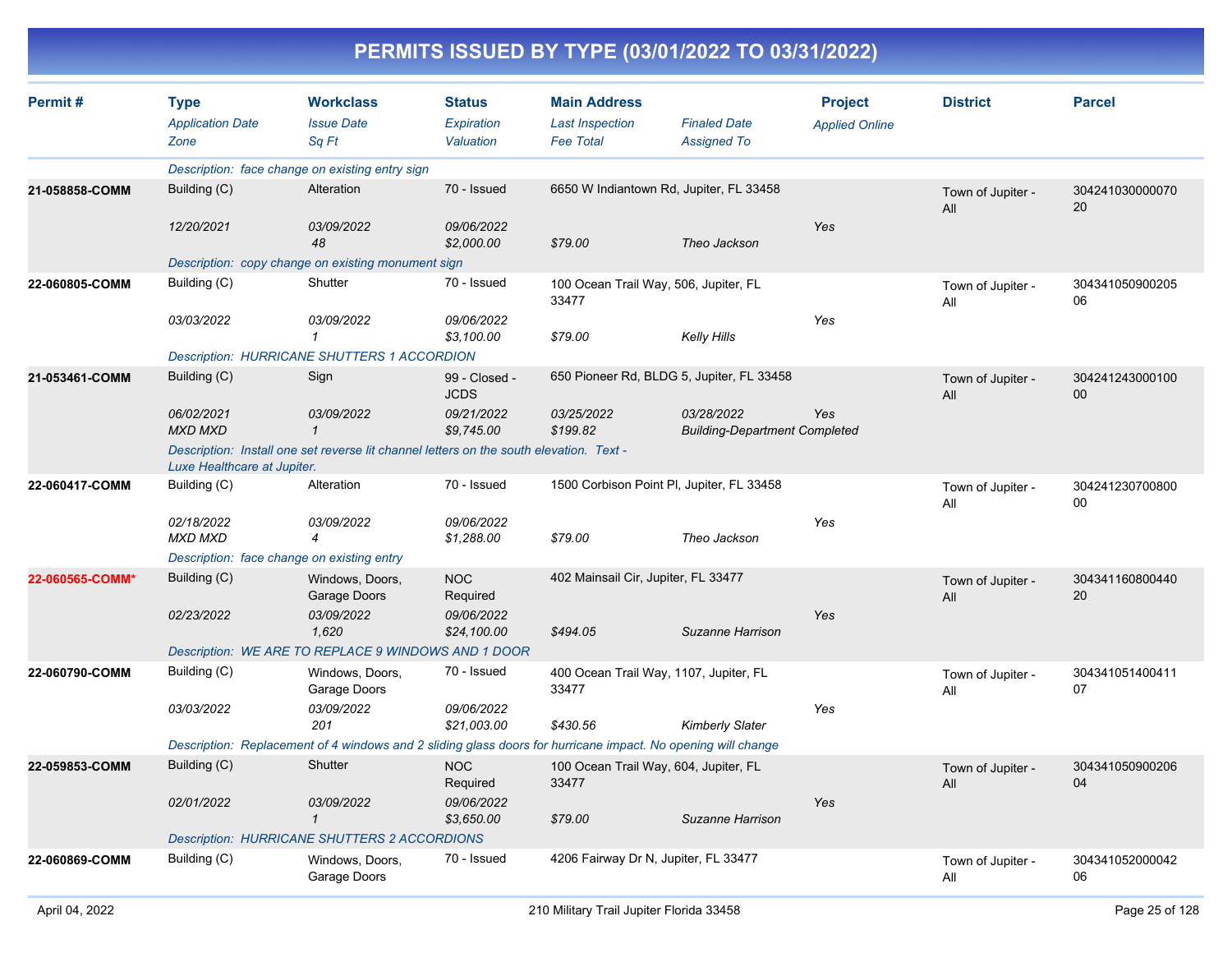# PERMITS ISSUED BY TYPE (03/01/2022 TO 03/31/2022)

| Permit # | Type<br>*Application Date*<br>*Zone* | Workclass<br>*Issue Date*<br>*Sq Ft* | Status<br>*Expiration*<br>*Valuation* | Main Address<br>*Last Inspection*<br>*Fee Total* | *Finaled Date*<br>*Assigned To* | Project<br>*Applied Online* | District | Parcel |
|---|---|---|---|---|---|---|---|---|
| | *Description: face change on existing entry sign* | | | | | | | |
| **21-058858-COMM** | Building (C)<br>*12/20/2021* | Alteration<br>*03/09/2022*<br>*48* | 70 - Issued<br>*09/06/2022*<br>*$2,000.00* | 6650 W Indiantown Rd, Jupiter, FL 33458<br><br>*$79.00* | <br><br>*Theo Jackson* | <br>*Yes* | Town of Jupiter - All | 30424103000007020 |
| | *Description: copy change on existing monument sign* | | | | | | | |
| **22-060805-COMM** | Building (C)<br>*03/03/2022* | Shutter<br>*03/09/2022*<br>*1* | 70 - Issued<br>*09/06/2022*<br>*$3,100.00* | 100 Ocean Trail Way, 506, Jupiter, FL 33477<br><br>*$79.00* | <br><br>*Kelly Hills* | <br>*Yes* | Town of Jupiter - All | 30434105090020506 |
| | *Description: HURRICANE SHUTTERS 1 ACCORDION* | | | | | | | |
| **21-053461-COMM** | Building (C)<br>*06/02/2021*<br>*MXD MXD* | Sign<br>*03/09/2022*<br>*1* | 99 - Closed - JCDS<br>*09/21/2022*<br>*$9,745.00* | 650 Pioneer Rd, BLDG 5, Jupiter, FL 33458<br>*03/25/2022*<br>*$199.82* | <br>*03/28/2022*<br>*Building-Department Completed* | <br>*Yes* | Town of Jupiter - All | 30424124300010000 |
| | *Description: Install one set reverse lit channel letters on the south elevation. Text - Luxe Healthcare at Jupiter.* | | | | | | | |
| **22-060417-COMM** | Building (C)<br>*02/18/2022*<br>*MXD MXD* | Alteration<br>*03/09/2022*<br>*4* | 70 - Issued<br>*09/06/2022*<br>*$1,288.00* | 1500 Corbison Point Pl, Jupiter, FL 33458<br><br>*$79.00* | <br><br>*Theo Jackson* | <br>*Yes* | Town of Jupiter - All | 30424123070080000 |
| | *Description: face change on existing entry* | | | | | | | |
| **22-060565-COMM*** | Building (C)<br>*02/23/2022* | Windows, Doors, Garage Doors<br>*03/09/2022*<br>*1,620* | NOC Required<br>*09/06/2022*<br>*$24,100.00* | 402 Mainsail Cir, Jupiter, FL 33477<br><br>*$494.05* | <br><br>*Suzanne Harrison* | <br>*Yes* | Town of Jupiter - All | 30434116080044020 |
| | *Description: WE ARE TO REPLACE 9 WINDOWS AND 1 DOOR* | | | | | | | |
| **22-060790-COMM** | Building (C)<br>*03/03/2022* | Windows, Doors, Garage Doors<br>*03/09/2022*<br>*201* | 70 - Issued<br>*09/06/2022*<br>*$21,003.00* | 400 Ocean Trail Way, 1107, Jupiter, FL 33477<br><br>*$430.56* | <br><br>*Kimberly Slater* | <br>*Yes* | Town of Jupiter - All | 30434105140041107 |
| | *Description: Replacement of 4 windows and 2 sliding glass doors for hurricane impact. No opening will change* | | | | | | | |
| **22-059853-COMM** | Building (C)<br>*02/01/2022* | Shutter<br>*03/09/2022*<br>*1* | NOC Required<br>*09/06/2022*<br>*$3,650.00* | 100 Ocean Trail Way, 604, Jupiter, FL 33477<br><br>*$79.00* | <br><br>*Suzanne Harrison* | <br>*Yes* | Town of Jupiter - All | 30434105090020604 |
| | *Description: HURRICANE SHUTTERS 2 ACCORDIONS* | | | | | | | |
| **22-060869-COMM** | Building (C) | Windows, Doors, Garage Doors | 70 - Issued | 4206 Fairway Dr N, Jupiter, FL 33477 | | | Town of Jupiter - All | 30434105200004206 |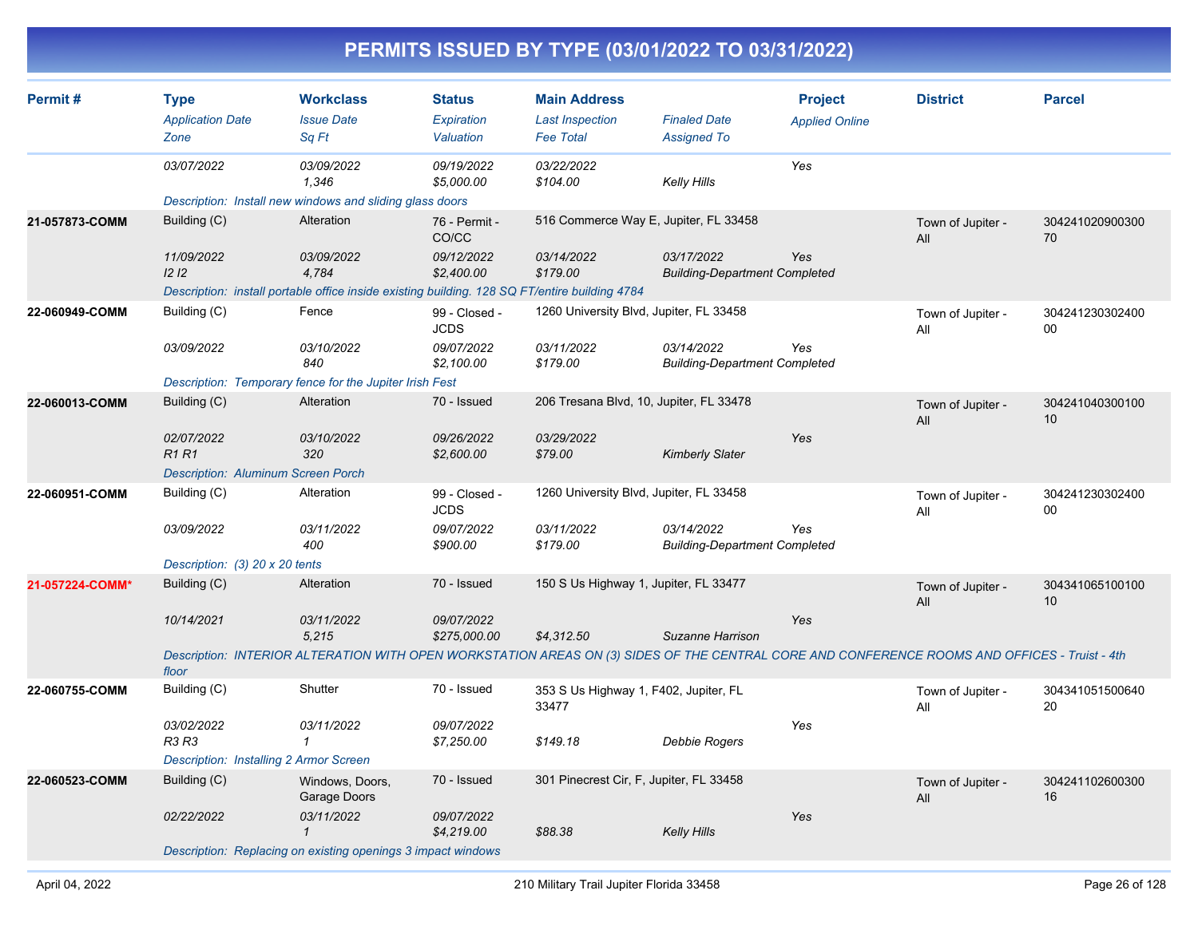# PERMITS ISSUED BY TYPE (03/01/2022 TO 03/31/2022)

| Permit # | Type / Application Date / Zone | Workclass / Issue Date / Sq Ft | Status / Expiration / Valuation | Main Address / Last Inspection / Fee Total | Finaled Date / Assigned To | Project / Applied Online | District | Parcel |
|---|---|---|---|---|---|---|---|---|
| | 03/07/2022 | 03/09/2022<br>1,346 | 09/19/2022<br>$5,000.00 | 03/22/2022<br>$104.00 | Kelly Hills | Yes | | |
| | Description: Install new windows and sliding glass doors | | | | | | | |
| 21-057873-COMM | Building (C)<br>11/09/2022<br>I2 I2 | Alteration<br>03/09/2022<br>4,784 | 76 - Permit - CO/CC<br>09/12/2022<br>$2,400.00 | 516 Commerce Way E, Jupiter, FL 33458<br>03/14/2022<br>$179.00 | 03/17/2022<br>Building-Department Completed | Yes | Town of Jupiter - All | 30424102090030070 |
| | Description: install portable office inside existing building. 128 SQ FT/entire building 4784 | | | | | | | |
| 22-060949-COMM | Building (C)<br>03/09/2022 | Fence<br>03/10/2022<br>840 | 99 - Closed - JCDS<br>09/07/2022<br>$2,100.00 | 1260 University Blvd, Jupiter, FL 33458<br>03/11/2022<br>$179.00 | 03/14/2022<br>Building-Department Completed | Yes | Town of Jupiter - All | 30424123030240000 |
| | Description: Temporary fence for the Jupiter Irish Fest | | | | | | | |
| 22-060013-COMM | Building (C)<br>02/07/2022<br>R1 R1 | Alteration<br>03/10/2022<br>320 | 70 - Issued<br>09/26/2022<br>$2,600.00 | 206 Tresana Blvd, 10, Jupiter, FL 33478<br>03/29/2022<br>$79.00 | Kimberly Slater | Yes | Town of Jupiter - All | 30424104030010010 |
| | Description: Aluminum Screen Porch | | | | | | | |
| 22-060951-COMM | Building (C)<br>03/09/2022 | Alteration<br>03/11/2022<br>400 | 99 - Closed - JCDS<br>09/07/2022<br>$900.00 | 1260 University Blvd, Jupiter, FL 33458<br>03/11/2022<br>$179.00 | 03/14/2022<br>Building-Department Completed | Yes | Town of Jupiter - All | 30424123030240000 |
| | Description: (3) 20 x 20 tents | | | | | | | |
| 21-057224-COMM* | Building (C)<br>10/14/2021 | Alteration<br>03/11/2022<br>5,215 | 70 - Issued<br>09/07/2022<br>$275,000.00 | 150 S Us Highway 1, Jupiter, FL 33477<br>$4,312.50 | Suzanne Harrison | Yes | Town of Jupiter - All | 30434106510010010 |
| | Description: INTERIOR ALTERATION WITH OPEN WORKSTATION AREAS ON (3) SIDES OF THE CENTRAL CORE AND CONFERENCE ROOMS AND OFFICES - Truist - 4th floor | | | | | | | |
| 22-060755-COMM | Building (C)<br>03/02/2022<br>R3 R3 | Shutter<br>03/11/2022<br>1 | 70 - Issued<br>09/07/2022<br>$7,250.00 | 353 S Us Highway 1, F402, Jupiter, FL 33477<br>$149.18 | Debbie Rogers | Yes | Town of Jupiter - All | 30434105150064020 |
| | Description: Installing 2 Armor Screen | | | | | | | |
| 22-060523-COMM | Building (C)<br>02/22/2022 | Windows, Doors, Garage Doors<br>03/11/2022<br>1 | 70 - Issued<br>09/07/2022<br>$4,219.00 | 301 Pinecrest Cir, F, Jupiter, FL 33458<br>$88.38 | Kelly Hills | Yes | Town of Jupiter - All | 30424110260030016 |
| | Description: Replacing on existing openings 3 impact windows | | | | | | | |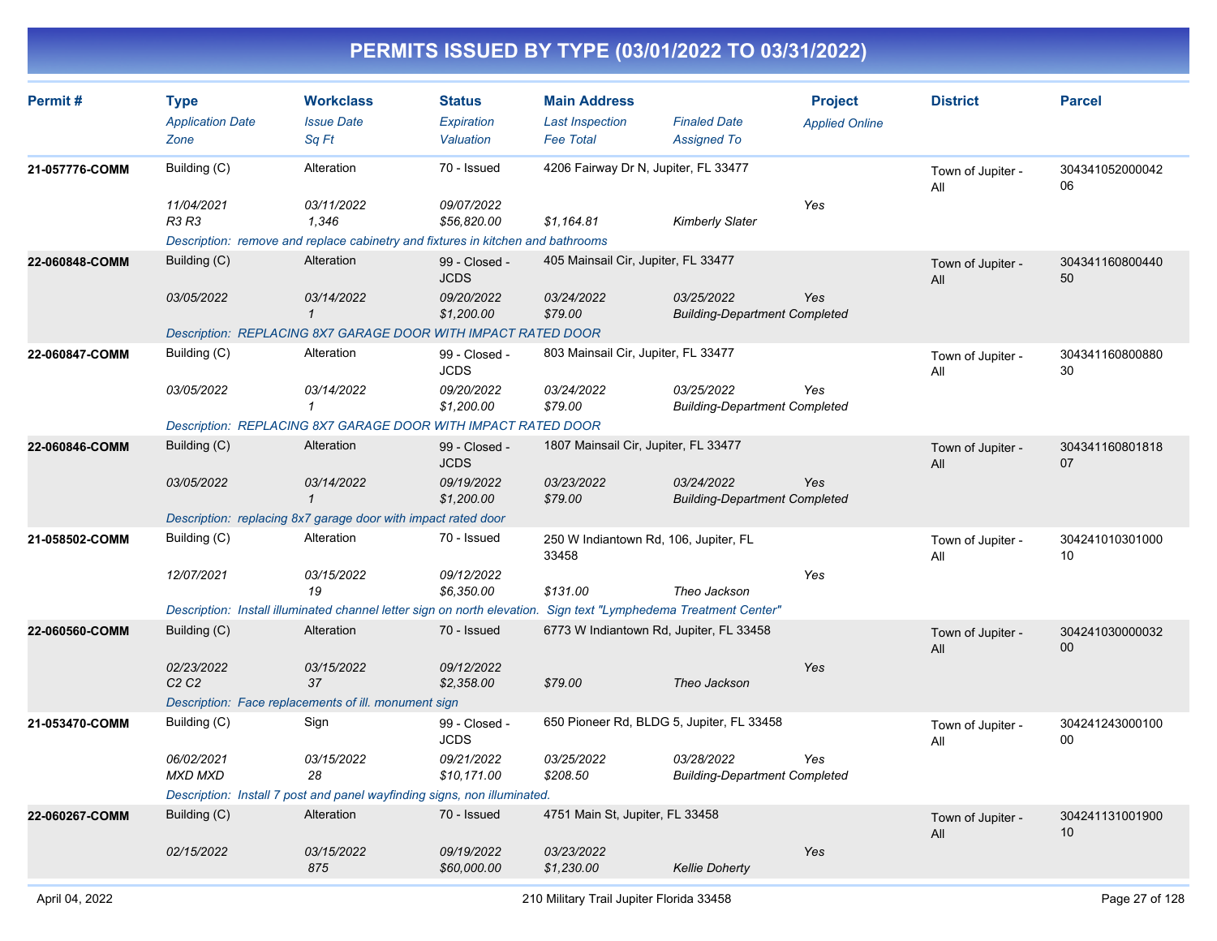# PERMITS ISSUED BY TYPE (03/01/2022 TO 03/31/2022)

| Permit # | Type / Application Date / Zone | Workclass / Issue Date / Sq Ft | Status / Expiration / Valuation | Main Address / Last Inspection / Fee Total | Finaled Date / Assigned To | Project / Applied Online | District | Parcel |
|---|---|---|---|---|---|---|---|---|
| 21-057776-COMM | Building (C) | Alteration | 70 - Issued | 4206 Fairway Dr N, Jupiter, FL 33477 | | | Town of Jupiter - All | 30434105200004206 |
| | 11/04/2021 | 03/11/2022 | 09/07/2022 | | | Yes | | |
| | R3 R3 | 1,346 | $56,820.00 | $1,164.81 | Kimberly Slater | | | |
| | Description: remove and replace cabinetry and fixtures in kitchen and bathrooms | | | | | | | |
| 22-060848-COMM | Building (C) | Alteration | 99 - Closed - JCDS | 405 Mainsail Cir, Jupiter, FL 33477 | | | Town of Jupiter - All | 30434116080044050 |
| | 03/05/2022 | 03/14/2022 | 09/20/2022 | 03/24/2022 | 03/25/2022 | Yes | | |
| | | 1 | $1,200.00 | $79.00 | Building-Department Completed | | | |
| | Description: REPLACING 8X7 GARAGE DOOR WITH IMPACT RATED DOOR | | | | | | | |
| 22-060847-COMM | Building (C) | Alteration | 99 - Closed - JCDS | 803 Mainsail Cir, Jupiter, FL 33477 | | | Town of Jupiter - All | 30434116080088030 |
| | 03/05/2022 | 03/14/2022 | 09/20/2022 | 03/24/2022 | 03/25/2022 | Yes | | |
| | | 1 | $1,200.00 | $79.00 | Building-Department Completed | | | |
| | Description: REPLACING 8X7 GARAGE DOOR WITH IMPACT RATED DOOR | | | | | | | |
| 22-060846-COMM | Building (C) | Alteration | 99 - Closed - JCDS | 1807 Mainsail Cir, Jupiter, FL 33477 | | | Town of Jupiter - All | 30434116080181807 |
| | 03/05/2022 | 03/14/2022 | 09/19/2022 | 03/23/2022 | 03/24/2022 | Yes | | |
| | | 1 | $1,200.00 | $79.00 | Building-Department Completed | | | |
| | Description: replacing 8x7 garage door with impact rated door | | | | | | | |
| 21-058502-COMM | Building (C) | Alteration | 70 - Issued | 250 W Indiantown Rd, 106, Jupiter, FL 33458 | | | Town of Jupiter - All | 30424101030100010 |
| | 12/07/2021 | 03/15/2022 | 09/12/2022 | | | Yes | | |
| | | 19 | $6,350.00 | $131.00 | Theo Jackson | | | |
| | Description: Install illuminated channel letter sign on north elevation. Sign text "Lymphedema Treatment Center" | | | | | | | |
| 22-060560-COMM | Building (C) | Alteration | 70 - Issued | 6773 W Indiantown Rd, Jupiter, FL 33458 | | | Town of Jupiter - All | 30424103000003200 |
| | 02/23/2022 | 03/15/2022 | 09/12/2022 | | | Yes | | |
| | C2 C2 | 37 | $2,358.00 | $79.00 | Theo Jackson | | | |
| | Description: Face replacements of ill. monument sign | | | | | | | |
| 21-053470-COMM | Building (C) | Sign | 99 - Closed - JCDS | 650 Pioneer Rd, BLDG 5, Jupiter, FL 33458 | | | Town of Jupiter - All | 30424124300010000 |
| | 06/02/2021 | 03/15/2022 | 09/21/2022 | 03/25/2022 | 03/28/2022 | Yes | | |
| | MXD MXD | 28 | $10,171.00 | $208.50 | Building-Department Completed | | | |
| | Description: Install 7 post and panel wayfinding signs, non illuminated. | | | | | | | |
| 22-060267-COMM | Building (C) | Alteration | 70 - Issued | 4751 Main St, Jupiter, FL 33458 | | | Town of Jupiter - All | 30424113100190010 |
| | 02/15/2022 | 03/15/2022 | 09/19/2022 | 03/23/2022 | | Yes | | |
| | | 875 | $60,000.00 | $1,230.00 | Kellie Doherty | | | |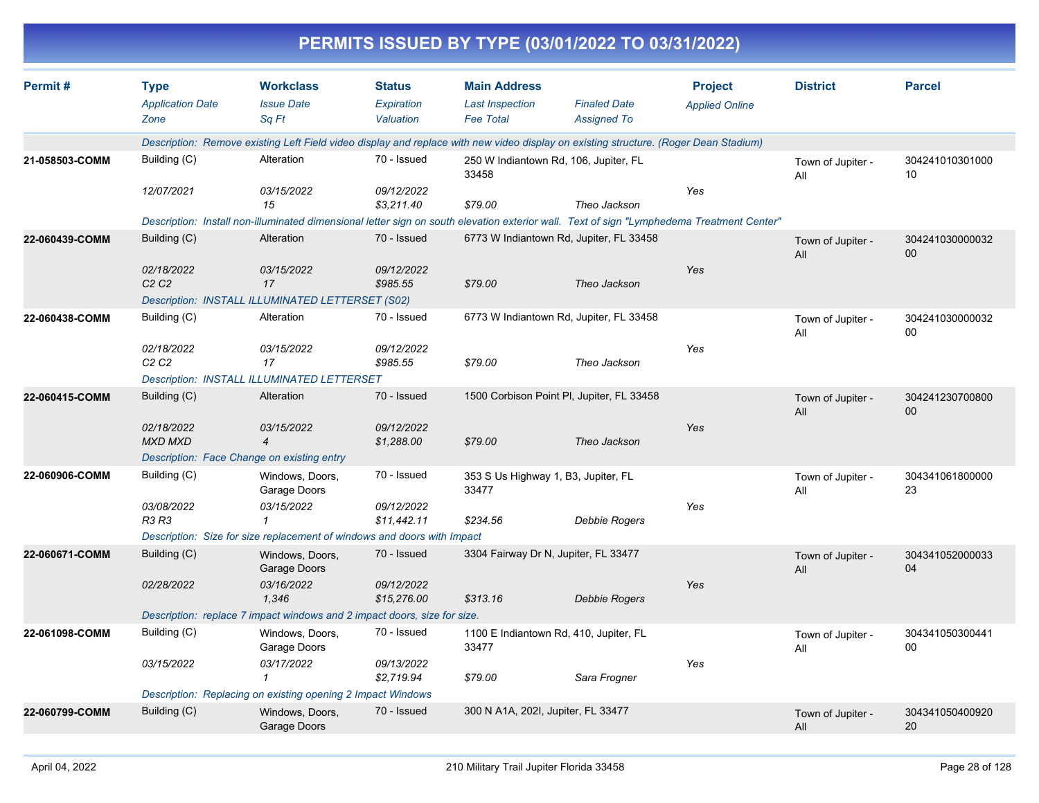# PERMITS ISSUED BY TYPE (03/01/2022 TO 03/31/2022)

| Permit # | Type / Application Date / Zone | Workclass / Issue Date / Sq Ft | Status / Expiration / Valuation | Main Address / Last Inspection / Fee Total | Finaled Date / Assigned To | Project / Applied Online | District | Parcel |
|---|---|---|---|---|---|---|---|---|
| | *Description: Remove existing Left Field video display and replace with new video display on existing structure. (Roger Dean Stadium)* | | | | | | | |
| **21-058503-COMM** | Building (C) | Alteration | 70 - Issued | 250 W Indiantown Rd, 106, Jupiter, FL 33458 | | | Town of Jupiter - All | 30424101030100010 |
| | *12/07/2021* | *03/15/2022* | *09/12/2022* | | | *Yes* | | |
| | | *15* | *$3,211.40* | *$79.00* | *Theo Jackson* | | | |
| | *Description: Install non-illuminated dimensional letter sign on south elevation exterior wall. Text of sign "Lymphedema Treatment Center"* | | | | | | | |
| **22-060439-COMM** | Building (C) | Alteration | 70 - Issued | 6773 W Indiantown Rd, Jupiter, FL 33458 | | | Town of Jupiter - All | 30424103000003200 |
| | *02/18/2022* | *03/15/2022* | *09/12/2022* | | | *Yes* | | |
| | *C2 C2* | *17* | *$985.55* | *$79.00* | *Theo Jackson* | | | |
| | *Description: INSTALL ILLUMINATED LETTERSET (S02)* | | | | | | | |
| **22-060438-COMM** | Building (C) | Alteration | 70 - Issued | 6773 W Indiantown Rd, Jupiter, FL 33458 | | | Town of Jupiter - All | 30424103000003200 |
| | *02/18/2022* | *03/15/2022* | *09/12/2022* | | | *Yes* | | |
| | *C2 C2* | *17* | *$985.55* | *$79.00* | *Theo Jackson* | | | |
| | *Description: INSTALL ILLUMINATED LETTERSET* | | | | | | | |
| **22-060415-COMM** | Building (C) | Alteration | 70 - Issued | 1500 Corbison Point Pl, Jupiter, FL 33458 | | | Town of Jupiter - All | 30424123070080000 |
| | *02/18/2022* | *03/15/2022* | *09/12/2022* | | | *Yes* | | |
| | *MXD MXD* | *4* | *$1,288.00* | *$79.00* | *Theo Jackson* | | | |
| | *Description: Face Change on existing entry* | | | | | | | |
| **22-060906-COMM** | Building (C) | Windows, Doors, Garage Doors | 70 - Issued | 353 S Us Highway 1, B3, Jupiter, FL 33477 | | | Town of Jupiter - All | 30434106180000023 |
| | *03/08/2022* | *03/15/2022* | *09/12/2022* | | | *Yes* | | |
| | *R3 R3* | *1* | *$11,442.11* | *$234.56* | *Debbie Rogers* | | | |
| | *Description: Size for size replacement of windows and doors with Impact* | | | | | | | |
| **22-060671-COMM** | Building (C) | Windows, Doors, Garage Doors | 70 - Issued | 3304 Fairway Dr N, Jupiter, FL 33477 | | | Town of Jupiter - All | 30434105200003304 |
| | *02/28/2022* | *03/16/2022* | *09/12/2022* | | | *Yes* | | |
| | | *1,346* | *$15,276.00* | *$313.16* | *Debbie Rogers* | | | |
| | *Description: replace 7 impact windows and 2 impact doors, size for size.* | | | | | | | |
| **22-061098-COMM** | Building (C) | Windows, Doors, Garage Doors | 70 - Issued | 1100 E Indiantown Rd, 410, Jupiter, FL 33477 | | | Town of Jupiter - All | 30434105030044100 |
| | *03/15/2022* | *03/17/2022* | *09/13/2022* | | | *Yes* | | |
| | | *1* | *$2,719.94* | *$79.00* | *Sara Frogner* | | | |
| | *Description: Replacing on existing opening 2 Impact Windows* | | | | | | | |
| **22-060799-COMM** | Building (C) | Windows, Doors, Garage Doors | 70 - Issued | 300 N A1A, 202I, Jupiter, FL 33477 | | | Town of Jupiter - All | 30434105040092020 |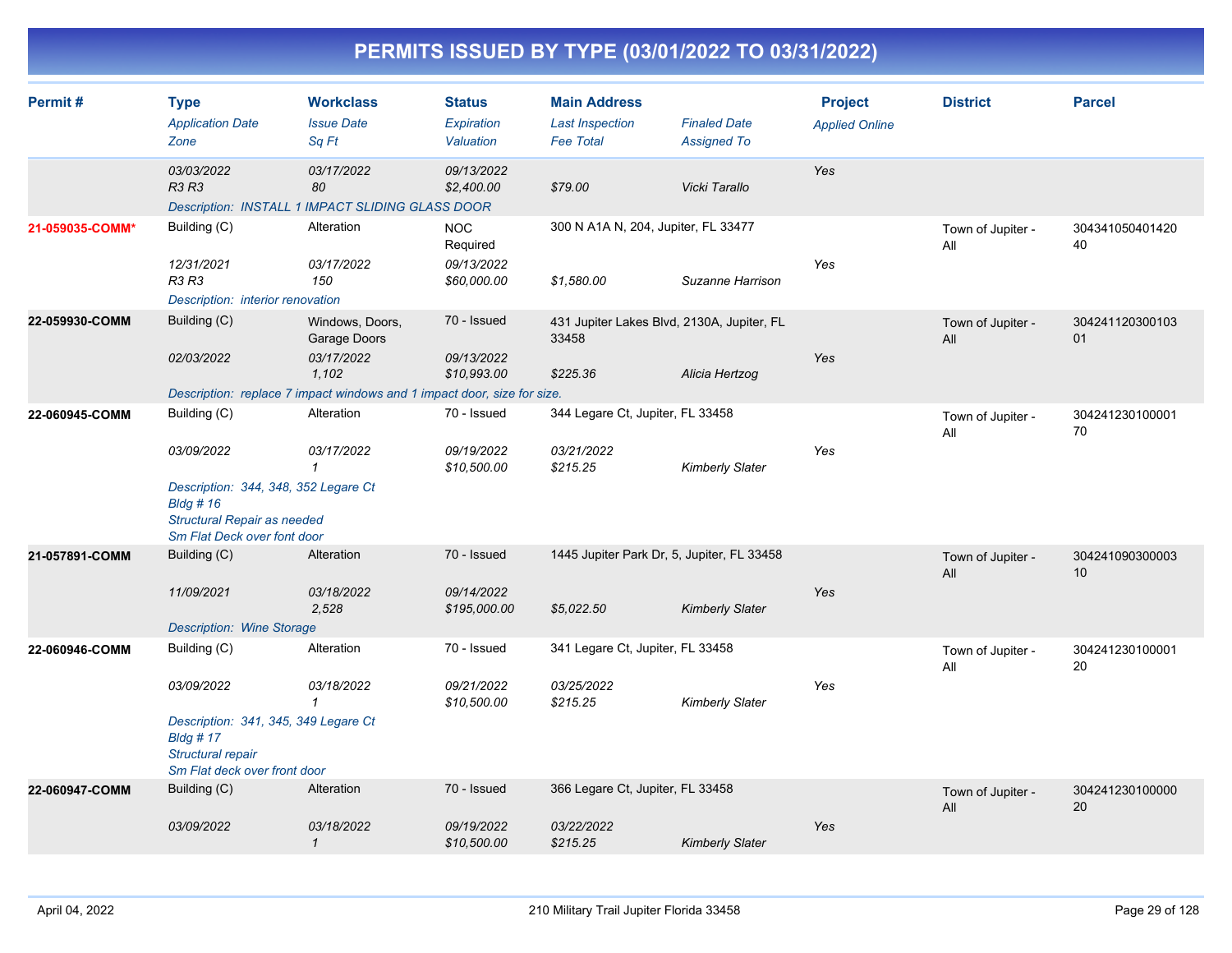# PERMITS ISSUED BY TYPE (03/01/2022 TO 03/31/2022)

| Permit # | Type<br>*Application Date*<br>*Zone* | Workclass<br>*Issue Date*<br>*Sq Ft* | Status<br>*Expiration*<br>*Valuation* | Main Address<br>*Last Inspection*<br>*Fee Total* | *Finaled Date*<br>*Assigned To* | Project<br>*Applied Online* | District | Parcel |
|---|---|---|---|---|---|---|---|---|
| | *03/03/2022*<br>*R3 R3* | *03/17/2022*<br>*80* | *09/13/2022*<br>*$2,400.00* | *$79.00* | *Vicki Tarallo* | *Yes* | | |
| | *Description: INSTALL 1 IMPACT SLIDING GLASS DOOR* | | | | | | | |
| **21-059035-COMM*** | Building (C)<br>*12/31/2021*<br>*R3 R3* | Alteration<br>*03/17/2022*<br>*150* | NOC Required<br>*09/13/2022*<br>*$60,000.00* | 300 N A1A N, 204, Jupiter, FL 33477<br>*$1,580.00* | *Suzanne Harrison* | *Yes* | Town of Jupiter - All | 30434105040142040 |
| | *Description: interior renovation* | | | | | | | |
| **22-059930-COMM** | Building (C)<br>*02/03/2022* | Windows, Doors, Garage Doors<br>*03/17/2022*<br>*1,102* | 70 - Issued<br>*09/13/2022*<br>*$10,993.00* | 431 Jupiter Lakes Blvd, 2130A, Jupiter, FL 33458<br>*$225.36* | *Alicia Hertzog* | *Yes* | Town of Jupiter - All | 30424112030010301 |
| | *Description: replace 7 impact windows and 1 impact door, size for size.* | | | | | | | |
| **22-060945-COMM** | Building (C)<br>*03/09/2022* | Alteration<br>*03/17/2022*<br>*1* | 70 - Issued<br>*09/19/2022*<br>*$10,500.00* | 344 Legare Ct, Jupiter, FL 33458<br>*03/21/2022*<br>*$215.25* | *Kimberly Slater* | *Yes* | Town of Jupiter - All | 30424123010000170 |
| | *Description: 344, 348, 352 Legare Ct Bldg # 16 Structural Repair as needed Sm Flat Deck over font door* | | | | | | | |
| **21-057891-COMM** | Building (C)<br>*11/09/2021* | Alteration<br>*03/18/2022*<br>*2,528* | 70 - Issued<br>*09/14/2022*<br>*$195,000.00* | 1445 Jupiter Park Dr, 5, Jupiter, FL 33458<br>*$5,022.50* | *Kimberly Slater* | *Yes* | Town of Jupiter - All | 30424109030000310 |
| | *Description: Wine Storage* | | | | | | | |
| **22-060946-COMM** | Building (C)<br>*03/09/2022* | Alteration<br>*03/18/2022*<br>*1* | 70 - Issued<br>*09/21/2022*<br>*$10,500.00* | 341 Legare Ct, Jupiter, FL 33458<br>*03/25/2022*<br>*$215.25* | *Kimberly Slater* | *Yes* | Town of Jupiter - All | 30424123010000120 |
| | *Description: 341, 345, 349 Legare Ct Bldg # 17 Structural repair Sm Flat deck over front door* | | | | | | | |
| **22-060947-COMM** | Building (C)<br>*03/09/2022* | Alteration<br>*03/18/2022*<br>*1* | 70 - Issued<br>*09/19/2022*<br>*$10,500.00* | 366 Legare Ct, Jupiter, FL 33458<br>*03/22/2022*<br>*$215.25* | *Kimberly Slater* | *Yes* | Town of Jupiter - All | 30424123010000020 |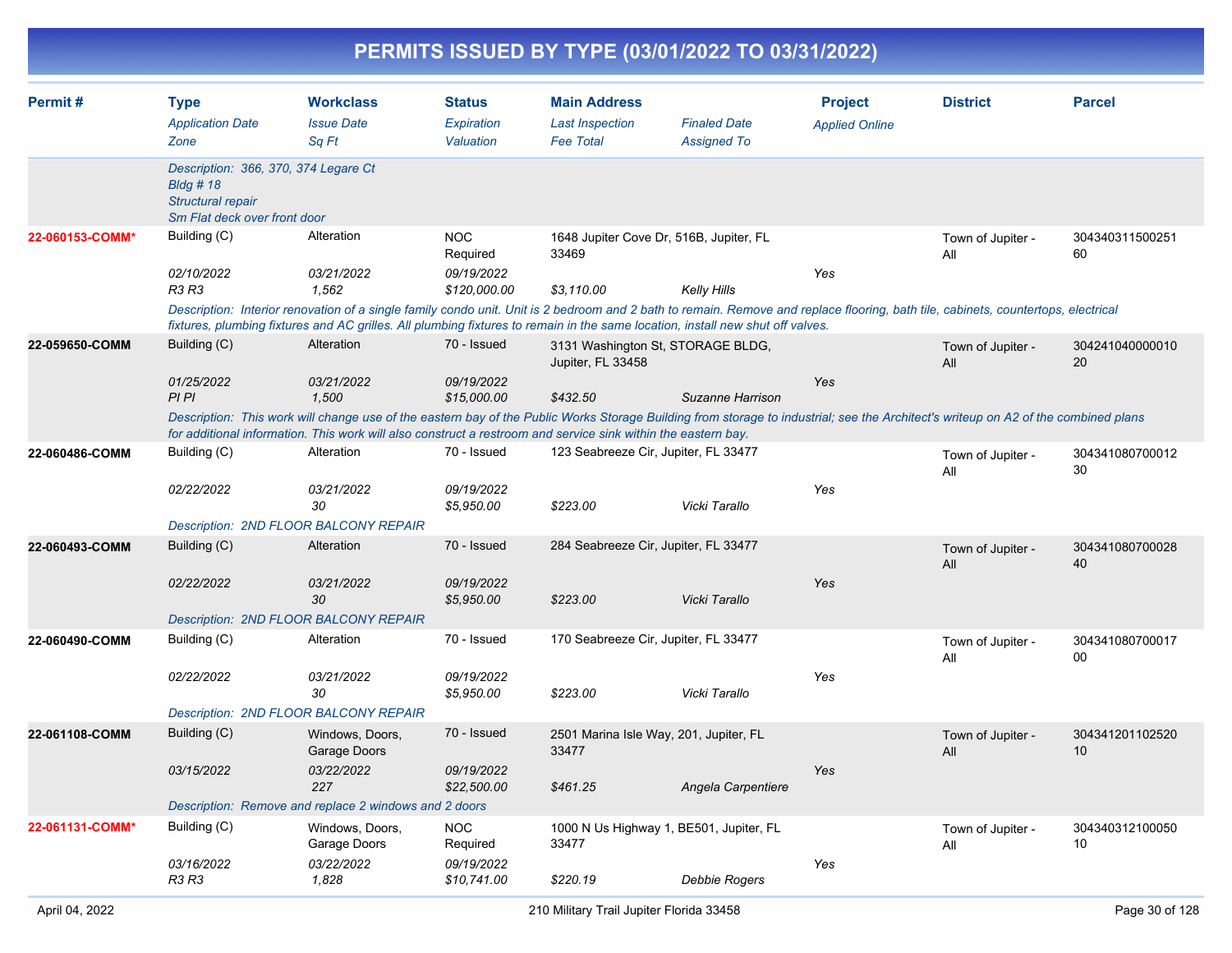# PERMITS ISSUED BY TYPE (03/01/2022 TO 03/31/2022)

| Permit # | Type<br>*Application Date*<br>*Zone* | Workclass<br>*Issue Date*<br>*Sq Ft* | Status<br>*Expiration*<br>*Valuation* | Main Address<br>*Last Inspection*<br>*Fee Total* | *Finaled Date*<br>*Assigned To* | Project<br>*Applied Online* | District | Parcel |
|---|---|---|---|---|---|---|---|---|
| | *Description: 366, 370, 374 Legare Ct Bldg # 18 Structural repair Sm Flat deck over front door* | | | | | | | |
| **22-060153-COMM*** | Building (C) | Alteration | NOC Required | 1648 Jupiter Cove Dr, 516B, Jupiter, FL 33469 | | | Town of Jupiter - All | 30434031150025160 |
| | *02/10/2022* | *03/21/2022* | *09/19/2022* | | | *Yes* | | |
| | *R3 R3* | *1,562* | *$120,000.00* | *$3,110.00* | *Kelly Hills* | | | |
| | *Description: Interior renovation of a single family condo unit. Unit is 2 bedroom and 2 bath to remain. Remove and replace flooring, bath tile, cabinets, countertops, electrical fixtures, plumbing fixtures and AC grilles. All plumbing fixtures to remain in the same location, install new shut off valves.* | | | | | | | |
| **22-059650-COMM** | Building (C) | Alteration | 70 - Issued | 3131 Washington St, STORAGE BLDG, Jupiter, FL 33458 | | | Town of Jupiter - All | 30424104000001020 |
| | *01/25/2022* | *03/21/2022* | *09/19/2022* | | | *Yes* | | |
| | *PI PI* | *1,500* | *$15,000.00* | *$432.50* | *Suzanne Harrison* | | | |
| | *Description: This work will change use of the eastern bay of the Public Works Storage Building from storage to industrial; see the Architect's writeup on A2 of the combined plans for additional information. This work will also construct a restroom and service sink within the eastern bay.* | | | | | | | |
| **22-060486-COMM** | Building (C) | Alteration | 70 - Issued | 123 Seabreeze Cir, Jupiter, FL 33477 | | | Town of Jupiter - All | 30434108070001230 |
| | *02/22/2022* | *03/21/2022* | *09/19/2022* | | | *Yes* | | |
| | | *30* | *$5,950.00* | *$223.00* | *Vicki Tarallo* | | | |
| | *Description: 2ND FLOOR BALCONY REPAIR* | | | | | | | |
| **22-060493-COMM** | Building (C) | Alteration | 70 - Issued | 284 Seabreeze Cir, Jupiter, FL 33477 | | | Town of Jupiter - All | 30434108070002840 |
| | *02/22/2022* | *03/21/2022* | *09/19/2022* | | | *Yes* | | |
| | | *30* | *$5,950.00* | *$223.00* | *Vicki Tarallo* | | | |
| | *Description: 2ND FLOOR BALCONY REPAIR* | | | | | | | |
| **22-060490-COMM** | Building (C) | Alteration | 70 - Issued | 170 Seabreeze Cir, Jupiter, FL 33477 | | | Town of Jupiter - All | 30434108070001700 |
| | *02/22/2022* | *03/21/2022* | *09/19/2022* | | | *Yes* | | |
| | | *30* | *$5,950.00* | *$223.00* | *Vicki Tarallo* | | | |
| | *Description: 2ND FLOOR BALCONY REPAIR* | | | | | | | |
| **22-061108-COMM** | Building (C) | Windows, Doors, Garage Doors | 70 - Issued | 2501 Marina Isle Way, 201, Jupiter, FL 33477 | | | Town of Jupiter - All | 30434120110252010 |
| | *03/15/2022* | *03/22/2022* | *09/19/2022* | | | *Yes* | | |
| | | *227* | *$22,500.00* | *$461.25* | *Angela Carpentiere* | | | |
| | *Description: Remove and replace 2 windows and 2 doors* | | | | | | | |
| **22-061131-COMM*** | Building (C) | Windows, Doors, Garage Doors | NOC Required | 1000 N Us Highway 1, BE501, Jupiter, FL 33477 | | | Town of Jupiter - All | 30434031210005010 |
| | *03/16/2022* | *03/22/2022* | *09/19/2022* | | | *Yes* | | |
| | *R3 R3* | *1,828* | *$10,741.00* | *$220.19* | *Debbie Rogers* | | | |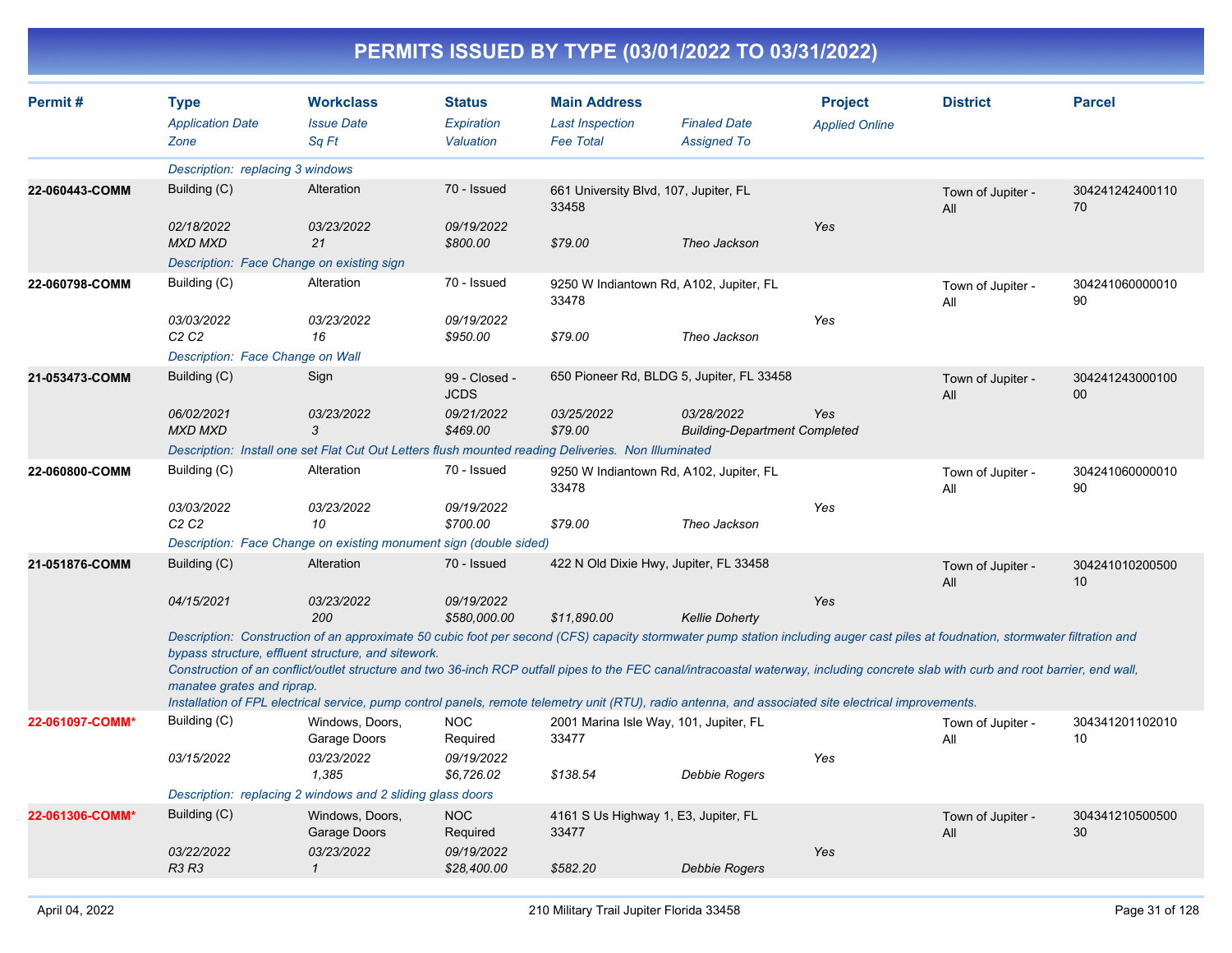# PERMITS ISSUED BY TYPE (03/01/2022 TO 03/31/2022)

| Permit # | Type<br>*Application Date*<br>*Zone* | Workclass<br>*Issue Date*<br>*Sq Ft* | Status<br>*Expiration*<br>*Valuation* | Main Address<br>*Last Inspection*<br>*Fee Total* | *Finaled Date*<br>*Assigned To* | Project<br>*Applied Online* | District | Parcel |
|---|---|---|---|---|---|---|---|---|
| | *Description: replacing 3 windows* | | | | | | | |
| **22-060443-COMM** | Building (C)<br>*02/18/2022*<br>*MXD MXD* | Alteration<br>*03/23/2022*<br>*21* | 70 - Issued<br>*09/19/2022*<br>*$800.00* | 661 University Blvd, 107, Jupiter, FL 33458<br><br>*$79.00* | <br>*Theo Jackson* | <br>*Yes* | Town of Jupiter - All | 30424124240011070 |
| | *Description: Face Change on existing sign* | | | | | | | |
| **22-060798-COMM** | Building (C)<br>*03/03/2022*<br>*C2 C2* | Alteration<br>*03/23/2022*<br>*16* | 70 - Issued<br>*09/19/2022*<br>*$950.00* | 9250 W Indiantown Rd, A102, Jupiter, FL 33478<br><br>*$79.00* | <br>*Theo Jackson* | <br>*Yes* | Town of Jupiter - All | 30424106000001090 |
| | *Description: Face Change on Wall* | | | | | | | |
| **21-053473-COMM** | Building (C)<br>*06/02/2021*<br>*MXD MXD* | Sign<br>*03/23/2022*<br>*3* | 99 - Closed - JCDS<br>*09/21/2022*<br>*$469.00* | 650 Pioneer Rd, BLDG 5, Jupiter, FL 33458<br>*03/25/2022*<br>*$79.00* | *03/28/2022*<br>*Building-Department Completed* | <br>*Yes* | Town of Jupiter - All | 30424124300010000 |
| | *Description: Install one set Flat Cut Out Letters flush mounted reading Deliveries. Non Illuminated* | | | | | | | |
| **22-060800-COMM** | Building (C)<br>*03/03/2022*<br>*C2 C2* | Alteration<br>*03/23/2022*<br>*10* | 70 - Issued<br>*09/19/2022*<br>*$700.00* | 9250 W Indiantown Rd, A102, Jupiter, FL 33478<br><br>*$79.00* | <br>*Theo Jackson* | <br>*Yes* | Town of Jupiter - All | 30424106000001090 |
| | *Description: Face Change on existing monument sign (double sided)* | | | | | | | |
| **21-051876-COMM** | Building (C)<br>*04/15/2021* | Alteration<br>*03/23/2022*<br>*200* | 70 - Issued<br>*09/19/2022*<br>*$580,000.00* | 422 N Old Dixie Hwy, Jupiter, FL 33458<br><br>*$11,890.00* | <br>*Kellie Doherty* | <br>*Yes* | Town of Jupiter - All | 30424101020050010 |
| | *Description: Construction of an approximate 50 cubic foot per second (CFS) capacity stormwater pump station including auger cast piles at foudnation, stormwater filtration and bypass structure, effluent structure, and sitework.<br>Construction of an conflict/outlet structure and two 36-inch RCP outfall pipes to the FEC canal/intracoastal waterway, including concrete slab with curb and root barrier, end wall, manatee grates and riprap.<br>Installation of FPL electrical service, pump control panels, remote telemetry unit (RTU), radio antenna, and associated site electrical improvements.* | | | | | | | |
| **22-061097-COMM*** | Building (C)<br>*03/15/2022* | Windows, Doors, Garage Doors<br>*03/23/2022*<br>*1,385* | NOC Required<br>*09/19/2022*<br>*$6,726.02* | 2001 Marina Isle Way, 101, Jupiter, FL 33477<br><br>*$138.54* | <br>*Debbie Rogers* | <br>*Yes* | Town of Jupiter - All | 30434120110201010 |
| | *Description: replacing 2 windows and 2 sliding glass doors* | | | | | | | |
| **22-061306-COMM*** | Building (C)<br>*03/22/2022*<br>*R3 R3* | Windows, Doors, Garage Doors<br>*03/23/2022*<br>*1* | NOC Required<br>*09/19/2022*<br>*$28,400.00* | 4161 S Us Highway 1, E3, Jupiter, FL 33477<br><br>*$582.20* | <br>*Debbie Rogers* | <br>*Yes* | Town of Jupiter - All | 30434121050050030 |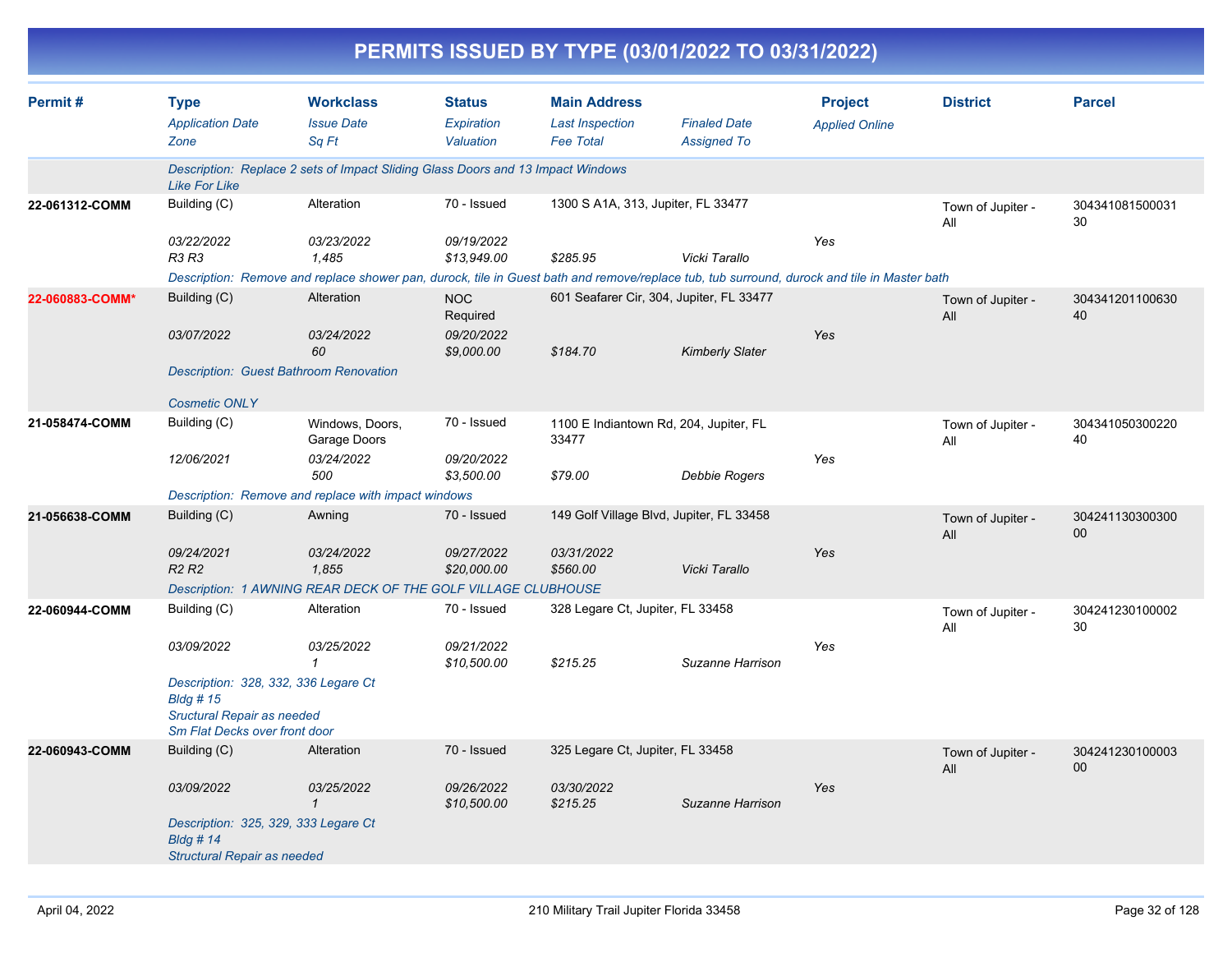# PERMITS ISSUED BY TYPE (03/01/2022 TO 03/31/2022)

| Permit # | Type / *Application Date* / *Zone* | Workclass / *Issue Date* / *Sq Ft* | Status / *Expiration* / *Valuation* | Main Address / *Last Inspection* / *Fee Total* | *Finaled Date* / *Assigned To* | Project / *Applied Online* | District | Parcel |
|---|---|---|---|---|---|---|---|---|
| | *Description: Replace 2 sets of Impact Sliding Glass Doors and 13 Impact Windows Like For Like* | | | | | | | |
| **22-061312-COMM** | Building (C) | Alteration | 70 - Issued | 1300 S A1A, 313, Jupiter, FL 33477 | | | Town of Jupiter - All | 30434108150003130 |
| | *03/22/2022* | *03/23/2022* | *09/19/2022* | | | *Yes* | | |
| | *R3 R3* | *1,485* | *$13,949.00* | *$285.95* | *Vicki Tarallo* | | | |
| | *Description: Remove and replace shower pan, durock, tile in Guest bath and remove/replace tub, tub surround, durock and tile in Master bath* | | | | | | | |
| **22-060883-COMM*** | Building (C) | Alteration | NOC Required | 601 Seafarer Cir, 304, Jupiter, FL 33477 | | | Town of Jupiter - All | 30434120110063040 |
| | *03/07/2022* | *03/24/2022* | *09/20/2022* | | | *Yes* | | |
| | | *60* | *$9,000.00* | *$184.70* | *Kimberly Slater* | | | |
| | *Description: Guest Bathroom Renovation<br><br>Cosmetic ONLY* | | | | | | | |
| **21-058474-COMM** | Building (C) | Windows, Doors, Garage Doors | 70 - Issued | 1100 E Indiantown Rd, 204, Jupiter, FL 33477 | | | Town of Jupiter - All | 30434105030022040 |
| | *12/06/2021* | *03/24/2022* | *09/20/2022* | | | *Yes* | | |
| | | *500* | *$3,500.00* | *$79.00* | *Debbie Rogers* | | | |
| | *Description: Remove and replace with impact windows* | | | | | | | |
| **21-056638-COMM** | Building (C) | Awning | 70 - Issued | 149 Golf Village Blvd, Jupiter, FL 33458 | | | Town of Jupiter - All | 30424113030030000 |
| | *09/24/2021* | *03/24/2022* | *09/27/2022* | *03/31/2022* | | *Yes* | | |
| | *R2 R2* | *1,855* | *$20,000.00* | *$560.00* | *Vicki Tarallo* | | | |
| | *Description: 1 AWNING REAR DECK OF THE GOLF VILLAGE CLUBHOUSE* | | | | | | | |
| **22-060944-COMM** | Building (C) | Alteration | 70 - Issued | 328 Legare Ct, Jupiter, FL 33458 | | | Town of Jupiter - All | 30424123010000230 |
| | *03/09/2022* | *03/25/2022* | *09/21/2022* | | | *Yes* | | |
| | | *1* | *$10,500.00* | *$215.25* | *Suzanne Harrison* | | | |
| | *Description: 328, 332, 336 Legare Ct<br>Bldg # 15<br>Sructural Repair as needed<br>Sm Flat Decks over front door* | | | | | | | |
| **22-060943-COMM** | Building (C) | Alteration | 70 - Issued | 325 Legare Ct, Jupiter, FL 33458 | | | Town of Jupiter - All | 30424123010000300 |
| | *03/09/2022* | *03/25/2022* | *09/26/2022* | *03/30/2022* | | *Yes* | | |
| | | *1* | *$10,500.00* | *$215.25* | *Suzanne Harrison* | | | |
| | *Description: 325, 329, 333 Legare Ct<br>Bldg # 14<br>Structural Repair as needed* | | | | | | | |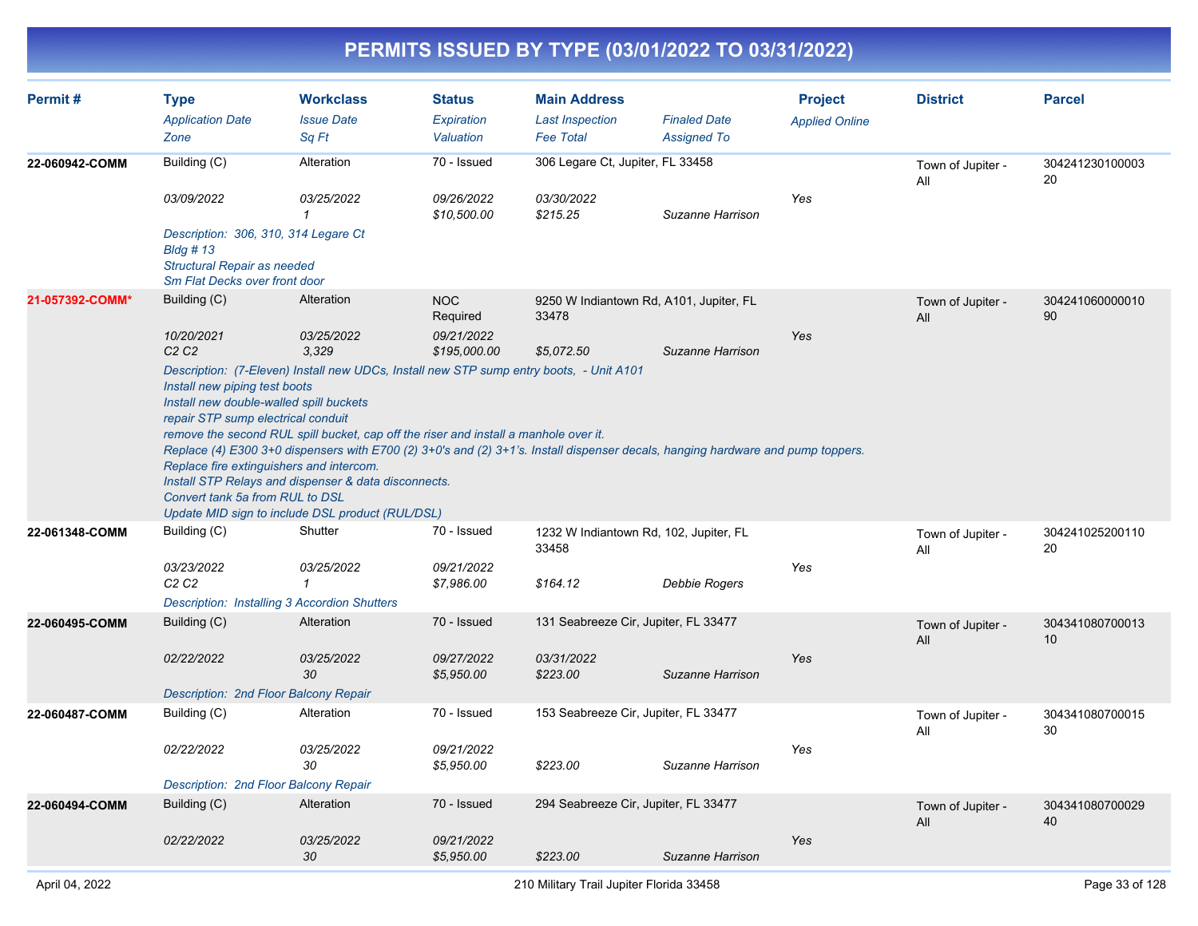# PERMITS ISSUED BY TYPE (03/01/2022 TO 03/31/2022)

| Permit # | Type | Workclass | Status | Main Address | | Project | District | Parcel |
|---|---|---|---|---|---|---|---|---|
| | *Application Date* | *Issue Date* | *Expiration* | *Last Inspection* | *Finaled Date* | *Applied Online* | | |
| | *Zone* | *Sq Ft* | *Valuation* | *Fee Total* | *Assigned To* | | | |
| **22-060942-COMM** | Building (C) | Alteration | 70 - Issued | 306 Legare Ct, Jupiter, FL 33458 | | | Town of Jupiter - All | 30424123010000320 |
| | *03/09/2022* | *03/25/2022* | *09/26/2022* | *03/30/2022* | | *Yes* | | |
| | | *1* | *$10,500.00* | *$215.25* | *Suzanne Harrison* | | | |
| | *Description: 306, 310, 314 Legare Ct<br>Bldg # 13<br>Structural Repair as needed<br>Sm Flat Decks over front door* | | | | | | | |
| **21-057392-COMM*** | Building (C) | Alteration | NOC Required | 9250 W Indiantown Rd, A101, Jupiter, FL 33478 | | | Town of Jupiter - All | 30424106000001090 |
| | *10/20/2021* | *03/25/2022* | *09/21/2022* | | | *Yes* | | |
| | *C2 C2* | *3,329* | *$195,000.00* | *$5,072.50* | *Suzanne Harrison* | | | |
| | *Description: (7-Eleven) Install new UDCs, Install new STP sump entry boots, - Unit A101<br>Install new piping test boots<br>Install new double-walled spill buckets<br>repair STP sump electrical conduit<br>remove the second RUL spill bucket, cap off the riser and install a manhole over it.<br>Replace (4) E300 3+0 dispensers with E700 (2) 3+0's and (2) 3+1's. Install dispenser decals, hanging hardware and pump toppers.<br>Replace fire extinguishers and intercom.<br>Install STP Relays and dispenser & data disconnects.<br>Convert tank 5a from RUL to DSL<br>Update MID sign to include DSL product (RUL/DSL)* | | | | | | | |
| **22-061348-COMM** | Building (C) | Shutter | 70 - Issued | 1232 W Indiantown Rd, 102, Jupiter, FL 33458 | | | Town of Jupiter - All | 30424102520011020 |
| | *03/23/2022* | *03/25/2022* | *09/21/2022* | | | *Yes* | | |
| | *C2 C2* | *1* | *$7,986.00* | *$164.12* | *Debbie Rogers* | | | |
| | *Description: Installing 3 Accordion Shutters* | | | | | | | |
| **22-060495-COMM** | Building (C) | Alteration | 70 - Issued | 131 Seabreeze Cir, Jupiter, FL 33477 | | | Town of Jupiter - All | 30434108070001310 |
| | *02/22/2022* | *03/25/2022* | *09/27/2022* | *03/31/2022* | | *Yes* | | |
| | | *30* | *$5,950.00* | *$223.00* | *Suzanne Harrison* | | | |
| | *Description: 2nd Floor Balcony Repair* | | | | | | | |
| **22-060487-COMM** | Building (C) | Alteration | 70 - Issued | 153 Seabreeze Cir, Jupiter, FL 33477 | | | Town of Jupiter - All | 30434108070001530 |
| | *02/22/2022* | *03/25/2022* | *09/21/2022* | | | *Yes* | | |
| | | *30* | *$5,950.00* | *$223.00* | *Suzanne Harrison* | | | |
| | *Description: 2nd Floor Balcony Repair* | | | | | | | |
| **22-060494-COMM** | Building (C) | Alteration | 70 - Issued | 294 Seabreeze Cir, Jupiter, FL 33477 | | | Town of Jupiter - All | 30434108070002940 |
| | *02/22/2022* | *03/25/2022* | *09/21/2022* | | | *Yes* | | |
| | | *30* | *$5,950.00* | *$223.00* | *Suzanne Harrison* | | | |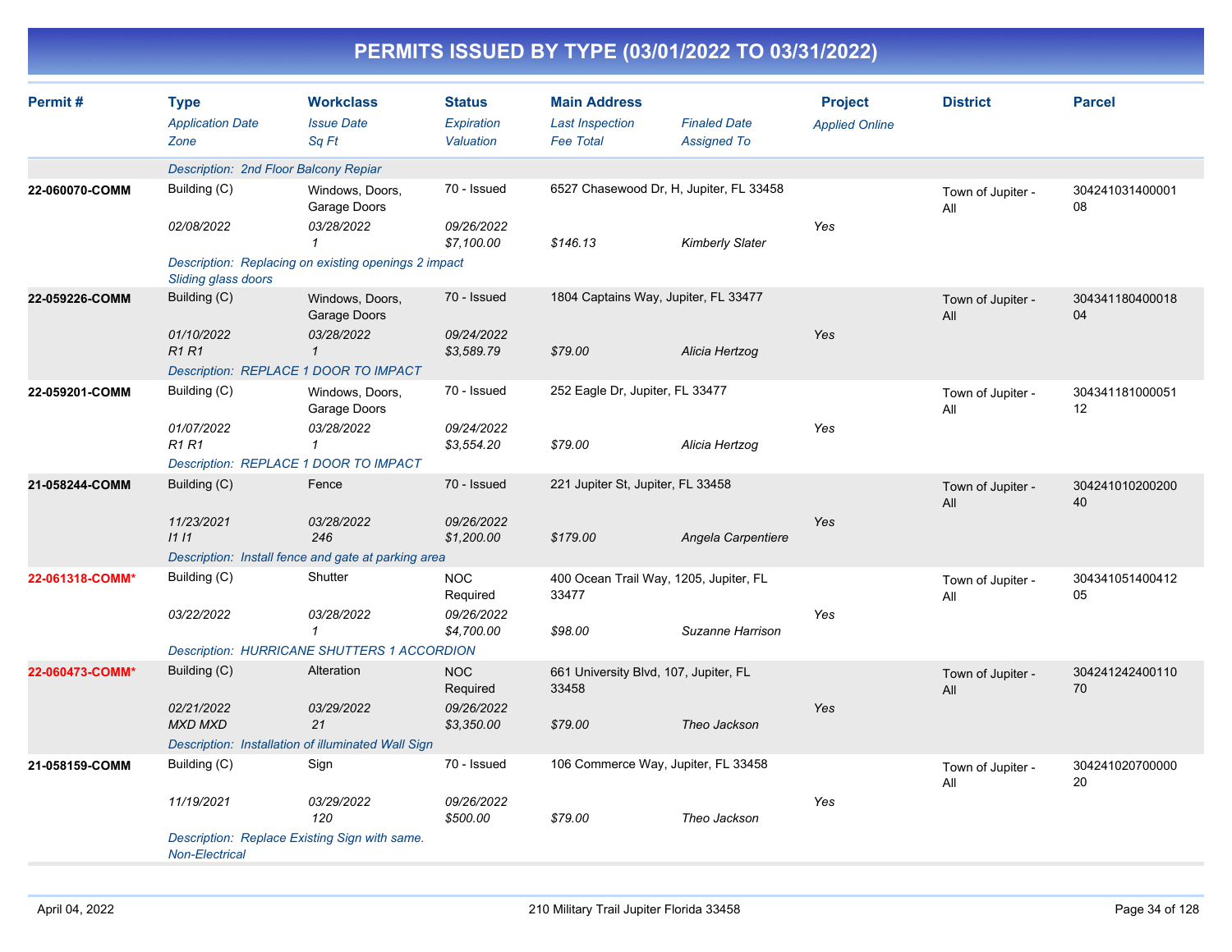# PERMITS ISSUED BY TYPE (03/01/2022 TO 03/31/2022)

| Permit # | Type / *Application Date* / *Zone* | Workclass / *Issue Date* / *Sq Ft* | Status / *Expiration* / *Valuation* | Main Address / *Last Inspection* / *Fee Total* | *Finaled Date* / *Assigned To* | Project / *Applied Online* | District | Parcel |
|---|---|---|---|---|---|---|---|---|
| | *Description: 2nd Floor Balcony Repair* | | | | | | | |
| **22-060070-COMM** | Building (C) | Windows, Doors, Garage Doors | 70 - Issued | 6527 Chasewood Dr, H, Jupiter, FL 33458 | | | Town of Jupiter - All | 30424103140000108 |
| | *02/08/2022* | *03/28/2022* | *09/26/2022* | | | *Yes* | | |
| | | *1* | *$7,100.00* | *$146.13* | *Kimberly Slater* | | | |
| | *Description: Replacing on existing openings 2 impact Sliding glass doors* | | | | | | | |
| **22-059226-COMM** | Building (C) | Windows, Doors, Garage Doors | 70 - Issued | 1804 Captains Way, Jupiter, FL 33477 | | | Town of Jupiter - All | 30434118040001804 |
| | *01/10/2022* | *03/28/2022* | *09/24/2022* | | | *Yes* | | |
| | *R1 R1* | *1* | *$3,589.79* | *$79.00* | *Alicia Hertzog* | | | |
| | *Description: REPLACE 1 DOOR TO IMPACT* | | | | | | | |
| **22-059201-COMM** | Building (C) | Windows, Doors, Garage Doors | 70 - Issued | 252 Eagle Dr, Jupiter, FL 33477 | | | Town of Jupiter - All | 30434118100005112 |
| | *01/07/2022* | *03/28/2022* | *09/24/2022* | | | *Yes* | | |
| | *R1 R1* | *1* | *$3,554.20* | *$79.00* | *Alicia Hertzog* | | | |
| | *Description: REPLACE 1 DOOR TO IMPACT* | | | | | | | |
| **21-058244-COMM** | Building (C) | Fence | 70 - Issued | 221 Jupiter St, Jupiter, FL 33458 | | | Town of Jupiter - All | 30424101020020040 |
| | *11/23/2021* | *03/28/2022* | *09/26/2022* | | | *Yes* | | |
| | *I1 I1* | *246* | *$1,200.00* | *$179.00* | *Angela Carpentiere* | | | |
| | *Description: Install fence and gate at parking area* | | | | | | | |
| **22-061318-COMM*** | Building (C) | Shutter | NOC Required | 400 Ocean Trail Way, 1205, Jupiter, FL 33477 | | | Town of Jupiter - All | 30434105140041205 |
| | *03/22/2022* | *03/28/2022* | *09/26/2022* | | | *Yes* | | |
| | | *1* | *$4,700.00* | *$98.00* | *Suzanne Harrison* | | | |
| | *Description: HURRICANE SHUTTERS 1 ACCORDION* | | | | | | | |
| **22-060473-COMM*** | Building (C) | Alteration | NOC Required | 661 University Blvd, 107, Jupiter, FL 33458 | | | Town of Jupiter - All | 30424124240011070 |
| | *02/21/2022* | *03/29/2022* | *09/26/2022* | | | *Yes* | | |
| | *MXD MXD* | *21* | *$3,350.00* | *$79.00* | *Theo Jackson* | | | |
| | *Description: Installation of illuminated Wall Sign* | | | | | | | |
| **21-058159-COMM** | Building (C) | Sign | 70 - Issued | 106 Commerce Way, Jupiter, FL 33458 | | | Town of Jupiter - All | 30424102070000020 |
| | *11/19/2021* | *03/29/2022* | *09/26/2022* | | | *Yes* | | |
| | | *120* | *$500.00* | *$79.00* | *Theo Jackson* | | | |
| | *Description: Replace Existing Sign with same. Non-Electrical* | | | | | | | |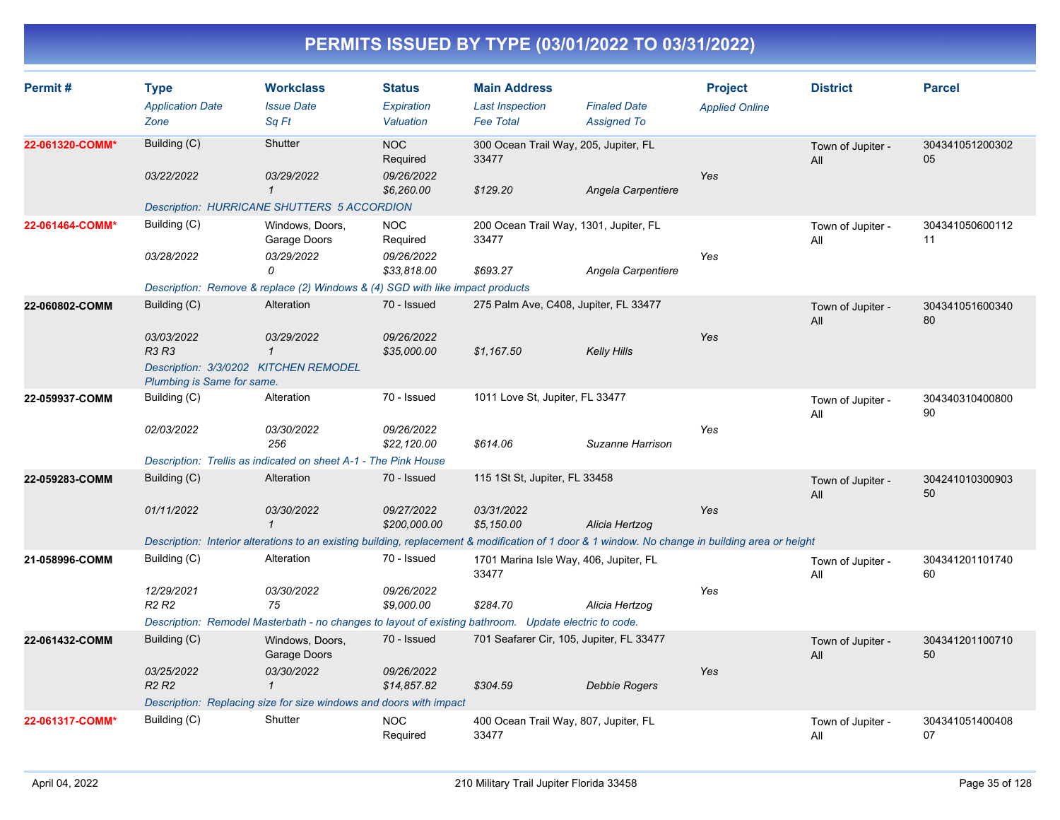# PERMITS ISSUED BY TYPE (03/01/2022 TO 03/31/2022)

| Permit # | Type | Workclass | Status | Main Address | | Project | District | Parcel |
|---|---|---|---|---|---|---|---|---|
| | *Application Date* | *Issue Date* | *Expiration* | *Last Inspection* | *Finaled Date* | *Applied Online* | | |
| | *Zone* | *Sq Ft* | *Valuation* | *Fee Total* | *Assigned To* | | | |
| **22-061320-COMM*** | Building (C) | Shutter | NOC Required | 300 Ocean Trail Way, 205, Jupiter, FL 33477 | | | Town of Jupiter - All | 30434105120030205 |
| | *03/22/2022* | *03/29/2022* | *09/26/2022* | | | *Yes* | | |
| | | *1* | *$6,260.00* | *$129.20* | *Angela Carpentiere* | | | |
| | *Description: HURRICANE SHUTTERS 5 ACCORDION* | | | | | | | |
| **22-061464-COMM*** | Building (C) | Windows, Doors, Garage Doors | NOC Required | 200 Ocean Trail Way, 1301, Jupiter, FL 33477 | | | Town of Jupiter - All | 30434105060011211 |
| | *03/28/2022* | *03/29/2022* | *09/26/2022* | | | *Yes* | | |
| | | *0* | *$33,818.00* | *$693.27* | *Angela Carpentiere* | | | |
| | *Description: Remove & replace (2) Windows & (4) SGD with like impact products* | | | | | | | |
| **22-060802-COMM** | Building (C) | Alteration | 70 - Issued | 275 Palm Ave, C408, Jupiter, FL 33477 | | | Town of Jupiter - All | 30434105160034080 |
| | *03/03/2022* | *03/29/2022* | *09/26/2022* | | | *Yes* | | |
| | *R3 R3* | *1* | *$35,000.00* | *$1,167.50* | *Kelly Hills* | | | |
| | *Description: 3/3/0202 KITCHEN REMODEL Plumbing is Same for same.* | | | | | | | |
| **22-059937-COMM** | Building (C) | Alteration | 70 - Issued | 1011 Love St, Jupiter, FL 33477 | | | Town of Jupiter - All | 30434031040080090 |
| | *02/03/2022* | *03/30/2022* | *09/26/2022* | | | *Yes* | | |
| | | *256* | *$22,120.00* | *$614.06* | *Suzanne Harrison* | | | |
| | *Description: Trellis as indicated on sheet A-1 - The Pink House* | | | | | | | |
| **22-059283-COMM** | Building (C) | Alteration | 70 - Issued | 115 1St St, Jupiter, FL 33458 | | | Town of Jupiter - All | 30424101030090350 |
| | *01/11/2022* | *03/30/2022* | *09/27/2022* | *03/31/2022* | | *Yes* | | |
| | | *1* | *$200,000.00* | *$5,150.00* | *Alicia Hertzog* | | | |
| | *Description: Interior alterations to an existing building, replacement & modification of 1 door & 1 window. No change in building area or height* | | | | | | | |
| **21-058996-COMM** | Building (C) | Alteration | 70 - Issued | 1701 Marina Isle Way, 406, Jupiter, FL 33477 | | | Town of Jupiter - All | 30434120110174060 |
| | *12/29/2021* | *03/30/2022* | *09/26/2022* | | | *Yes* | | |
| | *R2 R2* | *75* | *$9,000.00* | *$284.70* | *Alicia Hertzog* | | | |
| | *Description: Remodel Masterbath - no changes to layout of existing bathroom. Update electric to code.* | | | | | | | |
| **22-061432-COMM** | Building (C) | Windows, Doors, Garage Doors | 70 - Issued | 701 Seafarer Cir, 105, Jupiter, FL 33477 | | | Town of Jupiter - All | 30434120110071050 |
| | *03/25/2022* | *03/30/2022* | *09/26/2022* | | | *Yes* | | |
| | *R2 R2* | *1* | *$14,857.82* | *$304.59* | *Debbie Rogers* | | | |
| | *Description: Replacing size for size windows and doors with impact* | | | | | | | |
| **22-061317-COMM*** | Building (C) | Shutter | NOC Required | 400 Ocean Trail Way, 807, Jupiter, FL 33477 | | | Town of Jupiter - All | 30434105140040807 |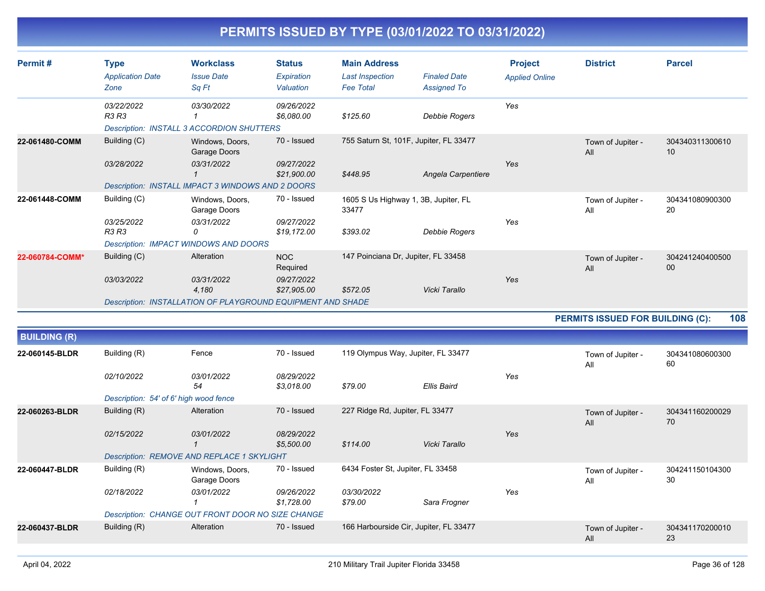# PERMITS ISSUED BY TYPE (03/01/2022 TO 03/31/2022)

| Permit # | Type / *Application Date* / *Zone* | Workclass / *Issue Date* / *Sq Ft* | Status / *Expiration* / *Valuation* | Main Address / *Last Inspection* / *Fee Total* | *Finaled Date* / *Assigned To* | Project / *Applied Online* | District | Parcel |
|---|---|---|---|---|---|---|---|---|
| | *03/22/2022* *R3 R3* | *03/30/2022* *1* | *09/26/2022* *$6,080.00* | *$125.60* | *Debbie Rogers* | Yes | | |
| | *Description: INSTALL 3 ACCORDION SHUTTERS* | | | | | | | |
| **22-061480-COMM** | Building (C) *03/28/2022* | Windows, Doors, Garage Doors *03/31/2022* *1* | 70 - Issued *09/27/2022* *$21,900.00* | 755 Saturn St, 101F, Jupiter, FL 33477 *$448.95* | *Angela Carpentiere* | Yes | Town of Jupiter - All | 30434031130061010 |
| | *Description: INSTALL IMPACT 3 WINDOWS AND 2 DOORS* | | | | | | | |
| **22-061448-COMM** | Building (C) *03/25/2022* *R3 R3* | Windows, Doors, Garage Doors *03/31/2022* *0* | 70 - Issued *09/27/2022* *$19,172.00* | 1605 S Us Highway 1, 3B, Jupiter, FL 33477 *$393.02* | *Debbie Rogers* | Yes | Town of Jupiter - All | 30434108090030020 |
| | *Description: IMPACT WINDOWS AND DOORS* | | | | | | | |
| **22-060784-COMM*** | Building (C) *03/03/2022* | Alteration *03/31/2022* *4,180* | NOC Required *09/27/2022* *$27,905.00* | 147 Poinciana Dr, Jupiter, FL 33458 *$572.05* | *Vicki Tarallo* | Yes | Town of Jupiter - All | 30424124040050000 |
| | *Description: INSTALLATION OF PLAYGROUND EQUIPMENT AND SHADE* | | | | | | | |

**PERMITS ISSUED FOR BUILDING (C): 108**

## BUILDING (R)

| Permit # | Type / *Application Date* / *Zone* | Workclass / *Issue Date* / *Sq Ft* | Status / *Expiration* / *Valuation* | Main Address / *Last Inspection* / *Fee Total* | *Finaled Date* / *Assigned To* | Project / *Applied Online* | District | Parcel |
|---|---|---|---|---|---|---|---|---|
| **22-060145-BLDR** | Building (R) *02/10/2022* | Fence *03/01/2022* *54* | 70 - Issued *08/29/2022* *$3,018.00* | 119 Olympus Way, Jupiter, FL 33477 *$79.00* | *Ellis Baird* | Yes | Town of Jupiter - All | 30434108060030060 |
| | *Description: 54' of 6' high wood fence* | | | | | | | |
| **22-060263-BLDR** | Building (R) *02/15/2022* | Alteration *03/01/2022* *1* | 70 - Issued *08/29/2022* *$5,500.00* | 227 Ridge Rd, Jupiter, FL 33477 *$114.00* | *Vicki Tarallo* | Yes | Town of Jupiter - All | 30434116020002970 |
| | *Description: REMOVE AND REPLACE 1 SKYLIGHT* | | | | | | | |
| **22-060447-BLDR** | Building (R) *02/18/2022* | Windows, Doors, Garage Doors *03/01/2022* *1* | 70 - Issued *09/26/2022* *$1,728.00* | 6434 Foster St, Jupiter, FL 33458 *03/30/2022* *$79.00* | *Sara Frogner* | Yes | Town of Jupiter - All | 30424115010430030 |
| | *Description: CHANGE OUT FRONT DOOR NO SIZE CHANGE* | | | | | | | |
| **22-060437-BLDR** | Building (R) | Alteration | 70 - Issued | 166 Harbourside Cir, Jupiter, FL 33477 | | | Town of Jupiter - All | 30434117020001023 |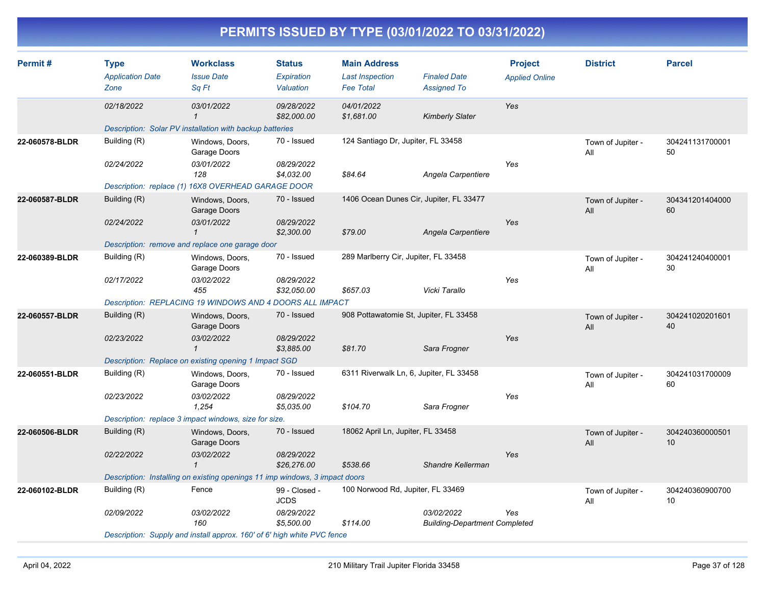# PERMITS ISSUED BY TYPE (03/01/2022 TO 03/31/2022)

| Permit # | Type<br>*Application Date*<br>*Zone* | Workclass<br>*Issue Date*<br>*Sq Ft* | Status<br>*Expiration*<br>*Valuation* | Main Address<br>*Last Inspection*<br>*Fee Total* | *Finaled Date*<br>*Assigned To* | Project<br>*Applied Online* | District | Parcel |
|---|---|---|---|---|---|---|---|---|
| | *02/18/2022* | *03/01/2022*<br>*1* | *09/28/2022*<br>*$82,000.00* | *04/01/2022*<br>*$1,681.00* | *Kimberly Slater* | *Yes* | | |
| | *Description: Solar PV installation with backup batteries* | | | | | | | |
| **22-060578-BLDR** | Building (R)<br>*02/24/2022* | Windows, Doors, Garage Doors<br>*03/01/2022*<br>*128* | 70 - Issued<br>*08/29/2022*<br>*$4,032.00* | 124 Santiago Dr, Jupiter, FL 33458<br>*$84.64* | *Angela Carpentiere* | *Yes* | Town of Jupiter - All | 30424113170000150 |
| | *Description: replace (1) 16X8 OVERHEAD GARAGE DOOR* | | | | | | | |
| **22-060587-BLDR** | Building (R)<br>*02/24/2022* | Windows, Doors, Garage Doors<br>*03/01/2022*<br>*1* | 70 - Issued<br>*08/29/2022*<br>*$2,300.00* | 1406 Ocean Dunes Cir, Jupiter, FL 33477<br>*$79.00* | *Angela Carpentiere* | *Yes* | Town of Jupiter - All | 30434120140400060 |
| | *Description: remove and replace one garage door* | | | | | | | |
| **22-060389-BLDR** | Building (R)<br>*02/17/2022* | Windows, Doors, Garage Doors<br>*03/02/2022*<br>*455* | 70 - Issued<br>*08/29/2022*<br>*$32,050.00* | 289 Marlberry Cir, Jupiter, FL 33458<br>*$657.03* | *Vicki Tarallo* | *Yes* | Town of Jupiter - All | 30424124040000130 |
| | *Description: REPLACING 19 WINDOWS AND 4 DOORS ALL IMPACT* | | | | | | | |
| **22-060557-BLDR** | Building (R)<br>*02/23/2022* | Windows, Doors, Garage Doors<br>*03/02/2022*<br>*1* | 70 - Issued<br>*08/29/2022*<br>*$3,885.00* | 908 Pottawatomie St, Jupiter, FL 33458<br>*$81.70* | *Sara Frogner* | *Yes* | Town of Jupiter - All | 30424102020160140 |
| | *Description: Replace on existing opening 1 Impact SGD* | | | | | | | |
| **22-060551-BLDR** | Building (R)<br>*02/23/2022* | Windows, Doors, Garage Doors<br>*03/02/2022*<br>*1,254* | 70 - Issued<br>*08/29/2022*<br>*$5,035.00* | 6311 Riverwalk Ln, 6, Jupiter, FL 33458<br>*$104.70* | *Sara Frogner* | *Yes* | Town of Jupiter - All | 30424103170000960 |
| | *Description: replace 3 impact windows, size for size.* | | | | | | | |
| **22-060506-BLDR** | Building (R)<br>*02/22/2022* | Windows, Doors, Garage Doors<br>*03/02/2022*<br>*1* | 70 - Issued<br>*08/29/2022*<br>*$26,276.00* | 18062 April Ln, Jupiter, FL 33458<br>*$538.66* | *Shandre Kellerman* | *Yes* | Town of Jupiter - All | 30424036000050110 |
| | *Description: Installing on existing openings 11 imp windows, 3 impact doors* | | | | | | | |
| **22-060102-BLDR** | Building (R)<br>*02/09/2022* | Fence<br>*03/02/2022*<br>*160* | 99 - Closed - JCDS<br>*08/29/2022*<br>*$5,500.00* | 100 Norwood Rd, Jupiter, FL 33469<br>*$114.00* | *03/02/2022*<br>*Building-Department Completed* | *Yes* | Town of Jupiter - All | 30424036090070010 |
| | *Description: Supply and install approx. 160' of 6' high white PVC fence* | | | | | | | |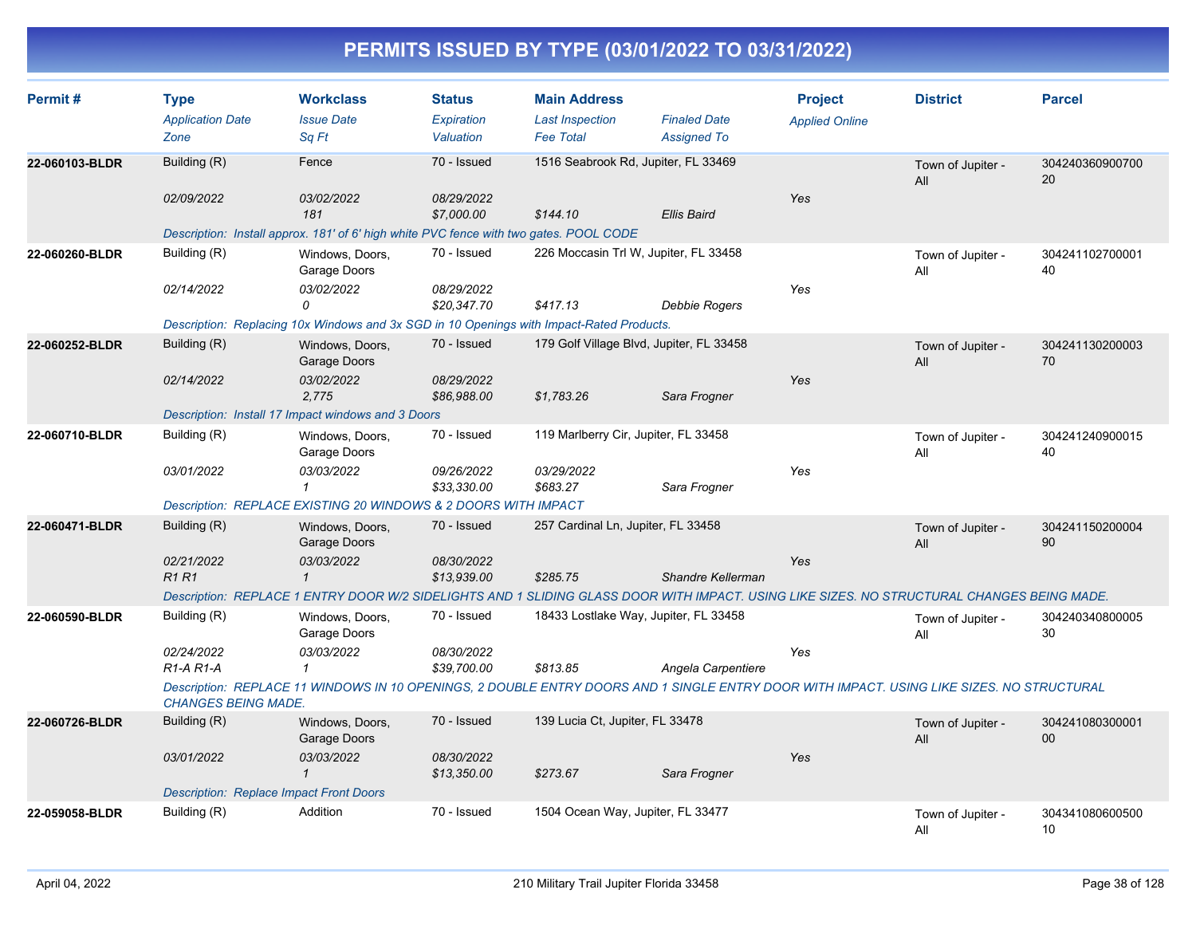# PERMITS ISSUED BY TYPE (03/01/2022 TO 03/31/2022)

| Permit # | Type | Workclass | Status | Main Address | | Project | District | Parcel |
|---|---|---|---|---|---|---|---|---|
| | *Application Date* | *Issue Date* | *Expiration* | *Last Inspection* | *Finaled Date* | *Applied Online* | | |
| | *Zone* | *Sq Ft* | *Valuation* | *Fee Total* | *Assigned To* | | | |
| **22-060103-BLDR** | Building (R) | Fence | 70 - Issued | 1516 Seabrook Rd, Jupiter, FL 33469 | | | Town of Jupiter - All | 30424036090070020 |
| | *02/09/2022* | *03/02/2022* | *08/29/2022* | | | *Yes* | | |
| | | *181* | *$7,000.00* | *$144.10* | *Ellis Baird* | | | |
| | *Description: Install approx. 181' of 6' high white PVC fence with two gates. POOL CODE* | | | | | | | |
| **22-060260-BLDR** | Building (R) | Windows, Doors, Garage Doors | 70 - Issued | 226 Moccasin Trl W, Jupiter, FL 33458 | | | Town of Jupiter - All | 30424110270000140 |
| | *02/14/2022* | *03/02/2022* | *08/29/2022* | | | *Yes* | | |
| | | *0* | *$20,347.70* | *$417.13* | *Debbie Rogers* | | | |
| | *Description: Replacing 10x Windows and 3x SGD in 10 Openings with Impact-Rated Products.* | | | | | | | |
| **22-060252-BLDR** | Building (R) | Windows, Doors, Garage Doors | 70 - Issued | 179 Golf Village Blvd, Jupiter, FL 33458 | | | Town of Jupiter - All | 30424113020000370 |
| | *02/14/2022* | *03/02/2022* | *08/29/2022* | | | *Yes* | | |
| | | *2,775* | *$86,988.00* | *$1,783.26* | *Sara Frogner* | | | |
| | *Description: Install 17 Impact windows and 3 Doors* | | | | | | | |
| **22-060710-BLDR** | Building (R) | Windows, Doors, Garage Doors | 70 - Issued | 119 Marlberry Cir, Jupiter, FL 33458 | | | Town of Jupiter - All | 30424124090001540 |
| | *03/01/2022* | *03/03/2022* | *09/26/2022* | *03/29/2022* | | *Yes* | | |
| | | *1* | *$33,330.00* | *$683.27* | *Sara Frogner* | | | |
| | *Description: REPLACE EXISTING 20 WINDOWS & 2 DOORS WITH IMPACT* | | | | | | | |
| **22-060471-BLDR** | Building (R) | Windows, Doors, Garage Doors | 70 - Issued | 257 Cardinal Ln, Jupiter, FL 33458 | | | Town of Jupiter - All | 30424115020000490 |
| | *02/21/2022* | *03/03/2022* | *08/30/2022* | | | *Yes* | | |
| | *R1 R1* | *1* | *$13,939.00* | *$285.75* | *Shandre Kellerman* | | | |
| | *Description: REPLACE 1 ENTRY DOOR W/2 SIDELIGHTS AND 1 SLIDING GLASS DOOR WITH IMPACT. USING LIKE SIZES. NO STRUCTURAL CHANGES BEING MADE.* | | | | | | | |
| **22-060590-BLDR** | Building (R) | Windows, Doors, Garage Doors | 70 - Issued | 18433 Lostlake Way, Jupiter, FL 33458 | | | Town of Jupiter - All | 30424034080000530 |
| | *02/24/2022* | *03/03/2022* | *08/30/2022* | | | *Yes* | | |
| | *R1-A R1-A* | *1* | *$39,700.00* | *$813.85* | *Angela Carpentiere* | | | |
| | *Description: REPLACE 11 WINDOWS IN 10 OPENINGS, 2 DOUBLE ENTRY DOORS AND 1 SINGLE ENTRY DOOR WITH IMPACT. USING LIKE SIZES. NO STRUCTURAL CHANGES BEING MADE.* | | | | | | | |
| **22-060726-BLDR** | Building (R) | Windows, Doors, Garage Doors | 70 - Issued | 139 Lucia Ct, Jupiter, FL 33478 | | | Town of Jupiter - All | 30424108030000100 |
| | *03/01/2022* | *03/03/2022* | *08/30/2022* | | | *Yes* | | |
| | | *1* | *$13,350.00* | *$273.67* | *Sara Frogner* | | | |
| | *Description: Replace Impact Front Doors* | | | | | | | |
| **22-059058-BLDR** | Building (R) | Addition | 70 - Issued | 1504 Ocean Way, Jupiter, FL 33477 | | | Town of Jupiter - All | 30434108060050010 |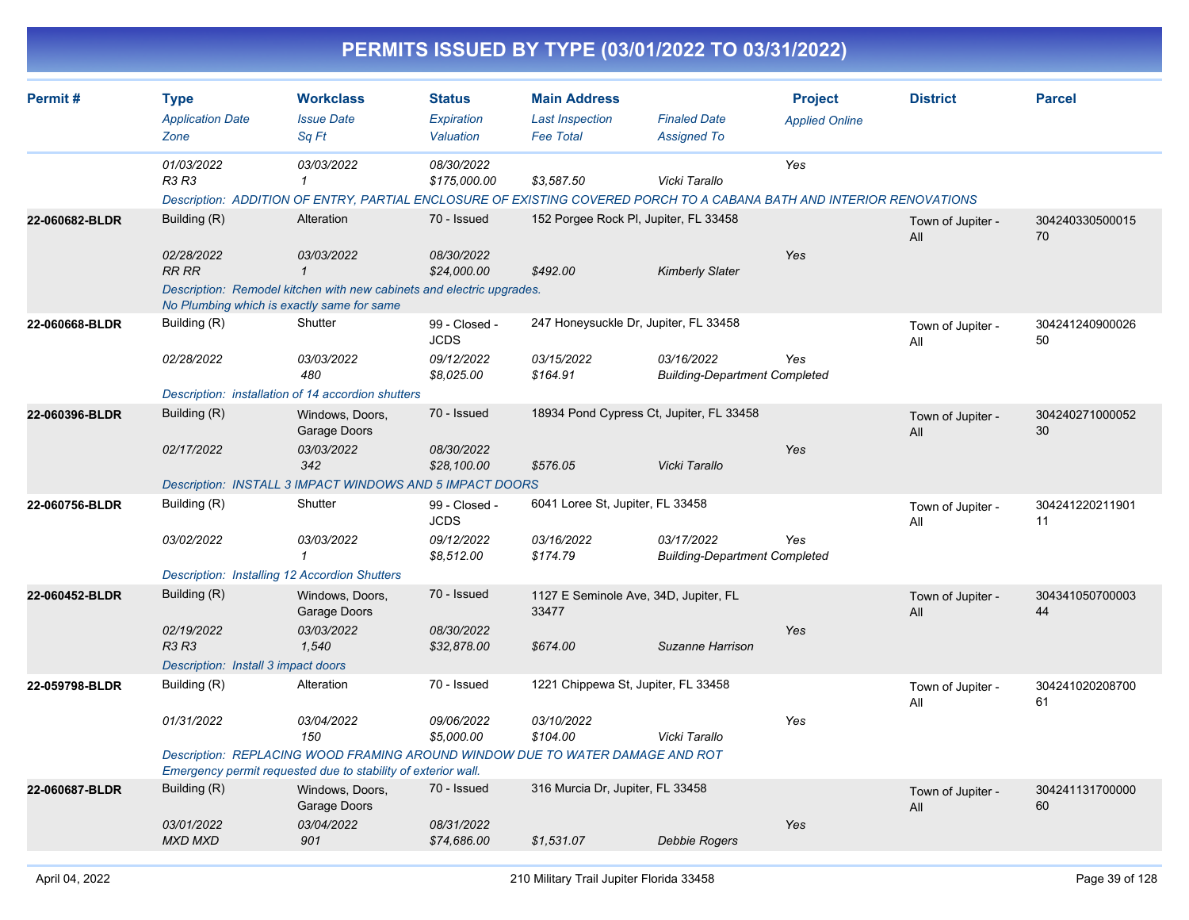# PERMITS ISSUED BY TYPE (03/01/2022 TO 03/31/2022)

| Permit # | Type<br>*Application Date*<br>*Zone* | Workclass<br>*Issue Date*<br>*Sq Ft* | Status<br>*Expiration*<br>*Valuation* | Main Address<br>*Last Inspection*<br>*Fee Total* | *Finaled Date*<br>*Assigned To* | Project<br>*Applied Online* | District | Parcel |
|---|---|---|---|---|---|---|---|---|
| | *01/03/2022*<br>*R3 R3* | *03/03/2022*<br>*1* | *08/30/2022*<br>*$175,000.00* | <br>*$3,587.50* | <br>*Vicki Tarallo* | *Yes* | | |
| | *Description: ADDITION OF ENTRY, PARTIAL ENCLOSURE OF EXISTING COVERED PORCH TO A CABANA BATH AND INTERIOR RENOVATIONS* | | | | | | | |
| **22-060682-BLDR** | Building (R)<br>*02/28/2022*<br>*RR RR* | Alteration<br>*03/03/2022*<br>*1* | 70 - Issued<br>*08/30/2022*<br>*$24,000.00* | 152 Porgee Rock Pl, Jupiter, FL 33458<br><br>*$492.00* | <br>*Kimberly Slater* | <br>*Yes* | Town of Jupiter - All | 30424033050001570 |
| | *Description: Remodel kitchen with new cabinets and electric upgrades. No Plumbing which is exactly same for same* | | | | | | | |
| **22-060668-BLDR** | Building (R)<br>*02/28/2022* | Shutter<br>*03/03/2022*<br>*480* | 99 - Closed - JCDS<br>*09/12/2022*<br>*$8,025.00* | 247 Honeysuckle Dr, Jupiter, FL 33458<br>*03/15/2022*<br>*$164.91* | <br>*03/16/2022*<br>*Building-Department Completed* | <br>*Yes* | Town of Jupiter - All | 30424124090002650 |
| | *Description: installation of 14 accordion shutters* | | | | | | | |
| **22-060396-BLDR** | Building (R)<br>*02/17/2022* | Windows, Doors, Garage Doors<br>*03/03/2022*<br>*342* | 70 - Issued<br>*08/30/2022*<br>*$28,100.00* | 18934 Pond Cypress Ct, Jupiter, FL 33458<br><br>*$576.05* | <br>*Vicki Tarallo* | <br>*Yes* | Town of Jupiter - All | 30424027100005230 |
| | *Description: INSTALL 3 IMPACT WINDOWS AND 5 IMPACT DOORS* | | | | | | | |
| **22-060756-BLDR** | Building (R)<br>*03/02/2022* | Shutter<br>*03/03/2022*<br>*1* | 99 - Closed - JCDS<br>*09/12/2022*<br>*$8,512.00* | 6041 Loree St, Jupiter, FL 33458<br>*03/16/2022*<br>*$174.79* | <br>*03/17/2022*<br>*Building-Department Completed* | <br>*Yes* | Town of Jupiter - All | 30424122021190111 |
| | *Description: Installing 12 Accordion Shutters* | | | | | | | |
| **22-060452-BLDR** | Building (R)<br>*02/19/2022*<br>*R3 R3* | Windows, Doors, Garage Doors<br>*03/03/2022*<br>*1,540* | 70 - Issued<br>*08/30/2022*<br>*$32,878.00* | 1127 E Seminole Ave, 34D, Jupiter, FL 33477<br><br>*$674.00* | <br>*Suzanne Harrison* | <br>*Yes* | Town of Jupiter - All | 30434105070000344 |
| | *Description: Install 3 impact doors* | | | | | | | |
| **22-059798-BLDR** | Building (R)<br>*01/31/2022* | Alteration<br>*03/04/2022*<br>*150* | 70 - Issued<br>*09/06/2022*<br>*$5,000.00* | 1221 Chippewa St, Jupiter, FL 33458<br>*03/10/2022*<br>*$104.00* | <br>*Vicki Tarallo* | <br>*Yes* | Town of Jupiter - All | 30424102020870061 |
| | *Description: REPLACING WOOD FRAMING AROUND WINDOW DUE TO WATER DAMAGE AND ROT Emergency permit requested due to stability of exterior wall.* | | | | | | | |
| **22-060687-BLDR** | Building (R)<br>*03/01/2022*<br>*MXD MXD* | Windows, Doors, Garage Doors<br>*03/04/2022*<br>*901* | 70 - Issued<br>*08/31/2022*<br>*$74,686.00* | 316 Murcia Dr, Jupiter, FL 33458<br><br>*$1,531.07* | <br>*Debbie Rogers* | <br>*Yes* | Town of Jupiter - All | 30424113170000060 |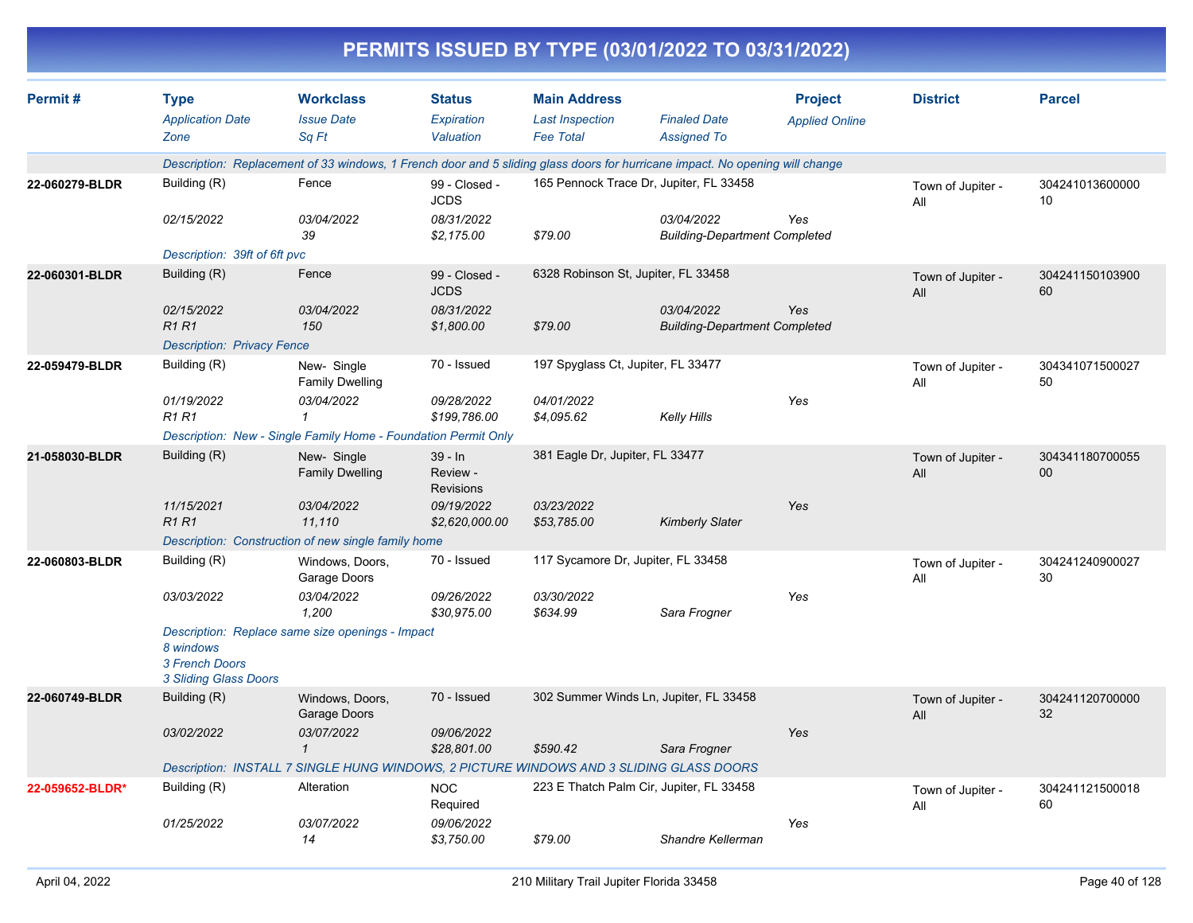# PERMITS ISSUED BY TYPE (03/01/2022 TO 03/31/2022)

| Permit # | Type / Application Date / Zone | Workclass / Issue Date / Sq Ft | Status / Expiration / Valuation | Main Address / Last Inspection / Fee Total | Finaled Date / Assigned To | Project / Applied Online | District | Parcel |
|---|---|---|---|---|---|---|---|---|
| | Description: Replacement of 33 windows, 1 French door and 5 sliding glass doors for hurricane impact. No opening will change | | | | | | | |
| 22-060279-BLDR | Building (R) | Fence | 99 - Closed - JCDS | 165 Pennock Trace Dr, Jupiter, FL 33458 | | | Town of Jupiter - All | 30424101360000010 |
| | 02/15/2022 | 03/04/2022 | 08/31/2022 | | 03/04/2022 | Yes | | |
| | | 39 | $2,175.00 | $79.00 | Building-Department Completed | | | |
| | Description: 39ft of 6ft pvc | | | | | | | |
| 22-060301-BLDR | Building (R) | Fence | 99 - Closed - JCDS | 6328 Robinson St, Jupiter, FL 33458 | | | Town of Jupiter - All | 30424115010390060 |
| | 02/15/2022 | 03/04/2022 | 08/31/2022 | | 03/04/2022 | Yes | | |
| | R1 R1 | 150 | $1,800.00 | $79.00 | Building-Department Completed | | | |
| | Description: Privacy Fence | | | | | | | |
| 22-059479-BLDR | Building (R) | New- Single Family Dwelling | 70 - Issued | 197 Spyglass Ct, Jupiter, FL 33477 | | | Town of Jupiter - All | 30434107150002750 |
| | 01/19/2022 | 03/04/2022 | 09/28/2022 | 04/01/2022 | | Yes | | |
| | R1 R1 | 1 | $199,786.00 | $4,095.62 | Kelly Hills | | | |
| | Description: New - Single Family Home - Foundation Permit Only | | | | | | | |
| 21-058030-BLDR | Building (R) | New- Single Family Dwelling | 39 - In Review - Revisions | 381 Eagle Dr, Jupiter, FL 33477 | | | Town of Jupiter - All | 30434118070005500 |
| | 11/15/2021 | 03/04/2022 | 09/19/2022 | 03/23/2022 | | Yes | | |
| | R1 R1 | 11,110 | $2,620,000.00 | $53,785.00 | Kimberly Slater | | | |
| | Description: Construction of new single family home | | | | | | | |
| 22-060803-BLDR | Building (R) | Windows, Doors, Garage Doors | 70 - Issued | 117 Sycamore Dr, Jupiter, FL 33458 | | | Town of Jupiter - All | 30424124090002730 |
| | 03/03/2022 | 03/04/2022 | 09/26/2022 | 03/30/2022 | | Yes | | |
| | | 1,200 | $30,975.00 | $634.99 | Sara Frogner | | | |
| | Description: Replace same size openings - Impact<br>8 windows<br>3 French Doors<br>3 Sliding Glass Doors | | | | | | | |
| 22-060749-BLDR | Building (R) | Windows, Doors, Garage Doors | 70 - Issued | 302 Summer Winds Ln, Jupiter, FL 33458 | | | Town of Jupiter - All | 30424112070000032 |
| | 03/02/2022 | 03/07/2022 | 09/06/2022 | | | Yes | | |
| | | 1 | $28,801.00 | $590.42 | Sara Frogner | | | |
| | Description: INSTALL 7 SINGLE HUNG WINDOWS, 2 PICTURE WINDOWS AND 3 SLIDING GLASS DOORS | | | | | | | |
| 22-059652-BLDR* | Building (R) | Alteration | NOC Required | 223 E Thatch Palm Cir, Jupiter, FL 33458 | | | Town of Jupiter - All | 30424112150001860 |
| | 01/25/2022 | 03/07/2022 | 09/06/2022 | | | Yes | | |
| | | 14 | $3,750.00 | $79.00 | Shandre Kellerman | | | |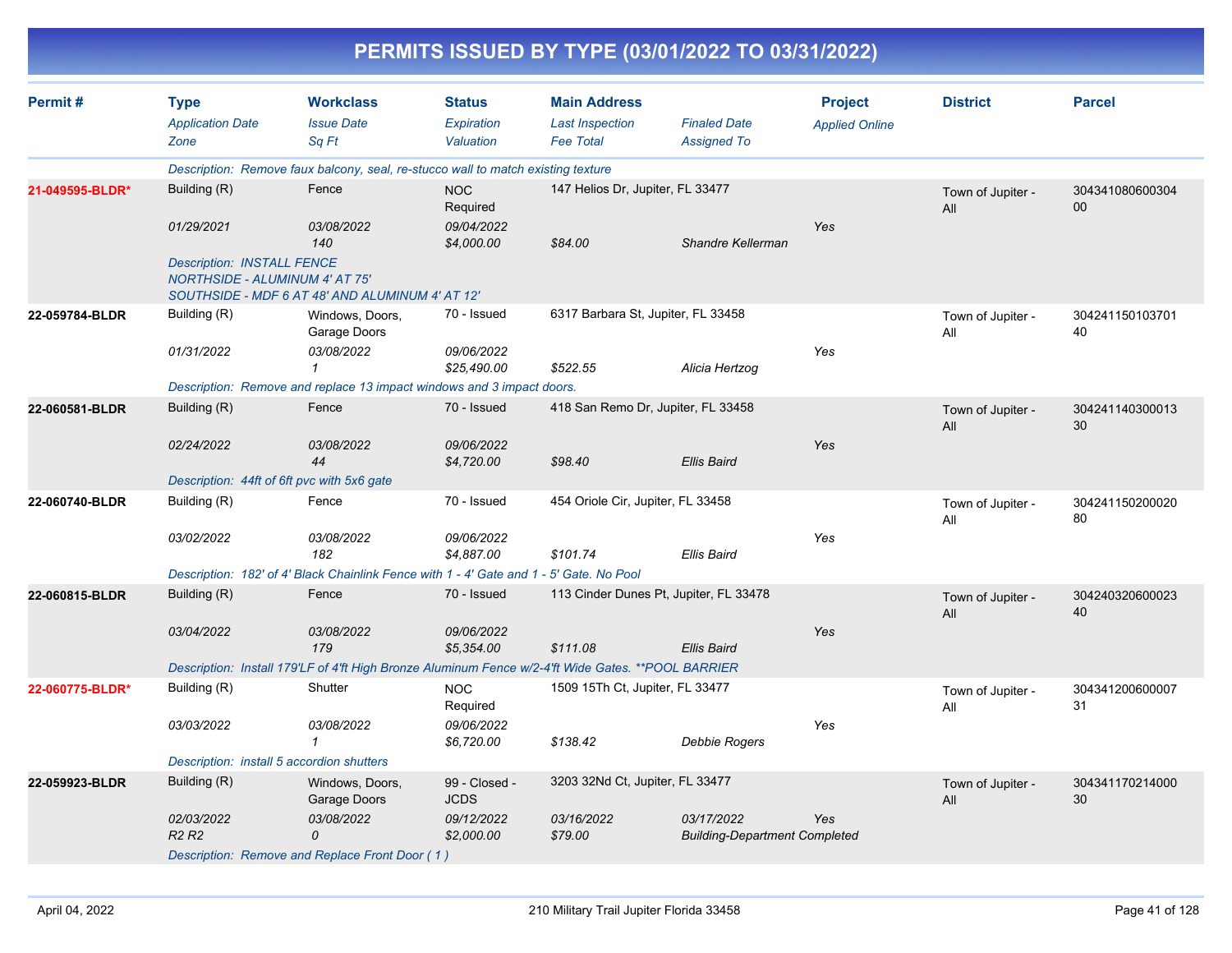# PERMITS ISSUED BY TYPE (03/01/2022 TO 03/31/2022)

| Permit # | Type / Application Date / Zone | Workclass / Issue Date / Sq Ft | Status / Expiration / Valuation | Main Address / Last Inspection / Fee Total | Finaled Date / Assigned To | Project / Applied Online | District | Parcel |
|---|---|---|---|---|---|---|---|---|
| | Description: Remove faux balcony, seal, re-stucco wall to match existing texture | | | | | | | |
| **21-049595-BLDR*** | Building (R) | Fence | NOC Required | 147 Helios Dr, Jupiter, FL 33477 | | | Town of Jupiter - All | 30434108060030400 |
| | 01/29/2021 | 03/08/2022 | 09/04/2022 | | | Yes | | |
| | | 140 | $4,000.00 | $84.00 | Shandre Kellerman | | | |
| | Description: INSTALL FENCE NORTHSIDE - ALUMINUM 4' AT 75' SOUTHSIDE - MDF 6 AT 48' AND ALUMINUM 4' AT 12' | | | | | | | |
| **22-059784-BLDR** | Building (R) | Windows, Doors, Garage Doors | 70 - Issued | 6317 Barbara St, Jupiter, FL 33458 | | | Town of Jupiter - All | 30424115010370140 |
| | 01/31/2022 | 03/08/2022 | 09/06/2022 | | | Yes | | |
| | | 1 | $25,490.00 | $522.55 | Alicia Hertzog | | | |
| | Description: Remove and replace 13 impact windows and 3 impact doors. | | | | | | | |
| **22-060581-BLDR** | Building (R) | Fence | 70 - Issued | 418 San Remo Dr, Jupiter, FL 33458 | | | Town of Jupiter - All | 30424114030001330 |
| | 02/24/2022 | 03/08/2022 | 09/06/2022 | | | Yes | | |
| | | 44 | $4,720.00 | $98.40 | Ellis Baird | | | |
| | Description: 44ft of 6ft pvc with 5x6 gate | | | | | | | |
| **22-060740-BLDR** | Building (R) | Fence | 70 - Issued | 454 Oriole Cir, Jupiter, FL 33458 | | | Town of Jupiter - All | 30424115020002080 |
| | 03/02/2022 | 03/08/2022 | 09/06/2022 | | | Yes | | |
| | | 182 | $4,887.00 | $101.74 | Ellis Baird | | | |
| | Description: 182' of 4' Black Chainlink Fence with 1 - 4' Gate and 1 - 5' Gate. No Pool | | | | | | | |
| **22-060815-BLDR** | Building (R) | Fence | 70 - Issued | 113 Cinder Dunes Pt, Jupiter, FL 33478 | | | Town of Jupiter - All | 30424032060002340 |
| | 03/04/2022 | 03/08/2022 | 09/06/2022 | | | Yes | | |
| | | 179 | $5,354.00 | $111.08 | Ellis Baird | | | |
| | Description: Install 179'LF of 4'ft High Bronze Aluminum Fence w/2-4'ft Wide Gates. **POOL BARRIER | | | | | | | |
| **22-060775-BLDR*** | Building (R) | Shutter | NOC Required | 1509 15Th Ct, Jupiter, FL 33477 | | | Town of Jupiter - All | 30434120060000731 |
| | 03/03/2022 | 03/08/2022 | 09/06/2022 | | | Yes | | |
| | | 1 | $6,720.00 | $138.42 | Debbie Rogers | | | |
| | Description: install 5 accordion shutters | | | | | | | |
| **22-059923-BLDR** | Building (R) | Windows, Doors, Garage Doors | 99 - Closed - JCDS | 3203 32Nd Ct, Jupiter, FL 33477 | | | Town of Jupiter - All | 30434117021400030 |
| | 02/03/2022 | 03/08/2022 | 09/12/2022 | 03/16/2022 | 03/17/2022 | Yes | | |
| | R2 R2 | 0 | $2,000.00 | $79.00 | Building-Department Completed | | | |
| | Description: Remove and Replace Front Door ( 1 ) | | | | | | | |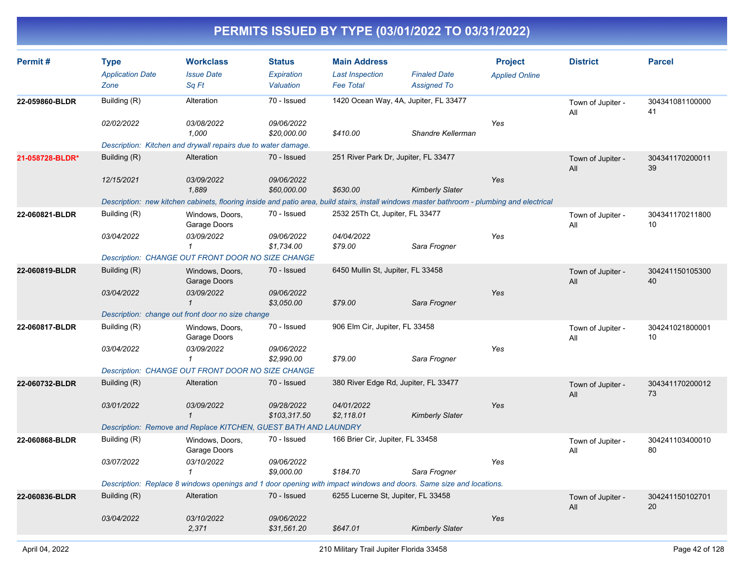# PERMITS ISSUED BY TYPE (03/01/2022 TO 03/31/2022)

| Permit # | Type / Application Date / Zone | Workclass / Issue Date / Sq Ft | Status / Expiration / Valuation | Main Address / Last Inspection / Fee Total | Finaled Date / Assigned To | Project / Applied Online | District | Parcel |
|---|---|---|---|---|---|---|---|---|
| 22-059860-BLDR | Building (R) | Alteration | 70 - Issued | 1420 Ocean Way, 4A, Jupiter, FL 33477 | | | Town of Jupiter - All | 30434108110000041 |
| | 02/02/2022 | 03/08/2022 | 09/06/2022 | | | Yes | | |
| | | 1,000 | $20,000.00 | $410.00 | Shandre Kellerman | | | |
| | Description: Kitchen and drywall repairs due to water damage. | | | | | | | |
| 21-058728-BLDR* | Building (R) | Alteration | 70 - Issued | 251 River Park Dr, Jupiter, FL 33477 | | | Town of Jupiter - All | 30434117020001139 |
| | 12/15/2021 | 03/09/2022 | 09/06/2022 | | | Yes | | |
| | | 1,889 | $60,000.00 | $630.00 | Kimberly Slater | | | |
| | Description: new kitchen cabinets, flooring inside and patio area, build stairs, install windows master bathroom - plumbing and electrical | | | | | | | |
| 22-060821-BLDR | Building (R) | Windows, Doors, Garage Doors | 70 - Issued | 2532 25Th Ct, Jupiter, FL 33477 | | | Town of Jupiter - All | 30434117021180010 |
| | 03/04/2022 | 03/09/2022 | 09/06/2022 | 04/04/2022 | | Yes | | |
| | | 1 | $1,734.00 | $79.00 | Sara Frogner | | | |
| | Description: CHANGE OUT FRONT DOOR NO SIZE CHANGE | | | | | | | |
| 22-060819-BLDR | Building (R) | Windows, Doors, Garage Doors | 70 - Issued | 6450 Mullin St, Jupiter, FL 33458 | | | Town of Jupiter - All | 30424115010530040 |
| | 03/04/2022 | 03/09/2022 | 09/06/2022 | | | Yes | | |
| | | 1 | $3,050.00 | $79.00 | Sara Frogner | | | |
| | Description: change out front door no size change | | | | | | | |
| 22-060817-BLDR | Building (R) | Windows, Doors, Garage Doors | 70 - Issued | 906 Elm Cir, Jupiter, FL 33458 | | | Town of Jupiter - All | 30424102180000110 |
| | 03/04/2022 | 03/09/2022 | 09/06/2022 | | | Yes | | |
| | | 1 | $2,990.00 | $79.00 | Sara Frogner | | | |
| | Description: CHANGE OUT FRONT DOOR NO SIZE CHANGE | | | | | | | |
| 22-060732-BLDR | Building (R) | Alteration | 70 - Issued | 380 River Edge Rd, Jupiter, FL 33477 | | | Town of Jupiter - All | 30434117020001273 |
| | 03/01/2022 | 03/09/2022 | 09/28/2022 | 04/01/2022 | | Yes | | |
| | | 1 | $103,317.50 | $2,118.01 | Kimberly Slater | | | |
| | Description: Remove and Replace KITCHEN, GUEST BATH AND LAUNDRY | | | | | | | |
| 22-060868-BLDR | Building (R) | Windows, Doors, Garage Doors | 70 - Issued | 166 Brier Cir, Jupiter, FL 33458 | | | Town of Jupiter - All | 30424110340001080 |
| | 03/07/2022 | 03/10/2022 | 09/06/2022 | | | Yes | | |
| | | 1 | $9,000.00 | $184.70 | Sara Frogner | | | |
| | Description: Replace 8 windows openings and 1 door opening with impact windows and doors. Same size and locations. | | | | | | | |
| 22-060836-BLDR | Building (R) | Alteration | 70 - Issued | 6255 Lucerne St, Jupiter, FL 33458 | | | Town of Jupiter - All | 30424115010270120 |
| | 03/04/2022 | 03/10/2022 | 09/06/2022 | | | Yes | | |
| | | 2,371 | $31,561.20 | $647.01 | Kimberly Slater | | | |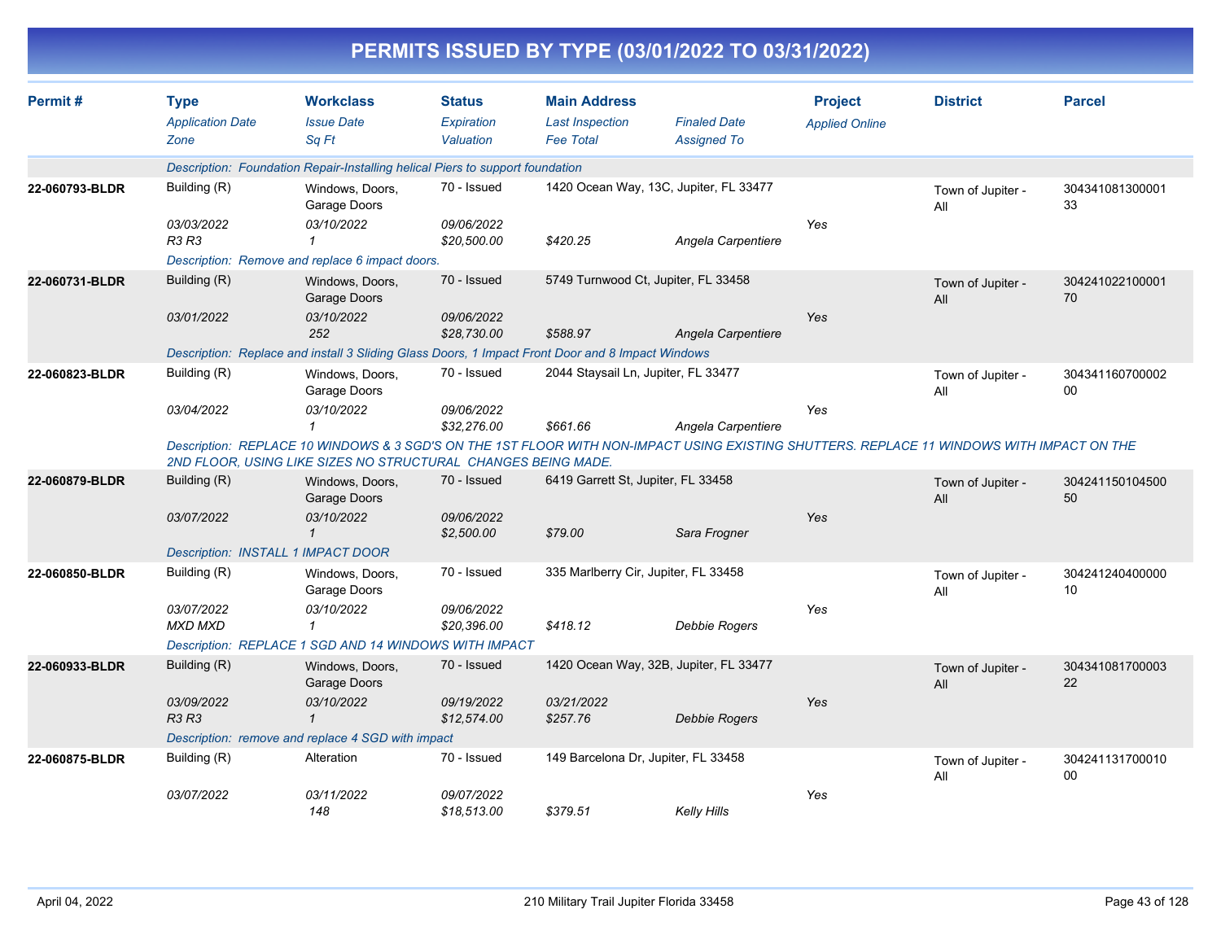# PERMITS ISSUED BY TYPE (03/01/2022 TO 03/31/2022)

| Permit # | Type<br>*Application Date*<br>*Zone* | Workclass<br>*Issue Date*<br>*Sq Ft* | Status<br>*Expiration*<br>*Valuation* | Main Address<br>*Last Inspection*<br>*Fee Total* | *Finaled Date*<br>*Assigned To* | Project<br>*Applied Online* | District | Parcel |
|---|---|---|---|---|---|---|---|---|
| | *Description: Foundation Repair-Installing helical Piers to support foundation* | | | | | | | |
| **22-060793-BLDR** | Building (R)<br>*03/03/2022*<br>*R3 R3* | Windows, Doors, Garage Doors<br>*03/10/2022*<br>*1* | 70 - Issued<br>*09/06/2022*<br>*$20,500.00* | 1420 Ocean Way, 13C, Jupiter, FL 33477<br><br>*$420.25* | <br><br>*Angela Carpentiere* | <br>*Yes* | Town of Jupiter - All | 30434108130000133 |
| | *Description: Remove and replace 6 impact doors.* | | | | | | | |
| **22-060731-BLDR** | Building (R)<br>*03/01/2022* | Windows, Doors, Garage Doors<br>*03/10/2022*<br>*252* | 70 - Issued<br>*09/06/2022*<br>*$28,730.00* | 5749 Turnwood Ct, Jupiter, FL 33458<br><br>*$588.97* | <br><br>*Angela Carpentiere* | <br>*Yes* | Town of Jupiter - All | 30424102210000170 |
| | *Description: Replace and install 3 Sliding Glass Doors, 1 Impact Front Door and 8 Impact Windows* | | | | | | | |
| **22-060823-BLDR** | Building (R)<br>*03/04/2022* | Windows, Doors, Garage Doors<br>*03/10/2022*<br>*1* | 70 - Issued<br>*09/06/2022*<br>*$32,276.00* | 2044 Staysail Ln, Jupiter, FL 33477<br><br>*$661.66* | <br><br>*Angela Carpentiere* | <br>*Yes* | Town of Jupiter - All | 30434116070000200 |
| | *Description: REPLACE 10 WINDOWS & 3 SGD'S ON THE 1ST FLOOR WITH NON-IMPACT USING EXISTING SHUTTERS. REPLACE 11 WINDOWS WITH IMPACT ON THE 2ND FLOOR, USING LIKE SIZES NO STRUCTURAL CHANGES BEING MADE.* | | | | | | | |
| **22-060879-BLDR** | Building (R)<br>*03/07/2022* | Windows, Doors, Garage Doors<br>*03/10/2022*<br>*1* | 70 - Issued<br>*09/06/2022*<br>*$2,500.00* | 6419 Garrett St, Jupiter, FL 33458<br><br>*$79.00* | <br><br>*Sara Frogner* | <br>*Yes* | Town of Jupiter - All | 30424115010450050 |
| | *Description: INSTALL 1 IMPACT DOOR* | | | | | | | |
| **22-060850-BLDR** | Building (R)<br>*03/07/2022*<br>*MXD MXD* | Windows, Doors, Garage Doors<br>*03/10/2022*<br>*1* | 70 - Issued<br>*09/06/2022*<br>*$20,396.00* | 335 Marlberry Cir, Jupiter, FL 33458<br><br>*$418.12* | <br><br>*Debbie Rogers* | <br>*Yes* | Town of Jupiter - All | 30424124040000010 |
| | *Description: REPLACE 1 SGD AND 14 WINDOWS WITH IMPACT* | | | | | | | |
| **22-060933-BLDR** | Building (R)<br>*03/09/2022*<br>*R3 R3* | Windows, Doors, Garage Doors<br>*03/10/2022*<br>*1* | 70 - Issued<br>*09/19/2022*<br>*$12,574.00* | 1420 Ocean Way, 32B, Jupiter, FL 33477<br>*03/21/2022*<br>*$257.76* | <br><br>*Debbie Rogers* | <br>*Yes* | Town of Jupiter - All | 30434108170000322 |
| | *Description: remove and replace 4 SGD with impact* | | | | | | | |
| **22-060875-BLDR** | Building (R)<br>*03/07/2022* | Alteration<br>*03/11/2022*<br>*148* | 70 - Issued<br>*09/07/2022*<br>*$18,513.00* | 149 Barcelona Dr, Jupiter, FL 33458<br><br>*$379.51* | <br><br>*Kelly Hills* | <br>*Yes* | Town of Jupiter - All | 30424113170001000 |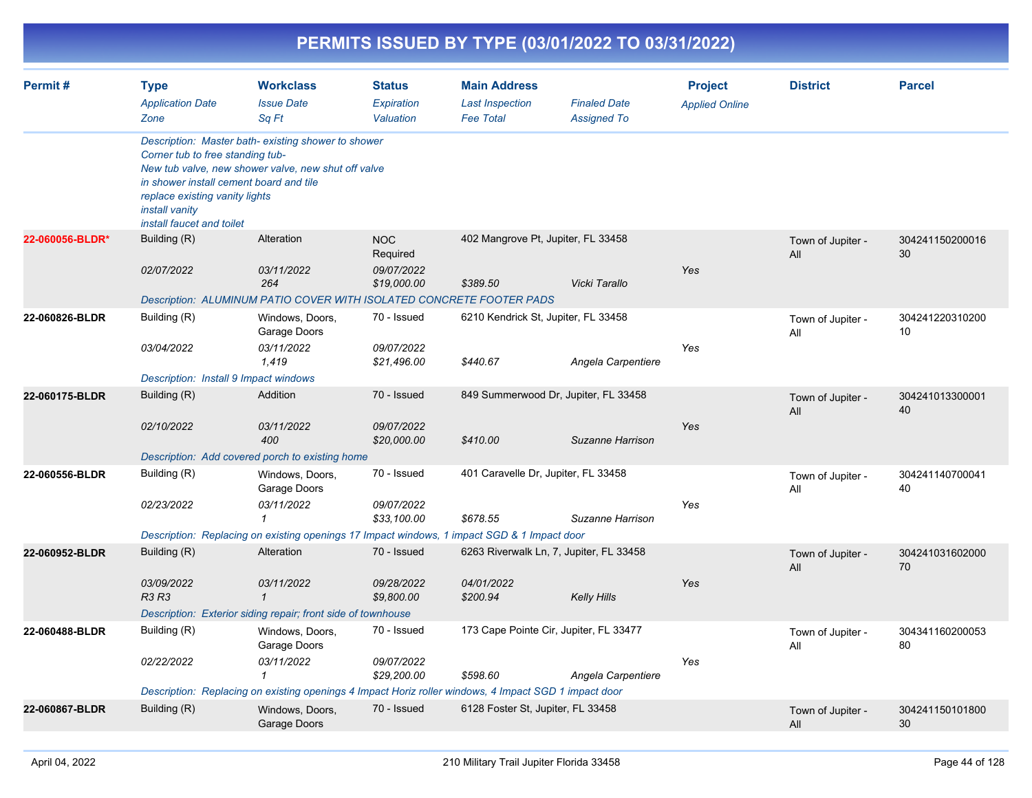# PERMITS ISSUED BY TYPE (03/01/2022 TO 03/31/2022)

| Permit # | Type / *Application Date* / *Zone* | Workclass / *Issue Date* / *Sq Ft* | Status / *Expiration* / *Valuation* | Main Address / *Last Inspection* / *Fee Total* | *Finaled Date* / *Assigned To* | Project / *Applied Online* | District | Parcel |
|---|---|---|---|---|---|---|---|---|
| | *Description: Master bath- existing shower to shower Corner tub to free standing tub- New tub valve, new shower valve, new shut off valve in shower install cement board and tile replace existing vanity lights install vanity install faucet and toilet* | | | | | | | |
| 22-060056-BLDR* | Building (R) | Alteration | NOC Required | 402 Mangrove Pt, Jupiter, FL 33458 | | | Town of Jupiter - All | 30424115020001630 |
| | *02/07/2022* | *03/11/2022* | *09/07/2022* | | | *Yes* | | |
| | | *264* | *$19,000.00* | *$389.50* | *Vicki Tarallo* | | | |
| | *Description: ALUMINUM PATIO COVER WITH ISOLATED CONCRETE FOOTER PADS* | | | | | | | |
| 22-060826-BLDR | Building (R) | Windows, Doors, Garage Doors | 70 - Issued | 6210 Kendrick St, Jupiter, FL 33458 | | | Town of Jupiter - All | 30424122031020010 |
| | *03/04/2022* | *03/11/2022* | *09/07/2022* | | | *Yes* | | |
| | | *1,419* | *$21,496.00* | *$440.67* | *Angela Carpentiere* | | | |
| | *Description: Install 9 Impact windows* | | | | | | | |
| 22-060175-BLDR | Building (R) | Addition | 70 - Issued | 849 Summerwood Dr, Jupiter, FL 33458 | | | Town of Jupiter - All | 30424101330000140 |
| | *02/10/2022* | *03/11/2022* | *09/07/2022* | | | *Yes* | | |
| | | *400* | *$20,000.00* | *$410.00* | *Suzanne Harrison* | | | |
| | *Description: Add covered porch to existing home* | | | | | | | |
| 22-060556-BLDR | Building (R) | Windows, Doors, Garage Doors | 70 - Issued | 401 Caravelle Dr, Jupiter, FL 33458 | | | Town of Jupiter - All | 30424114070004140 |
| | *02/23/2022* | *03/11/2022* | *09/07/2022* | | | *Yes* | | |
| | | *1* | *$33,100.00* | *$678.55* | *Suzanne Harrison* | | | |
| | *Description: Replacing on existing openings 17 Impact windows, 1 impact SGD & 1 Impact door* | | | | | | | |
| 22-060952-BLDR | Building (R) | Alteration | 70 - Issued | 6263 Riverwalk Ln, 7, Jupiter, FL 33458 | | | Town of Jupiter - All | 30424103160200070 |
| | *03/09/2022* | *03/11/2022* | *09/28/2022* | *04/01/2022* | | *Yes* | | |
| | *R3 R3* | *1* | *$9,800.00* | *$200.94* | *Kelly Hills* | | | |
| | *Description: Exterior siding repair; front side of townhouse* | | | | | | | |
| 22-060488-BLDR | Building (R) | Windows, Doors, Garage Doors | 70 - Issued | 173 Cape Pointe Cir, Jupiter, FL 33477 | | | Town of Jupiter - All | 30434116020005380 |
| | *02/22/2022* | *03/11/2022* | *09/07/2022* | | | *Yes* | | |
| | | *1* | *$29,200.00* | *$598.60* | *Angela Carpentiere* | | | |
| | *Description: Replacing on existing openings 4 Impact Horiz roller windows, 4 Impact SGD 1 impact door* | | | | | | | |
| 22-060867-BLDR | Building (R) | Windows, Doors, Garage Doors | 70 - Issued | 6128 Foster St, Jupiter, FL 33458 | | | Town of Jupiter - All | 30424115010180030 |

April 04, 2022 — 210 Military Trail Jupiter Florida 33458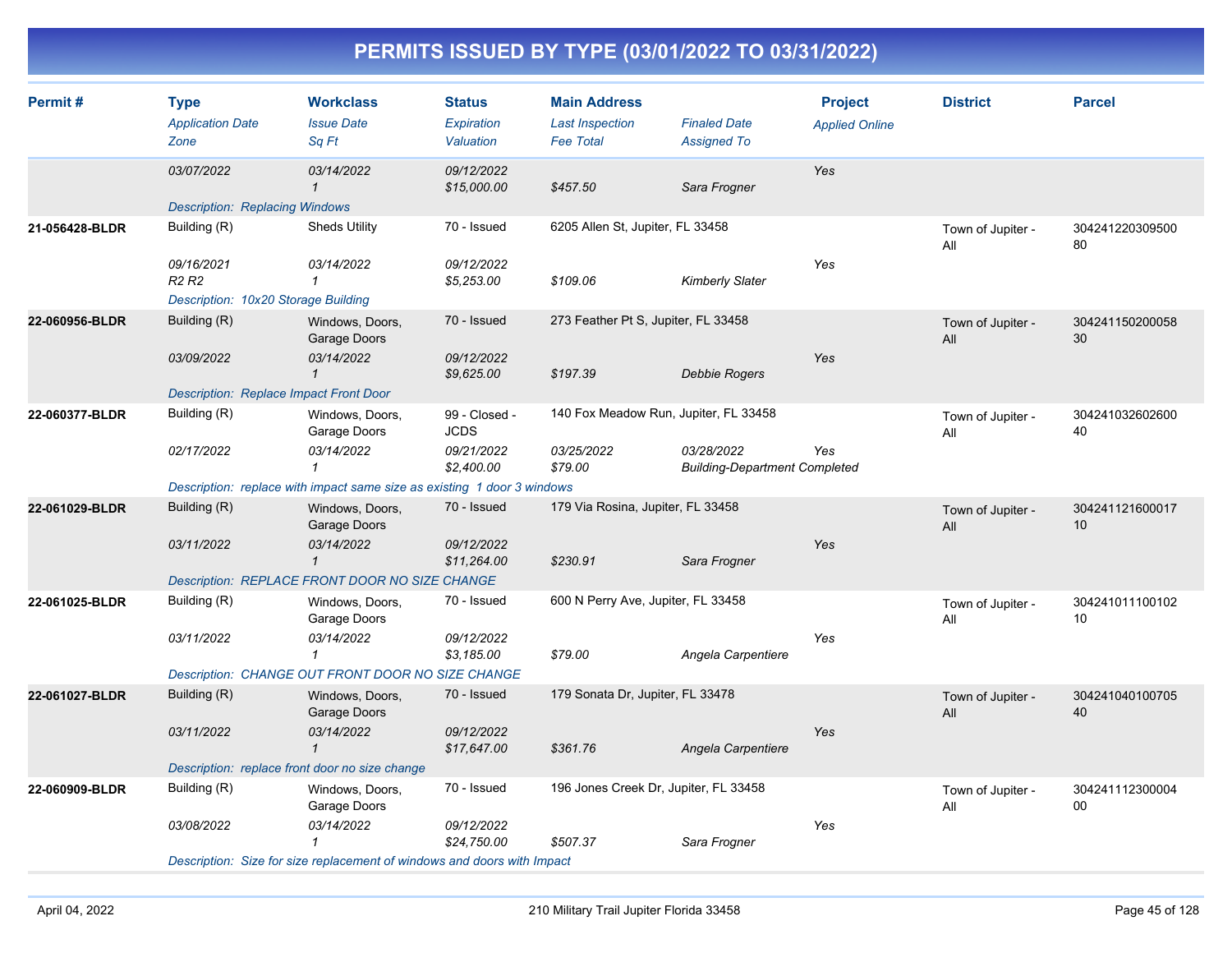# PERMITS ISSUED BY TYPE (03/01/2022 TO 03/31/2022)

| Permit # | Type / Application Date / Zone | Workclass / Issue Date / Sq Ft | Status / Expiration / Valuation | Main Address / Last Inspection / Fee Total | Finaled Date / Assigned To | Project / Applied Online | District | Parcel |
|---|---|---|---|---|---|---|---|---|
| | 03/07/2022 | 03/14/2022<br>1 | 09/12/2022<br>$15,000.00 | $457.50 | Sara Frogner | Yes | | |
| | Description: Replacing Windows | | | | | | | |
| 21-056428-BLDR | Building (R)<br>09/16/2021<br>R2 R2 | Sheds Utility<br>03/14/2022<br>1 | 70 - Issued<br>09/12/2022<br>$5,253.00 | 6205 Allen St, Jupiter, FL 33458<br><br>$109.06 | Kimberly Slater | Yes | Town of Jupiter - All | 30424122030950080 |
| | Description: 10x20 Storage Building | | | | | | | |
| 22-060956-BLDR | Building (R)<br>03/09/2022 | Windows, Doors, Garage Doors<br>03/14/2022<br>1 | 70 - Issued<br>09/12/2022<br>$9,625.00 | 273 Feather Pt S, Jupiter, FL 33458<br><br>$197.39 | Debbie Rogers | Yes | Town of Jupiter - All | 30424115020005830 |
| | Description: Replace Impact Front Door | | | | | | | |
| 22-060377-BLDR | Building (R)<br>02/17/2022 | Windows, Doors, Garage Doors<br>03/14/2022<br>1 | 99 - Closed - JCDS<br>09/21/2022<br>$2,400.00 | 140 Fox Meadow Run, Jupiter, FL 33458<br>03/25/2022<br>$79.00 | 03/28/2022<br>Building-Department Completed | Yes | Town of Jupiter - All | 30424103260260040 |
| | Description: replace with impact same size as existing 1 door 3 windows | | | | | | | |
| 22-061029-BLDR | Building (R)<br>03/11/2022 | Windows, Doors, Garage Doors<br>03/14/2022<br>1 | 70 - Issued<br>09/12/2022<br>$11,264.00 | 179 Via Rosina, Jupiter, FL 33458<br><br>$230.91 | Sara Frogner | Yes | Town of Jupiter - All | 30424112160001710 |
| | Description: REPLACE FRONT DOOR NO SIZE CHANGE | | | | | | | |
| 22-061025-BLDR | Building (R)<br>03/11/2022 | Windows, Doors, Garage Doors<br>03/14/2022<br>1 | 70 - Issued<br>09/12/2022<br>$3,185.00 | 600 N Perry Ave, Jupiter, FL 33458<br><br>$79.00 | Angela Carpentiere | Yes | Town of Jupiter - All | 30424101110010210 |
| | Description: CHANGE OUT FRONT DOOR NO SIZE CHANGE | | | | | | | |
| 22-061027-BLDR | Building (R)<br>03/11/2022 | Windows, Doors, Garage Doors<br>03/14/2022<br>1 | 70 - Issued<br>09/12/2022<br>$17,647.00 | 179 Sonata Dr, Jupiter, FL 33478<br><br>$361.76 | Angela Carpentiere | Yes | Town of Jupiter - All | 30424104010070540 |
| | Description: replace front door no size change | | | | | | | |
| 22-060909-BLDR | Building (R)<br>03/08/2022 | Windows, Doors, Garage Doors<br>03/14/2022<br>1 | 70 - Issued<br>09/12/2022<br>$24,750.00 | 196 Jones Creek Dr, Jupiter, FL 33458<br><br>$507.37 | Sara Frogner | Yes | Town of Jupiter - All | 30424111230000400 |
| | Description: Size for size replacement of windows and doors with Impact | | | | | | | |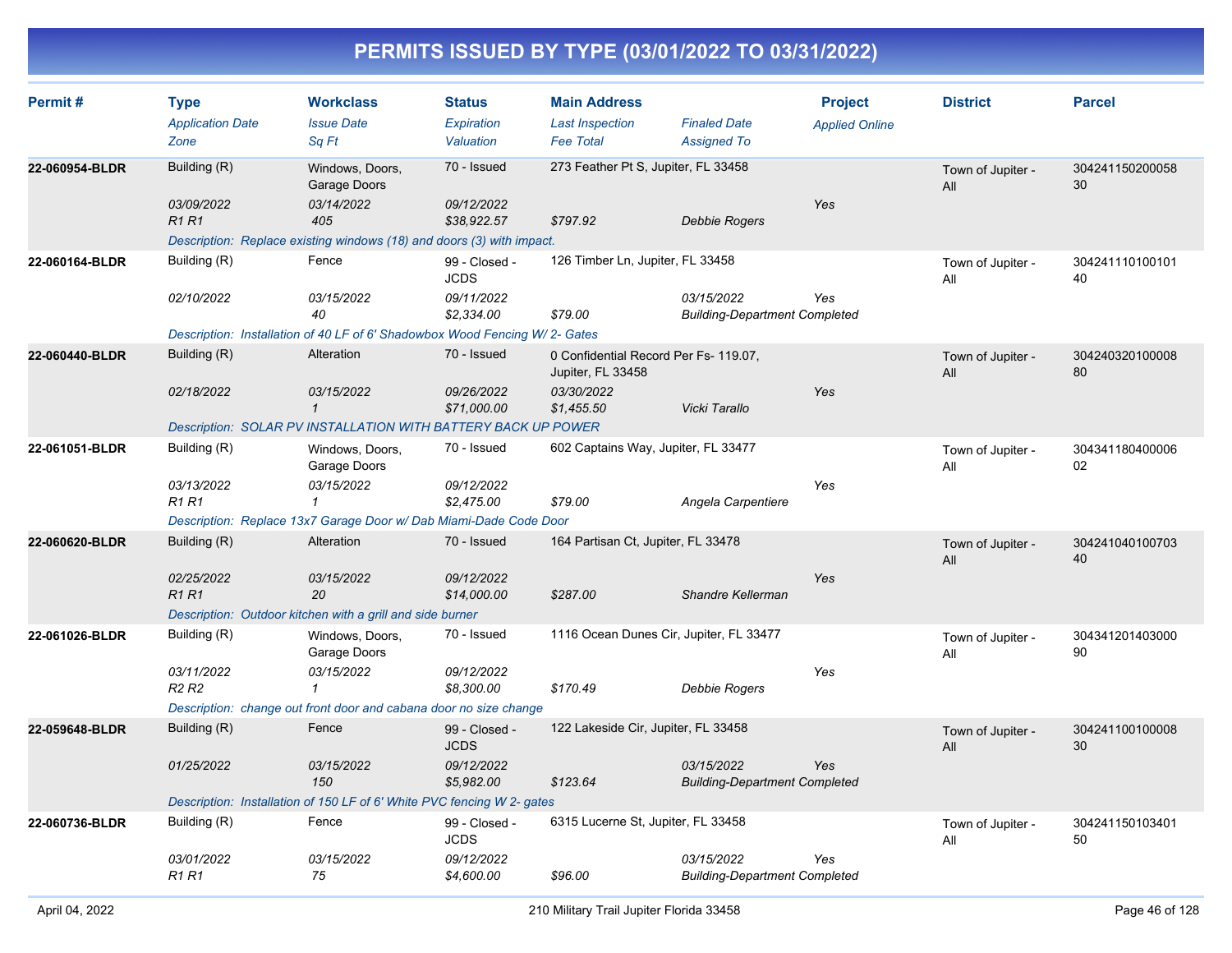# PERMITS ISSUED BY TYPE (03/01/2022 TO 03/31/2022)

| Permit # | Type | Workclass | Status | Main Address | | Project | District | Parcel |
|---|---|---|---|---|---|---|---|---|
| | *Application Date* | *Issue Date* | *Expiration* | *Last Inspection* | *Finaled Date* | *Applied Online* | | |
| | *Zone* | *Sq Ft* | *Valuation* | *Fee Total* | *Assigned To* | | | |
| **22-060954-BLDR** | Building (R) | Windows, Doors, Garage Doors | 70 - Issued | 273 Feather Pt S, Jupiter, FL 33458 | | | Town of Jupiter - All | 30424115020005830 |
| | *03/09/2022* | *03/14/2022* | *09/12/2022* | | | *Yes* | | |
| | *R1 R1* | *405* | *$38,922.57* | *$797.92* | *Debbie Rogers* | | | |
| | *Description: Replace existing windows (18) and doors (3) with impact.* | | | | | | | |
| **22-060164-BLDR** | Building (R) | Fence | 99 - Closed - JCDS | 126 Timber Ln, Jupiter, FL 33458 | | | Town of Jupiter - All | 30424111010010140 |
| | *02/10/2022* | *03/15/2022* | *09/11/2022* | | *03/15/2022* | *Yes* | | |
| | | *40* | *$2,334.00* | *$79.00* | *Building-Department Completed* | | | |
| | *Description: Installation of 40 LF of 6' Shadowbox Wood Fencing W/ 2- Gates* | | | | | | | |
| **22-060440-BLDR** | Building (R) | Alteration | 70 - Issued | 0 Confidential Record Per Fs- 119.07, Jupiter, FL 33458 | | | Town of Jupiter - All | 30424032010000880 |
| | *02/18/2022* | *03/15/2022* | *09/26/2022* | *03/30/2022* | | *Yes* | | |
| | | *1* | *$71,000.00* | *$1,455.50* | *Vicki Tarallo* | | | |
| | *Description: SOLAR PV INSTALLATION WITH BATTERY BACK UP POWER* | | | | | | | |
| **22-061051-BLDR** | Building (R) | Windows, Doors, Garage Doors | 70 - Issued | 602 Captains Way, Jupiter, FL 33477 | | | Town of Jupiter - All | 30434118040000602 |
| | *03/13/2022* | *03/15/2022* | *09/12/2022* | | | *Yes* | | |
| | *R1 R1* | *1* | *$2,475.00* | *$79.00* | *Angela Carpentiere* | | | |
| | *Description: Replace 13x7 Garage Door w/ Dab Miami-Dade Code Door* | | | | | | | |
| **22-060620-BLDR** | Building (R) | Alteration | 70 - Issued | 164 Partisan Ct, Jupiter, FL 33478 | | | Town of Jupiter - All | 30424104010070340 |
| | *02/25/2022* | *03/15/2022* | *09/12/2022* | | | *Yes* | | |
| | *R1 R1* | *20* | *$14,000.00* | *$287.00* | *Shandre Kellerman* | | | |
| | *Description: Outdoor kitchen with a grill and side burner* | | | | | | | |
| **22-061026-BLDR** | Building (R) | Windows, Doors, Garage Doors | 70 - Issued | 1116 Ocean Dunes Cir, Jupiter, FL 33477 | | | Town of Jupiter - All | 30434120140300090 |
| | *03/11/2022* | *03/15/2022* | *09/12/2022* | | | *Yes* | | |
| | *R2 R2* | *1* | *$8,300.00* | *$170.49* | *Debbie Rogers* | | | |
| | *Description: change out front door and cabana door no size change* | | | | | | | |
| **22-059648-BLDR** | Building (R) | Fence | 99 - Closed - JCDS | 122 Lakeside Cir, Jupiter, FL 33458 | | | Town of Jupiter - All | 30424110010000830 |
| | *01/25/2022* | *03/15/2022* | *09/12/2022* | | *03/15/2022* | *Yes* | | |
| | | *150* | *$5,982.00* | *$123.64* | *Building-Department Completed* | | | |
| | *Description: Installation of 150 LF of 6' White PVC fencing W 2- gates* | | | | | | | |
| **22-060736-BLDR** | Building (R) | Fence | 99 - Closed - JCDS | 6315 Lucerne St, Jupiter, FL 33458 | | | Town of Jupiter - All | 30424115010340150 |
| | *03/01/2022* | *03/15/2022* | *09/12/2022* | | *03/15/2022* | *Yes* | | |
| | *R1 R1* | *75* | *$4,600.00* | *$96.00* | *Building-Department Completed* | | | |

April 04, 2022 — 210 Military Trail Jupiter Florida 33458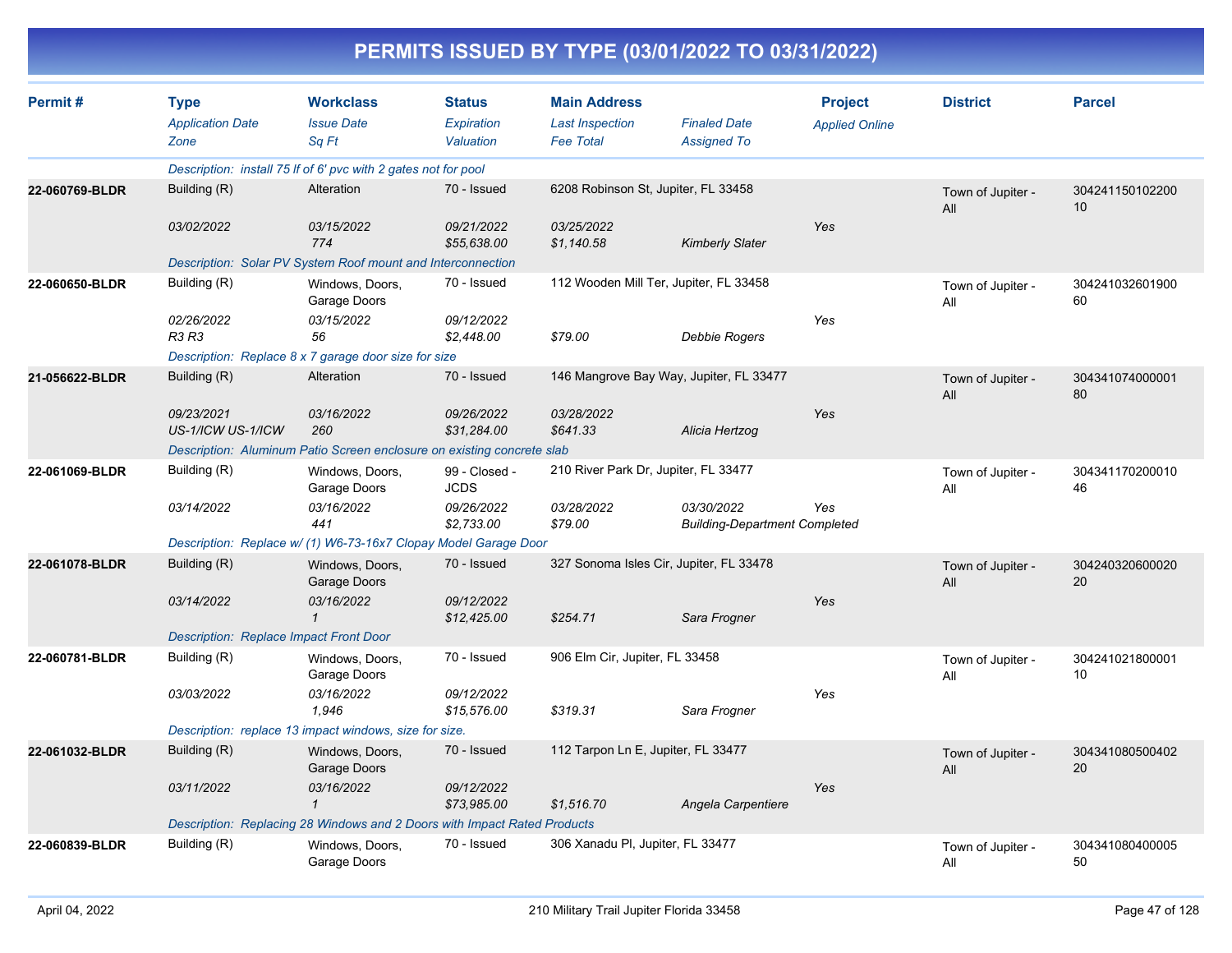# PERMITS ISSUED BY TYPE (03/01/2022 TO 03/31/2022)

| Permit # | Type / Application Date / Zone | Workclass / Issue Date / Sq Ft | Status / Expiration / Valuation | Main Address / Last Inspection / Fee Total | Finaled Date / Assigned To | Project / Applied Online | District | Parcel |
|---|---|---|---|---|---|---|---|---|
| | Description: install 75 lf of 6' pvc with 2 gates not for pool | | | | | | | |
| 22-060769-BLDR | Building (R) | Alteration | 70 - Issued | 6208 Robinson St, Jupiter, FL 33458 | | | Town of Jupiter - All | 30424115010220010 |
| | 03/02/2022 | 03/15/2022 | 09/21/2022 | 03/25/2022 | | Yes | | |
| | | 774 | $55,638.00 | $1,140.58 | Kimberly Slater | | | |
| | Description: Solar PV System Roof mount and Interconnection | | | | | | | |
| 22-060650-BLDR | Building (R) | Windows, Doors, Garage Doors | 70 - Issued | 112 Wooden Mill Ter, Jupiter, FL 33458 | | | Town of Jupiter - All | 30424103260190060 |
| | 02/26/2022 | 03/15/2022 | 09/12/2022 | | | Yes | | |
| | R3 R3 | 56 | $2,448.00 | $79.00 | Debbie Rogers | | | |
| | Description: Replace 8 x 7 garage door size for size | | | | | | | |
| 21-056622-BLDR | Building (R) | Alteration | 70 - Issued | 146 Mangrove Bay Way, Jupiter, FL 33477 | | | Town of Jupiter - All | 30434107400000180 |
| | 09/23/2021 | 03/16/2022 | 09/26/2022 | 03/28/2022 | | Yes | | |
| | US-1/ICW US-1/ICW | 260 | $31,284.00 | $641.33 | Alicia Hertzog | | | |
| | Description: Aluminum Patio Screen enclosure on existing concrete slab | | | | | | | |
| 22-061069-BLDR | Building (R) | Windows, Doors, Garage Doors | 99 - Closed - JCDS | 210 River Park Dr, Jupiter, FL 33477 | | | Town of Jupiter - All | 30434117020001046 |
| | 03/14/2022 | 03/16/2022 | 09/26/2022 | 03/28/2022 | 03/30/2022 | Yes | | |
| | | 441 | $2,733.00 | $79.00 | Building-Department Completed | | | |
| | Description: Replace w/ (1) W6-73-16x7 Clopay Model Garage Door | | | | | | | |
| 22-061078-BLDR | Building (R) | Windows, Doors, Garage Doors | 70 - Issued | 327 Sonoma Isles Cir, Jupiter, FL 33478 | | | Town of Jupiter - All | 30424032060002020 |
| | 03/14/2022 | 03/16/2022 | 09/12/2022 | | | Yes | | |
| | | 1 | $12,425.00 | $254.71 | Sara Frogner | | | |
| | Description: Replace Impact Front Door | | | | | | | |
| 22-060781-BLDR | Building (R) | Windows, Doors, Garage Doors | 70 - Issued | 906 Elm Cir, Jupiter, FL 33458 | | | Town of Jupiter - All | 30424102180000110 |
| | 03/03/2022 | 03/16/2022 | 09/12/2022 | | | Yes | | |
| | | 1,946 | $15,576.00 | $319.31 | Sara Frogner | | | |
| | Description: replace 13 impact windows, size for size. | | | | | | | |
| 22-061032-BLDR | Building (R) | Windows, Doors, Garage Doors | 70 - Issued | 112 Tarpon Ln E, Jupiter, FL 33477 | | | Town of Jupiter - All | 30434108050040220 |
| | 03/11/2022 | 03/16/2022 | 09/12/2022 | | | Yes | | |
| | | 1 | $73,985.00 | $1,516.70 | Angela Carpentiere | | | |
| | Description: Replacing 28 Windows and 2 Doors with Impact Rated Products | | | | | | | |
| 22-060839-BLDR | Building (R) | Windows, Doors, Garage Doors | 70 - Issued | 306 Xanadu Pl, Jupiter, FL 33477 | | | Town of Jupiter - All | 30434108040000550 |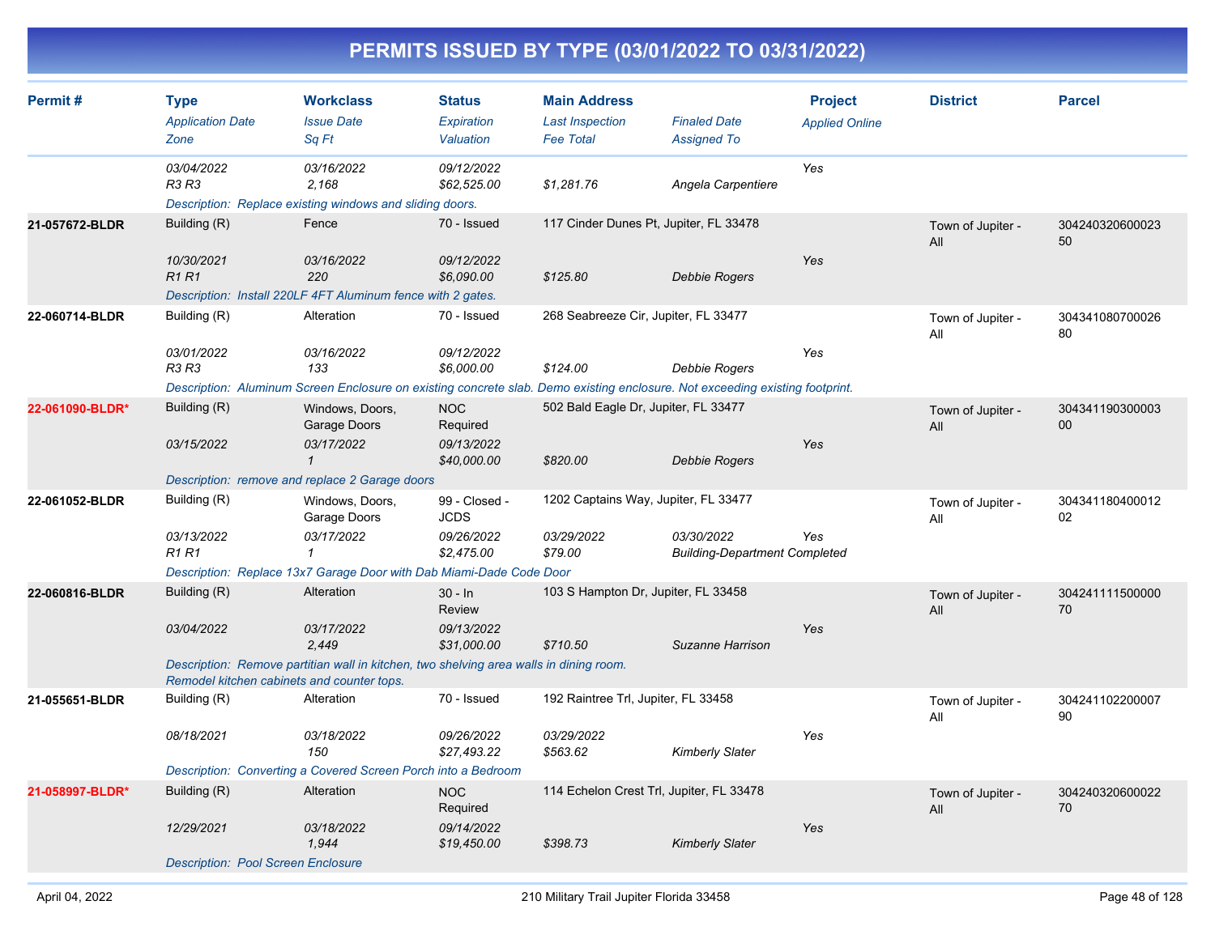# PERMITS ISSUED BY TYPE (03/01/2022 TO 03/31/2022)

| Permit # | Type | Workclass | Status | Main Address | | Project | District | Parcel |
|---|---|---|---|---|---|---|---|---|
| | *Application Date* | *Issue Date* | *Expiration* | *Last Inspection* | *Finaled Date* | *Applied Online* | | |
| | *Zone* | *Sq Ft* | *Valuation* | *Fee Total* | *Assigned To* | | | |
| | *03/04/2022* | *03/16/2022* | *09/12/2022* | | | Yes | | |
| | *R3 R3* | *2,168* | *$62,525.00* | *$1,281.76* | *Angela Carpentiere* | | | |
| | *Description: Replace existing windows and sliding doors.* | | | | | | | |
| **21-057672-BLDR** | Building (R) | Fence | 70 - Issued | 117 Cinder Dunes Pt, Jupiter, FL 33478 | | | Town of Jupiter - All | 30424032060002350 |
| | *10/30/2021* | *03/16/2022* | *09/12/2022* | | | Yes | | |
| | *R1 R1* | *220* | *$6,090.00* | *$125.80* | *Debbie Rogers* | | | |
| | *Description: Install 220LF 4FT Aluminum fence with 2 gates.* | | | | | | | |
| **22-060714-BLDR** | Building (R) | Alteration | 70 - Issued | 268 Seabreeze Cir, Jupiter, FL 33477 | | | Town of Jupiter - All | 30434108070002680 |
| | *03/01/2022* | *03/16/2022* | *09/12/2022* | | | Yes | | |
| | *R3 R3* | *133* | *$6,000.00* | *$124.00* | *Debbie Rogers* | | | |
| | *Description: Aluminum Screen Enclosure on existing concrete slab. Demo existing enclosure. Not exceeding existing footprint.* | | | | | | | |
| **22-061090-BLDR*** | Building (R) | Windows, Doors, Garage Doors | NOC Required | 502 Bald Eagle Dr, Jupiter, FL 33477 | | | Town of Jupiter - All | 30434119030000300 |
| | *03/15/2022* | *03/17/2022* | *09/13/2022* | | | Yes | | |
| | | *1* | *$40,000.00* | *$820.00* | *Debbie Rogers* | | | |
| | *Description: remove and replace 2 Garage doors* | | | | | | | |
| **22-061052-BLDR** | Building (R) | Windows, Doors, Garage Doors | 99 - Closed - JCDS | 1202 Captains Way, Jupiter, FL 33477 | | | Town of Jupiter - All | 30434118040001202 |
| | *03/13/2022* | *03/17/2022* | *09/26/2022* | *03/29/2022* | *03/30/2022* | Yes | | |
| | *R1 R1* | *1* | *$2,475.00* | *$79.00* | *Building-Department Completed* | | | |
| | *Description: Replace 13x7 Garage Door with Dab Miami-Dade Code Door* | | | | | | | |
| **22-060816-BLDR** | Building (R) | Alteration | 30 - In Review | 103 S Hampton Dr, Jupiter, FL 33458 | | | Town of Jupiter - All | 30424111150000070 |
| | *03/04/2022* | *03/17/2022* | *09/13/2022* | | | Yes | | |
| | | *2,449* | *$31,000.00* | *$710.50* | *Suzanne Harrison* | | | |
| | *Description: Remove partitian wall in kitchen, two shelving area walls in dining room. Remodel kitchen cabinets and counter tops.* | | | | | | | |
| **21-055651-BLDR** | Building (R) | Alteration | 70 - Issued | 192 Raintree Trl, Jupiter, FL 33458 | | | Town of Jupiter - All | 30424110220000790 |
| | *08/18/2021* | *03/18/2022* | *09/26/2022* | *03/29/2022* | | Yes | | |
| | | *150* | *$27,493.22* | *$563.62* | *Kimberly Slater* | | | |
| | *Description: Converting a Covered Screen Porch into a Bedroom* | | | | | | | |
| **21-058997-BLDR*** | Building (R) | Alteration | NOC Required | 114 Echelon Crest Trl, Jupiter, FL 33478 | | | Town of Jupiter - All | 30424032060002270 |
| | *12/29/2021* | *03/18/2022* | *09/14/2022* | | | Yes | | |
| | | *1,944* | *$19,450.00* | *$398.73* | *Kimberly Slater* | | | |
| | *Description: Pool Screen Enclosure* | | | | | | | |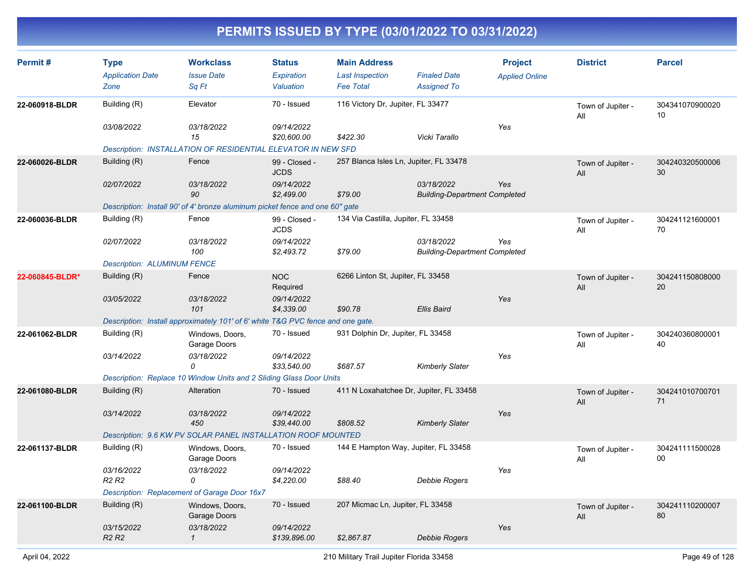# PERMITS ISSUED BY TYPE (03/01/2022 TO 03/31/2022)

| Permit # | Type<br>*Application Date*<br>*Zone* | Workclass<br>*Issue Date*<br>*Sq Ft* | Status<br>*Expiration*<br>*Valuation* | Main Address<br>*Last Inspection*<br>*Fee Total* | *Finaled Date*<br>*Assigned To* | Project<br>*Applied Online* | District | Parcel |
|---|---|---|---|---|---|---|---|---|
| **22-060918-BLDR** | Building (R)<br>*03/08/2022* | Elevator<br>*03/18/2022*<br>*15* | 70 - Issued<br>*09/14/2022*<br>*$20,600.00* | 116 Victory Dr, Jupiter, FL 33477<br><br>*$422.30* | <br>*Vicki Tarallo* | <br>*Yes* | Town of Jupiter - All | 30434107090002010 |
| | *Description: INSTALLATION OF RESIDENTIAL ELEVATOR IN NEW SFD* | | | | | | | |
| **22-060026-BLDR** | Building (R)<br>*02/07/2022* | Fence<br>*03/18/2022*<br>*90* | 99 - Closed - JCDS<br>*09/14/2022*<br>*$2,499.00* | 257 Blanca Isles Ln, Jupiter, FL 33478<br><br>*$79.00* | *03/18/2022*<br>*Building-Department Completed* | <br>*Yes* | Town of Jupiter - All | 30424032050000630 |
| | *Description: Install 90' of 4' bronze aluminum picket fence and one 60" gate* | | | | | | | |
| **22-060036-BLDR** | Building (R)<br>*02/07/2022* | Fence<br>*03/18/2022*<br>*100* | 99 - Closed - JCDS<br>*09/14/2022*<br>*$2,493.72* | 134 Via Castilla, Jupiter, FL 33458<br><br>*$79.00* | *03/18/2022*<br>*Building-Department Completed* | <br>*Yes* | Town of Jupiter - All | 30424112160000170 |
| | *Description: ALUMINUM FENCE* | | | | | | | |
| **22-060845-BLDR*** | Building (R)<br>*03/05/2022* | Fence<br>*03/18/2022*<br>*101* | NOC Required<br>*09/14/2022*<br>*$4,339.00* | 6266 Linton St, Jupiter, FL 33458<br><br>*$90.78* | <br>*Ellis Baird* | <br>*Yes* | Town of Jupiter - All | 30424115080800020 |
| | *Description: Install approximately 101' of 6' white T&G PVC fence and one gate.* | | | | | | | |
| **22-061062-BLDR** | Building (R)<br>*03/14/2022* | Windows, Doors, Garage Doors<br>*03/18/2022*<br>*0* | 70 - Issued<br>*09/14/2022*<br>*$33,540.00* | 931 Dolphin Dr, Jupiter, FL 33458<br><br>*$687.57* | <br>*Kimberly Slater* | <br>*Yes* | Town of Jupiter - All | 30424036080000140 |
| | *Description: Replace 10 Window Units and 2 Sliding Glass Door Units* | | | | | | | |
| **22-061080-BLDR** | Building (R)<br>*03/14/2022* | Alteration<br>*03/18/2022*<br>*450* | 70 - Issued<br>*09/14/2022*<br>*$39,440.00* | 411 N Loxahatchee Dr, Jupiter, FL 33458<br><br>*$808.52* | <br>*Kimberly Slater* | <br>*Yes* | Town of Jupiter - All | 30424101070070171 |
| | *Description: 9.6 KW PV SOLAR PANEL INSTALLATION ROOF MOUNTED* | | | | | | | |
| **22-061137-BLDR** | Building (R)<br>*03/16/2022*<br>*R2 R2* | Windows, Doors, Garage Doors<br>*03/18/2022*<br>*0* | 70 - Issued<br>*09/14/2022*<br>*$4,220.00* | 144 E Hampton Way, Jupiter, FL 33458<br><br>*$88.40* | <br>*Debbie Rogers* | <br>*Yes* | Town of Jupiter - All | 30424111150002800 |
| | *Description: Replacement of Garage Door 16x7* | | | | | | | |
| **22-061100-BLDR** | Building (R)<br>*03/15/2022*<br>*R2 R2* | Windows, Doors, Garage Doors<br>*03/18/2022*<br>*1* | 70 - Issued<br>*09/14/2022*<br>*$139,896.00* | 207 Micmac Ln, Jupiter, FL 33458<br><br>*$2,867.87* | <br>*Debbie Rogers* | <br>*Yes* | Town of Jupiter - All | 30424111020000780 |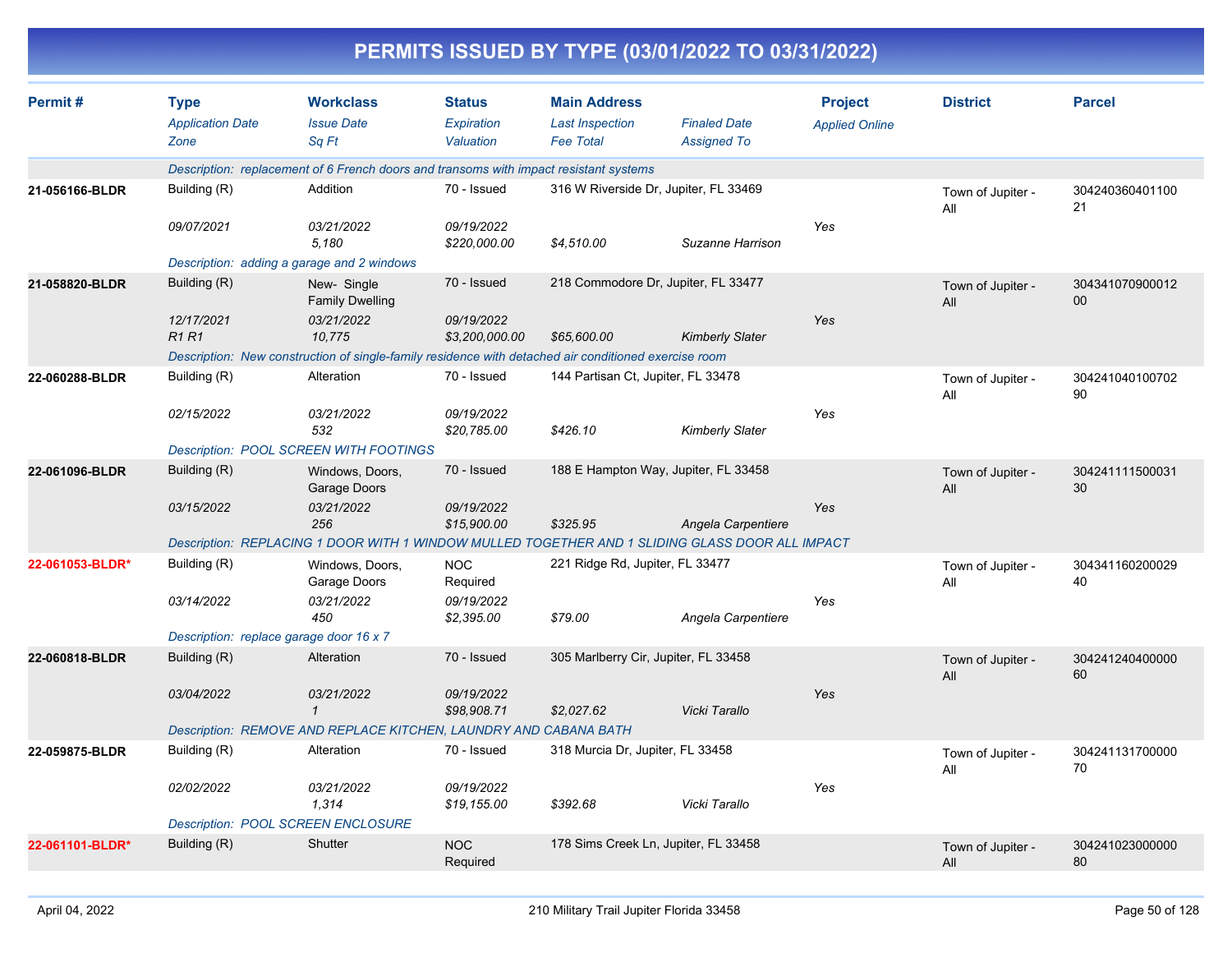# PERMITS ISSUED BY TYPE (03/01/2022 TO 03/31/2022)

| Permit # | Type / Application Date / Zone | Workclass / Issue Date / Sq Ft | Status / Expiration / Valuation | Main Address / Last Inspection / Fee Total | Finaled Date / Assigned To | Project / Applied Online | District | Parcel |
|---|---|---|---|---|---|---|---|---|
| | *Description: replacement of 6 French doors and transoms with impact resistant systems* | | | | | | | |
| 21-056166-BLDR | Building (R) | Addition | 70 - Issued | 316 W Riverside Dr, Jupiter, FL 33469 | | | Town of Jupiter - All | 30424036040110021 |
| | *09/07/2021* | *03/21/2022* | *09/19/2022* | | | *Yes* | | |
| | | *5,180* | *$220,000.00* | *$4,510.00* | *Suzanne Harrison* | | | |
| | *Description: adding a garage and 2 windows* | | | | | | | |
| 21-058820-BLDR | Building (R) | New- Single Family Dwelling | 70 - Issued | 218 Commodore Dr, Jupiter, FL 33477 | | | Town of Jupiter - All | 30434107090001200 |
| | *12/17/2021* | *03/21/2022* | *09/19/2022* | | | *Yes* | | |
| | *R1 R1* | *10,775* | *$3,200,000.00* | *$65,600.00* | *Kimberly Slater* | | | |
| | *Description: New construction of single-family residence with detached air conditioned exercise room* | | | | | | | |
| 22-060288-BLDR | Building (R) | Alteration | 70 - Issued | 144 Partisan Ct, Jupiter, FL 33478 | | | Town of Jupiter - All | 30424104010070290 |
| | *02/15/2022* | *03/21/2022* | *09/19/2022* | | | *Yes* | | |
| | | *532* | *$20,785.00* | *$426.10* | *Kimberly Slater* | | | |
| | *Description: POOL SCREEN WITH FOOTINGS* | | | | | | | |
| 22-061096-BLDR | Building (R) | Windows, Doors, Garage Doors | 70 - Issued | 188 E Hampton Way, Jupiter, FL 33458 | | | Town of Jupiter - All | 30424111150003130 |
| | *03/15/2022* | *03/21/2022* | *09/19/2022* | | | *Yes* | | |
| | | *256* | *$15,900.00* | *$325.95* | *Angela Carpentiere* | | | |
| | *Description: REPLACING 1 DOOR WITH 1 WINDOW MULLED TOGETHER AND 1 SLIDING GLASS DOOR ALL IMPACT* | | | | | | | |
| 22-061053-BLDR* | Building (R) | Windows, Doors, Garage Doors | NOC Required | 221 Ridge Rd, Jupiter, FL 33477 | | | Town of Jupiter - All | 30434116020002940 |
| | *03/14/2022* | *03/21/2022* | *09/19/2022* | | | *Yes* | | |
| | | *450* | *$2,395.00* | *$79.00* | *Angela Carpentiere* | | | |
| | *Description: replace garage door 16 x 7* | | | | | | | |
| 22-060818-BLDR | Building (R) | Alteration | 70 - Issued | 305 Marlberry Cir, Jupiter, FL 33458 | | | Town of Jupiter - All | 30424124040000060 |
| | *03/04/2022* | *03/21/2022* | *09/19/2022* | | | *Yes* | | |
| | | *1* | *$98,908.71* | *$2,027.62* | *Vicki Tarallo* | | | |
| | *Description: REMOVE AND REPLACE KITCHEN, LAUNDRY AND CABANA BATH* | | | | | | | |
| 22-059875-BLDR | Building (R) | Alteration | 70 - Issued | 318 Murcia Dr, Jupiter, FL 33458 | | | Town of Jupiter - All | 30424113170000070 |
| | *02/02/2022* | *03/21/2022* | *09/19/2022* | | | *Yes* | | |
| | | *1,314* | *$19,155.00* | *$392.68* | *Vicki Tarallo* | | | |
| | *Description: POOL SCREEN ENCLOSURE* | | | | | | | |
| 22-061101-BLDR* | Building (R) | Shutter | NOC Required | 178 Sims Creek Ln, Jupiter, FL 33458 | | | Town of Jupiter - All | 30424102300000080 |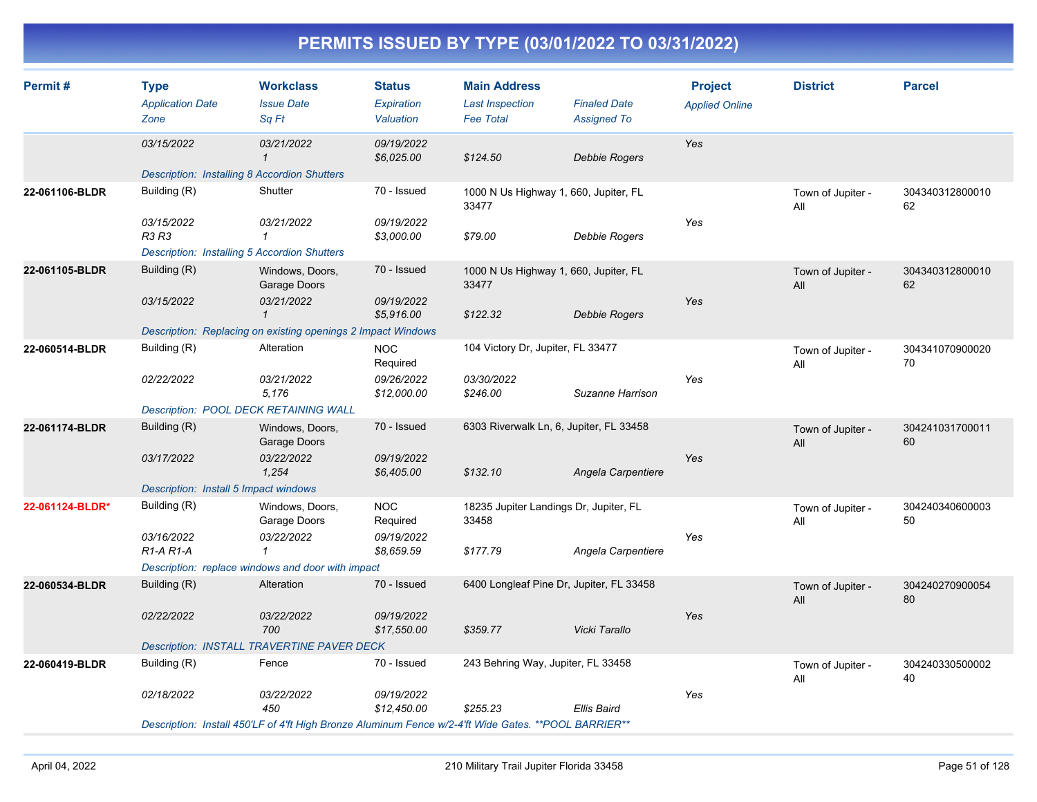# PERMITS ISSUED BY TYPE (03/01/2022 TO 03/31/2022)

| Permit # | Type<br>*Application Date*<br>*Zone* | Workclass<br>*Issue Date*<br>*Sq Ft* | Status<br>*Expiration*<br>*Valuation* | Main Address<br>*Last Inspection*<br>*Fee Total* | *Finaled Date*<br>*Assigned To* | Project<br>*Applied Online* | District | Parcel |
|---|---|---|---|---|---|---|---|---|
| | *03/15/2022* | *03/21/2022*<br>*1* | *09/19/2022*<br>*$6,025.00* | *$124.50* | *Debbie Rogers* | *Yes* | | |
| | *Description: Installing 8 Accordion Shutters* | | | | | | | |
| **22-061106-BLDR** | Building (R)<br>*03/15/2022*<br>*R3 R3* | Shutter<br>*03/21/2022*<br>*1* | 70 - Issued<br>*09/19/2022*<br>*$3,000.00* | 1000 N Us Highway 1, 660, Jupiter, FL 33477<br>*$79.00* | *Debbie Rogers* | *Yes* | Town of Jupiter - All | 30434031280001062 |
| | *Description: Installing 5 Accordion Shutters* | | | | | | | |
| **22-061105-BLDR** | Building (R)<br>*03/15/2022* | Windows, Doors, Garage Doors<br>*03/21/2022*<br>*1* | 70 - Issued<br>*09/19/2022*<br>*$5,916.00* | 1000 N Us Highway 1, 660, Jupiter, FL 33477<br>*$122.32* | *Debbie Rogers* | *Yes* | Town of Jupiter - All | 30434031280001062 |
| | *Description: Replacing on existing openings 2 Impact Windows* | | | | | | | |
| **22-060514-BLDR** | Building (R)<br>*02/22/2022* | Alteration<br>*03/21/2022*<br>*5,176* | NOC Required<br>*09/26/2022*<br>*$12,000.00* | 104 Victory Dr, Jupiter, FL 33477<br>*03/30/2022*<br>*$246.00* | *Suzanne Harrison* | *Yes* | Town of Jupiter - All | 30434107090002070 |
| | *Description: POOL DECK RETAINING WALL* | | | | | | | |
| **22-061174-BLDR** | Building (R)<br>*03/17/2022* | Windows, Doors, Garage Doors<br>*03/22/2022*<br>*1,254* | 70 - Issued<br>*09/19/2022*<br>*$6,405.00* | 6303 Riverwalk Ln, 6, Jupiter, FL 33458<br>*$132.10* | *Angela Carpentiere* | *Yes* | Town of Jupiter - All | 30424103170001160 |
| | *Description: Install 5 Impact windows* | | | | | | | |
| **22-061124-BLDR*** | Building (R)<br>*03/16/2022*<br>*R1-A R1-A* | Windows, Doors, Garage Doors<br>*03/22/2022*<br>*1* | NOC Required<br>*09/19/2022*<br>*$8,659.59* | 18235 Jupiter Landings Dr, Jupiter, FL 33458<br>*$177.79* | *Angela Carpentiere* | *Yes* | Town of Jupiter - All | 30424034060000350 |
| | *Description: replace windows and door with impact* | | | | | | | |
| **22-060534-BLDR** | Building (R)<br>*02/22/2022* | Alteration<br>*03/22/2022*<br>*700* | 70 - Issued<br>*09/19/2022*<br>*$17,550.00* | 6400 Longleaf Pine Dr, Jupiter, FL 33458<br>*$359.77* | *Vicki Tarallo* | *Yes* | Town of Jupiter - All | 30424027090005480 |
| | *Description: INSTALL TRAVERTINE PAVER DECK* | | | | | | | |
| **22-060419-BLDR** | Building (R)<br>*02/18/2022* | Fence<br>*03/22/2022*<br>*450* | 70 - Issued<br>*09/19/2022*<br>*$12,450.00* | 243 Behring Way, Jupiter, FL 33458<br>*$255.23* | *Ellis Baird* | *Yes* | Town of Jupiter - All | 30424033050000240 |
| | *Description: Install 450'LF of 4'ft High Bronze Aluminum Fence w/2-4'ft Wide Gates. **POOL BARRIER*** | | | | | | | |

April 04, 2022 — 210 Military Trail Jupiter Florida 33458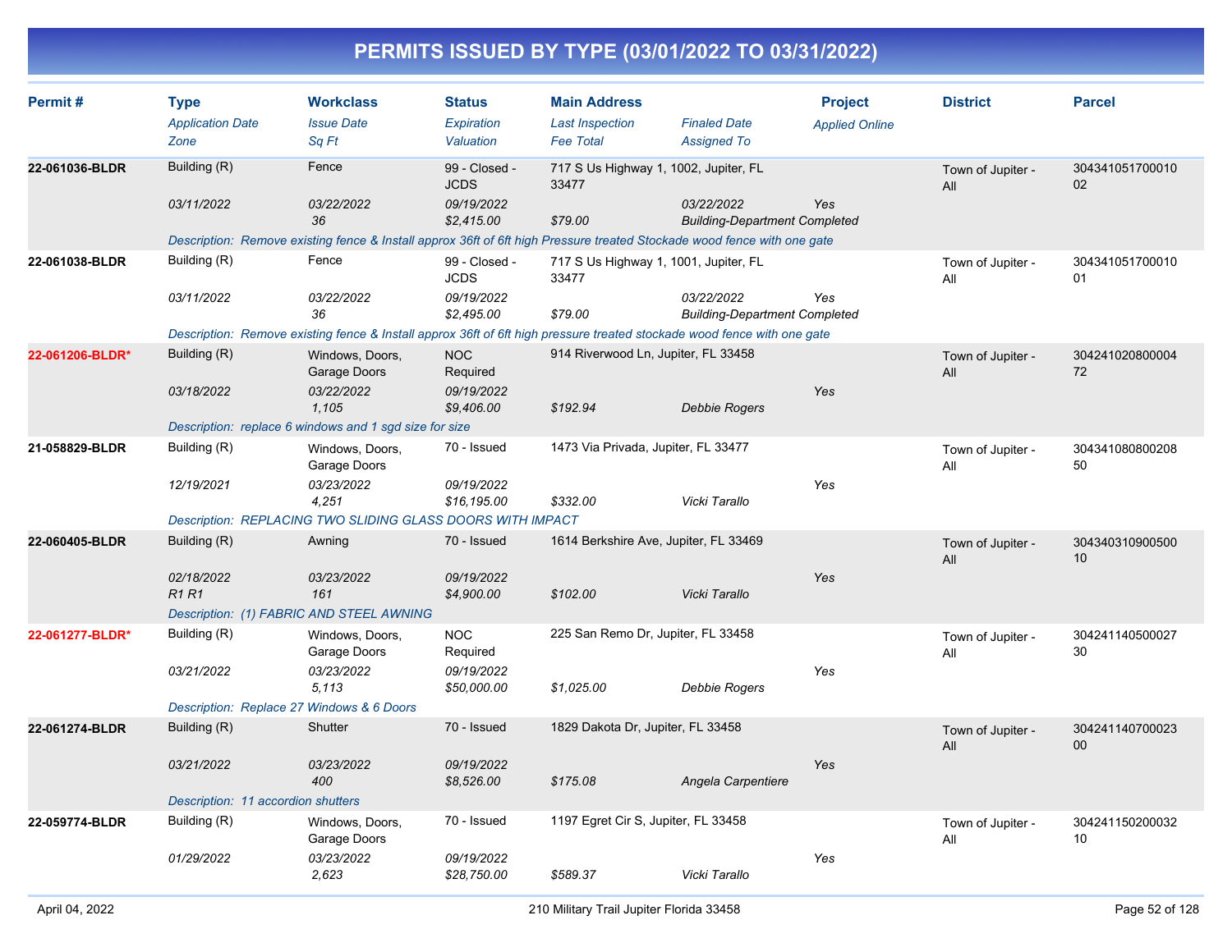# PERMITS ISSUED BY TYPE (03/01/2022 TO 03/31/2022)

| Permit # | Type | Workclass | Status | Main Address | | Project | District | Parcel |
|---|---|---|---|---|---|---|---|---|
| | *Application Date* | *Issue Date* | *Expiration* | *Last Inspection* | *Finaled Date* | *Applied Online* | | |
| | *Zone* | *Sq Ft* | *Valuation* | *Fee Total* | *Assigned To* | | | |
| **22-061036-BLDR** | Building (R) | Fence | 99 - Closed - JCDS | 717 S Us Highway 1, 1002, Jupiter, FL 33477 | | | Town of Jupiter - All | 30434105170001002 |
| | *03/11/2022* | *03/22/2022* | *09/19/2022* | | *03/22/2022* | Yes | | |
| | | *36* | *$2,415.00* | *$79.00* | *Building-Department Completed* | | | |
| | *Description: Remove existing fence & Install approx 36ft of 6ft high Pressure treated Stockade wood fence with one gate* | | | | | | | |
| **22-061038-BLDR** | Building (R) | Fence | 99 - Closed - JCDS | 717 S Us Highway 1, 1001, Jupiter, FL 33477 | | | Town of Jupiter - All | 30434105170001001 |
| | *03/11/2022* | *03/22/2022* | *09/19/2022* | | *03/22/2022* | Yes | | |
| | | *36* | *$2,495.00* | *$79.00* | *Building-Department Completed* | | | |
| | *Description: Remove existing fence & Install approx 36ft of 6ft high pressure treated stockade wood fence with one gate* | | | | | | | |
| **22-061206-BLDR*** | Building (R) | Windows, Doors, Garage Doors | NOC Required | 914 Riverwood Ln, Jupiter, FL 33458 | | | Town of Jupiter - All | 30424102080000472 |
| | *03/18/2022* | *03/22/2022* | *09/19/2022* | | | Yes | | |
| | | *1,105* | *$9,406.00* | *$192.94* | *Debbie Rogers* | | | |
| | *Description: replace 6 windows and 1 sgd size for size* | | | | | | | |
| **21-058829-BLDR** | Building (R) | Windows, Doors, Garage Doors | 70 - Issued | 1473 Via Privada, Jupiter, FL 33477 | | | Town of Jupiter - All | 30434108080020850 |
| | *12/19/2021* | *03/23/2022* | *09/19/2022* | | | Yes | | |
| | | *4,251* | *$16,195.00* | *$332.00* | *Vicki Tarallo* | | | |
| | *Description: REPLACING TWO SLIDING GLASS DOORS WITH IMPACT* | | | | | | | |
| **22-060405-BLDR** | Building (R) | Awning | 70 - Issued | 1614 Berkshire Ave, Jupiter, FL 33469 | | | Town of Jupiter - All | 30434031090050010 |
| | *02/18/2022* | *03/23/2022* | *09/19/2022* | | | Yes | | |
| | *R1 R1* | *161* | *$4,900.00* | *$102.00* | *Vicki Tarallo* | | | |
| | *Description: (1) FABRIC AND STEEL AWNING* | | | | | | | |
| **22-061277-BLDR*** | Building (R) | Windows, Doors, Garage Doors | NOC Required | 225 San Remo Dr, Jupiter, FL 33458 | | | Town of Jupiter - All | 30424114050002730 |
| | *03/21/2022* | *03/23/2022* | *09/19/2022* | | | Yes | | |
| | | *5,113* | *$50,000.00* | *$1,025.00* | *Debbie Rogers* | | | |
| | *Description: Replace 27 Windows & 6 Doors* | | | | | | | |
| **22-061274-BLDR** | Building (R) | Shutter | 70 - Issued | 1829 Dakota Dr, Jupiter, FL 33458 | | | Town of Jupiter - All | 30424114070002300 |
| | *03/21/2022* | *03/23/2022* | *09/19/2022* | | | Yes | | |
| | | *400* | *$8,526.00* | *$175.08* | *Angela Carpentiere* | | | |
| | *Description: 11 accordion shutters* | | | | | | | |
| **22-059774-BLDR** | Building (R) | Windows, Doors, Garage Doors | 70 - Issued | 1197 Egret Cir S, Jupiter, FL 33458 | | | Town of Jupiter - All | 30424115020003210 |
| | *01/29/2022* | *03/23/2022* | *09/19/2022* | | | Yes | | |
| | | *2,623* | *$28,750.00* | *$589.37* | *Vicki Tarallo* | | | |

April 04, 2022 — 210 Military Trail Jupiter Florida 33458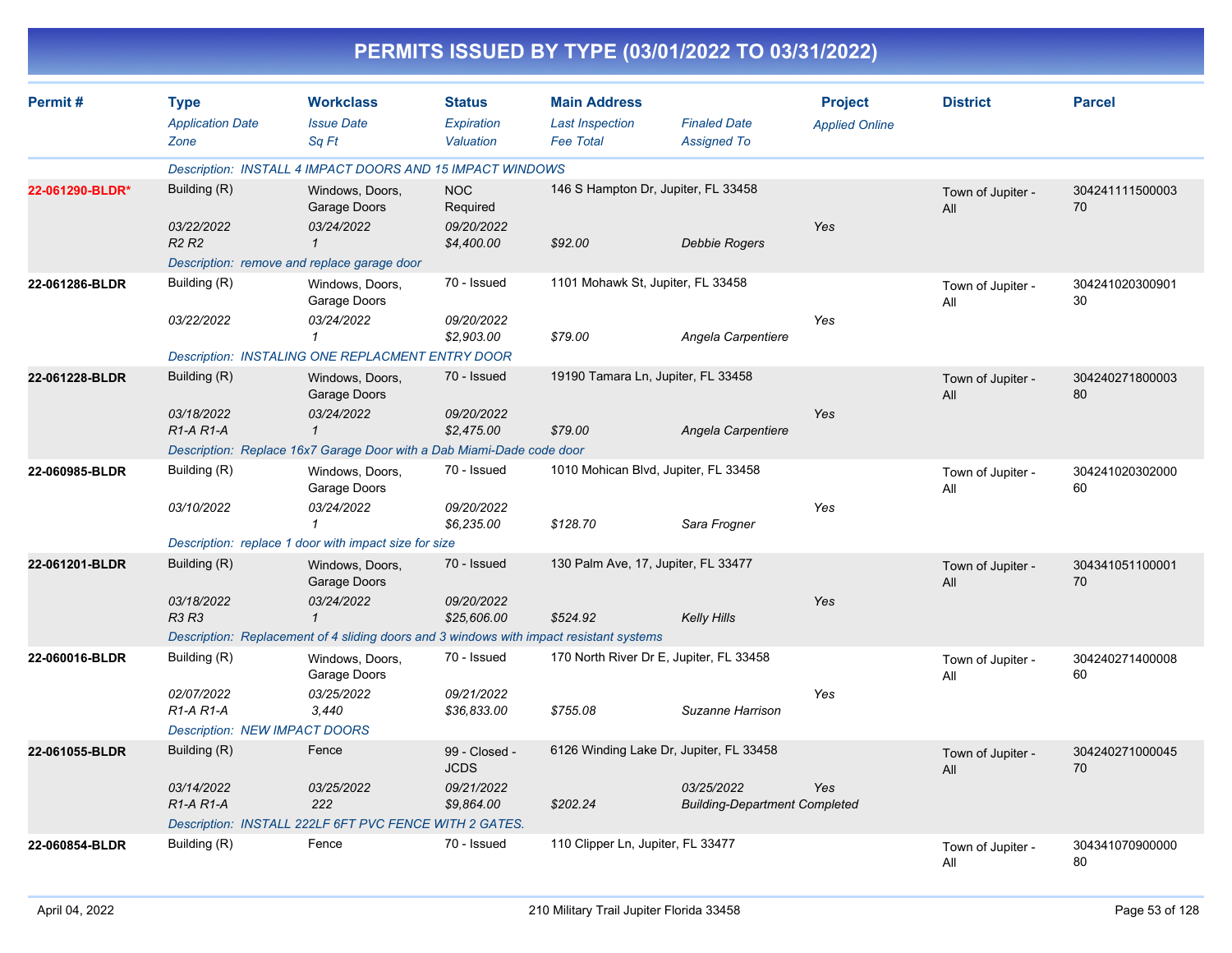# PERMITS ISSUED BY TYPE (03/01/2022 TO 03/31/2022)

| Permit # | Type / *Application Date* / *Zone* | Workclass / *Issue Date* / *Sq Ft* | Status / *Expiration* / *Valuation* | Main Address / *Last Inspection* / *Fee Total* | *Finaled Date* / *Assigned To* | Project / *Applied Online* | District | Parcel |
|---|---|---|---|---|---|---|---|---|
| | *Description: INSTALL 4 IMPACT DOORS AND 15 IMPACT WINDOWS* | | | | | | | |
| 22-061290-BLDR* | Building (R) | Windows, Doors, Garage Doors | NOC Required | 146 S Hampton Dr, Jupiter, FL 33458 | | | Town of Jupiter - All | 30424111150000370 |
| | *03/22/2022* | *03/24/2022* | *09/20/2022* | | | Yes | | |
| | *R2 R2* | *1* | *$4,400.00* | *$92.00* | *Debbie Rogers* | | | |
| | *Description: remove and replace garage door* | | | | | | | |
| 22-061286-BLDR | Building (R) | Windows, Doors, Garage Doors | 70 - Issued | 1101 Mohawk St, Jupiter, FL 33458 | | | Town of Jupiter - All | 30424102030090130 |
| | *03/22/2022* | *03/24/2022* | *09/20/2022* | | | Yes | | |
| | | *1* | *$2,903.00* | *$79.00* | *Angela Carpentiere* | | | |
| | *Description: INSTALING ONE REPLACMENT ENTRY DOOR* | | | | | | | |
| 22-061228-BLDR | Building (R) | Windows, Doors, Garage Doors | 70 - Issued | 19190 Tamara Ln, Jupiter, FL 33458 | | | Town of Jupiter - All | 30424027180000380 |
| | *03/18/2022* | *03/24/2022* | *09/20/2022* | | | Yes | | |
| | *R1-A R1-A* | *1* | *$2,475.00* | *$79.00* | *Angela Carpentiere* | | | |
| | *Description: Replace 16x7 Garage Door with a Dab Miami-Dade code door* | | | | | | | |
| 22-060985-BLDR | Building (R) | Windows, Doors, Garage Doors | 70 - Issued | 1010 Mohican Blvd, Jupiter, FL 33458 | | | Town of Jupiter - All | 30424102030200060 |
| | *03/10/2022* | *03/24/2022* | *09/20/2022* | | | Yes | | |
| | | *1* | *$6,235.00* | *$128.70* | *Sara Frogner* | | | |
| | *Description: replace 1 door with impact size for size* | | | | | | | |
| 22-061201-BLDR | Building (R) | Windows, Doors, Garage Doors | 70 - Issued | 130 Palm Ave, 17, Jupiter, FL 33477 | | | Town of Jupiter - All | 30434105110000170 |
| | *03/18/2022* | *03/24/2022* | *09/20/2022* | | | Yes | | |
| | *R3 R3* | *1* | *$25,606.00* | *$524.92* | *Kelly Hills* | | | |
| | *Description: Replacement of 4 sliding doors and 3 windows with impact resistant systems* | | | | | | | |
| 22-060016-BLDR | Building (R) | Windows, Doors, Garage Doors | 70 - Issued | 170 North River Dr E, Jupiter, FL 33458 | | | Town of Jupiter - All | 30424027140000860 |
| | *02/07/2022* | *03/25/2022* | *09/21/2022* | | | Yes | | |
| | *R1-A R1-A* | *3,440* | *$36,833.00* | *$755.08* | *Suzanne Harrison* | | | |
| | *Description: NEW IMPACT DOORS* | | | | | | | |
| 22-061055-BLDR | Building (R) | Fence | 99 - Closed - JCDS | 6126 Winding Lake Dr, Jupiter, FL 33458 | | | Town of Jupiter - All | 30424027100004570 |
| | *03/14/2022* | *03/25/2022* | *09/21/2022* | | *03/25/2022* | Yes | | |
| | *R1-A R1-A* | *222* | *$9,864.00* | *$202.24* | *Building-Department Completed* | | | |
| | *Description: INSTALL 222LF 6FT PVC FENCE WITH 2 GATES.* | | | | | | | |
| 22-060854-BLDR | Building (R) | Fence | 70 - Issued | 110 Clipper Ln, Jupiter, FL 33477 | | | Town of Jupiter - All | 30434107090000080 |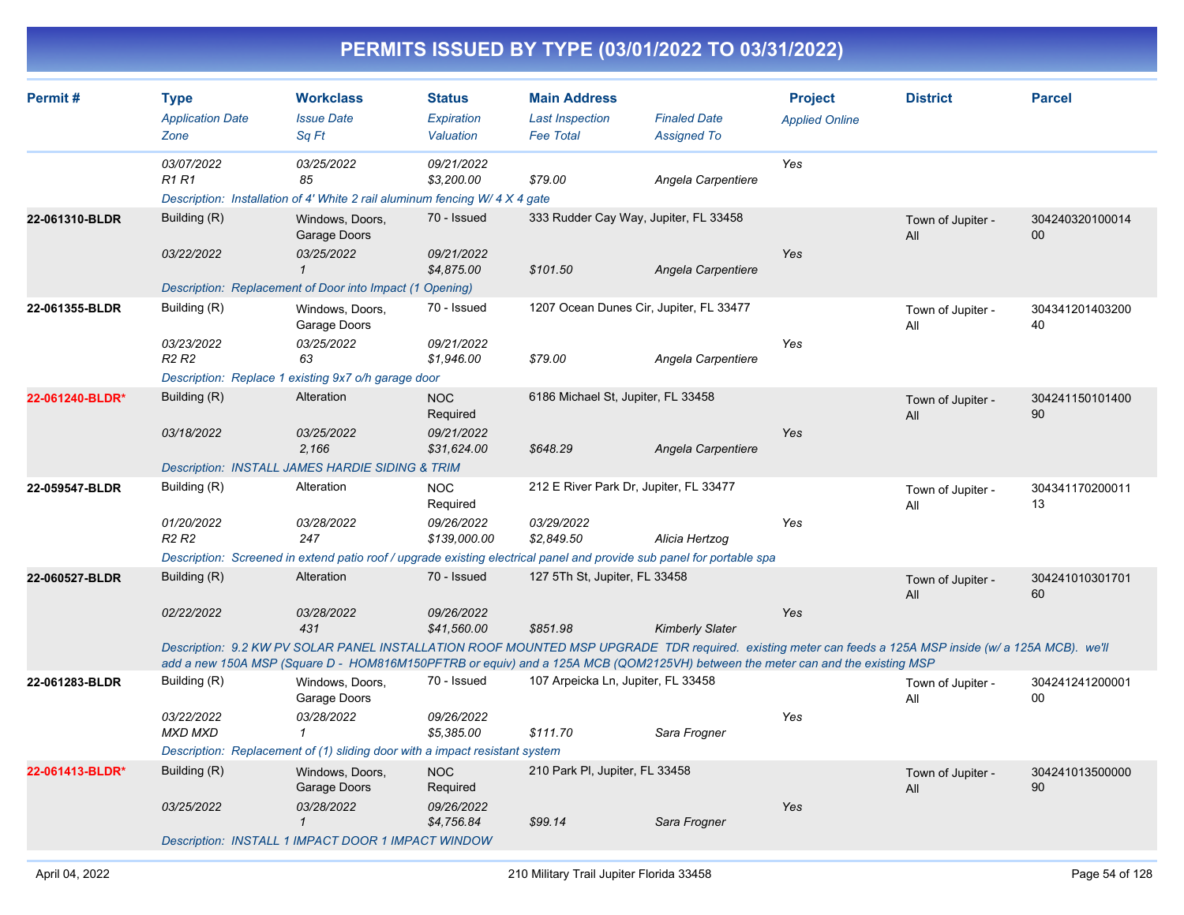# PERMITS ISSUED BY TYPE (03/01/2022 TO 03/31/2022)

| Permit # | Type | Workclass | Status | Main Address | | Project | District | Parcel |
|---|---|---|---|---|---|---|---|---|
| | *Application Date* | *Issue Date* | *Expiration* | *Last Inspection* | *Finaled Date* | *Applied Online* | | |
| | *Zone* | *Sq Ft* | *Valuation* | *Fee Total* | *Assigned To* | | | |
| | *03/07/2022* | *03/25/2022* | *09/21/2022* | | | Yes | | |
| | *R1 R1* | *85* | *$3,200.00* | *$79.00* | *Angela Carpentiere* | | | |
| | *Description: Installation of 4' White 2 rail aluminum fencing W/ 4 X 4 gate* | | | | | | | |
| **22-061310-BLDR** | Building (R) | Windows, Doors, Garage Doors | 70 - Issued | 333 Rudder Cay Way, Jupiter, FL 33458 | | | Town of Jupiter - All | 30424032010001400 |
| | *03/22/2022* | *03/25/2022* | *09/21/2022* | | | Yes | | |
| | | *1* | *$4,875.00* | *$101.50* | *Angela Carpentiere* | | | |
| | *Description: Replacement of Door into Impact (1 Opening)* | | | | | | | |
| **22-061355-BLDR** | Building (R) | Windows, Doors, Garage Doors | 70 - Issued | 1207 Ocean Dunes Cir, Jupiter, FL 33477 | | | Town of Jupiter - All | 30434120140320040 |
| | *03/23/2022* | *03/25/2022* | *09/21/2022* | | | Yes | | |
| | *R2 R2* | *63* | *$1,946.00* | *$79.00* | *Angela Carpentiere* | | | |
| | *Description: Replace 1 existing 9x7 o/h garage door* | | | | | | | |
| **22-061240-BLDR*** | Building (R) | Alteration | NOC Required | 6186 Michael St, Jupiter, FL 33458 | | | Town of Jupiter - All | 30424115010140090 |
| | *03/18/2022* | *03/25/2022* | *09/21/2022* | | | Yes | | |
| | | *2,166* | *$31,624.00* | *$648.29* | *Angela Carpentiere* | | | |
| | *Description: INSTALL JAMES HARDIE SIDING & TRIM* | | | | | | | |
| **22-059547-BLDR** | Building (R) | Alteration | NOC Required | 212 E River Park Dr, Jupiter, FL 33477 | | | Town of Jupiter - All | 30434117020001113 |
| | *01/20/2022* | *03/28/2022* | *09/26/2022* | *03/29/2022* | | Yes | | |
| | *R2 R2* | *247* | *$139,000.00* | *$2,849.50* | *Alicia Hertzog* | | | |
| | *Description: Screened in extend patio roof / upgrade existing electrical panel and provide sub panel for portable spa* | | | | | | | |
| **22-060527-BLDR** | Building (R) | Alteration | 70 - Issued | 127 5Th St, Jupiter, FL 33458 | | | Town of Jupiter - All | 30424101030170160 |
| | *02/22/2022* | *03/28/2022* | *09/26/2022* | | | Yes | | |
| | | *431* | *$41,560.00* | *$851.98* | *Kimberly Slater* | | | |
| | *Description: 9.2 KW PV SOLAR PANEL INSTALLATION ROOF MOUNTED MSP UPGRADE TDR required. existing meter can feeds a 125A MSP inside (w/ a 125A MCB). we'll add a new 150A MSP (Square D - HOM816M150PFTRB or equiv) and a 125A MCB (QOM2125VH) between the meter can and the existing MSP* | | | | | | | |
| **22-061283-BLDR** | Building (R) | Windows, Doors, Garage Doors | 70 - Issued | 107 Arpeicka Ln, Jupiter, FL 33458 | | | Town of Jupiter - All | 30424124120000100 |
| | *03/22/2022* | *03/28/2022* | *09/26/2022* | | | Yes | | |
| | *MXD MXD* | *1* | *$5,385.00* | *$111.70* | *Sara Frogner* | | | |
| | *Description: Replacement of (1) sliding door with a impact resistant system* | | | | | | | |
| **22-061413-BLDR*** | Building (R) | Windows, Doors, Garage Doors | NOC Required | 210 Park Pl, Jupiter, FL 33458 | | | Town of Jupiter - All | 30424101350000090 |
| | *03/25/2022* | *03/28/2022* | *09/26/2022* | | | Yes | | |
| | | *1* | *$4,756.84* | *$99.14* | *Sara Frogner* | | | |
| | *Description: INSTALL 1 IMPACT DOOR 1 IMPACT WINDOW* | | | | | | | |

April 04, 2022 — 210 Military Trail Jupiter Florida 33458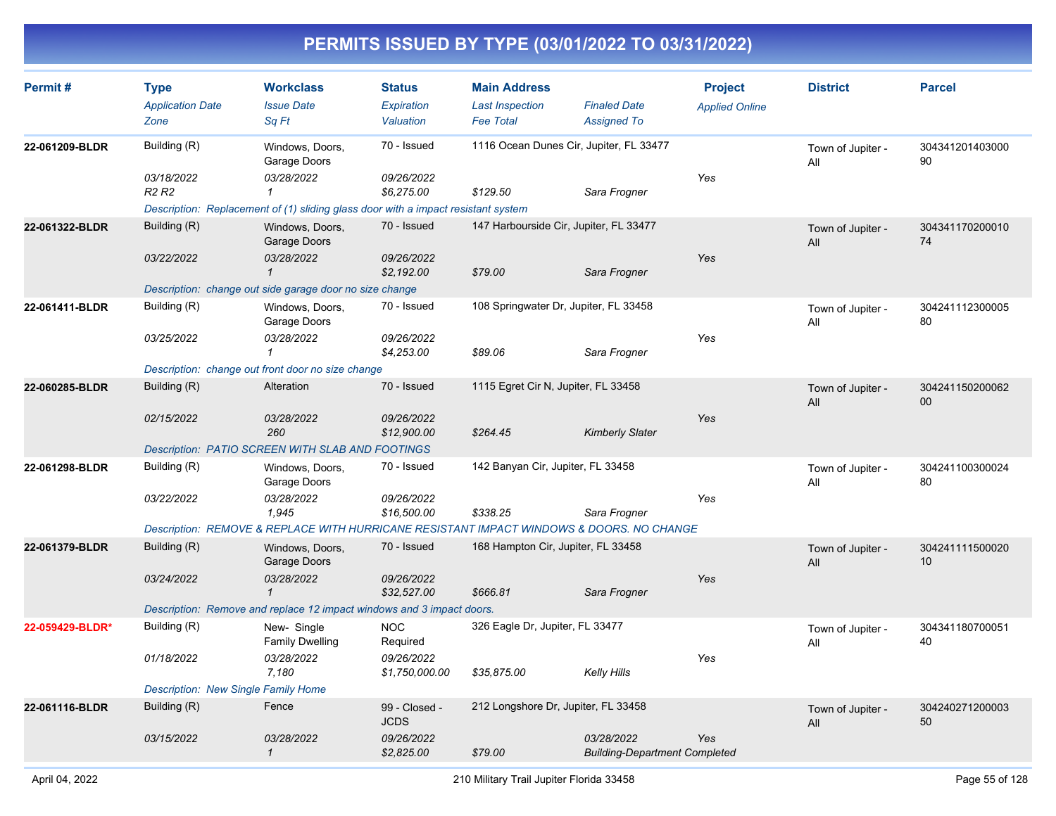# PERMITS ISSUED BY TYPE (03/01/2022 TO 03/31/2022)

| Permit # | Type<br>*Application Date*<br>*Zone* | Workclass<br>*Issue Date*<br>*Sq Ft* | Status<br>*Expiration*<br>*Valuation* | Main Address<br>*Last Inspection*<br>*Fee Total* | *Finaled Date*<br>*Assigned To* | Project<br>*Applied Online* | District | Parcel |
|---|---|---|---|---|---|---|---|---|
| **22-061209-BLDR** | Building (R)<br>*03/18/2022*<br>*R2 R2* | Windows, Doors, Garage Doors<br>*03/28/2022*<br>*1* | 70 - Issued<br>*09/26/2022*<br>*$6,275.00* | 1116 Ocean Dunes Cir, Jupiter, FL 33477<br><br>*$129.50* | <br>*Sara Frogner* | <br>*Yes* | Town of Jupiter - All | 30434120140300090 |
| | *Description: Replacement of (1) sliding glass door with a impact resistant system* | | | | | | | |
| **22-061322-BLDR** | Building (R)<br>*03/22/2022* | Windows, Doors, Garage Doors<br>*03/28/2022*<br>*1* | 70 - Issued<br>*09/26/2022*<br>*$2,192.00* | 147 Harbourside Cir, Jupiter, FL 33477<br><br>*$79.00* | <br>*Sara Frogner* | <br>*Yes* | Town of Jupiter - All | 30434117020001074 |
| | *Description: change out side garage door no size change* | | | | | | | |
| **22-061411-BLDR** | Building (R)<br>*03/25/2022* | Windows, Doors, Garage Doors<br>*03/28/2022*<br>*1* | 70 - Issued<br>*09/26/2022*<br>*$4,253.00* | 108 Springwater Dr, Jupiter, FL 33458<br><br>*$89.06* | <br>*Sara Frogner* | <br>*Yes* | Town of Jupiter - All | 30424111230000580 |
| | *Description: change out front door no size change* | | | | | | | |
| **22-060285-BLDR** | Building (R)<br>*02/15/2022* | Alteration<br>*03/28/2022*<br>*260* | 70 - Issued<br>*09/26/2022*<br>*$12,900.00* | 1115 Egret Cir N, Jupiter, FL 33458<br><br>*$264.45* | <br>*Kimberly Slater* | <br>*Yes* | Town of Jupiter - All | 30424115020006200 |
| | *Description: PATIO SCREEN WITH SLAB AND FOOTINGS* | | | | | | | |
| **22-061298-BLDR** | Building (R)<br>*03/22/2022* | Windows, Doors, Garage Doors<br>*03/28/2022*<br>*1,945* | 70 - Issued<br>*09/26/2022*<br>*$16,500.00* | 142 Banyan Cir, Jupiter, FL 33458<br><br>*$338.25* | <br>*Sara Frogner* | <br>*Yes* | Town of Jupiter - All | 30424110030002480 |
| | *Description: REMOVE & REPLACE WITH HURRICANE RESISTANT IMPACT WINDOWS & DOORS. NO CHANGE* | | | | | | | |
| **22-061379-BLDR** | Building (R)<br>*03/24/2022* | Windows, Doors, Garage Doors<br>*03/28/2022*<br>*1* | 70 - Issued<br>*09/26/2022*<br>*$32,527.00* | 168 Hampton Cir, Jupiter, FL 33458<br><br>*$666.81* | <br>*Sara Frogner* | <br>*Yes* | Town of Jupiter - All | 30424111150002010 |
| | *Description: Remove and replace 12 impact windows and 3 impact doors.* | | | | | | | |
| **22-059429-BLDR*** | Building (R)<br>*01/18/2022* | New- Single Family Dwelling<br>*03/28/2022*<br>*7,180* | NOC Required<br>*09/26/2022*<br>*$1,750,000.00* | 326 Eagle Dr, Jupiter, FL 33477<br><br>*$35,875.00* | <br>*Kelly Hills* | <br>*Yes* | Town of Jupiter - All | 30434118070005140 |
| | *Description: New Single Family Home* | | | | | | | |
| **22-061116-BLDR** | Building (R)<br>*03/15/2022* | Fence<br>*03/28/2022*<br>*1* | 99 - Closed - JCDS<br>*09/26/2022*<br>*$2,825.00* | 212 Longshore Dr, Jupiter, FL 33458<br><br>*$79.00* | <br>*03/28/2022*<br>*Building-Department Completed* | <br>*Yes* | Town of Jupiter - All | 30424027120000350 |

April 04, 2022 — 210 Military Trail Jupiter Florida 33458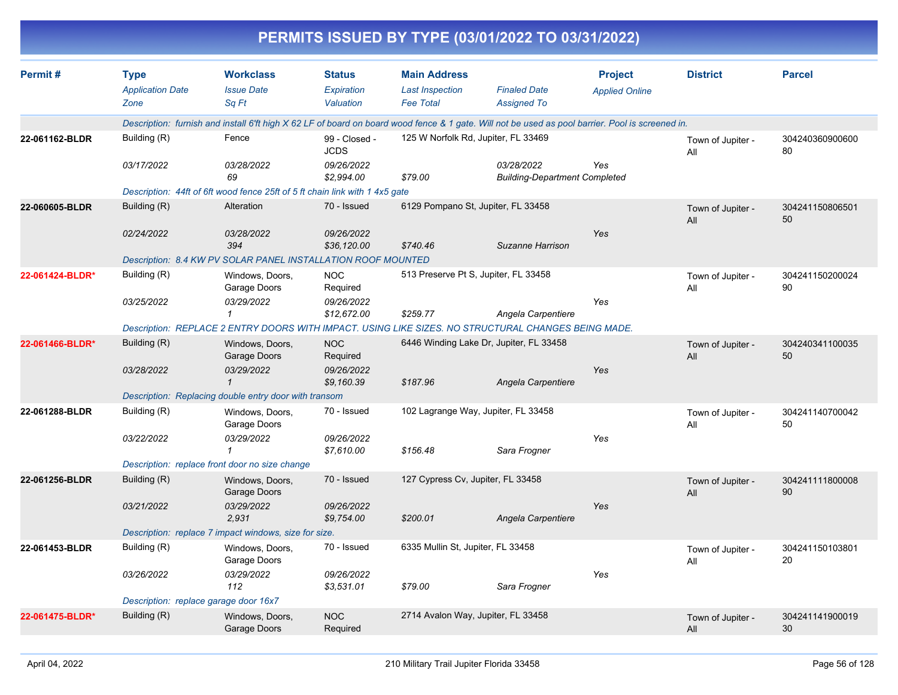# PERMITS ISSUED BY TYPE (03/01/2022 TO 03/31/2022)

| Permit # | Type | Workclass | Status | Main Address | | Project | District | Parcel |
|---|---|---|---|---|---|---|---|---|
| | *Application Date* | *Issue Date* | *Expiration* | *Last Inspection* | *Finaled Date* | *Applied Online* | | |
| | *Zone* | *Sq Ft* | *Valuation* | *Fee Total* | *Assigned To* | | | |
| | *Description: furnish and install 6'ft high X 62 LF of board on board wood fence & 1 gate. Will not be used as pool barrier. Pool is screened in.* | | | | | | | |
| **22-061162-BLDR** | Building (R) | Fence | 99 - Closed - JCDS | 125 W Norfolk Rd, Jupiter, FL 33469 | | | Town of Jupiter - All | 30424036090060080 |
| | *03/17/2022* | *03/28/2022* | *09/26/2022* | | *03/28/2022* | Yes | | |
| | | *69* | *$2,994.00* | *$79.00* | *Building-Department Completed* | | | |
| | *Description: 44ft of 6ft wood fence 25ft of 5 ft chain link with 1 4x5 gate* | | | | | | | |
| **22-060605-BLDR** | Building (R) | Alteration | 70 - Issued | 6129 Pompano St, Jupiter, FL 33458 | | | Town of Jupiter - All | 30424115080650150 |
| | *02/24/2022* | *03/28/2022* | *09/26/2022* | | | Yes | | |
| | | *394* | *$36,120.00* | *$740.46* | *Suzanne Harrison* | | | |
| | *Description: 8.4 KW PV SOLAR PANEL INSTALLATION ROOF MOUNTED* | | | | | | | |
| **22-061424-BLDR*** | Building (R) | Windows, Doors, Garage Doors | NOC Required | 513 Preserve Pt S, Jupiter, FL 33458 | | | Town of Jupiter - All | 30424115020002490 |
| | *03/25/2022* | *03/29/2022* | *09/26/2022* | | | Yes | | |
| | | *1* | *$12,672.00* | *$259.77* | *Angela Carpentiere* | | | |
| | *Description: REPLACE 2 ENTRY DOORS WITH IMPACT. USING LIKE SIZES. NO STRUCTURAL CHANGES BEING MADE.* | | | | | | | |
| **22-061466-BLDR*** | Building (R) | Windows, Doors, Garage Doors | NOC Required | 6446 Winding Lake Dr, Jupiter, FL 33458 | | | Town of Jupiter - All | 30424034110003550 |
| | *03/28/2022* | *03/29/2022* | *09/26/2022* | | | Yes | | |
| | | *1* | *$9,160.39* | *$187.96* | *Angela Carpentiere* | | | |
| | *Description: Replacing double entry door with transom* | | | | | | | |
| **22-061288-BLDR** | Building (R) | Windows, Doors, Garage Doors | 70 - Issued | 102 Lagrange Way, Jupiter, FL 33458 | | | Town of Jupiter - All | 30424114070004250 |
| | *03/22/2022* | *03/29/2022* | *09/26/2022* | | | Yes | | |
| | | *1* | *$7,610.00* | *$156.48* | *Sara Frogner* | | | |
| | *Description: replace front door no size change* | | | | | | | |
| **22-061256-BLDR** | Building (R) | Windows, Doors, Garage Doors | 70 - Issued | 127 Cypress Cv, Jupiter, FL 33458 | | | Town of Jupiter - All | 30424111180000890 |
| | *03/21/2022* | *03/29/2022* | *09/26/2022* | | | Yes | | |
| | | *2,931* | *$9,754.00* | *$200.01* | *Angela Carpentiere* | | | |
| | *Description: replace 7 impact windows, size for size.* | | | | | | | |
| **22-061453-BLDR** | Building (R) | Windows, Doors, Garage Doors | 70 - Issued | 6335 Mullin St, Jupiter, FL 33458 | | | Town of Jupiter - All | 30424115010380120 |
| | *03/26/2022* | *03/29/2022* | *09/26/2022* | | | Yes | | |
| | | *112* | *$3,531.01* | *$79.00* | *Sara Frogner* | | | |
| | *Description: replace garage door 16x7* | | | | | | | |
| **22-061475-BLDR*** | Building (R) | Windows, Doors, Garage Doors | NOC Required | 2714 Avalon Way, Jupiter, FL 33458 | | | Town of Jupiter - All | 30424114190001930 |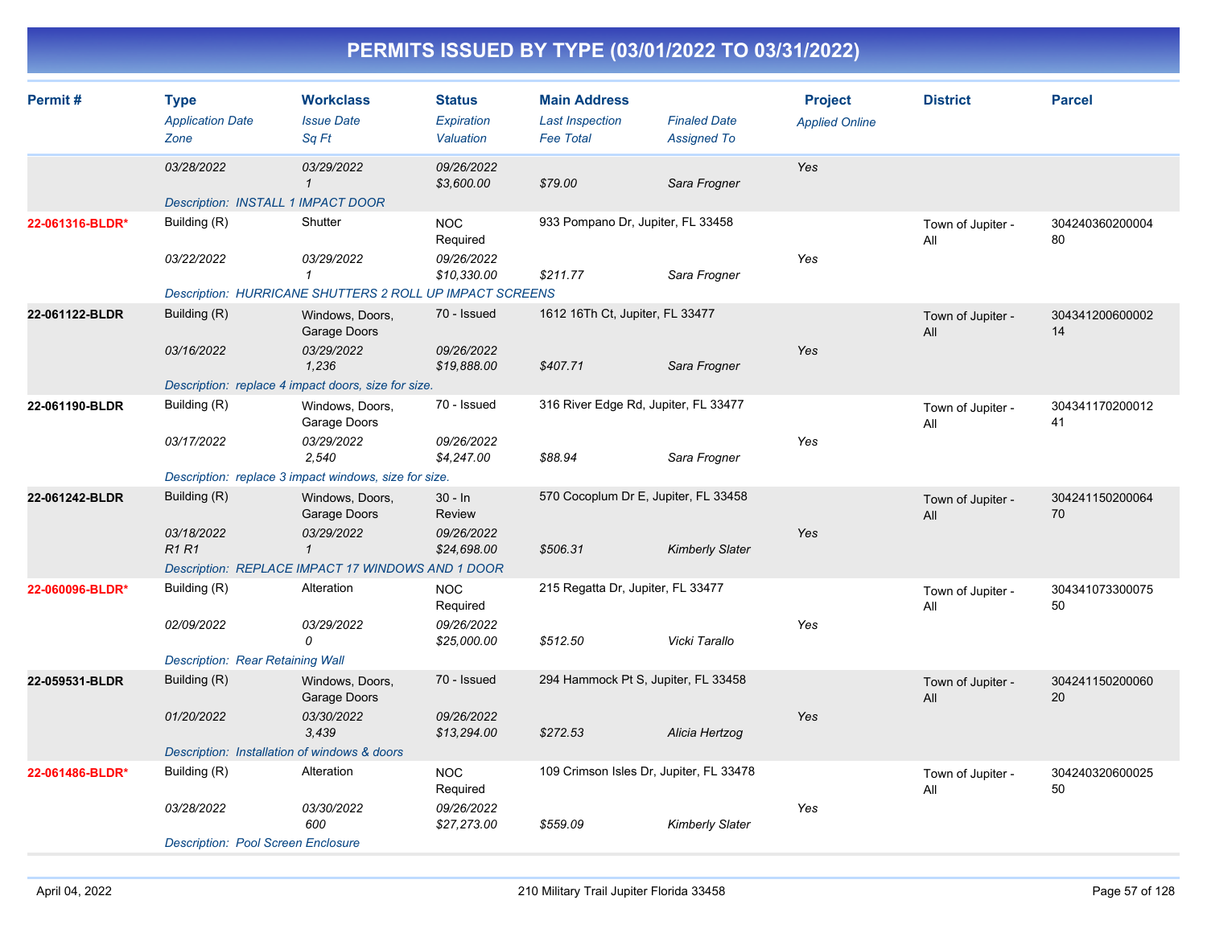# PERMITS ISSUED BY TYPE (03/01/2022 TO 03/31/2022)

| Permit # | Type / Application Date / Zone | Workclass / Issue Date / Sq Ft | Status / Expiration / Valuation | Main Address / Last Inspection / Fee Total | Finaled Date / Assigned To | Project / Applied Online | District | Parcel |
|---|---|---|---|---|---|---|---|---|
| | 03/28/2022 | 03/29/2022<br>1 | 09/26/2022<br>$3,600.00 | $79.00 | Sara Frogner | Yes | | |
| | Description: INSTALL 1 IMPACT DOOR | | | | | | | |
| 22-061316-BLDR* | Building (R)<br>03/22/2022 | Shutter<br>03/29/2022<br>1 | NOC Required<br>09/26/2022<br>$10,330.00 | 933 Pompano Dr, Jupiter, FL 33458<br>$211.77 | Sara Frogner | Yes | Town of Jupiter - All | 30424036020000480 |
| | Description: HURRICANE SHUTTERS 2 ROLL UP IMPACT SCREENS | | | | | | | |
| 22-061122-BLDR | Building (R)<br>03/16/2022 | Windows, Doors, Garage Doors<br>03/29/2022<br>1,236 | 70 - Issued<br>09/26/2022<br>$19,888.00 | 1612 16Th Ct, Jupiter, FL 33477<br>$407.71 | Sara Frogner | Yes | Town of Jupiter - All | 30434120060000214 |
| | Description: replace 4 impact doors, size for size. | | | | | | | |
| 22-061190-BLDR | Building (R)<br>03/17/2022 | Windows, Doors, Garage Doors<br>03/29/2022<br>2,540 | 70 - Issued<br>09/26/2022<br>$4,247.00 | 316 River Edge Rd, Jupiter, FL 33477<br>$88.94 | Sara Frogner | Yes | Town of Jupiter - All | 30434117020001241 |
| | Description: replace 3 impact windows, size for size. | | | | | | | |
| 22-061242-BLDR | Building (R)<br>03/18/2022<br>R1 R1 | Windows, Doors, Garage Doors<br>03/29/2022<br>1 | 30 - In Review<br>09/26/2022<br>$24,698.00 | 570 Cocoplum Dr E, Jupiter, FL 33458<br>$506.31 | Kimberly Slater | Yes | Town of Jupiter - All | 30424115020006470 |
| | Description: REPLACE IMPACT 17 WINDOWS AND 1 DOOR | | | | | | | |
| 22-060096-BLDR* | Building (R)<br>02/09/2022 | Alteration<br>03/29/2022<br>0 | NOC Required<br>09/26/2022<br>$25,000.00 | 215 Regatta Dr, Jupiter, FL 33477<br>$512.50 | Vicki Tarallo | Yes | Town of Jupiter - All | 30434107330007550 |
| | Description: Rear Retaining Wall | | | | | | | |
| 22-059531-BLDR | Building (R)<br>01/20/2022 | Windows, Doors, Garage Doors<br>03/30/2022<br>3,439 | 70 - Issued<br>09/26/2022<br>$13,294.00 | 294 Hammock Pt S, Jupiter, FL 33458<br>$272.53 | Alicia Hertzog | Yes | Town of Jupiter - All | 30424115020006020 |
| | Description: Installation of windows & doors | | | | | | | |
| 22-061486-BLDR* | Building (R)<br>03/28/2022 | Alteration<br>03/30/2022<br>600 | NOC Required<br>09/26/2022<br>$27,273.00 | 109 Crimson Isles Dr, Jupiter, FL 33478<br>$559.09 | Kimberly Slater | Yes | Town of Jupiter - All | 30424032060002550 |
| | Description: Pool Screen Enclosure | | | | | | | |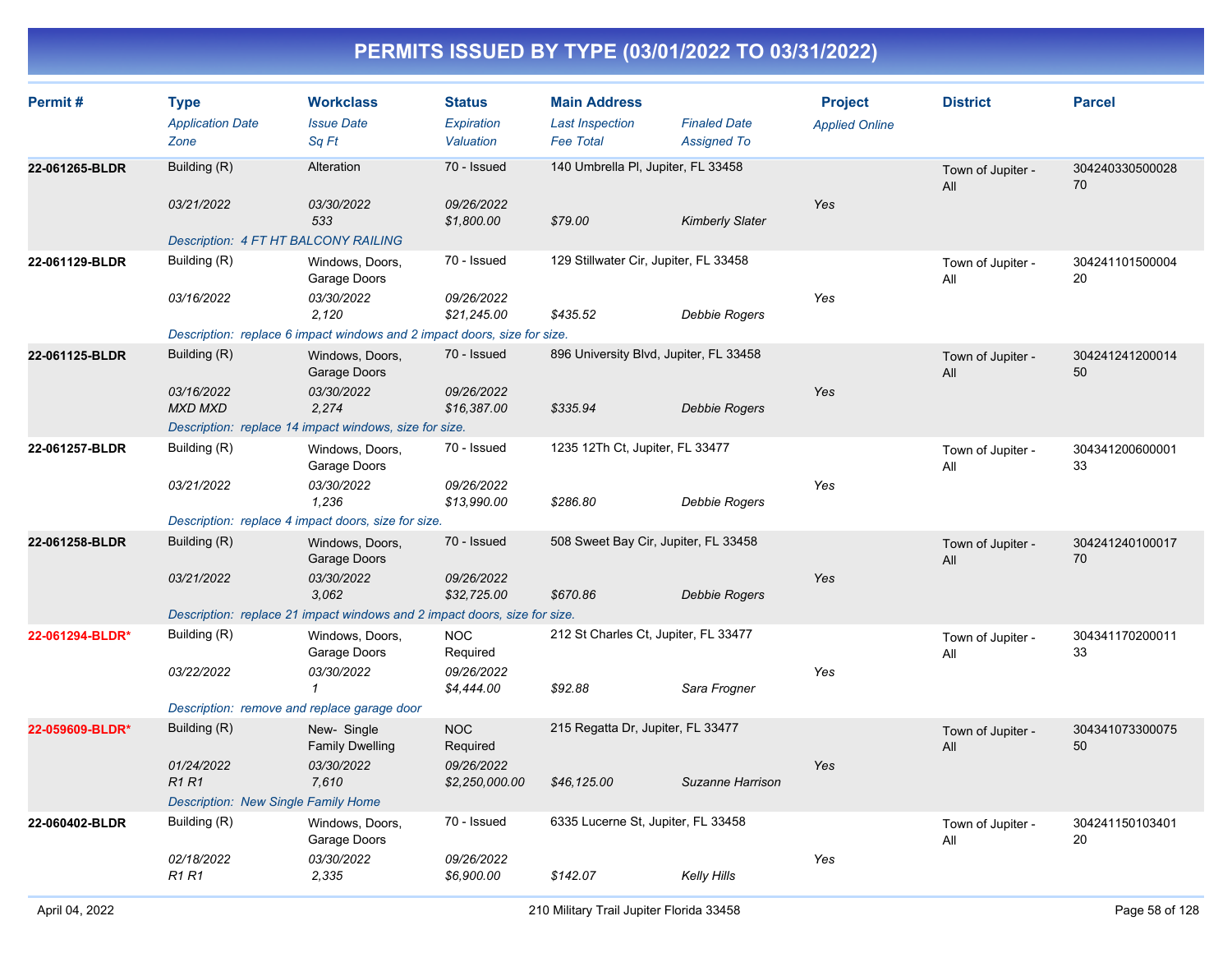# PERMITS ISSUED BY TYPE (03/01/2022 TO 03/31/2022)

| Permit # | Type | Workclass | Status | Main Address | | Project | District | Parcel |
|---|---|---|---|---|---|---|---|---|
| | *Application Date* | *Issue Date* | *Expiration* | *Last Inspection* | *Finaled Date* | *Applied Online* | | |
| | *Zone* | *Sq Ft* | *Valuation* | *Fee Total* | *Assigned To* | | | |
| **22-061265-BLDR** | Building (R) | Alteration | 70 - Issued | 140 Umbrella Pl, Jupiter, FL 33458 | | | Town of Jupiter - All | 30424033050002870 |
| | *03/21/2022* | *03/30/2022* | *09/26/2022* | | | Yes | | |
| | | *533* | *$1,800.00* | *$79.00* | *Kimberly Slater* | | | |
| | *Description: 4 FT HT BALCONY RAILING* | | | | | | | |
| **22-061129-BLDR** | Building (R) | Windows, Doors, Garage Doors | 70 - Issued | 129 Stillwater Cir, Jupiter, FL 33458 | | | Town of Jupiter - All | 30424110150000420 |
| | *03/16/2022* | *03/30/2022* | *09/26/2022* | | | Yes | | |
| | | *2,120* | *$21,245.00* | *$435.52* | *Debbie Rogers* | | | |
| | *Description: replace 6 impact windows and 2 impact doors, size for size.* | | | | | | | |
| **22-061125-BLDR** | Building (R) | Windows, Doors, Garage Doors | 70 - Issued | 896 University Blvd, Jupiter, FL 33458 | | | Town of Jupiter - All | 30424124120001450 |
| | *03/16/2022* | *03/30/2022* | *09/26/2022* | | | Yes | | |
| | *MXD MXD* | *2,274* | *$16,387.00* | *$335.94* | *Debbie Rogers* | | | |
| | *Description: replace 14 impact windows, size for size.* | | | | | | | |
| **22-061257-BLDR** | Building (R) | Windows, Doors, Garage Doors | 70 - Issued | 1235 12Th Ct, Jupiter, FL 33477 | | | Town of Jupiter - All | 30434120060000133 |
| | *03/21/2022* | *03/30/2022* | *09/26/2022* | | | Yes | | |
| | | *1,236* | *$13,990.00* | *$286.80* | *Debbie Rogers* | | | |
| | *Description: replace 4 impact doors, size for size.* | | | | | | | |
| **22-061258-BLDR** | Building (R) | Windows, Doors, Garage Doors | 70 - Issued | 508 Sweet Bay Cir, Jupiter, FL 33458 | | | Town of Jupiter - All | 30424124010001770 |
| | *03/21/2022* | *03/30/2022* | *09/26/2022* | | | Yes | | |
| | | *3,062* | *$32,725.00* | *$670.86* | *Debbie Rogers* | | | |
| | *Description: replace 21 impact windows and 2 impact doors, size for size.* | | | | | | | |
| **22-061294-BLDR*** | Building (R) | Windows, Doors, Garage Doors | NOC Required | 212 St Charles Ct, Jupiter, FL 33477 | | | Town of Jupiter - All | 30434117020001133 |
| | *03/22/2022* | *03/30/2022* | *09/26/2022* | | | Yes | | |
| | | *1* | *$4,444.00* | *$92.88* | *Sara Frogner* | | | |
| | *Description: remove and replace garage door* | | | | | | | |
| **22-059609-BLDR*** | Building (R) | New- Single Family Dwelling | NOC Required | 215 Regatta Dr, Jupiter, FL 33477 | | | Town of Jupiter - All | 30434107330007550 |
| | *01/24/2022* | *03/30/2022* | *09/26/2022* | | | Yes | | |
| | *R1 R1* | *7,610* | *$2,250,000.00* | *$46,125.00* | *Suzanne Harrison* | | | |
| | *Description: New Single Family Home* | | | | | | | |
| **22-060402-BLDR** | Building (R) | Windows, Doors, Garage Doors | 70 - Issued | 6335 Lucerne St, Jupiter, FL 33458 | | | Town of Jupiter - All | 30424115010340120 |
| | *02/18/2022* | *03/30/2022* | *09/26/2022* | | | Yes | | |
| | *R1 R1* | *2,335* | *$6,900.00* | *$142.07* | *Kelly Hills* | | | |

April 04, 2022 — 210 Military Trail Jupiter Florida 33458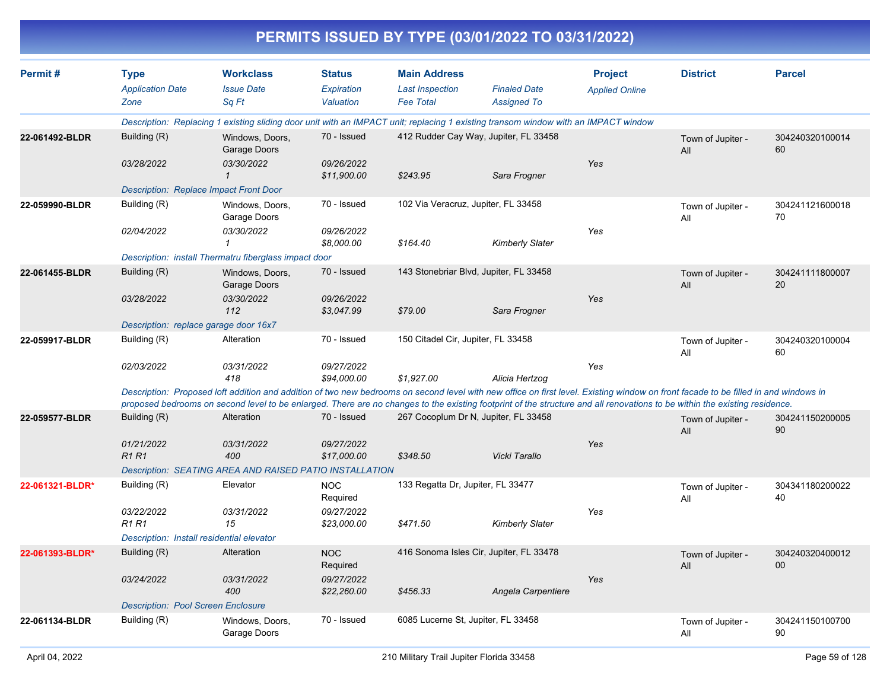# PERMITS ISSUED BY TYPE (03/01/2022 TO 03/31/2022)

| Permit # | Type<br>*Application Date*<br>*Zone* | Workclass<br>*Issue Date*<br>*Sq Ft* | Status<br>*Expiration*<br>*Valuation* | Main Address<br>*Last Inspection*<br>*Fee Total* | *Finaled Date*<br>*Assigned To* | Project<br>*Applied Online* | District | Parcel |
|---|---|---|---|---|---|---|---|---|
| | *Description: Replacing 1 existing sliding door unit with an IMPACT unit; replacing 1 existing transom window with an IMPACT window* | | | | | | | |
| **22-061492-BLDR** | Building (R)<br>*03/28/2022* | Windows, Doors, Garage Doors<br>*03/30/2022*<br>*1* | 70 - Issued<br>*09/26/2022*<br>*$11,900.00* | 412 Rudder Cay Way, Jupiter, FL 33458<br>*$243.95* | *Sara Frogner* | Yes | Town of Jupiter - All | 304240320100014 60 |
| | *Description: Replace Impact Front Door* | | | | | | | |
| **22-059990-BLDR** | Building (R)<br>*02/04/2022* | Windows, Doors, Garage Doors<br>*03/30/2022*<br>*1* | 70 - Issued<br>*09/26/2022*<br>*$8,000.00* | 102 Via Veracruz, Jupiter, FL 33458<br>*$164.40* | *Kimberly Slater* | Yes | Town of Jupiter - All | 304241121600018 70 |
| | *Description: install Thermatru fiberglass impact door* | | | | | | | |
| **22-061455-BLDR** | Building (R)<br>*03/28/2022* | Windows, Doors, Garage Doors<br>*03/30/2022*<br>*112* | 70 - Issued<br>*09/26/2022*<br>*$3,047.99* | 143 Stonebriar Blvd, Jupiter, FL 33458<br>*$79.00* | *Sara Frogner* | Yes | Town of Jupiter - All | 304241111800007 20 |
| | *Description: replace garage door 16x7* | | | | | | | |
| **22-059917-BLDR** | Building (R)<br>*02/03/2022* | Alteration<br>*03/31/2022*<br>*418* | 70 - Issued<br>*09/27/2022*<br>*$94,000.00* | 150 Citadel Cir, Jupiter, FL 33458<br>*$1,927.00* | *Alicia Hertzog* | Yes | Town of Jupiter - All | 304240320100004 60 |
| | *Description: Proposed loft addition and addition of two new bedrooms on second level with new office on first level. Existing window on front facade to be filled in and windows in proposed bedrooms on second level to be enlarged. There are no changes to the existing footprint of the structure and all renovations to be within the existing residence.* | | | | | | | |
| **22-059577-BLDR** | Building (R)<br>*01/21/2022*<br>*R1 R1* | Alteration<br>*03/31/2022*<br>*400* | 70 - Issued<br>*09/27/2022*<br>*$17,000.00* | 267 Cocoplum Dr N, Jupiter, FL 33458<br>*$348.50* | *Vicki Tarallo* | Yes | Town of Jupiter - All | 304241150200005 90 |
| | *Description: SEATING AREA AND RAISED PATIO INSTALLATION* | | | | | | | |
| **22-061321-BLDR*** | Building (R)<br>*03/22/2022*<br>*R1 R1* | Elevator<br>*03/31/2022*<br>*15* | NOC Required<br>*09/27/2022*<br>*$23,000.00* | 133 Regatta Dr, Jupiter, FL 33477<br>*$471.50* | *Kimberly Slater* | Yes | Town of Jupiter - All | 304341180200022 40 |
| | *Description: Install residential elevator* | | | | | | | |
| **22-061393-BLDR*** | Building (R)<br>*03/24/2022* | Alteration<br>*03/31/2022*<br>*400* | NOC Required<br>*09/27/2022*<br>*$22,260.00* | 416 Sonoma Isles Cir, Jupiter, FL 33478<br>*$456.33* | *Angela Carpentiere* | Yes | Town of Jupiter - All | 304240320400012 00 |
| | *Description: Pool Screen Enclosure* | | | | | | | |
| **22-061134-BLDR** | Building (R) | Windows, Doors, Garage Doors | 70 - Issued | 6085 Lucerne St, Jupiter, FL 33458 | | | Town of Jupiter - All | 304241150100700 90 |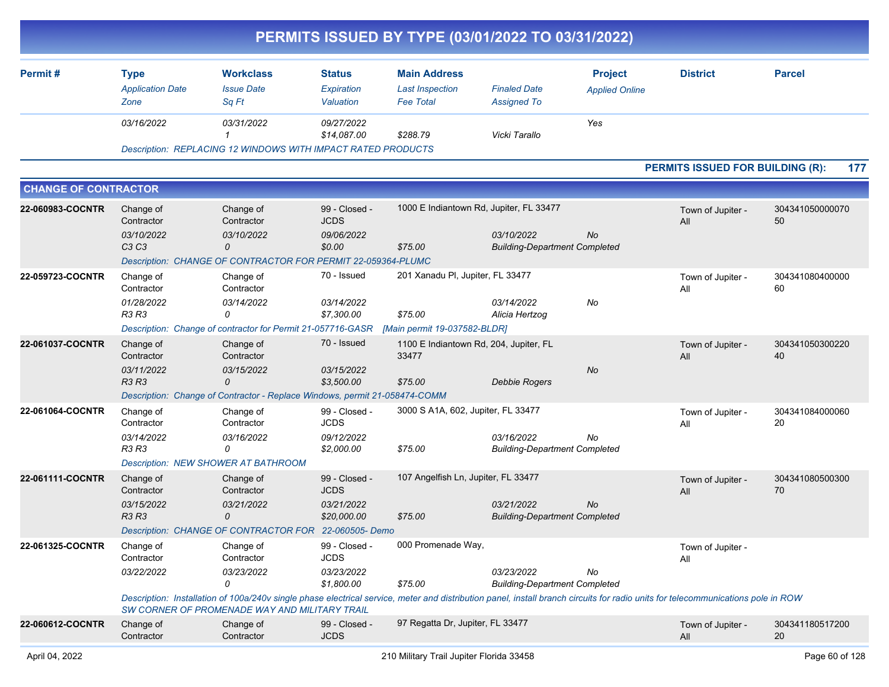# PERMITS ISSUED BY TYPE (03/01/2022 TO 03/31/2022)

| Permit # | Type / Application Date / Zone | Workclass / Issue Date / Sq Ft | Status / Expiration / Valuation | Main Address / Last Inspection / Fee Total | Finaled Date / Assigned To | Project / Applied Online | District | Parcel |
|---|---|---|---|---|---|---|---|---|
| | 03/16/2022 | 03/31/2022<br>1 | 09/27/2022<br>$14,087.00 | $288.79 | Vicki Tarallo | Yes | | |
| | Description: REPLACING 12 WINDOWS WITH IMPACT RATED PRODUCTS | | | | | | | |

**PERMITS ISSUED FOR BUILDING (R): 177**

## CHANGE OF CONTRACTOR

| Permit # | Type / Application Date / Zone | Workclass / Issue Date / Sq Ft | Status / Expiration / Valuation | Main Address / Last Inspection / Fee Total | Finaled Date / Assigned To | Project / Applied Online | District | Parcel |
|---|---|---|---|---|---|---|---|---|
| 22-060983-COCNTR | Change of Contractor<br>03/10/2022<br>C3 C3 | Change of Contractor<br>03/10/2022<br>0 | 99 - Closed - JCDS<br>09/06/2022<br>$0.00 | 1000 E Indiantown Rd, Jupiter, FL 33477<br>$75.00 | 03/10/2022<br>Building-Department Completed | No | Town of Jupiter - All | 30434105000007050 |
| | Description: CHANGE OF CONTRACTOR FOR PERMIT 22-059364-PLUMC | | | | | | | |
| 22-059723-COCNTR | Change of Contractor<br>01/28/2022<br>R3 R3 | Change of Contractor<br>03/14/2022<br>0 | 70 - Issued<br>03/14/2022<br>$7,300.00 | 201 Xanadu Pl, Jupiter, FL 33477<br>$75.00 | 03/14/2022<br>Alicia Hertzog | No | Town of Jupiter - All | 30434108040000060 |
| | Description: Change of contractor for Permit 21-057716-GASR [Main permit 19-037582-BLDR] | | | | | | | |
| 22-061037-COCNTR | Change of Contractor<br>03/11/2022<br>R3 R3 | Change of Contractor<br>03/15/2022<br>0 | 70 - Issued<br>03/15/2022<br>$3,500.00 | 1100 E Indiantown Rd, 204, Jupiter, FL 33477<br>$75.00 | Debbie Rogers | No | Town of Jupiter - All | 30434105030022040 |
| | Description: Change of Contractor - Replace Windows, permit 21-058474-COMM | | | | | | | |
| 22-061064-COCNTR | Change of Contractor<br>03/14/2022<br>R3 R3 | Change of Contractor<br>03/16/2022<br>0 | 99 - Closed - JCDS<br>09/12/2022<br>$2,000.00 | 3000 S A1A, 602, Jupiter, FL 33477<br>$75.00 | 03/16/2022<br>Building-Department Completed | No | Town of Jupiter - All | 30434108400006020 |
| | Description: NEW SHOWER AT BATHROOM | | | | | | | |
| 22-061111-COCNTR | Change of Contractor<br>03/15/2022<br>R3 R3 | Change of Contractor<br>03/21/2022<br>0 | 99 - Closed - JCDS<br>03/21/2022<br>$20,000.00 | 107 Angelfish Ln, Jupiter, FL 33477<br>$75.00 | 03/21/2022<br>Building-Department Completed | No | Town of Jupiter - All | 30434108050030070 |
| | Description: CHANGE OF CONTRACTOR FOR 22-060505- Demo | | | | | | | |
| 22-061325-COCNTR | Change of Contractor<br>03/22/2022 | Change of Contractor<br>03/23/2022<br>0 | 99 - Closed - JCDS<br>03/23/2022<br>$1,800.00 | 000 Promenade Way,<br>$75.00 | 03/23/2022<br>Building-Department Completed | No | Town of Jupiter - All | |
| | Description: Installation of 100a/240v single phase electrical service, meter and distribution panel, install branch circuits for radio units for telecommunications pole in ROW SW CORNER OF PROMENADE WAY AND MILITARY TRAIL | | | | | | | |
| 22-060612-COCNTR | Change of Contractor | Change of Contractor | 99 - Closed - JCDS | 97 Regatta Dr, Jupiter, FL 33477 | | | Town of Jupiter - All | 30434118051720020 |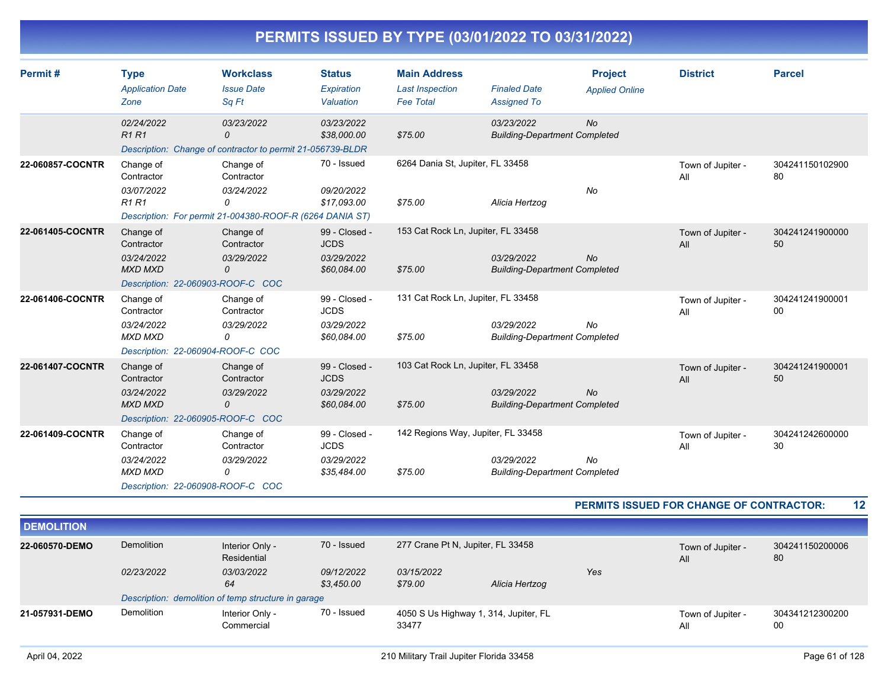# PERMITS ISSUED BY TYPE (03/01/2022 TO 03/31/2022)

| Permit # | Type / Application Date / Zone | Workclass / Issue Date / Sq Ft | Status / Expiration / Valuation | Main Address / Last Inspection / Fee Total | Finaled Date / Assigned To | Project / Applied Online | District | Parcel |
|---|---|---|---|---|---|---|---|---|
| | 02/24/2022<br>R1 R1 | 03/23/2022<br>0 | 03/23/2022<br>$38,000.00 | <br>$75.00 | 03/23/2022<br>Building-Department Completed | No | | |
| | Description: Change of contractor to permit 21-056739-BLDR | | | | | | | |
| 22-060857-COCNTR | Change of Contractor<br>03/07/2022<br>R1 R1 | Change of Contractor<br>03/24/2022<br>0 | 70 - Issued<br>09/20/2022<br>$17,093.00 | 6264 Dania St, Jupiter, FL 33458<br><br>$75.00 | <br>Alicia Hertzog | No | Town of Jupiter - All | 30424115010290080 |
| | Description: For permit 21-004380-ROOF-R (6264 DANIA ST) | | | | | | | |
| 22-061405-COCNTR | Change of Contractor<br>03/24/2022<br>MXD MXD | Change of Contractor<br>03/29/2022<br>0 | 99 - Closed - JCDS<br>03/29/2022<br>$60,084.00 | 153 Cat Rock Ln, Jupiter, FL 33458<br><br>$75.00 | 03/29/2022<br>Building-Department Completed | No | Town of Jupiter - All | 30424124190000050 |
| | Description: 22-060903-ROOF-C COC | | | | | | | |
| 22-061406-COCNTR | Change of Contractor<br>03/24/2022<br>MXD MXD | Change of Contractor<br>03/29/2022<br>0 | 99 - Closed - JCDS<br>03/29/2022<br>$60,084.00 | 131 Cat Rock Ln, Jupiter, FL 33458<br><br>$75.00 | 03/29/2022<br>Building-Department Completed | No | Town of Jupiter - All | 30424124190000100 |
| | Description: 22-060904-ROOF-C COC | | | | | | | |
| 22-061407-COCNTR | Change of Contractor<br>03/24/2022<br>MXD MXD | Change of Contractor<br>03/29/2022<br>0 | 99 - Closed - JCDS<br>03/29/2022<br>$60,084.00 | 103 Cat Rock Ln, Jupiter, FL 33458<br><br>$75.00 | 03/29/2022<br>Building-Department Completed | No | Town of Jupiter - All | 30424124190000150 |
| | Description: 22-060905-ROOF-C COC | | | | | | | |
| 22-061409-COCNTR | Change of Contractor<br>03/24/2022<br>MXD MXD | Change of Contractor<br>03/29/2022<br>0 | 99 - Closed - JCDS<br>03/29/2022<br>$35,484.00 | 142 Regions Way, Jupiter, FL 33458<br><br>$75.00 | 03/29/2022<br>Building-Department Completed | No | Town of Jupiter - All | 30424124260000030 |
| | Description: 22-060908-ROOF-C COC | | | | | | | |

**PERMITS ISSUED FOR CHANGE OF CONTRACTOR: 12**

## DEMOLITION

| Permit # | Type / Application Date / Zone | Workclass / Issue Date / Sq Ft | Status / Expiration / Valuation | Main Address / Last Inspection / Fee Total | Finaled Date / Assigned To | Project / Applied Online | District | Parcel |
|---|---|---|---|---|---|---|---|---|
| 22-060570-DEMO | Demolition<br>02/23/2022 | Interior Only - Residential<br>03/03/2022<br>64 | 70 - Issued<br>09/12/2022<br>$3,450.00 | 277 Crane Pt N, Jupiter, FL 33458<br>03/15/2022<br>$79.00 | <br>Alicia Hertzog | Yes | Town of Jupiter - All | 30424115020000680 |
| | Description: demolition of temp structure in garage | | | | | | | |
| 21-057931-DEMO | Demolition | Interior Only - Commercial | 70 - Issued | 4050 S Us Highway 1, 314, Jupiter, FL 33477 | | | Town of Jupiter - All | 30434121230020000 |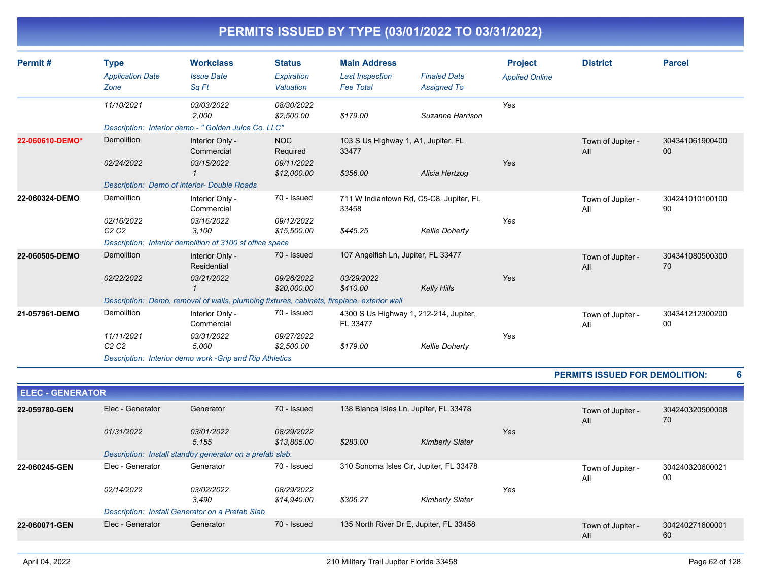# PERMITS ISSUED BY TYPE (03/01/2022 TO 03/31/2022)

| Permit # | Type<br>*Application Date*<br>*Zone* | Workclass<br>*Issue Date*<br>*Sq Ft* | Status<br>*Expiration*<br>*Valuation* | Main Address<br>*Last Inspection*<br>*Fee Total* | *Finaled Date*<br>*Assigned To* | Project<br>*Applied Online* | District | Parcel |
|---|---|---|---|---|---|---|---|---|
| | *11/10/2021* | *03/03/2022*<br>*2,000* | *08/30/2022*<br>*$2,500.00* | *$179.00* | *Suzanne Harrison* | *Yes* | | |
| | *Description: Interior demo - " Golden Juice Co. LLC"* | | | | | | | |
| **22-060610-DEMO*** | Demolition<br>*02/24/2022* | Interior Only - Commercial<br>*03/15/2022*<br>*1* | NOC Required<br>*09/11/2022*<br>*$12,000.00* | 103 S Us Highway 1, A1, Jupiter, FL 33477<br>*$356.00* | *Alicia Hertzog* | *Yes* | Town of Jupiter - All | 30434106190040000 |
| | *Description: Demo of interior- Double Roads* | | | | | | | |
| **22-060324-DEMO** | Demolition<br>*02/16/2022*<br>*C2 C2* | Interior Only - Commercial<br>*03/16/2022*<br>*3,100* | 70 - Issued<br>*09/12/2022*<br>*$15,500.00* | 711 W Indiantown Rd, C5-C8, Jupiter, FL 33458<br>*$445.25* | *Kellie Doherty* | *Yes* | Town of Jupiter - All | 30424101010010090 |
| | *Description: Interior demolition of 3100 sf office space* | | | | | | | |
| **22-060505-DEMO** | Demolition<br>*02/22/2022* | Interior Only - Residential<br>*03/21/2022*<br>*1* | 70 - Issued<br>*09/26/2022*<br>*$20,000.00* | 107 Angelfish Ln, Jupiter, FL 33477<br>*03/29/2022*<br>*$410.00* | *Kelly Hills* | *Yes* | Town of Jupiter - All | 30434108050030070 |
| | *Description: Demo, removal of walls, plumbing fixtures, cabinets, fireplace, exterior wall* | | | | | | | |
| **21-057961-DEMO** | Demolition<br>*11/11/2021*<br>*C2 C2* | Interior Only - Commercial<br>*03/31/2022*<br>*5,000* | 70 - Issued<br>*09/27/2022*<br>*$2,500.00* | 4300 S Us Highway 1, 212-214, Jupiter, FL 33477<br>*$179.00* | *Kellie Doherty* | *Yes* | Town of Jupiter - All | 30434121230020000 |
| | *Description: Interior demo work -Grip and Rip Athletics* | | | | | | | |

**PERMITS ISSUED FOR DEMOLITION: 6**

## ELEC - GENERATOR

| Permit # | Type<br>*Application Date*<br>*Zone* | Workclass<br>*Issue Date*<br>*Sq Ft* | Status<br>*Expiration*<br>*Valuation* | Main Address<br>*Last Inspection*<br>*Fee Total* | *Finaled Date*<br>*Assigned To* | Project<br>*Applied Online* | District | Parcel |
|---|---|---|---|---|---|---|---|---|
| **22-059780-GEN** | Elec - Generator<br>*01/31/2022* | Generator<br>*03/01/2022*<br>*5,155* | 70 - Issued<br>*08/29/2022*<br>*$13,805.00* | 138 Blanca Isles Ln, Jupiter, FL 33478<br>*$283.00* | *Kimberly Slater* | *Yes* | Town of Jupiter - All | 30424032050000870 |
| | *Description: Install standby generator on a prefab slab.* | | | | | | | |
| **22-060245-GEN** | Elec - Generator<br>*02/14/2022* | Generator<br>*03/02/2022*<br>*3,490* | 70 - Issued<br>*08/29/2022*<br>*$14,940.00* | 310 Sonoma Isles Cir, Jupiter, FL 33478<br>*$306.27* | *Kimberly Slater* | *Yes* | Town of Jupiter - All | 30424032060002100 |
| | *Description: Install Generator on a Prefab Slab* | | | | | | | |
| **22-060071-GEN** | Elec - Generator | Generator | 70 - Issued | 135 North River Dr E, Jupiter, FL 33458 | | | Town of Jupiter - All | 30424027160000160 |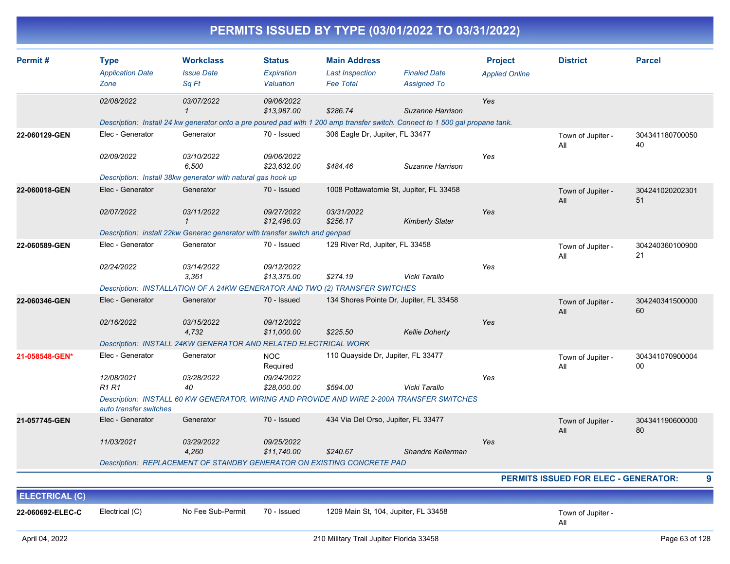# PERMITS ISSUED BY TYPE (03/01/2022 TO 03/31/2022)

| Permit # | Type / Application Date / Zone | Workclass / Issue Date / Sq Ft | Status / Expiration / Valuation | Main Address / Last Inspection / Fee Total | Finaled Date / Assigned To | Project / Applied Online | District | Parcel |
|---|---|---|---|---|---|---|---|---|
| | 02/08/2022 | 03/07/2022<br>1 | 09/06/2022<br>$13,987.00 | $286.74 | Suzanne Harrison | Yes | | |
| | Description: Install 24 kw generator onto a pre poured pad with 1 200 amp transfer switch. Connect to 1 500 gal propane tank. | | | | | | | |
| 22-060129-GEN | Elec - Generator<br>02/09/2022 | Generator<br>03/10/2022<br>6,500 | 70 - Issued<br>09/06/2022<br>$23,632.00 | 306 Eagle Dr, Jupiter, FL 33477<br>$484.46 | Suzanne Harrison | Yes | Town of Jupiter - All | 30434118070005040 |
| | Description: Install 38kw generator with natural gas hook up | | | | | | | |
| 22-060018-GEN | Elec - Generator<br>02/07/2022 | Generator<br>03/11/2022<br>1 | 70 - Issued<br>09/27/2022<br>$12,496.03 | 1008 Pottawatomie St, Jupiter, FL 33458<br>03/31/2022<br>$256.17 | Kimberly Slater | Yes | Town of Jupiter - All | 30424102020230151 |
| | Description: install 22kw Generac generator with transfer switch and genpad | | | | | | | |
| 22-060589-GEN | Elec - Generator<br>02/24/2022 | Generator<br>03/14/2022<br>3,361 | 70 - Issued<br>09/12/2022<br>$13,375.00 | 129 River Rd, Jupiter, FL 33458<br>$274.19 | Vicki Tarallo | Yes | Town of Jupiter - All | 30424036010090021 |
| | Description: INSTALLATION OF A 24KW GENERATOR AND TWO (2) TRANSFER SWITCHES | | | | | | | |
| 22-060346-GEN | Elec - Generator<br>02/16/2022 | Generator<br>03/15/2022<br>4,732 | 70 - Issued<br>09/12/2022<br>$11,000.00 | 134 Shores Pointe Dr, Jupiter, FL 33458<br>$225.50 | Kellie Doherty | Yes | Town of Jupiter - All | 30424034150000060 |
| | Description: INSTALL 24KW GENERATOR AND RELATED ELECTRICAL WORK | | | | | | | |
| 21-058548-GEN* | Elec - Generator<br>12/08/2021<br>R1 R1 | Generator<br>03/28/2022<br>40 | NOC Required<br>09/24/2022<br>$28,000.00 | 110 Quayside Dr, Jupiter, FL 33477<br>$594.00 | Vicki Tarallo | Yes | Town of Jupiter - All | 30434107090000400 |
| | Description: INSTALL 60 KW GENERATOR, WIRING AND PROVIDE AND WIRE 2-200A TRANSFER SWITCHES auto transfer switches | | | | | | | |
| 21-057745-GEN | Elec - Generator<br>11/03/2021 | Generator<br>03/29/2022<br>4,260 | 70 - Issued<br>09/25/2022<br>$11,740.00 | 434 Via Del Orso, Jupiter, FL 33477<br>$240.67 | Shandre Kellerman | Yes | Town of Jupiter - All | 30434119060000080 |
| | Description: REPLACEMENT OF STANDBY GENERATOR ON EXISTING CONCRETE PAD | | | | | | | |

**PERMITS ISSUED FOR ELEC - GENERATOR: 9**

## ELECTRICAL (C)

| Permit # | Type | Workclass | Status | Main Address | | Project | District | Parcel |
|---|---|---|---|---|---|---|---|---|
| 22-060692-ELEC-C | Electrical (C) | No Fee Sub-Permit | 70 - Issued | 1209 Main St, 104, Jupiter, FL 33458 | | | Town of Jupiter - All | |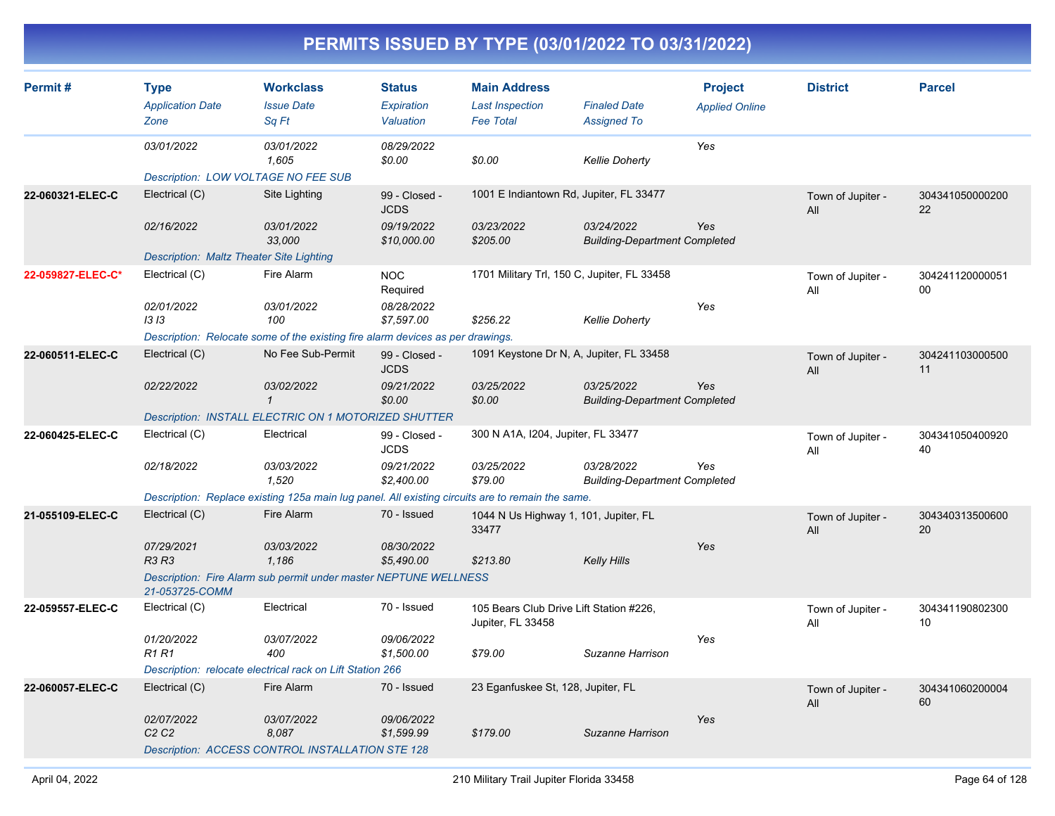# PERMITS ISSUED BY TYPE (03/01/2022 TO 03/31/2022)

| Permit # | Type<br>*Application Date*<br>*Zone* | Workclass<br>*Issue Date*<br>*Sq Ft* | Status<br>*Expiration*<br>*Valuation* | Main Address<br>*Last Inspection*<br>*Fee Total* | *Finaled Date*<br>*Assigned To* | Project<br>*Applied Online* | District | Parcel |
|---|---|---|---|---|---|---|---|---|
| | *03/01/2022* | *03/01/2022*<br>*1,605* | *08/29/2022*<br>*$0.00* | *$0.00* | *Kellie Doherty* | *Yes* | | |
| | *Description: LOW VOLTAGE NO FEE SUB* | | | | | | | |
| 22-060321-ELEC-C | Electrical (C)<br>*02/16/2022* | Site Lighting<br>*03/01/2022*<br>*33,000* | 99 - Closed - JCDS<br>*09/19/2022*<br>*$10,000.00* | 1001 E Indiantown Rd, Jupiter, FL 33477<br>*03/23/2022*<br>*$205.00* | *03/24/2022*<br>*Building-Department Completed* | *Yes* | Town of Jupiter - All | 30434105000020022 |
| | *Description: Maltz Theater Site Lighting* | | | | | | | |
| 22-059827-ELEC-C* | Electrical (C)<br>*02/01/2022*<br>*I3 I3* | Fire Alarm<br>*03/01/2022*<br>*100* | NOC Required<br>*08/28/2022*<br>*$7,597.00* | 1701 Military Trl, 150 C, Jupiter, FL 33458<br><br>*$256.22* | *Kellie Doherty* | *Yes* | Town of Jupiter - All | 30424112000005100 |
| | *Description: Relocate some of the existing fire alarm devices as per drawings.* | | | | | | | |
| 22-060511-ELEC-C | Electrical (C)<br>*02/22/2022* | No Fee Sub-Permit<br>*03/02/2022*<br>*1* | 99 - Closed - JCDS<br>*09/21/2022*<br>*$0.00* | 1091 Keystone Dr N, A, Jupiter, FL 33458<br>*03/25/2022*<br>*$0.00* | *03/25/2022*<br>*Building-Department Completed* | *Yes* | Town of Jupiter - All | 30424110300050011 |
| | *Description: INSTALL ELECTRIC ON 1 MOTORIZED SHUTTER* | | | | | | | |
| 22-060425-ELEC-C | Electrical (C)<br>*02/18/2022* | Electrical<br>*03/03/2022*<br>*1,520* | 99 - Closed - JCDS<br>*09/21/2022*<br>*$2,400.00* | 300 N A1A, I204, Jupiter, FL 33477<br>*03/25/2022*<br>*$79.00* | *03/28/2022*<br>*Building-Department Completed* | *Yes* | Town of Jupiter - All | 30434105040092040 |
| | *Description: Replace existing 125a main lug panel. All existing circuits are to remain the same.* | | | | | | | |
| 21-055109-ELEC-C | Electrical (C)<br>*07/29/2021*<br>*R3 R3* | Fire Alarm<br>*03/03/2022*<br>*1,186* | 70 - Issued<br>*08/30/2022*<br>*$5,490.00* | 1044 N Us Highway 1, 101, Jupiter, FL 33477<br><br>*$213.80* | *Kelly Hills* | *Yes* | Town of Jupiter - All | 30434031350060020 |
| | *Description: Fire Alarm sub permit under master NEPTUNE WELLNESS 21-053725-COMM* | | | | | | | |
| 22-059557-ELEC-C | Electrical (C)<br>*01/20/2022*<br>*R1 R1* | Electrical<br>*03/07/2022*<br>*400* | 70 - Issued<br>*09/06/2022*<br>*$1,500.00* | 105 Bears Club Drive Lift Station #226, Jupiter, FL 33458<br><br>*$79.00* | *Suzanne Harrison* | *Yes* | Town of Jupiter - All | 30434119080230010 |
| | *Description: relocate electrical rack on Lift Station 266* | | | | | | | |
| 22-060057-ELEC-C | Electrical (C)<br>*02/07/2022*<br>*C2 C2* | Fire Alarm<br>*03/07/2022*<br>*8,087* | 70 - Issued<br>*09/06/2022*<br>*$1,599.99* | 23 Eganfuskee St, 128, Jupiter, FL<br><br>*$179.00* | *Suzanne Harrison* | *Yes* | Town of Jupiter - All | 30434106020000460 |
| | *Description: ACCESS CONTROL INSTALLATION STE 128* | | | | | | | |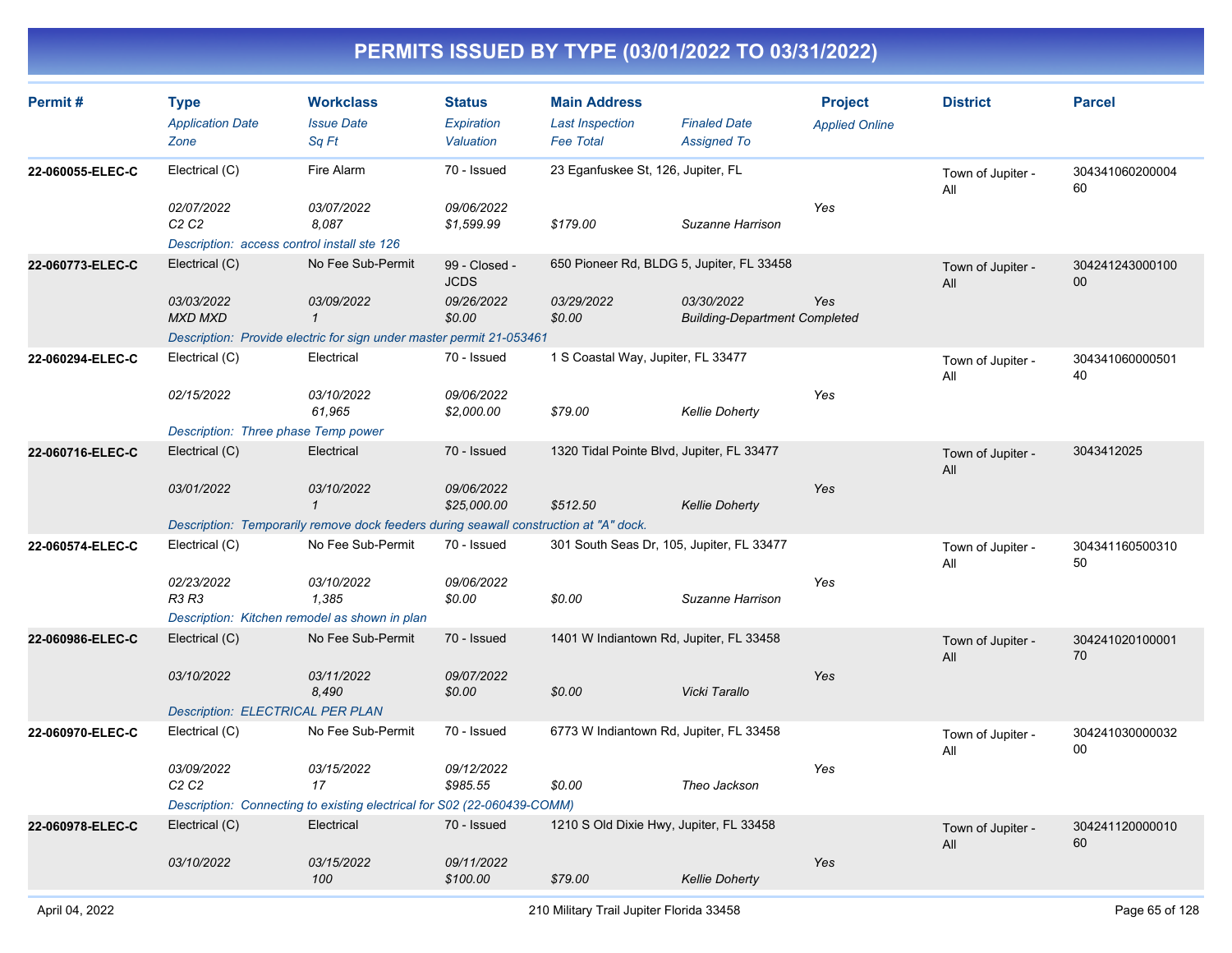# PERMITS ISSUED BY TYPE (03/01/2022 TO 03/31/2022)

| Permit # | Type<br>*Application Date*<br>*Zone* | Workclass<br>*Issue Date*<br>*Sq Ft* | Status<br>*Expiration*<br>*Valuation* | Main Address<br>*Last Inspection*<br>*Fee Total* | *Finaled Date*<br>*Assigned To* | Project<br>*Applied Online* | District | Parcel |
|---|---|---|---|---|---|---|---|---|
| **22-060055-ELEC-C** | Electrical (C)<br>*02/07/2022*<br>*C2 C2* | Fire Alarm<br>*03/07/2022*<br>*8,087* | 70 - Issued<br>*09/06/2022*<br>*$1,599.99* | 23 Eganfuskee St, 126, Jupiter, FL<br><br>*$179.00* | <br><br>*Suzanne Harrison* | <br>*Yes* | Town of Jupiter - All | 30434106020000460 |
| | *Description: access control install ste 126* | | | | | | | |
| **22-060773-ELEC-C** | Electrical (C)<br>*03/03/2022*<br>*MXD MXD* | No Fee Sub-Permit<br>*03/09/2022*<br>*1* | 99 - Closed - JCDS<br>*09/26/2022*<br>*$0.00* | 650 Pioneer Rd, BLDG 5, Jupiter, FL 33458<br>*03/29/2022*<br>*$0.00* | <br>*03/30/2022*<br>*Building-Department Completed* | <br>*Yes* | Town of Jupiter - All | 30424124300010000 |
| | *Description: Provide electric for sign under master permit 21-053461* | | | | | | | |
| **22-060294-ELEC-C** | Electrical (C)<br>*02/15/2022* | Electrical<br>*03/10/2022*<br>*61,965* | 70 - Issued<br>*09/06/2022*<br>*$2,000.00* | 1 S Coastal Way, Jupiter, FL 33477<br><br>*$79.00* | <br><br>*Kellie Doherty* | <br>*Yes* | Town of Jupiter - All | 30434106000050140 |
| | *Description: Three phase Temp power* | | | | | | | |
| **22-060716-ELEC-C** | Electrical (C)<br>*03/01/2022* | Electrical<br>*03/10/2022*<br>*1* | 70 - Issued<br>*09/06/2022*<br>*$25,000.00* | 1320 Tidal Pointe Blvd, Jupiter, FL 33477<br><br>*$512.50* | <br><br>*Kellie Doherty* | <br>*Yes* | Town of Jupiter - All | 3043412025 |
| | *Description: Temporarily remove dock feeders during seawall construction at "A" dock.* | | | | | | | |
| **22-060574-ELEC-C** | Electrical (C)<br>*02/23/2022*<br>*R3 R3* | No Fee Sub-Permit<br>*03/10/2022*<br>*1,385* | 70 - Issued<br>*09/06/2022*<br>*$0.00* | 301 South Seas Dr, 105, Jupiter, FL 33477<br><br>*$0.00* | <br><br>*Suzanne Harrison* | <br>*Yes* | Town of Jupiter - All | 30434116050031050 |
| | *Description: Kitchen remodel as shown in plan* | | | | | | | |
| **22-060986-ELEC-C** | Electrical (C)<br>*03/10/2022* | No Fee Sub-Permit<br>*03/11/2022*<br>*8,490* | 70 - Issued<br>*09/07/2022*<br>*$0.00* | 1401 W Indiantown Rd, Jupiter, FL 33458<br><br>*$0.00* | <br><br>*Vicki Tarallo* | <br>*Yes* | Town of Jupiter - All | 30424102010000170 |
| | *Description: ELECTRICAL PER PLAN* | | | | | | | |
| **22-060970-ELEC-C** | Electrical (C)<br>*03/09/2022*<br>*C2 C2* | No Fee Sub-Permit<br>*03/15/2022*<br>*17* | 70 - Issued<br>*09/12/2022*<br>*$985.55* | 6773 W Indiantown Rd, Jupiter, FL 33458<br><br>*$0.00* | <br><br>*Theo Jackson* | <br>*Yes* | Town of Jupiter - All | 30424103000003200 |
| | *Description: Connecting to existing electrical for S02 (22-060439-COMM)* | | | | | | | |
| **22-060978-ELEC-C** | Electrical (C)<br>*03/10/2022* | Electrical<br>*03/15/2022*<br>*100* | 70 - Issued<br>*09/11/2022*<br>*$100.00* | 1210 S Old Dixie Hwy, Jupiter, FL 33458<br><br>*$79.00* | <br><br>*Kellie Doherty* | <br>*Yes* | Town of Jupiter - All | 30424112000001060 |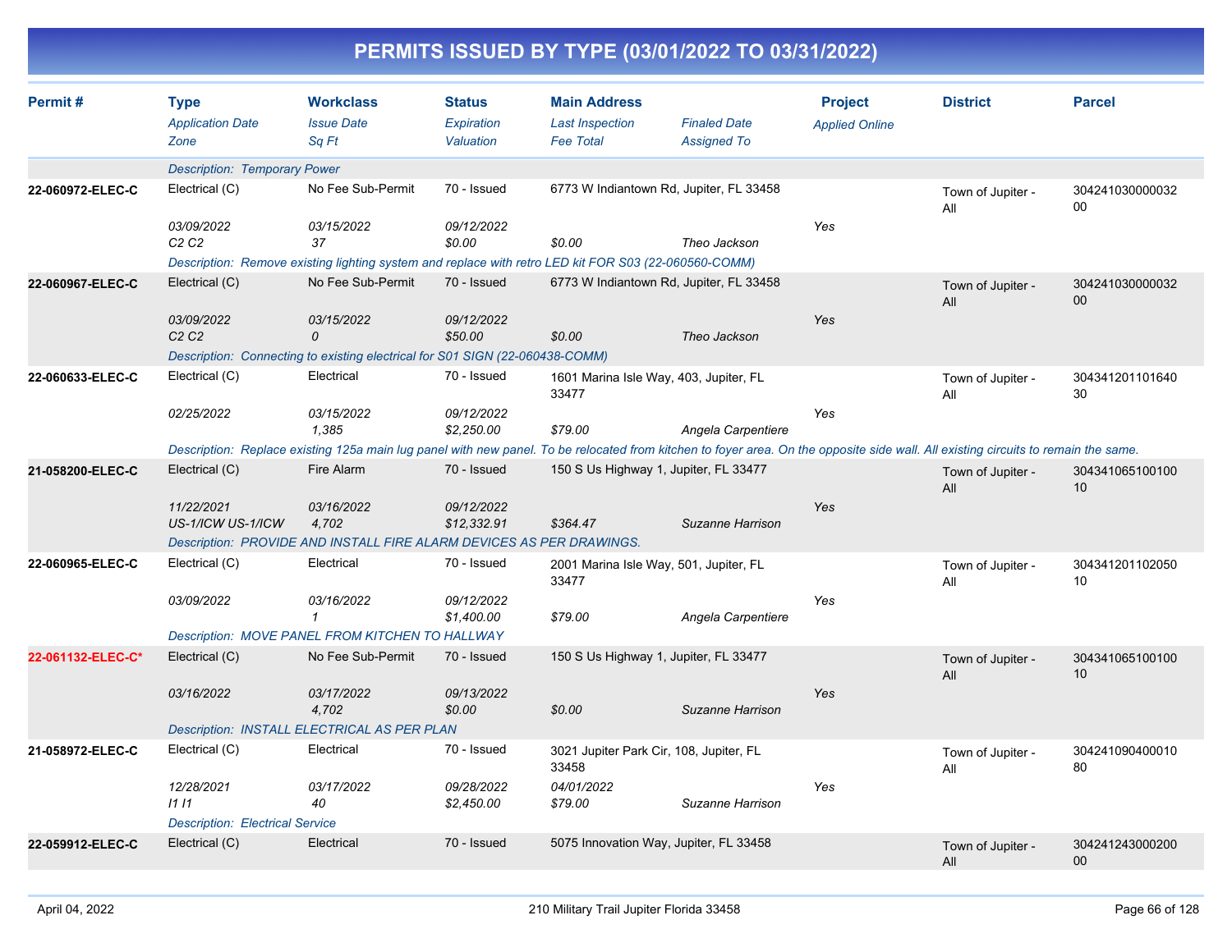# PERMITS ISSUED BY TYPE (03/01/2022 TO 03/31/2022)

| Permit # | Type<br>Application Date<br>Zone | Workclass<br>Issue Date<br>Sq Ft | Status<br>Expiration<br>Valuation | Main Address<br>Last Inspection<br>Fee Total | Finaled Date<br>Assigned To | Project<br>Applied Online | District | Parcel |
|---|---|---|---|---|---|---|---|---|
| | Description: Temporary Power | | | | | | | |
| 22-060972-ELEC-C | Electrical (C)<br>03/09/2022<br>C2 C2 | No Fee Sub-Permit<br>03/15/2022<br>37 | 70 - Issued<br>09/12/2022<br>$0.00 | 6773 W Indiantown Rd, Jupiter, FL 33458<br><br>$0.00 | <br><br>Theo Jackson | <br>Yes | Town of Jupiter - All | 30424103000003200 |
| | Description: Remove existing lighting system and replace with retro LED kit FOR S03 (22-060560-COMM) | | | | | | | |
| 22-060967-ELEC-C | Electrical (C)<br>03/09/2022<br>C2 C2 | No Fee Sub-Permit<br>03/15/2022<br>0 | 70 - Issued<br>09/12/2022<br>$50.00 | 6773 W Indiantown Rd, Jupiter, FL 33458<br><br>$0.00 | <br><br>Theo Jackson | <br>Yes | Town of Jupiter - All | 30424103000003200 |
| | Description: Connecting to existing electrical for S01 SIGN (22-060438-COMM) | | | | | | | |
| 22-060633-ELEC-C | Electrical (C)<br>02/25/2022 | Electrical<br>03/15/2022<br>1,385 | 70 - Issued<br>09/12/2022<br>$2,250.00 | 1601 Marina Isle Way, 403, Jupiter, FL 33477<br><br>$79.00 | <br><br>Angela Carpentiere | <br>Yes | Town of Jupiter - All | 30434120110164030 |
| | Description: Replace existing 125a main lug panel with new panel. To be relocated from kitchen to foyer area. On the opposite side wall. All existing circuits to remain the same. | | | | | | | |
| 21-058200-ELEC-C | Electrical (C)<br>11/22/2021<br>US-1/ICW US-1/ICW | Fire Alarm<br>03/16/2022<br>4,702 | 70 - Issued<br>09/12/2022<br>$12,332.91 | 150 S Us Highway 1, Jupiter, FL 33477<br><br>$364.47 | <br><br>Suzanne Harrison | <br>Yes | Town of Jupiter - All | 30434106510010010 |
| | Description: PROVIDE AND INSTALL FIRE ALARM DEVICES AS PER DRAWINGS. | | | | | | | |
| 22-060965-ELEC-C | Electrical (C)<br>03/09/2022 | Electrical<br>03/16/2022<br>1 | 70 - Issued<br>09/12/2022<br>$1,400.00 | 2001 Marina Isle Way, 501, Jupiter, FL 33477<br><br>$79.00 | <br><br>Angela Carpentiere | <br>Yes | Town of Jupiter - All | 30434120110205010 |
| | Description: MOVE PANEL FROM KITCHEN TO HALLWAY | | | | | | | |
| 22-061132-ELEC-C* | Electrical (C)<br>03/16/2022 | No Fee Sub-Permit<br>03/17/2022<br>4,702 | 70 - Issued<br>09/13/2022<br>$0.00 | 150 S Us Highway 1, Jupiter, FL 33477<br><br>$0.00 | <br><br>Suzanne Harrison | <br>Yes | Town of Jupiter - All | 30434106510010010 |
| | Description: INSTALL ELECTRICAL AS PER PLAN | | | | | | | |
| 21-058972-ELEC-C | Electrical (C)<br>12/28/2021<br>I1 I1 | Electrical<br>03/17/2022<br>40 | 70 - Issued<br>09/28/2022<br>$2,450.00 | 3021 Jupiter Park Cir, 108, Jupiter, FL 33458<br>04/01/2022<br>$79.00 | <br><br>Suzanne Harrison | <br>Yes | Town of Jupiter - All | 30424109040001080 |
| | Description: Electrical Service | | | | | | | |
| 22-059912-ELEC-C | Electrical (C) | Electrical | 70 - Issued | 5075 Innovation Way, Jupiter, FL 33458 | | | Town of Jupiter - All | 30424124300020000 |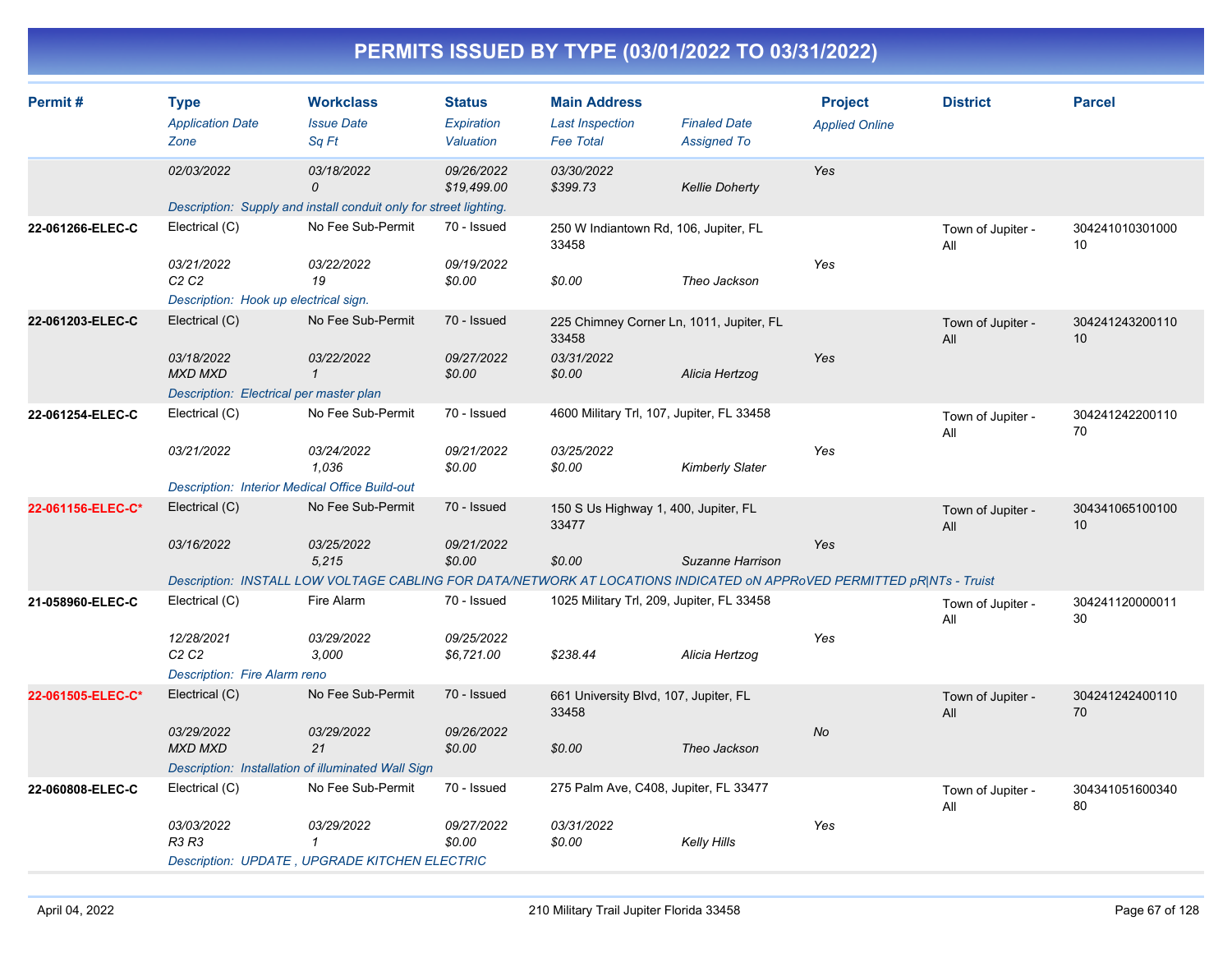# PERMITS ISSUED BY TYPE (03/01/2022 TO 03/31/2022)

| Permit # | Type | Workclass | Status | Main Address | | Project | District | Parcel |
|---|---|---|---|---|---|---|---|---|
| | *Application Date* | *Issue Date* | *Expiration* | *Last Inspection* | *Finaled Date* | *Applied Online* | | |
| | *Zone* | *Sq Ft* | *Valuation* | *Fee Total* | *Assigned To* | | | |
| | *02/03/2022* | *03/18/2022* | *09/26/2022* | *03/30/2022* | | *Yes* | | |
| | | *0* | *$19,499.00* | *$399.73* | *Kellie Doherty* | | | |
| | *Description: Supply and install conduit only for street lighting.* | | | | | | | |
| **22-061266-ELEC-C** | Electrical (C) | No Fee Sub-Permit | 70 - Issued | 250 W Indiantown Rd, 106, Jupiter, FL 33458 | | | Town of Jupiter - All | 30424101030100010 |
| | *03/21/2022* | *03/22/2022* | *09/19/2022* | | | *Yes* | | |
| | *C2 C2* | *19* | *$0.00* | *$0.00* | *Theo Jackson* | | | |
| | *Description: Hook up electrical sign.* | | | | | | | |
| **22-061203-ELEC-C** | Electrical (C) | No Fee Sub-Permit | 70 - Issued | 225 Chimney Corner Ln, 1011, Jupiter, FL 33458 | | | Town of Jupiter - All | 30424124320011010 |
| | *03/18/2022* | *03/22/2022* | *09/27/2022* | *03/31/2022* | | *Yes* | | |
| | *MXD MXD* | *1* | *$0.00* | *$0.00* | *Alicia Hertzog* | | | |
| | *Description: Electrical per master plan* | | | | | | | |
| **22-061254-ELEC-C** | Electrical (C) | No Fee Sub-Permit | 70 - Issued | 4600 Military Trl, 107, Jupiter, FL 33458 | | | Town of Jupiter - All | 30424124220011070 |
| | *03/21/2022* | *03/24/2022* | *09/21/2022* | *03/25/2022* | | *Yes* | | |
| | | *1,036* | *$0.00* | *$0.00* | *Kimberly Slater* | | | |
| | *Description: Interior Medical Office Build-out* | | | | | | | |
| **22-061156-ELEC-C*** | Electrical (C) | No Fee Sub-Permit | 70 - Issued | 150 S Us Highway 1, 400, Jupiter, FL 33477 | | | Town of Jupiter - All | 30434106510010010 |
| | *03/16/2022* | *03/25/2022* | *09/21/2022* | | | *Yes* | | |
| | | *5,215* | *$0.00* | *$0.00* | *Suzanne Harrison* | | | |
| | *Description: INSTALL LOW VOLTAGE CABLING FOR DATA/NETWORK AT LOCATIONS INDICATED oN APPRoVED PERMITTED pR\|NTs - Truist* | | | | | | | |
| **21-058960-ELEC-C** | Electrical (C) | Fire Alarm | 70 - Issued | 1025 Military Trl, 209, Jupiter, FL 33458 | | | Town of Jupiter - All | 30424112000001130 |
| | *12/28/2021* | *03/29/2022* | *09/25/2022* | | | *Yes* | | |
| | *C2 C2* | *3,000* | *$6,721.00* | *$238.44* | *Alicia Hertzog* | | | |
| | *Description: Fire Alarm reno* | | | | | | | |
| **22-061505-ELEC-C*** | Electrical (C) | No Fee Sub-Permit | 70 - Issued | 661 University Blvd, 107, Jupiter, FL 33458 | | | Town of Jupiter - All | 30424124240011070 |
| | *03/29/2022* | *03/29/2022* | *09/26/2022* | | | *No* | | |
| | *MXD MXD* | *21* | *$0.00* | *$0.00* | *Theo Jackson* | | | |
| | *Description: Installation of illuminated Wall Sign* | | | | | | | |
| **22-060808-ELEC-C** | Electrical (C) | No Fee Sub-Permit | 70 - Issued | 275 Palm Ave, C408, Jupiter, FL 33477 | | | Town of Jupiter - All | 30434105160034080 |
| | *03/03/2022* | *03/29/2022* | *09/27/2022* | *03/31/2022* | | *Yes* | | |
| | *R3 R3* | *1* | *$0.00* | *$0.00* | *Kelly Hills* | | | |
| | *Description: UPDATE , UPGRADE KITCHEN ELECTRIC* | | | | | | | |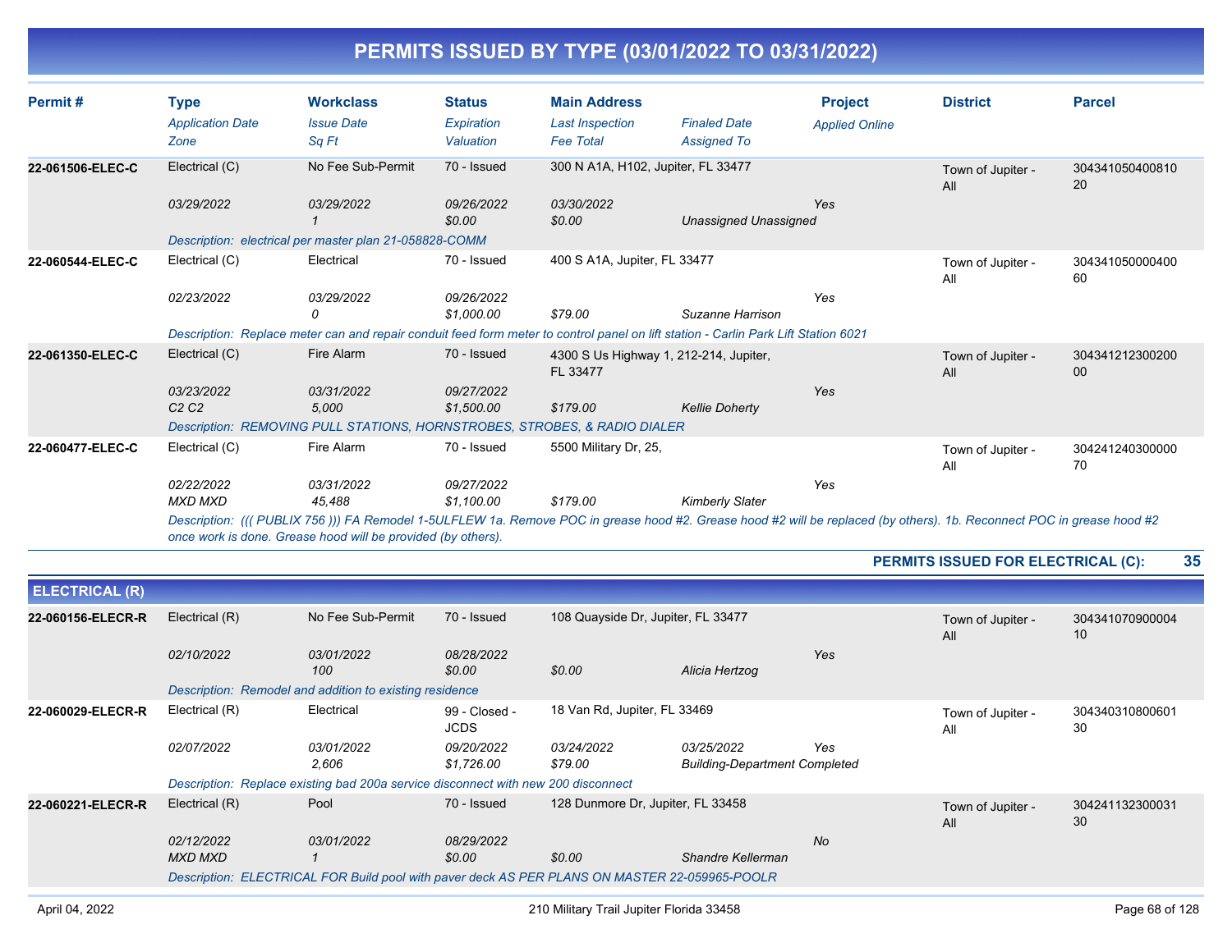# PERMITS ISSUED BY TYPE (03/01/2022 TO 03/31/2022)

| Permit # | Type | Workclass | Status | Main Address | | Project | District | Parcel |
|---|---|---|---|---|---|---|---|---|
| | *Application Date* | *Issue Date* | *Expiration* | *Last Inspection* | *Finaled Date* | *Applied Online* | | |
| | *Zone* | *Sq Ft* | *Valuation* | *Fee Total* | *Assigned To* | | | |
| **22-061506-ELEC-C** | Electrical (C) | No Fee Sub-Permit | 70 - Issued | 300 N A1A, H102, Jupiter, FL 33477 | | | Town of Jupiter - All | 30434105040081020 |
| | *03/29/2022* | *03/29/2022* | *09/26/2022* | *03/30/2022* | | *Yes* | | |
| | | *1* | *$0.00* | *$0.00* | *Unassigned Unassigned* | | | |
| | *Description: electrical per master plan 21-058828-COMM* | | | | | | | |
| **22-060544-ELEC-C** | Electrical (C) | Electrical | 70 - Issued | 400 S A1A, Jupiter, FL 33477 | | | Town of Jupiter - All | 30434105000040060 |
| | *02/23/2022* | *03/29/2022* | *09/26/2022* | | | *Yes* | | |
| | | *0* | *$1,000.00* | *$79.00* | *Suzanne Harrison* | | | |
| | *Description: Replace meter can and repair conduit feed form meter to control panel on lift station - Carlin Park Lift Station 6021* | | | | | | | |
| **22-061350-ELEC-C** | Electrical (C) | Fire Alarm | 70 - Issued | 4300 S Us Highway 1, 212-214, Jupiter, FL 33477 | | | Town of Jupiter - All | 30434121230020000 |
| | *03/23/2022* | *03/31/2022* | *09/27/2022* | | | *Yes* | | |
| | *C2 C2* | *5,000* | *$1,500.00* | *$179.00* | *Kellie Doherty* | | | |
| | *Description: REMOVING PULL STATIONS, HORNSTROBES, STROBES, & RADIO DIALER* | | | | | | | |
| **22-060477-ELEC-C** | Electrical (C) | Fire Alarm | 70 - Issued | 5500 Military Dr, 25, | | | Town of Jupiter - All | 30424124030000070 |
| | *02/22/2022* | *03/31/2022* | *09/27/2022* | | | *Yes* | | |
| | *MXD MXD* | *45,488* | *$1,100.00* | *$179.00* | *Kimberly Slater* | | | |
| | *Description: ((( PUBLIX 756 ))) FA Remodel 1-5ULFLEW 1a. Remove POC in grease hood #2. Grease hood #2 will be replaced (by others). 1b. Reconnect POC in grease hood #2 once work is done. Grease hood will be provided (by others).* | | | | | | | |

**PERMITS ISSUED FOR ELECTRICAL (C): 35**

## ELECTRICAL (R)

| Permit # | Type | Workclass | Status | Main Address | | Project | District | Parcel |
|---|---|---|---|---|---|---|---|---|
| **22-060156-ELECR-R** | Electrical (R) | No Fee Sub-Permit | 70 - Issued | 108 Quayside Dr, Jupiter, FL 33477 | | | Town of Jupiter - All | 30434107090000410 |
| | *02/10/2022* | *03/01/2022* | *08/28/2022* | | | *Yes* | | |
| | | *100* | *$0.00* | *$0.00* | *Alicia Hertzog* | | | |
| | *Description: Remodel and addition to existing residence* | | | | | | | |
| **22-060029-ELECR-R** | Electrical (R) | Electrical | 99 - Closed - JCDS | 18 Van Rd, Jupiter, FL 33469 | | | Town of Jupiter - All | 30434031080060130 |
| | *02/07/2022* | *03/01/2022* | *09/20/2022* | *03/24/2022* | *03/25/2022* | *Yes* | | |
| | | *2,606* | *$1,726.00* | *$79.00* | *Building-Department Completed* | | | |
| | *Description: Replace existing bad 200a service disconnect with new 200 disconnect* | | | | | | | |
| **22-060221-ELECR-R** | Electrical (R) | Pool | 70 - Issued | 128 Dunmore Dr, Jupiter, FL 33458 | | | Town of Jupiter - All | 30424113230003130 |
| | *02/12/2022* | *03/01/2022* | *08/29/2022* | | | *No* | | |
| | *MXD MXD* | *1* | *$0.00* | *$0.00* | *Shandre Kellerman* | | | |
| | *Description: ELECTRICAL FOR Build pool with paver deck AS PER PLANS ON MASTER 22-059965-POOLR* | | | | | | | |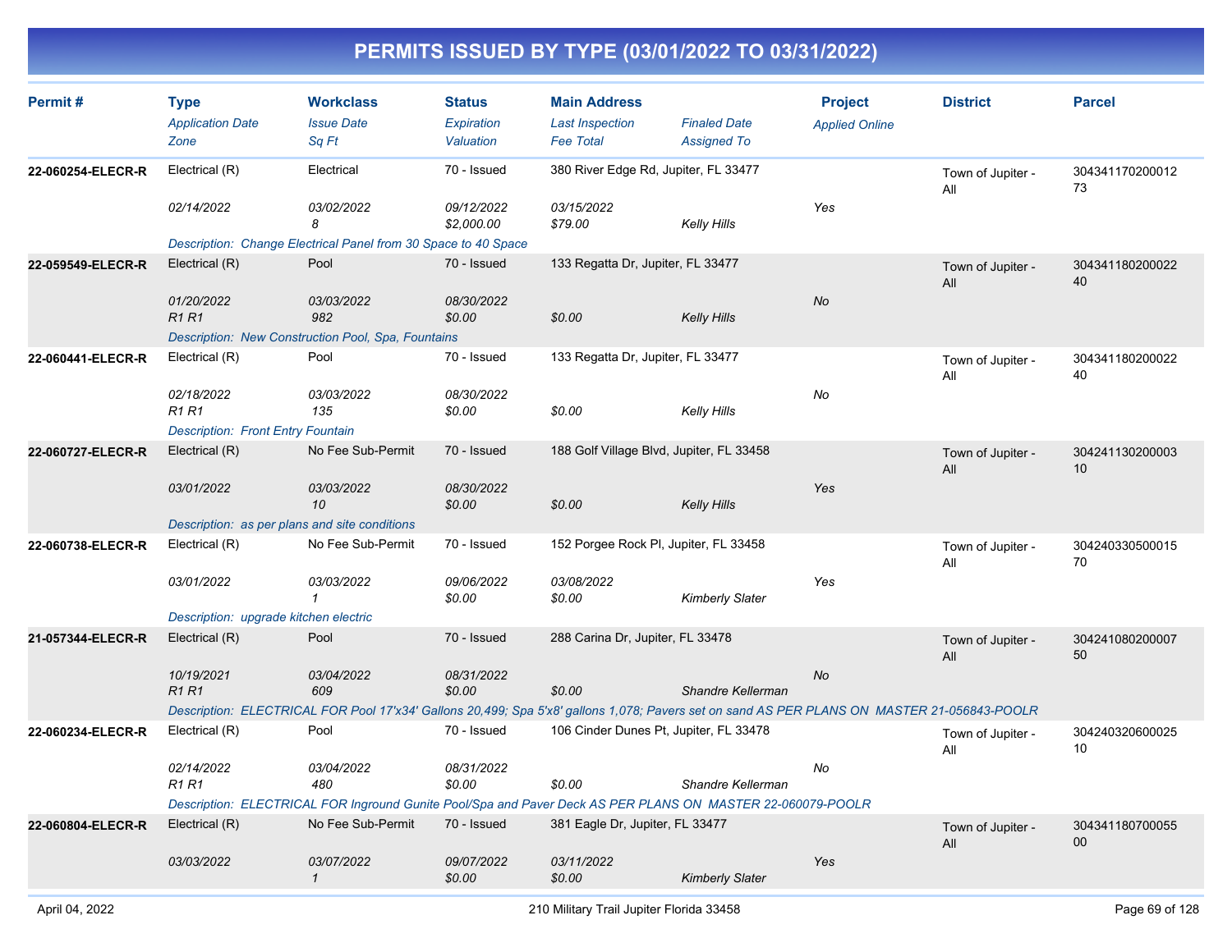# PERMITS ISSUED BY TYPE (03/01/2022 TO 03/31/2022)

| Permit # | Type<br>*Application Date*<br>*Zone* | Workclass<br>*Issue Date*<br>*Sq Ft* | Status<br>*Expiration*<br>*Valuation* | Main Address<br>*Last Inspection*<br>*Fee Total* | <br>*Finaled Date*<br>*Assigned To* | Project<br>*Applied Online* | District | Parcel |
|---|---|---|---|---|---|---|---|---|
| 22-060254-ELECR-R | Electrical (R)<br>*02/14/2022* | Electrical<br>*03/02/2022*<br>*8* | 70 - Issued<br>*09/12/2022*<br>*$2,000.00* | 380 River Edge Rd, Jupiter, FL 33477<br>*03/15/2022*<br>*$79.00* | <br><br>*Kelly Hills* | <br>*Yes* | Town of Jupiter - All | 30434117020001273 |
| | *Description: Change Electrical Panel from 30 Space to 40 Space* | | | | | | | |
| 22-059549-ELECR-R | Electrical (R)<br>*01/20/2022*<br>*R1 R1* | Pool<br>*03/03/2022*<br>*982* | 70 - Issued<br>*08/30/2022*<br>*$0.00* | 133 Regatta Dr, Jupiter, FL 33477<br><br>*$0.00* | <br><br>*Kelly Hills* | <br>*No* | Town of Jupiter - All | 30434118020002240 |
| | *Description: New Construction Pool, Spa, Fountains* | | | | | | | |
| 22-060441-ELECR-R | Electrical (R)<br>*02/18/2022*<br>*R1 R1* | Pool<br>*03/03/2022*<br>*135* | 70 - Issued<br>*08/30/2022*<br>*$0.00* | 133 Regatta Dr, Jupiter, FL 33477<br><br>*$0.00* | <br><br>*Kelly Hills* | <br>*No* | Town of Jupiter - All | 30434118020002240 |
| | *Description: Front Entry Fountain* | | | | | | | |
| 22-060727-ELECR-R | Electrical (R)<br>*03/01/2022* | No Fee Sub-Permit<br>*03/03/2022*<br>*10* | 70 - Issued<br>*08/30/2022*<br>*$0.00* | 188 Golf Village Blvd, Jupiter, FL 33458<br><br>*$0.00* | <br><br>*Kelly Hills* | <br>*Yes* | Town of Jupiter - All | 30424113020000310 |
| | *Description: as per plans and site conditions* | | | | | | | |
| 22-060738-ELECR-R | Electrical (R)<br>*03/01/2022* | No Fee Sub-Permit<br>*03/03/2022*<br>*1* | 70 - Issued<br>*09/06/2022*<br>*$0.00* | 152 Porgee Rock Pl, Jupiter, FL 33458<br>*03/08/2022*<br>*$0.00* | <br><br>*Kimberly Slater* | <br>*Yes* | Town of Jupiter - All | 30424033050001570 |
| | *Description: upgrade kitchen electric* | | | | | | | |
| 21-057344-ELECR-R | Electrical (R)<br>*10/19/2021*<br>*R1 R1* | Pool<br>*03/04/2022*<br>*609* | 70 - Issued<br>*08/31/2022*<br>*$0.00* | 288 Carina Dr, Jupiter, FL 33478<br><br>*$0.00* | <br><br>*Shandre Kellerman* | <br>*No* | Town of Jupiter - All | 30424108020000750 |
| | *Description: ELECTRICAL FOR Pool 17'x34' Gallons 20,499; Spa 5'x8' gallons 1,078; Pavers set on sand AS PER PLANS ON MASTER 21-056843-POOLR* | | | | | | | |
| 22-060234-ELECR-R | Electrical (R)<br>*02/14/2022*<br>*R1 R1* | Pool<br>*03/04/2022*<br>*480* | 70 - Issued<br>*08/31/2022*<br>*$0.00* | 106 Cinder Dunes Pt, Jupiter, FL 33478<br><br>*$0.00* | <br><br>*Shandre Kellerman* | <br>*No* | Town of Jupiter - All | 30424032060002510 |
| | *Description: ELECTRICAL FOR Inground Gunite Pool/Spa and Paver Deck AS PER PLANS ON MASTER 22-060079-POOLR* | | | | | | | |
| 22-060804-ELECR-R | Electrical (R)<br>*03/03/2022* | No Fee Sub-Permit<br>*03/07/2022*<br>*1* | 70 - Issued<br>*09/07/2022*<br>*$0.00* | 381 Eagle Dr, Jupiter, FL 33477<br>*03/11/2022*<br>*$0.00* | <br><br>*Kimberly Slater* | <br>*Yes* | Town of Jupiter - All | 30434118070005500 |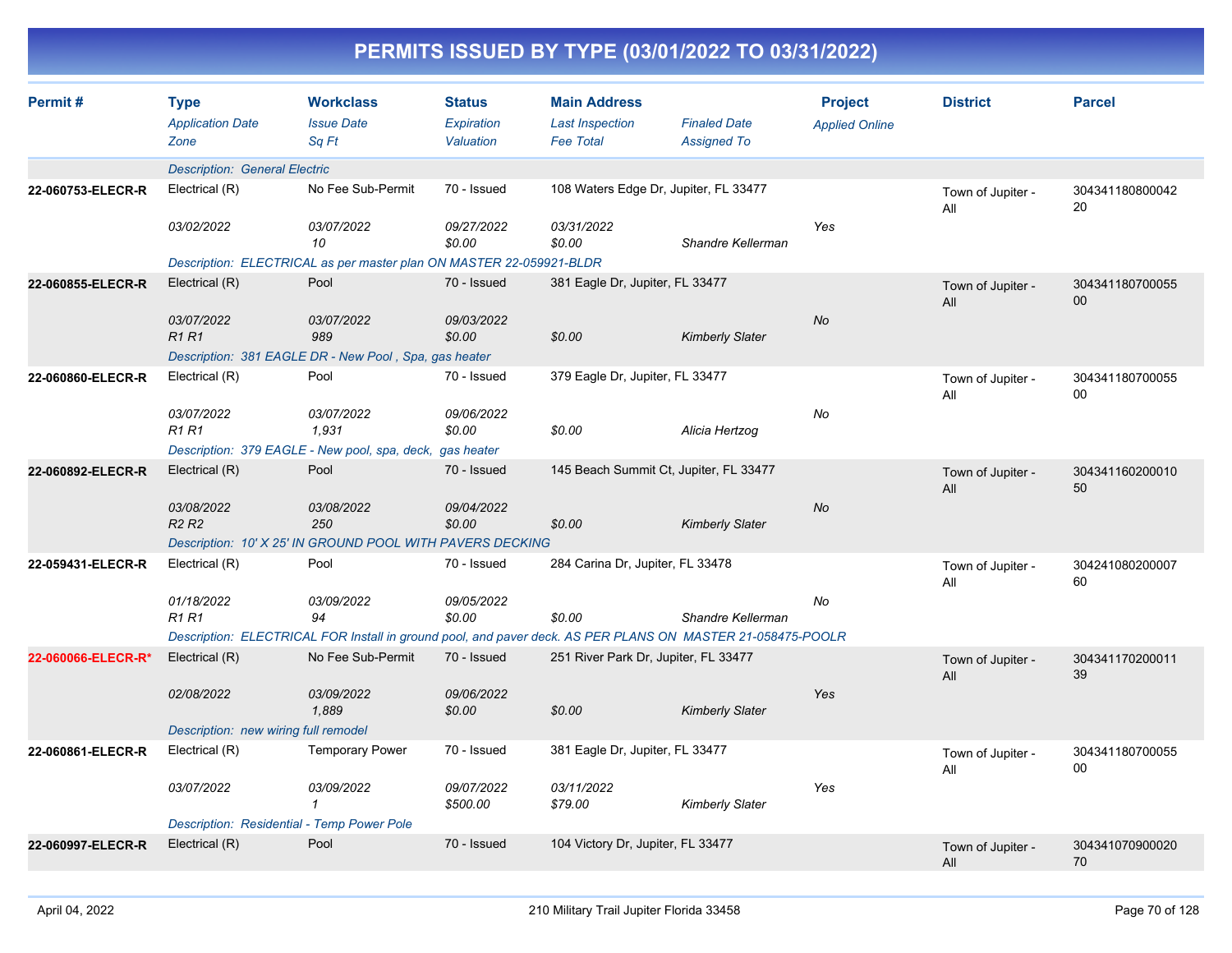# PERMITS ISSUED BY TYPE (03/01/2022 TO 03/31/2022)

| Permit # | Type<br>*Application Date*<br>*Zone* | Workclass<br>*Issue Date*<br>*Sq Ft* | Status<br>*Expiration*<br>*Valuation* | Main Address<br>*Last Inspection*<br>*Fee Total* | *Finaled Date*<br>*Assigned To* | Project<br>*Applied Online* | District | Parcel |
|---|---|---|---|---|---|---|---|---|
| | *Description: General Electric* | | | | | | | |
| 22-060753-ELECR-R | Electrical (R)<br>*03/02/2022* | No Fee Sub-Permit<br>*03/07/2022*<br>*10* | 70 - Issued<br>*09/27/2022*<br>*$0.00* | 108 Waters Edge Dr, Jupiter, FL 33477<br>*03/31/2022*<br>*$0.00* | *Shandre Kellerman* | *Yes* | Town of Jupiter - All | 30434118080004220 |
| | *Description: ELECTRICAL as per master plan ON MASTER 22-059921-BLDR* | | | | | | | |
| 22-060855-ELECR-R | Electrical (R)<br>*03/07/2022*<br>*R1 R1* | Pool<br>*03/07/2022*<br>*989* | 70 - Issued<br>*09/03/2022*<br>*$0.00* | 381 Eagle Dr, Jupiter, FL 33477<br><br>*$0.00* | *Kimberly Slater* | *No* | Town of Jupiter - All | 30434118070005500 |
| | *Description: 381 EAGLE DR - New Pool , Spa, gas heater* | | | | | | | |
| 22-060860-ELECR-R | Electrical (R)<br>*03/07/2022*<br>*R1 R1* | Pool<br>*03/07/2022*<br>*1,931* | 70 - Issued<br>*09/06/2022*<br>*$0.00* | 379 Eagle Dr, Jupiter, FL 33477<br><br>*$0.00* | *Alicia Hertzog* | *No* | Town of Jupiter - All | 30434118070005500 |
| | *Description: 379 EAGLE - New pool, spa, deck, gas heater* | | | | | | | |
| 22-060892-ELECR-R | Electrical (R)<br>*03/08/2022*<br>*R2 R2* | Pool<br>*03/08/2022*<br>*250* | 70 - Issued<br>*09/04/2022*<br>*$0.00* | 145 Beach Summit Ct, Jupiter, FL 33477<br><br>*$0.00* | *Kimberly Slater* | *No* | Town of Jupiter - All | 30434116020001050 |
| | *Description: 10' X 25' IN GROUND POOL WITH PAVERS DECKING* | | | | | | | |
| 22-059431-ELECR-R | Electrical (R)<br>*01/18/2022*<br>*R1 R1* | Pool<br>*03/09/2022*<br>*94* | 70 - Issued<br>*09/05/2022*<br>*$0.00* | 284 Carina Dr, Jupiter, FL 33478<br><br>*$0.00* | *Shandre Kellerman* | *No* | Town of Jupiter - All | 30424108020000760 |
| | *Description: ELECTRICAL FOR Install in ground pool, and paver deck. AS PER PLANS ON MASTER 21-058475-POOLR* | | | | | | | |
| 22-060066-ELECR-R* | Electrical (R)<br>*02/08/2022* | No Fee Sub-Permit<br>*03/09/2022*<br>*1,889* | 70 - Issued<br>*09/06/2022*<br>*$0.00* | 251 River Park Dr, Jupiter, FL 33477<br><br>*$0.00* | *Kimberly Slater* | *Yes* | Town of Jupiter - All | 30434117020001139 |
| | *Description: new wiring full remodel* | | | | | | | |
| 22-060861-ELECR-R | Electrical (R)<br>*03/07/2022* | Temporary Power<br>*03/09/2022*<br>*1* | 70 - Issued<br>*09/07/2022*<br>*$500.00* | 381 Eagle Dr, Jupiter, FL 33477<br>*03/11/2022*<br>*$79.00* | *Kimberly Slater* | *Yes* | Town of Jupiter - All | 30434118070005500 |
| | *Description: Residential - Temp Power Pole* | | | | | | | |
| 22-060997-ELECR-R | Electrical (R) | Pool | 70 - Issued | 104 Victory Dr, Jupiter, FL 33477 | | | Town of Jupiter - All | 30434107090002070 |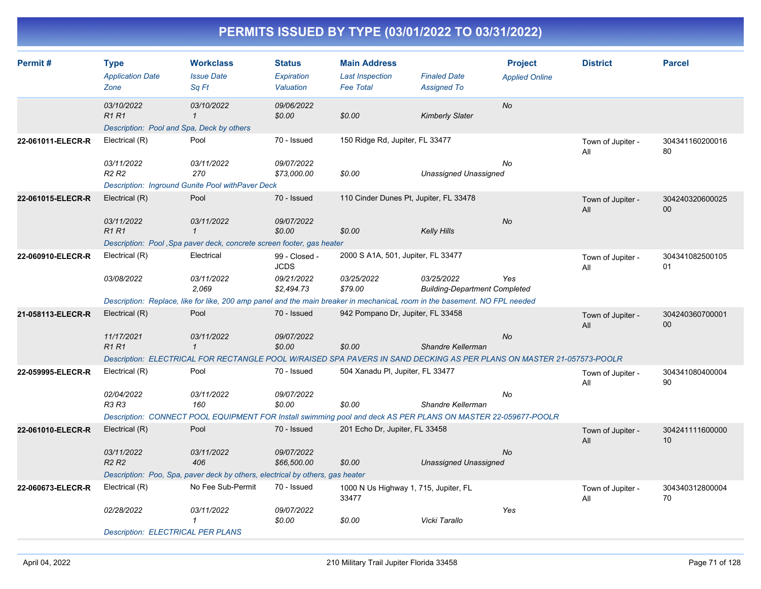# PERMITS ISSUED BY TYPE (03/01/2022 TO 03/31/2022)

| Permit # | Type<br>*Application Date*<br>*Zone* | Workclass<br>*Issue Date*<br>*Sq Ft* | Status<br>*Expiration*<br>*Valuation* | Main Address<br>*Last Inspection*<br>*Fee Total* | *Finaled Date*<br>*Assigned To* | Project<br>*Applied Online* | District | Parcel |
|---|---|---|---|---|---|---|---|---|
| | *03/10/2022*<br>*R1 R1* | *03/10/2022*<br>*1* | *09/06/2022*<br>*$0.00* | <br>*$0.00* | <br>*Kimberly Slater* | *No* | | |
| | *Description: Pool and Spa, Deck by others* | | | | | | | |
| **22-061011-ELECR-R** | Electrical (R)<br>*03/11/2022*<br>*R2 R2* | Pool<br>*03/11/2022*<br>*270* | 70 - Issued<br>*09/07/2022*<br>*$73,000.00* | 150 Ridge Rd, Jupiter, FL 33477<br><br>*$0.00* | <br>*Unassigned Unassigned* | <br>*No* | Town of Jupiter - All | 30434116020001680 |
| | *Description: Inground Gunite Pool withPaver Deck* | | | | | | | |
| **22-061015-ELECR-R** | Electrical (R)<br>*03/11/2022*<br>*R1 R1* | Pool<br>*03/11/2022*<br>*1* | 70 - Issued<br>*09/07/2022*<br>*$0.00* | 110 Cinder Dunes Pt, Jupiter, FL 33478<br><br>*$0.00* | <br>*Kelly Hills* | <br>*No* | Town of Jupiter - All | 30424032060002500 |
| | *Description: Pool ,Spa paver deck, concrete screen footer, gas heater* | | | | | | | |
| **22-060910-ELECR-R** | Electrical (R)<br>*03/08/2022* | Electrical<br>*03/11/2022*<br>*2,069* | 99 - Closed - JCDS<br>*09/21/2022*<br>*$2,494.73* | 2000 S A1A, 501, Jupiter, FL 33477<br>*03/25/2022*<br>*$79.00* | <br>*03/25/2022*<br>*Building-Department Completed* | <br>*Yes* | Town of Jupiter - All | 30434108250010501 |
| | *Description: Replace, like for like, 200 amp panel and the main breaker in mechanicaL room in the basement. NO FPL needed* | | | | | | | |
| **21-058113-ELECR-R** | Electrical (R)<br>*11/17/2021*<br>*R1 R1* | Pool<br>*03/11/2022*<br>*1* | 70 - Issued<br>*09/07/2022*<br>*$0.00* | 942 Pompano Dr, Jupiter, FL 33458<br><br>*$0.00* | <br>*Shandre Kellerman* | <br>*No* | Town of Jupiter - All | 30424036070000100 |
| | *Description: ELECTRICAL FOR RECTANGLE POOL W/RAISED SPA PAVERS IN SAND DECKING AS PER PLANS ON MASTER 21-057573-POOLR* | | | | | | | |
| **22-059995-ELECR-R** | Electrical (R)<br>*02/04/2022*<br>*R3 R3* | Pool<br>*03/11/2022*<br>*160* | 70 - Issued<br>*09/07/2022*<br>*$0.00* | 504 Xanadu Pl, Jupiter, FL 33477<br><br>*$0.00* | <br>*Shandre Kellerman* | <br>*No* | Town of Jupiter - All | 30434108040000490 |
| | *Description: CONNECT POOL EQUIPMENT FOR Install swimming pool and deck AS PER PLANS ON MASTER 22-059677-POOLR* | | | | | | | |
| **22-061010-ELECR-R** | Electrical (R)<br>*03/11/2022*<br>*R2 R2* | Pool<br>*03/11/2022*<br>*406* | 70 - Issued<br>*09/07/2022*<br>*$66,500.00* | 201 Echo Dr, Jupiter, FL 33458<br><br>*$0.00* | <br>*Unassigned Unassigned* | <br>*No* | Town of Jupiter - All | 30424111160000010 |
| | *Description: Poo, Spa, paver deck by others, electrical by others, gas heater* | | | | | | | |
| **22-060673-ELECR-R** | Electrical (R)<br>*02/28/2022* | No Fee Sub-Permit<br>*03/11/2022*<br>*1* | 70 - Issued<br>*09/07/2022*<br>*$0.00* | 1000 N Us Highway 1, 715, Jupiter, FL 33477<br><br>*$0.00* | <br>*Vicki Tarallo* | <br>*Yes* | Town of Jupiter - All | 30434031280000470 |
| | *Description: ELECTRICAL PER PLANS* | | | | | | | |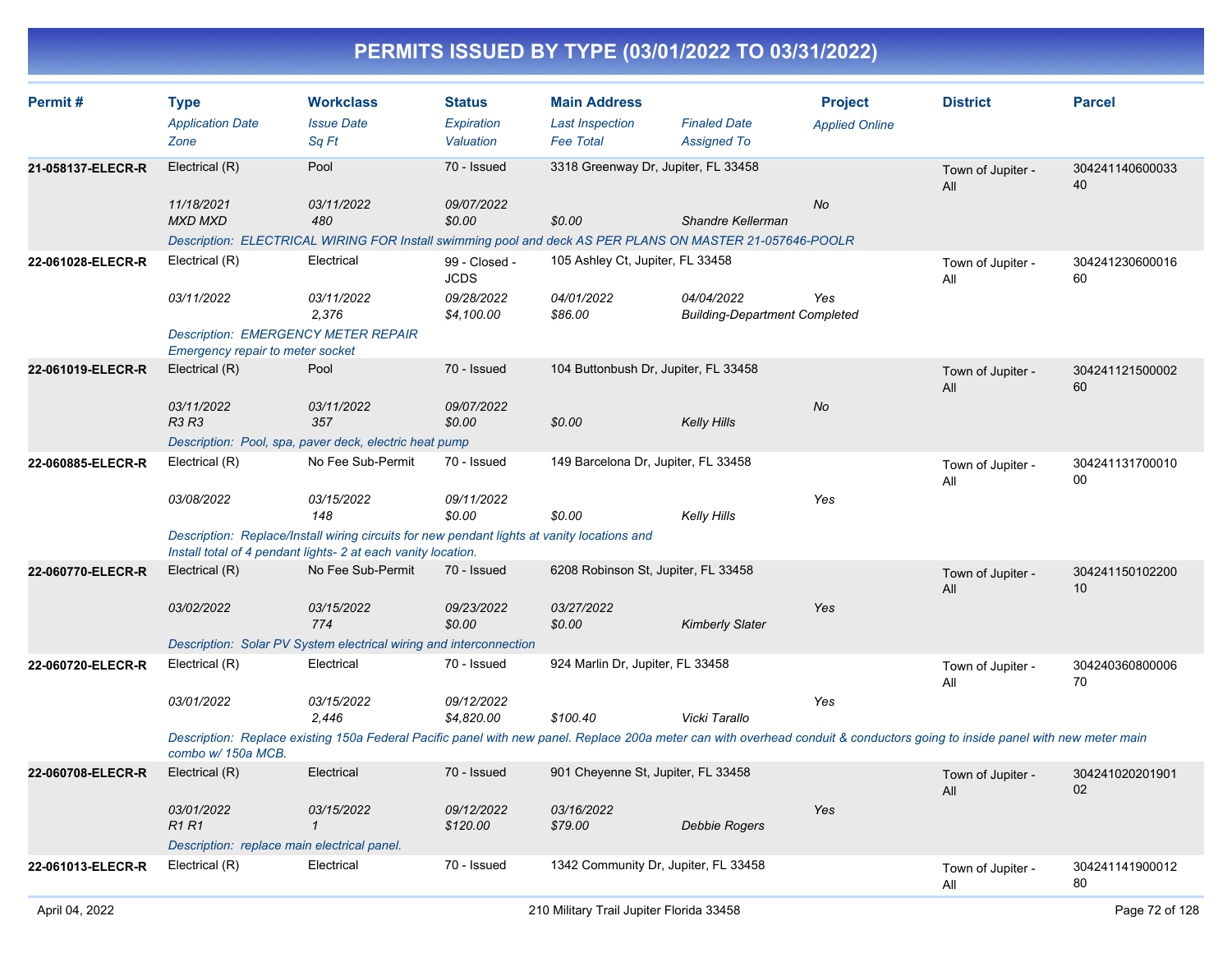# PERMITS ISSUED BY TYPE (03/01/2022 TO 03/31/2022)

| Permit # | Type | Workclass | Status | Main Address | | Project | District | Parcel |
|---|---|---|---|---|---|---|---|---|
| | *Application Date* | *Issue Date* | *Expiration* | *Last Inspection* | *Finaled Date* | *Applied Online* | | |
| | *Zone* | *Sq Ft* | *Valuation* | *Fee Total* | *Assigned To* | | | |
| **21-058137-ELECR-R** | Electrical (R) | Pool | 70 - Issued | 3318 Greenway Dr, Jupiter, FL 33458 | | | Town of Jupiter - All | 30424114060003340 |
| | *11/18/2021* | *03/11/2022* | *09/07/2022* | | | *No* | | |
| | *MXD MXD* | *480* | *$0.00* | *$0.00* | *Shandre Kellerman* | | | |
| | *Description: ELECTRICAL WIRING FOR Install swimming pool and deck AS PER PLANS ON MASTER 21-057646-POOLR* | | | | | | | |
| **22-061028-ELECR-R** | Electrical (R) | Electrical | 99 - Closed - JCDS | 105 Ashley Ct, Jupiter, FL 33458 | | | Town of Jupiter - All | 30424123060001660 |
| | *03/11/2022* | *03/11/2022* | *09/28/2022* | *04/01/2022* | *04/04/2022* | *Yes* | | |
| | | *2,376* | *$4,100.00* | *$86.00* | *Building-Department Completed* | | | |
| | *Description: EMERGENCY METER REPAIR Emergency repair to meter socket* | | | | | | | |
| **22-061019-ELECR-R** | Electrical (R) | Pool | 70 - Issued | 104 Buttonbush Dr, Jupiter, FL 33458 | | | Town of Jupiter - All | 30424112150000260 |
| | *03/11/2022* | *03/11/2022* | *09/07/2022* | | | *No* | | |
| | *R3 R3* | *357* | *$0.00* | *$0.00* | *Kelly Hills* | | | |
| | *Description: Pool, spa, paver deck, electric heat pump* | | | | | | | |
| **22-060885-ELECR-R** | Electrical (R) | No Fee Sub-Permit | 70 - Issued | 149 Barcelona Dr, Jupiter, FL 33458 | | | Town of Jupiter - All | 30424113170001000 |
| | *03/08/2022* | *03/15/2022* | *09/11/2022* | | | *Yes* | | |
| | | *148* | *$0.00* | *$0.00* | *Kelly Hills* | | | |
| | *Description: Replace/Install wiring circuits for new pendant lights at vanity locations and Install total of 4 pendant lights- 2 at each vanity location.* | | | | | | | |
| **22-060770-ELECR-R** | Electrical (R) | No Fee Sub-Permit | 70 - Issued | 6208 Robinson St, Jupiter, FL 33458 | | | Town of Jupiter - All | 30424115010220010 |
| | *03/02/2022* | *03/15/2022* | *09/23/2022* | *03/27/2022* | | *Yes* | | |
| | | *774* | *$0.00* | *$0.00* | *Kimberly Slater* | | | |
| | *Description: Solar PV System electrical wiring and interconnection* | | | | | | | |
| **22-060720-ELECR-R** | Electrical (R) | Electrical | 70 - Issued | 924 Marlin Dr, Jupiter, FL 33458 | | | Town of Jupiter - All | 30424036080000670 |
| | *03/01/2022* | *03/15/2022* | *09/12/2022* | | | *Yes* | | |
| | | *2,446* | *$4,820.00* | *$100.40* | *Vicki Tarallo* | | | |
| | *Description: Replace existing 150a Federal Pacific panel with new panel. Replace 200a meter can with overhead conduit & conductors going to inside panel with new meter main combo w/ 150a MCB.* | | | | | | | |
| **22-060708-ELECR-R** | Electrical (R) | Electrical | 70 - Issued | 901 Cheyenne St, Jupiter, FL 33458 | | | Town of Jupiter - All | 30424102020190102 |
| | *03/01/2022* | *03/15/2022* | *09/12/2022* | *03/16/2022* | | *Yes* | | |
| | *R1 R1* | *1* | *$120.00* | *$79.00* | *Debbie Rogers* | | | |
| | *Description: replace main electrical panel.* | | | | | | | |
| **22-061013-ELECR-R** | Electrical (R) | Electrical | 70 - Issued | 1342 Community Dr, Jupiter, FL 33458 | | | Town of Jupiter - All | 30424114190001280 |

April 04, 2022 — 210 Military Trail Jupiter Florida 33458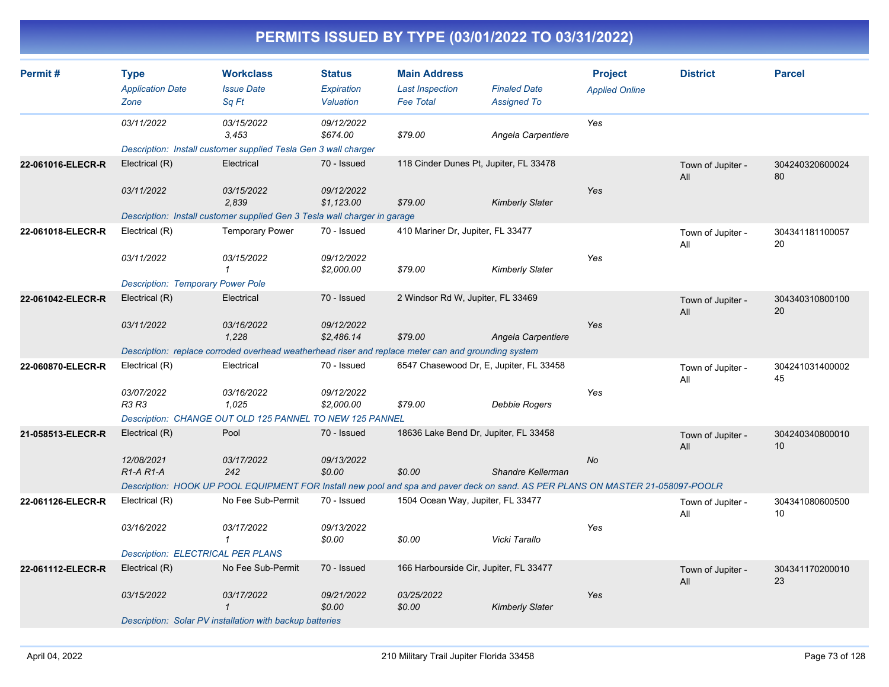# PERMITS ISSUED BY TYPE (03/01/2022 TO 03/31/2022)

| Permit # | Type<br>*Application Date*<br>*Zone* | Workclass<br>*Issue Date*<br>*Sq Ft* | Status<br>*Expiration*<br>*Valuation* | Main Address<br>*Last Inspection*<br>*Fee Total* | *Finaled Date*<br>*Assigned To* | Project<br>*Applied Online* | District | Parcel |
|---|---|---|---|---|---|---|---|---|
| | *03/11/2022* | *03/15/2022*<br>*3,453* | *09/12/2022*<br>*$674.00* | *$79.00* | *Angela Carpentiere* | *Yes* | | |
| | *Description: Install customer supplied Tesla Gen 3 wall charger* | | | | | | | |
| **22-061016-ELECR-R** | Electrical (R)<br>*03/11/2022* | Electrical<br>*03/15/2022*<br>*2,839* | 70 - Issued<br>*09/12/2022*<br>*$1,123.00* | 118 Cinder Dunes Pt, Jupiter, FL 33478<br>*$79.00* | *Kimberly Slater* | *Yes* | Town of Jupiter - All | 30424032060002480 |
| | *Description: Install customer supplied Gen 3 Tesla wall charger in garage* | | | | | | | |
| **22-061018-ELECR-R** | Electrical (R)<br>*03/11/2022* | Temporary Power<br>*03/15/2022*<br>*1* | 70 - Issued<br>*09/12/2022*<br>*$2,000.00* | 410 Mariner Dr, Jupiter, FL 33477<br>*$79.00* | *Kimberly Slater* | *Yes* | Town of Jupiter - All | 30434118110005720 |
| | *Description: Temporary Power Pole* | | | | | | | |
| **22-061042-ELECR-R** | Electrical (R)<br>*03/11/2022* | Electrical<br>*03/16/2022*<br>*1,228* | 70 - Issued<br>*09/12/2022*<br>*$2,486.14* | 2 Windsor Rd W, Jupiter, FL 33469<br>*$79.00* | *Angela Carpentiere* | *Yes* | Town of Jupiter - All | 30434031080010020 |
| | *Description: replace corroded overhead weatherhead riser and replace meter can and grounding system* | | | | | | | |
| **22-060870-ELECR-R** | Electrical (R)<br>*03/07/2022*<br>*R3 R3* | Electrical<br>*03/16/2022*<br>*1,025* | 70 - Issued<br>*09/12/2022*<br>*$2,000.00* | 6547 Chasewood Dr, E, Jupiter, FL 33458<br>*$79.00* | *Debbie Rogers* | *Yes* | Town of Jupiter - All | 30424103140000245 |
| | *Description: CHANGE OUT OLD 125 PANNEL TO NEW 125 PANNEL* | | | | | | | |
| **21-058513-ELECR-R** | Electrical (R)<br>*12/08/2021*<br>*R1-A R1-A* | Pool<br>*03/17/2022*<br>*242* | 70 - Issued<br>*09/13/2022*<br>*$0.00* | 18636 Lake Bend Dr, Jupiter, FL 33458<br>*$0.00* | *Shandre Kellerman* | *No* | Town of Jupiter - All | 30424034080001010 |
| | *Description: HOOK UP POOL EQUIPMENT FOR Install new pool and spa and paver deck on sand. AS PER PLANS ON MASTER 21-058097-POOLR* | | | | | | | |
| **22-061126-ELECR-R** | Electrical (R)<br>*03/16/2022* | No Fee Sub-Permit<br>*03/17/2022*<br>*1* | 70 - Issued<br>*09/13/2022*<br>*$0.00* | 1504 Ocean Way, Jupiter, FL 33477<br>*$0.00* | *Vicki Tarallo* | *Yes* | Town of Jupiter - All | 30434108060050010 |
| | *Description: ELECTRICAL PER PLANS* | | | | | | | |
| **22-061112-ELECR-R** | Electrical (R)<br>*03/15/2022* | No Fee Sub-Permit<br>*03/17/2022*<br>*1* | 70 - Issued<br>*09/21/2022*<br>*$0.00* | 166 Harbourside Cir, Jupiter, FL 33477<br>*03/25/2022*<br>*$0.00* | *Kimberly Slater* | *Yes* | Town of Jupiter - All | 30434117020001023 |
| | *Description: Solar PV installation with backup batteries* | | | | | | | |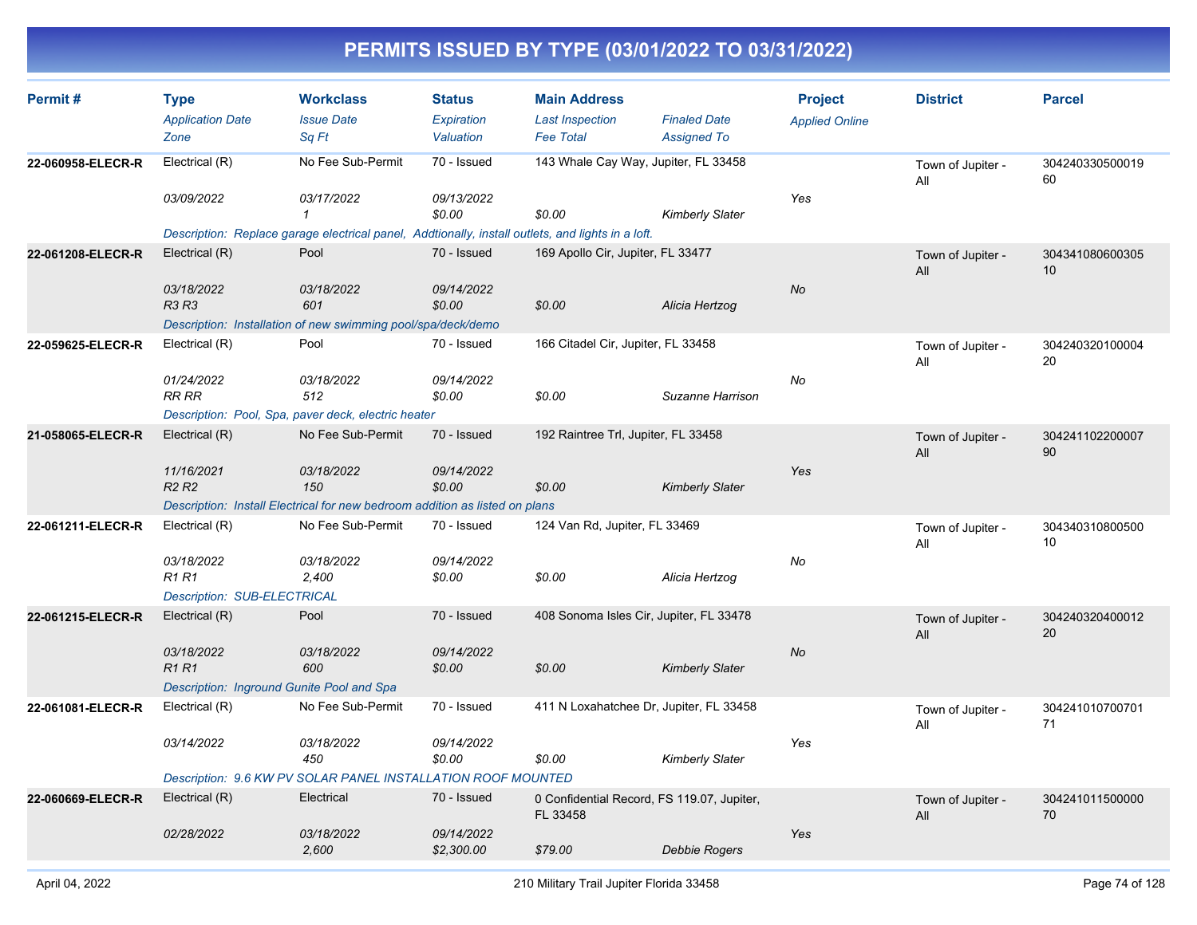# PERMITS ISSUED BY TYPE (03/01/2022 TO 03/31/2022)

| Permit # | Type<br>*Application Date*<br>*Zone* | Workclass<br>*Issue Date*<br>*Sq Ft* | Status<br>*Expiration*<br>*Valuation* | Main Address<br>*Last Inspection*<br>*Fee Total* | *Finaled Date*<br>*Assigned To* | Project<br>*Applied Online* | District | Parcel |
|---|---|---|---|---|---|---|---|---|
| 22-060958-ELECR-R | Electrical (R)<br>*03/09/2022* | No Fee Sub-Permit<br>*03/17/2022*<br>*1* | 70 - Issued<br>*09/13/2022*<br>*$0.00* | 143 Whale Cay Way, Jupiter, FL 33458<br><br>*$0.00* | *Kimberly Slater* | *Yes* | Town of Jupiter - All | 30424033050001960 |
| | *Description: Replace garage electrical panel, Addtionally, install outlets, and lights in a loft.* | | | | | | | |
| 22-061208-ELECR-R | Electrical (R)<br>*03/18/2022*<br>*R3 R3* | Pool<br>*03/18/2022*<br>*601* | 70 - Issued<br>*09/14/2022*<br>*$0.00* | 169 Apollo Cir, Jupiter, FL 33477<br><br>*$0.00* | *Alicia Hertzog* | *No* | Town of Jupiter - All | 30434108060030510 |
| | *Description: Installation of new swimming pool/spa/deck/demo* | | | | | | | |
| 22-059625-ELECR-R | Electrical (R)<br>*01/24/2022*<br>*RR RR* | Pool<br>*03/18/2022*<br>*512* | 70 - Issued<br>*09/14/2022*<br>*$0.00* | 166 Citadel Cir, Jupiter, FL 33458<br><br>*$0.00* | *Suzanne Harrison* | *No* | Town of Jupiter - All | 30424032010000420 |
| | *Description: Pool, Spa, paver deck, electric heater* | | | | | | | |
| 21-058065-ELECR-R | Electrical (R)<br>*11/16/2021*<br>*R2 R2* | No Fee Sub-Permit<br>*03/18/2022*<br>*150* | 70 - Issued<br>*09/14/2022*<br>*$0.00* | 192 Raintree Trl, Jupiter, FL 33458<br><br>*$0.00* | *Kimberly Slater* | *Yes* | Town of Jupiter - All | 30424110220000790 |
| | *Description: Install Electrical for new bedroom addition as listed on plans* | | | | | | | |
| 22-061211-ELECR-R | Electrical (R)<br>*03/18/2022*<br>*R1 R1* | No Fee Sub-Permit<br>*03/18/2022*<br>*2,400* | 70 - Issued<br>*09/14/2022*<br>*$0.00* | 124 Van Rd, Jupiter, FL 33469<br><br>*$0.00* | *Alicia Hertzog* | *No* | Town of Jupiter - All | 30434031080050010 |
| | *Description: SUB-ELECTRICAL* | | | | | | | |
| 22-061215-ELECR-R | Electrical (R)<br>*03/18/2022*<br>*R1 R1* | Pool<br>*03/18/2022*<br>*600* | 70 - Issued<br>*09/14/2022*<br>*$0.00* | 408 Sonoma Isles Cir, Jupiter, FL 33478<br><br>*$0.00* | *Kimberly Slater* | *No* | Town of Jupiter - All | 30424032040001220 |
| | *Description: Inground Gunite Pool and Spa* | | | | | | | |
| 22-061081-ELECR-R | Electrical (R)<br>*03/14/2022* | No Fee Sub-Permit<br>*03/18/2022*<br>*450* | 70 - Issued<br>*09/14/2022*<br>*$0.00* | 411 N Loxahatchee Dr, Jupiter, FL 33458<br><br>*$0.00* | *Kimberly Slater* | *Yes* | Town of Jupiter - All | 30424101070070171 |
| | *Description: 9.6 KW PV SOLAR PANEL INSTALLATION ROOF MOUNTED* | | | | | | | |
| 22-060669-ELECR-R | Electrical (R)<br>*02/28/2022* | Electrical<br>*03/18/2022*<br>*2,600* | 70 - Issued<br>*09/14/2022*<br>*$2,300.00* | 0 Confidential Record, FS 119.07, Jupiter, FL 33458<br><br>*$79.00* | *Debbie Rogers* | *Yes* | Town of Jupiter - All | 30424101150000070 |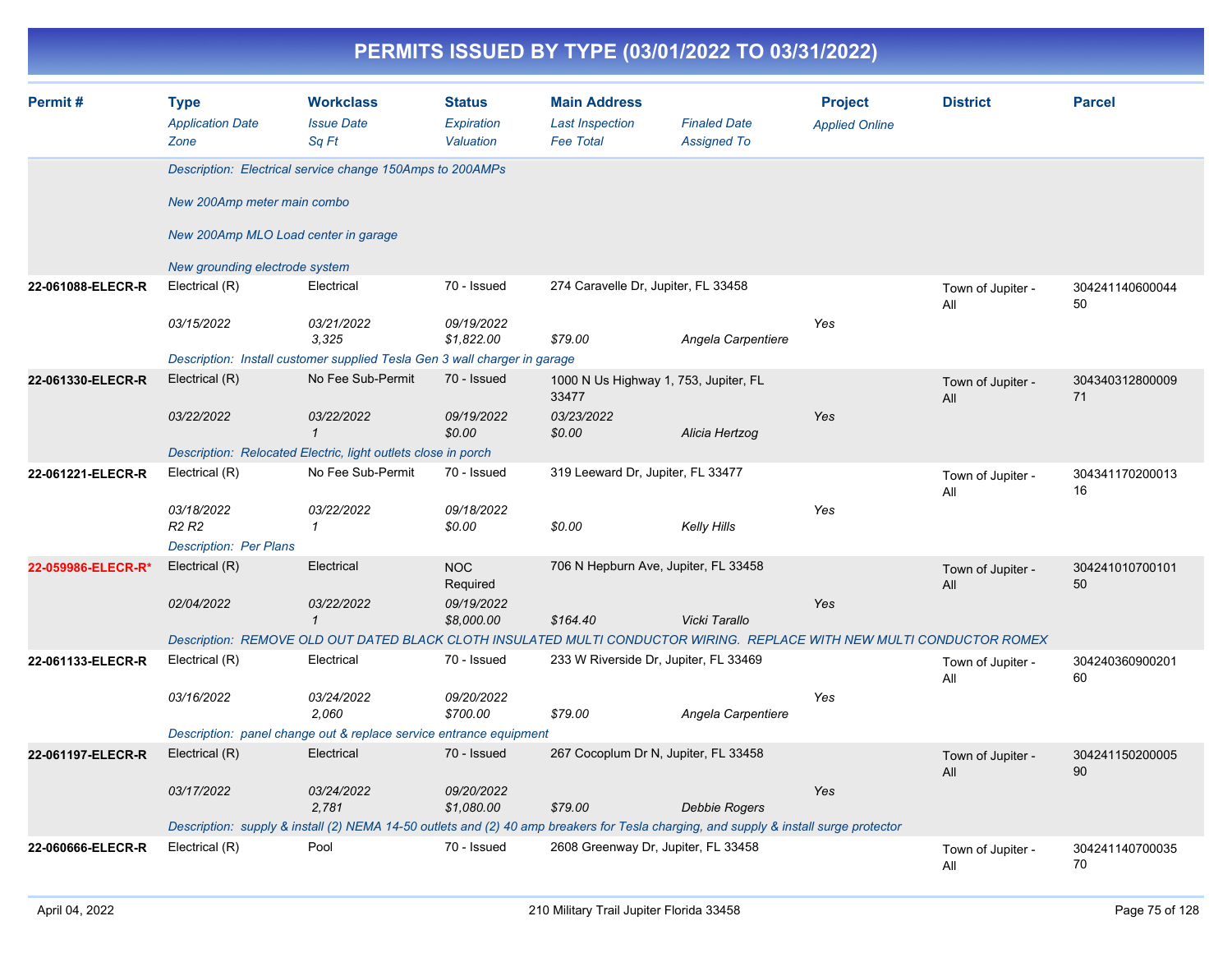# PERMITS ISSUED BY TYPE (03/01/2022 TO 03/31/2022)

| Permit # | Type<br>*Application Date*<br>*Zone* | Workclass<br>*Issue Date*<br>*Sq Ft* | Status<br>*Expiration*<br>*Valuation* | Main Address<br>*Last Inspection*<br>*Fee Total* | *Finaled Date*<br>*Assigned To* | Project<br>*Applied Online* | District | Parcel |
|---|---|---|---|---|---|---|---|---|
| | *Description: Electrical service change 150Amps to 200AMPs<br><br>New 200Amp meter main combo<br><br>New 200Amp MLO Load center in garage<br><br>New grounding electrode system* | | | | | | | |
| **22-061088-ELECR-R** | Electrical (R)<br>*03/15/2022* | Electrical<br>*03/21/2022*<br>*3,325* | 70 - Issued<br>*09/19/2022*<br>*$1,822.00* | 274 Caravelle Dr, Jupiter, FL 33458<br><br>*$79.00* | *Angela Carpentiere* | *Yes* | Town of Jupiter - All | 30424114060004450 |
| | *Description: Install customer supplied Tesla Gen 3 wall charger in garage* | | | | | | | |
| **22-061330-ELECR-R** | Electrical (R)<br>*03/22/2022* | No Fee Sub-Permit<br>*03/22/2022*<br>*1* | 70 - Issued<br>*09/19/2022*<br>*$0.00* | 1000 N Us Highway 1, 753, Jupiter, FL 33477<br>*03/23/2022*<br>*$0.00* | *Alicia Hertzog* | *Yes* | Town of Jupiter - All | 30434031280000971 |
| | *Description: Relocated Electric, light outlets close in porch* | | | | | | | |
| **22-061221-ELECR-R** | Electrical (R)<br>*03/18/2022*<br>*R2 R2* | No Fee Sub-Permit<br>*03/22/2022*<br>*1* | 70 - Issued<br>*09/18/2022*<br>*$0.00* | 319 Leeward Dr, Jupiter, FL 33477<br><br>*$0.00* | *Kelly Hills* | *Yes* | Town of Jupiter - All | 30434117020001316 |
| | *Description: Per Plans* | | | | | | | |
| **22-059986-ELECR-R*** | Electrical (R)<br>*02/04/2022* | Electrical<br>*03/22/2022*<br>*1* | NOC Required<br>*09/19/2022*<br>*$8,000.00* | 706 N Hepburn Ave, Jupiter, FL 33458<br><br>*$164.40* | *Vicki Tarallo* | *Yes* | Town of Jupiter - All | 30424101070010150 |
| | *Description: REMOVE OLD OUT DATED BLACK CLOTH INSULATED MULTI CONDUCTOR WIRING. REPLACE WITH NEW MULTI CONDUCTOR ROMEX* | | | | | | | |
| **22-061133-ELECR-R** | Electrical (R)<br>*03/16/2022* | Electrical<br>*03/24/2022*<br>*2,060* | 70 - Issued<br>*09/20/2022*<br>*$700.00* | 233 W Riverside Dr, Jupiter, FL 33469<br><br>*$79.00* | *Angela Carpentiere* | *Yes* | Town of Jupiter - All | 30424036090020160 |
| | *Description: panel change out & replace service entrance equipment* | | | | | | | |
| **22-061197-ELECR-R** | Electrical (R)<br>*03/17/2022* | Electrical<br>*03/24/2022*<br>*2,781* | 70 - Issued<br>*09/20/2022*<br>*$1,080.00* | 267 Cocoplum Dr N, Jupiter, FL 33458<br><br>*$79.00* | *Debbie Rogers* | *Yes* | Town of Jupiter - All | 30424115020000590 |
| | *Description: supply & install (2) NEMA 14-50 outlets and (2) 40 amp breakers for Tesla charging, and supply & install surge protector* | | | | | | | |
| **22-060666-ELECR-R** | Electrical (R) | Pool | 70 - Issued | 2608 Greenway Dr, Jupiter, FL 33458 | | | Town of Jupiter - All | 30424114070003570 |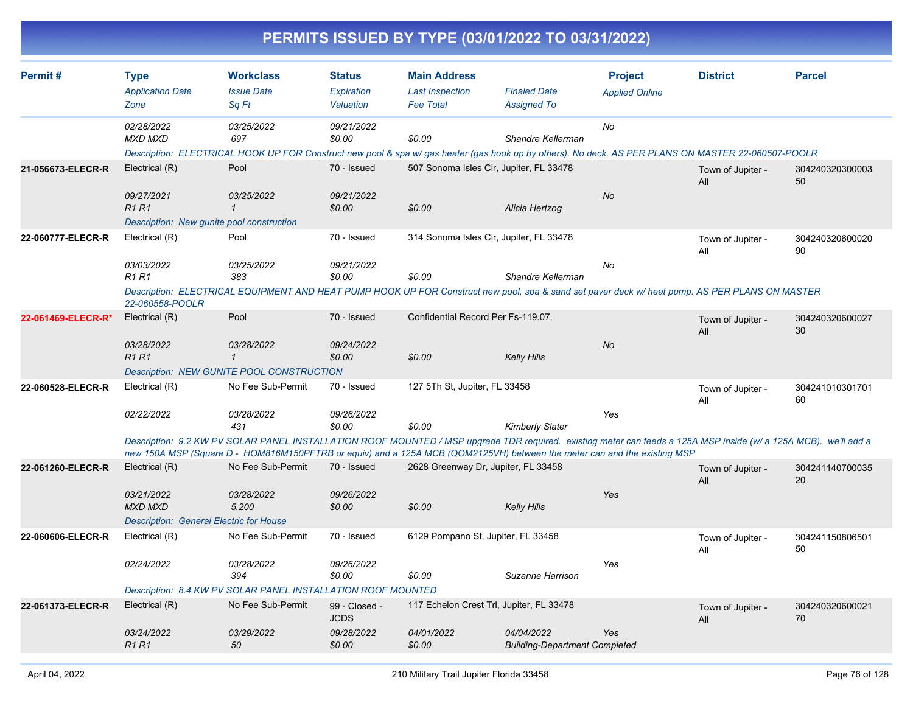# PERMITS ISSUED BY TYPE (03/01/2022 TO 03/31/2022)

| Permit # | Type | Workclass | Status | Main Address | | Project | District | Parcel |
|---|---|---|---|---|---|---|---|---|
| | *Application Date* | *Issue Date* | *Expiration* | *Last Inspection* | *Finaled Date* | *Applied Online* | | |
| | *Zone* | *Sq Ft* | *Valuation* | *Fee Total* | *Assigned To* | | | |
| | *02/28/2022* | *03/25/2022* | *09/21/2022* | | | *No* | | |
| | *MXD MXD* | *697* | *$0.00* | *$0.00* | *Shandre Kellerman* | | | |
| | *Description: ELECTRICAL HOOK UP FOR Construct new pool & spa w/ gas heater (gas hook up by others). No deck. AS PER PLANS ON MASTER 22-060507-POOLR* | | | | | | | |
| **21-056673-ELECR-R** | Electrical (R) | Pool | 70 - Issued | 507 Sonoma Isles Cir, Jupiter, FL 33478 | | | Town of Jupiter - All | 30424032030000350 |
| | *09/27/2021* | *03/25/2022* | *09/21/2022* | | | *No* | | |
| | *R1 R1* | *1* | *$0.00* | *$0.00* | *Alicia Hertzog* | | | |
| | *Description: New gunite pool construction* | | | | | | | |
| **22-060777-ELECR-R** | Electrical (R) | Pool | 70 - Issued | 314 Sonoma Isles Cir, Jupiter, FL 33478 | | | Town of Jupiter - All | 30424032060002090 |
| | *03/03/2022* | *03/25/2022* | *09/21/2022* | | | *No* | | |
| | *R1 R1* | *383* | *$0.00* | *$0.00* | *Shandre Kellerman* | | | |
| | *Description: ELECTRICAL EQUIPMENT AND HEAT PUMP HOOK UP FOR Construct new pool, spa & sand set paver deck w/ heat pump. AS PER PLANS ON MASTER 22-060558-POOLR* | | | | | | | |
| **22-061469-ELECR-R*** | Electrical (R) | Pool | 70 - Issued | Confidential Record Per Fs-119.07, | | | Town of Jupiter - All | 30424032060002730 |
| | *03/28/2022* | *03/28/2022* | *09/24/2022* | | | *No* | | |
| | *R1 R1* | *1* | *$0.00* | *$0.00* | *Kelly Hills* | | | |
| | *Description: NEW GUNITE POOL CONSTRUCTION* | | | | | | | |
| **22-060528-ELECR-R** | Electrical (R) | No Fee Sub-Permit | 70 - Issued | 127 5Th St, Jupiter, FL 33458 | | | Town of Jupiter - All | 30424101030170160 |
| | *02/22/2022* | *03/28/2022* | *09/26/2022* | | | *Yes* | | |
| | | *431* | *$0.00* | *$0.00* | *Kimberly Slater* | | | |
| | *Description: 9.2 KW PV SOLAR PANEL INSTALLATION ROOF MOUNTED / MSP upgrade TDR required. existing meter can feeds a 125A MSP inside (w/ a 125A MCB). we'll add a new 150A MSP (Square D - HOM816M150PFTRB or equiv) and a 125A MCB (QOM2125VH) between the meter can and the existing MSP* | | | | | | | |
| **22-061260-ELECR-R** | Electrical (R) | No Fee Sub-Permit | 70 - Issued | 2628 Greenway Dr, Jupiter, FL 33458 | | | Town of Jupiter - All | 30424114070003520 |
| | *03/21/2022* | *03/28/2022* | *09/26/2022* | | | *Yes* | | |
| | *MXD MXD* | *5,200* | *$0.00* | *$0.00* | *Kelly Hills* | | | |
| | *Description: General Electric for House* | | | | | | | |
| **22-060606-ELECR-R** | Electrical (R) | No Fee Sub-Permit | 70 - Issued | 6129 Pompano St, Jupiter, FL 33458 | | | Town of Jupiter - All | 30424115080650150 |
| | *02/24/2022* | *03/28/2022* | *09/26/2022* | | | *Yes* | | |
| | | *394* | *$0.00* | *$0.00* | *Suzanne Harrison* | | | |
| | *Description: 8.4 KW PV SOLAR PANEL INSTALLATION ROOF MOUNTED* | | | | | | | |
| **22-061373-ELECR-R** | Electrical (R) | No Fee Sub-Permit | 99 - Closed - JCDS | 117 Echelon Crest Trl, Jupiter, FL 33478 | | | Town of Jupiter - All | 30424032060002170 |
| | *03/24/2022* | *03/29/2022* | *09/28/2022* | *04/01/2022* | *04/04/2022* | *Yes* | | |
| | *R1 R1* | *50* | *$0.00* | *$0.00* | *Building-Department Completed* | | | |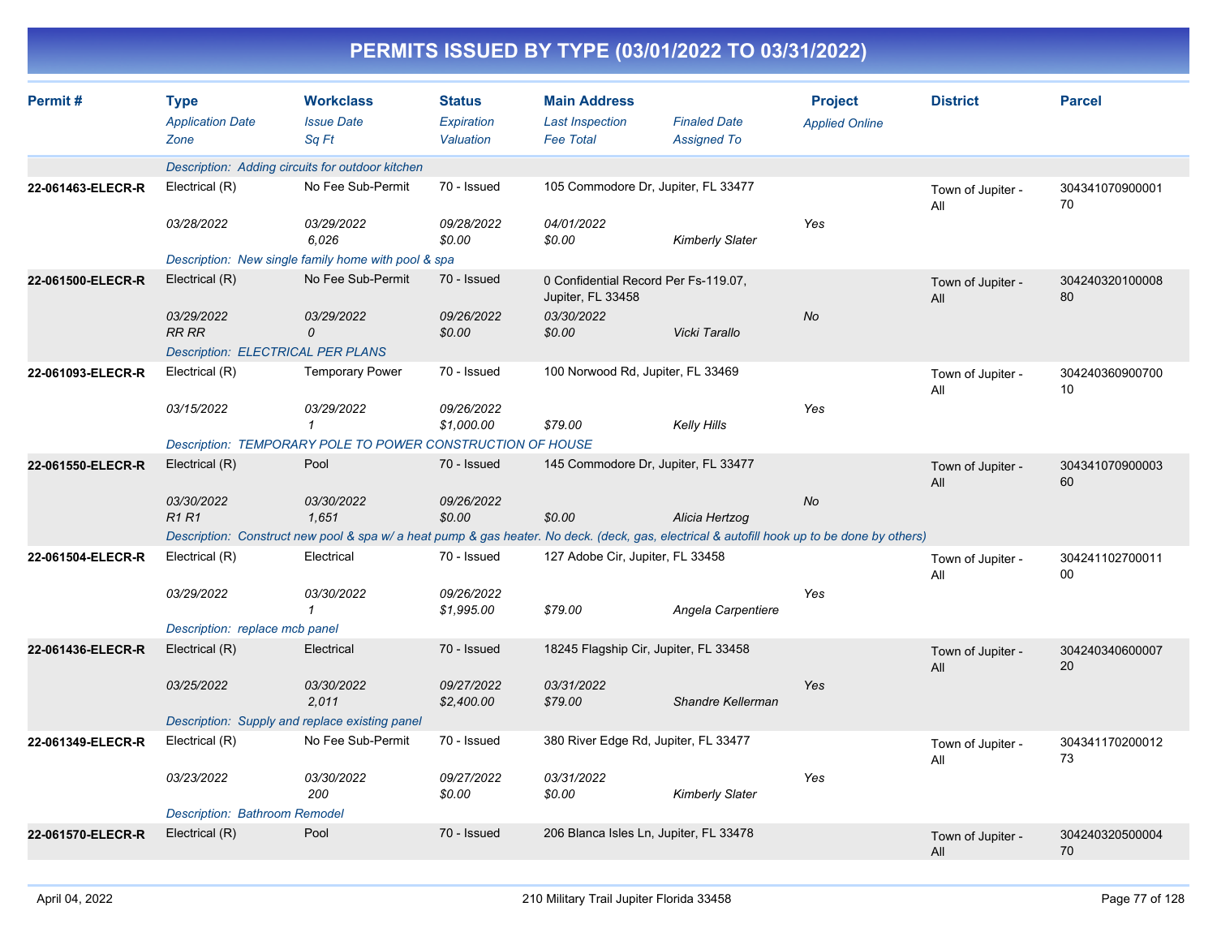# PERMITS ISSUED BY TYPE (03/01/2022 TO 03/31/2022)

| Permit # | Type<br>Application Date<br>Zone | Workclass<br>Issue Date<br>Sq Ft | Status<br>Expiration<br>Valuation | Main Address<br>Last Inspection<br>Fee Total | Finaled Date<br>Assigned To | Project<br>Applied Online | District | Parcel |
|---|---|---|---|---|---|---|---|---|
| | Description: Adding circuits for outdoor kitchen | | | | | | | |
| 22-061463-ELECR-R | Electrical (R)<br>03/28/2022 | No Fee Sub-Permit<br>03/29/2022<br>6,026 | 70 - Issued<br>09/28/2022<br>$0.00 | 105 Commodore Dr, Jupiter, FL 33477<br>04/01/2022<br>$0.00 | Kimberly Slater | Yes | Town of Jupiter - All | 30434107090000170 |
| | Description: New single family home with pool & spa | | | | | | | |
| 22-061500-ELECR-R | Electrical (R)<br>03/29/2022<br>RR RR | No Fee Sub-Permit<br>03/29/2022<br>0 | 70 - Issued<br>09/26/2022<br>$0.00 | 0 Confidential Record Per Fs-119.07, Jupiter, FL 33458<br>03/30/2022<br>$0.00 | Vicki Tarallo | No | Town of Jupiter - All | 30424032010000880 |
| | Description: ELECTRICAL PER PLANS | | | | | | | |
| 22-061093-ELECR-R | Electrical (R)<br>03/15/2022 | Temporary Power<br>03/29/2022<br>1 | 70 - Issued<br>09/26/2022<br>$1,000.00 | 100 Norwood Rd, Jupiter, FL 33469<br><br>$79.00 | Kelly Hills | Yes | Town of Jupiter - All | 30424036090070010 |
| | Description: TEMPORARY POLE TO POWER CONSTRUCTION OF HOUSE | | | | | | | |
| 22-061550-ELECR-R | Electrical (R)<br>03/30/2022<br>R1 R1 | Pool<br>03/30/2022<br>1,651 | 70 - Issued<br>09/26/2022<br>$0.00 | 145 Commodore Dr, Jupiter, FL 33477<br><br>$0.00 | Alicia Hertzog | No | Town of Jupiter - All | 30434107090000360 |
| | Description: Construct new pool & spa w/ a heat pump & gas heater. No deck. (deck, gas, electrical & autofill hook up to be done by others) | | | | | | | |
| 22-061504-ELECR-R | Electrical (R)<br>03/29/2022 | Electrical<br>03/30/2022<br>1 | 70 - Issued<br>09/26/2022<br>$1,995.00 | 127 Adobe Cir, Jupiter, FL 33458<br><br>$79.00 | Angela Carpentiere | Yes | Town of Jupiter - All | 30424110270001100 |
| | Description: replace mcb panel | | | | | | | |
| 22-061436-ELECR-R | Electrical (R)<br>03/25/2022 | Electrical<br>03/30/2022<br>2,011 | 70 - Issued<br>09/27/2022<br>$2,400.00 | 18245 Flagship Cir, Jupiter, FL 33458<br>03/31/2022<br>$79.00 | Shandre Kellerman | Yes | Town of Jupiter - All | 30424034060000720 |
| | Description: Supply and replace existing panel | | | | | | | |
| 22-061349-ELECR-R | Electrical (R)<br>03/23/2022 | No Fee Sub-Permit<br>03/30/2022<br>200 | 70 - Issued<br>09/27/2022<br>$0.00 | 380 River Edge Rd, Jupiter, FL 33477<br>03/31/2022<br>$0.00 | Kimberly Slater | Yes | Town of Jupiter - All | 30434117020001273 |
| | Description: Bathroom Remodel | | | | | | | |
| 22-061570-ELECR-R | Electrical (R) | Pool | 70 - Issued | 206 Blanca Isles Ln, Jupiter, FL 33478 | | | Town of Jupiter - All | 30424032050000470 |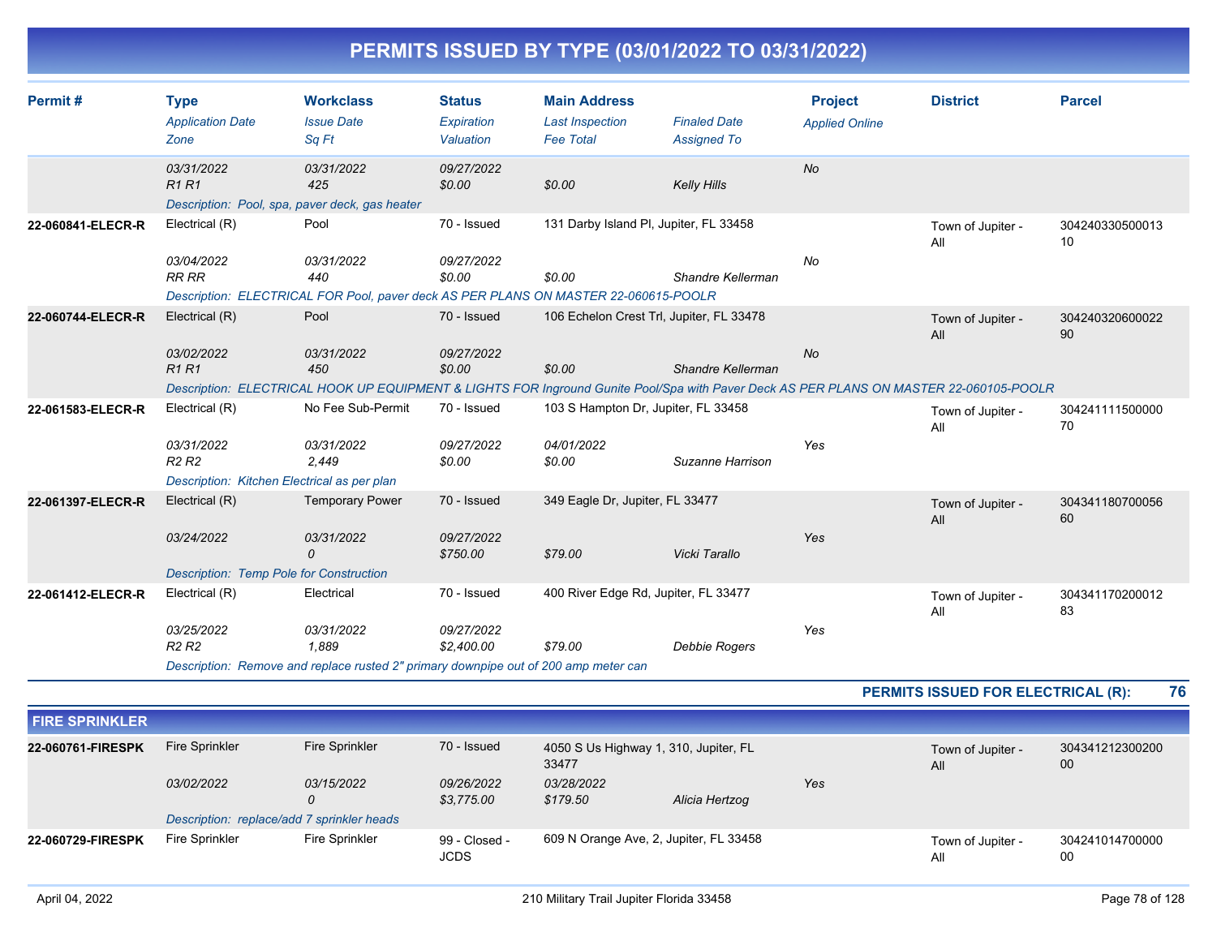# PERMITS ISSUED BY TYPE (03/01/2022 TO 03/31/2022)

| Permit # | Type / *Application Date* / *Zone* | Workclass / *Issue Date* / *Sq Ft* | Status / *Expiration* / *Valuation* | Main Address / *Last Inspection* / *Fee Total* | *Finaled Date* / *Assigned To* | Project / *Applied Online* | District | Parcel |
|---|---|---|---|---|---|---|---|---|
| | *03/31/2022* | *03/31/2022* | *09/27/2022* | | | *No* | | |
| | *R1 R1* | *425* | *$0.00* | *$0.00* | *Kelly Hills* | | | |
| | *Description: Pool, spa, paver deck, gas heater* | | | | | | | |
| **22-060841-ELECR-R** | Electrical (R) | Pool | 70 - Issued | 131 Darby Island Pl, Jupiter, FL 33458 | | | Town of Jupiter - All | 30424033050001310 |
| | *03/04/2022* | *03/31/2022* | *09/27/2022* | | | *No* | | |
| | *RR RR* | *440* | *$0.00* | *$0.00* | *Shandre Kellerman* | | | |
| | *Description: ELECTRICAL FOR Pool, paver deck AS PER PLANS ON MASTER 22-060615-POOLR* | | | | | | | |
| **22-060744-ELECR-R** | Electrical (R) | Pool | 70 - Issued | 106 Echelon Crest Trl, Jupiter, FL 33478 | | | Town of Jupiter - All | 30424032060002290 |
| | *03/02/2022* | *03/31/2022* | *09/27/2022* | | | *No* | | |
| | *R1 R1* | *450* | *$0.00* | *$0.00* | *Shandre Kellerman* | | | |
| | *Description: ELECTRICAL HOOK UP EQUIPMENT & LIGHTS FOR Inground Gunite Pool/Spa with Paver Deck AS PER PLANS ON MASTER 22-060105-POOLR* | | | | | | | |
| **22-061583-ELECR-R** | Electrical (R) | No Fee Sub-Permit | 70 - Issued | 103 S Hampton Dr, Jupiter, FL 33458 | | | Town of Jupiter - All | 30424111150000070 |
| | *03/31/2022* | *03/31/2022* | *09/27/2022* | *04/01/2022* | | *Yes* | | |
| | *R2 R2* | *2,449* | *$0.00* | *$0.00* | *Suzanne Harrison* | | | |
| | *Description: Kitchen Electrical as per plan* | | | | | | | |
| **22-061397-ELECR-R** | Electrical (R) | Temporary Power | 70 - Issued | 349 Eagle Dr, Jupiter, FL 33477 | | | Town of Jupiter - All | 30434118070005660 |
| | *03/24/2022* | *03/31/2022* | *09/27/2022* | | | *Yes* | | |
| | | *0* | *$750.00* | *$79.00* | *Vicki Tarallo* | | | |
| | *Description: Temp Pole for Construction* | | | | | | | |
| **22-061412-ELECR-R** | Electrical (R) | Electrical | 70 - Issued | 400 River Edge Rd, Jupiter, FL 33477 | | | Town of Jupiter - All | 30434117020001283 |
| | *03/25/2022* | *03/31/2022* | *09/27/2022* | | | *Yes* | | |
| | *R2 R2* | *1,889* | *$2,400.00* | *$79.00* | *Debbie Rogers* | | | |
| | *Description: Remove and replace rusted 2" primary downpipe out of 200 amp meter can* | | | | | | | |

**PERMITS ISSUED FOR ELECTRICAL (R): 76**

## FIRE SPRINKLER

| Permit # | Type / *Application Date* / *Zone* | Workclass / *Issue Date* / *Sq Ft* | Status / *Expiration* / *Valuation* | Main Address / *Last Inspection* / *Fee Total* | *Finaled Date* / *Assigned To* | Project / *Applied Online* | District | Parcel |
|---|---|---|---|---|---|---|---|---|
| **22-060761-FIRESPK** | Fire Sprinkler | Fire Sprinkler | 70 - Issued | 4050 S Us Highway 1, 310, Jupiter, FL 33477 | | | Town of Jupiter - All | 30434121230020000 |
| | *03/02/2022* | *03/15/2022* | *09/26/2022* | *03/28/2022* | | *Yes* | | |
| | | *0* | *$3,775.00* | *$179.50* | *Alicia Hertzog* | | | |
| | *Description: replace/add 7 sprinkler heads* | | | | | | | |
| **22-060729-FIRESPK** | Fire Sprinkler | Fire Sprinkler | 99 - Closed - JCDS | 609 N Orange Ave, 2, Jupiter, FL 33458 | | | Town of Jupiter - All | 30424101470000000 |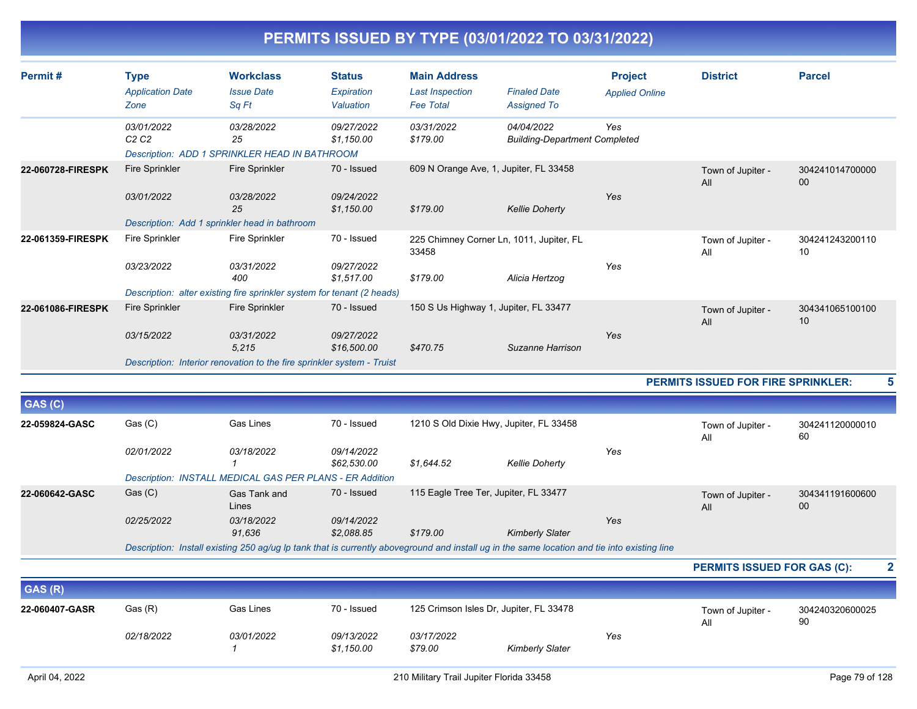# PERMITS ISSUED BY TYPE (03/01/2022 TO 03/31/2022)

| Permit # | Type<br>*Application Date*<br>*Zone* | Workclass<br>*Issue Date*<br>*Sq Ft* | Status<br>*Expiration*<br>*Valuation* | Main Address<br>*Last Inspection*<br>*Fee Total* | *Finaled Date*<br>*Assigned To* | Project<br>*Applied Online* | District | Parcel |
|---|---|---|---|---|---|---|---|---|
| | *03/01/2022*<br>*C2 C2* | *03/28/2022*<br>*25* | *09/27/2022*<br>*$1,150.00* | *03/31/2022*<br>*$179.00* | *04/04/2022*<br>*Building-Department Completed* | *Yes* | | |
| | *Description: ADD 1 SPRINKLER HEAD IN BATHROOM* | | | | | | | |
| **22-060728-FIRESPK** | Fire Sprinkler<br>*03/01/2022* | Fire Sprinkler<br>*03/28/2022*<br>*25* | 70 - Issued<br>*09/24/2022*<br>*$1,150.00* | 609 N Orange Ave, 1, Jupiter, FL 33458<br><br>*$179.00* | <br>*Kellie Doherty* | <br>*Yes* | Town of Jupiter - All | 30424101470000000 |
| | *Description: Add 1 sprinkler head in bathroom* | | | | | | | |
| **22-061359-FIRESPK** | Fire Sprinkler<br>*03/23/2022* | Fire Sprinkler<br>*03/31/2022*<br>*400* | 70 - Issued<br>*09/27/2022*<br>*$1,517.00* | 225 Chimney Corner Ln, 1011, Jupiter, FL 33458<br><br>*$179.00* | <br>*Alicia Hertzog* | <br>*Yes* | Town of Jupiter - All | 30424124320011010 |
| | *Description: alter existing fire sprinkler system for tenant (2 heads)* | | | | | | | |
| **22-061086-FIRESPK** | Fire Sprinkler<br>*03/15/2022* | Fire Sprinkler<br>*03/31/2022*<br>*5,215* | 70 - Issued<br>*09/27/2022*<br>*$16,500.00* | 150 S Us Highway 1, Jupiter, FL 33477<br><br>*$470.75* | <br>*Suzanne Harrison* | <br>*Yes* | Town of Jupiter - All | 30434106510010010 |
| | *Description: Interior renovation to the fire sprinkler system - Truist* | | | | | | | |

**PERMITS ISSUED FOR FIRE SPRINKLER: 5**

## GAS (C)

| Permit # | Type<br>*Application Date*<br>*Zone* | Workclass<br>*Issue Date*<br>*Sq Ft* | Status<br>*Expiration*<br>*Valuation* | Main Address<br>*Last Inspection*<br>*Fee Total* | *Finaled Date*<br>*Assigned To* | Project<br>*Applied Online* | District | Parcel |
|---|---|---|---|---|---|---|---|---|
| **22-059824-GASC** | Gas (C)<br>*02/01/2022* | Gas Lines<br>*03/18/2022*<br>*1* | 70 - Issued<br>*09/14/2022*<br>*$62,530.00* | 1210 S Old Dixie Hwy, Jupiter, FL 33458<br><br>*$1,644.52* | <br>*Kellie Doherty* | <br>*Yes* | Town of Jupiter - All | 30424112000001060 |
| | *Description: INSTALL MEDICAL GAS PER PLANS - ER Addition* | | | | | | | |
| **22-060642-GASC** | Gas (C)<br>*02/25/2022* | Gas Tank and Lines<br>*03/18/2022*<br>*91,636* | 70 - Issued<br>*09/14/2022*<br>*$2,088.85* | 115 Eagle Tree Ter, Jupiter, FL 33477<br><br>*$179.00* | <br>*Kimberly Slater* | <br>*Yes* | Town of Jupiter - All | 30434119160060000 |
| | *Description: Install existing 250 ag/ug lp tank that is currently aboveground and install ug in the same location and tie into existing line* | | | | | | | |

**PERMITS ISSUED FOR GAS (C): 2**

## GAS (R)

| Permit # | Type<br>*Application Date*<br>*Zone* | Workclass<br>*Issue Date*<br>*Sq Ft* | Status<br>*Expiration*<br>*Valuation* | Main Address<br>*Last Inspection*<br>*Fee Total* | *Finaled Date*<br>*Assigned To* | Project<br>*Applied Online* | District | Parcel |
|---|---|---|---|---|---|---|---|---|
| **22-060407-GASR** | Gas (R)<br>*02/18/2022* | Gas Lines<br>*03/01/2022*<br>*1* | 70 - Issued<br>*09/13/2022*<br>*$1,150.00* | 125 Crimson Isles Dr, Jupiter, FL 33478<br>*03/17/2022*<br>*$79.00* | <br>*Kimberly Slater* | <br>*Yes* | Town of Jupiter - All | 30424032060002590 |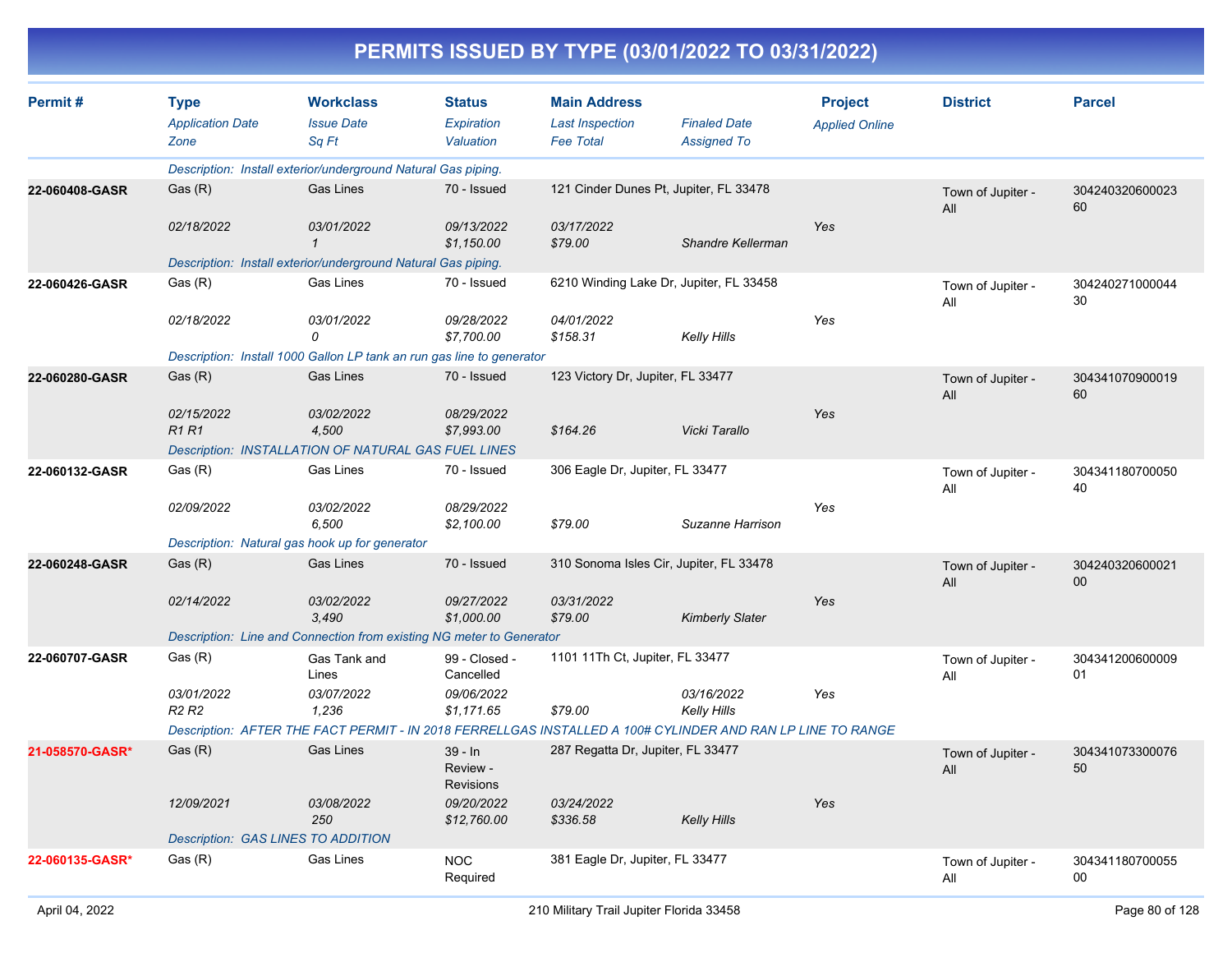# PERMITS ISSUED BY TYPE (03/01/2022 TO 03/31/2022)

| Permit # | Type<br>Application Date<br>Zone | Workclass<br>Issue Date<br>Sq Ft | Status<br>Expiration<br>Valuation | Main Address<br>Last Inspection<br>Fee Total | Finaled Date<br>Assigned To | Project<br>Applied Online | District | Parcel |
|---|---|---|---|---|---|---|---|---|
| | Description: Install exterior/underground Natural Gas piping. | | | | | | | |
| 22-060408-GASR | Gas (R)<br>02/18/2022 | Gas Lines<br>03/01/2022<br>1 | 70 - Issued<br>09/13/2022<br>$1,150.00 | 121 Cinder Dunes Pt, Jupiter, FL 33478<br>03/17/2022<br>$79.00 | Shandre Kellerman | Yes | Town of Jupiter - All | 30424032060002360 |
| | Description: Install exterior/underground Natural Gas piping. | | | | | | | |
| 22-060426-GASR | Gas (R)<br>02/18/2022 | Gas Lines<br>03/01/2022<br>0 | 70 - Issued<br>09/28/2022<br>$7,700.00 | 6210 Winding Lake Dr, Jupiter, FL 33458<br>04/01/2022<br>$158.31 | Kelly Hills | Yes | Town of Jupiter - All | 30424027100004430 |
| | Description: Install 1000 Gallon LP tank an run gas line to generator | | | | | | | |
| 22-060280-GASR | Gas (R)<br>02/15/2022<br>R1 R1 | Gas Lines<br>03/02/2022<br>4,500 | 70 - Issued<br>08/29/2022<br>$7,993.00 | 123 Victory Dr, Jupiter, FL 33477<br><br>$164.26 | Vicki Tarallo | Yes | Town of Jupiter - All | 30434107090001960 |
| | Description: INSTALLATION OF NATURAL GAS FUEL LINES | | | | | | | |
| 22-060132-GASR | Gas (R)<br>02/09/2022 | Gas Lines<br>03/02/2022<br>6,500 | 70 - Issued<br>08/29/2022<br>$2,100.00 | 306 Eagle Dr, Jupiter, FL 33477<br><br>$79.00 | Suzanne Harrison | Yes | Town of Jupiter - All | 30434118070005040 |
| | Description: Natural gas hook up for generator | | | | | | | |
| 22-060248-GASR | Gas (R)<br>02/14/2022 | Gas Lines<br>03/02/2022<br>3,490 | 70 - Issued<br>09/27/2022<br>$1,000.00 | 310 Sonoma Isles Cir, Jupiter, FL 33478<br>03/31/2022<br>$79.00 | Kimberly Slater | Yes | Town of Jupiter - All | 30424032060002100 |
| | Description: Line and Connection from existing NG meter to Generator | | | | | | | |
| 22-060707-GASR | Gas (R)<br>03/01/2022<br>R2 R2 | Gas Tank and Lines<br>03/07/2022<br>1,236 | 99 - Closed - Cancelled<br>09/06/2022<br>$1,171.65 | 1101 11Th Ct, Jupiter, FL 33477<br><br>$79.00 | 03/16/2022<br>Kelly Hills | Yes | Town of Jupiter - All | 30434120060000901 |
| | Description: AFTER THE FACT PERMIT - IN 2018 FERRELLGAS INSTALLED A 100# CYLINDER AND RAN LP LINE TO RANGE | | | | | | | |
| 21-058570-GASR* | Gas (R)<br>12/09/2021 | Gas Lines<br>03/08/2022<br>250 | 39 - In Review - Revisions<br>09/20/2022<br>$12,760.00 | 287 Regatta Dr, Jupiter, FL 33477<br>03/24/2022<br>$336.58 | Kelly Hills | Yes | Town of Jupiter - All | 30434107330007650 |
| | Description: GAS LINES TO ADDITION | | | | | | | |
| 22-060135-GASR* | Gas (R) | Gas Lines | NOC Required | 381 Eagle Dr, Jupiter, FL 33477 | | | Town of Jupiter - All | 30434118070005500 |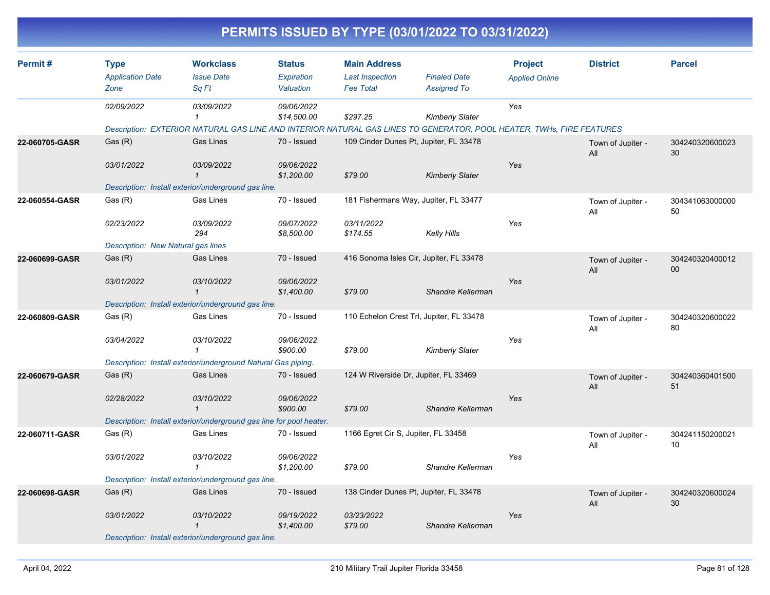# PERMITS ISSUED BY TYPE (03/01/2022 TO 03/31/2022)

| Permit # | Type | Workclass | Status | Main Address | | Project | District | Parcel |
|---|---|---|---|---|---|---|---|---|
| | *Application Date* | *Issue Date* | *Expiration* | *Last Inspection* | *Finaled Date* | *Applied Online* | | |
| | *Zone* | *Sq Ft* | *Valuation* | *Fee Total* | *Assigned To* | | | |
| | *02/09/2022* | *03/09/2022* | *09/06/2022* | | | *Yes* | | |
| | | *1* | *$14,500.00* | *$297.25* | *Kimberly Slater* | | | |
| | *Description: EXTERIOR NATURAL GAS LINE AND INTERIOR NATURAL GAS LINES TO GENERATOR, POOL HEATER, TWHs, FIRE FEATURES* | | | | | | | |
| **22-060705-GASR** | Gas (R) | Gas Lines | 70 - Issued | 109 Cinder Dunes Pt, Jupiter, FL 33478 | | | Town of Jupiter - All | 30424032060002330 |
| | *03/01/2022* | *03/09/2022* | *09/06/2022* | | | *Yes* | | |
| | | *1* | *$1,200.00* | *$79.00* | *Kimberly Slater* | | | |
| | *Description: Install exterior/underground gas line.* | | | | | | | |
| **22-060554-GASR** | Gas (R) | Gas Lines | 70 - Issued | 181 Fishermans Way, Jupiter, FL 33477 | | | Town of Jupiter - All | 30434106300000050 |
| | *02/23/2022* | *03/09/2022* | *09/07/2022* | *03/11/2022* | | *Yes* | | |
| | | *294* | *$8,500.00* | *$174.55* | *Kelly Hills* | | | |
| | *Description: New Natural gas lines* | | | | | | | |
| **22-060699-GASR** | Gas (R) | Gas Lines | 70 - Issued | 416 Sonoma Isles Cir, Jupiter, FL 33478 | | | Town of Jupiter - All | 30424032040001200 |
| | *03/01/2022* | *03/10/2022* | *09/06/2022* | | | *Yes* | | |
| | | *1* | *$1,400.00* | *$79.00* | *Shandre Kellerman* | | | |
| | *Description: Install exterior/underground gas line.* | | | | | | | |
| **22-060809-GASR** | Gas (R) | Gas Lines | 70 - Issued | 110 Echelon Crest Trl, Jupiter, FL 33478 | | | Town of Jupiter - All | 30424032060002280 |
| | *03/04/2022* | *03/10/2022* | *09/06/2022* | | | *Yes* | | |
| | | *1* | *$900.00* | *$79.00* | *Kimberly Slater* | | | |
| | *Description: Install exterior/underground Natural Gas piping.* | | | | | | | |
| **22-060679-GASR** | Gas (R) | Gas Lines | 70 - Issued | 124 W Riverside Dr, Jupiter, FL 33469 | | | Town of Jupiter - All | 30424036040150051 |
| | *02/28/2022* | *03/10/2022* | *09/06/2022* | | | *Yes* | | |
| | | *1* | *$900.00* | *$79.00* | *Shandre Kellerman* | | | |
| | *Description: Install exterior/underground gas line for pool heater.* | | | | | | | |
| **22-060711-GASR** | Gas (R) | Gas Lines | 70 - Issued | 1166 Egret Cir S, Jupiter, FL 33458 | | | Town of Jupiter - All | 30424115020002110 |
| | *03/01/2022* | *03/10/2022* | *09/06/2022* | | | *Yes* | | |
| | | *1* | *$1,200.00* | *$79.00* | *Shandre Kellerman* | | | |
| | *Description: Install exterior/underground gas line.* | | | | | | | |
| **22-060698-GASR** | Gas (R) | Gas Lines | 70 - Issued | 138 Cinder Dunes Pt, Jupiter, FL 33478 | | | Town of Jupiter - All | 30424032060002430 |
| | *03/01/2022* | *03/10/2022* | *09/19/2022* | *03/23/2022* | | *Yes* | | |
| | | *1* | *$1,400.00* | *$79.00* | *Shandre Kellerman* | | | |
| | *Description: Install exterior/underground gas line.* | | | | | | | |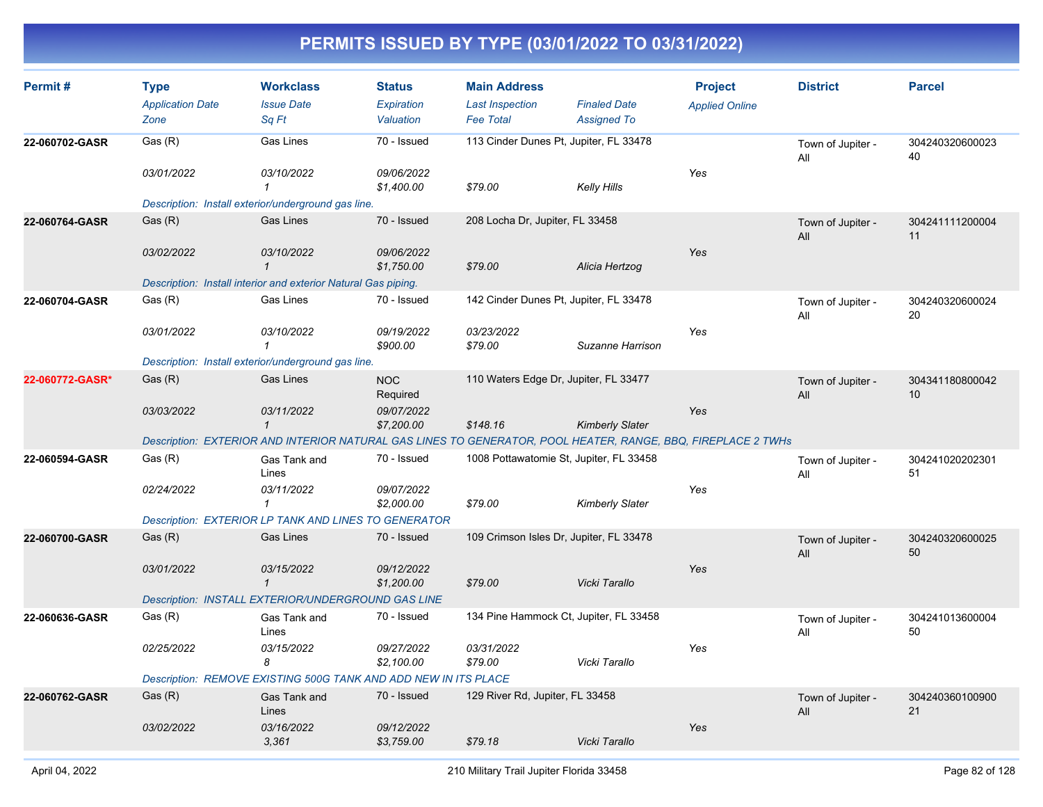# PERMITS ISSUED BY TYPE (03/01/2022 TO 03/31/2022)

| Permit # | Type | Workclass | Status | Main Address | | Project | District | Parcel |
|---|---|---|---|---|---|---|---|---|
| | *Application Date* | *Issue Date* | *Expiration* | *Last Inspection* | *Finaled Date* | *Applied Online* | | |
| | *Zone* | *Sq Ft* | *Valuation* | *Fee Total* | *Assigned To* | | | |
| **22-060702-GASR** | Gas (R) | Gas Lines | 70 - Issued | 113 Cinder Dunes Pt, Jupiter, FL 33478 | | | Town of Jupiter - All | 30424032060002340 |
| | *03/01/2022* | *03/10/2022* | *09/06/2022* | | | Yes | | |
| | | *1* | *$1,400.00* | *$79.00* | *Kelly Hills* | | | |
| | *Description: Install exterior/underground gas line.* | | | | | | | |
| **22-060764-GASR** | Gas (R) | Gas Lines | 70 - Issued | 208 Locha Dr, Jupiter, FL 33458 | | | Town of Jupiter - All | 30424111120000411 |
| | *03/02/2022* | *03/10/2022* | *09/06/2022* | | | Yes | | |
| | | *1* | *$1,750.00* | *$79.00* | *Alicia Hertzog* | | | |
| | *Description: Install interior and exterior Natural Gas piping.* | | | | | | | |
| **22-060704-GASR** | Gas (R) | Gas Lines | 70 - Issued | 142 Cinder Dunes Pt, Jupiter, FL 33478 | | | Town of Jupiter - All | 30424032060002420 |
| | *03/01/2022* | *03/10/2022* | *09/19/2022* | *03/23/2022* | | Yes | | |
| | | *1* | *$900.00* | *$79.00* | *Suzanne Harrison* | | | |
| | *Description: Install exterior/underground gas line.* | | | | | | | |
| **22-060772-GASR*** | Gas (R) | Gas Lines | NOC Required | 110 Waters Edge Dr, Jupiter, FL 33477 | | | Town of Jupiter - All | 30434118080004210 |
| | *03/03/2022* | *03/11/2022* | *09/07/2022* | | | Yes | | |
| | | *1* | *$7,200.00* | *$148.16* | *Kimberly Slater* | | | |
| | *Description: EXTERIOR AND INTERIOR NATURAL GAS LINES TO GENERATOR, POOL HEATER, RANGE, BBQ, FIREPLACE 2 TWHs* | | | | | | | |
| **22-060594-GASR** | Gas (R) | Gas Tank and Lines | 70 - Issued | 1008 Pottawatomie St, Jupiter, FL 33458 | | | Town of Jupiter - All | 30424102020230151 |
| | *02/24/2022* | *03/11/2022* | *09/07/2022* | | | Yes | | |
| | | *1* | *$2,000.00* | *$79.00* | *Kimberly Slater* | | | |
| | *Description: EXTERIOR LP TANK AND LINES TO GENERATOR* | | | | | | | |
| **22-060700-GASR** | Gas (R) | Gas Lines | 70 - Issued | 109 Crimson Isles Dr, Jupiter, FL 33478 | | | Town of Jupiter - All | 30424032060002550 |
| | *03/01/2022* | *03/15/2022* | *09/12/2022* | | | Yes | | |
| | | *1* | *$1,200.00* | *$79.00* | *Vicki Tarallo* | | | |
| | *Description: INSTALL EXTERIOR/UNDERGROUND GAS LINE* | | | | | | | |
| **22-060636-GASR** | Gas (R) | Gas Tank and Lines | 70 - Issued | 134 Pine Hammock Ct, Jupiter, FL 33458 | | | Town of Jupiter - All | 30424101360000450 |
| | *02/25/2022* | *03/15/2022* | *09/27/2022* | *03/31/2022* | | Yes | | |
| | | *8* | *$2,100.00* | *$79.00* | *Vicki Tarallo* | | | |
| | *Description: REMOVE EXISTING 500G TANK AND ADD NEW IN ITS PLACE* | | | | | | | |
| **22-060762-GASR** | Gas (R) | Gas Tank and Lines | 70 - Issued | 129 River Rd, Jupiter, FL 33458 | | | Town of Jupiter - All | 30424036010090021 |
| | *03/02/2022* | *03/16/2022* | *09/12/2022* | | | Yes | | |
| | | *3,361* | *$3,759.00* | *$79.18* | *Vicki Tarallo* | | | |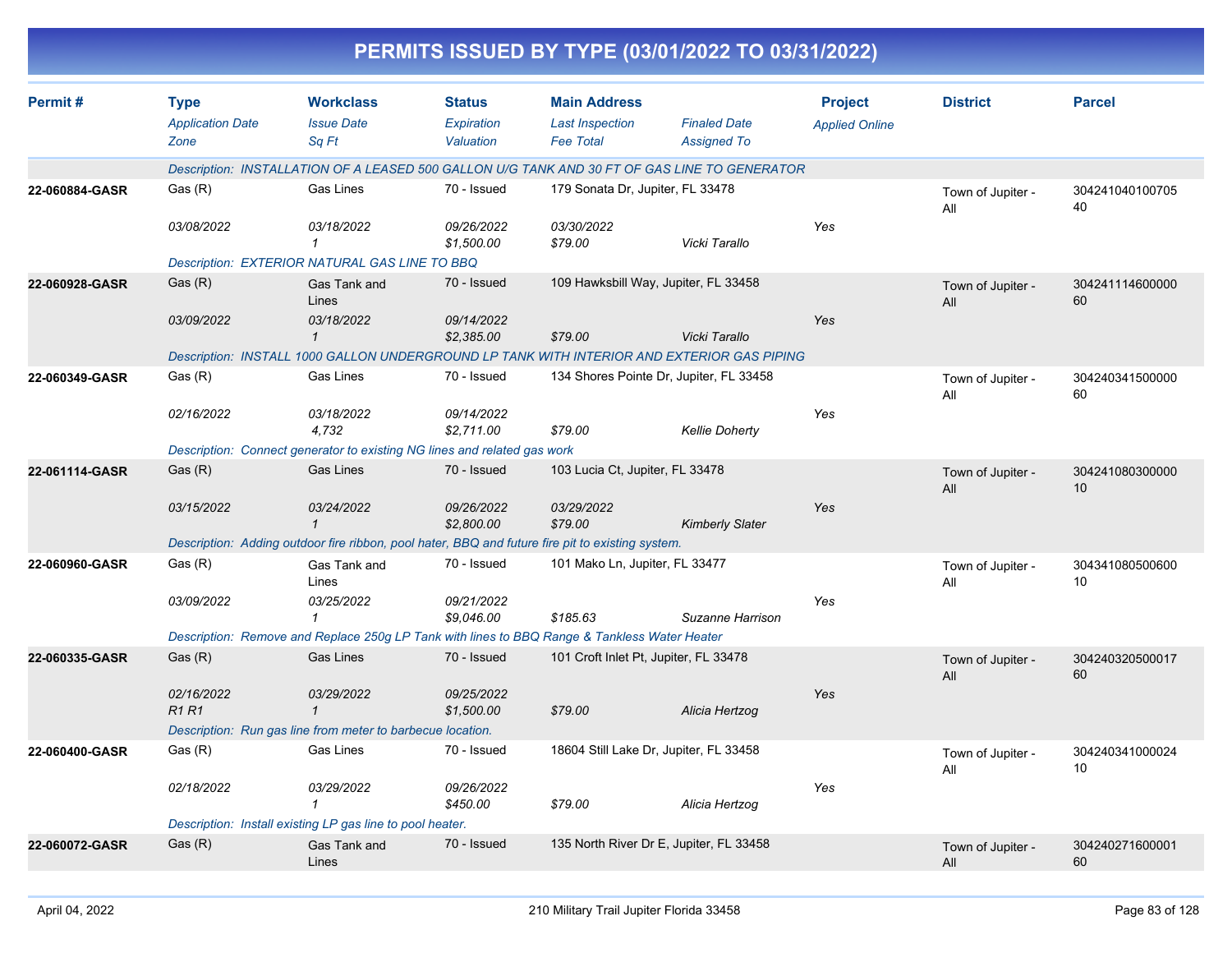# PERMITS ISSUED BY TYPE (03/01/2022 TO 03/31/2022)

| Permit # | Type<br>*Application Date*<br>*Zone* | Workclass<br>*Issue Date*<br>*Sq Ft* | Status<br>*Expiration*<br>*Valuation* | Main Address<br>*Last Inspection*<br>*Fee Total* | *Finaled Date*<br>*Assigned To* | Project<br>*Applied Online* | District | Parcel |
|---|---|---|---|---|---|---|---|---|
| | *Description: INSTALLATION OF A LEASED 500 GALLON U/G TANK AND 30 FT OF GAS LINE TO GENERATOR* | | | | | | | |
| 22-060884-GASR | Gas (R)<br>*03/08/2022* | Gas Lines<br>*03/18/2022*<br>*1* | 70 - Issued<br>*09/26/2022*<br>*$1,500.00* | 179 Sonata Dr, Jupiter, FL 33478<br>*03/30/2022*<br>*$79.00* | *Vicki Tarallo* | *Yes* | Town of Jupiter - All | 30424104010070540 |
| | *Description: EXTERIOR NATURAL GAS LINE TO BBQ* | | | | | | | |
| 22-060928-GASR | Gas (R)<br>*03/09/2022* | Gas Tank and Lines<br>*03/18/2022*<br>*1* | 70 - Issued<br>*09/14/2022*<br>*$2,385.00* | 109 Hawksbill Way, Jupiter, FL 33458<br>*$79.00* | *Vicki Tarallo* | *Yes* | Town of Jupiter - All | 30424111460000060 |
| | *Description: INSTALL 1000 GALLON UNDERGROUND LP TANK WITH INTERIOR AND EXTERIOR GAS PIPING* | | | | | | | |
| 22-060349-GASR | Gas (R)<br>*02/16/2022* | Gas Lines<br>*03/18/2022*<br>*4,732* | 70 - Issued<br>*09/14/2022*<br>*$2,711.00* | 134 Shores Pointe Dr, Jupiter, FL 33458<br>*$79.00* | *Kellie Doherty* | *Yes* | Town of Jupiter - All | 30424034150000060 |
| | *Description: Connect generator to existing NG lines and related gas work* | | | | | | | |
| 22-061114-GASR | Gas (R)<br>*03/15/2022* | Gas Lines<br>*03/24/2022*<br>*1* | 70 - Issued<br>*09/26/2022*<br>*$2,800.00* | 103 Lucia Ct, Jupiter, FL 33478<br>*03/29/2022*<br>*$79.00* | *Kimberly Slater* | *Yes* | Town of Jupiter - All | 30424108030000010 |
| | *Description: Adding outdoor fire ribbon, pool hater, BBQ and future fire pit to existing system.* | | | | | | | |
| 22-060960-GASR | Gas (R)<br>*03/09/2022* | Gas Tank and Lines<br>*03/25/2022*<br>*1* | 70 - Issued<br>*09/21/2022*<br>*$9,046.00* | 101 Mako Ln, Jupiter, FL 33477<br>*$185.63* | *Suzanne Harrison* | *Yes* | Town of Jupiter - All | 30434108050060010 |
| | *Description: Remove and Replace 250g LP Tank with lines to BBQ Range & Tankless Water Heater* | | | | | | | |
| 22-060335-GASR | Gas (R)<br>*02/16/2022*<br>*R1 R1* | Gas Lines<br>*03/29/2022*<br>*1* | 70 - Issued<br>*09/25/2022*<br>*$1,500.00* | 101 Croft Inlet Pt, Jupiter, FL 33478<br>*$79.00* | *Alicia Hertzog* | *Yes* | Town of Jupiter - All | 30424032050001760 |
| | *Description: Run gas line from meter to barbecue location.* | | | | | | | |
| 22-060400-GASR | Gas (R)<br>*02/18/2022* | Gas Lines<br>*03/29/2022*<br>*1* | 70 - Issued<br>*09/26/2022*<br>*$450.00* | 18604 Still Lake Dr, Jupiter, FL 33458<br>*$79.00* | *Alicia Hertzog* | *Yes* | Town of Jupiter - All | 30424034100002410 |
| | *Description: Install existing LP gas line to pool heater.* | | | | | | | |
| 22-060072-GASR | Gas (R) | Gas Tank and Lines | 70 - Issued | 135 North River Dr E, Jupiter, FL 33458 | | | Town of Jupiter - All | 30424027160000160 |

April 04, 2022 — 210 Military Trail Jupiter Florida 33458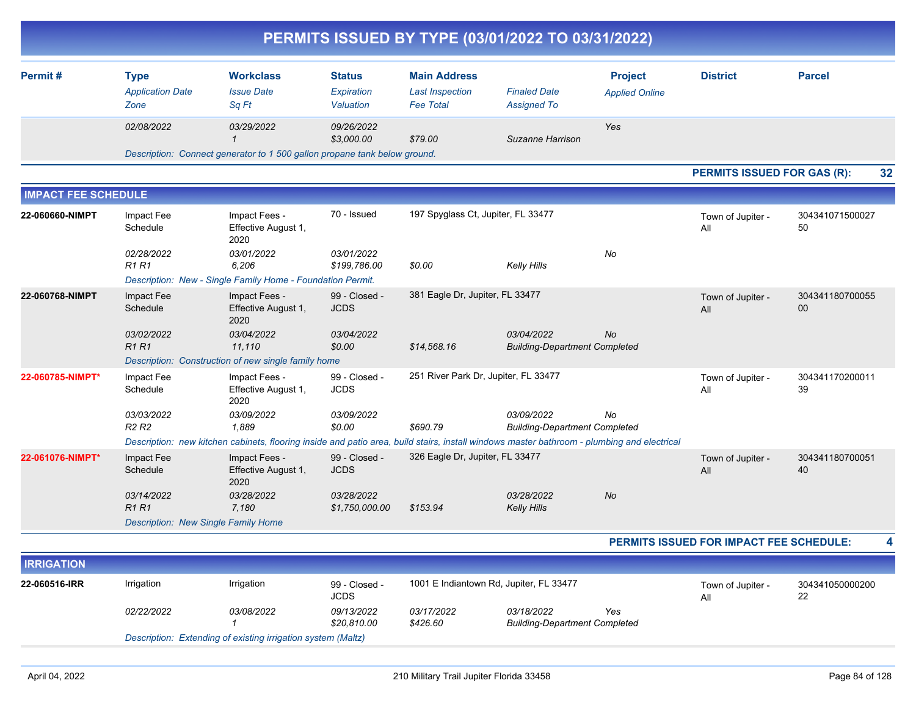# PERMITS ISSUED BY TYPE (03/01/2022 TO 03/31/2022)

| Permit # | Type | Workclass | Status | Main Address | | Project | District | Parcel |
|---|---|---|---|---|---|---|---|---|
| | *Application Date* | *Issue Date* | *Expiration* | *Last Inspection* | *Finaled Date* | *Applied Online* | | |
| | *Zone* | *Sq Ft* | *Valuation* | *Fee Total* | *Assigned To* | | | |
| | *02/08/2022* | *03/29/2022* | *09/26/2022* | | | *Yes* | | |
| | | *1* | *$3,000.00* | *$79.00* | *Suzanne Harrison* | | | |
| | *Description: Connect generator to 1 500 gallon propane tank below ground.* | | | | | | | |

**PERMITS ISSUED FOR GAS (R): 32**

## IMPACT FEE SCHEDULE

| Permit # | Type | Workclass | Status | Main Address | | Project | District | Parcel |
|---|---|---|---|---|---|---|---|---|
| **22-060660-NIMPT** | Impact Fee Schedule | Impact Fees - Effective August 1, 2020 | 70 - Issued | 197 Spyglass Ct, Jupiter, FL 33477 | | | Town of Jupiter - All | 30434107150002750 |
| | *02/28/2022* | *03/01/2022* | *03/01/2022* | | | *No* | | |
| | *R1 R1* | *6,206* | *$199,786.00* | *$0.00* | *Kelly Hills* | | | |
| | *Description: New - Single Family Home - Foundation Permit.* | | | | | | | |
| **22-060768-NIMPT** | Impact Fee Schedule | Impact Fees - Effective August 1, 2020 | 99 - Closed - JCDS | 381 Eagle Dr, Jupiter, FL 33477 | | | Town of Jupiter - All | 30434118070005500 |
| | *03/02/2022* | *03/04/2022* | *03/04/2022* | | *03/04/2022* | *No* | | |
| | *R1 R1* | *11,110* | *$0.00* | *$14,568.16* | *Building-Department Completed* | | | |
| | *Description: Construction of new single family home* | | | | | | | |
| **22-060785-NIMPT*** | Impact Fee Schedule | Impact Fees - Effective August 1, 2020 | 99 - Closed - JCDS | 251 River Park Dr, Jupiter, FL 33477 | | | Town of Jupiter - All | 30434117020001139 |
| | *03/03/2022* | *03/09/2022* | *03/09/2022* | | *03/09/2022* | *No* | | |
| | *R2 R2* | *1,889* | *$0.00* | *$690.79* | *Building-Department Completed* | | | |
| | *Description: new kitchen cabinets, flooring inside and patio area, build stairs, install windows master bathroom - plumbing and electrical* | | | | | | | |
| **22-061076-NIMPT*** | Impact Fee Schedule | Impact Fees - Effective August 1, 2020 | 99 - Closed - JCDS | 326 Eagle Dr, Jupiter, FL 33477 | | | Town of Jupiter - All | 30434118070005140 |
| | *03/14/2022* | *03/28/2022* | *03/28/2022* | | *03/28/2022* | *No* | | |
| | *R1 R1* | *7,180* | *$1,750,000.00* | *$153.94* | *Kelly Hills* | | | |
| | *Description: New Single Family Home* | | | | | | | |

**PERMITS ISSUED FOR IMPACT FEE SCHEDULE: 4**

## IRRIGATION

| Permit # | Type | Workclass | Status | Main Address | | Project | District | Parcel |
|---|---|---|---|---|---|---|---|---|
| **22-060516-IRR** | Irrigation | Irrigation | 99 - Closed - JCDS | 1001 E Indiantown Rd, Jupiter, FL 33477 | | | Town of Jupiter - All | 30434105000020022 |
| | *02/22/2022* | *03/08/2022* | *09/13/2022* | *03/17/2022* | *03/18/2022* | *Yes* | | |
| | | *1* | *$20,810.00* | *$426.60* | *Building-Department Completed* | | | |
| | *Description: Extending of existing irrigation system (Maltz)* | | | | | | | |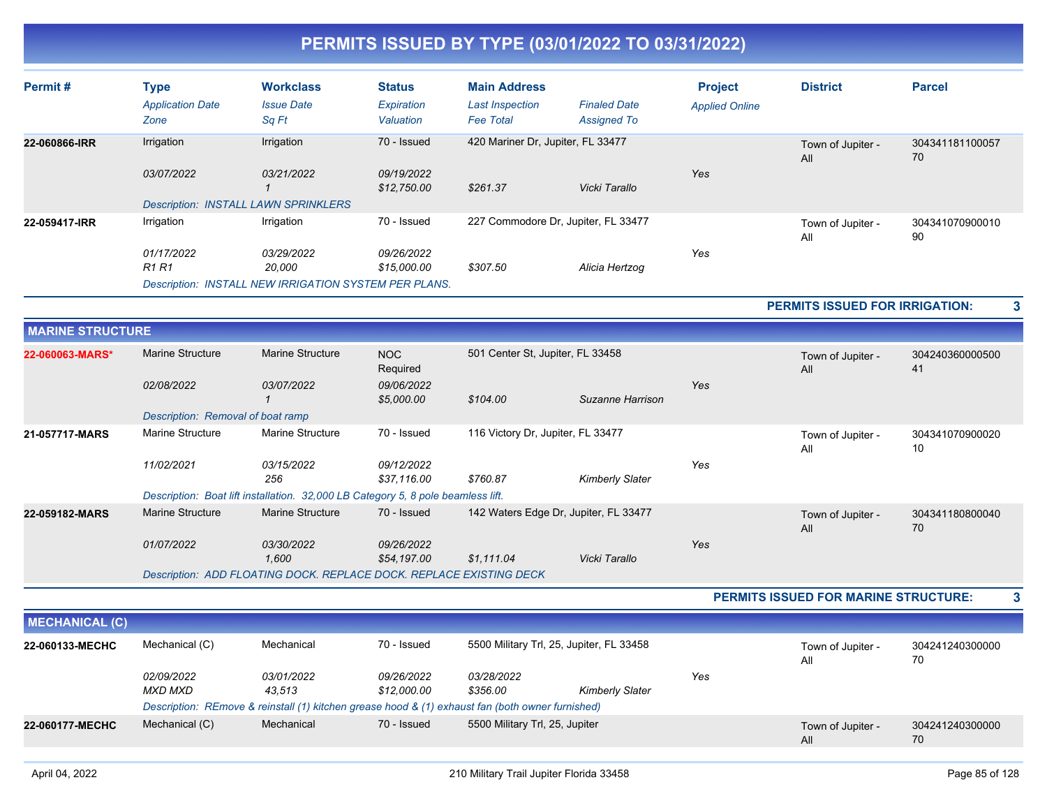# PERMITS ISSUED BY TYPE (03/01/2022 TO 03/31/2022)

| Permit # | Type<br>*Application Date*<br>*Zone* | Workclass<br>*Issue Date*<br>*Sq Ft* | Status<br>*Expiration*<br>*Valuation* | Main Address<br>*Last Inspection*<br>*Fee Total* | *Finaled Date*<br>*Assigned To* | Project<br>*Applied Online* | District | Parcel |
|---|---|---|---|---|---|---|---|---|
| **22-060866-IRR** | Irrigation<br>*03/07/2022* | Irrigation<br>*03/21/2022*<br>*1* | 70 - Issued<br>*09/19/2022*<br>*$12,750.00* | 420 Mariner Dr, Jupiter, FL 33477<br><br>*$261.37* | <br><br>*Vicki Tarallo* | <br>*Yes* | Town of Jupiter - All | 30434118110005770 |
| | *Description: INSTALL LAWN SPRINKLERS* | | | | | | | |
| **22-059417-IRR** | Irrigation<br>*01/17/2022*<br>*R1 R1* | Irrigation<br>*03/29/2022*<br>*20,000* | 70 - Issued<br>*09/26/2022*<br>*$15,000.00* | 227 Commodore Dr, Jupiter, FL 33477<br><br>*$307.50* | <br><br>*Alicia Hertzog* | <br>*Yes* | Town of Jupiter - All | 30434107090001090 |
| | *Description: INSTALL NEW IRRIGATION SYSTEM PER PLANS.* | | | | | | | |

**PERMITS ISSUED FOR IRRIGATION: 3**

## MARINE STRUCTURE

| Permit # | Type<br>*Application Date*<br>*Zone* | Workclass<br>*Issue Date*<br>*Sq Ft* | Status<br>*Expiration*<br>*Valuation* | Main Address<br>*Last Inspection*<br>*Fee Total* | *Finaled Date*<br>*Assigned To* | Project<br>*Applied Online* | District | Parcel |
|---|---|---|---|---|---|---|---|---|
| **22-060063-MARS*** | Marine Structure<br>*02/08/2022* | Marine Structure<br>*03/07/2022*<br>*1* | NOC Required<br>*09/06/2022*<br>*$5,000.00* | 501 Center St, Jupiter, FL 33458<br><br>*$104.00* | <br><br>*Suzanne Harrison* | <br>*Yes* | Town of Jupiter - All | 30424036000050041 |
| | *Description: Removal of boat ramp* | | | | | | | |
| **21-057717-MARS** | Marine Structure<br>*11/02/2021* | Marine Structure<br>*03/15/2022*<br>*256* | 70 - Issued<br>*09/12/2022*<br>*$37,116.00* | 116 Victory Dr, Jupiter, FL 33477<br><br>*$760.87* | <br><br>*Kimberly Slater* | <br>*Yes* | Town of Jupiter - All | 30434107090002010 |
| | *Description: Boat lift installation. 32,000 LB Category 5, 8 pole beamless lift.* | | | | | | | |
| **22-059182-MARS** | Marine Structure<br>*01/07/2022* | Marine Structure<br>*03/30/2022*<br>*1,600* | 70 - Issued<br>*09/26/2022*<br>*$54,197.00* | 142 Waters Edge Dr, Jupiter, FL 33477<br><br>*$1,111.04* | <br><br>*Vicki Tarallo* | <br>*Yes* | Town of Jupiter - All | 30434118080004070 |
| | *Description: ADD FLOATING DOCK. REPLACE DOCK. REPLACE EXISTING DECK* | | | | | | | |

**PERMITS ISSUED FOR MARINE STRUCTURE: 3**

## MECHANICAL (C)

| Permit # | Type<br>*Application Date*<br>*Zone* | Workclass<br>*Issue Date*<br>*Sq Ft* | Status<br>*Expiration*<br>*Valuation* | Main Address<br>*Last Inspection*<br>*Fee Total* | *Finaled Date*<br>*Assigned To* | Project<br>*Applied Online* | District | Parcel |
|---|---|---|---|---|---|---|---|---|
| **22-060133-MECHC** | Mechanical (C)<br>*02/09/2022*<br>*MXD MXD* | Mechanical<br>*03/01/2022*<br>*43,513* | 70 - Issued<br>*09/26/2022*<br>*$12,000.00* | 5500 Military Trl, 25, Jupiter, FL 33458<br>*03/28/2022*<br>*$356.00* | <br><br>*Kimberly Slater* | <br>*Yes* | Town of Jupiter - All | 30424124030000070 |
| | *Description: REmove & reinstall (1) kitchen grease hood & (1) exhaust fan (both owner furnished)* | | | | | | | |
| **22-060177-MECHC** | Mechanical (C) | Mechanical | 70 - Issued | 5500 Military Trl, 25, Jupiter | | | Town of Jupiter - All | 30424124030000070 |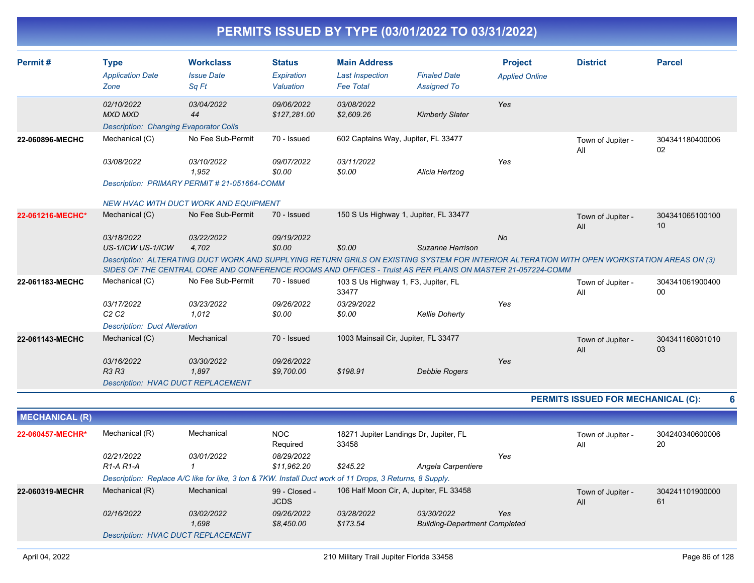# PERMITS ISSUED BY TYPE (03/01/2022 TO 03/31/2022)

| Permit # | Type | Workclass | Status | Main Address | | Project | District | Parcel |
|---|---|---|---|---|---|---|---|---|
| | *Application Date* | *Issue Date* | *Expiration* | *Last Inspection* | *Finaled Date* | *Applied Online* | | |
| | *Zone* | *Sq Ft* | *Valuation* | *Fee Total* | *Assigned To* | | | |
| | *02/10/2022* | *03/04/2022* | *09/06/2022* | *03/08/2022* | | *Yes* | | |
| | *MXD MXD* | *44* | *$127,281.00* | *$2,609.26* | *Kimberly Slater* | | | |
| | *Description: Changing Evaporator Coils* | | | | | | | |
| **22-060896-MECHC** | Mechanical (C) | No Fee Sub-Permit | 70 - Issued | 602 Captains Way, Jupiter, FL 33477 | | | Town of Jupiter - All | 30434118040000602 |
| | *03/08/2022* | *03/10/2022* | *09/07/2022* | *03/11/2022* | | *Yes* | | |
| | | *1,952* | *$0.00* | *$0.00* | *Alicia Hertzog* | | | |
| | *Description: PRIMARY PERMIT # 21-051664-COMM NEW HVAC WITH DUCT WORK AND EQUIPMENT* | | | | | | | |
| **22-061216-MECHC*** | Mechanical (C) | No Fee Sub-Permit | 70 - Issued | 150 S Us Highway 1, Jupiter, FL 33477 | | | Town of Jupiter - All | 30434106510010010 |
| | *03/18/2022* | *03/22/2022* | *09/19/2022* | | | *No* | | |
| | *US-1/ICW US-1/ICW* | *4,702* | *$0.00* | *$0.00* | *Suzanne Harrison* | | | |
| | *Description: ALTERATING DUCT WORK AND SUPPLYING RETURN GRILS ON EXISTING SYSTEM FOR INTERIOR ALTERATION WITH OPEN WORKSTATION AREAS ON (3) SIDES OF THE CENTRAL CORE AND CONFERENCE ROOMS AND OFFICES - Truist AS PER PLANS ON MASTER 21-057224-COMM* | | | | | | | |
| **22-061183-MECHC** | Mechanical (C) | No Fee Sub-Permit | 70 - Issued | 103 S Us Highway 1, F3, Jupiter, FL 33477 | | | Town of Jupiter - All | 30434106190040000 |
| | *03/17/2022* | *03/23/2022* | *09/26/2022* | *03/29/2022* | | *Yes* | | |
| | *C2 C2* | *1,012* | *$0.00* | *$0.00* | *Kellie Doherty* | | | |
| | *Description: Duct Alteration* | | | | | | | |
| **22-061143-MECHC** | Mechanical (C) | Mechanical | 70 - Issued | 1003 Mainsail Cir, Jupiter, FL 33477 | | | Town of Jupiter - All | 30434116080101003 |
| | *03/16/2022* | *03/30/2022* | *09/26/2022* | | | *Yes* | | |
| | *R3 R3* | *1,897* | *$9,700.00* | *$198.91* | *Debbie Rogers* | | | |
| | *Description: HVAC DUCT REPLACEMENT* | | | | | | | |

**PERMITS ISSUED FOR MECHANICAL (C): 6**

## MECHANICAL (R)

| Permit # | Type | Workclass | Status | Main Address | | Project | District | Parcel |
|---|---|---|---|---|---|---|---|---|
| **22-060457-MECHR*** | Mechanical (R) | Mechanical | NOC Required | 18271 Jupiter Landings Dr, Jupiter, FL 33458 | | | Town of Jupiter - All | 30424034060000620 |
| | *02/21/2022* | *03/01/2022* | *08/29/2022* | | | *Yes* | | |
| | *R1-A R1-A* | *1* | *$11,962.20* | *$245.22* | *Angela Carpentiere* | | | |
| | *Description: Replace A/C like for like, 3 ton & 7KW. Install Duct work of 11 Drops, 3 Returns, 8 Supply.* | | | | | | | |
| **22-060319-MECHR** | Mechanical (R) | Mechanical | 99 - Closed - JCDS | 106 Half Moon Cir, A, Jupiter, FL 33458 | | | Town of Jupiter - All | 30424110190000061 |
| | *02/16/2022* | *03/02/2022* | *09/26/2022* | *03/28/2022* | *03/30/2022* | *Yes* | | |
| | | *1,698* | *$8,450.00* | *$173.54* | *Building-Department Completed* | | | |
| | *Description: HVAC DUCT REPLACEMENT* | | | | | | | |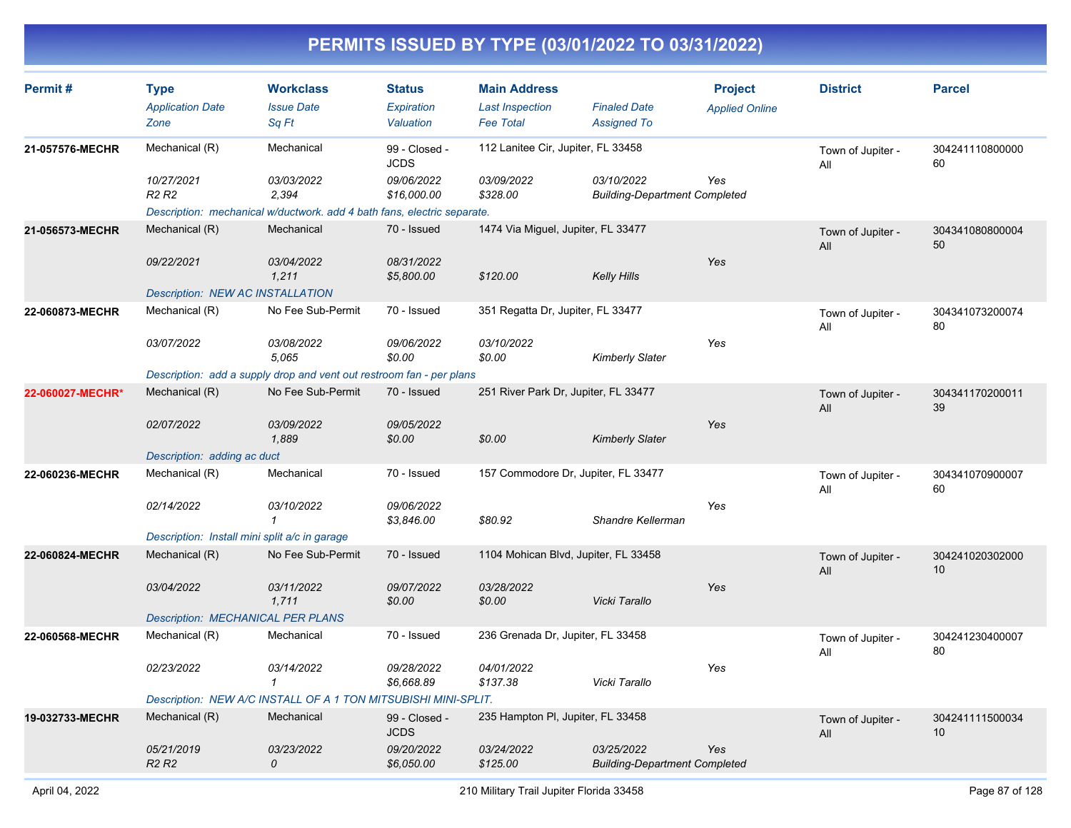# PERMITS ISSUED BY TYPE (03/01/2022 TO 03/31/2022)

| Permit # | Type | Workclass | Status | Main Address | | Project | District | Parcel |
|---|---|---|---|---|---|---|---|---|
| | *Application Date* | *Issue Date* | *Expiration* | *Last Inspection* | *Finaled Date* | *Applied Online* | | |
| | *Zone* | *Sq Ft* | *Valuation* | *Fee Total* | *Assigned To* | | | |
| **21-057576-MECHR** | Mechanical (R) | Mechanical | 99 - Closed - JCDS | 112 Lanitee Cir, Jupiter, FL 33458 | | | Town of Jupiter - All | 30424111080000060 |
| | *10/27/2021* | *03/03/2022* | *09/06/2022* | *03/09/2022* | *03/10/2022* | *Yes* | | |
| | *R2 R2* | *2,394* | *$16,000.00* | *$328.00* | *Building-Department Completed* | | | |
| | *Description: mechanical w/ductwork. add 4 bath fans, electric separate.* | | | | | | | |
| **21-056573-MECHR** | Mechanical (R) | Mechanical | 70 - Issued | 1474 Via Miguel, Jupiter, FL 33477 | | | Town of Jupiter - All | 30434108080000450 |
| | *09/22/2021* | *03/04/2022* | *08/31/2022* | | | *Yes* | | |
| | | *1,211* | *$5,800.00* | *$120.00* | *Kelly Hills* | | | |
| | *Description: NEW AC INSTALLATION* | | | | | | | |
| **22-060873-MECHR** | Mechanical (R) | No Fee Sub-Permit | 70 - Issued | 351 Regatta Dr, Jupiter, FL 33477 | | | Town of Jupiter - All | 30434107320007480 |
| | *03/07/2022* | *03/08/2022* | *09/06/2022* | *03/10/2022* | | *Yes* | | |
| | | *5,065* | *$0.00* | *$0.00* | *Kimberly Slater* | | | |
| | *Description: add a supply drop and vent out restroom fan - per plans* | | | | | | | |
| **22-060027-MECHR*** | Mechanical (R) | No Fee Sub-Permit | 70 - Issued | 251 River Park Dr, Jupiter, FL 33477 | | | Town of Jupiter - All | 30434117020001139 |
| | *02/07/2022* | *03/09/2022* | *09/05/2022* | | | *Yes* | | |
| | | *1,889* | *$0.00* | *$0.00* | *Kimberly Slater* | | | |
| | *Description: adding ac duct* | | | | | | | |
| **22-060236-MECHR** | Mechanical (R) | Mechanical | 70 - Issued | 157 Commodore Dr, Jupiter, FL 33477 | | | Town of Jupiter - All | 30434107090000760 |
| | *02/14/2022* | *03/10/2022* | *09/06/2022* | | | *Yes* | | |
| | | *1* | *$3,846.00* | *$80.92* | *Shandre Kellerman* | | | |
| | *Description: Install mini split a/c in garage* | | | | | | | |
| **22-060824-MECHR** | Mechanical (R) | No Fee Sub-Permit | 70 - Issued | 1104 Mohican Blvd, Jupiter, FL 33458 | | | Town of Jupiter - All | 30424102030200010 |
| | *03/04/2022* | *03/11/2022* | *09/07/2022* | *03/28/2022* | | *Yes* | | |
| | | *1,711* | *$0.00* | *$0.00* | *Vicki Tarallo* | | | |
| | *Description: MECHANICAL PER PLANS* | | | | | | | |
| **22-060568-MECHR** | Mechanical (R) | Mechanical | 70 - Issued | 236 Grenada Dr, Jupiter, FL 33458 | | | Town of Jupiter - All | 30424123040000780 |
| | *02/23/2022* | *03/14/2022* | *09/28/2022* | *04/01/2022* | | *Yes* | | |
| | | *1* | *$6,668.89* | *$137.38* | *Vicki Tarallo* | | | |
| | *Description: NEW A/C INSTALL OF A 1 TON MITSUBISHI MINI-SPLIT.* | | | | | | | |
| **19-032733-MECHR** | Mechanical (R) | Mechanical | 99 - Closed - JCDS | 235 Hampton Pl, Jupiter, FL 33458 | | | Town of Jupiter - All | 30424111150003410 |
| | *05/21/2019* | *03/23/2022* | *09/20/2022* | *03/24/2022* | *03/25/2022* | *Yes* | | |
| | *R2 R2* | *0* | *$6,050.00* | *$125.00* | *Building-Department Completed* | | | |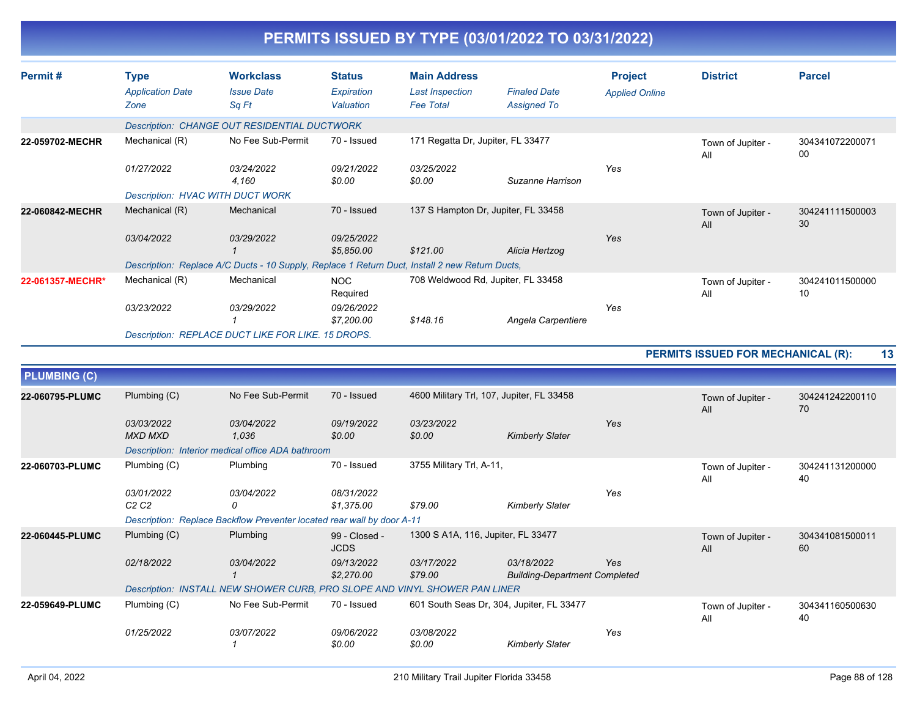# PERMITS ISSUED BY TYPE (03/01/2022 TO 03/31/2022)

| Permit # | Type<br>*Application Date*<br>*Zone* | Workclass<br>*Issue Date*<br>*Sq Ft* | Status<br>*Expiration*<br>*Valuation* | Main Address<br>*Last Inspection*<br>*Fee Total* | *Finaled Date*<br>*Assigned To* | Project<br>*Applied Online* | District | Parcel |
|---|---|---|---|---|---|---|---|---|
| | *Description: CHANGE OUT RESIDENTIAL DUCTWORK* | | | | | | | |
| **22-059702-MECHR** | Mechanical (R)<br>*01/27/2022* | No Fee Sub-Permit<br>*03/24/2022*<br>*4,160* | 70 - Issued<br>*09/21/2022*<br>*$0.00* | 171 Regatta Dr, Jupiter, FL 33477<br>*03/25/2022*<br>*$0.00* | *Suzanne Harrison* | *Yes* | Town of Jupiter - All | 30434107220007100 |
| | *Description: HVAC WITH DUCT WORK* | | | | | | | |
| **22-060842-MECHR** | Mechanical (R)<br>*03/04/2022* | Mechanical<br>*03/29/2022*<br>*1* | 70 - Issued<br>*09/25/2022*<br>*$5,850.00* | 137 S Hampton Dr, Jupiter, FL 33458<br><br>*$121.00* | *Alicia Hertzog* | *Yes* | Town of Jupiter - All | 30424111150000330 |
| | *Description: Replace A/C Ducts - 10 Supply, Replace 1 Return Duct, Install 2 new Return Ducts,* | | | | | | | |
| **22-061357-MECHR*** | Mechanical (R)<br>*03/23/2022* | Mechanical<br>*03/29/2022*<br>*1* | NOC Required<br>*09/26/2022*<br>*$7,200.00* | 708 Weldwood Rd, Jupiter, FL 33458<br><br>*$148.16* | *Angela Carpentiere* | *Yes* | Town of Jupiter - All | 30424101150000010 |
| | *Description: REPLACE DUCT LIKE FOR LIKE. 15 DROPS.* | | | | | | | |

**PERMITS ISSUED FOR MECHANICAL (R): 13**

## PLUMBING (C)

| Permit # | Type<br>*Application Date*<br>*Zone* | Workclass<br>*Issue Date*<br>*Sq Ft* | Status<br>*Expiration*<br>*Valuation* | Main Address<br>*Last Inspection*<br>*Fee Total* | *Finaled Date*<br>*Assigned To* | Project<br>*Applied Online* | District | Parcel |
|---|---|---|---|---|---|---|---|---|
| **22-060795-PLUMC** | Plumbing (C)<br>*03/03/2022*<br>*MXD MXD* | No Fee Sub-Permit<br>*03/04/2022*<br>*1,036* | 70 - Issued<br>*09/19/2022*<br>*$0.00* | 4600 Military Trl, 107, Jupiter, FL 33458<br>*03/23/2022*<br>*$0.00* | *Kimberly Slater* | *Yes* | Town of Jupiter - All | 30424124220011070 |
| | *Description: Interior medical office ADA bathroom* | | | | | | | |
| **22-060703-PLUMC** | Plumbing (C)<br>*03/01/2022*<br>*C2 C2* | Plumbing<br>*03/04/2022*<br>*0* | 70 - Issued<br>*08/31/2022*<br>*$1,375.00* | 3755 Military Trl, A-11,<br><br>*$79.00* | *Kimberly Slater* | *Yes* | Town of Jupiter - All | 30424113120000040 |
| | *Description: Replace Backflow Preventer located rear wall by door A-11* | | | | | | | |
| **22-060445-PLUMC** | Plumbing (C)<br>*02/18/2022* | Plumbing<br>*03/04/2022*<br>*1* | 99 - Closed - JCDS<br>*09/13/2022*<br>*$2,270.00* | 1300 S A1A, 116, Jupiter, FL 33477<br>*03/17/2022*<br>*$79.00* | *03/18/2022*<br>*Building-Department Completed* | *Yes* | Town of Jupiter - All | 30434108150001160 |
| | *Description: INSTALL NEW SHOWER CURB, PRO SLOPE AND VINYL SHOWER PAN LINER* | | | | | | | |
| **22-059649-PLUMC** | Plumbing (C)<br>*01/25/2022* | No Fee Sub-Permit<br>*03/07/2022*<br>*1* | 70 - Issued<br>*09/06/2022*<br>*$0.00* | 601 South Seas Dr, 304, Jupiter, FL 33477<br>*03/08/2022*<br>*$0.00* | *Kimberly Slater* | *Yes* | Town of Jupiter - All | 30434116050063040 |

210 Military Trail Jupiter Florida 33458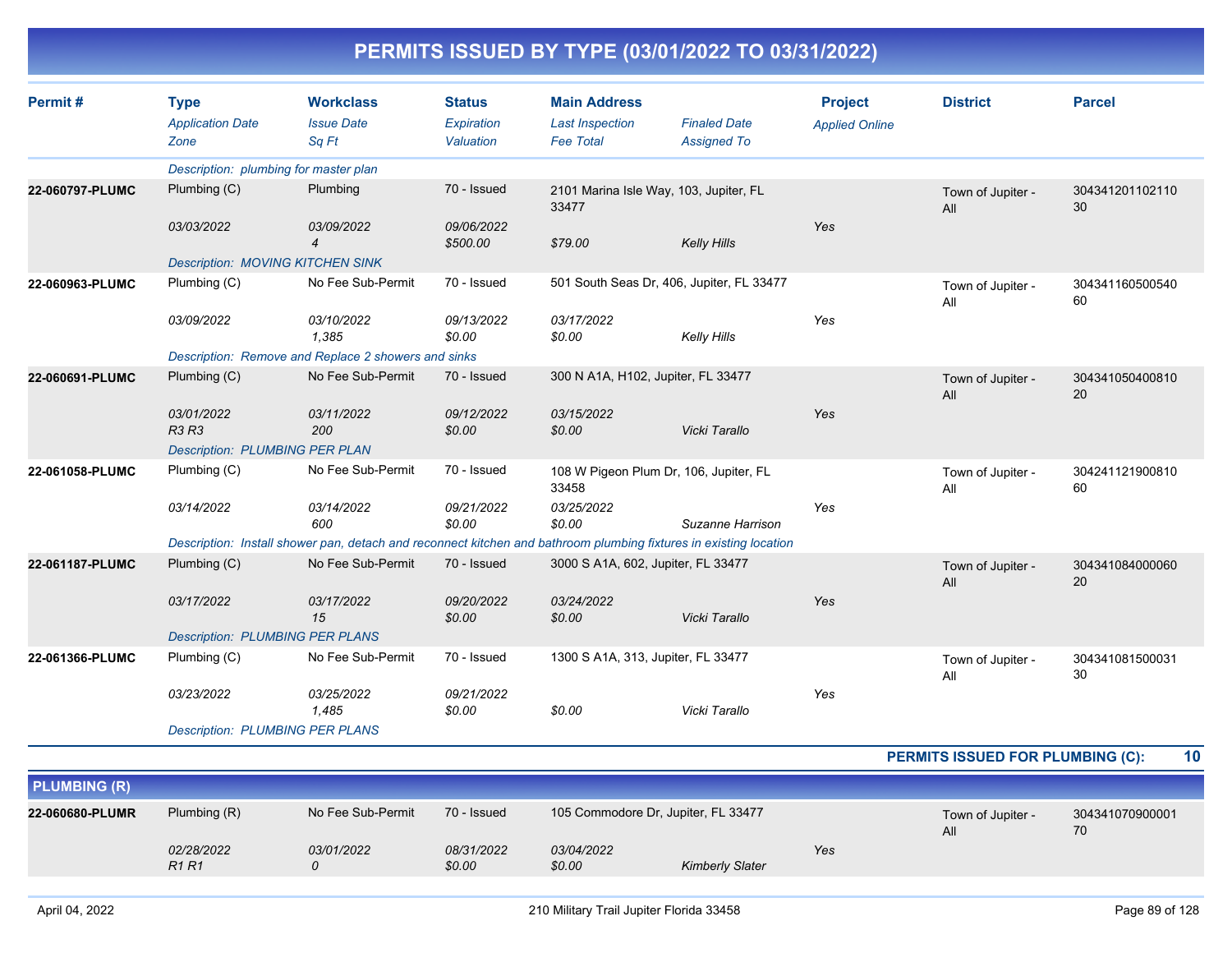# PERMITS ISSUED BY TYPE (03/01/2022 TO 03/31/2022)

| Permit # | Type<br>*Application Date*<br>*Zone* | Workclass<br>*Issue Date*<br>*Sq Ft* | Status<br>*Expiration*<br>*Valuation* | Main Address<br>*Last Inspection*<br>*Fee Total* | *Finaled Date*<br>*Assigned To* | Project<br>*Applied Online* | District | Parcel |
|---|---|---|---|---|---|---|---|---|
| | *Description: plumbing for master plan* | | | | | | | |
| **22-060797-PLUMC** | Plumbing (C) | Plumbing | 70 - Issued | 2101 Marina Isle Way, 103, Jupiter, FL 33477 | | | Town of Jupiter - All | 30434120110211030 |
| | *03/03/2022* | *03/09/2022* | *09/06/2022* | | | *Yes* | | |
| | | *4* | *$500.00* | *$79.00* | *Kelly Hills* | | | |
| | *Description: MOVING KITCHEN SINK* | | | | | | | |
| **22-060963-PLUMC** | Plumbing (C) | No Fee Sub-Permit | 70 - Issued | 501 South Seas Dr, 406, Jupiter, FL 33477 | | | Town of Jupiter - All | 30434116050054060 |
| | *03/09/2022* | *03/10/2022* | *09/13/2022* | *03/17/2022* | | *Yes* | | |
| | | *1,385* | *$0.00* | *$0.00* | *Kelly Hills* | | | |
| | *Description: Remove and Replace 2 showers and sinks* | | | | | | | |
| **22-060691-PLUMC** | Plumbing (C) | No Fee Sub-Permit | 70 - Issued | 300 N A1A, H102, Jupiter, FL 33477 | | | Town of Jupiter - All | 30434105040081020 |
| | *03/01/2022* | *03/11/2022* | *09/12/2022* | *03/15/2022* | | *Yes* | | |
| | *R3 R3* | *200* | *$0.00* | *$0.00* | *Vicki Tarallo* | | | |
| | *Description: PLUMBING PER PLAN* | | | | | | | |
| **22-061058-PLUMC** | Plumbing (C) | No Fee Sub-Permit | 70 - Issued | 108 W Pigeon Plum Dr, 106, Jupiter, FL 33458 | | | Town of Jupiter - All | 30424112190081060 |
| | *03/14/2022* | *03/14/2022* | *09/21/2022* | *03/25/2022* | | *Yes* | | |
| | | *600* | *$0.00* | *$0.00* | *Suzanne Harrison* | | | |
| | *Description: Install shower pan, detach and reconnect kitchen and bathroom plumbing fixtures in existing location* | | | | | | | |
| **22-061187-PLUMC** | Plumbing (C) | No Fee Sub-Permit | 70 - Issued | 3000 S A1A, 602, Jupiter, FL 33477 | | | Town of Jupiter - All | 30434108400006020 |
| | *03/17/2022* | *03/17/2022* | *09/20/2022* | *03/24/2022* | | *Yes* | | |
| | | *15* | *$0.00* | *$0.00* | *Vicki Tarallo* | | | |
| | *Description: PLUMBING PER PLANS* | | | | | | | |
| **22-061366-PLUMC** | Plumbing (C) | No Fee Sub-Permit | 70 - Issued | 1300 S A1A, 313, Jupiter, FL 33477 | | | Town of Jupiter - All | 30434108150003130 |
| | *03/23/2022* | *03/25/2022* | *09/21/2022* | | | *Yes* | | |
| | | *1,485* | *$0.00* | *$0.00* | *Vicki Tarallo* | | | |
| | *Description: PLUMBING PER PLANS* | | | | | | | |

**PERMITS ISSUED FOR PLUMBING (C): 10**

## PLUMBING (R)

| Permit # | Type<br>*Application Date*<br>*Zone* | Workclass<br>*Issue Date*<br>*Sq Ft* | Status<br>*Expiration*<br>*Valuation* | Main Address<br>*Last Inspection*<br>*Fee Total* | *Finaled Date*<br>*Assigned To* | Project<br>*Applied Online* | District | Parcel |
|---|---|---|---|---|---|---|---|---|
| **22-060680-PLUMR** | Plumbing (R) | No Fee Sub-Permit | 70 - Issued | 105 Commodore Dr, Jupiter, FL 33477 | | | Town of Jupiter - All | 30434107090000170 |
| | *02/28/2022* | *03/01/2022* | *08/31/2022* | *03/04/2022* | | *Yes* | | |
| | *R1 R1* | *0* | *$0.00* | *$0.00* | *Kimberly Slater* | | | |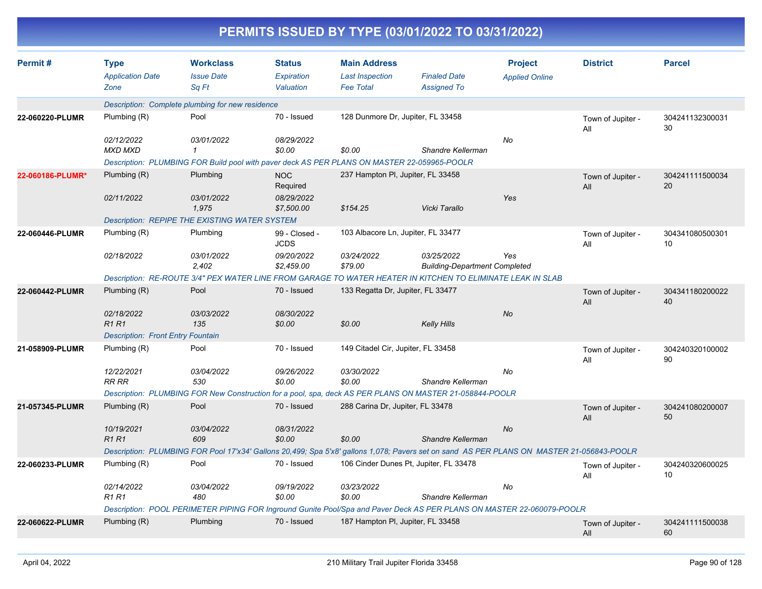# PERMITS ISSUED BY TYPE (03/01/2022 TO 03/31/2022)

| Permit # | Type<br>*Application Date*<br>*Zone* | Workclass<br>*Issue Date*<br>*Sq Ft* | Status<br>*Expiration*<br>*Valuation* | Main Address<br>*Last Inspection*<br>*Fee Total* | *Finaled Date*<br>*Assigned To* | Project<br>*Applied Online* | District | Parcel |
|---|---|---|---|---|---|---|---|---|
| | *Description: Complete plumbing for new residence* | | | | | | | |
| **22-060220-PLUMR** | Plumbing (R)<br>*02/12/2022*<br>*MXD MXD* | Pool<br>*03/01/2022*<br>*1* | 70 - Issued<br>*08/29/2022*<br>*$0.00* | 128 Dunmore Dr, Jupiter, FL 33458<br><br>*$0.00* | <br><br>*Shandre Kellerman* | <br>*No* | Town of Jupiter - All | 30424113230003130 |
| | *Description: PLUMBING FOR Build pool with paver deck AS PER PLANS ON MASTER 22-059965-POOLR* | | | | | | | |
| **22-060186-PLUMR*** | Plumbing (R)<br>*02/11/2022* | Plumbing<br>*03/01/2022*<br>*1,975* | NOC Required<br>*08/29/2022*<br>*$7,500.00* | 237 Hampton Pl, Jupiter, FL 33458<br><br>*$154.25* | <br><br>*Vicki Tarallo* | <br>*Yes* | Town of Jupiter - All | 30424111150003420 |
| | *Description: REPIPE THE EXISTING WATER SYSTEM* | | | | | | | |
| **22-060446-PLUMR** | Plumbing (R)<br>*02/18/2022* | Plumbing<br>*03/01/2022*<br>*2,402* | 99 - Closed - JCDS<br>*09/20/2022*<br>*$2,459.00* | 103 Albacore Ln, Jupiter, FL 33477<br>*03/24/2022*<br>*$79.00* | <br>*03/25/2022*<br>*Building-Department Completed* | <br>*Yes* | Town of Jupiter - All | 30434108050030110 |
| | *Description: RE-ROUTE 3/4" PEX WATER LINE FROM GARAGE TO WATER HEATER IN KITCHEN TO ELIMINATE LEAK IN SLAB* | | | | | | | |
| **22-060442-PLUMR** | Plumbing (R)<br>*02/18/2022*<br>*R1 R1* | Pool<br>*03/03/2022*<br>*135* | 70 - Issued<br>*08/30/2022*<br>*$0.00* | 133 Regatta Dr, Jupiter, FL 33477<br><br>*$0.00* | <br><br>*Kelly Hills* | <br>*No* | Town of Jupiter - All | 30434118020002240 |
| | *Description: Front Entry Fountain* | | | | | | | |
| **21-058909-PLUMR** | Plumbing (R)<br>*12/22/2021*<br>*RR RR* | Pool<br>*03/04/2022*<br>*530* | 70 - Issued<br>*09/26/2022*<br>*$0.00* | 149 Citadel Cir, Jupiter, FL 33458<br>*03/30/2022*<br>*$0.00* | <br><br>*Shandre Kellerman* | <br>*No* | Town of Jupiter - All | 30424032010000290 |
| | *Description: PLUMBING FOR New Construction for a pool, spa, deck AS PER PLANS ON MASTER 21-058844-POOLR* | | | | | | | |
| **21-057345-PLUMR** | Plumbing (R)<br>*10/19/2021*<br>*R1 R1* | Pool<br>*03/04/2022*<br>*609* | 70 - Issued<br>*08/31/2022*<br>*$0.00* | 288 Carina Dr, Jupiter, FL 33478<br><br>*$0.00* | <br><br>*Shandre Kellerman* | <br>*No* | Town of Jupiter - All | 30424108020000750 |
| | *Description: PLUMBING FOR Pool 17'x34' Gallons 20,499; Spa 5'x8' gallons 1,078; Pavers set on sand AS PER PLANS ON MASTER 21-056843-POOLR* | | | | | | | |
| **22-060233-PLUMR** | Plumbing (R)<br>*02/14/2022*<br>*R1 R1* | Pool<br>*03/04/2022*<br>*480* | 70 - Issued<br>*09/19/2022*<br>*$0.00* | 106 Cinder Dunes Pt, Jupiter, FL 33478<br>*03/23/2022*<br>*$0.00* | <br><br>*Shandre Kellerman* | <br>*No* | Town of Jupiter - All | 30424032060002510 |
| | *Description: POOL PERIMETER PIPING FOR Inground Gunite Pool/Spa and Paver Deck AS PER PLANS ON MASTER 22-060079-POOLR* | | | | | | | |
| **22-060622-PLUMR** | Plumbing (R) | Plumbing | 70 - Issued | 187 Hampton Pl, Jupiter, FL 33458 | | | Town of Jupiter - All | 30424111150003860 |

April 04, 2022 — 210 Military Trail Jupiter Florida 33458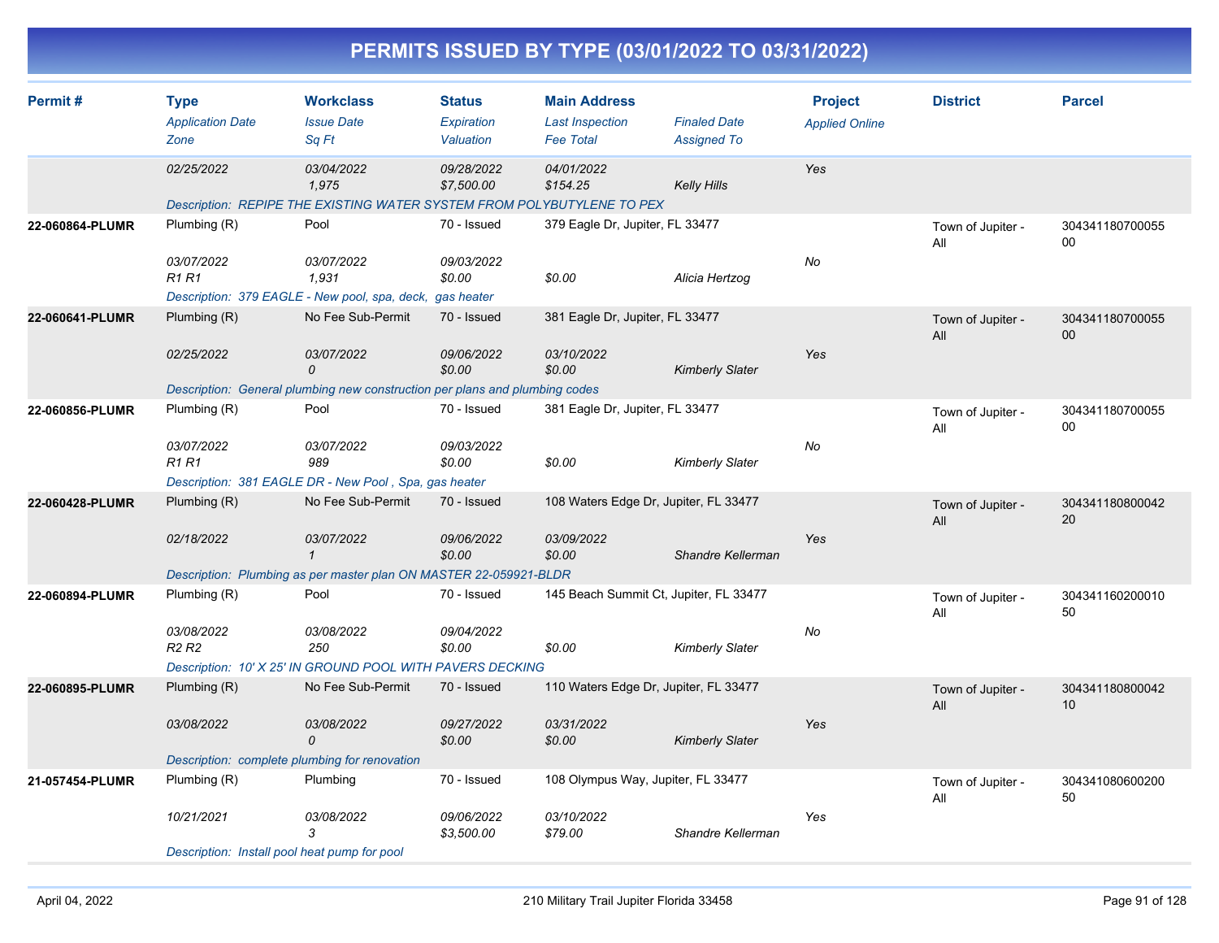# PERMITS ISSUED BY TYPE (03/01/2022 TO 03/31/2022)

| Permit # | Type<br>*Application Date*<br>*Zone* | Workclass<br>*Issue Date*<br>*Sq Ft* | Status<br>*Expiration*<br>*Valuation* | Main Address<br>*Last Inspection*<br>*Fee Total* | *Finaled Date*<br>*Assigned To* | Project<br>*Applied Online* | District | Parcel |
|---|---|---|---|---|---|---|---|---|
| | *02/25/2022* | *03/04/2022*<br>*1,975* | *09/28/2022*<br>*$7,500.00* | *04/01/2022*<br>*$154.25* | *Kelly Hills* | *Yes* | | |
| | *Description: REPIPE THE EXISTING WATER SYSTEM FROM POLYBUTYLENE TO PEX* | | | | | | | |
| **22-060864-PLUMR** | Plumbing (R)<br>*03/07/2022*<br>*R1 R1* | Pool<br>*03/07/2022*<br>*1,931* | 70 - Issued<br>*09/03/2022*<br>*$0.00* | 379 Eagle Dr, Jupiter, FL 33477<br><br>*$0.00* | *Alicia Hertzog* | *No* | Town of Jupiter - All | 30434118070005500 |
| | *Description: 379 EAGLE - New pool, spa, deck, gas heater* | | | | | | | |
| **22-060641-PLUMR** | Plumbing (R)<br>*02/25/2022* | No Fee Sub-Permit<br>*03/07/2022*<br>*0* | 70 - Issued<br>*09/06/2022*<br>*$0.00* | 381 Eagle Dr, Jupiter, FL 33477<br>*03/10/2022*<br>*$0.00* | *Kimberly Slater* | *Yes* | Town of Jupiter - All | 30434118070005500 |
| | *Description: General plumbing new construction per plans and plumbing codes* | | | | | | | |
| **22-060856-PLUMR** | Plumbing (R)<br>*03/07/2022*<br>*R1 R1* | Pool<br>*03/07/2022*<br>*989* | 70 - Issued<br>*09/03/2022*<br>*$0.00* | 381 Eagle Dr, Jupiter, FL 33477<br><br>*$0.00* | *Kimberly Slater* | *No* | Town of Jupiter - All | 30434118070005500 |
| | *Description: 381 EAGLE DR - New Pool , Spa, gas heater* | | | | | | | |
| **22-060428-PLUMR** | Plumbing (R)<br>*02/18/2022* | No Fee Sub-Permit<br>*03/07/2022*<br>*1* | 70 - Issued<br>*09/06/2022*<br>*$0.00* | 108 Waters Edge Dr, Jupiter, FL 33477<br>*03/09/2022*<br>*$0.00* | *Shandre Kellerman* | *Yes* | Town of Jupiter - All | 30434118080004220 |
| | *Description: Plumbing as per master plan ON MASTER 22-059921-BLDR* | | | | | | | |
| **22-060894-PLUMR** | Plumbing (R)<br>*03/08/2022*<br>*R2 R2* | Pool<br>*03/08/2022*<br>*250* | 70 - Issued<br>*09/04/2022*<br>*$0.00* | 145 Beach Summit Ct, Jupiter, FL 33477<br><br>*$0.00* | *Kimberly Slater* | *No* | Town of Jupiter - All | 30434116020001050 |
| | *Description: 10' X 25' IN GROUND POOL WITH PAVERS DECKING* | | | | | | | |
| **22-060895-PLUMR** | Plumbing (R)<br>*03/08/2022* | No Fee Sub-Permit<br>*03/08/2022*<br>*0* | 70 - Issued<br>*09/27/2022*<br>*$0.00* | 110 Waters Edge Dr, Jupiter, FL 33477<br>*03/31/2022*<br>*$0.00* | *Kimberly Slater* | *Yes* | Town of Jupiter - All | 30434118080004210 |
| | *Description: complete plumbing for renovation* | | | | | | | |
| **21-057454-PLUMR** | Plumbing (R)<br>*10/21/2021* | Plumbing<br>*03/08/2022*<br>*3* | 70 - Issued<br>*09/06/2022*<br>*$3,500.00* | 108 Olympus Way, Jupiter, FL 33477<br>*03/10/2022*<br>*$79.00* | *Shandre Kellerman* | *Yes* | Town of Jupiter - All | 30434108060020050 |
| | *Description: Install pool heat pump for pool* | | | | | | | |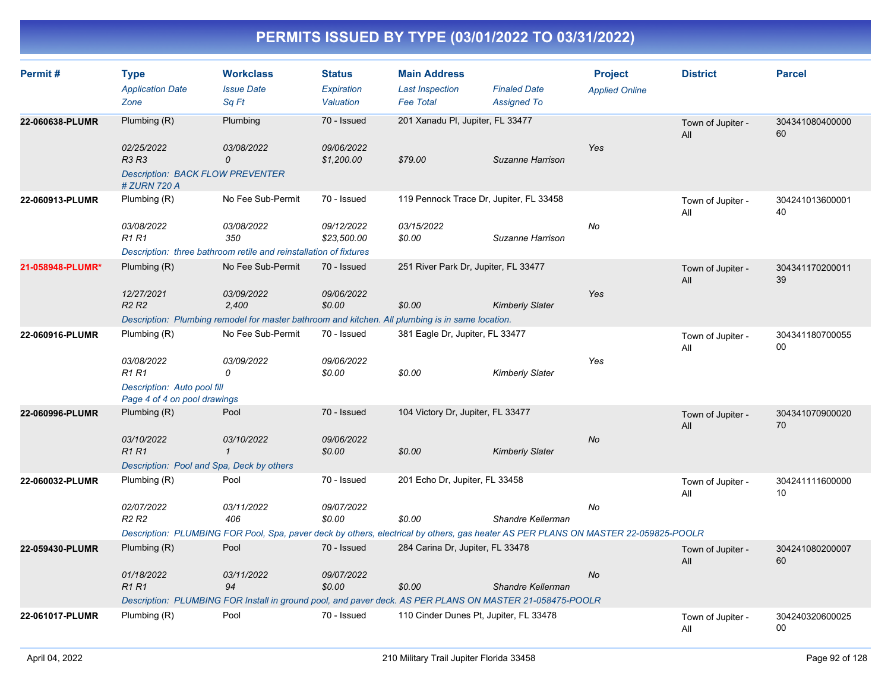# PERMITS ISSUED BY TYPE (03/01/2022 TO 03/31/2022)

| Permit # | Type / Application Date / Zone | Workclass / Issue Date / Sq Ft | Status / Expiration / Valuation | Main Address / Last Inspection / Fee Total | Finaled Date / Assigned To | Project / Applied Online | District | Parcel |
|---|---|---|---|---|---|---|---|---|
| 22-060638-PLUMR | Plumbing (R) | Plumbing | 70 - Issued | 201 Xanadu Pl, Jupiter, FL 33477 | | | Town of Jupiter - All | 30434108040000060 |
| | 02/25/2022 | 03/08/2022 | 09/06/2022 | | | Yes | | |
| | R3 R3 | 0 | $1,200.00 | $79.00 | Suzanne Harrison | | | |
| | Description: BACK FLOW PREVENTER # ZURN 720 A | | | | | | | |
| 22-060913-PLUMR | Plumbing (R) | No Fee Sub-Permit | 70 - Issued | 119 Pennock Trace Dr, Jupiter, FL 33458 | | | Town of Jupiter - All | 30424101360000140 |
| | 03/08/2022 | 03/08/2022 | 09/12/2022 | 03/15/2022 | | No | | |
| | R1 R1 | 350 | $23,500.00 | $0.00 | Suzanne Harrison | | | |
| | Description: three bathroom retile and reinstallation of fixtures | | | | | | | |
| 21-058948-PLUMR* | Plumbing (R) | No Fee Sub-Permit | 70 - Issued | 251 River Park Dr, Jupiter, FL 33477 | | | Town of Jupiter - All | 30434117020001139 |
| | 12/27/2021 | 03/09/2022 | 09/06/2022 | | | Yes | | |
| | R2 R2 | 2,400 | $0.00 | $0.00 | Kimberly Slater | | | |
| | Description: Plumbing remodel for master bathroom and kitchen. All plumbing is in same location. | | | | | | | |
| 22-060916-PLUMR | Plumbing (R) | No Fee Sub-Permit | 70 - Issued | 381 Eagle Dr, Jupiter, FL 33477 | | | Town of Jupiter - All | 30434118070005500 |
| | 03/08/2022 | 03/09/2022 | 09/06/2022 | | | Yes | | |
| | R1 R1 | 0 | $0.00 | $0.00 | Kimberly Slater | | | |
| | Description: Auto pool fill Page 4 of 4 on pool drawings | | | | | | | |
| 22-060996-PLUMR | Plumbing (R) | Pool | 70 - Issued | 104 Victory Dr, Jupiter, FL 33477 | | | Town of Jupiter - All | 30434107090002070 |
| | 03/10/2022 | 03/10/2022 | 09/06/2022 | | | No | | |
| | R1 R1 | 1 | $0.00 | $0.00 | Kimberly Slater | | | |
| | Description: Pool and Spa, Deck by others | | | | | | | |
| 22-060032-PLUMR | Plumbing (R) | Pool | 70 - Issued | 201 Echo Dr, Jupiter, FL 33458 | | | Town of Jupiter - All | 30424111160000010 |
| | 02/07/2022 | 03/11/2022 | 09/07/2022 | | | No | | |
| | R2 R2 | 406 | $0.00 | $0.00 | Shandre Kellerman | | | |
| | Description: PLUMBING FOR Pool, Spa, paver deck by others, electrical by others, gas heater AS PER PLANS ON MASTER 22-059825-POOLR | | | | | | | |
| 22-059430-PLUMR | Plumbing (R) | Pool | 70 - Issued | 284 Carina Dr, Jupiter, FL 33478 | | | Town of Jupiter - All | 30424108020000760 |
| | 01/18/2022 | 03/11/2022 | 09/07/2022 | | | No | | |
| | R1 R1 | 94 | $0.00 | $0.00 | Shandre Kellerman | | | |
| | Description: PLUMBING FOR Install in ground pool, and paver deck. AS PER PLANS ON MASTER 21-058475-POOLR | | | | | | | |
| 22-061017-PLUMR | Plumbing (R) | Pool | 70 - Issued | 110 Cinder Dunes Pt, Jupiter, FL 33478 | | | Town of Jupiter - All | 30424032060002500 |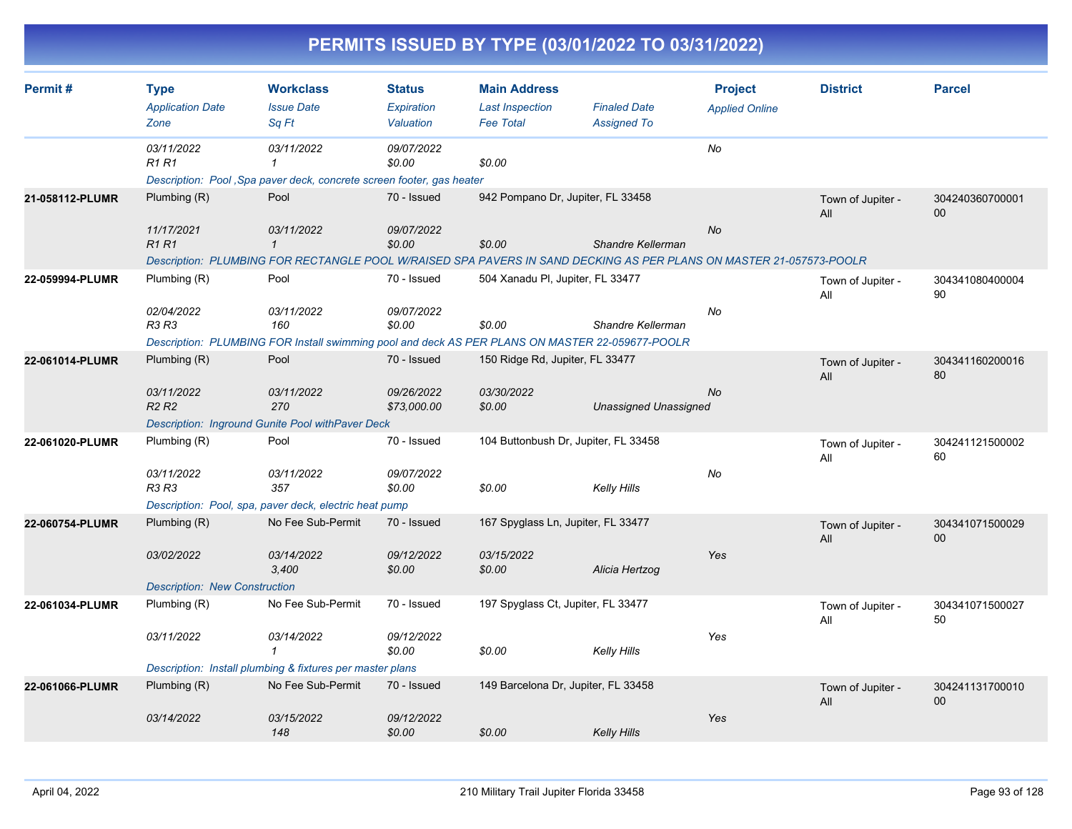# PERMITS ISSUED BY TYPE (03/01/2022 TO 03/31/2022)

| Permit # | Type | Workclass | Status | Main Address | | Project | District | Parcel |
|---|---|---|---|---|---|---|---|---|
| | *Application Date* | *Issue Date* | *Expiration* | *Last Inspection* | *Finaled Date* | *Applied Online* | | |
| | *Zone* | *Sq Ft* | *Valuation* | *Fee Total* | *Assigned To* | | | |
| | *03/11/2022* | *03/11/2022* | *09/07/2022* | | | *No* | | |
| | *R1 R1* | *1* | *$0.00* | *$0.00* | | | | |
| | *Description: Pool ,Spa paver deck, concrete screen footer, gas heater* | | | | | | | |
| **21-058112-PLUMR** | Plumbing (R) | Pool | 70 - Issued | 942 Pompano Dr, Jupiter, FL 33458 | | | Town of Jupiter - All | 30424036070000100 |
| | *11/17/2021* | *03/11/2022* | *09/07/2022* | | | *No* | | |
| | *R1 R1* | *1* | *$0.00* | *$0.00* | *Shandre Kellerman* | | | |
| | *Description: PLUMBING FOR RECTANGLE POOL W/RAISED SPA PAVERS IN SAND DECKING AS PER PLANS ON MASTER 21-057573-POOLR* | | | | | | | |
| **22-059994-PLUMR** | Plumbing (R) | Pool | 70 - Issued | 504 Xanadu Pl, Jupiter, FL 33477 | | | Town of Jupiter - All | 30434108040000490 |
| | *02/04/2022* | *03/11/2022* | *09/07/2022* | | | *No* | | |
| | *R3 R3* | *160* | *$0.00* | *$0.00* | *Shandre Kellerman* | | | |
| | *Description: PLUMBING FOR Install swimming pool and deck AS PER PLANS ON MASTER 22-059677-POOLR* | | | | | | | |
| **22-061014-PLUMR** | Plumbing (R) | Pool | 70 - Issued | 150 Ridge Rd, Jupiter, FL 33477 | | | Town of Jupiter - All | 30434116020001680 |
| | *03/11/2022* | *03/11/2022* | *09/26/2022* | *03/30/2022* | | *No* | | |
| | *R2 R2* | *270* | *$73,000.00* | *$0.00* | *Unassigned Unassigned* | | | |
| | *Description: Inground Gunite Pool withPaver Deck* | | | | | | | |
| **22-061020-PLUMR** | Plumbing (R) | Pool | 70 - Issued | 104 Buttonbush Dr, Jupiter, FL 33458 | | | Town of Jupiter - All | 30424112150000260 |
| | *03/11/2022* | *03/11/2022* | *09/07/2022* | | | *No* | | |
| | *R3 R3* | *357* | *$0.00* | *$0.00* | *Kelly Hills* | | | |
| | *Description: Pool, spa, paver deck, electric heat pump* | | | | | | | |
| **22-060754-PLUMR** | Plumbing (R) | No Fee Sub-Permit | 70 - Issued | 167 Spyglass Ln, Jupiter, FL 33477 | | | Town of Jupiter - All | 30434107150002900 |
| | *03/02/2022* | *03/14/2022* | *09/12/2022* | *03/15/2022* | | *Yes* | | |
| | | *3,400* | *$0.00* | *$0.00* | *Alicia Hertzog* | | | |
| | *Description: New Construction* | | | | | | | |
| **22-061034-PLUMR** | Plumbing (R) | No Fee Sub-Permit | 70 - Issued | 197 Spyglass Ct, Jupiter, FL 33477 | | | Town of Jupiter - All | 30434107150002750 |
| | *03/11/2022* | *03/14/2022* | *09/12/2022* | | | *Yes* | | |
| | | *1* | *$0.00* | *$0.00* | *Kelly Hills* | | | |
| | *Description: Install plumbing & fixtures per master plans* | | | | | | | |
| **22-061066-PLUMR** | Plumbing (R) | No Fee Sub-Permit | 70 - Issued | 149 Barcelona Dr, Jupiter, FL 33458 | | | Town of Jupiter - All | 30424113170001000 |
| | *03/14/2022* | *03/15/2022* | *09/12/2022* | | | *Yes* | | |
| | | *148* | *$0.00* | *$0.00* | *Kelly Hills* | | | |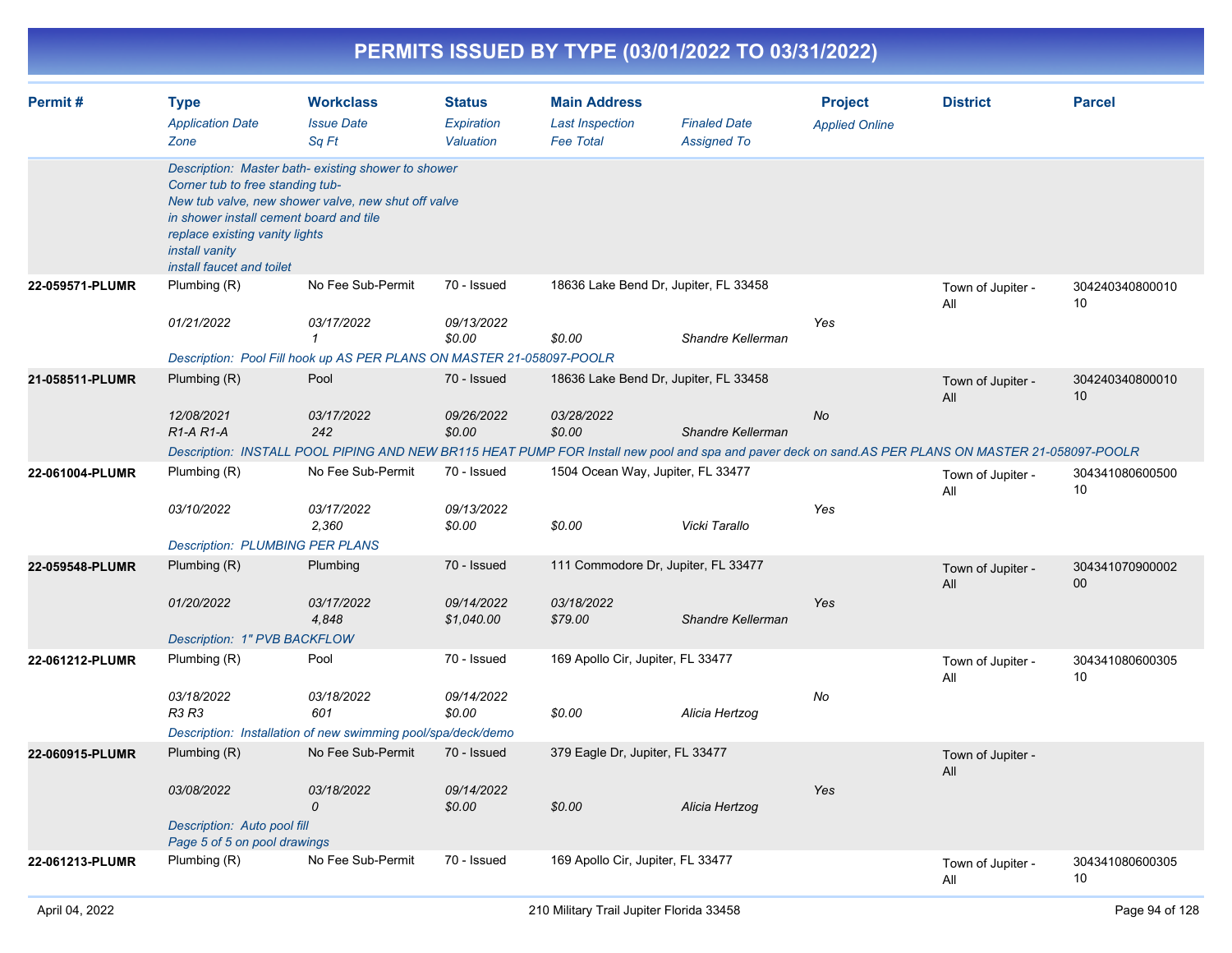# PERMITS ISSUED BY TYPE (03/01/2022 TO 03/31/2022)

| Permit # | Type<br>*Application Date*<br>*Zone* | Workclass<br>*Issue Date*<br>*Sq Ft* | Status<br>*Expiration*<br>*Valuation* | Main Address<br>*Last Inspection*<br>*Fee Total* | *Finaled Date*<br>*Assigned To* | Project<br>*Applied Online* | District | Parcel |
|---|---|---|---|---|---|---|---|---|
| | *Description: Master bath- existing shower to shower Corner tub to free standing tub- New tub valve, new shower valve, new shut off valve in shower install cement board and tile replace existing vanity lights install vanity install faucet and toilet* | | | | | | | |
| **22-059571-PLUMR** | Plumbing (R) | No Fee Sub-Permit | 70 - Issued | 18636 Lake Bend Dr, Jupiter, FL 33458 | | | Town of Jupiter - All | 30424034080001010 |
| | *01/21/2022* | *03/17/2022*<br>*1* | *09/13/2022*<br>*$0.00* | *$0.00* | *Shandre Kellerman* | *Yes* | | |
| | *Description: Pool Fill hook up AS PER PLANS ON MASTER 21-058097-POOLR* | | | | | | | |
| **21-058511-PLUMR** | Plumbing (R) | Pool | 70 - Issued | 18636 Lake Bend Dr, Jupiter, FL 33458 | | | Town of Jupiter - All | 30424034080001010 |
| | *12/08/2021*<br>*R1-A R1-A* | *03/17/2022*<br>*242* | *09/26/2022*<br>*$0.00* | *03/28/2022*<br>*$0.00* | *Shandre Kellerman* | *No* | | |
| | *Description: INSTALL POOL PIPING AND NEW BR115 HEAT PUMP FOR Install new pool and spa and paver deck on sand.AS PER PLANS ON MASTER 21-058097-POOLR* | | | | | | | |
| **22-061004-PLUMR** | Plumbing (R) | No Fee Sub-Permit | 70 - Issued | 1504 Ocean Way, Jupiter, FL 33477 | | | Town of Jupiter - All | 30434108060050010 |
| | *03/10/2022* | *03/17/2022*<br>*2,360* | *09/13/2022*<br>*$0.00* | *$0.00* | *Vicki Tarallo* | *Yes* | | |
| | *Description: PLUMBING PER PLANS* | | | | | | | |
| **22-059548-PLUMR** | Plumbing (R) | Plumbing | 70 - Issued | 111 Commodore Dr, Jupiter, FL 33477 | | | Town of Jupiter - All | 30434107090000200 |
| | *01/20/2022* | *03/17/2022*<br>*4,848* | *09/14/2022*<br>*$1,040.00* | *03/18/2022*<br>*$79.00* | *Shandre Kellerman* | *Yes* | | |
| | *Description: 1" PVB BACKFLOW* | | | | | | | |
| **22-061212-PLUMR** | Plumbing (R) | Pool | 70 - Issued | 169 Apollo Cir, Jupiter, FL 33477 | | | Town of Jupiter - All | 30434108060030510 |
| | *03/18/2022*<br>*R3 R3* | *03/18/2022*<br>*601* | *09/14/2022*<br>*$0.00* | *$0.00* | *Alicia Hertzog* | *No* | | |
| | *Description: Installation of new swimming pool/spa/deck/demo* | | | | | | | |
| **22-060915-PLUMR** | Plumbing (R) | No Fee Sub-Permit | 70 - Issued | 379 Eagle Dr, Jupiter, FL 33477 | | | Town of Jupiter - All | |
| | *03/08/2022* | *03/18/2022*<br>*0* | *09/14/2022*<br>*$0.00* | *$0.00* | *Alicia Hertzog* | *Yes* | | |
| | *Description: Auto pool fill Page 5 of 5 on pool drawings* | | | | | | | |
| **22-061213-PLUMR** | Plumbing (R) | No Fee Sub-Permit | 70 - Issued | 169 Apollo Cir, Jupiter, FL 33477 | | | Town of Jupiter - All | 30434108060030510 |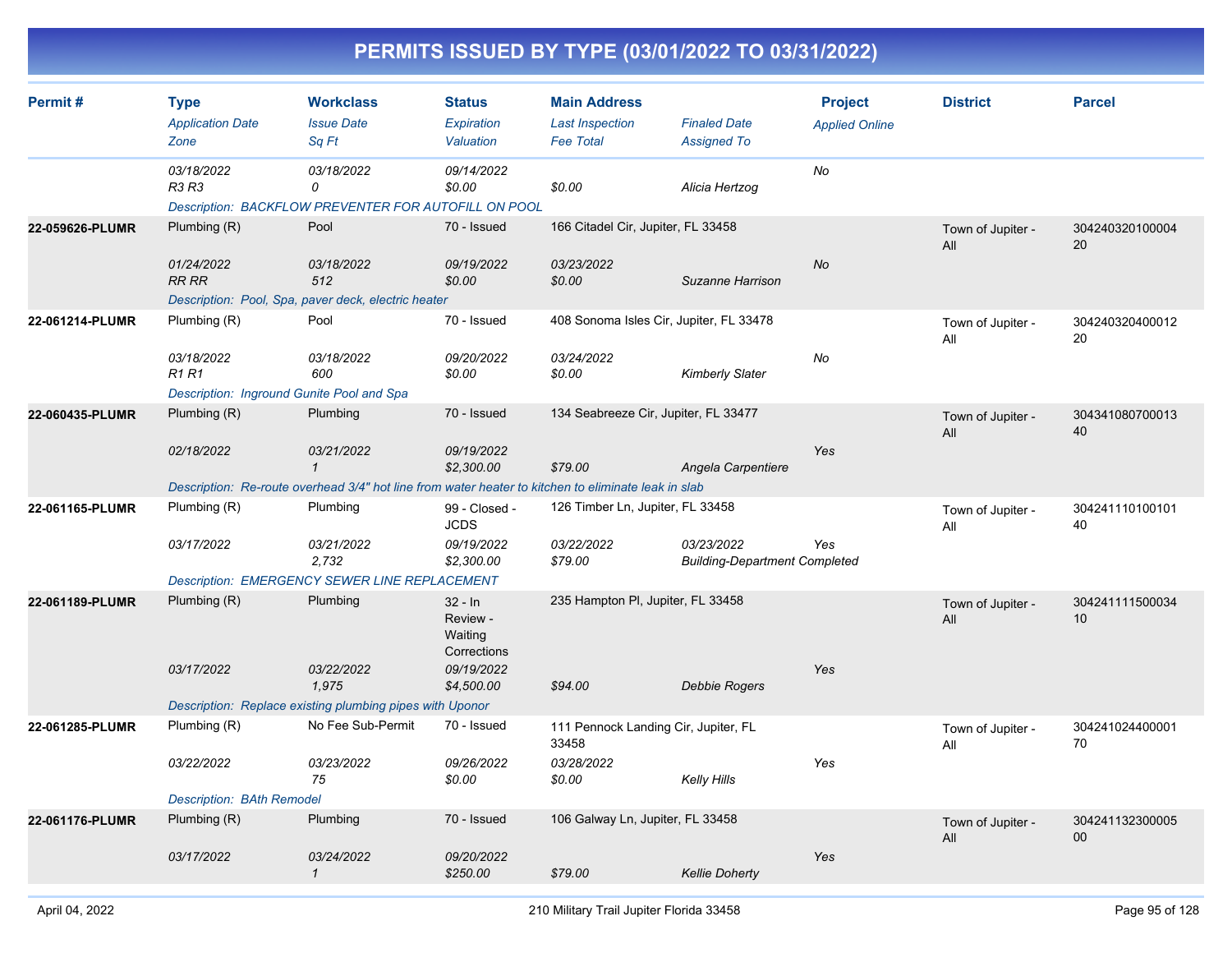# PERMITS ISSUED BY TYPE (03/01/2022 TO 03/31/2022)

| Permit # | Type<br>*Application Date*<br>*Zone* | Workclass<br>*Issue Date*<br>*Sq Ft* | Status<br>*Expiration*<br>*Valuation* | Main Address<br>*Last Inspection*<br>*Fee Total* | *Finaled Date*<br>*Assigned To* | Project<br>*Applied Online* | District | Parcel |
|---|---|---|---|---|---|---|---|---|
| | *03/18/2022*<br>*R3 R3* | *03/18/2022*<br>*0* | *09/14/2022*<br>*$0.00* | <br>*$0.00* | <br>*Alicia Hertzog* | *No* | | |
| | *Description: BACKFLOW PREVENTER FOR AUTOFILL ON POOL* | | | | | | | |
| **22-059626-PLUMR** | Plumbing (R)<br>*01/24/2022*<br>*RR RR* | Pool<br>*03/18/2022*<br>*512* | 70 - Issued<br>*09/19/2022*<br>*$0.00* | 166 Citadel Cir, Jupiter, FL 33458<br>*03/23/2022*<br>*$0.00* | <br><br>*Suzanne Harrison* | <br>*No* | Town of Jupiter - All | 30424032010000420 |
| | *Description: Pool, Spa, paver deck, electric heater* | | | | | | | |
| **22-061214-PLUMR** | Plumbing (R)<br>*03/18/2022*<br>*R1 R1* | Pool<br>*03/18/2022*<br>*600* | 70 - Issued<br>*09/20/2022*<br>*$0.00* | 408 Sonoma Isles Cir, Jupiter, FL 33478<br>*03/24/2022*<br>*$0.00* | <br><br>*Kimberly Slater* | <br>*No* | Town of Jupiter - All | 30424032040001220 |
| | *Description: Inground Gunite Pool and Spa* | | | | | | | |
| **22-060435-PLUMR** | Plumbing (R)<br>*02/18/2022* | Plumbing<br>*03/21/2022*<br>*1* | 70 - Issued<br>*09/19/2022*<br>*$2,300.00* | 134 Seabreeze Cir, Jupiter, FL 33477<br><br>*$79.00* | <br><br>*Angela Carpentiere* | <br>*Yes* | Town of Jupiter - All | 30434108070001340 |
| | *Description: Re-route overhead 3/4" hot line from water heater to kitchen to eliminate leak in slab* | | | | | | | |
| **22-061165-PLUMR** | Plumbing (R)<br>*03/17/2022* | Plumbing<br>*03/21/2022*<br>*2,732* | 99 - Closed - JCDS<br>*09/19/2022*<br>*$2,300.00* | 126 Timber Ln, Jupiter, FL 33458<br>*03/22/2022*<br>*$79.00* | <br>*03/23/2022*<br>*Building-Department Completed* | <br>*Yes* | Town of Jupiter - All | 30424111010010140 |
| | *Description: EMERGENCY SEWER LINE REPLACEMENT* | | | | | | | |
| **22-061189-PLUMR** | Plumbing (R)<br>*03/17/2022* | Plumbing<br>*03/22/2022*<br>*1,975* | 32 - In Review - Waiting Corrections<br>*09/19/2022*<br>*$4,500.00* | 235 Hampton Pl, Jupiter, FL 33458<br><br>*$94.00* | <br><br>*Debbie Rogers* | <br>*Yes* | Town of Jupiter - All | 30424111150003410 |
| | *Description: Replace existing plumbing pipes with Uponor* | | | | | | | |
| **22-061285-PLUMR** | Plumbing (R)<br>*03/22/2022* | No Fee Sub-Permit<br>*03/23/2022*<br>*75* | 70 - Issued<br>*09/26/2022*<br>*$0.00* | 111 Pennock Landing Cir, Jupiter, FL 33458<br>*03/28/2022*<br>*$0.00* | <br><br>*Kelly Hills* | <br>*Yes* | Town of Jupiter - All | 30424102440000170 |
| | *Description: BAth Remodel* | | | | | | | |
| **22-061176-PLUMR** | Plumbing (R)<br>*03/17/2022* | Plumbing<br>*03/24/2022*<br>*1* | 70 - Issued<br>*09/20/2022*<br>*$250.00* | 106 Galway Ln, Jupiter, FL 33458<br><br>*$79.00* | <br><br>*Kellie Doherty* | <br>*Yes* | Town of Jupiter - All | 30424113230000500 |

April 04, 2022 — 210 Military Trail Jupiter Florida 33458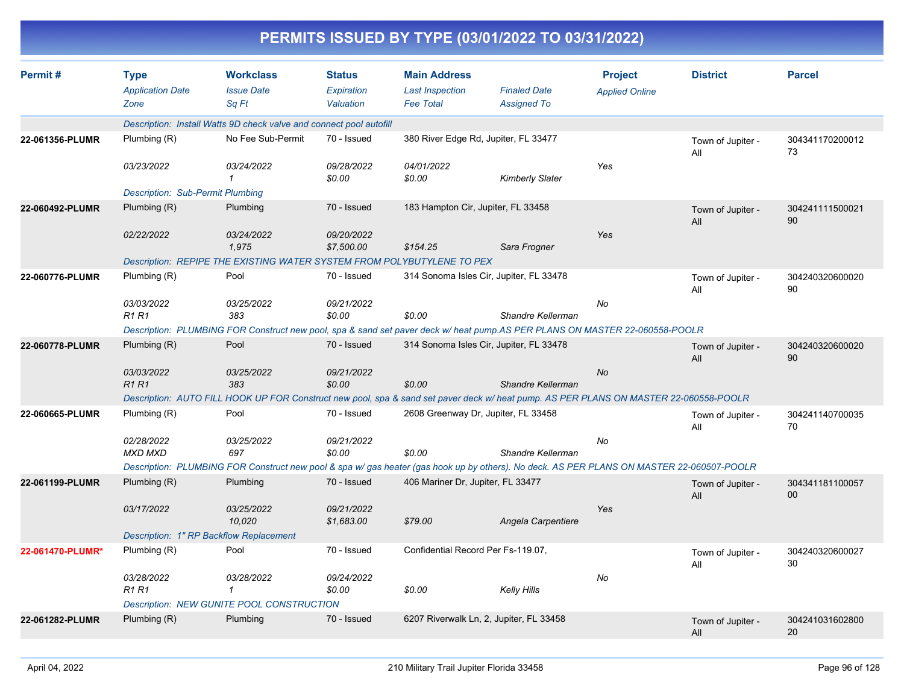# PERMITS ISSUED BY TYPE (03/01/2022 TO 03/31/2022)

| Permit # | Type / Application Date / Zone | Workclass / Issue Date / Sq Ft | Status / Expiration / Valuation | Main Address / Last Inspection / Fee Total | Finaled Date / Assigned To | Project / Applied Online | District | Parcel |
|---|---|---|---|---|---|---|---|---|
| | Description: Install Watts 9D check valve and connect pool autofill | | | | | | | |
| **22-061356-PLUMR** | Plumbing (R) | No Fee Sub-Permit | 70 - Issued | 380 River Edge Rd, Jupiter, FL 33477 | | | Town of Jupiter - All | 30434117020001273 |
| | 03/23/2022 | 03/24/2022 | 09/28/2022 | 04/01/2022 | | Yes | | |
| | | 1 | $0.00 | $0.00 | Kimberly Slater | | | |
| | Description: Sub-Permit Plumbing | | | | | | | |
| **22-060492-PLUMR** | Plumbing (R) | Plumbing | 70 - Issued | 183 Hampton Cir, Jupiter, FL 33458 | | | Town of Jupiter - All | 30424111150002190 |
| | 02/22/2022 | 03/24/2022 | 09/20/2022 | | | Yes | | |
| | | 1,975 | $7,500.00 | $154.25 | Sara Frogner | | | |
| | Description: REPIPE THE EXISTING WATER SYSTEM FROM POLYBUTYLENE TO PEX | | | | | | | |
| **22-060776-PLUMR** | Plumbing (R) | Pool | 70 - Issued | 314 Sonoma Isles Cir, Jupiter, FL 33478 | | | Town of Jupiter - All | 30424032060002090 |
| | 03/03/2022 | 03/25/2022 | 09/21/2022 | | | No | | |
| | R1 R1 | 383 | $0.00 | $0.00 | Shandre Kellerman | | | |
| | Description: PLUMBING FOR Construct new pool, spa & sand set paver deck w/ heat pump.AS PER PLANS ON MASTER 22-060558-POOLR | | | | | | | |
| **22-060778-PLUMR** | Plumbing (R) | Pool | 70 - Issued | 314 Sonoma Isles Cir, Jupiter, FL 33478 | | | Town of Jupiter - All | 30424032060002090 |
| | 03/03/2022 | 03/25/2022 | 09/21/2022 | | | No | | |
| | R1 R1 | 383 | $0.00 | $0.00 | Shandre Kellerman | | | |
| | Description: AUTO FILL HOOK UP FOR Construct new pool, spa & sand set paver deck w/ heat pump. AS PER PLANS ON MASTER 22-060558-POOLR | | | | | | | |
| **22-060665-PLUMR** | Plumbing (R) | Pool | 70 - Issued | 2608 Greenway Dr, Jupiter, FL 33458 | | | Town of Jupiter - All | 30424114070003570 |
| | 02/28/2022 | 03/25/2022 | 09/21/2022 | | | No | | |
| | MXD MXD | 697 | $0.00 | $0.00 | Shandre Kellerman | | | |
| | Description: PLUMBING FOR Construct new pool & spa w/ gas heater (gas hook up by others). No deck. AS PER PLANS ON MASTER 22-060507-POOLR | | | | | | | |
| **22-061199-PLUMR** | Plumbing (R) | Plumbing | 70 - Issued | 406 Mariner Dr, Jupiter, FL 33477 | | | Town of Jupiter - All | 30434118110005700 |
| | 03/17/2022 | 03/25/2022 | 09/21/2022 | | | Yes | | |
| | | 10,020 | $1,683.00 | $79.00 | Angela Carpentiere | | | |
| | Description: 1" RP Backflow Replacement | | | | | | | |
| **22-061470-PLUMR*** | Plumbing (R) | Pool | 70 - Issued | Confidential Record Per Fs-119.07, | | | Town of Jupiter - All | 30424032060002730 |
| | 03/28/2022 | 03/28/2022 | 09/24/2022 | | | No | | |
| | R1 R1 | 1 | $0.00 | $0.00 | Kelly Hills | | | |
| | Description: NEW GUNITE POOL CONSTRUCTION | | | | | | | |
| **22-061282-PLUMR** | Plumbing (R) | Plumbing | 70 - Issued | 6207 Riverwalk Ln, 2, Jupiter, FL 33458 | | | Town of Jupiter - All | 30424103160280020 |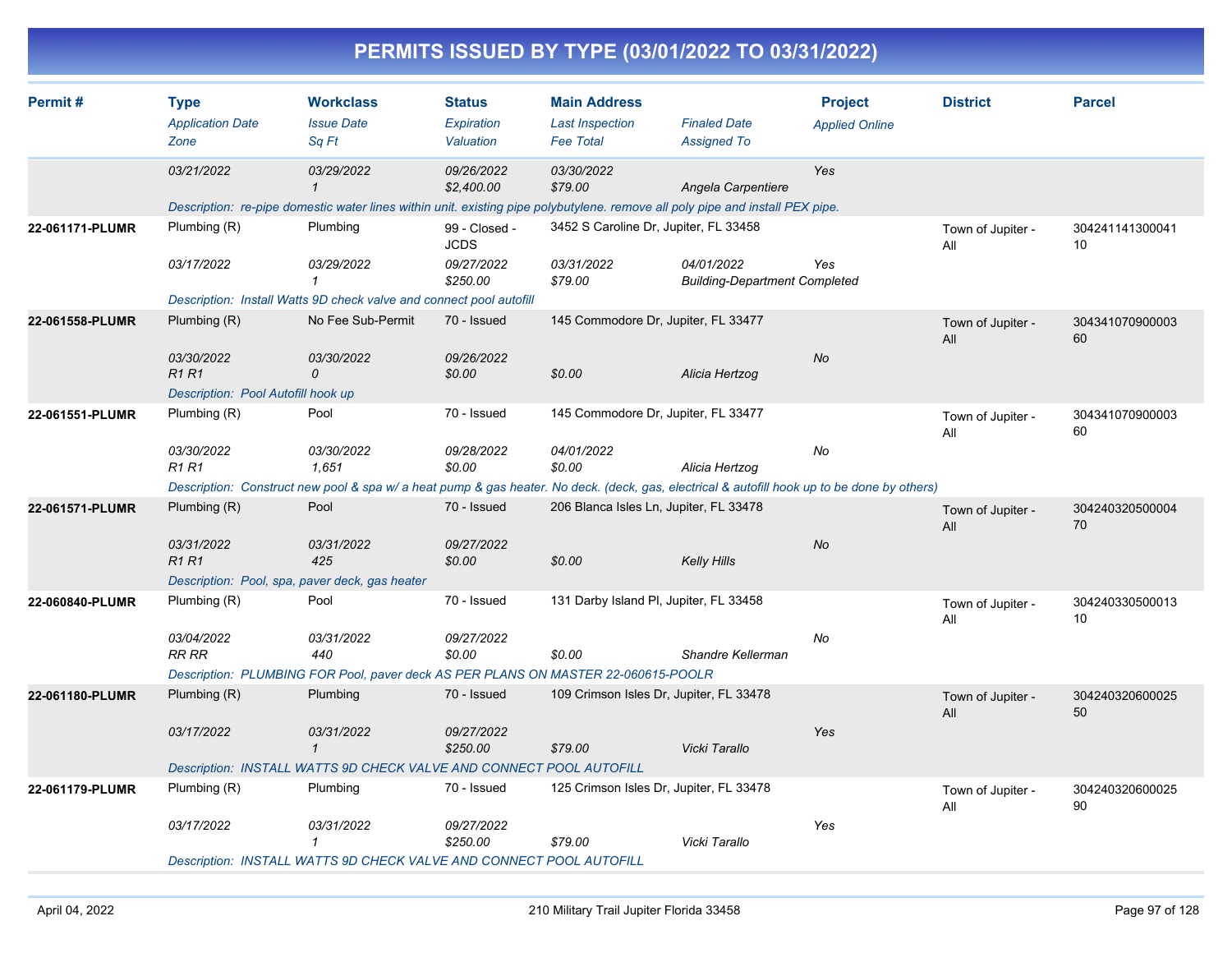# PERMITS ISSUED BY TYPE (03/01/2022 TO 03/31/2022)

| Permit # | Type<br>*Application Date*<br>*Zone* | Workclass<br>*Issue Date*<br>*Sq Ft* | Status<br>*Expiration*<br>*Valuation* | Main Address<br>*Last Inspection*<br>*Fee Total* | *Finaled Date*<br>*Assigned To* | Project<br>*Applied Online* | District | Parcel |
|---|---|---|---|---|---|---|---|---|
| | *03/21/2022* | *03/29/2022*<br>*1* | *09/26/2022*<br>*$2,400.00* | *03/30/2022*<br>*$79.00* | *Angela Carpentiere* | *Yes* | | |
| | *Description: re-pipe domestic water lines within unit. existing pipe polybutylene. remove all poly pipe and install PEX pipe.* | | | | | | | |
| **22-061171-PLUMR** | Plumbing (R)<br>*03/17/2022* | Plumbing<br>*03/29/2022*<br>*1* | 99 - Closed - JCDS<br>*09/27/2022*<br>*$250.00* | 3452 S Caroline Dr, Jupiter, FL 33458<br>*03/31/2022*<br>*$79.00* | *04/01/2022*<br>*Building-Department Completed* | *Yes* | Town of Jupiter - All | 30424114130004110 |
| | *Description: Install Watts 9D check valve and connect pool autofill* | | | | | | | |
| **22-061558-PLUMR** | Plumbing (R)<br>*03/30/2022*<br>*R1 R1* | No Fee Sub-Permit<br>*03/30/2022*<br>*0* | 70 - Issued<br>*09/26/2022*<br>*$0.00* | 145 Commodore Dr, Jupiter, FL 33477<br><br>*$0.00* | *Alicia Hertzog* | *No* | Town of Jupiter - All | 30434107090000360 |
| | *Description: Pool Autofill hook up* | | | | | | | |
| **22-061551-PLUMR** | Plumbing (R)<br>*03/30/2022*<br>*R1 R1* | Pool<br>*03/30/2022*<br>*1,651* | 70 - Issued<br>*09/28/2022*<br>*$0.00* | 145 Commodore Dr, Jupiter, FL 33477<br>*04/01/2022*<br>*$0.00* | *Alicia Hertzog* | *No* | Town of Jupiter - All | 30434107090000360 |
| | *Description: Construct new pool & spa w/ a heat pump & gas heater. No deck. (deck, gas, electrical & autofill hook up to be done by others)* | | | | | | | |
| **22-061571-PLUMR** | Plumbing (R)<br>*03/31/2022*<br>*R1 R1* | Pool<br>*03/31/2022*<br>*425* | 70 - Issued<br>*09/27/2022*<br>*$0.00* | 206 Blanca Isles Ln, Jupiter, FL 33478<br><br>*$0.00* | *Kelly Hills* | *No* | Town of Jupiter - All | 30424032050000470 |
| | *Description: Pool, spa, paver deck, gas heater* | | | | | | | |
| **22-060840-PLUMR** | Plumbing (R)<br>*03/04/2022*<br>*RR RR* | Pool<br>*03/31/2022*<br>*440* | 70 - Issued<br>*09/27/2022*<br>*$0.00* | 131 Darby Island Pl, Jupiter, FL 33458<br><br>*$0.00* | *Shandre Kellerman* | *No* | Town of Jupiter - All | 30424033050001310 |
| | *Description: PLUMBING FOR Pool, paver deck AS PER PLANS ON MASTER 22-060615-POOLR* | | | | | | | |
| **22-061180-PLUMR** | Plumbing (R)<br>*03/17/2022* | Plumbing<br>*03/31/2022*<br>*1* | 70 - Issued<br>*09/27/2022*<br>*$250.00* | 109 Crimson Isles Dr, Jupiter, FL 33478<br><br>*$79.00* | *Vicki Tarallo* | *Yes* | Town of Jupiter - All | 30424032060002550 |
| | *Description: INSTALL WATTS 9D CHECK VALVE AND CONNECT POOL AUTOFILL* | | | | | | | |
| **22-061179-PLUMR** | Plumbing (R)<br>*03/17/2022* | Plumbing<br>*03/31/2022*<br>*1* | 70 - Issued<br>*09/27/2022*<br>*$250.00* | 125 Crimson Isles Dr, Jupiter, FL 33478<br><br>*$79.00* | *Vicki Tarallo* | *Yes* | Town of Jupiter - All | 30424032060002590 |
| | *Description: INSTALL WATTS 9D CHECK VALVE AND CONNECT POOL AUTOFILL* | | | | | | | |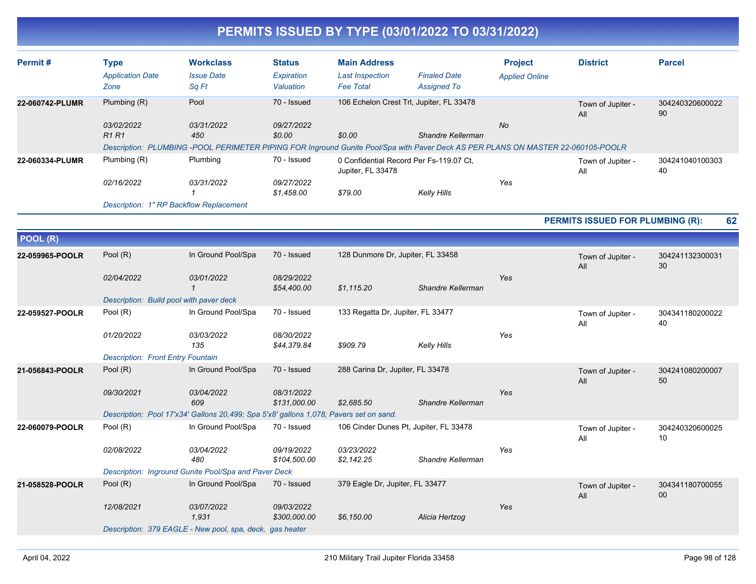# PERMITS ISSUED BY TYPE (03/01/2022 TO 03/31/2022)

| Permit # | Type<br>*Application Date*<br>*Zone* | Workclass<br>*Issue Date*<br>*Sq Ft* | Status<br>*Expiration*<br>*Valuation* | Main Address<br>*Last Inspection*<br>*Fee Total* | *Finaled Date*<br>*Assigned To* | Project<br>*Applied Online* | District | Parcel |
|---|---|---|---|---|---|---|---|---|
| **22-060742-PLUMR** | Plumbing (R)<br>*03/02/2022*<br>*R1 R1* | Pool<br>*03/31/2022*<br>*450* | 70 - Issued<br>*09/27/2022*<br>*$0.00* | 106 Echelon Crest Trl, Jupiter, FL 33478<br><br>*$0.00* | <br><br>*Shandre Kellerman* | <br>*No* | Town of Jupiter - All | 30424032060002290 |
| | *Description: PLUMBING -POOL PERIMETER PIPING FOR Inground Gunite Pool/Spa with Paver Deck AS PER PLANS ON MASTER 22-060105-POOLR* | | | | | | | |
| **22-060334-PLUMR** | Plumbing (R)<br>*02/16/2022* | Plumbing<br>*03/31/2022*<br>*1* | 70 - Issued<br>*09/27/2022*<br>*$1,458.00* | 0 Confidential Record Per Fs-119.07 Ct, Jupiter, FL 33478<br><br>*$79.00* | <br><br>*Kelly Hills* | <br>*Yes* | Town of Jupiter - All | 30424104010030340 |
| | *Description: 1" RP Backflow Replacement* | | | | | | | |

**PERMITS ISSUED FOR PLUMBING (R): 62**

## POOL (R)

| Permit # | Type<br>*Application Date*<br>*Zone* | Workclass<br>*Issue Date*<br>*Sq Ft* | Status<br>*Expiration*<br>*Valuation* | Main Address<br>*Last Inspection*<br>*Fee Total* | *Finaled Date*<br>*Assigned To* | Project<br>*Applied Online* | District | Parcel |
|---|---|---|---|---|---|---|---|---|
| **22-059965-POOLR** | Pool (R)<br>*02/04/2022* | In Ground Pool/Spa<br>*03/01/2022*<br>*1* | 70 - Issued<br>*08/29/2022*<br>*$54,400.00* | 128 Dunmore Dr, Jupiter, FL 33458<br><br>*$1,115.20* | <br><br>*Shandre Kellerman* | <br>*Yes* | Town of Jupiter - All | 30424113230003130 |
| | *Description: Build pool with paver deck* | | | | | | | |
| **22-059527-POOLR** | Pool (R)<br>*01/20/2022* | In Ground Pool/Spa<br>*03/03/2022*<br>*135* | 70 - Issued<br>*08/30/2022*<br>*$44,379.84* | 133 Regatta Dr, Jupiter, FL 33477<br><br>*$909.79* | <br><br>*Kelly Hills* | <br>*Yes* | Town of Jupiter - All | 30434118020002240 |
| | *Description: Front Entry Fountain* | | | | | | | |
| **21-056843-POOLR** | Pool (R)<br>*09/30/2021* | In Ground Pool/Spa<br>*03/04/2022*<br>*609* | 70 - Issued<br>*08/31/2022*<br>*$131,000.00* | 288 Carina Dr, Jupiter, FL 33478<br><br>*$2,685.50* | <br><br>*Shandre Kellerman* | <br>*Yes* | Town of Jupiter - All | 30424108020000750 |
| | *Description: Pool 17'x34' Gallons 20,499; Spa 5'x8' gallons 1,078; Pavers set on sand.* | | | | | | | |
| **22-060079-POOLR** | Pool (R)<br>*02/08/2022* | In Ground Pool/Spa<br>*03/04/2022*<br>*480* | 70 - Issued<br>*09/19/2022*<br>*$104,500.00* | 106 Cinder Dunes Pt, Jupiter, FL 33478<br>*03/23/2022*<br>*$2,142.25* | <br><br>*Shandre Kellerman* | <br>*Yes* | Town of Jupiter - All | 30424032060002510 |
| | *Description: Inground Gunite Pool/Spa and Paver Deck* | | | | | | | |
| **21-058528-POOLR** | Pool (R)<br>*12/08/2021* | In Ground Pool/Spa<br>*03/07/2022*<br>*1,931* | 70 - Issued<br>*09/03/2022*<br>*$300,000.00* | 379 Eagle Dr, Jupiter, FL 33477<br><br>*$6,150.00* | <br><br>*Alicia Hertzog* | <br>*Yes* | Town of Jupiter - All | 30434118070005500 |
| | *Description: 379 EAGLE - New pool, spa, deck, gas heater* | | | | | | | |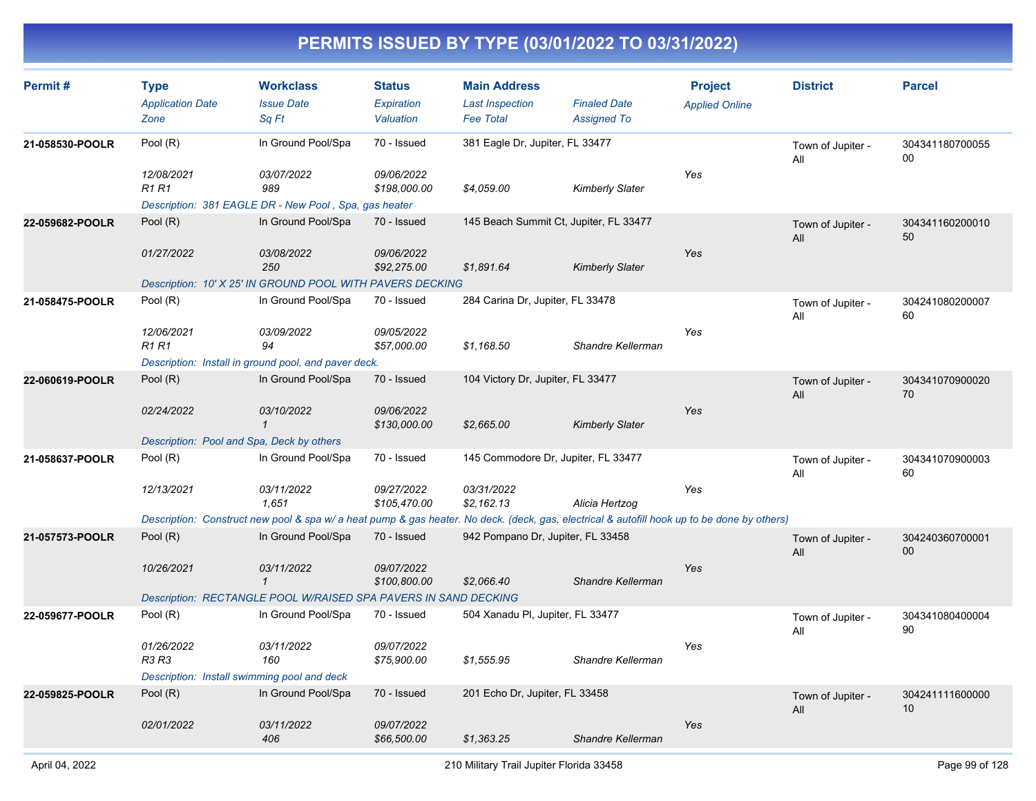# PERMITS ISSUED BY TYPE (03/01/2022 TO 03/31/2022)

| Permit # | Type | Workclass | Status | Main Address | | Project | District | Parcel |
|---|---|---|---|---|---|---|---|---|
| | *Application Date* | *Issue Date* | *Expiration* | *Last Inspection* | *Finaled Date* | *Applied Online* | | |
| | *Zone* | *Sq Ft* | *Valuation* | *Fee Total* | *Assigned To* | | | |
| **21-058530-POOLR** | Pool (R) | In Ground Pool/Spa | 70 - Issued | 381 Eagle Dr, Jupiter, FL 33477 | | | Town of Jupiter - All | 30434118070005500 |
| | *12/08/2021* | *03/07/2022* | *09/06/2022* | | | *Yes* | | |
| | *R1 R1* | *989* | *$198,000.00* | *$4,059.00* | *Kimberly Slater* | | | |
| | *Description: 381 EAGLE DR - New Pool , Spa, gas heater* | | | | | | | |
| **22-059682-POOLR** | Pool (R) | In Ground Pool/Spa | 70 - Issued | 145 Beach Summit Ct, Jupiter, FL 33477 | | | Town of Jupiter - All | 30434116020001050 |
| | *01/27/2022* | *03/08/2022* | *09/06/2022* | | | *Yes* | | |
| | | *250* | *$92,275.00* | *$1,891.64* | *Kimberly Slater* | | | |
| | *Description: 10' X 25' IN GROUND POOL WITH PAVERS DECKING* | | | | | | | |
| **21-058475-POOLR** | Pool (R) | In Ground Pool/Spa | 70 - Issued | 284 Carina Dr, Jupiter, FL 33478 | | | Town of Jupiter - All | 30424108020000760 |
| | *12/06/2021* | *03/09/2022* | *09/05/2022* | | | *Yes* | | |
| | *R1 R1* | *94* | *$57,000.00* | *$1,168.50* | *Shandre Kellerman* | | | |
| | *Description: Install in ground pool, and paver deck.* | | | | | | | |
| **22-060619-POOLR** | Pool (R) | In Ground Pool/Spa | 70 - Issued | 104 Victory Dr, Jupiter, FL 33477 | | | Town of Jupiter - All | 30434107090002070 |
| | *02/24/2022* | *03/10/2022* | *09/06/2022* | | | *Yes* | | |
| | | *1* | *$130,000.00* | *$2,665.00* | *Kimberly Slater* | | | |
| | *Description: Pool and Spa, Deck by others* | | | | | | | |
| **21-058637-POOLR** | Pool (R) | In Ground Pool/Spa | 70 - Issued | 145 Commodore Dr, Jupiter, FL 33477 | | | Town of Jupiter - All | 30434107090000360 |
| | *12/13/2021* | *03/11/2022* | *09/27/2022* | *03/31/2022* | | *Yes* | | |
| | | *1,651* | *$105,470.00* | *$2,162.13* | *Alicia Hertzog* | | | |
| | *Description: Construct new pool & spa w/ a heat pump & gas heater. No deck. (deck, gas, electrical & autofill hook up to be done by others)* | | | | | | | |
| **21-057573-POOLR** | Pool (R) | In Ground Pool/Spa | 70 - Issued | 942 Pompano Dr, Jupiter, FL 33458 | | | Town of Jupiter - All | 30424036070000100 |
| | *10/26/2021* | *03/11/2022* | *09/07/2022* | | | *Yes* | | |
| | | *1* | *$100,800.00* | *$2,066.40* | *Shandre Kellerman* | | | |
| | *Description: RECTANGLE POOL W/RAISED SPA PAVERS IN SAND DECKING* | | | | | | | |
| **22-059677-POOLR** | Pool (R) | In Ground Pool/Spa | 70 - Issued | 504 Xanadu Pl, Jupiter, FL 33477 | | | Town of Jupiter - All | 30434108040000490 |
| | *01/26/2022* | *03/11/2022* | *09/07/2022* | | | *Yes* | | |
| | *R3 R3* | *160* | *$75,900.00* | *$1,555.95* | *Shandre Kellerman* | | | |
| | *Description: Install swimming pool and deck* | | | | | | | |
| **22-059825-POOLR** | Pool (R) | In Ground Pool/Spa | 70 - Issued | 201 Echo Dr, Jupiter, FL 33458 | | | Town of Jupiter - All | 30424111160000010 |
| | *02/01/2022* | *03/11/2022* | *09/07/2022* | | | *Yes* | | |
| | | *406* | *$66,500.00* | *$1,363.25* | *Shandre Kellerman* | | | |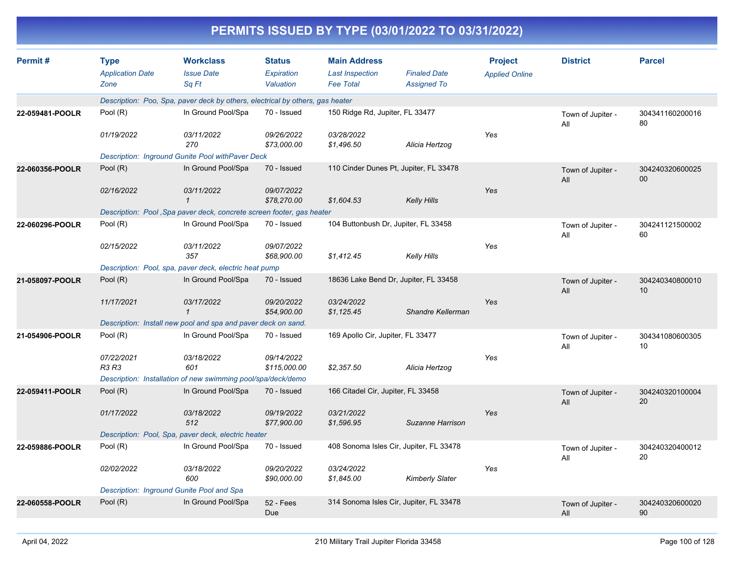# PERMITS ISSUED BY TYPE (03/01/2022 TO 03/31/2022)

| Permit # | Type | Workclass | Status | Main Address | | Project | District | Parcel |
|---|---|---|---|---|---|---|---|---|
| | *Application Date* | *Issue Date* | *Expiration* | *Last Inspection* | *Finaled Date* | *Applied Online* | | |
| | *Zone* | *Sq Ft* | *Valuation* | *Fee Total* | *Assigned To* | | | |
| | *Description: Poo, Spa, paver deck by others, electrical by others, gas heater* | | | | | | | |
| **22-059481-POOLR** | Pool (R) | In Ground Pool/Spa | 70 - Issued | 150 Ridge Rd, Jupiter, FL 33477 | | | Town of Jupiter - All | 30434116020001680 |
| | *01/19/2022* | *03/11/2022* | *09/26/2022* | *03/28/2022* | | Yes | | |
| | | *270* | *$73,000.00* | *$1,496.50* | *Alicia Hertzog* | | | |
| | *Description: Inground Gunite Pool withPaver Deck* | | | | | | | |
| **22-060356-POOLR** | Pool (R) | In Ground Pool/Spa | 70 - Issued | 110 Cinder Dunes Pt, Jupiter, FL 33478 | | | Town of Jupiter - All | 30424032060002500 |
| | *02/16/2022* | *03/11/2022* | *09/07/2022* | | | Yes | | |
| | | *1* | *$78,270.00* | *$1,604.53* | *Kelly Hills* | | | |
| | *Description: Pool ,Spa paver deck, concrete screen footer, gas heater* | | | | | | | |
| **22-060296-POOLR** | Pool (R) | In Ground Pool/Spa | 70 - Issued | 104 Buttonbush Dr, Jupiter, FL 33458 | | | Town of Jupiter - All | 30424112150000260 |
| | *02/15/2022* | *03/11/2022* | *09/07/2022* | | | Yes | | |
| | | *357* | *$68,900.00* | *$1,412.45* | *Kelly Hills* | | | |
| | *Description: Pool, spa, paver deck, electric heat pump* | | | | | | | |
| **21-058097-POOLR** | Pool (R) | In Ground Pool/Spa | 70 - Issued | 18636 Lake Bend Dr, Jupiter, FL 33458 | | | Town of Jupiter - All | 30424034080001010 |
| | *11/17/2021* | *03/17/2022* | *09/20/2022* | *03/24/2022* | | Yes | | |
| | | *1* | *$54,900.00* | *$1,125.45* | *Shandre Kellerman* | | | |
| | *Description: Install new pool and spa and paver deck on sand.* | | | | | | | |
| **21-054906-POOLR** | Pool (R) | In Ground Pool/Spa | 70 - Issued | 169 Apollo Cir, Jupiter, FL 33477 | | | Town of Jupiter - All | 30434108060030510 |
| | *07/22/2021* | *03/18/2022* | *09/14/2022* | | | Yes | | |
| | *R3 R3* | *601* | *$115,000.00* | *$2,357.50* | *Alicia Hertzog* | | | |
| | *Description: Installation of new swimming pool/spa/deck/demo* | | | | | | | |
| **22-059411-POOLR** | Pool (R) | In Ground Pool/Spa | 70 - Issued | 166 Citadel Cir, Jupiter, FL 33458 | | | Town of Jupiter - All | 30424032010000420 |
| | *01/17/2022* | *03/18/2022* | *09/19/2022* | *03/21/2022* | | Yes | | |
| | | *512* | *$77,900.00* | *$1,596.95* | *Suzanne Harrison* | | | |
| | *Description: Pool, Spa, paver deck, electric heater* | | | | | | | |
| **22-059886-POOLR** | Pool (R) | In Ground Pool/Spa | 70 - Issued | 408 Sonoma Isles Cir, Jupiter, FL 33478 | | | Town of Jupiter - All | 30424032040001220 |
| | *02/02/2022* | *03/18/2022* | *09/20/2022* | *03/24/2022* | | Yes | | |
| | | *600* | *$90,000.00* | *$1,845.00* | *Kimberly Slater* | | | |
| | *Description: Inground Gunite Pool and Spa* | | | | | | | |
| **22-060558-POOLR** | Pool (R) | In Ground Pool/Spa | 52 - Fees Due | 314 Sonoma Isles Cir, Jupiter, FL 33478 | | | Town of Jupiter - All | 30424032060002090 |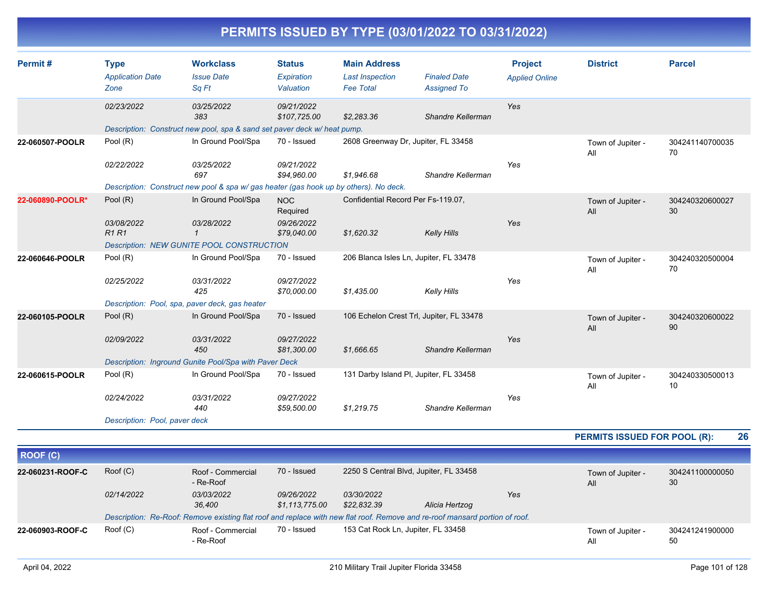# PERMITS ISSUED BY TYPE (03/01/2022 TO 03/31/2022)

| Permit # | Type | Workclass | Status | Main Address | | Project | District | Parcel |
|---|---|---|---|---|---|---|---|---|
| | *Application Date* | *Issue Date* | *Expiration* | *Last Inspection* | *Finaled Date* | *Applied Online* | | |
| | *Zone* | *Sq Ft* | *Valuation* | *Fee Total* | *Assigned To* | | | |
| | 02/23/2022 | 03/25/2022 | 09/21/2022 | | | Yes | | |
| | | 383 | $107,725.00 | $2,283.36 | Shandre Kellerman | | | |
| | *Description: Construct new pool, spa & sand set paver deck w/ heat pump.* | | | | | | | |
| **22-060507-POOLR** | Pool (R) | In Ground Pool/Spa | 70 - Issued | 2608 Greenway Dr, Jupiter, FL 33458 | | | Town of Jupiter - All | 30424114070003570 |
| | 02/22/2022 | 03/25/2022 | 09/21/2022 | | | Yes | | |
| | | 697 | $94,960.00 | $1,946.68 | Shandre Kellerman | | | |
| | *Description: Construct new pool & spa w/ gas heater (gas hook up by others). No deck.* | | | | | | | |
| **22-060890-POOLR*** | Pool (R) | In Ground Pool/Spa | NOC Required | Confidential Record Per Fs-119.07, | | | Town of Jupiter - All | 30424032060002730 |
| | 03/08/2022 | 03/28/2022 | 09/26/2022 | | | Yes | | |
| | R1 R1 | 1 | $79,040.00 | $1,620.32 | Kelly Hills | | | |
| | *Description: NEW GUNITE POOL CONSTRUCTION* | | | | | | | |
| **22-060646-POOLR** | Pool (R) | In Ground Pool/Spa | 70 - Issued | 206 Blanca Isles Ln, Jupiter, FL 33478 | | | Town of Jupiter - All | 30424032050000470 |
| | 02/25/2022 | 03/31/2022 | 09/27/2022 | | | Yes | | |
| | | 425 | $70,000.00 | $1,435.00 | Kelly Hills | | | |
| | *Description: Pool, spa, paver deck, gas heater* | | | | | | | |
| **22-060105-POOLR** | Pool (R) | In Ground Pool/Spa | 70 - Issued | 106 Echelon Crest Trl, Jupiter, FL 33478 | | | Town of Jupiter - All | 30424032060002290 |
| | 02/09/2022 | 03/31/2022 | 09/27/2022 | | | Yes | | |
| | | 450 | $81,300.00 | $1,666.65 | Shandre Kellerman | | | |
| | *Description: Inground Gunite Pool/Spa with Paver Deck* | | | | | | | |
| **22-060615-POOLR** | Pool (R) | In Ground Pool/Spa | 70 - Issued | 131 Darby Island Pl, Jupiter, FL 33458 | | | Town of Jupiter - All | 30424033050001310 |
| | 02/24/2022 | 03/31/2022 | 09/27/2022 | | | Yes | | |
| | | 440 | $59,500.00 | $1,219.75 | Shandre Kellerman | | | |
| | *Description: Pool, paver deck* | | | | | | | |

**PERMITS ISSUED FOR POOL (R): 26**

## ROOF (C)

| Permit # | Type | Workclass | Status | Main Address | | Project | District | Parcel |
|---|---|---|---|---|---|---|---|---|
| **22-060231-ROOF-C** | Roof (C) | Roof - Commercial - Re-Roof | 70 - Issued | 2250 S Central Blvd, Jupiter, FL 33458 | | | Town of Jupiter - All | 30424110000005030 |
| | 02/14/2022 | 03/03/2022 | 09/26/2022 | 03/30/2022 | | Yes | | |
| | | 36,400 | $1,113,775.00 | $22,832.39 | Alicia Hertzog | | | |
| | *Description: Re-Roof: Remove existing flat roof and replace with new flat roof. Remove and re-roof mansard portion of roof.* | | | | | | | |
| **22-060903-ROOF-C** | Roof (C) | Roof - Commercial - Re-Roof | 70 - Issued | 153 Cat Rock Ln, Jupiter, FL 33458 | | | Town of Jupiter - All | 30424124190000050 |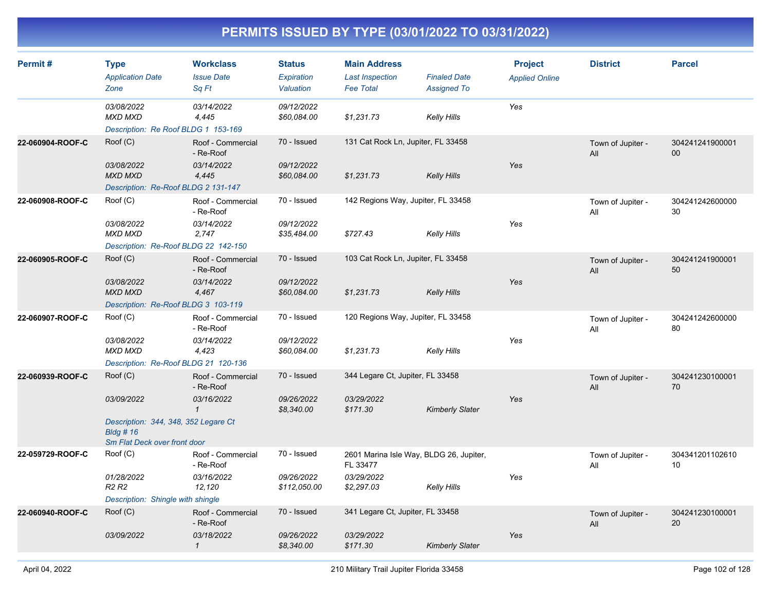# PERMITS ISSUED BY TYPE (03/01/2022 TO 03/31/2022)

| Permit # | Type<br>*Application Date*<br>*Zone* | Workclass<br>*Issue Date*<br>*Sq Ft* | Status<br>*Expiration*<br>*Valuation* | Main Address<br>*Last Inspection*<br>*Fee Total* | *Finaled Date*<br>*Assigned To* | Project<br>*Applied Online* | District | Parcel |
|---|---|---|---|---|---|---|---|---|
| | *03/08/2022*<br>*MXD MXD* | *03/14/2022*<br>*4,445* | *09/12/2022*<br>*$60,084.00* | <br>*$1,231.73* | <br>*Kelly Hills* | *Yes* | | |
| | *Description: Re Roof BLDG 1 153-169* | | | | | | | |
| **22-060904-ROOF-C** | Roof (C)<br>*03/08/2022*<br>*MXD MXD* | Roof - Commercial - Re-Roof<br>*03/14/2022*<br>*4,445* | 70 - Issued<br>*09/12/2022*<br>*$60,084.00* | 131 Cat Rock Ln, Jupiter, FL 33458<br><br>*$1,231.73* | <br>*Kelly Hills* | *Yes* | Town of Jupiter - All | 30424124190000100 |
| | *Description: Re-Roof BLDG 2 131-147* | | | | | | | |
| **22-060908-ROOF-C** | Roof (C)<br>*03/08/2022*<br>*MXD MXD* | Roof - Commercial - Re-Roof<br>*03/14/2022*<br>*2,747* | 70 - Issued<br>*09/12/2022*<br>*$35,484.00* | 142 Regions Way, Jupiter, FL 33458<br><br>*$727.43* | <br>*Kelly Hills* | *Yes* | Town of Jupiter - All | 30424124260000030 |
| | *Description: Re-Roof BLDG 22 142-150* | | | | | | | |
| **22-060905-ROOF-C** | Roof (C)<br>*03/08/2022*<br>*MXD MXD* | Roof - Commercial - Re-Roof<br>*03/14/2022*<br>*4,467* | 70 - Issued<br>*09/12/2022*<br>*$60,084.00* | 103 Cat Rock Ln, Jupiter, FL 33458<br><br>*$1,231.73* | <br>*Kelly Hills* | *Yes* | Town of Jupiter - All | 30424124190000150 |
| | *Description: Re-Roof BLDG 3 103-119* | | | | | | | |
| **22-060907-ROOF-C** | Roof (C)<br>*03/08/2022*<br>*MXD MXD* | Roof - Commercial - Re-Roof<br>*03/14/2022*<br>*4,423* | 70 - Issued<br>*09/12/2022*<br>*$60,084.00* | 120 Regions Way, Jupiter, FL 33458<br><br>*$1,231.73* | <br>*Kelly Hills* | *Yes* | Town of Jupiter - All | 30424124260000080 |
| | *Description: Re-Roof BLDG 21 120-136* | | | | | | | |
| **22-060939-ROOF-C** | Roof (C)<br>*03/09/2022* | Roof - Commercial - Re-Roof<br>*03/16/2022*<br>*1* | 70 - Issued<br>*09/26/2022*<br>*$8,340.00* | 344 Legare Ct, Jupiter, FL 33458<br>*03/29/2022*<br>*$171.30* | <br>*Kimberly Slater* | *Yes* | Town of Jupiter - All | 30424123010000170 |
| | *Description: 344, 348, 352 Legare Ct Bldg # 16 Sm Flat Deck over front door* | | | | | | | |
| **22-059729-ROOF-C** | Roof (C)<br>*01/28/2022*<br>*R2 R2* | Roof - Commercial - Re-Roof<br>*03/16/2022*<br>*12,120* | 70 - Issued<br>*09/26/2022*<br>*$112,050.00* | 2601 Marina Isle Way, BLDG 26, Jupiter, FL 33477<br>*03/29/2022*<br>*$2,297.03* | <br>*Kelly Hills* | *Yes* | Town of Jupiter - All | 30434120110261010 |
| | *Description: Shingle with shingle* | | | | | | | |
| **22-060940-ROOF-C** | Roof (C)<br>*03/09/2022* | Roof - Commercial - Re-Roof<br>*03/18/2022*<br>*1* | 70 - Issued<br>*09/26/2022*<br>*$8,340.00* | 341 Legare Ct, Jupiter, FL 33458<br>*03/29/2022*<br>*$171.30* | <br>*Kimberly Slater* | *Yes* | Town of Jupiter - All | 30424123010000120 |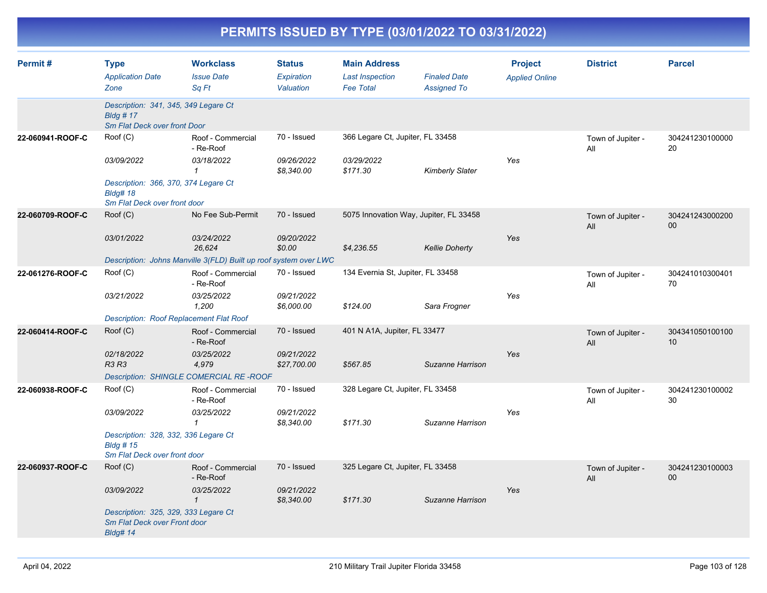# PERMITS ISSUED BY TYPE (03/01/2022 TO 03/31/2022)

| Permit # | Type<br>*Application Date*<br>*Zone* | Workclass<br>*Issue Date*<br>*Sq Ft* | Status<br>*Expiration*<br>*Valuation* | Main Address<br>*Last Inspection*<br>*Fee Total* | *Finaled Date*<br>*Assigned To* | Project<br>*Applied Online* | District | Parcel |
|---|---|---|---|---|---|---|---|---|
| | *Description: 341, 345, 349 Legare Ct*<br>*Bldg # 17*<br>*Sm Flat Deck over front Door* | | | | | | | |
| **22-060941-ROOF-C** | Roof (C)<br>*03/09/2022* | Roof - Commercial - Re-Roof<br>*03/18/2022*<br>*1* | 70 - Issued<br>*09/26/2022*<br>*$8,340.00* | 366 Legare Ct, Jupiter, FL 33458<br>*03/29/2022*<br>*$171.30* | *Kimberly Slater* | *Yes* | Town of Jupiter - All | 30424123010000020 |
| | *Description: 366, 370, 374 Legare Ct*<br>*Bldg# 18*<br>*Sm Flat Deck over front door* | | | | | | | |
| **22-060709-ROOF-C** | Roof (C)<br>*03/01/2022* | No Fee Sub-Permit<br>*03/24/2022*<br>*26,624* | 70 - Issued<br>*09/20/2022*<br>*$0.00* | 5075 Innovation Way, Jupiter, FL 33458<br><br>*$4,236.55* | *Kellie Doherty* | *Yes* | Town of Jupiter - All | 30424124300020000 |
| | *Description: Johns Manville 3(FLD) Built up roof system over LWC* | | | | | | | |
| **22-061276-ROOF-C** | Roof (C)<br>*03/21/2022* | Roof - Commercial - Re-Roof<br>*03/25/2022*<br>*1,200* | 70 - Issued<br>*09/21/2022*<br>*$6,000.00* | 134 Evernia St, Jupiter, FL 33458<br><br>*$124.00* | *Sara Frogner* | *Yes* | Town of Jupiter - All | 30424101030040170 |
| | *Description: Roof Replacement Flat Roof* | | | | | | | |
| **22-060414-ROOF-C** | Roof (C)<br>*02/18/2022*<br>*R3 R3* | Roof - Commercial - Re-Roof<br>*03/25/2022*<br>*4,979* | 70 - Issued<br>*09/21/2022*<br>*$27,700.00* | 401 N A1A, Jupiter, FL 33477<br><br>*$567.85* | *Suzanne Harrison* | *Yes* | Town of Jupiter - All | 30434105010010010 |
| | *Description: SHINGLE COMERCIAL RE -ROOF* | | | | | | | |
| **22-060938-ROOF-C** | Roof (C)<br>*03/09/2022* | Roof - Commercial - Re-Roof<br>*03/25/2022*<br>*1* | 70 - Issued<br>*09/21/2022*<br>*$8,340.00* | 328 Legare Ct, Jupiter, FL 33458<br><br>*$171.30* | *Suzanne Harrison* | *Yes* | Town of Jupiter - All | 30424123010000230 |
| | *Description: 328, 332, 336 Legare Ct*<br>*Bldg # 15*<br>*Sm Flat Deck over front door* | | | | | | | |
| **22-060937-ROOF-C** | Roof (C)<br>*03/09/2022* | Roof - Commercial - Re-Roof<br>*03/25/2022*<br>*1* | 70 - Issued<br>*09/21/2022*<br>*$8,340.00* | 325 Legare Ct, Jupiter, FL 33458<br><br>*$171.30* | *Suzanne Harrison* | *Yes* | Town of Jupiter - All | 30424123010000300 |
| | *Description: 325, 329, 333 Legare Ct*<br>*Sm Flat Deck over Front door*<br>*Bldg# 14* | | | | | | | |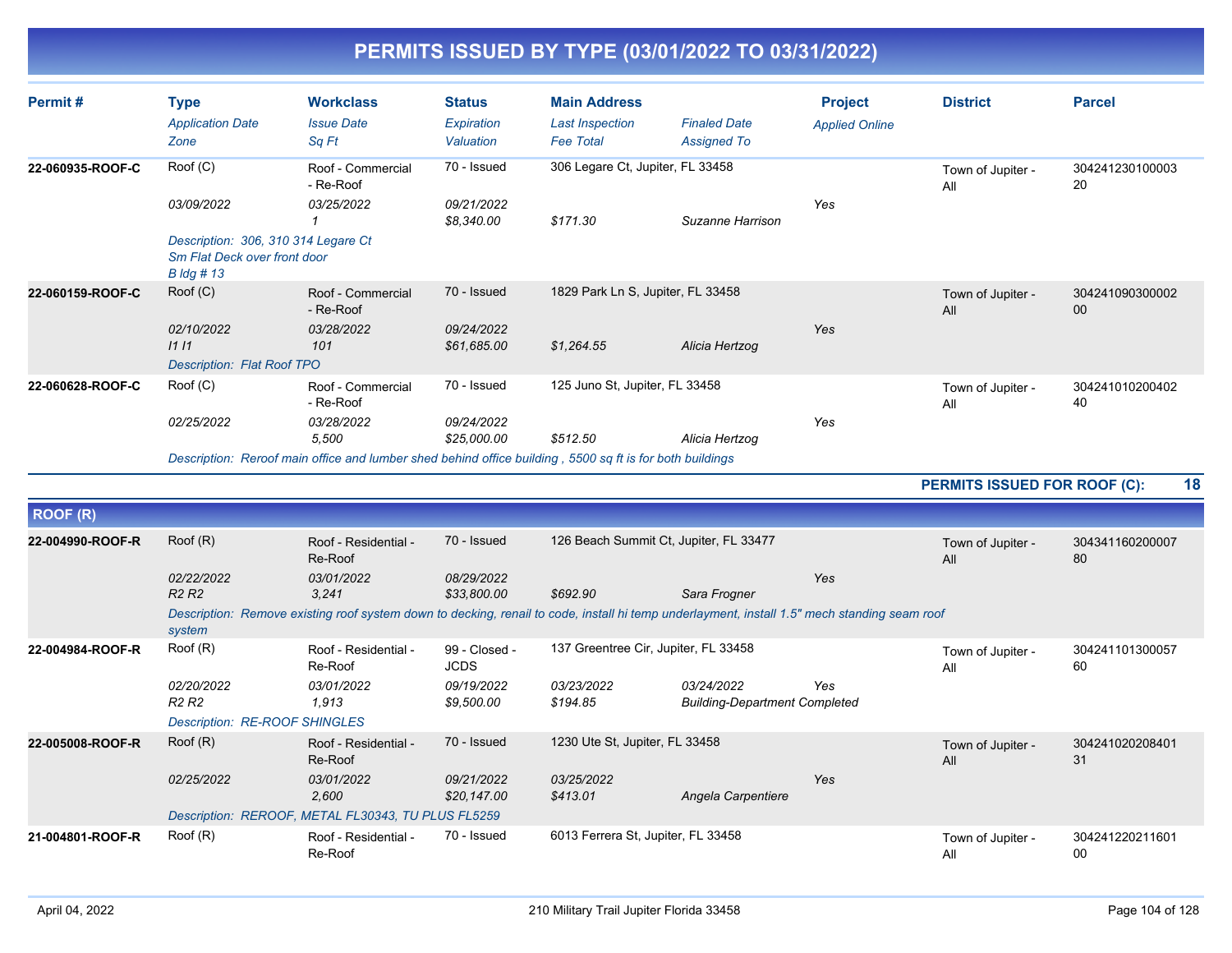# PERMITS ISSUED BY TYPE (03/01/2022 TO 03/31/2022)

| Permit # | Type / Application Date / Zone | Workclass / Issue Date / Sq Ft | Status / Expiration / Valuation | Main Address / Last Inspection / Fee Total | Finaled Date / Assigned To | Project / Applied Online | District | Parcel |
|---|---|---|---|---|---|---|---|---|
| 22-060935-ROOF-C | Roof (C) | Roof - Commercial - Re-Roof | 70 - Issued | 306 Legare Ct, Jupiter, FL 33458 | | | Town of Jupiter - All | 30424123010000320 |
| | *03/09/2022* | *03/25/2022* | *09/21/2022* | | | *Yes* | | |
| | | *1* | *$8,340.00* | *$171.30* | *Suzanne Harrison* | | | |
| | *Description: 306, 310 314 Legare Ct Sm Flat Deck over front door B ldg # 13* | | | | | | | |
| 22-060159-ROOF-C | Roof (C) | Roof - Commercial - Re-Roof | 70 - Issued | 1829 Park Ln S, Jupiter, FL 33458 | | | Town of Jupiter - All | 30424109030000200 |
| | *02/10/2022* | *03/28/2022* | *09/24/2022* | | | *Yes* | | |
| | *I1 I1* | *101* | *$61,685.00* | *$1,264.55* | *Alicia Hertzog* | | | |
| | *Description: Flat Roof TPO* | | | | | | | |
| 22-060628-ROOF-C | Roof (C) | Roof - Commercial - Re-Roof | 70 - Issued | 125 Juno St, Jupiter, FL 33458 | | | Town of Jupiter - All | 30424101020040240 |
| | *02/25/2022* | *03/28/2022* | *09/24/2022* | | | *Yes* | | |
| | | *5,500* | *$25,000.00* | *$512.50* | *Alicia Hertzog* | | | |
| | *Description: Reroof main office and lumber shed behind office building , 5500 sq ft is for both buildings* | | | | | | | |

**PERMITS ISSUED FOR ROOF (C): 18**

## ROOF (R)

| Permit # | Type / Application Date / Zone | Workclass / Issue Date / Sq Ft | Status / Expiration / Valuation | Main Address / Last Inspection / Fee Total | Finaled Date / Assigned To | Project / Applied Online | District | Parcel |
|---|---|---|---|---|---|---|---|---|
| 22-004990-ROOF-R | Roof (R) | Roof - Residential - Re-Roof | 70 - Issued | 126 Beach Summit Ct, Jupiter, FL 33477 | | | Town of Jupiter - All | 30434116020000780 |
| | *02/22/2022* | *03/01/2022* | *08/29/2022* | | | *Yes* | | |
| | *R2 R2* | *3,241* | *$33,800.00* | *$692.90* | *Sara Frogner* | | | |
| | *Description: Remove existing roof system down to decking, renail to code, install hi temp underlayment, install 1.5" mech standing seam roof system* | | | | | | | |
| 22-004984-ROOF-R | Roof (R) | Roof - Residential - Re-Roof | 99 - Closed - JCDS | 137 Greentree Cir, Jupiter, FL 33458 | | | Town of Jupiter - All | 30424110130005760 |
| | *02/20/2022* | *03/01/2022* | *09/19/2022* | *03/23/2022* | *03/24/2022* | *Yes* | | |
| | *R2 R2* | *1,913* | *$9,500.00* | *$194.85* | *Building-Department Completed* | | | |
| | *Description: RE-ROOF SHINGLES* | | | | | | | |
| 22-005008-ROOF-R | Roof (R) | Roof - Residential - Re-Roof | 70 - Issued | 1230 Ute St, Jupiter, FL 33458 | | | Town of Jupiter - All | 30424102020840131 |
| | *02/25/2022* | *03/01/2022* | *09/21/2022* | *03/25/2022* | | *Yes* | | |
| | | *2,600* | *$20,147.00* | *$413.01* | *Angela Carpentiere* | | | |
| | *Description: REROOF, METAL FL30343, TU PLUS FL5259* | | | | | | | |
| 21-004801-ROOF-R | Roof (R) | Roof - Residential - Re-Roof | 70 - Issued | 6013 Ferrera St, Jupiter, FL 33458 | | | Town of Jupiter - All | 30424122021160100 |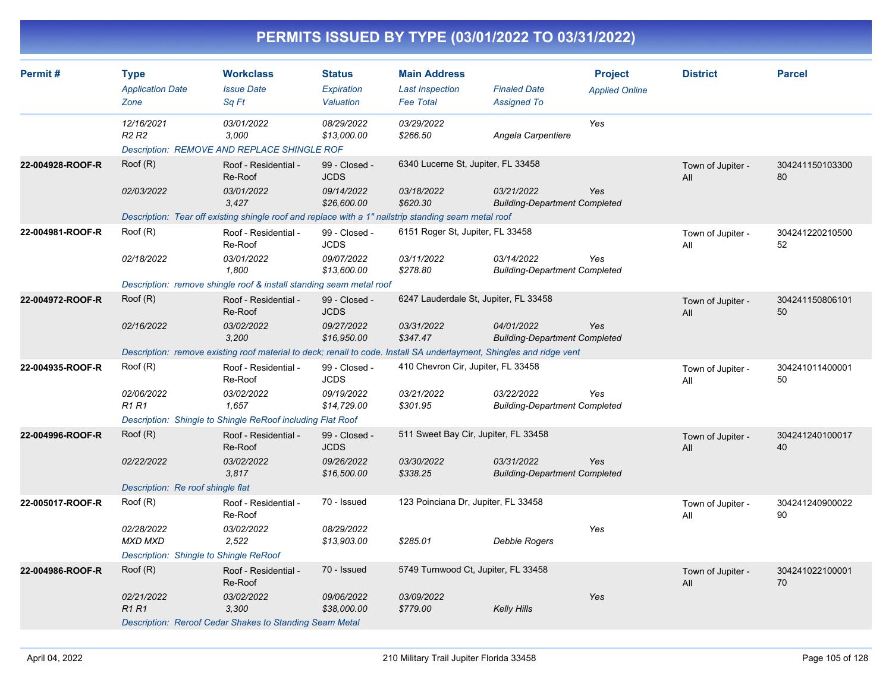# PERMITS ISSUED BY TYPE (03/01/2022 TO 03/31/2022)

| Permit # | Type<br>*Application Date*<br>*Zone* | Workclass<br>*Issue Date*<br>*Sq Ft* | Status<br>*Expiration*<br>*Valuation* | Main Address<br>*Last Inspection*<br>*Fee Total* | *Finaled Date*<br>*Assigned To* | Project<br>*Applied Online* | District | Parcel |
|---|---|---|---|---|---|---|---|---|
| | *12/16/2021*<br>*R2 R2* | *03/01/2022*<br>*3,000* | *08/29/2022*<br>*$13,000.00* | *03/29/2022*<br>*$266.50* | *Angela Carpentiere* | *Yes* | | |
| | *Description: REMOVE AND REPLACE SHINGLE ROF* | | | | | | | |
| **22-004928-ROOF-R** | Roof (R)<br>*02/03/2022* | Roof - Residential - Re-Roof<br>*03/01/2022*<br>*3,427* | 99 - Closed - JCDS<br>*09/14/2022*<br>*$26,600.00* | 6340 Lucerne St, Jupiter, FL 33458<br>*03/18/2022*<br>*$620.30* | *03/21/2022*<br>*Building-Department Completed* | *Yes* | Town of Jupiter - All | 30424115010330080 |
| | *Description: Tear off existing shingle roof and replace with a 1" nailstrip standing seam metal roof* | | | | | | | |
| **22-004981-ROOF-R** | Roof (R)<br>*02/18/2022* | Roof - Residential - Re-Roof<br>*03/01/2022*<br>*1,800* | 99 - Closed - JCDS<br>*09/07/2022*<br>*$13,600.00* | 6151 Roger St, Jupiter, FL 33458<br>*03/11/2022*<br>*$278.80* | *03/14/2022*<br>*Building-Department Completed* | *Yes* | Town of Jupiter - All | 30424122021050052 |
| | *Description: remove shingle roof & install standing seam metal roof* | | | | | | | |
| **22-004972-ROOF-R** | Roof (R)<br>*02/16/2022* | Roof - Residential - Re-Roof<br>*03/02/2022*<br>*3,200* | 99 - Closed - JCDS<br>*09/27/2022*<br>*$16,950.00* | 6247 Lauderdale St, Jupiter, FL 33458<br>*03/31/2022*<br>*$347.47* | *04/01/2022*<br>*Building-Department Completed* | *Yes* | Town of Jupiter - All | 30424115080610150 |
| | *Description: remove existing roof material to deck; renail to code. Install SA underlayment, Shingles and ridge vent* | | | | | | | |
| **22-004935-ROOF-R** | Roof (R)<br>*02/06/2022*<br>*R1 R1* | Roof - Residential - Re-Roof<br>*03/02/2022*<br>*1,657* | 99 - Closed - JCDS<br>*09/19/2022*<br>*$14,729.00* | 410 Chevron Cir, Jupiter, FL 33458<br>*03/21/2022*<br>*$301.95* | *03/22/2022*<br>*Building-Department Completed* | *Yes* | Town of Jupiter - All | 30424101140000150 |
| | *Description: Shingle to Shingle ReRoof including Flat Roof* | | | | | | | |
| **22-004996-ROOF-R** | Roof (R)<br>*02/22/2022* | Roof - Residential - Re-Roof<br>*03/02/2022*<br>*3,817* | 99 - Closed - JCDS<br>*09/26/2022*<br>*$16,500.00* | 511 Sweet Bay Cir, Jupiter, FL 33458<br>*03/30/2022*<br>*$338.25* | *03/31/2022*<br>*Building-Department Completed* | *Yes* | Town of Jupiter - All | 30424124010001740 |
| | *Description: Re roof shingle flat* | | | | | | | |
| **22-005017-ROOF-R** | Roof (R)<br>*02/28/2022*<br>*MXD MXD* | Roof - Residential - Re-Roof<br>*03/02/2022*<br>*2,522* | 70 - Issued<br>*08/29/2022*<br>*$13,903.00* | 123 Poinciana Dr, Jupiter, FL 33458<br><br>*$285.01* | *Debbie Rogers* | *Yes* | Town of Jupiter - All | 30424124090002290 |
| | *Description: Shingle to Shingle ReRoof* | | | | | | | |
| **22-004986-ROOF-R** | Roof (R)<br>*02/21/2022*<br>*R1 R1* | Roof - Residential - Re-Roof<br>*03/02/2022*<br>*3,300* | 70 - Issued<br>*09/06/2022*<br>*$38,000.00* | 5749 Turnwood Ct, Jupiter, FL 33458<br>*03/09/2022*<br>*$779.00* | *Kelly Hills* | *Yes* | Town of Jupiter - All | 30424102210000170 |
| | *Description: Reroof Cedar Shakes to Standing Seam Metal* | | | | | | | |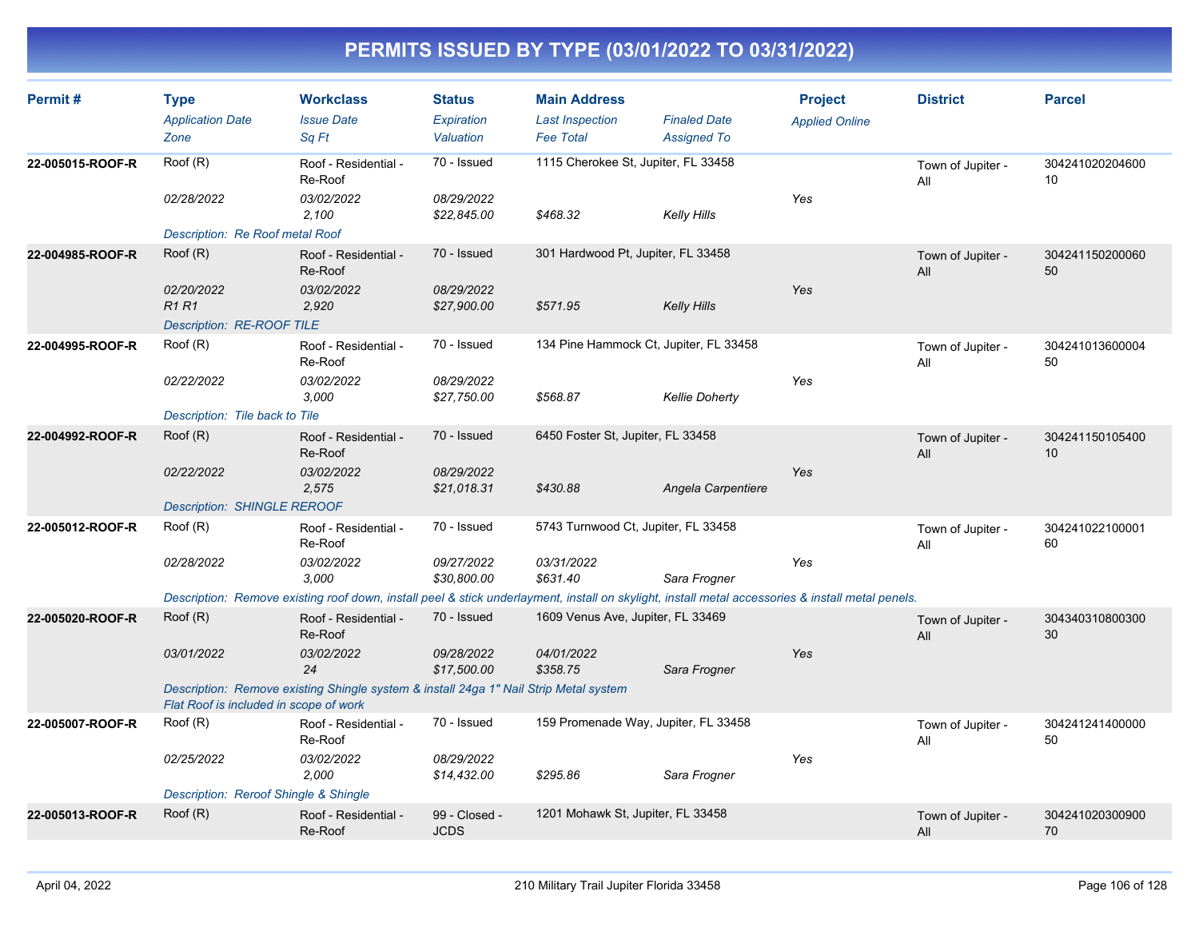# PERMITS ISSUED BY TYPE (03/01/2022 TO 03/31/2022)

| Permit # | Type<br>*Application Date*<br>*Zone* | Workclass<br>*Issue Date*<br>*Sq Ft* | Status<br>*Expiration*<br>*Valuation* | Main Address<br>*Last Inspection*<br>*Fee Total* | *Finaled Date*<br>*Assigned To* | Project<br>*Applied Online* | District | Parcel |
|---|---|---|---|---|---|---|---|---|
| **22-005015-ROOF-R** | Roof (R)<br>*02/28/2022* | Roof - Residential - Re-Roof<br>*03/02/2022*<br>*2,100* | 70 - Issued<br>*08/29/2022*<br>*$22,845.00* | 1115 Cherokee St, Jupiter, FL 33458<br>*$468.32* | *Kelly Hills* | *Yes* | Town of Jupiter - All | 30424102020460010 |
| | *Description: Re Roof metal Roof* | | | | | | | |
| **22-004985-ROOF-R** | Roof (R)<br>*02/20/2022*<br>*R1 R1* | Roof - Residential - Re-Roof<br>*03/02/2022*<br>*2,920* | 70 - Issued<br>*08/29/2022*<br>*$27,900.00* | 301 Hardwood Pt, Jupiter, FL 33458<br>*$571.95* | *Kelly Hills* | *Yes* | Town of Jupiter - All | 30424115020006050 |
| | *Description: RE-ROOF TILE* | | | | | | | |
| **22-004995-ROOF-R** | Roof (R)<br>*02/22/2022* | Roof - Residential - Re-Roof<br>*03/02/2022*<br>*3,000* | 70 - Issued<br>*08/29/2022*<br>*$27,750.00* | 134 Pine Hammock Ct, Jupiter, FL 33458<br>*$568.87* | *Kellie Doherty* | *Yes* | Town of Jupiter - All | 30424101360000450 |
| | *Description: Tile back to Tile* | | | | | | | |
| **22-004992-ROOF-R** | Roof (R)<br>*02/22/2022* | Roof - Residential - Re-Roof<br>*03/02/2022*<br>*2,575* | 70 - Issued<br>*08/29/2022*<br>*$21,018.31* | 6450 Foster St, Jupiter, FL 33458<br>*$430.88* | *Angela Carpentiere* | *Yes* | Town of Jupiter - All | 30424115010540010 |
| | *Description: SHINGLE REROOF* | | | | | | | |
| **22-005012-ROOF-R** | Roof (R)<br>*02/28/2022* | Roof - Residential - Re-Roof<br>*03/02/2022*<br>*3,000* | 70 - Issued<br>*09/27/2022*<br>*$30,800.00* | 5743 Turnwood Ct, Jupiter, FL 33458<br>*03/31/2022*<br>*$631.40* | *Sara Frogner* | *Yes* | Town of Jupiter - All | 30424102210000160 |
| | *Description: Remove existing roof down, install peel & stick underlayment, install on skylight, install metal accessories & install metal penels.* | | | | | | | |
| **22-005020-ROOF-R** | Roof (R)<br>*03/01/2022* | Roof - Residential - Re-Roof<br>*03/02/2022*<br>*24* | 70 - Issued<br>*09/28/2022*<br>*$17,500.00* | 1609 Venus Ave, Jupiter, FL 33469<br>*04/01/2022*<br>*$358.75* | *Sara Frogner* | *Yes* | Town of Jupiter - All | 30434031080030030 |
| | *Description: Remove existing Shingle system & install 24ga 1" Nail Strip Metal system Flat Roof is included in scope of work* | | | | | | | |
| **22-005007-ROOF-R** | Roof (R)<br>*02/25/2022* | Roof - Residential - Re-Roof<br>*03/02/2022*<br>*2,000* | 70 - Issued<br>*08/29/2022*<br>*$14,432.00* | 159 Promenade Way, Jupiter, FL 33458<br>*$295.86* | *Sara Frogner* | *Yes* | Town of Jupiter - All | 30424124140000050 |
| | *Description: Reroof Shingle & Shingle* | | | | | | | |
| **22-005013-ROOF-R** | Roof (R) | Roof - Residential - Re-Roof | 99 - Closed - JCDS | 1201 Mohawk St, Jupiter, FL 33458 | | | Town of Jupiter - All | 30424102030090070 |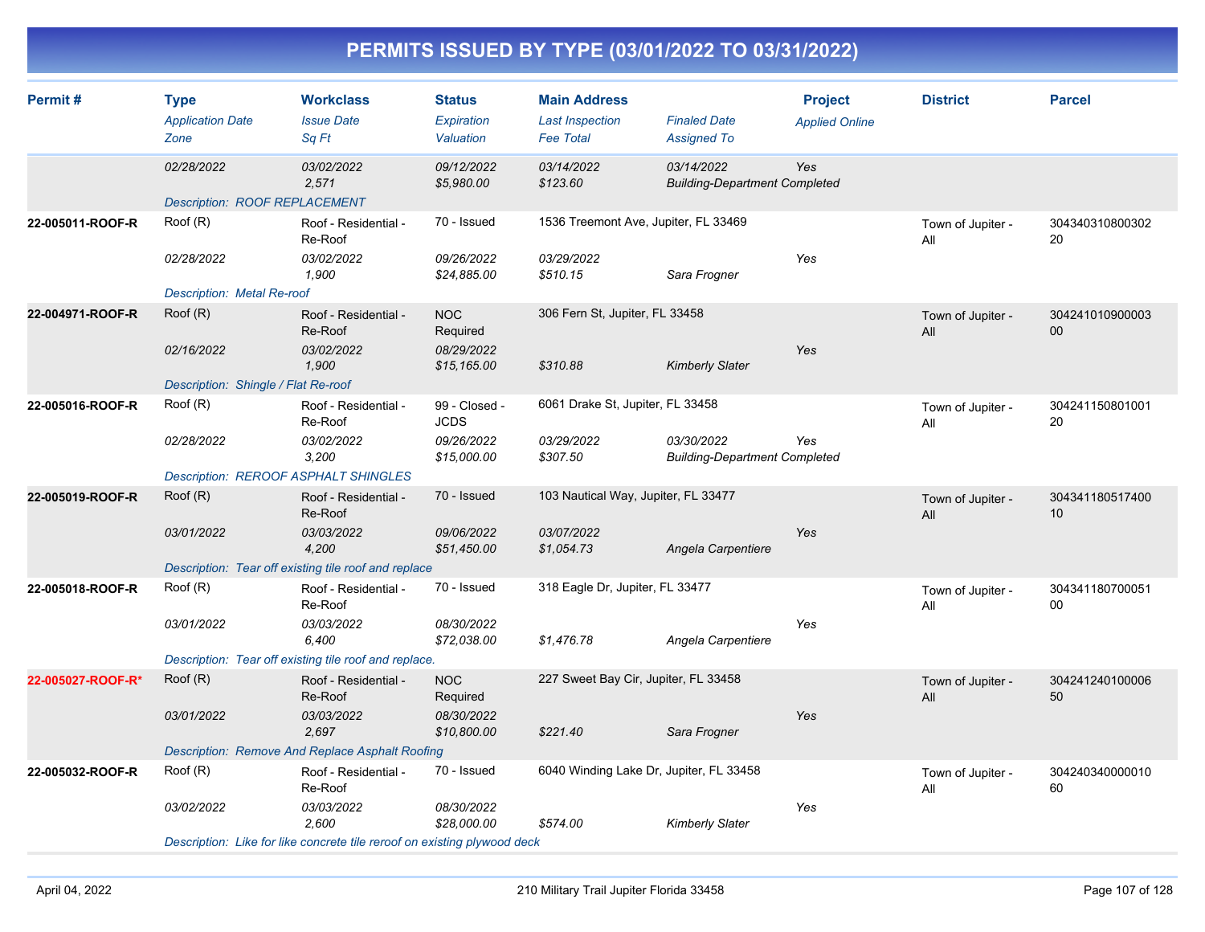# PERMITS ISSUED BY TYPE (03/01/2022 TO 03/31/2022)

| Permit # | Type<br>*Application Date*<br>*Zone* | Workclass<br>*Issue Date*<br>*Sq Ft* | Status<br>*Expiration*<br>*Valuation* | Main Address<br>*Last Inspection*<br>*Fee Total* | *Finaled Date*<br>*Assigned To* | Project<br>*Applied Online* | District | Parcel |
|---|---|---|---|---|---|---|---|---|
| | *02/28/2022* | *03/02/2022*<br>*2,571* | *09/12/2022*<br>*$5,980.00* | *03/14/2022*<br>*$123.60* | *03/14/2022*<br>*Building-Department Completed* | *Yes* | | |
| | *Description: ROOF REPLACEMENT* | | | | | | | |
| **22-005011-ROOF-R** | Roof (R)<br>*02/28/2022* | Roof - Residential - Re-Roof<br>*03/02/2022*<br>*1,900* | 70 - Issued<br>*09/26/2022*<br>*$24,885.00* | 1536 Treemont Ave, Jupiter, FL 33469<br>*03/29/2022*<br>*$510.15* | *Sara Frogner* | *Yes* | Town of Jupiter - All | 30434031080030220 |
| | *Description: Metal Re-roof* | | | | | | | |
| **22-004971-ROOF-R** | Roof (R)<br>*02/16/2022* | Roof - Residential - Re-Roof<br>*03/02/2022*<br>*1,900* | NOC Required<br>*08/29/2022*<br>*$15,165.00* | 306 Fern St, Jupiter, FL 33458<br>*$310.88* | *Kimberly Slater* | *Yes* | Town of Jupiter - All | 30424101090000300 |
| | *Description: Shingle / Flat Re-roof* | | | | | | | |
| **22-005016-ROOF-R** | Roof (R)<br>*02/28/2022* | Roof - Residential - Re-Roof<br>*03/02/2022*<br>*3,200* | 99 - Closed - JCDS<br>*09/26/2022*<br>*$15,000.00* | 6061 Drake St, Jupiter, FL 33458<br>*03/29/2022*<br>*$307.50* | *03/30/2022*<br>*Building-Department Completed* | *Yes* | Town of Jupiter - All | 30424115080100120 |
| | *Description: REROOF ASPHALT SHINGLES* | | | | | | | |
| **22-005019-ROOF-R** | Roof (R)<br>*03/01/2022* | Roof - Residential - Re-Roof<br>*03/03/2022*<br>*4,200* | 70 - Issued<br>*09/06/2022*<br>*$51,450.00* | 103 Nautical Way, Jupiter, FL 33477<br>*03/07/2022*<br>*$1,054.73* | *Angela Carpentiere* | *Yes* | Town of Jupiter - All | 30434118051740010 |
| | *Description: Tear off existing tile roof and replace* | | | | | | | |
| **22-005018-ROOF-R** | Roof (R)<br>*03/01/2022* | Roof - Residential - Re-Roof<br>*03/03/2022*<br>*6,400* | 70 - Issued<br>*08/30/2022*<br>*$72,038.00* | 318 Eagle Dr, Jupiter, FL 33477<br>*$1,476.78* | *Angela Carpentiere* | *Yes* | Town of Jupiter - All | 30434118070005100 |
| | *Description: Tear off existing tile roof and replace.* | | | | | | | |
| **22-005027-ROOF-R*** | Roof (R)<br>*03/01/2022* | Roof - Residential - Re-Roof<br>*03/03/2022*<br>*2,697* | NOC Required<br>*08/30/2022*<br>*$10,800.00* | 227 Sweet Bay Cir, Jupiter, FL 33458<br>*$221.40* | *Sara Frogner* | *Yes* | Town of Jupiter - All | 30424124010000650 |
| | *Description: Remove And Replace Asphalt Roofing* | | | | | | | |
| **22-005032-ROOF-R** | Roof (R)<br>*03/02/2022* | Roof - Residential - Re-Roof<br>*03/03/2022*<br>*2,600* | 70 - Issued<br>*08/30/2022*<br>*$28,000.00* | 6040 Winding Lake Dr, Jupiter, FL 33458<br>*$574.00* | *Kimberly Slater* | *Yes* | Town of Jupiter - All | 30424034000001060 |
| | *Description: Like for like concrete tile reroof on existing plywood deck* | | | | | | | |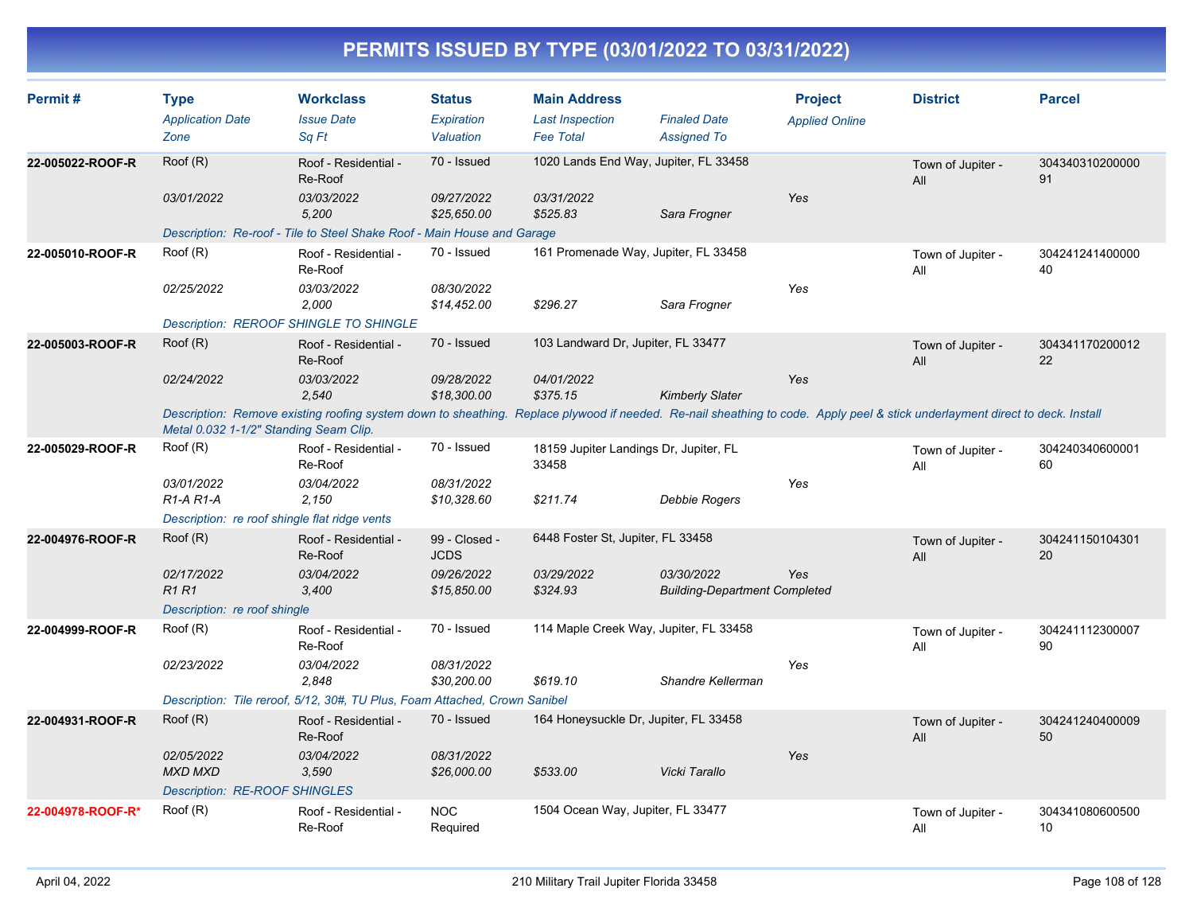# PERMITS ISSUED BY TYPE (03/01/2022 TO 03/31/2022)

| Permit # | Type<br>*Application Date*<br>*Zone* | Workclass<br>*Issue Date*<br>*Sq Ft* | Status<br>*Expiration*<br>*Valuation* | Main Address<br>*Last Inspection*<br>*Fee Total* | *Finaled Date*<br>*Assigned To* | Project<br>*Applied Online* | District | Parcel |
|---|---|---|---|---|---|---|---|---|
| **22-005022-ROOF-R** | Roof (R) | Roof - Residential - Re-Roof | 70 - Issued | 1020 Lands End Way, Jupiter, FL 33458 | | | Town of Jupiter - All | 30434031020000091 |
| | *03/01/2022* | *03/03/2022* | *09/27/2022* | *03/31/2022* | | *Yes* | | |
| | | *5,200* | *$25,650.00* | *$525.83* | *Sara Frogner* | | | |
| | *Description: Re-roof - Tile to Steel Shake Roof - Main House and Garage* | | | | | | | |
| **22-005010-ROOF-R** | Roof (R) | Roof - Residential - Re-Roof | 70 - Issued | 161 Promenade Way, Jupiter, FL 33458 | | | Town of Jupiter - All | 30424124140000040 |
| | *02/25/2022* | *03/03/2022* | *08/30/2022* | | | *Yes* | | |
| | | *2,000* | *$14,452.00* | *$296.27* | *Sara Frogner* | | | |
| | *Description: REROOF SHINGLE TO SHINGLE* | | | | | | | |
| **22-005003-ROOF-R** | Roof (R) | Roof - Residential - Re-Roof | 70 - Issued | 103 Landward Dr, Jupiter, FL 33477 | | | Town of Jupiter - All | 30434117020001222 |
| | *02/24/2022* | *03/03/2022* | *09/28/2022* | *04/01/2022* | | *Yes* | | |
| | | *2,540* | *$18,300.00* | *$375.15* | *Kimberly Slater* | | | |
| | *Description: Remove existing roofing system down to sheathing. Replace plywood if needed. Re-nail sheathing to code. Apply peel & stick underlayment direct to deck. Install Metal 0.032 1-1/2" Standing Seam Clip.* | | | | | | | |
| **22-005029-ROOF-R** | Roof (R) | Roof - Residential - Re-Roof | 70 - Issued | 18159 Jupiter Landings Dr, Jupiter, FL 33458 | | | Town of Jupiter - All | 30424034060000160 |
| | *03/01/2022* | *03/04/2022* | *08/31/2022* | | | *Yes* | | |
| | *R1-A R1-A* | *2,150* | *$10,328.60* | *$211.74* | *Debbie Rogers* | | | |
| | *Description: re roof shingle flat ridge vents* | | | | | | | |
| **22-004976-ROOF-R** | Roof (R) | Roof - Residential - Re-Roof | 99 - Closed - JCDS | 6448 Foster St, Jupiter, FL 33458 | | | Town of Jupiter - All | 30424115010430120 |
| | *02/17/2022* | *03/04/2022* | *09/26/2022* | *03/29/2022* | *03/30/2022* | *Yes* | | |
| | *R1 R1* | *3,400* | *$15,850.00* | *$324.93* | *Building-Department Completed* | | | |
| | *Description: re roof shingle* | | | | | | | |
| **22-004999-ROOF-R** | Roof (R) | Roof - Residential - Re-Roof | 70 - Issued | 114 Maple Creek Way, Jupiter, FL 33458 | | | Town of Jupiter - All | 30424111230000790 |
| | *02/23/2022* | *03/04/2022* | *08/31/2022* | | | *Yes* | | |
| | | *2,848* | *$30,200.00* | *$619.10* | *Shandre Kellerman* | | | |
| | *Description: Tile reroof, 5/12, 30#, TU Plus, Foam Attached, Crown Sanibel* | | | | | | | |
| **22-004931-ROOF-R** | Roof (R) | Roof - Residential - Re-Roof | 70 - Issued | 164 Honeysuckle Dr, Jupiter, FL 33458 | | | Town of Jupiter - All | 30424124040000950 |
| | *02/05/2022* | *03/04/2022* | *08/31/2022* | | | *Yes* | | |
| | *MXD MXD* | *3,590* | *$26,000.00* | *$533.00* | *Vicki Tarallo* | | | |
| | *Description: RE-ROOF SHINGLES* | | | | | | | |
| **22-004978-ROOF-R*** | Roof (R) | Roof - Residential - Re-Roof | NOC Required | 1504 Ocean Way, Jupiter, FL 33477 | | | Town of Jupiter - All | 30434108060050010 |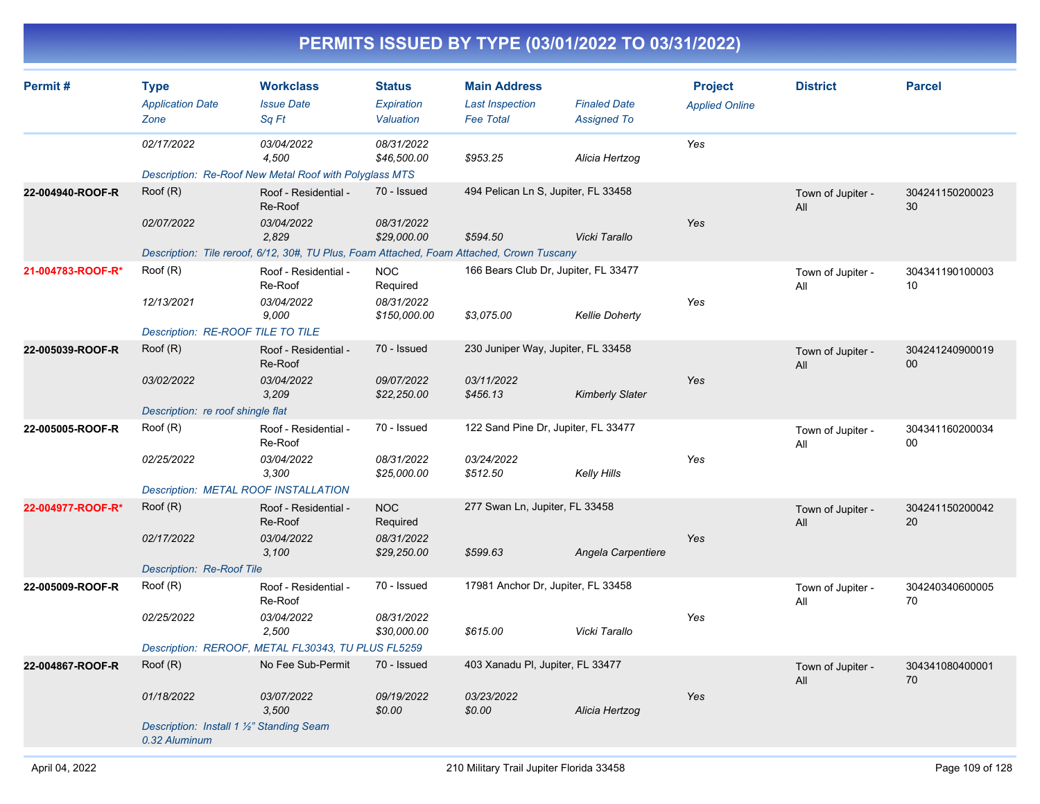# PERMITS ISSUED BY TYPE (03/01/2022 TO 03/31/2022)

| Permit # | Type | Workclass | Status | Main Address | | Project | District | Parcel |
|---|---|---|---|---|---|---|---|---|
| | *Application Date* | *Issue Date* | *Expiration* | *Last Inspection* | *Finaled Date* | *Applied Online* | | |
| | *Zone* | *Sq Ft* | *Valuation* | *Fee Total* | *Assigned To* | | | |
| | 02/17/2022 | 03/04/2022 | 08/31/2022 | | | Yes | | |
| | | 4,500 | $46,500.00 | $953.25 | Alicia Hertzog | | | |
| | *Description: Re-Roof New Metal Roof with Polyglass MTS* | | | | | | | |
| **22-004940-ROOF-R** | Roof (R) | Roof - Residential - Re-Roof | 70 - Issued | 494 Pelican Ln S, Jupiter, FL 33458 | | | Town of Jupiter - All | 30424115020002330 |
| | 02/07/2022 | 03/04/2022 | 08/31/2022 | | | Yes | | |
| | | 2,829 | $29,000.00 | $594.50 | Vicki Tarallo | | | |
| | *Description: Tile reroof, 6/12, 30#, TU Plus, Foam Attached, Foam Attached, Crown Tuscany* | | | | | | | |
| **21-004783-ROOF-R*** | Roof (R) | Roof - Residential - Re-Roof | NOC Required | 166 Bears Club Dr, Jupiter, FL 33477 | | | Town of Jupiter - All | 30434119010000310 |
| | 12/13/2021 | 03/04/2022 | 08/31/2022 | | | Yes | | |
| | | 9,000 | $150,000.00 | $3,075.00 | Kellie Doherty | | | |
| | *Description: RE-ROOF TILE TO TILE* | | | | | | | |
| **22-005039-ROOF-R** | Roof (R) | Roof - Residential - Re-Roof | 70 - Issued | 230 Juniper Way, Jupiter, FL 33458 | | | Town of Jupiter - All | 30424124090001900 |
| | 03/02/2022 | 03/04/2022 | 09/07/2022 | 03/11/2022 | | Yes | | |
| | | 3,209 | $22,250.00 | $456.13 | Kimberly Slater | | | |
| | *Description: re roof shingle flat* | | | | | | | |
| **22-005005-ROOF-R** | Roof (R) | Roof - Residential - Re-Roof | 70 - Issued | 122 Sand Pine Dr, Jupiter, FL 33477 | | | Town of Jupiter - All | 30434116020003400 |
| | 02/25/2022 | 03/04/2022 | 08/31/2022 | 03/24/2022 | | Yes | | |
| | | 3,300 | $25,000.00 | $512.50 | Kelly Hills | | | |
| | *Description: METAL ROOF INSTALLATION* | | | | | | | |
| **22-004977-ROOF-R*** | Roof (R) | Roof - Residential - Re-Roof | NOC Required | 277 Swan Ln, Jupiter, FL 33458 | | | Town of Jupiter - All | 30424115020004220 |
| | 02/17/2022 | 03/04/2022 | 08/31/2022 | | | Yes | | |
| | | 3,100 | $29,250.00 | $599.63 | Angela Carpentiere | | | |
| | *Description: Re-Roof Tile* | | | | | | | |
| **22-005009-ROOF-R** | Roof (R) | Roof - Residential - Re-Roof | 70 - Issued | 17981 Anchor Dr, Jupiter, FL 33458 | | | Town of Jupiter - All | 30424034060000570 |
| | 02/25/2022 | 03/04/2022 | 08/31/2022 | | | Yes | | |
| | | 2,500 | $30,000.00 | $615.00 | Vicki Tarallo | | | |
| | *Description: REROOF, METAL FL30343, TU PLUS FL5259* | | | | | | | |
| **22-004867-ROOF-R** | Roof (R) | No Fee Sub-Permit | 70 - Issued | 403 Xanadu Pl, Jupiter, FL 33477 | | | Town of Jupiter - All | 30434108040000170 |
| | 01/18/2022 | 03/07/2022 | 09/19/2022 | 03/23/2022 | | Yes | | |
| | | 3,500 | $0.00 | $0.00 | Alicia Hertzog | | | |
| | *Description: Install 1 ½" Standing Seam 0.32 Aluminum* | | | | | | | |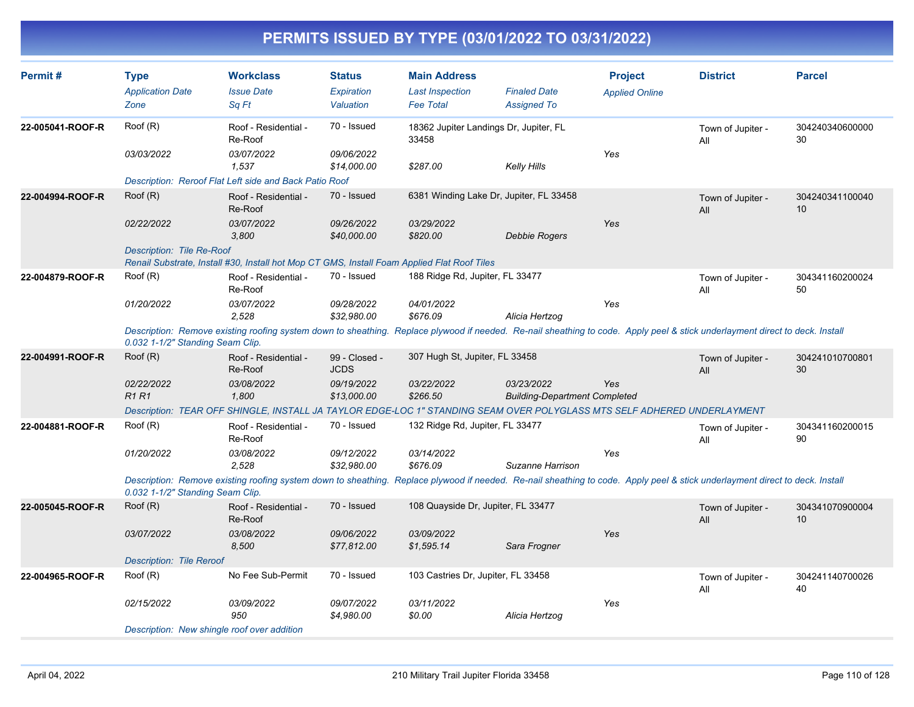# PERMITS ISSUED BY TYPE (03/01/2022 TO 03/31/2022)

| Permit # | Type<br>*Application Date*<br>*Zone* | Workclass<br>*Issue Date*<br>*Sq Ft* | Status<br>*Expiration*<br>*Valuation* | Main Address<br>*Last Inspection*<br>*Fee Total* | *Finaled Date*<br>*Assigned To* | Project<br>*Applied Online* | District | Parcel |
|---|---|---|---|---|---|---|---|---|
| 22-005041-ROOF-R | Roof (R)<br>*03/03/2022* | Roof - Residential - Re-Roof<br>*03/07/2022*<br>*1,537* | 70 - Issued<br>*09/06/2022*<br>*$14,000.00* | 18362 Jupiter Landings Dr, Jupiter, FL 33458<br><br>*$287.00* | <br><br>*Kelly Hills* | <br>*Yes* | Town of Jupiter - All | 30424034060000030 |
| | *Description: Reroof Flat Left side and Back Patio Roof* | | | | | | | |
| 22-004994-ROOF-R | Roof (R)<br>*02/22/2022* | Roof - Residential - Re-Roof<br>*03/07/2022*<br>*3,800* | 70 - Issued<br>*09/26/2022*<br>*$40,000.00* | 6381 Winding Lake Dr, Jupiter, FL 33458<br>*03/29/2022*<br>*$820.00* | <br><br>*Debbie Rogers* | <br>*Yes* | Town of Jupiter - All | 30424034110004010 |
| | *Description: Tile Re-Roof<br>Renail Substrate, Install #30, Install hot Mop CT GMS, Install Foam Applied Flat Roof Tiles* | | | | | | | |
| 22-004879-ROOF-R | Roof (R)<br>*01/20/2022* | Roof - Residential - Re-Roof<br>*03/07/2022*<br>*2,528* | 70 - Issued<br>*09/28/2022*<br>*$32,980.00* | 188 Ridge Rd, Jupiter, FL 33477<br>*04/01/2022*<br>*$676.09* | <br><br>*Alicia Hertzog* | <br>*Yes* | Town of Jupiter - All | 30434116020002450 |
| | *Description: Remove existing roofing system down to sheathing. Replace plywood if needed. Re-nail sheathing to code. Apply peel & stick underlayment direct to deck. Install 0.032 1-1/2" Standing Seam Clip.* | | | | | | | |
| 22-004991-ROOF-R | Roof (R)<br>*02/22/2022*<br>*R1 R1* | Roof - Residential - Re-Roof<br>*03/08/2022*<br>*1,800* | 99 - Closed - JCDS<br>*09/19/2022*<br>*$13,000.00* | 307 Hugh St, Jupiter, FL 33458<br>*03/22/2022*<br>*$266.50* | <br>*03/23/2022*<br>*Building-Department Completed* | <br>*Yes* | Town of Jupiter - All | 30424101070080130 |
| | *Description: TEAR OFF SHINGLE, INSTALL JA TAYLOR EDGE-LOC 1" STANDING SEAM OVER POLYGLASS MTS SELF ADHERED UNDERLAYMENT* | | | | | | | |
| 22-004881-ROOF-R | Roof (R)<br>*01/20/2022* | Roof - Residential - Re-Roof<br>*03/08/2022*<br>*2,528* | 70 - Issued<br>*09/12/2022*<br>*$32,980.00* | 132 Ridge Rd, Jupiter, FL 33477<br>*03/14/2022*<br>*$676.09* | <br><br>*Suzanne Harrison* | <br>*Yes* | Town of Jupiter - All | 30434116020001590 |
| | *Description: Remove existing roofing system down to sheathing. Replace plywood if needed. Re-nail sheathing to code. Apply peel & stick underlayment direct to deck. Install 0.032 1-1/2" Standing Seam Clip.* | | | | | | | |
| 22-005045-ROOF-R | Roof (R)<br>*03/07/2022* | Roof - Residential - Re-Roof<br>*03/08/2022*<br>*8,500* | 70 - Issued<br>*09/06/2022*<br>*$77,812.00* | 108 Quayside Dr, Jupiter, FL 33477<br>*03/09/2022*<br>*$1,595.14* | <br><br>*Sara Frogner* | <br>*Yes* | Town of Jupiter - All | 30434107090000410 |
| | *Description: Tile Reroof* | | | | | | | |
| 22-004965-ROOF-R | Roof (R)<br>*02/15/2022* | No Fee Sub-Permit<br>*03/09/2022*<br>*950* | 70 - Issued<br>*09/07/2022*<br>*$4,980.00* | 103 Castries Dr, Jupiter, FL 33458<br>*03/11/2022*<br>*$0.00* | <br><br>*Alicia Hertzog* | <br>*Yes* | Town of Jupiter - All | 30424114070002640 |
| | *Description: New shingle roof over addition* | | | | | | | |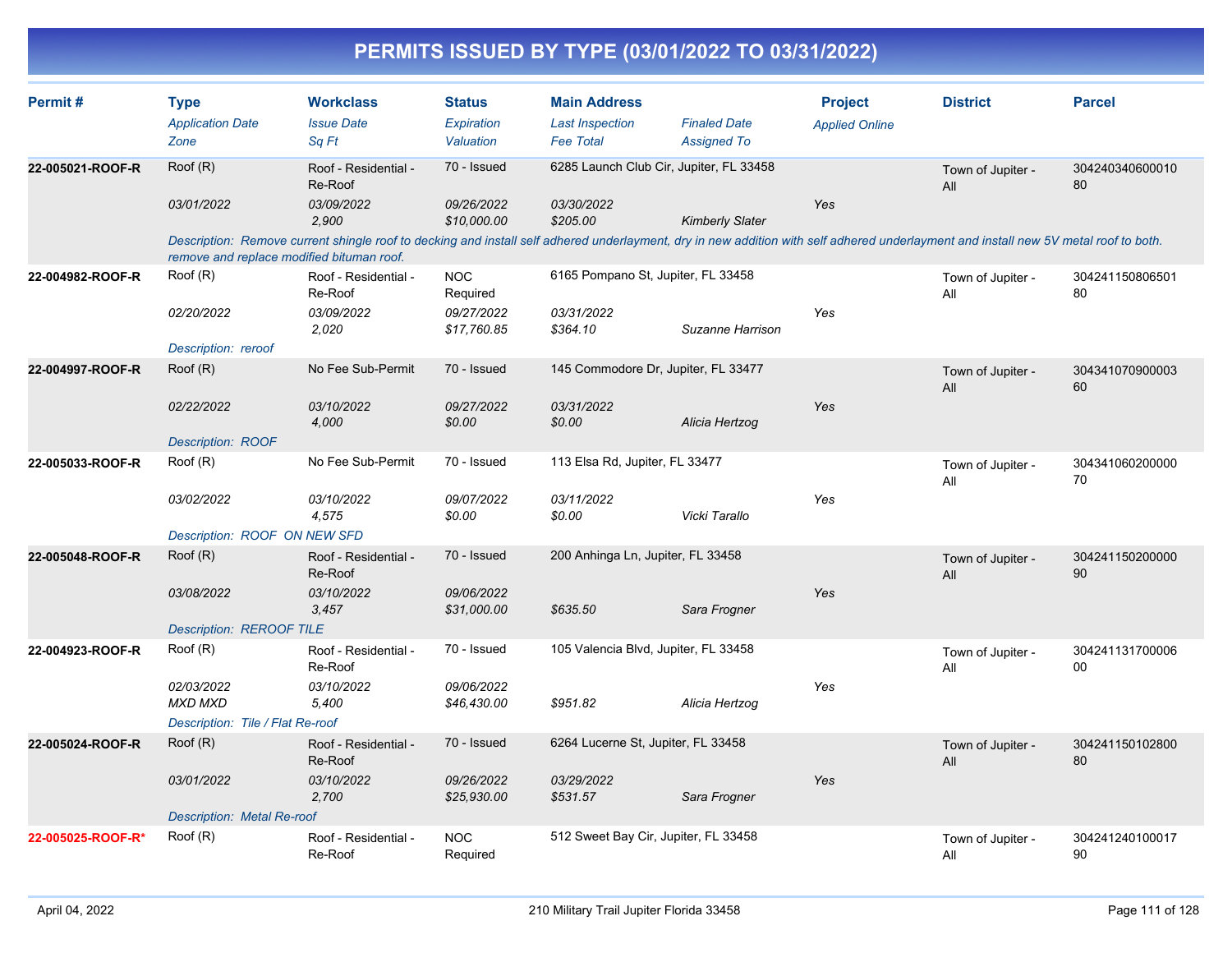# PERMITS ISSUED BY TYPE (03/01/2022 TO 03/31/2022)

| Permit # | Type | Workclass | Status | Main Address | | Project | District | Parcel |
|---|---|---|---|---|---|---|---|---|
| | *Application Date* | *Issue Date* | *Expiration* | *Last Inspection* | *Finaled Date* | *Applied Online* | | |
| | *Zone* | *Sq Ft* | *Valuation* | *Fee Total* | *Assigned To* | | | |
| **22-005021-ROOF-R** | Roof (R) | Roof - Residential - Re-Roof | 70 - Issued | 6285 Launch Club Cir, Jupiter, FL 33458 | | | Town of Jupiter - All | 30424034060001080 |
| | *03/01/2022* | *03/09/2022* | *09/26/2022* | *03/30/2022* | | *Yes* | | |
| | | *2,900* | *$10,000.00* | *$205.00* | *Kimberly Slater* | | | |
| | *Description: Remove current shingle roof to decking and install self adhered underlayment, dry in new addition with self adhered underlayment and install new 5V metal roof to both. remove and replace modified bituman roof.* | | | | | | | |
| **22-004982-ROOF-R** | Roof (R) | Roof - Residential - Re-Roof | NOC Required | 6165 Pompano St, Jupiter, FL 33458 | | | Town of Jupiter - All | 30424115080650180 |
| | *02/20/2022* | *03/09/2022* | *09/27/2022* | *03/31/2022* | | *Yes* | | |
| | | *2,020* | *$17,760.85* | *$364.10* | *Suzanne Harrison* | | | |
| | *Description: reroof* | | | | | | | |
| **22-004997-ROOF-R** | Roof (R) | No Fee Sub-Permit | 70 - Issued | 145 Commodore Dr, Jupiter, FL 33477 | | | Town of Jupiter - All | 30434107090000360 |
| | *02/22/2022* | *03/10/2022* | *09/27/2022* | *03/31/2022* | | *Yes* | | |
| | | *4,000* | *$0.00* | *$0.00* | *Alicia Hertzog* | | | |
| | *Description: ROOF* | | | | | | | |
| **22-005033-ROOF-R** | Roof (R) | No Fee Sub-Permit | 70 - Issued | 113 Elsa Rd, Jupiter, FL 33477 | | | Town of Jupiter - All | 30434106020000070 |
| | *03/02/2022* | *03/10/2022* | *09/07/2022* | *03/11/2022* | | *Yes* | | |
| | | *4,575* | *$0.00* | *$0.00* | *Vicki Tarallo* | | | |
| | *Description: ROOF ON NEW SFD* | | | | | | | |
| **22-005048-ROOF-R** | Roof (R) | Roof - Residential - Re-Roof | 70 - Issued | 200 Anhinga Ln, Jupiter, FL 33458 | | | Town of Jupiter - All | 30424115020000090 |
| | *03/08/2022* | *03/10/2022* | *09/06/2022* | | | *Yes* | | |
| | | *3,457* | *$31,000.00* | *$635.50* | *Sara Frogner* | | | |
| | *Description: REROOF TILE* | | | | | | | |
| **22-004923-ROOF-R** | Roof (R) | Roof - Residential - Re-Roof | 70 - Issued | 105 Valencia Blvd, Jupiter, FL 33458 | | | Town of Jupiter - All | 30424113170000600 |
| | *02/03/2022* | *03/10/2022* | *09/06/2022* | | | *Yes* | | |
| | *MXD MXD* | *5,400* | *$46,430.00* | *$951.82* | *Alicia Hertzog* | | | |
| | *Description: Tile / Flat Re-roof* | | | | | | | |
| **22-005024-ROOF-R** | Roof (R) | Roof - Residential - Re-Roof | 70 - Issued | 6264 Lucerne St, Jupiter, FL 33458 | | | Town of Jupiter - All | 30424115010280080 |
| | *03/01/2022* | *03/10/2022* | *09/26/2022* | *03/29/2022* | | *Yes* | | |
| | | *2,700* | *$25,930.00* | *$531.57* | *Sara Frogner* | | | |
| | *Description: Metal Re-roof* | | | | | | | |
| **22-005025-ROOF-R*** | Roof (R) | Roof - Residential - Re-Roof | NOC Required | 512 Sweet Bay Cir, Jupiter, FL 33458 | | | Town of Jupiter - All | 30424124010001790 |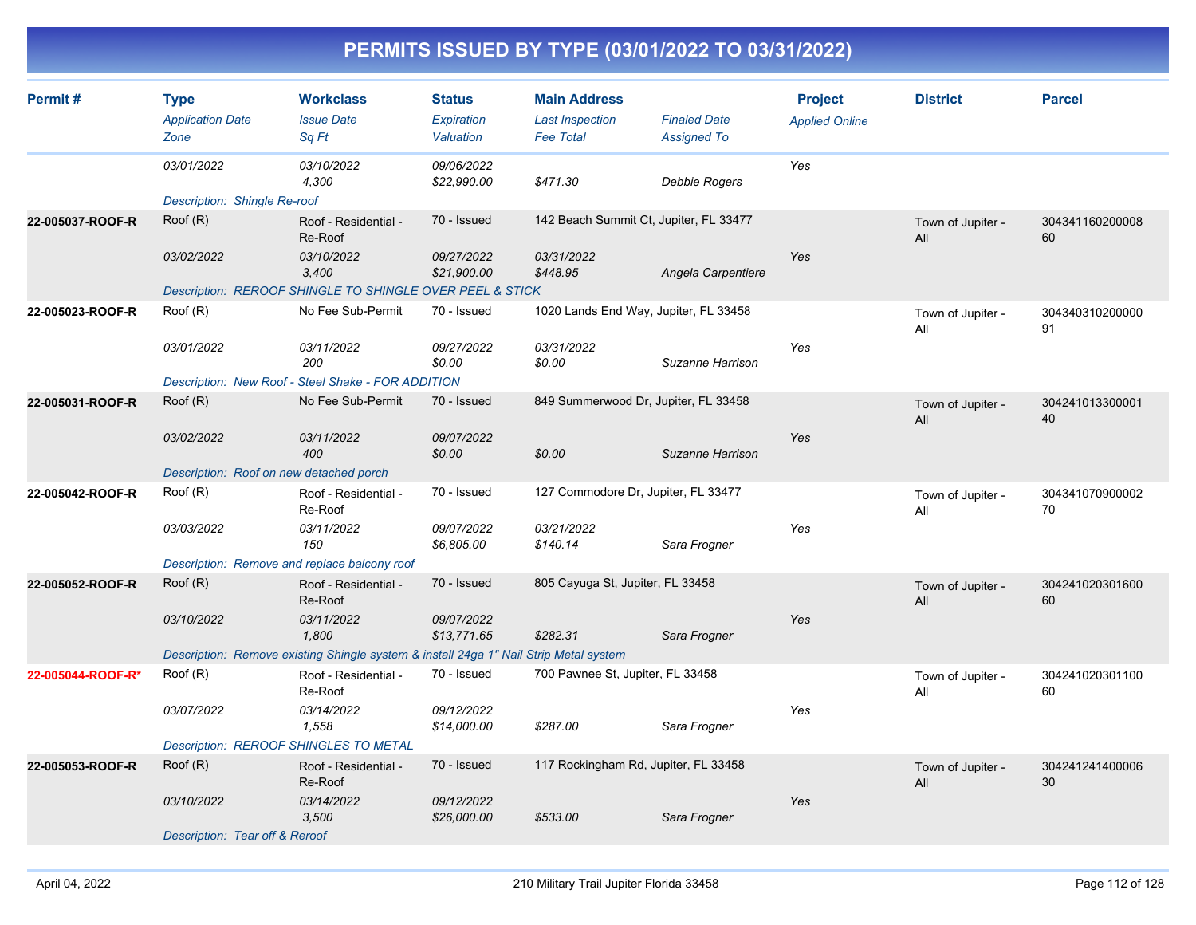# PERMITS ISSUED BY TYPE (03/01/2022 TO 03/31/2022)

| Permit # | Type / Application Date / Zone | Workclass / Issue Date / Sq Ft | Status / Expiration / Valuation | Main Address / Last Inspection / Fee Total | Finaled Date / Assigned To | Project / Applied Online | District | Parcel |
|---|---|---|---|---|---|---|---|---|
| | 03/01/2022 | 03/10/2022<br>4,300 | 09/06/2022<br>$22,990.00 | $471.30 | Debbie Rogers | Yes | | |
| | Description: Shingle Re-roof | | | | | | | |
| 22-005037-ROOF-R | Roof (R)<br>03/02/2022 | Roof - Residential - Re-Roof<br>03/10/2022<br>3,400 | 70 - Issued<br>09/27/2022<br>$21,900.00 | 142 Beach Summit Ct, Jupiter, FL 33477<br>03/31/2022<br>$448.95 | Angela Carpentiere | Yes | Town of Jupiter - All | 30434116020000860 |
| | Description: REROOF SHINGLE TO SHINGLE OVER PEEL & STICK | | | | | | | |
| 22-005023-ROOF-R | Roof (R)<br>03/01/2022 | No Fee Sub-Permit<br>03/11/2022<br>200 | 70 - Issued<br>09/27/2022<br>$0.00 | 1020 Lands End Way, Jupiter, FL 33458<br>03/31/2022<br>$0.00 | Suzanne Harrison | Yes | Town of Jupiter - All | 30434031020000091 |
| | Description: New Roof - Steel Shake - FOR ADDITION | | | | | | | |
| 22-005031-ROOF-R | Roof (R)<br>03/02/2022 | No Fee Sub-Permit<br>03/11/2022<br>400 | 70 - Issued<br>09/07/2022<br>$0.00 | 849 Summerwood Dr, Jupiter, FL 33458<br>$0.00 | Suzanne Harrison | Yes | Town of Jupiter - All | 30424101330000140 |
| | Description: Roof on new detached porch | | | | | | | |
| 22-005042-ROOF-R | Roof (R)<br>03/03/2022 | Roof - Residential - Re-Roof<br>03/11/2022<br>150 | 70 - Issued<br>09/07/2022<br>$6,805.00 | 127 Commodore Dr, Jupiter, FL 33477<br>03/21/2022<br>$140.14 | Sara Frogner | Yes | Town of Jupiter - All | 30434107090000270 |
| | Description: Remove and replace balcony roof | | | | | | | |
| 22-005052-ROOF-R | Roof (R)<br>03/10/2022 | Roof - Residential - Re-Roof<br>03/11/2022<br>1,800 | 70 - Issued<br>09/07/2022<br>$13,771.65 | 805 Cayuga St, Jupiter, FL 33458<br>$282.31 | Sara Frogner | Yes | Town of Jupiter - All | 30424102030160060 |
| | Description: Remove existing Shingle system & install 24ga 1" Nail Strip Metal system | | | | | | | |
| 22-005044-ROOF-R* | Roof (R)<br>03/07/2022 | Roof - Residential - Re-Roof<br>03/14/2022<br>1,558 | 70 - Issued<br>09/12/2022<br>$14,000.00 | 700 Pawnee St, Jupiter, FL 33458<br>$287.00 | Sara Frogner | Yes | Town of Jupiter - All | 30424102030110060 |
| | Description: REROOF SHINGLES TO METAL | | | | | | | |
| 22-005053-ROOF-R | Roof (R)<br>03/10/2022 | Roof - Residential - Re-Roof<br>03/14/2022<br>3,500 | 70 - Issued<br>09/12/2022<br>$26,000.00 | 117 Rockingham Rd, Jupiter, FL 33458<br>$533.00 | Sara Frogner | Yes | Town of Jupiter - All | 30424124140000630 |
| | Description: Tear off & Reroof | | | | | | | |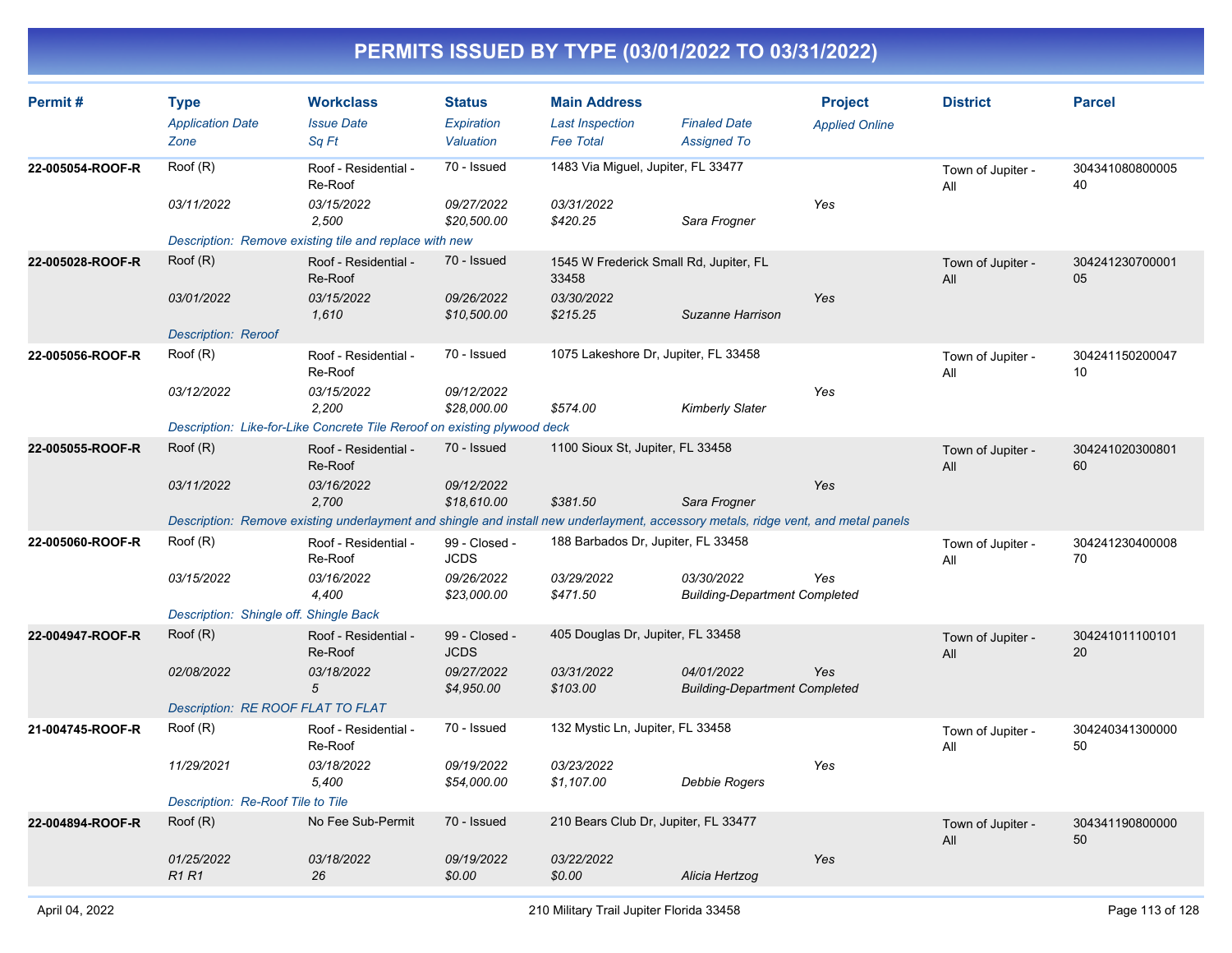# PERMITS ISSUED BY TYPE (03/01/2022 TO 03/31/2022)

| Permit # | Type | Workclass | Status | Main Address | | Project | District | Parcel |
|---|---|---|---|---|---|---|---|---|
| | *Application Date* | *Issue Date* | *Expiration* | *Last Inspection* | *Finaled Date* | *Applied Online* | | |
| | *Zone* | *Sq Ft* | *Valuation* | *Fee Total* | *Assigned To* | | | |
| **22-005054-ROOF-R** | Roof (R) | Roof - Residential - Re-Roof | 70 - Issued | 1483 Via Miguel, Jupiter, FL 33477 | | | Town of Jupiter - All | 30434108080000540 |
| | *03/11/2022* | *03/15/2022* | *09/27/2022* | *03/31/2022* | | *Yes* | | |
| | | *2,500* | *$20,500.00* | *$420.25* | *Sara Frogner* | | | |
| | *Description: Remove existing tile and replace with new* | | | | | | | |
| **22-005028-ROOF-R** | Roof (R) | Roof - Residential - Re-Roof | 70 - Issued | 1545 W Frederick Small Rd, Jupiter, FL 33458 | | | Town of Jupiter - All | 30424123070000105 |
| | *03/01/2022* | *03/15/2022* | *09/26/2022* | *03/30/2022* | | *Yes* | | |
| | | *1,610* | *$10,500.00* | *$215.25* | *Suzanne Harrison* | | | |
| | *Description: Reroof* | | | | | | | |
| **22-005056-ROOF-R** | Roof (R) | Roof - Residential - Re-Roof | 70 - Issued | 1075 Lakeshore Dr, Jupiter, FL 33458 | | | Town of Jupiter - All | 30424115020004710 |
| | *03/12/2022* | *03/15/2022* | *09/12/2022* | | | *Yes* | | |
| | | *2,200* | *$28,000.00* | *$574.00* | *Kimberly Slater* | | | |
| | *Description: Like-for-Like Concrete Tile Reroof on existing plywood deck* | | | | | | | |
| **22-005055-ROOF-R** | Roof (R) | Roof - Residential - Re-Roof | 70 - Issued | 1100 Sioux St, Jupiter, FL 33458 | | | Town of Jupiter - All | 30424102030080160 |
| | *03/11/2022* | *03/16/2022* | *09/12/2022* | | | *Yes* | | |
| | | *2,700* | *$18,610.00* | *$381.50* | *Sara Frogner* | | | |
| | *Description: Remove existing underlayment and shingle and install new underlayment, accessory metals, ridge vent, and metal panels* | | | | | | | |
| **22-005060-ROOF-R** | Roof (R) | Roof - Residential - Re-Roof | 99 - Closed - JCDS | 188 Barbados Dr, Jupiter, FL 33458 | | | Town of Jupiter - All | 30424123040000870 |
| | *03/15/2022* | *03/16/2022* | *09/26/2022* | *03/29/2022* | *03/30/2022* | *Yes* | | |
| | | *4,400* | *$23,000.00* | *$471.50* | *Building-Department Completed* | | | |
| | *Description: Shingle off. Shingle Back* | | | | | | | |
| **22-004947-ROOF-R** | Roof (R) | Roof - Residential - Re-Roof | 99 - Closed - JCDS | 405 Douglas Dr, Jupiter, FL 33458 | | | Town of Jupiter - All | 30424101110010120 |
| | *02/08/2022* | *03/18/2022* | *09/27/2022* | *03/31/2022* | *04/01/2022* | *Yes* | | |
| | | *5* | *$4,950.00* | *$103.00* | *Building-Department Completed* | | | |
| | *Description: RE ROOF FLAT TO FLAT* | | | | | | | |
| **21-004745-ROOF-R** | Roof (R) | Roof - Residential - Re-Roof | 70 - Issued | 132 Mystic Ln, Jupiter, FL 33458 | | | Town of Jupiter - All | 30424034130000050 |
| | *11/29/2021* | *03/18/2022* | *09/19/2022* | *03/23/2022* | | *Yes* | | |
| | | *5,400* | *$54,000.00* | *$1,107.00* | *Debbie Rogers* | | | |
| | *Description: Re-Roof Tile to Tile* | | | | | | | |
| **22-004894-ROOF-R** | Roof (R) | No Fee Sub-Permit | 70 - Issued | 210 Bears Club Dr, Jupiter, FL 33477 | | | Town of Jupiter - All | 30434119080000050 |
| | *01/25/2022* | *03/18/2022* | *09/19/2022* | *03/22/2022* | | *Yes* | | |
| | *R1 R1* | *26* | *$0.00* | *$0.00* | *Alicia Hertzog* | | | |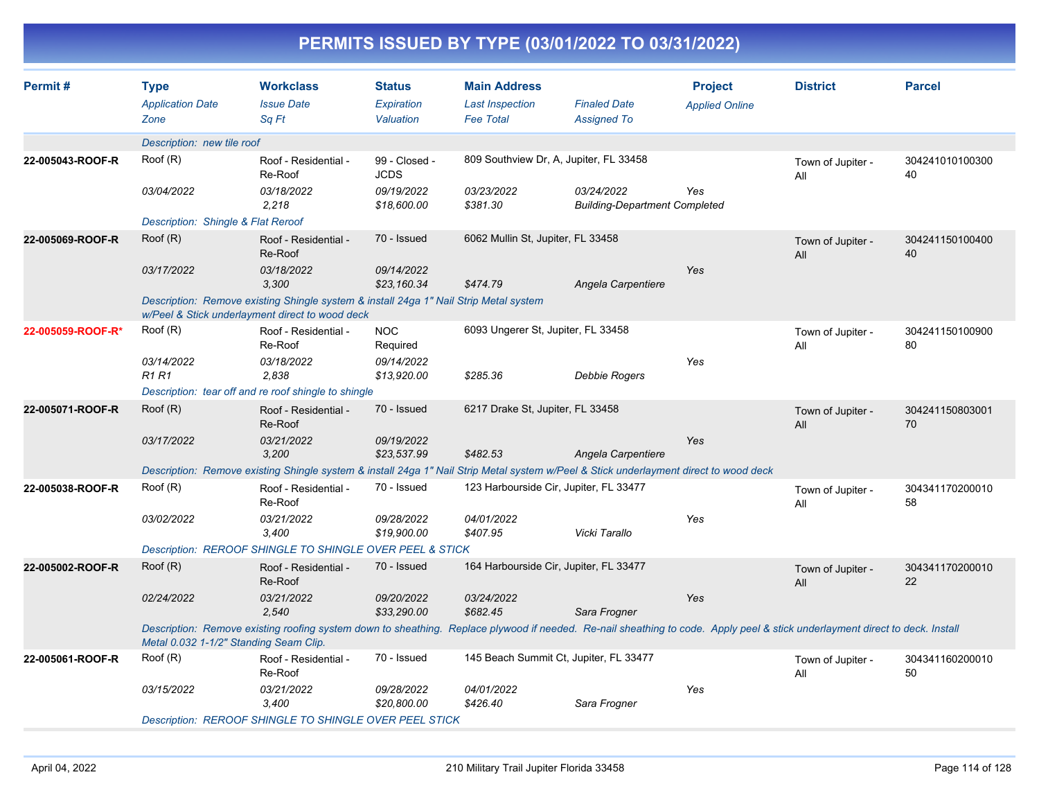# PERMITS ISSUED BY TYPE (03/01/2022 TO 03/31/2022)

| Permit # | Type / Application Date / Zone | Workclass / Issue Date / Sq Ft | Status / Expiration / Valuation | Main Address / Last Inspection / Fee Total | Finaled Date / Assigned To | Project / Applied Online | District | Parcel |
|---|---|---|---|---|---|---|---|---|
| | Description: new tile roof | | | | | | | |
| 22-005043-ROOF-R | Roof (R) | Roof - Residential - Re-Roof | 99 - Closed - JCDS | 809 Southview Dr, A, Jupiter, FL 33458 | | | Town of Jupiter - All | 30424101010030040 |
| | 03/04/2022 | 03/18/2022 | 09/19/2022 | 03/23/2022 | 03/24/2022 | Yes | | |
| | | 2,218 | $18,600.00 | $381.30 | Building-Department Completed | | | |
| | Description: Shingle & Flat Reroof | | | | | | | |
| 22-005069-ROOF-R | Roof (R) | Roof - Residential - Re-Roof | 70 - Issued | 6062 Mullin St, Jupiter, FL 33458 | | | Town of Jupiter - All | 30424115010040040 |
| | 03/17/2022 | 03/18/2022 | 09/14/2022 | | | Yes | | |
| | | 3,300 | $23,160.34 | $474.79 | Angela Carpentiere | | | |
| | Description: Remove existing Shingle system & install 24ga 1" Nail Strip Metal system w/Peel & Stick underlayment direct to wood deck | | | | | | | |
| 22-005059-ROOF-R* | Roof (R) | Roof - Residential - Re-Roof | NOC Required | 6093 Ungerer St, Jupiter, FL 33458 | | | Town of Jupiter - All | 30424115010090080 |
| | 03/14/2022 | 03/18/2022 | 09/14/2022 | | | Yes | | |
| | R1 R1 | 2,838 | $13,920.00 | $285.36 | Debbie Rogers | | | |
| | Description: tear off and re roof shingle to shingle | | | | | | | |
| 22-005071-ROOF-R | Roof (R) | Roof - Residential - Re-Roof | 70 - Issued | 6217 Drake St, Jupiter, FL 33458 | | | Town of Jupiter - All | 30424115080300170 |
| | 03/17/2022 | 03/21/2022 | 09/19/2022 | | | Yes | | |
| | | 3,200 | $23,537.99 | $482.53 | Angela Carpentiere | | | |
| | Description: Remove existing Shingle system & install 24ga 1" Nail Strip Metal system w/Peel & Stick underlayment direct to wood deck | | | | | | | |
| 22-005038-ROOF-R | Roof (R) | Roof - Residential - Re-Roof | 70 - Issued | 123 Harbourside Cir, Jupiter, FL 33477 | | | Town of Jupiter - All | 30434117020001058 |
| | 03/02/2022 | 03/21/2022 | 09/28/2022 | 04/01/2022 | | Yes | | |
| | | 3,400 | $19,900.00 | $407.95 | Vicki Tarallo | | | |
| | Description: REROOF SHINGLE TO SHINGLE OVER PEEL & STICK | | | | | | | |
| 22-005002-ROOF-R | Roof (R) | Roof - Residential - Re-Roof | 70 - Issued | 164 Harbourside Cir, Jupiter, FL 33477 | | | Town of Jupiter - All | 30434117020001022 |
| | 02/24/2022 | 03/21/2022 | 09/20/2022 | 03/24/2022 | | Yes | | |
| | | 2,540 | $33,290.00 | $682.45 | Sara Frogner | | | |
| | Description: Remove existing roofing system down to sheathing. Replace plywood if needed. Re-nail sheathing to code. Apply peel & stick underlayment direct to deck. Install Metal 0.032 1-1/2" Standing Seam Clip. | | | | | | | |
| 22-005061-ROOF-R | Roof (R) | Roof - Residential - Re-Roof | 70 - Issued | 145 Beach Summit Ct, Jupiter, FL 33477 | | | Town of Jupiter - All | 30434116020001050 |
| | 03/15/2022 | 03/21/2022 | 09/28/2022 | 04/01/2022 | | Yes | | |
| | | 3,400 | $20,800.00 | $426.40 | Sara Frogner | | | |
| | Description: REROOF SHINGLE TO SHINGLE OVER PEEL STICK | | | | | | | |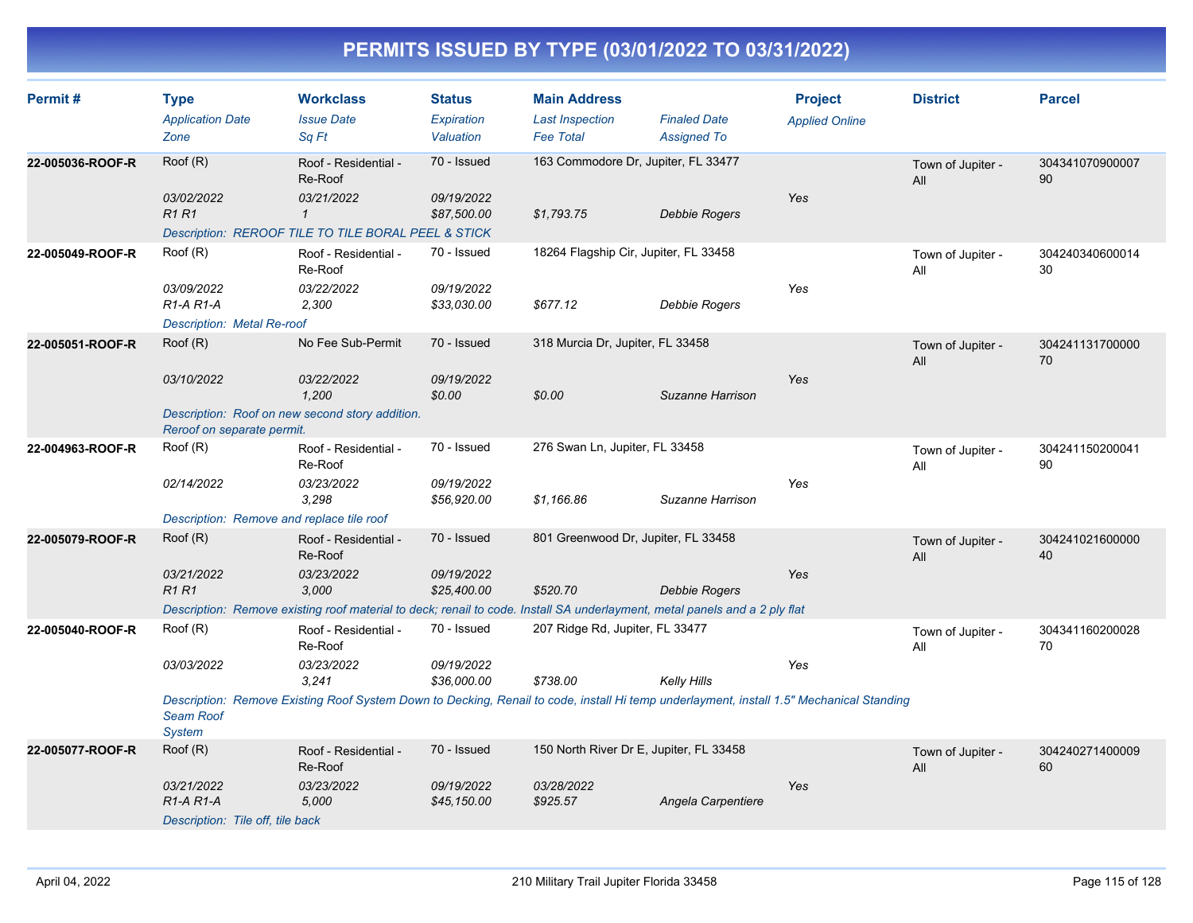# PERMITS ISSUED BY TYPE (03/01/2022 TO 03/31/2022)

| Permit # | Type / Application Date / Zone | Workclass / Issue Date / Sq Ft | Status / Expiration / Valuation | Main Address / Last Inspection / Fee Total | Finaled Date / Assigned To | Project / Applied Online | District | Parcel |
|---|---|---|---|---|---|---|---|---|
| 22-005036-ROOF-R | Roof (R) / 03/02/2022 / R1 R1 | Roof - Residential - Re-Roof / 03/21/2022 / 1 | 70 - Issued / 09/19/2022 / $87,500.00 | 163 Commodore Dr, Jupiter, FL 33477 / / $1,793.75 | / Debbie Rogers | Yes | Town of Jupiter - All | 30434107090000790 |
| | Description: REROOF TILE TO TILE BORAL PEEL & STICK | | | | | | | |
| 22-005049-ROOF-R | Roof (R) / 03/09/2022 / R1-A R1-A | Roof - Residential - Re-Roof / 03/22/2022 / 2,300 | 70 - Issued / 09/19/2022 / $33,030.00 | 18264 Flagship Cir, Jupiter, FL 33458 / / $677.12 | / Debbie Rogers | Yes | Town of Jupiter - All | 30424034060001430 |
| | Description: Metal Re-roof | | | | | | | |
| 22-005051-ROOF-R | Roof (R) / 03/10/2022 | No Fee Sub-Permit / 03/22/2022 / 1,200 | 70 - Issued / 09/19/2022 / $0.00 | 318 Murcia Dr, Jupiter, FL 33458 / / $0.00 | / Suzanne Harrison | Yes | Town of Jupiter - All | 30424113170000070 |
| | Description: Roof on new second story addition. Reroof on separate permit. | | | | | | | |
| 22-004963-ROOF-R | Roof (R) / 02/14/2022 | Roof - Residential - Re-Roof / 03/23/2022 / 3,298 | 70 - Issued / 09/19/2022 / $56,920.00 | 276 Swan Ln, Jupiter, FL 33458 / / $1,166.86 | / Suzanne Harrison | Yes | Town of Jupiter - All | 30424115020004190 |
| | Description: Remove and replace tile roof | | | | | | | |
| 22-005079-ROOF-R | Roof (R) / 03/21/2022 / R1 R1 | Roof - Residential - Re-Roof / 03/23/2022 / 3,000 | 70 - Issued / 09/19/2022 / $25,400.00 | 801 Greenwood Dr, Jupiter, FL 33458 / / $520.70 | / Debbie Rogers | Yes | Town of Jupiter - All | 30424102160000040 |
| | Description: Remove existing roof material to deck; renail to code. Install SA underlayment, metal panels and a 2 ply flat | | | | | | | |
| 22-005040-ROOF-R | Roof (R) / 03/03/2022 | Roof - Residential - Re-Roof / 03/23/2022 / 3,241 | 70 - Issued / 09/19/2022 / $36,000.00 | 207 Ridge Rd, Jupiter, FL 33477 / / $738.00 | / Kelly Hills | Yes | Town of Jupiter - All | 30434116020002870 |
| | Description: Remove Existing Roof System Down to Decking, Renail to code, install Hi temp underlayment, install 1.5" Mechanical Standing Seam Roof System | | | | | | | |
| 22-005077-ROOF-R | Roof (R) / 03/21/2022 / R1-A R1-A | Roof - Residential - Re-Roof / 03/23/2022 / 5,000 | 70 - Issued / 09/19/2022 / $45,150.00 | 150 North River Dr E, Jupiter, FL 33458 / 03/28/2022 / $925.57 | / Angela Carpentiere | Yes | Town of Jupiter - All | 30424027140000960 |
| | Description: Tile off, tile back | | | | | | | |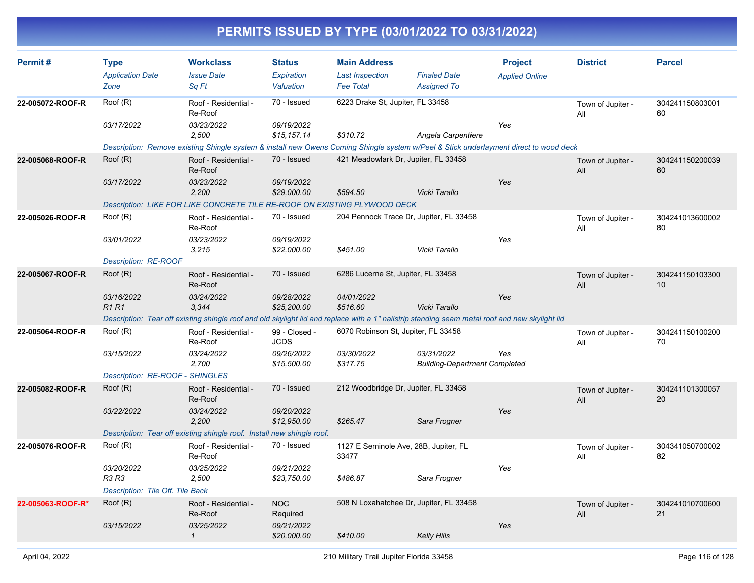# PERMITS ISSUED BY TYPE (03/01/2022 TO 03/31/2022)

| Permit # | Type | Workclass | Status | Main Address | | Project | District | Parcel |
|---|---|---|---|---|---|---|---|---|
| | Application Date | Issue Date | Expiration | Last Inspection | Finaled Date | Applied Online | | |
| | Zone | Sq Ft | Valuation | Fee Total | Assigned To | | | |
| **22-005072-ROOF-R** | Roof (R) | Roof - Residential - Re-Roof | 70 - Issued | 6223 Drake St, Jupiter, FL 33458 | | | Town of Jupiter - All | 30424115080300160 |
| | 03/17/2022 | 03/23/2022 | 09/19/2022 | | | Yes | | |
| | | 2,500 | $15,157.14 | $310.72 | Angela Carpentiere | | | |
| | Description: Remove existing Shingle system & install new Owens Corning Shingle system w/Peel & Stick underlayment direct to wood deck | | | | | | | |
| **22-005068-ROOF-R** | Roof (R) | Roof - Residential - Re-Roof | 70 - Issued | 421 Meadowlark Dr, Jupiter, FL 33458 | | | Town of Jupiter - All | 30424115020003960 |
| | 03/17/2022 | 03/23/2022 | 09/19/2022 | | | Yes | | |
| | | 2,200 | $29,000.00 | $594.50 | Vicki Tarallo | | | |
| | Description: LIKE FOR LIKE CONCRETE TILE RE-ROOF ON EXISTING PLYWOOD DECK | | | | | | | |
| **22-005026-ROOF-R** | Roof (R) | Roof - Residential - Re-Roof | 70 - Issued | 204 Pennock Trace Dr, Jupiter, FL 33458 | | | Town of Jupiter - All | 30424101360000280 |
| | 03/01/2022 | 03/23/2022 | 09/19/2022 | | | Yes | | |
| | | 3,215 | $22,000.00 | $451.00 | Vicki Tarallo | | | |
| | Description: RE-ROOF | | | | | | | |
| **22-005067-ROOF-R** | Roof (R) | Roof - Residential - Re-Roof | 70 - Issued | 6286 Lucerne St, Jupiter, FL 33458 | | | Town of Jupiter - All | 30424115010330010 |
| | 03/16/2022 | 03/24/2022 | 09/28/2022 | 04/01/2022 | | Yes | | |
| | R1 R1 | 3,344 | $25,200.00 | $516.60 | Vicki Tarallo | | | |
| | Description: Tear off existing shingle roof and old skylight lid and replace with a 1" nailstrip standing seam metal roof and new skylight lid | | | | | | | |
| **22-005064-ROOF-R** | Roof (R) | Roof - Residential - Re-Roof | 99 - Closed - JCDS | 6070 Robinson St, Jupiter, FL 33458 | | | Town of Jupiter - All | 30424115010020070 |
| | 03/15/2022 | 03/24/2022 | 09/26/2022 | 03/30/2022 | 03/31/2022 | Yes | | |
| | | 2,700 | $15,500.00 | $317.75 | Building-Department Completed | | | |
| | Description: RE-ROOF - SHINGLES | | | | | | | |
| **22-005082-ROOF-R** | Roof (R) | Roof - Residential - Re-Roof | 70 - Issued | 212 Woodbridge Dr, Jupiter, FL 33458 | | | Town of Jupiter - All | 30424110130005720 |
| | 03/22/2022 | 03/24/2022 | 09/20/2022 | | | Yes | | |
| | | 2,200 | $12,950.00 | $265.47 | Sara Frogner | | | |
| | Description: Tear off existing shingle roof. Install new shingle roof. | | | | | | | |
| **22-005076-ROOF-R** | Roof (R) | Roof - Residential - Re-Roof | 70 - Issued | 1127 E Seminole Ave, 28B, Jupiter, FL 33477 | | | Town of Jupiter - All | 30434105070000282 |
| | 03/20/2022 | 03/25/2022 | 09/21/2022 | | | Yes | | |
| | R3 R3 | 2,500 | $23,750.00 | $486.87 | Sara Frogner | | | |
| | Description: Tile Off. Tile Back | | | | | | | |
| **22-005063-ROOF-R*** | Roof (R) | Roof - Residential - Re-Roof | NOC Required | 508 N Loxahatchee Dr, Jupiter, FL 33458 | | | Town of Jupiter - All | 30424101070060021 |
| | 03/15/2022 | 03/25/2022 | 09/21/2022 | | | Yes | | |
| | | 1 | $20,000.00 | $410.00 | Kelly Hills | | | |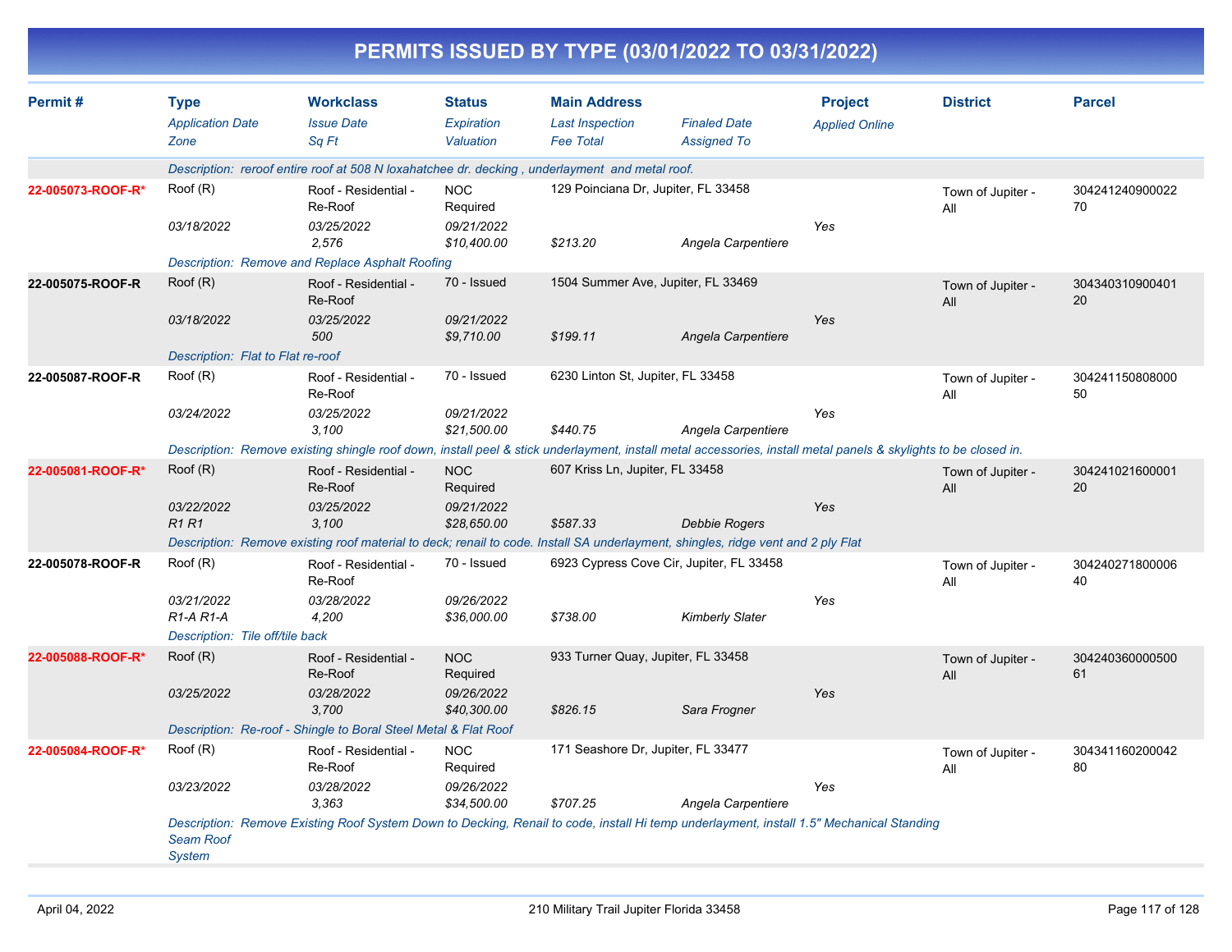# PERMITS ISSUED BY TYPE (03/01/2022 TO 03/31/2022)

| Permit # | Type / Application Date / Zone | Workclass / Issue Date / Sq Ft | Status / Expiration / Valuation | Main Address / Last Inspection / Fee Total | Finaled Date / Assigned To | Project / Applied Online | District | Parcel |
|---|---|---|---|---|---|---|---|---|
| | *Description: reroof entire roof at 508 N loxahatchee dr. decking , underlayment and metal roof.* | | | | | | | |
| 22-005073-ROOF-R* | Roof (R) | Roof - Residential - Re-Roof | NOC Required | 129 Poinciana Dr, Jupiter, FL 33458 | | | Town of Jupiter - All | 30424124090002270 |
| | 03/18/2022 | 03/25/2022 | 09/21/2022 | | | Yes | | |
| | | 2,576 | $10,400.00 | $213.20 | Angela Carpentiere | | | |
| | *Description: Remove and Replace Asphalt Roofing* | | | | | | | |
| 22-005075-ROOF-R | Roof (R) | Roof - Residential - Re-Roof | 70 - Issued | 1504 Summer Ave, Jupiter, FL 33469 | | | Town of Jupiter - All | 30434031090040120 |
| | 03/18/2022 | 03/25/2022 | 09/21/2022 | | | Yes | | |
| | | 500 | $9,710.00 | $199.11 | Angela Carpentiere | | | |
| | *Description: Flat to Flat re-roof* | | | | | | | |
| 22-005087-ROOF-R | Roof (R) | Roof - Residential - Re-Roof | 70 - Issued | 6230 Linton St, Jupiter, FL 33458 | | | Town of Jupiter - All | 30424115080800050 |
| | 03/24/2022 | 03/25/2022 | 09/21/2022 | | | Yes | | |
| | | 3,100 | $21,500.00 | $440.75 | Angela Carpentiere | | | |
| | *Description: Remove existing shingle roof down, install peel & stick underlayment, install metal accessories, install metal panels & skylights to be closed in.* | | | | | | | |
| 22-005081-ROOF-R* | Roof (R) | Roof - Residential - Re-Roof | NOC Required | 607 Kriss Ln, Jupiter, FL 33458 | | | Town of Jupiter - All | 30424102160000120 |
| | 03/22/2022 | 03/25/2022 | 09/21/2022 | | | Yes | | |
| | R1 R1 | 3,100 | $28,650.00 | $587.33 | Debbie Rogers | | | |
| | *Description: Remove existing roof material to deck; renail to code. Install SA underlayment, shingles, ridge vent and 2 ply Flat* | | | | | | | |
| 22-005078-ROOF-R | Roof (R) | Roof - Residential - Re-Roof | 70 - Issued | 6923 Cypress Cove Cir, Jupiter, FL 33458 | | | Town of Jupiter - All | 30424027180000640 |
| | 03/21/2022 | 03/28/2022 | 09/26/2022 | | | Yes | | |
| | R1-A R1-A | 4,200 | $36,000.00 | $738.00 | Kimberly Slater | | | |
| | *Description: Tile off/tile back* | | | | | | | |
| 22-005088-ROOF-R* | Roof (R) | Roof - Residential - Re-Roof | NOC Required | 933 Turner Quay, Jupiter, FL 33458 | | | Town of Jupiter - All | 30424036000050061 |
| | 03/25/2022 | 03/28/2022 | 09/26/2022 | | | Yes | | |
| | | 3,700 | $40,300.00 | $826.15 | Sara Frogner | | | |
| | *Description: Re-roof - Shingle to Boral Steel Metal & Flat Roof* | | | | | | | |
| 22-005084-ROOF-R* | Roof (R) | Roof - Residential - Re-Roof | NOC Required | 171 Seashore Dr, Jupiter, FL 33477 | | | Town of Jupiter - All | 30434116020004280 |
| | 03/23/2022 | 03/28/2022 | 09/26/2022 | | | Yes | | |
| | | 3,363 | $34,500.00 | $707.25 | Angela Carpentiere | | | |
| | *Description: Remove Existing Roof System Down to Decking, Renail to code, install Hi temp underlayment, install 1.5" Mechanical Standing Seam Roof System* | | | | | | | |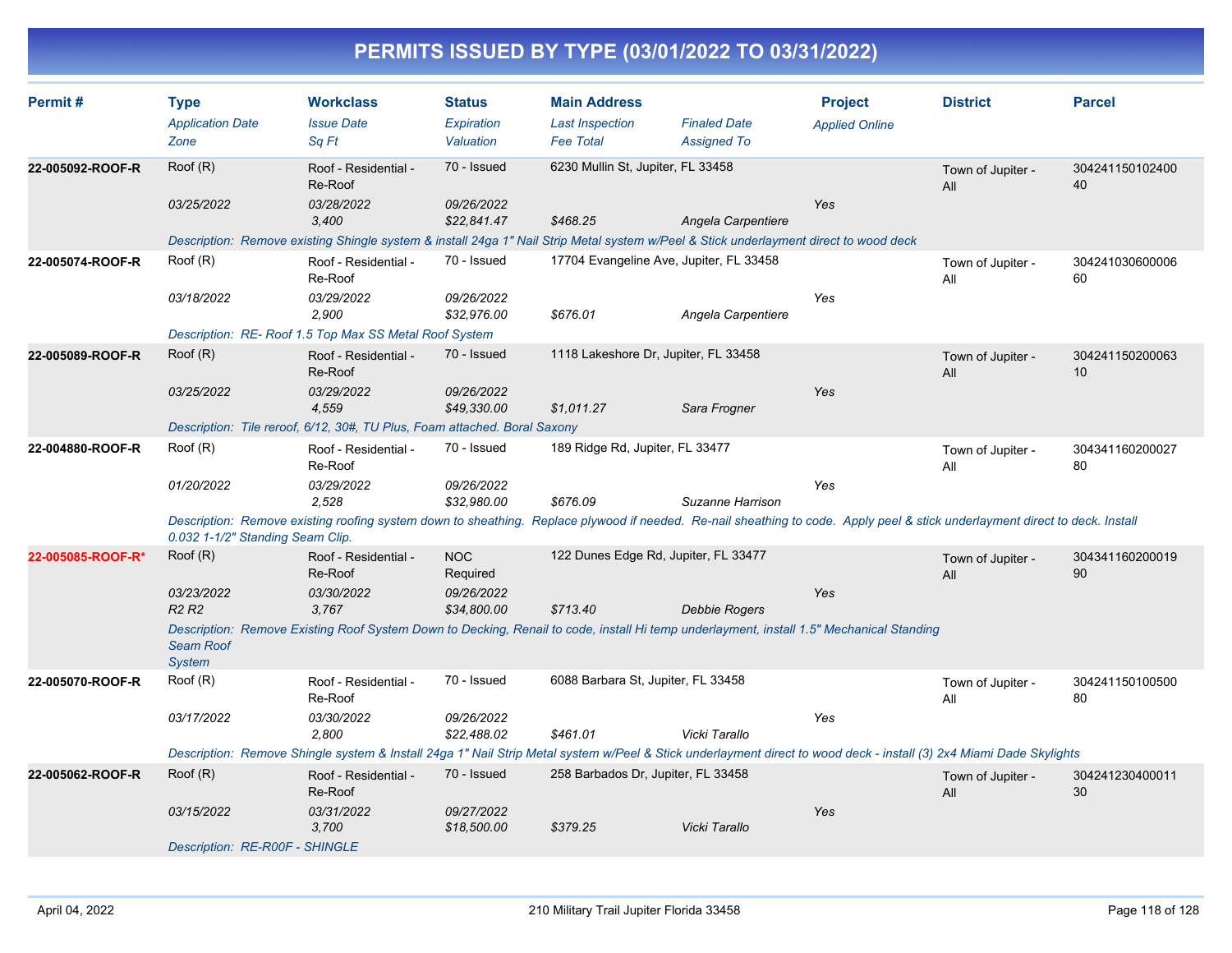# PERMITS ISSUED BY TYPE (03/01/2022 TO 03/31/2022)

| Permit # | Type<br>*Application Date*<br>*Zone* | Workclass<br>*Issue Date*<br>*Sq Ft* | Status<br>*Expiration*<br>*Valuation* | Main Address<br>*Last Inspection*<br>*Fee Total* | *Finaled Date*<br>*Assigned To* | Project<br>*Applied Online* | District | Parcel |
|---|---|---|---|---|---|---|---|---|
| 22-005092-ROOF-R | Roof (R)<br>*03/25/2022* | Roof - Residential - Re-Roof<br>*03/28/2022*<br>*3,400* | 70 - Issued<br>*09/26/2022*<br>*$22,841.47* | 6230 Mullin St, Jupiter, FL 33458<br>*$468.25* | *Angela Carpentiere* | *Yes* | Town of Jupiter - All | 30424115010240040 |
| | *Description: Remove existing Shingle system & install 24ga 1" Nail Strip Metal system w/Peel & Stick underlayment direct to wood deck* | | | | | | | |
| 22-005074-ROOF-R | Roof (R)<br>*03/18/2022* | Roof - Residential - Re-Roof<br>*03/29/2022*<br>*2,900* | 70 - Issued<br>*09/26/2022*<br>*$32,976.00* | 17704 Evangeline Ave, Jupiter, FL 33458<br>*$676.01* | *Angela Carpentiere* | *Yes* | Town of Jupiter - All | 30424103060000660 |
| | *Description: RE- Roof 1.5 Top Max SS Metal Roof System* | | | | | | | |
| 22-005089-ROOF-R | Roof (R)<br>*03/25/2022* | Roof - Residential - Re-Roof<br>*03/29/2022*<br>*4,559* | 70 - Issued<br>*09/26/2022*<br>*$49,330.00* | 1118 Lakeshore Dr, Jupiter, FL 33458<br>*$1,011.27* | *Sara Frogner* | *Yes* | Town of Jupiter - All | 30424115020006310 |
| | *Description: Tile reroof, 6/12, 30#, TU Plus, Foam attached. Boral Saxony* | | | | | | | |
| 22-004880-ROOF-R | Roof (R)<br>*01/20/2022* | Roof - Residential - Re-Roof<br>*03/29/2022*<br>*2,528* | 70 - Issued<br>*09/26/2022*<br>*$32,980.00* | 189 Ridge Rd, Jupiter, FL 33477<br>*$676.09* | *Suzanne Harrison* | *Yes* | Town of Jupiter - All | 30434116020002780 |
| | *Description: Remove existing roofing system down to sheathing. Replace plywood if needed. Re-nail sheathing to code. Apply peel & stick underlayment direct to deck. Install 0.032 1-1/2" Standing Seam Clip.* | | | | | | | |
| 22-005085-ROOF-R* | Roof (R)<br>*03/23/2022*<br>*R2 R2* | Roof - Residential - Re-Roof<br>*03/30/2022*<br>*3,767* | NOC Required<br>*09/26/2022*<br>*$34,800.00* | 122 Dunes Edge Rd, Jupiter, FL 33477<br>*$713.40* | *Debbie Rogers* | *Yes* | Town of Jupiter - All | 30434116020001990 |
| | *Description: Remove Existing Roof System Down to Decking, Renail to code, install Hi temp underlayment, install 1.5" Mechanical Standing Seam Roof System* | | | | | | | |
| 22-005070-ROOF-R | Roof (R)<br>*03/17/2022* | Roof - Residential - Re-Roof<br>*03/30/2022*<br>*2,800* | 70 - Issued<br>*09/26/2022*<br>*$22,488.02* | 6088 Barbara St, Jupiter, FL 33458<br>*$461.01* | *Vicki Tarallo* | *Yes* | Town of Jupiter - All | 30424115010050080 |
| | *Description: Remove Shingle system & Install 24ga 1" Nail Strip Metal system w/Peel & Stick underlayment direct to wood deck - install (3) 2x4 Miami Dade Skylights* | | | | | | | |
| 22-005062-ROOF-R | Roof (R)<br>*03/15/2022* | Roof - Residential - Re-Roof<br>*03/31/2022*<br>*3,700* | 70 - Issued<br>*09/27/2022*<br>*$18,500.00* | 258 Barbados Dr, Jupiter, FL 33458<br>*$379.25* | *Vicki Tarallo* | *Yes* | Town of Jupiter - All | 30424123040001130 |
| | *Description: RE-R00F - SHINGLE* | | | | | | | |

April 04, 2022 — 210 Military Trail Jupiter Florida 33458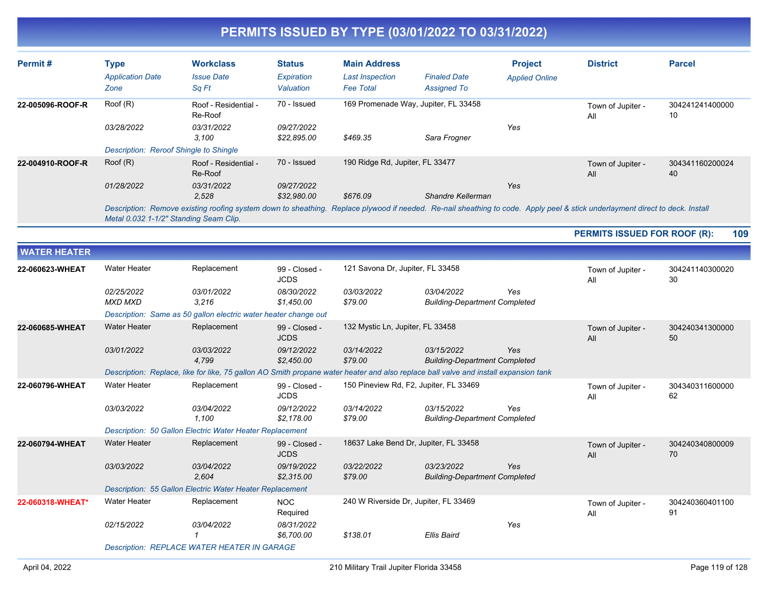# PERMITS ISSUED BY TYPE (03/01/2022 TO 03/31/2022)

| Permit # | Type | Workclass | Status | Main Address | | Project | District | Parcel |
|---|---|---|---|---|---|---|---|---|
| | *Application Date* | *Issue Date* | *Expiration* | *Last Inspection* | *Finaled Date* | *Applied Online* | | |
| | *Zone* | *Sq Ft* | *Valuation* | *Fee Total* | *Assigned To* | | | |
| **22-005096-ROOF-R** | Roof (R) | Roof - Residential - Re-Roof | 70 - Issued | 169 Promenade Way, Jupiter, FL 33458 | | | Town of Jupiter - All | 30424124140000010 |
| | *03/28/2022* | *03/31/2022* | *09/27/2022* | | | *Yes* | | |
| | | *3,100* | *$22,895.00* | *$469.35* | *Sara Frogner* | | | |
| | *Description: Reroof Shingle to Shingle* | | | | | | | |
| **22-004910-ROOF-R** | Roof (R) | Roof - Residential - Re-Roof | 70 - Issued | 190 Ridge Rd, Jupiter, FL 33477 | | | Town of Jupiter - All | 30434116020002440 |
| | *01/28/2022* | *03/31/2022* | *09/27/2022* | | | *Yes* | | |
| | | *2,528* | *$32,980.00* | *$676.09* | *Shandre Kellerman* | | | |
| | *Description: Remove existing roofing system down to sheathing. Replace plywood if needed. Re-nail sheathing to code. Apply peel & stick underlayment direct to deck. Install Metal 0.032 1-1/2" Standing Seam Clip.* | | | | | | | |

**PERMITS ISSUED FOR ROOF (R): 109**

## WATER HEATER

| Permit # | Type | Workclass | Status | Main Address | | Project | District | Parcel |
|---|---|---|---|---|---|---|---|---|
| **22-060623-WHEAT** | Water Heater | Replacement | 99 - Closed - JCDS | 121 Savona Dr, Jupiter, FL 33458 | | | Town of Jupiter - All | 30424114030002030 |
| | *02/25/2022* | *03/01/2022* | *08/30/2022* | *03/03/2022* | *03/04/2022* | *Yes* | | |
| | *MXD MXD* | *3,216* | *$1,450.00* | *$79.00* | *Building-Department Completed* | | | |
| | *Description: Same as 50 gallon electric water heater change out* | | | | | | | |
| **22-060685-WHEAT** | Water Heater | Replacement | 99 - Closed - JCDS | 132 Mystic Ln, Jupiter, FL 33458 | | | Town of Jupiter - All | 30424034130000050 |
| | *03/01/2022* | *03/03/2022* | *09/12/2022* | *03/14/2022* | *03/15/2022* | *Yes* | | |
| | | *4,799* | *$2,450.00* | *$79.00* | *Building-Department Completed* | | | |
| | *Description: Replace, like for like, 75 gallon AO Smith propane water heater and also replace ball valve and install expansion tank* | | | | | | | |
| **22-060796-WHEAT** | Water Heater | Replacement | 99 - Closed - JCDS | 150 Pineview Rd, F2, Jupiter, FL 33469 | | | Town of Jupiter - All | 30434031160000062 |
| | *03/03/2022* | *03/04/2022* | *09/12/2022* | *03/14/2022* | *03/15/2022* | *Yes* | | |
| | | *1,100* | *$2,178.00* | *$79.00* | *Building-Department Completed* | | | |
| | *Description: 50 Gallon Electric Water Heater Replacement* | | | | | | | |
| **22-060794-WHEAT** | Water Heater | Replacement | 99 - Closed - JCDS | 18637 Lake Bend Dr, Jupiter, FL 33458 | | | Town of Jupiter - All | 30424034080000970 |
| | *03/03/2022* | *03/04/2022* | *09/19/2022* | *03/22/2022* | *03/23/2022* | *Yes* | | |
| | | *2,604* | *$2,315.00* | *$79.00* | *Building-Department Completed* | | | |
| | *Description: 55 Gallon Electric Water Heater Replacement* | | | | | | | |
| **22-060318-WHEAT*** | Water Heater | Replacement | NOC Required | 240 W Riverside Dr, Jupiter, FL 33469 | | | Town of Jupiter - All | 30424036040110091 |
| | *02/15/2022* | *03/04/2022* | *08/31/2022* | | | *Yes* | | |
| | | *1* | *$6,700.00* | *$138.01* | *Ellis Baird* | | | |
| | *Description: REPLACE WATER HEATER IN GARAGE* | | | | | | | |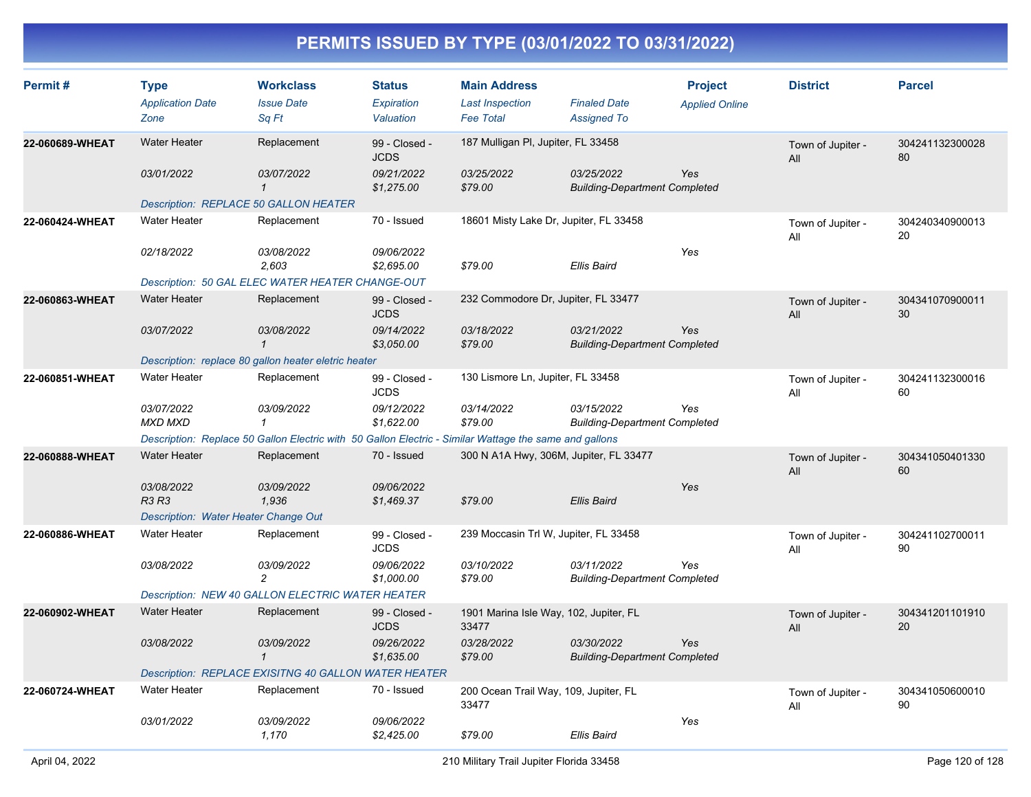# PERMITS ISSUED BY TYPE (03/01/2022 TO 03/31/2022)

| Permit # | Type | Workclass | Status | Main Address | | Project | District | Parcel |
|---|---|---|---|---|---|---|---|---|
| | *Application Date* | *Issue Date* | *Expiration* | *Last Inspection* | *Finaled Date* | *Applied Online* | | |
| | *Zone* | *Sq Ft* | *Valuation* | *Fee Total* | *Assigned To* | | | |
| **22-060689-WHEAT** | Water Heater | Replacement | 99 - Closed - JCDS | 187 Mulligan Pl, Jupiter, FL 33458 | | | Town of Jupiter - All | 30424113230002880 |
| | *03/01/2022* | *03/07/2022* | *09/21/2022* | *03/25/2022* | *03/25/2022* | Yes | | |
| | | *1* | *$1,275.00* | *$79.00* | *Building-Department Completed* | | | |
| | *Description: REPLACE 50 GALLON HEATER* | | | | | | | |
| **22-060424-WHEAT** | Water Heater | Replacement | 70 - Issued | 18601 Misty Lake Dr, Jupiter, FL 33458 | | | Town of Jupiter - All | 30424034090001320 |
| | *02/18/2022* | *03/08/2022* | *09/06/2022* | | | Yes | | |
| | | *2,603* | *$2,695.00* | *$79.00* | *Ellis Baird* | | | |
| | *Description: 50 GAL ELEC WATER HEATER CHANGE-OUT* | | | | | | | |
| **22-060863-WHEAT** | Water Heater | Replacement | 99 - Closed - JCDS | 232 Commodore Dr, Jupiter, FL 33477 | | | Town of Jupiter - All | 30434107090001130 |
| | *03/07/2022* | *03/08/2022* | *09/14/2022* | *03/18/2022* | *03/21/2022* | Yes | | |
| | | *1* | *$3,050.00* | *$79.00* | *Building-Department Completed* | | | |
| | *Description: replace 80 gallon heater eletric heater* | | | | | | | |
| **22-060851-WHEAT** | Water Heater | Replacement | 99 - Closed - JCDS | 130 Lismore Ln, Jupiter, FL 33458 | | | Town of Jupiter - All | 30424113230001660 |
| | *03/07/2022* | *03/09/2022* | *09/12/2022* | *03/14/2022* | *03/15/2022* | Yes | | |
| | *MXD MXD* | *1* | *$1,622.00* | *$79.00* | *Building-Department Completed* | | | |
| | *Description: Replace 50 Gallon Electric with 50 Gallon Electric - Similar Wattage the same and gallons* | | | | | | | |
| **22-060888-WHEAT** | Water Heater | Replacement | 70 - Issued | 300 N A1A Hwy, 306M, Jupiter, FL 33477 | | | Town of Jupiter - All | 30434105040133060 |
| | *03/08/2022* | *03/09/2022* | *09/06/2022* | | | Yes | | |
| | *R3 R3* | *1,936* | *$1,469.37* | *$79.00* | *Ellis Baird* | | | |
| | *Description: Water Heater Change Out* | | | | | | | |
| **22-060886-WHEAT** | Water Heater | Replacement | 99 - Closed - JCDS | 239 Moccasin Trl W, Jupiter, FL 33458 | | | Town of Jupiter - All | 30424110270001190 |
| | *03/08/2022* | *03/09/2022* | *09/06/2022* | *03/10/2022* | *03/11/2022* | Yes | | |
| | | *2* | *$1,000.00* | *$79.00* | *Building-Department Completed* | | | |
| | *Description: NEW 40 GALLON ELECTRIC WATER HEATER* | | | | | | | |
| **22-060902-WHEAT** | Water Heater | Replacement | 99 - Closed - JCDS | 1901 Marina Isle Way, 102, Jupiter, FL 33477 | | | Town of Jupiter - All | 30434120110191020 |
| | *03/08/2022* | *03/09/2022* | *09/26/2022* | *03/28/2022* | *03/30/2022* | Yes | | |
| | | *1* | *$1,635.00* | *$79.00* | *Building-Department Completed* | | | |
| | *Description: REPLACE EXISITNG 40 GALLON WATER HEATER* | | | | | | | |
| **22-060724-WHEAT** | Water Heater | Replacement | 70 - Issued | 200 Ocean Trail Way, 109, Jupiter, FL 33477 | | | Town of Jupiter - All | 30434105060001090 |
| | *03/01/2022* | *03/09/2022* | *09/06/2022* | | | Yes | | |
| | | *1,170* | *$2,425.00* | *$79.00* | *Ellis Baird* | | | |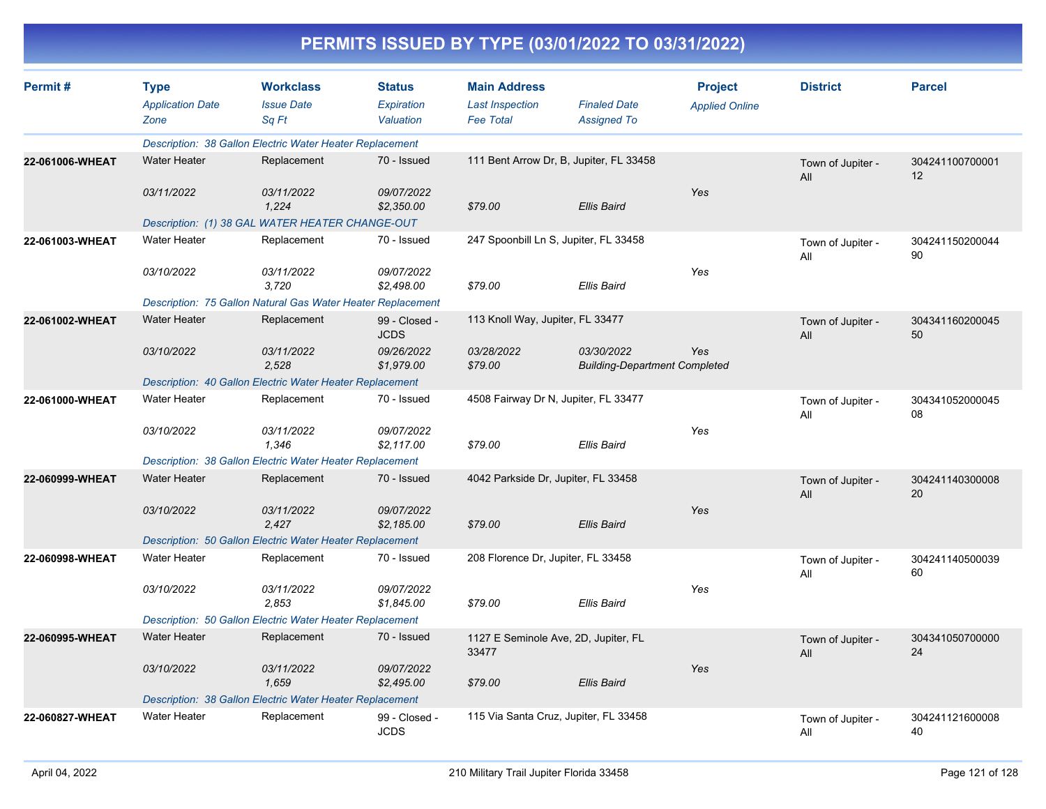# PERMITS ISSUED BY TYPE (03/01/2022 TO 03/31/2022)

| Permit # | Type<br>*Application Date*<br>*Zone* | Workclass<br>*Issue Date*<br>*Sq Ft* | Status<br>*Expiration*<br>*Valuation* | Main Address<br>*Last Inspection*<br>*Fee Total* | *Finaled Date*<br>*Assigned To* | Project<br>*Applied Online* | District | Parcel |
|---|---|---|---|---|---|---|---|---|
| | *Description: 38 Gallon Electric Water Heater Replacement* | | | | | | | |
| **22-061006-WHEAT** | Water Heater | Replacement | 70 - Issued | 111 Bent Arrow Dr, B, Jupiter, FL 33458 | | | Town of Jupiter - All | 30424110070000112 |
| | *03/11/2022* | *03/11/2022*<br>*1,224* | *09/07/2022*<br>*$2,350.00* | *$79.00* | *Ellis Baird* | Yes | | |
| | *Description: (1) 38 GAL WATER HEATER CHANGE-OUT* | | | | | | | |
| **22-061003-WHEAT** | Water Heater | Replacement | 70 - Issued | 247 Spoonbill Ln S, Jupiter, FL 33458 | | | Town of Jupiter - All | 30424115020004490 |
| | *03/10/2022* | *03/11/2022*<br>*3,720* | *09/07/2022*<br>*$2,498.00* | *$79.00* | *Ellis Baird* | Yes | | |
| | *Description: 75 Gallon Natural Gas Water Heater Replacement* | | | | | | | |
| **22-061002-WHEAT** | Water Heater | Replacement | 99 - Closed - JCDS | 113 Knoll Way, Jupiter, FL 33477 | | | Town of Jupiter - All | 30434116020004550 |
| | *03/10/2022* | *03/11/2022*<br>*2,528* | *09/26/2022*<br>*$1,979.00* | *03/28/2022*<br>*$79.00* | *03/30/2022*<br>*Building-Department Completed* | Yes | | |
| | *Description: 40 Gallon Electric Water Heater Replacement* | | | | | | | |
| **22-061000-WHEAT** | Water Heater | Replacement | 70 - Issued | 4508 Fairway Dr N, Jupiter, FL 33477 | | | Town of Jupiter - All | 30434105200004508 |
| | *03/10/2022* | *03/11/2022*<br>*1,346* | *09/07/2022*<br>*$2,117.00* | *$79.00* | *Ellis Baird* | Yes | | |
| | *Description: 38 Gallon Electric Water Heater Replacement* | | | | | | | |
| **22-060999-WHEAT** | Water Heater | Replacement | 70 - Issued | 4042 Parkside Dr, Jupiter, FL 33458 | | | Town of Jupiter - All | 30424114030000820 |
| | *03/10/2022* | *03/11/2022*<br>*2,427* | *09/07/2022*<br>*$2,185.00* | *$79.00* | *Ellis Baird* | Yes | | |
| | *Description: 50 Gallon Electric Water Heater Replacement* | | | | | | | |
| **22-060998-WHEAT** | Water Heater | Replacement | 70 - Issued | 208 Florence Dr, Jupiter, FL 33458 | | | Town of Jupiter - All | 30424114050003960 |
| | *03/10/2022* | *03/11/2022*<br>*2,853* | *09/07/2022*<br>*$1,845.00* | *$79.00* | *Ellis Baird* | Yes | | |
| | *Description: 50 Gallon Electric Water Heater Replacement* | | | | | | | |
| **22-060995-WHEAT** | Water Heater | Replacement | 70 - Issued | 1127 E Seminole Ave, 2D, Jupiter, FL 33477 | | | Town of Jupiter - All | 30434105070000024 |
| | *03/10/2022* | *03/11/2022*<br>*1,659* | *09/07/2022*<br>*$2,495.00* | *$79.00* | *Ellis Baird* | Yes | | |
| | *Description: 38 Gallon Electric Water Heater Replacement* | | | | | | | |
| **22-060827-WHEAT** | Water Heater | Replacement | 99 - Closed - JCDS | 115 Via Santa Cruz, Jupiter, FL 33458 | | | Town of Jupiter - All | 30424112160000840 |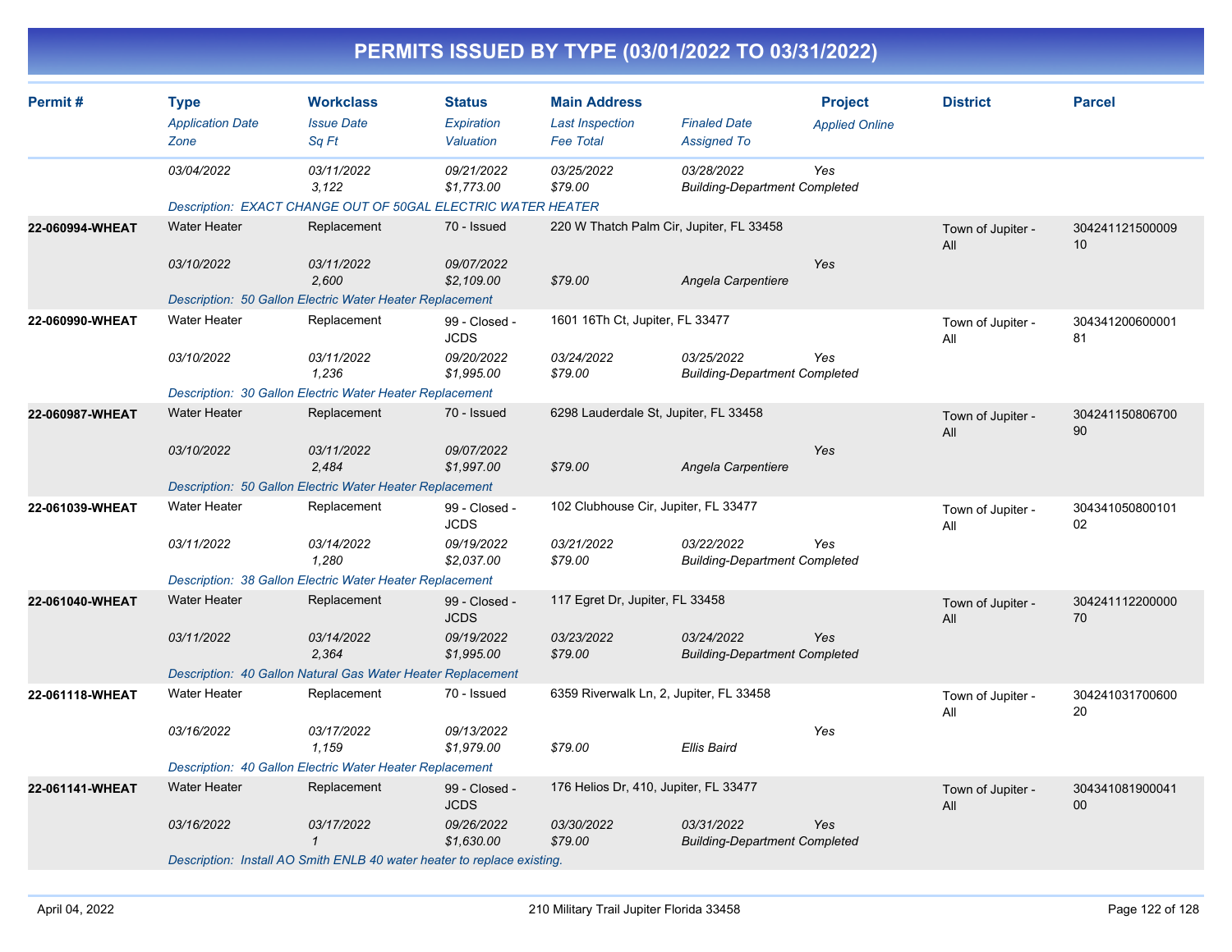# PERMITS ISSUED BY TYPE (03/01/2022 TO 03/31/2022)

| Permit # | Type / Application Date / Zone | Workclass / Issue Date / Sq Ft | Status / Expiration / Valuation | Main Address / Last Inspection / Fee Total | Finaled Date / Assigned To | Project / Applied Online | District | Parcel |
|---|---|---|---|---|---|---|---|---|
| | 03/04/2022 | 03/11/2022<br>3,122 | 09/21/2022<br>$1,773.00 | 03/25/2022<br>$79.00 | 03/28/2022<br>Building-Department Completed | Yes | | |
| | Description: EXACT CHANGE OUT OF 50GAL ELECTRIC WATER HEATER | | | | | | | |
| 22-060994-WHEAT | Water Heater<br>03/10/2022 | Replacement<br>03/11/2022<br>2,600 | 70 - Issued<br>09/07/2022<br>$2,109.00 | 220 W Thatch Palm Cir, Jupiter, FL 33458<br>$79.00 | Angela Carpentiere | Yes | Town of Jupiter - All | 30424112150000910 |
| | Description: 50 Gallon Electric Water Heater Replacement | | | | | | | |
| 22-060990-WHEAT | Water Heater<br>03/10/2022 | Replacement<br>03/11/2022<br>1,236 | 99 - Closed - JCDS<br>09/20/2022<br>$1,995.00 | 1601 16Th Ct, Jupiter, FL 33477<br>03/24/2022<br>$79.00 | 03/25/2022<br>Building-Department Completed | Yes | Town of Jupiter - All | 30434120060000181 |
| | Description: 30 Gallon Electric Water Heater Replacement | | | | | | | |
| 22-060987-WHEAT | Water Heater<br>03/10/2022 | Replacement<br>03/11/2022<br>2,484 | 70 - Issued<br>09/07/2022<br>$1,997.00 | 6298 Lauderdale St, Jupiter, FL 33458<br>$79.00 | Angela Carpentiere | Yes | Town of Jupiter - All | 30424115080670090 |
| | Description: 50 Gallon Electric Water Heater Replacement | | | | | | | |
| 22-061039-WHEAT | Water Heater<br>03/11/2022 | Replacement<br>03/14/2022<br>1,280 | 99 - Closed - JCDS<br>09/19/2022<br>$2,037.00 | 102 Clubhouse Cir, Jupiter, FL 33477<br>03/21/2022<br>$79.00 | 03/22/2022<br>Building-Department Completed | Yes | Town of Jupiter - All | 30434105080010102 |
| | Description: 38 Gallon Electric Water Heater Replacement | | | | | | | |
| 22-061040-WHEAT | Water Heater<br>03/11/2022 | Replacement<br>03/14/2022<br>2,364 | 99 - Closed - JCDS<br>09/19/2022<br>$1,995.00 | 117 Egret Dr, Jupiter, FL 33458<br>03/23/2022<br>$79.00 | 03/24/2022<br>Building-Department Completed | Yes | Town of Jupiter - All | 30424111220000070 |
| | Description: 40 Gallon Natural Gas Water Heater Replacement | | | | | | | |
| 22-061118-WHEAT | Water Heater<br>03/16/2022 | Replacement<br>03/17/2022<br>1,159 | 70 - Issued<br>09/13/2022<br>$1,979.00 | 6359 Riverwalk Ln, 2, Jupiter, FL 33458<br>$79.00 | Ellis Baird | Yes | Town of Jupiter - All | 30424103170060020 |
| | Description: 40 Gallon Electric Water Heater Replacement | | | | | | | |
| 22-061141-WHEAT | Water Heater<br>03/16/2022 | Replacement<br>03/17/2022<br>1 | 99 - Closed - JCDS<br>09/26/2022<br>$1,630.00 | 176 Helios Dr, 410, Jupiter, FL 33477<br>03/30/2022<br>$79.00 | 03/31/2022<br>Building-Department Completed | Yes | Town of Jupiter - All | 30434108190004100 |
| | Description: Install AO Smith ENLB 40 water heater to replace existing. | | | | | | | |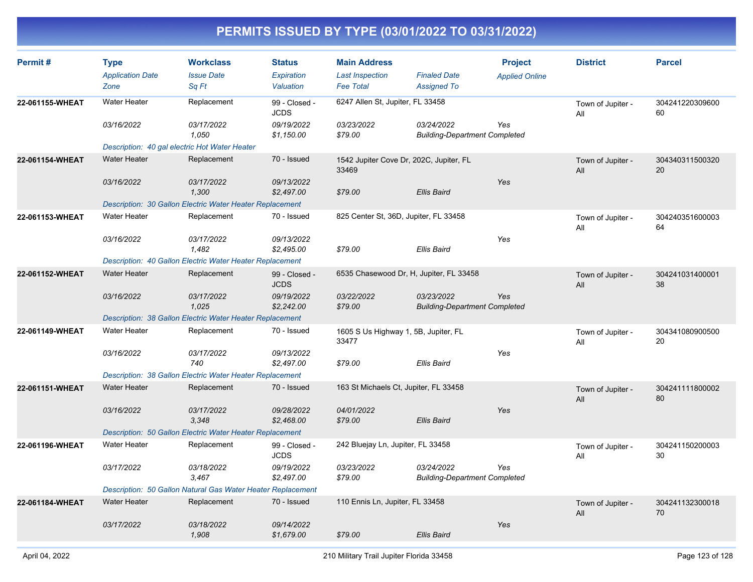# PERMITS ISSUED BY TYPE (03/01/2022 TO 03/31/2022)

| Permit # | Type<br>*Application Date*<br>*Zone* | Workclass<br>*Issue Date*<br>*Sq Ft* | Status<br>*Expiration*<br>*Valuation* | Main Address<br>*Last Inspection*<br>*Fee Total* | *Finaled Date*<br>*Assigned To* | Project<br>*Applied Online* | District | Parcel |
|---|---|---|---|---|---|---|---|---|
| **22-061155-WHEAT** | Water Heater<br>*03/16/2022* | Replacement<br>*03/17/2022*<br>*1,050* | 99 - Closed - JCDS<br>*09/19/2022*<br>*$1,150.00* | 6247 Allen St, Jupiter, FL 33458<br>*03/23/2022*<br>*$79.00* | *03/24/2022*<br>*Building-Department Completed* | *Yes* | Town of Jupiter - All | 30424122030960060 |
| | *Description: 40 gal electric Hot Water Heater* | | | | | | | |
| **22-061154-WHEAT** | Water Heater<br>*03/16/2022* | Replacement<br>*03/17/2022*<br>*1,300* | 70 - Issued<br>*09/13/2022*<br>*$2,497.00* | 1542 Jupiter Cove Dr, 202C, Jupiter, FL 33469<br>*$79.00* | *Ellis Baird* | *Yes* | Town of Jupiter - All | 30434031150032020 |
| | *Description: 30 Gallon Electric Water Heater Replacement* | | | | | | | |
| **22-061153-WHEAT** | Water Heater<br>*03/16/2022* | Replacement<br>*03/17/2022*<br>*1,482* | 70 - Issued<br>*09/13/2022*<br>*$2,495.00* | 825 Center St, 36D, Jupiter, FL 33458<br>*$79.00* | *Ellis Baird* | *Yes* | Town of Jupiter - All | 30424035160000364 |
| | *Description: 40 Gallon Electric Water Heater Replacement* | | | | | | | |
| **22-061152-WHEAT** | Water Heater<br>*03/16/2022* | Replacement<br>*03/17/2022*<br>*1,025* | 99 - Closed - JCDS<br>*09/19/2022*<br>*$2,242.00* | 6535 Chasewood Dr, H, Jupiter, FL 33458<br>*03/22/2022*<br>*$79.00* | *03/23/2022*<br>*Building-Department Completed* | *Yes* | Town of Jupiter - All | 30424103140000138 |
| | *Description: 38 Gallon Electric Water Heater Replacement* | | | | | | | |
| **22-061149-WHEAT** | Water Heater<br>*03/16/2022* | Replacement<br>*03/17/2022*<br>*740* | 70 - Issued<br>*09/13/2022*<br>*$2,497.00* | 1605 S Us Highway 1, 5B, Jupiter, FL 33477<br>*$79.00* | *Ellis Baird* | *Yes* | Town of Jupiter - All | 30434108090050020 |
| | *Description: 38 Gallon Electric Water Heater Replacement* | | | | | | | |
| **22-061151-WHEAT** | Water Heater<br>*03/16/2022* | Replacement<br>*03/17/2022*<br>*3,348* | 70 - Issued<br>*09/28/2022*<br>*$2,468.00* | 163 St Michaels Ct, Jupiter, FL 33458<br>*04/01/2022*<br>*$79.00* | *Ellis Baird* | *Yes* | Town of Jupiter - All | 30424111180000280 |
| | *Description: 50 Gallon Electric Water Heater Replacement* | | | | | | | |
| **22-061196-WHEAT** | Water Heater<br>*03/17/2022* | Replacement<br>*03/18/2022*<br>*3,467* | 99 - Closed - JCDS<br>*09/19/2022*<br>*$2,497.00* | 242 Bluejay Ln, Jupiter, FL 33458<br>*03/23/2022*<br>*$79.00* | *03/24/2022*<br>*Building-Department Completed* | *Yes* | Town of Jupiter - All | 30424115020000330 |
| | *Description: 50 Gallon Natural Gas Water Heater Replacement* | | | | | | | |
| **22-061184-WHEAT** | Water Heater<br>*03/17/2022* | Replacement<br>*03/18/2022*<br>*1,908* | 70 - Issued<br>*09/14/2022*<br>*$1,679.00* | 110 Ennis Ln, Jupiter, FL 33458<br>*$79.00* | *Ellis Baird* | *Yes* | Town of Jupiter - All | 30424113230001870 |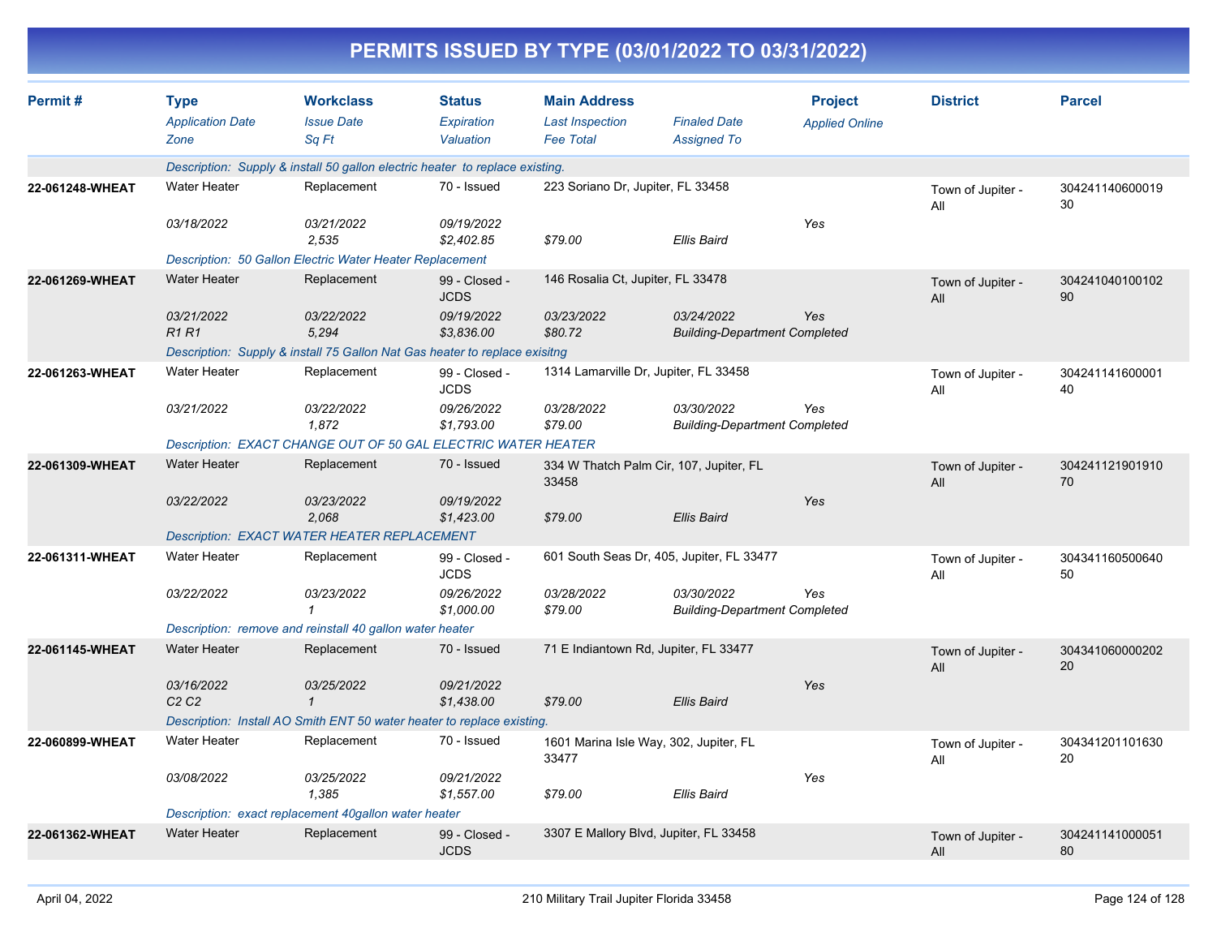# PERMITS ISSUED BY TYPE (03/01/2022 TO 03/31/2022)

| Permit # | Type<br>*Application Date*<br>*Zone* | Workclass<br>*Issue Date*<br>*Sq Ft* | Status<br>*Expiration*<br>*Valuation* | Main Address<br>*Last Inspection*<br>*Fee Total* | *Finaled Date*<br>*Assigned To* | Project<br>*Applied Online* | District | Parcel |
|---|---|---|---|---|---|---|---|---|
| | *Description: Supply & install 50 gallon electric heater to replace existing.* | | | | | | | |
| 22-061248-WHEAT | Water Heater<br>*03/18/2022* | Replacement<br>*03/21/2022*<br>*2,535* | 70 - Issued<br>*09/19/2022*<br>*$2,402.85* | 223 Soriano Dr, Jupiter, FL 33458<br><br>*$79.00* | <br><br>*Ellis Baird* | <br>*Yes* | Town of Jupiter - All | 30424114060001930 |
| | *Description: 50 Gallon Electric Water Heater Replacement* | | | | | | | |
| 22-061269-WHEAT | Water Heater<br>*03/21/2022*<br>*R1 R1* | Replacement<br>*03/22/2022*<br>*5,294* | 99 - Closed - JCDS<br>*09/19/2022*<br>*$3,836.00* | 146 Rosalia Ct, Jupiter, FL 33478<br>*03/23/2022*<br>*$80.72* | <br>*03/24/2022*<br>*Building-Department Completed* | <br>*Yes* | Town of Jupiter - All | 30424104010010290 |
| | *Description: Supply & install 75 Gallon Nat Gas heater to replace exisitng* | | | | | | | |
| 22-061263-WHEAT | Water Heater<br>*03/21/2022* | Replacement<br>*03/22/2022*<br>*1,872* | 99 - Closed - JCDS<br>*09/26/2022*<br>*$1,793.00* | 1314 Lamarville Dr, Jupiter, FL 33458<br>*03/28/2022*<br>*$79.00* | <br>*03/30/2022*<br>*Building-Department Completed* | <br>*Yes* | Town of Jupiter - All | 30424114160000140 |
| | *Description: EXACT CHANGE OUT OF 50 GAL ELECTRIC WATER HEATER* | | | | | | | |
| 22-061309-WHEAT | Water Heater<br>*03/22/2022* | Replacement<br>*03/23/2022*<br>*2,068* | 70 - Issued<br>*09/19/2022*<br>*$1,423.00* | 334 W Thatch Palm Cir, 107, Jupiter, FL 33458<br><br>*$79.00* | <br><br>*Ellis Baird* | <br>*Yes* | Town of Jupiter - All | 30424112190191070 |
| | *Description: EXACT WATER HEATER REPLACEMENT* | | | | | | | |
| 22-061311-WHEAT | Water Heater<br>*03/22/2022* | Replacement<br>*03/23/2022*<br>*1* | 99 - Closed - JCDS<br>*09/26/2022*<br>*$1,000.00* | 601 South Seas Dr, 405, Jupiter, FL 33477<br>*03/28/2022*<br>*$79.00* | <br>*03/30/2022*<br>*Building-Department Completed* | <br>*Yes* | Town of Jupiter - All | 30434116050064050 |
| | *Description: remove and reinstall 40 gallon water heater* | | | | | | | |
| 22-061145-WHEAT | Water Heater<br>*03/16/2022*<br>*C2 C2* | Replacement<br>*03/25/2022*<br>*1* | 70 - Issued<br>*09/21/2022*<br>*$1,438.00* | 71 E Indiantown Rd, Jupiter, FL 33477<br><br>*$79.00* | <br><br>*Ellis Baird* | <br>*Yes* | Town of Jupiter - All | 30434106000020220 |
| | *Description: Install AO Smith ENT 50 water heater to replace existing.* | | | | | | | |
| 22-060899-WHEAT | Water Heater<br>*03/08/2022* | Replacement<br>*03/25/2022*<br>*1,385* | 70 - Issued<br>*09/21/2022*<br>*$1,557.00* | 1601 Marina Isle Way, 302, Jupiter, FL 33477<br><br>*$79.00* | <br><br>*Ellis Baird* | <br>*Yes* | Town of Jupiter - All | 30434120110163020 |
| | *Description: exact replacement 40gallon water heater* | | | | | | | |
| 22-061362-WHEAT | Water Heater | Replacement | 99 - Closed - JCDS | 3307 E Mallory Blvd, Jupiter, FL 33458 | | | Town of Jupiter - All | 30424114100005180 |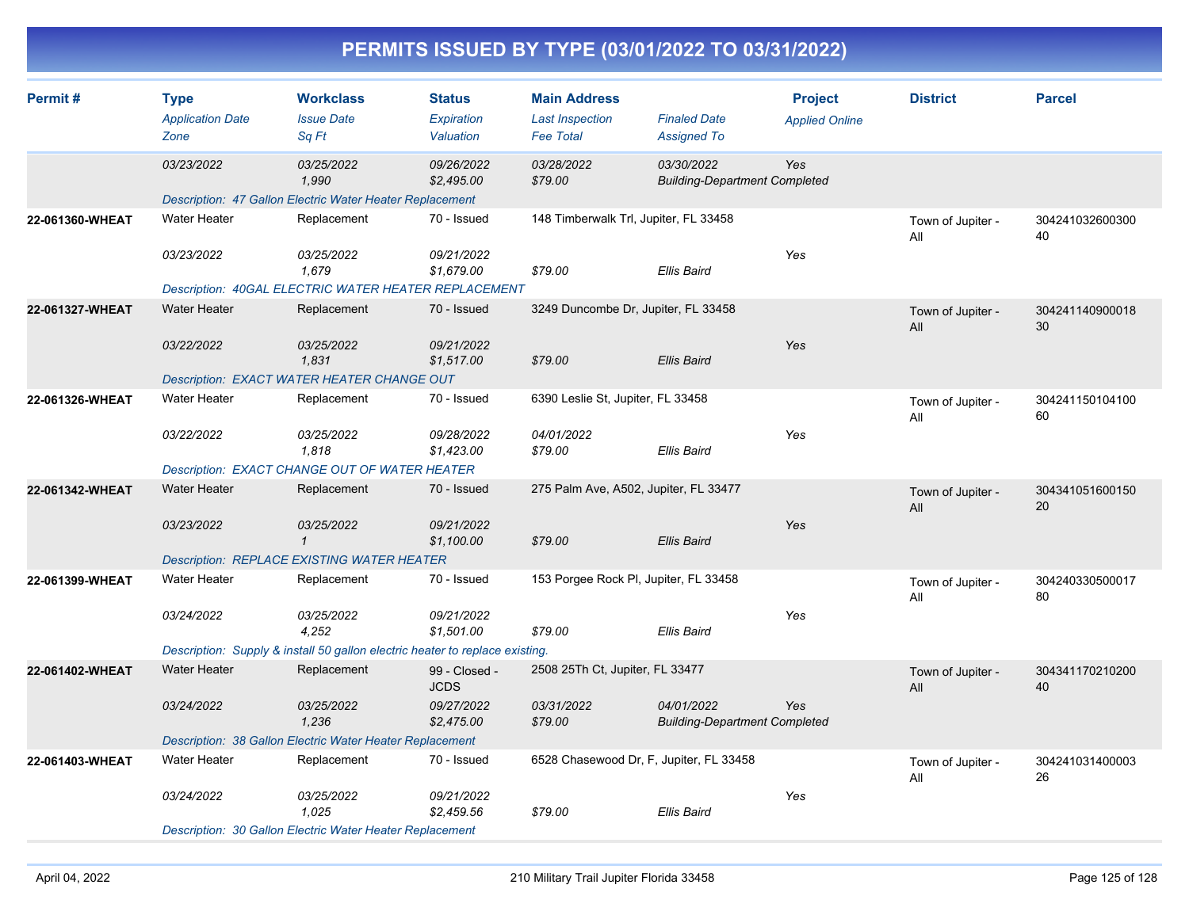# PERMITS ISSUED BY TYPE (03/01/2022 TO 03/31/2022)

| Permit # | Type / Application Date / Zone | Workclass / Issue Date / Sq Ft | Status / Expiration / Valuation | Main Address / Last Inspection / Fee Total | Finaled Date / Assigned To | Project / Applied Online | District | Parcel |
|---|---|---|---|---|---|---|---|---|
| | 03/23/2022 | 03/25/2022<br>1,990 | 09/26/2022<br>$2,495.00 | 03/28/2022<br>$79.00 | 03/30/2022<br>Building-Department Completed | Yes | | |
| | Description: 47 Gallon Electric Water Heater Replacement | | | | | | | |
| 22-061360-WHEAT | Water Heater<br>03/23/2022 | Replacement<br>03/25/2022<br>1,679 | 70 - Issued<br>09/21/2022<br>$1,679.00 | 148 Timberwalk Trl, Jupiter, FL 33458<br>$79.00 | Ellis Baird | Yes | Town of Jupiter - All | 30424103260030040 |
| | Description: 40GAL ELECTRIC WATER HEATER REPLACEMENT | | | | | | | |
| 22-061327-WHEAT | Water Heater<br>03/22/2022 | Replacement<br>03/25/2022<br>1,831 | 70 - Issued<br>09/21/2022<br>$1,517.00 | 3249 Duncombe Dr, Jupiter, FL 33458<br>$79.00 | Ellis Baird | Yes | Town of Jupiter - All | 30424114090001830 |
| | Description: EXACT WATER HEATER CHANGE OUT | | | | | | | |
| 22-061326-WHEAT | Water Heater<br>03/22/2022 | Replacement<br>03/25/2022<br>1,818 | 70 - Issued<br>09/28/2022<br>$1,423.00 | 6390 Leslie St, Jupiter, FL 33458<br>04/01/2022<br>$79.00 | Ellis Baird | Yes | Town of Jupiter - All | 30424115010410060 |
| | Description: EXACT CHANGE OUT OF WATER HEATER | | | | | | | |
| 22-061342-WHEAT | Water Heater<br>03/23/2022 | Replacement<br>03/25/2022<br>1 | 70 - Issued<br>09/21/2022<br>$1,100.00 | 275 Palm Ave, A502, Jupiter, FL 33477<br>$79.00 | Ellis Baird | Yes | Town of Jupiter - All | 30434105160015020 |
| | Description: REPLACE EXISTING WATER HEATER | | | | | | | |
| 22-061399-WHEAT | Water Heater<br>03/24/2022 | Replacement<br>03/25/2022<br>4,252 | 70 - Issued<br>09/21/2022<br>$1,501.00 | 153 Porgee Rock Pl, Jupiter, FL 33458<br>$79.00 | Ellis Baird | Yes | Town of Jupiter - All | 30424033050001780 |
| | Description: Supply & install 50 gallon electric heater to replace existing. | | | | | | | |
| 22-061402-WHEAT | Water Heater<br>03/24/2022 | Replacement<br>03/25/2022<br>1,236 | 99 - Closed - JCDS<br>09/27/2022<br>$2,475.00 | 2508 25Th Ct, Jupiter, FL 33477<br>03/31/2022<br>$79.00 | 04/01/2022<br>Building-Department Completed | Yes | Town of Jupiter - All | 30434117021020040 |
| | Description: 38 Gallon Electric Water Heater Replacement | | | | | | | |
| 22-061403-WHEAT | Water Heater<br>03/24/2022 | Replacement<br>03/25/2022<br>1,025 | 70 - Issued<br>09/21/2022<br>$2,459.56 | 6528 Chasewood Dr, F, Jupiter, FL 33458<br>$79.00 | Ellis Baird | Yes | Town of Jupiter - All | 30424103140000326 |
| | Description: 30 Gallon Electric Water Heater Replacement | | | | | | | |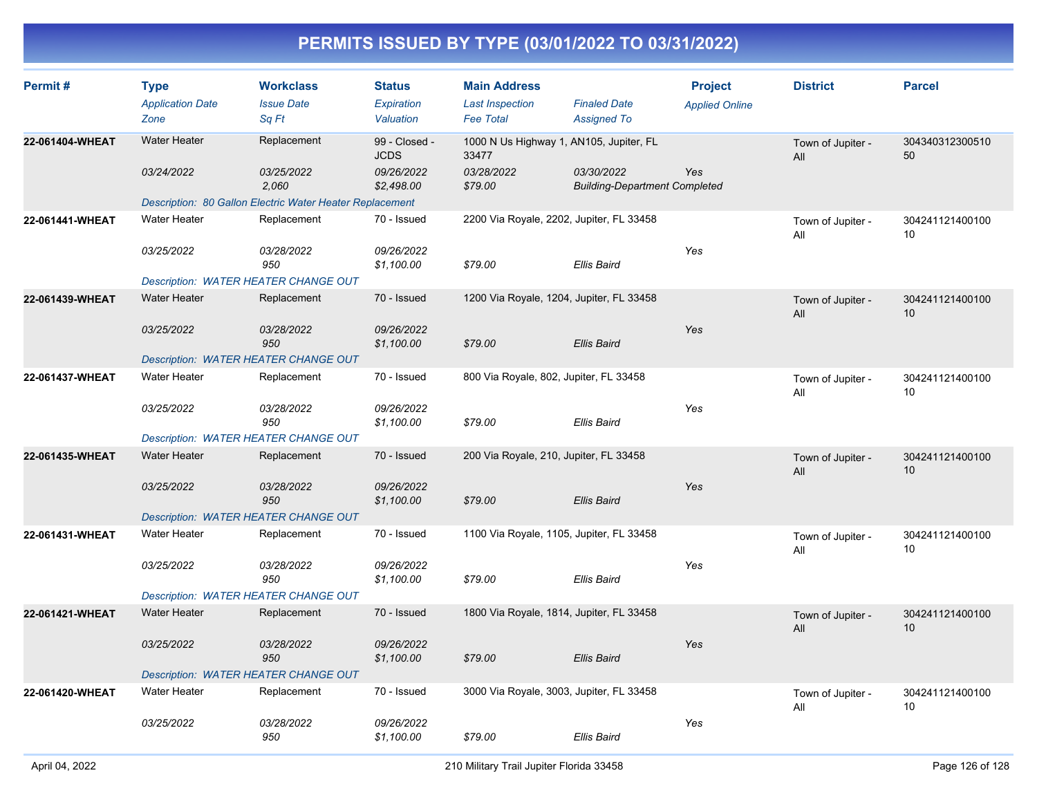# PERMITS ISSUED BY TYPE (03/01/2022 TO 03/31/2022)

| Permit # | Type | Workclass | Status | Main Address | | Project | District | Parcel |
|---|---|---|---|---|---|---|---|---|
| | *Application Date* | *Issue Date* | *Expiration* | *Last Inspection* | *Finaled Date* | *Applied Online* | | |
| | *Zone* | *Sq Ft* | *Valuation* | *Fee Total* | *Assigned To* | | | |
| **22-061404-WHEAT** | Water Heater | Replacement | 99 - Closed - JCDS | 1000 N Us Highway 1, AN105, Jupiter, FL 33477 | | | Town of Jupiter - All | 30434031230051050 |
| | *03/24/2022* | *03/25/2022* | *09/26/2022* | *03/28/2022* | *03/30/2022* | *Yes* | | |
| | | *2,060* | *$2,498.00* | *$79.00* | *Building-Department Completed* | | | |
| | *Description: 80 Gallon Electric Water Heater Replacement* | | | | | | | |
| **22-061441-WHEAT** | Water Heater | Replacement | 70 - Issued | 2200 Via Royale, 2202, Jupiter, FL 33458 | | | Town of Jupiter - All | 30424112140010010 |
| | *03/25/2022* | *03/28/2022* | *09/26/2022* | | | *Yes* | | |
| | | *950* | *$1,100.00* | *$79.00* | *Ellis Baird* | | | |
| | *Description: WATER HEATER CHANGE OUT* | | | | | | | |
| **22-061439-WHEAT** | Water Heater | Replacement | 70 - Issued | 1200 Via Royale, 1204, Jupiter, FL 33458 | | | Town of Jupiter - All | 30424112140010010 |
| | *03/25/2022* | *03/28/2022* | *09/26/2022* | | | *Yes* | | |
| | | *950* | *$1,100.00* | *$79.00* | *Ellis Baird* | | | |
| | *Description: WATER HEATER CHANGE OUT* | | | | | | | |
| **22-061437-WHEAT** | Water Heater | Replacement | 70 - Issued | 800 Via Royale, 802, Jupiter, FL 33458 | | | Town of Jupiter - All | 30424112140010010 |
| | *03/25/2022* | *03/28/2022* | *09/26/2022* | | | *Yes* | | |
| | | *950* | *$1,100.00* | *$79.00* | *Ellis Baird* | | | |
| | *Description: WATER HEATER CHANGE OUT* | | | | | | | |
| **22-061435-WHEAT** | Water Heater | Replacement | 70 - Issued | 200 Via Royale, 210, Jupiter, FL 33458 | | | Town of Jupiter - All | 30424112140010010 |
| | *03/25/2022* | *03/28/2022* | *09/26/2022* | | | *Yes* | | |
| | | *950* | *$1,100.00* | *$79.00* | *Ellis Baird* | | | |
| | *Description: WATER HEATER CHANGE OUT* | | | | | | | |
| **22-061431-WHEAT** | Water Heater | Replacement | 70 - Issued | 1100 Via Royale, 1105, Jupiter, FL 33458 | | | Town of Jupiter - All | 30424112140010010 |
| | *03/25/2022* | *03/28/2022* | *09/26/2022* | | | *Yes* | | |
| | | *950* | *$1,100.00* | *$79.00* | *Ellis Baird* | | | |
| | *Description: WATER HEATER CHANGE OUT* | | | | | | | |
| **22-061421-WHEAT** | Water Heater | Replacement | 70 - Issued | 1800 Via Royale, 1814, Jupiter, FL 33458 | | | Town of Jupiter - All | 30424112140010010 |
| | *03/25/2022* | *03/28/2022* | *09/26/2022* | | | *Yes* | | |
| | | *950* | *$1,100.00* | *$79.00* | *Ellis Baird* | | | |
| | *Description: WATER HEATER CHANGE OUT* | | | | | | | |
| **22-061420-WHEAT** | Water Heater | Replacement | 70 - Issued | 3000 Via Royale, 3003, Jupiter, FL 33458 | | | Town of Jupiter - All | 30424112140010010 |
| | *03/25/2022* | *03/28/2022* | *09/26/2022* | | | *Yes* | | |
| | | *950* | *$1,100.00* | *$79.00* | *Ellis Baird* | | | |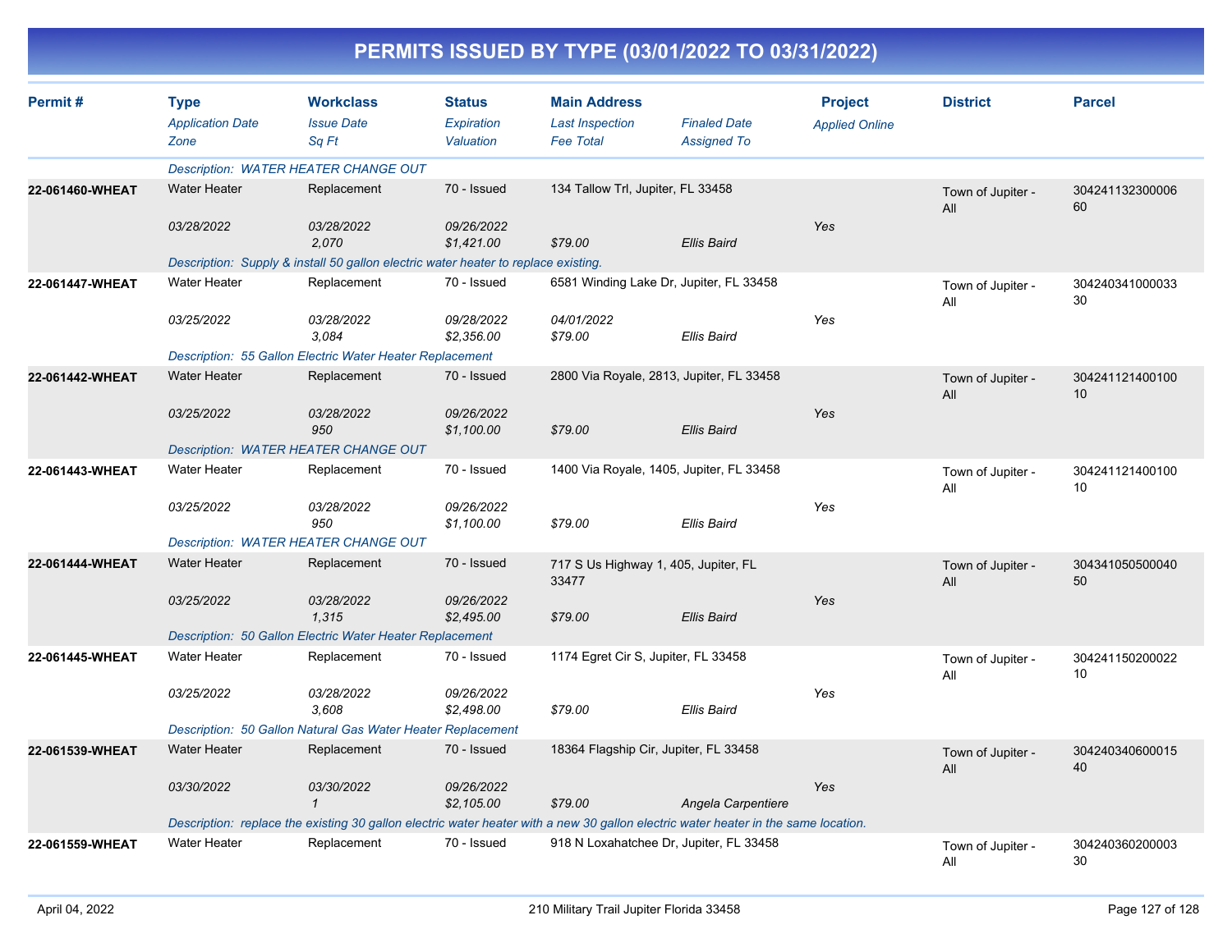# PERMITS ISSUED BY TYPE (03/01/2022 TO 03/31/2022)

| Permit # | Type<br>*Application Date*<br>*Zone* | Workclass<br>*Issue Date*<br>*Sq Ft* | Status<br>*Expiration*<br>*Valuation* | Main Address<br>*Last Inspection*<br>*Fee Total* | *Finaled Date*<br>*Assigned To* | Project<br>*Applied Online* | District | Parcel |
|---|---|---|---|---|---|---|---|---|
| | *Description: WATER HEATER CHANGE OUT* | | | | | | | |
| **22-061460-WHEAT** | Water Heater | Replacement | 70 - Issued | 134 Tallow Trl, Jupiter, FL 33458 | | | Town of Jupiter - All | 30424113230000660 |
| | *03/28/2022* | *03/28/2022*<br>*2,070* | *09/26/2022*<br>*$1,421.00* | *$79.00* | *Ellis Baird* | *Yes* | | |
| | *Description: Supply & install 50 gallon electric water heater to replace existing.* | | | | | | | |
| **22-061447-WHEAT** | Water Heater | Replacement | 70 - Issued | 6581 Winding Lake Dr, Jupiter, FL 33458 | | | Town of Jupiter - All | 30424034100003330 |
| | *03/25/2022* | *03/28/2022*<br>*3,084* | *09/28/2022*<br>*$2,356.00* | *04/01/2022*<br>*$79.00* | *Ellis Baird* | *Yes* | | |
| | *Description: 55 Gallon Electric Water Heater Replacement* | | | | | | | |
| **22-061442-WHEAT** | Water Heater | Replacement | 70 - Issued | 2800 Via Royale, 2813, Jupiter, FL 33458 | | | Town of Jupiter - All | 30424112140010010 |
| | *03/25/2022* | *03/28/2022*<br>*950* | *09/26/2022*<br>*$1,100.00* | *$79.00* | *Ellis Baird* | *Yes* | | |
| | *Description: WATER HEATER CHANGE OUT* | | | | | | | |
| **22-061443-WHEAT** | Water Heater | Replacement | 70 - Issued | 1400 Via Royale, 1405, Jupiter, FL 33458 | | | Town of Jupiter - All | 30424112140010010 |
| | *03/25/2022* | *03/28/2022*<br>*950* | *09/26/2022*<br>*$1,100.00* | *$79.00* | *Ellis Baird* | *Yes* | | |
| | *Description: WATER HEATER CHANGE OUT* | | | | | | | |
| **22-061444-WHEAT** | Water Heater | Replacement | 70 - Issued | 717 S Us Highway 1, 405, Jupiter, FL 33477 | | | Town of Jupiter - All | 30434105050004050 |
| | *03/25/2022* | *03/28/2022*<br>*1,315* | *09/26/2022*<br>*$2,495.00* | *$79.00* | *Ellis Baird* | *Yes* | | |
| | *Description: 50 Gallon Electric Water Heater Replacement* | | | | | | | |
| **22-061445-WHEAT** | Water Heater | Replacement | 70 - Issued | 1174 Egret Cir S, Jupiter, FL 33458 | | | Town of Jupiter - All | 30424115020002210 |
| | *03/25/2022* | *03/28/2022*<br>*3,608* | *09/26/2022*<br>*$2,498.00* | *$79.00* | *Ellis Baird* | *Yes* | | |
| | *Description: 50 Gallon Natural Gas Water Heater Replacement* | | | | | | | |
| **22-061539-WHEAT** | Water Heater | Replacement | 70 - Issued | 18364 Flagship Cir, Jupiter, FL 33458 | | | Town of Jupiter - All | 30424034060001540 |
| | *03/30/2022* | *03/30/2022*<br>*1* | *09/26/2022*<br>*$2,105.00* | *$79.00* | *Angela Carpentiere* | *Yes* | | |
| | *Description: replace the existing 30 gallon electric water heater with a new 30 gallon electric water heater in the same location.* | | | | | | | |
| **22-061559-WHEAT** | Water Heater | Replacement | 70 - Issued | 918 N Loxahatchee Dr, Jupiter, FL 33458 | | | Town of Jupiter - All | 30424036020000330 |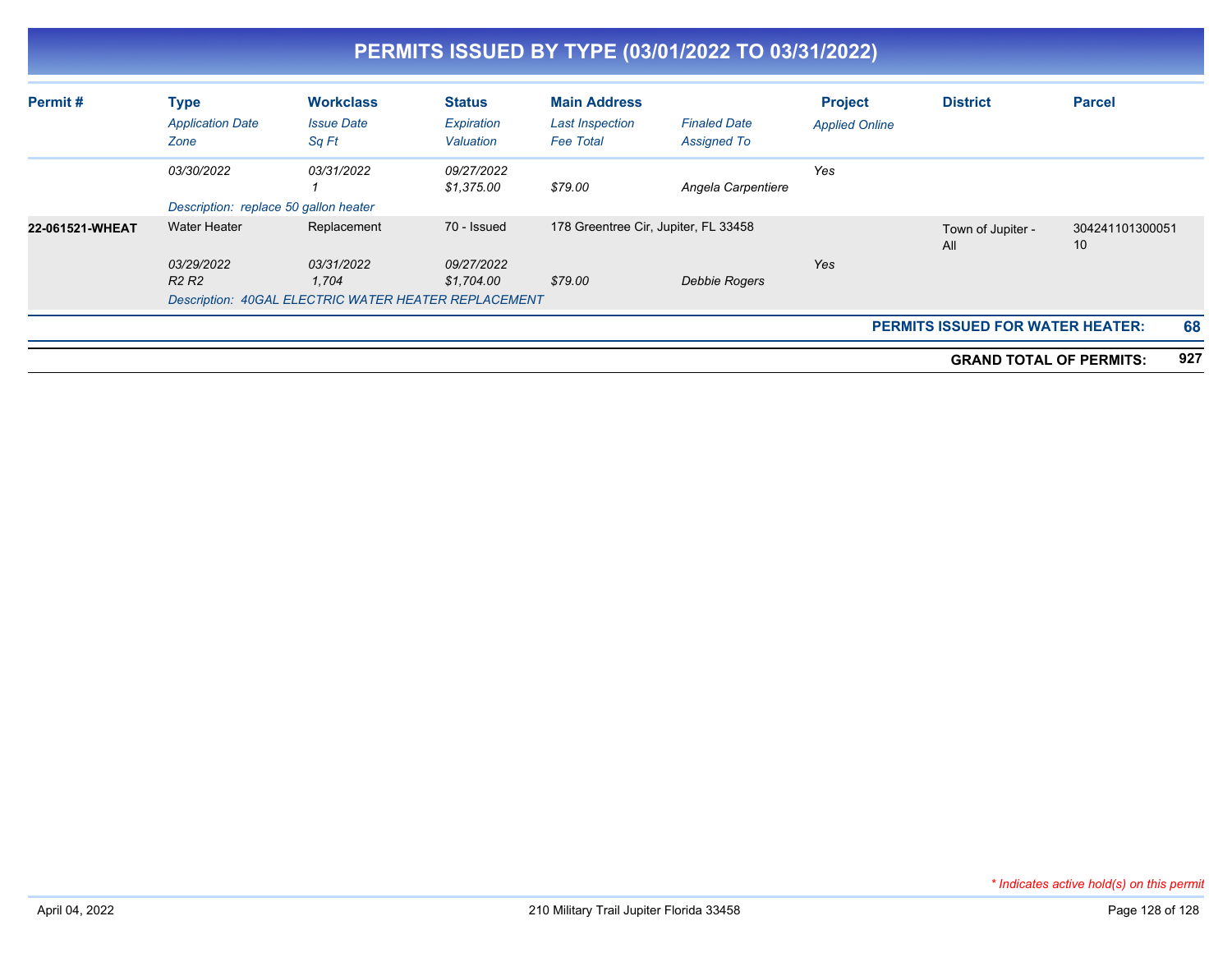# PERMITS ISSUED BY TYPE (03/01/2022 TO 03/31/2022)

| Permit # | Type | Workclass | Status | Main Address | | Project | District | Parcel |
|---|---|---|---|---|---|---|---|---|
| | *Application Date* | *Issue Date* | *Expiration* | *Last Inspection* | *Finaled Date* | *Applied Online* | | |
| | *Zone* | *Sq Ft* | *Valuation* | *Fee Total* | *Assigned To* | | | |
| | *03/30/2022* | *03/31/2022* | *09/27/2022* | | | *Yes* | | |
| | | *1* | *$1,375.00* | *$79.00* | *Angela Carpentiere* | | | |
| | *Description: replace 50 gallon heater* | | | | | | | |
| **22-061521-WHEAT** | Water Heater | Replacement | 70 - Issued | 178 Greentree Cir, Jupiter, FL 33458 | | | Town of Jupiter - All | 30424110130005110 |
| | *03/29/2022* | *03/31/2022* | *09/27/2022* | | | *Yes* | | |
| | *R2 R2* | *1,704* | *$1,704.00* | *$79.00* | *Debbie Rogers* | | | |
| | *Description: 40GAL ELECTRIC WATER HEATER REPLACEMENT* | | | | | | | |

**PERMITS ISSUED FOR WATER HEATER: 68**

**GRAND TOTAL OF PERMITS: 927**

*\* Indicates active hold(s) on this permit*

April 04, 2022 — 210 Military Trail Jupiter Florida 33458